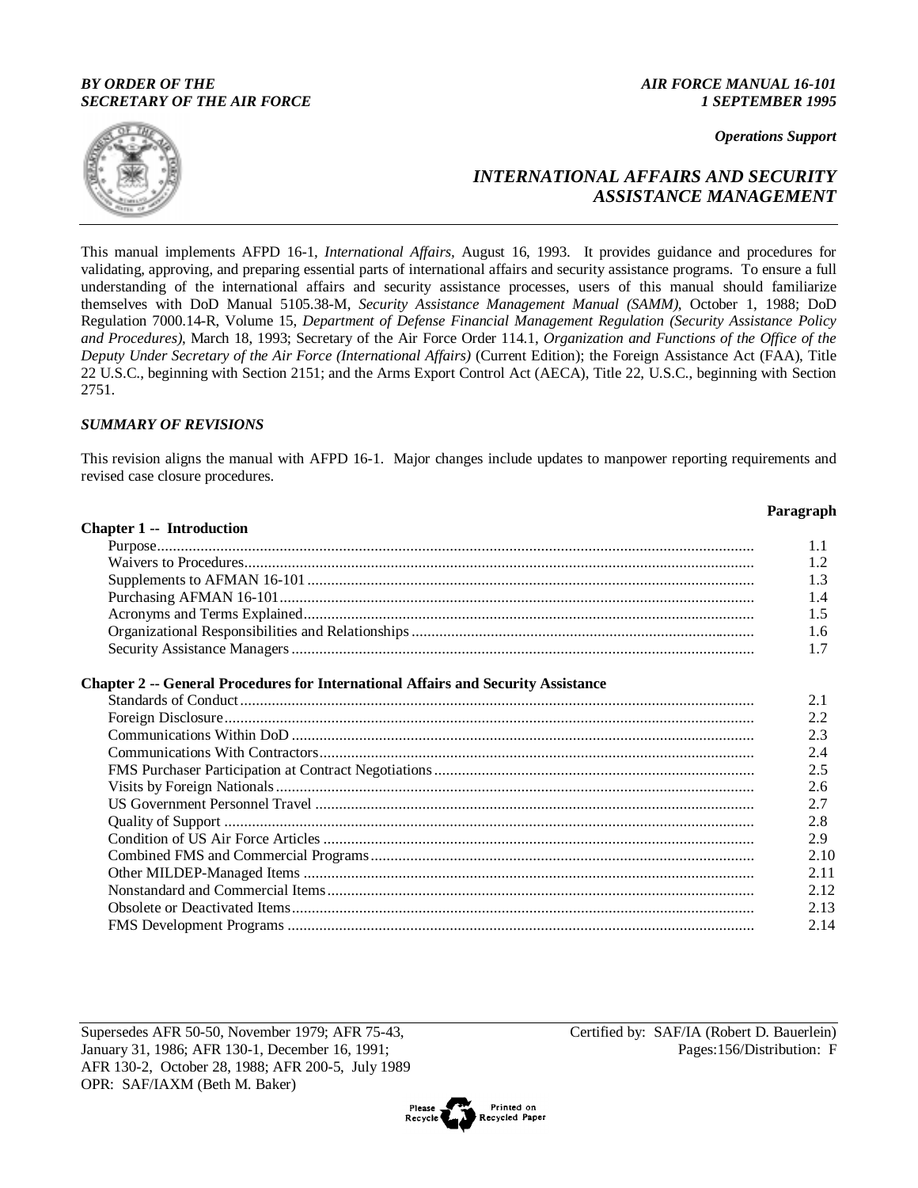*BY ORDER OF THE SECRETARY OF THE AIR FORCE*

*AIR FORCE MANUAL 16-101*
*1 SEPTEMBER 1995*

*Operations Support*

# *INTERNATIONAL AFFAIRS AND SECURITY ASSISTANCE MANAGEMENT*

This manual implements AFPD 16-1, *International Affairs*, August 16, 1993. It provides guidance and procedures for validating, approving, and preparing essential parts of international affairs and security assistance programs. To ensure a full understanding of the international affairs and security assistance processes, users of this manual should familiarize themselves with DoD Manual 5105.38-M, *Security Assistance Management Manual (SAMM)*, October 1, 1988; DoD Regulation 7000.14-R, Volume 15, *Department of Defense Financial Management Regulation (Security Assistance Policy and Procedures)*, March 18, 1993; Secretary of the Air Force Order 114.1, *Organization and Functions of the Office of the Deputy Under Secretary of the Air Force (International Affairs)* (Current Edition); the Foreign Assistance Act (FAA), Title 22 U.S.C., beginning with Section 2151; and the Arms Export Control Act (AECA), Title 22, U.S.C., beginning with Section 2751.

## *SUMMARY OF REVISIONS*

This revision aligns the manual with AFPD 16-1. Major changes include updates to manpower reporting requirements and revised case closure procedures.

| | Paragraph |
|---|---|
| **Chapter 1 -- Introduction** | |
| Purpose | 1.1 |
| Waivers to Procedures | 1.2 |
| Supplements to AFMAN 16-101 | 1.3 |
| Purchasing AFMAN 16-101 | 1.4 |
| Acronyms and Terms Explained | 1.5 |
| Organizational Responsibilities and Relationships | 1.6 |
| Security Assistance Managers | 1.7 |
| **Chapter 2 -- General Procedures for International Affairs and Security Assistance** | |
| Standards of Conduct | 2.1 |
| Foreign Disclosure | 2.2 |
| Communications Within DoD | 2.3 |
| Communications With Contractors | 2.4 |
| FMS Purchaser Participation at Contract Negotiations | 2.5 |
| Visits by Foreign Nationals | 2.6 |
| US Government Personnel Travel | 2.7 |
| Quality of Support | 2.8 |
| Condition of US Air Force Articles | 2.9 |
| Combined FMS and Commercial Programs | 2.10 |
| Other MILDEP-Managed Items | 2.11 |
| Nonstandard and Commercial Items | 2.12 |
| Obsolete or Deactivated Items | 2.13 |
| FMS Development Programs | 2.14 |

Supersedes AFR 50-50, November 1979; AFR 75-43, January 31, 1986; AFR 130-1, December 16, 1991; AFR 130-2, October 28, 1988; AFR 200-5, July 1989
OPR: SAF/IAXM (Beth M. Baker)

Certified by: SAF/IA (Robert D. Bauerlein)
Pages:156/Distribution: F

Please Recycle — Printed on Recycled Paper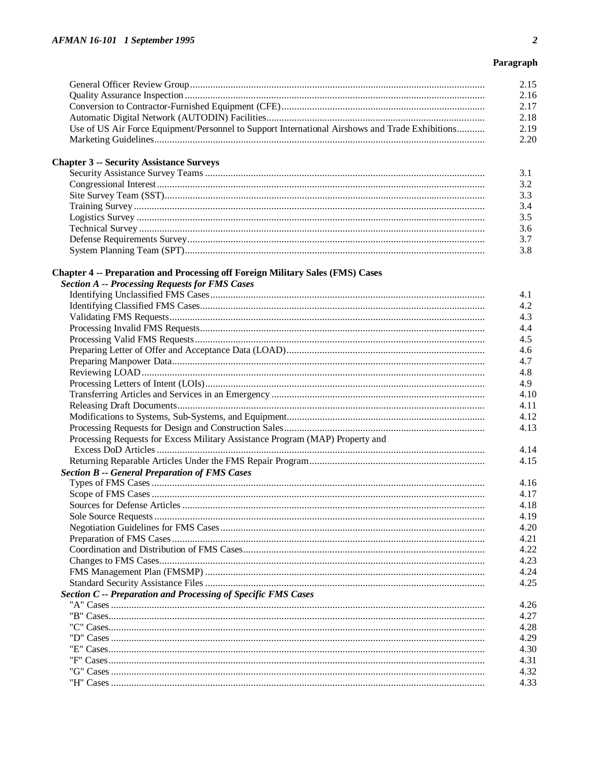| | Paragraph |
|---|---|
| General Officer Review Group | 2.15 |
| Quality Assurance Inspection | 2.16 |
| Conversion to Contractor-Furnished Equipment (CFE) | 2.17 |
| Automatic Digital Network (AUTODIN) Facilities | 2.18 |
| Use of US Air Force Equipment/Personnel to Support International Airshows and Trade Exhibitions | 2.19 |
| Marketing Guidelines | 2.20 |

**Chapter 3 -- Security Assistance Surveys**

| | |
|---|---|
| Security Assistance Survey Teams | 3.1 |
| Congressional Interest | 3.2 |
| Site Survey Team (SST) | 3.3 |
| Training Survey | 3.4 |
| Logistics Survey | 3.5 |
| Technical Survey | 3.6 |
| Defense Requirements Survey | 3.7 |
| System Planning Team (SPT) | 3.8 |

**Chapter 4 -- Preparation and Processing off Foreign Military Sales (FMS) Cases**

***Section A -- Processing Requests for FMS Cases***

| | |
|---|---|
| Identifying Unclassified FMS Cases | 4.1 |
| Identifying Classified FMS Cases | 4.2 |
| Validating FMS Requests | 4.3 |
| Processing Invalid FMS Requests | 4.4 |
| Processing Valid FMS Requests | 4.5 |
| Preparing Letter of Offer and Acceptance Data (LOAD) | 4.6 |
| Preparing Manpower Data | 4.7 |
| Reviewing LOAD | 4.8 |
| Processing Letters of Intent (LOIs) | 4.9 |
| Transferring Articles and Services in an Emergency | 4.10 |
| Releasing Draft Documents | 4.11 |
| Modifications to Systems, Sub-Systems, and Equipment | 4.12 |
| Processing Requests for Design and Construction Sales | 4.13 |
| Processing Requests for Excess Military Assistance Program (MAP) Property and Excess DoD Articles | 4.14 |
| Returning Reparable Articles Under the FMS Repair Program | 4.15 |

***Section B -- General Preparation of FMS Cases***

| | |
|---|---|
| Types of FMS Cases | 4.16 |
| Scope of FMS Cases | 4.17 |
| Sources for Defense Articles | 4.18 |
| Sole Source Requests | 4.19 |
| Negotiation Guidelines for FMS Cases | 4.20 |
| Preparation of FMS Cases | 4.21 |
| Coordination and Distribution of FMS Cases | 4.22 |
| Changes to FMS Cases | 4.23 |
| FMS Management Plan (FMSMP) | 4.24 |
| Standard Security Assistance Files | 4.25 |

***Section C -- Preparation and Processing of Specific FMS Cases***

| | |
|---|---|
| "A" Cases | 4.26 |
| "B" Cases | 4.27 |
| "C" Cases | 4.28 |
| "D" Cases | 4.29 |
| "E" Cases | 4.30 |
| "F" Cases | 4.31 |
| "G" Cases | 4.32 |
| "H" Cases | 4.33 |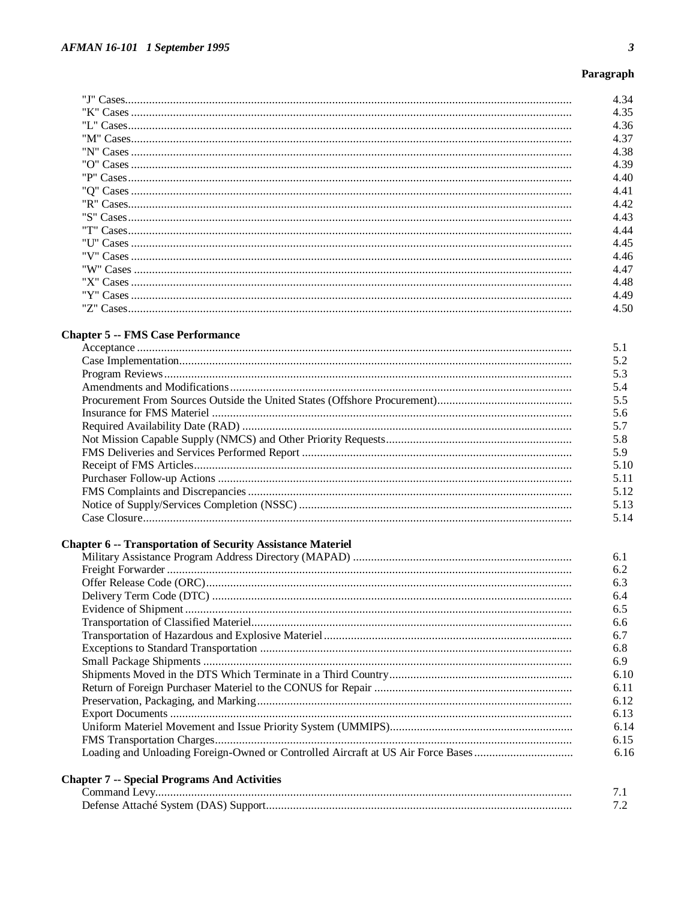| | Paragraph |
|---|---|
| "J" Cases | 4.34 |
| "K" Cases | 4.35 |
| "L" Cases | 4.36 |
| "M" Cases | 4.37 |
| "N" Cases | 4.38 |
| "O" Cases | 4.39 |
| "P" Cases | 4.40 |
| "Q" Cases | 4.41 |
| "R" Cases | 4.42 |
| "S" Cases | 4.43 |
| "T" Cases | 4.44 |
| "U" Cases | 4.45 |
| "V" Cases | 4.46 |
| "W" Cases | 4.47 |
| "X" Cases | 4.48 |
| "Y" Cases | 4.49 |
| "Z" Cases | 4.50 |

**Chapter 5 -- FMS Case Performance**

| | |
|---|---|
| Acceptance | 5.1 |
| Case Implementation | 5.2 |
| Program Reviews | 5.3 |
| Amendments and Modifications | 5.4 |
| Procurement From Sources Outside the United States (Offshore Procurement) | 5.5 |
| Insurance for FMS Materiel | 5.6 |
| Required Availability Date (RAD) | 5.7 |
| Not Mission Capable Supply (NMCS) and Other Priority Requests | 5.8 |
| FMS Deliveries and Services Performed Report | 5.9 |
| Receipt of FMS Articles | 5.10 |
| Purchaser Follow-up Actions | 5.11 |
| FMS Complaints and Discrepancies | 5.12 |
| Notice of Supply/Services Completion (NSSC) | 5.13 |
| Case Closure | 5.14 |

**Chapter 6 -- Transportation of Security Assistance Materiel**

| | |
|---|---|
| Military Assistance Program Address Directory (MAPAD) | 6.1 |
| Freight Forwarder | 6.2 |
| Offer Release Code (ORC) | 6.3 |
| Delivery Term Code (DTC) | 6.4 |
| Evidence of Shipment | 6.5 |
| Transportation of Classified Materiel | 6.6 |
| Transportation of Hazardous and Explosive Materiel | 6.7 |
| Exceptions to Standard Transportation | 6.8 |
| Small Package Shipments | 6.9 |
| Shipments Moved in the DTS Which Terminate in a Third Country | 6.10 |
| Return of Foreign Purchaser Materiel to the CONUS for Repair | 6.11 |
| Preservation, Packaging, and Marking | 6.12 |
| Export Documents | 6.13 |
| Uniform Materiel Movement and Issue Priority System (UMMIPS) | 6.14 |
| FMS Transportation Charges | 6.15 |
| Loading and Unloading Foreign-Owned or Controlled Aircraft at US Air Force Bases | 6.16 |

**Chapter 7 -- Special Programs And Activities**

| | |
|---|---|
| Command Levy | 7.1 |
| Defense Attaché System (DAS) Support | 7.2 |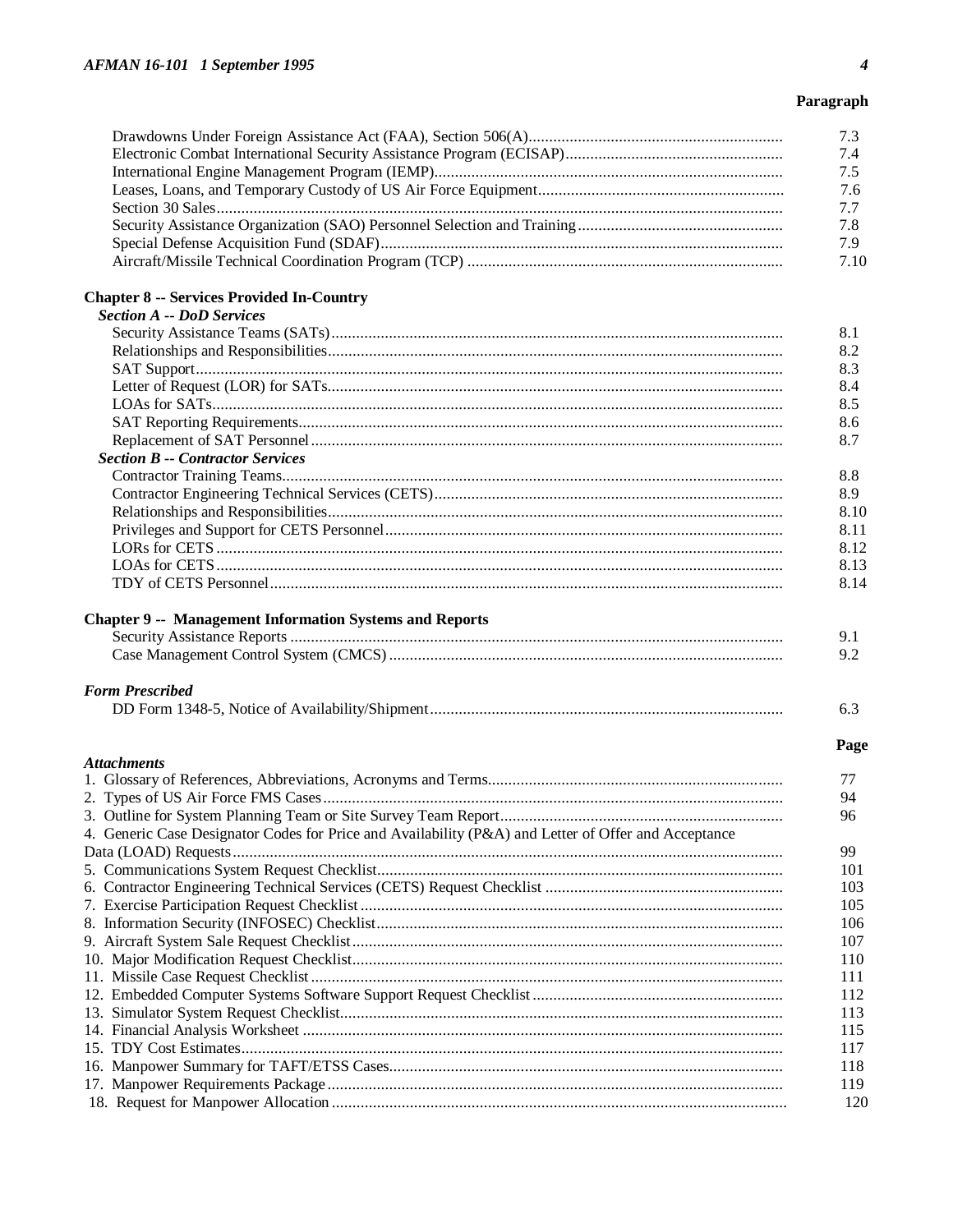| | Paragraph |
|---|---|
| Drawdowns Under Foreign Assistance Act (FAA), Section 506(A) | 7.3 |
| Electronic Combat International Security Assistance Program (ECISAP) | 7.4 |
| International Engine Management Program (IEMP) | 7.5 |
| Leases, Loans, and Temporary Custody of US Air Force Equipment | 7.6 |
| Section 30 Sales | 7.7 |
| Security Assistance Organization (SAO) Personnel Selection and Training | 7.8 |
| Special Defense Acquisition Fund (SDAF) | 7.9 |
| Aircraft/Missile Technical Coordination Program (TCP) | 7.10 |
| **Chapter 8 -- Services Provided In-Country** | |
| ***Section A -- DoD Services*** | |
| Security Assistance Teams (SATs) | 8.1 |
| Relationships and Responsibilities | 8.2 |
| SAT Support | 8.3 |
| Letter of Request (LOR) for SATs | 8.4 |
| LOAs for SATs | 8.5 |
| SAT Reporting Requirements | 8.6 |
| Replacement of SAT Personnel | 8.7 |
| ***Section B -- Contractor Services*** | |
| Contractor Training Teams | 8.8 |
| Contractor Engineering Technical Services (CETS) | 8.9 |
| Relationships and Responsibilities | 8.10 |
| Privileges and Support for CETS Personnel | 8.11 |
| LORs for CETS | 8.12 |
| LOAs for CETS | 8.13 |
| TDY of CETS Personnel | 8.14 |
| **Chapter 9 -- Management Information Systems and Reports** | |
| Security Assistance Reports | 9.1 |
| Case Management Control System (CMCS) | 9.2 |
| ***Form Prescribed*** | |
| DD Form 1348-5, Notice of Availability/Shipment | 6.3 |

| ***Attachments*** | Page |
|---|---|
| 1. Glossary of References, Abbreviations, Acronyms and Terms | 77 |
| 2. Types of US Air Force FMS Cases | 94 |
| 3. Outline for System Planning Team or Site Survey Team Report | 96 |
| 4. Generic Case Designator Codes for Price and Availability (P&A) and Letter of Offer and Acceptance Data (LOAD) Requests | 99 |
| 5. Communications System Request Checklist | 101 |
| 6. Contractor Engineering Technical Services (CETS) Request Checklist | 103 |
| 7. Exercise Participation Request Checklist | 105 |
| 8. Information Security (INFOSEC) Checklist | 106 |
| 9. Aircraft System Sale Request Checklist | 107 |
| 10. Major Modification Request Checklist | 110 |
| 11. Missile Case Request Checklist | 111 |
| 12. Embedded Computer Systems Software Support Request Checklist | 112 |
| 13. Simulator System Request Checklist | 113 |
| 14. Financial Analysis Worksheet | 115 |
| 15. TDY Cost Estimates | 117 |
| 16. Manpower Summary for TAFT/ETSS Cases | 118 |
| 17. Manpower Requirements Package | 119 |
| 18. Request for Manpower Allocation | 120 |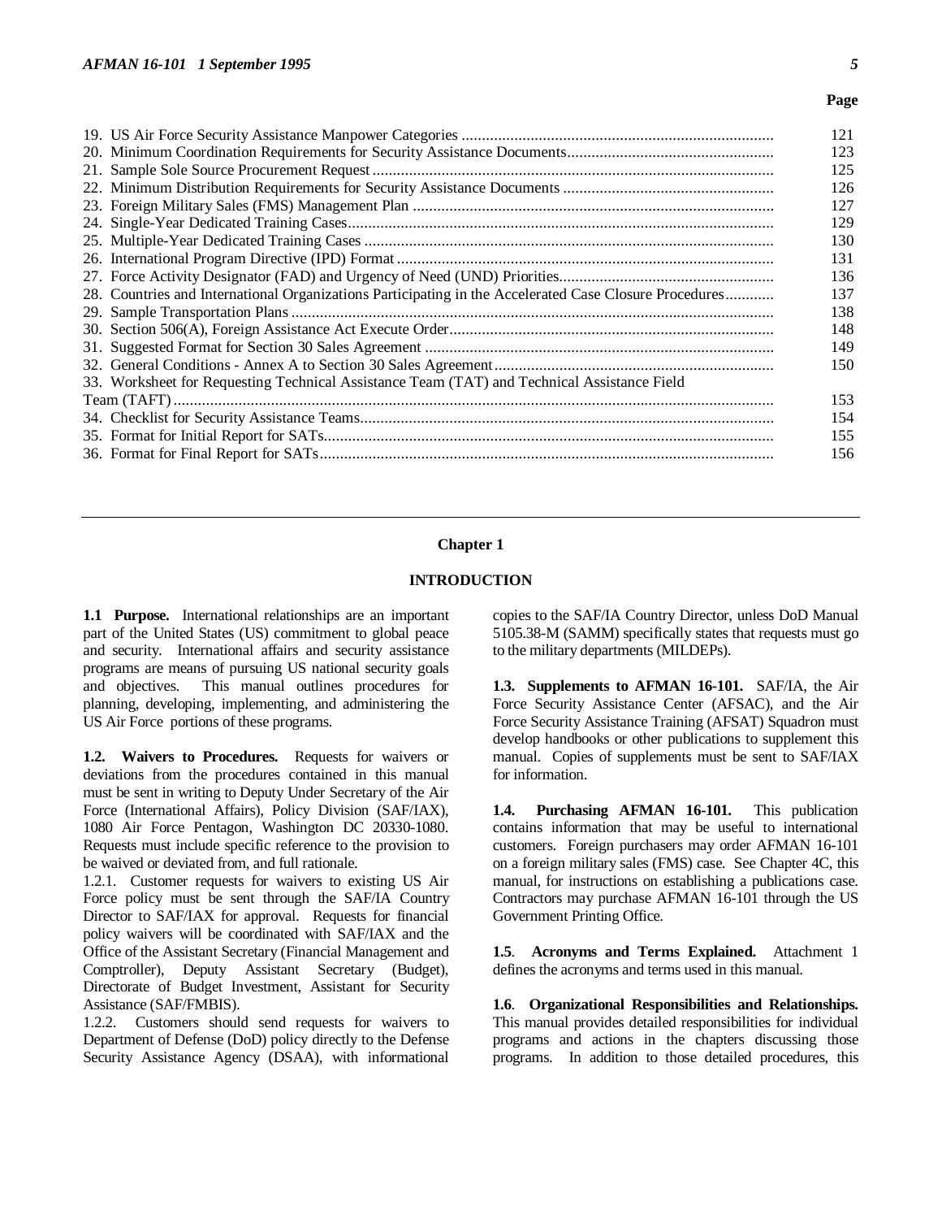| | Page |
|---|---|
| 19. US Air Force Security Assistance Manpower Categories | 121 |
| 20. Minimum Coordination Requirements for Security Assistance Documents | 123 |
| 21. Sample Sole Source Procurement Request | 125 |
| 22. Minimum Distribution Requirements for Security Assistance Documents | 126 |
| 23. Foreign Military Sales (FMS) Management Plan | 127 |
| 24. Single-Year Dedicated Training Cases | 129 |
| 25. Multiple-Year Dedicated Training Cases | 130 |
| 26. International Program Directive (IPD) Format | 131 |
| 27. Force Activity Designator (FAD) and Urgency of Need (UND) Priorities | 136 |
| 28. Countries and International Organizations Participating in the Accelerated Case Closure Procedures | 137 |
| 29. Sample Transportation Plans | 138 |
| 30. Section 506(A), Foreign Assistance Act Execute Order | 148 |
| 31. Suggested Format for Section 30 Sales Agreement | 149 |
| 32. General Conditions - Annex A to Section 30 Sales Agreement | 150 |
| 33. Worksheet for Requesting Technical Assistance Team (TAT) and Technical Assistance Field Team (TAFT) | 153 |
| 34. Checklist for Security Assistance Teams | 154 |
| 35. Format for Initial Report for SATs | 155 |
| 36. Format for Final Report for SATs | 156 |

# Chapter 1

## INTRODUCTION

**1.1 Purpose.** International relationships are an important part of the United States (US) commitment to global peace and security. International affairs and security assistance programs are means of pursuing US national security goals and objectives. This manual outlines procedures for planning, developing, implementing, and administering the US Air Force portions of these programs.

**1.2. Waivers to Procedures.** Requests for waivers or deviations from the procedures contained in this manual must be sent in writing to Deputy Under Secretary of the Air Force (International Affairs), Policy Division (SAF/IAX), 1080 Air Force Pentagon, Washington DC 20330-1080. Requests must include specific reference to the provision to be waived or deviated from, and full rationale.

1.2.1. Customer requests for waivers to existing US Air Force policy must be sent through the SAF/IA Country Director to SAF/IAX for approval. Requests for financial policy waivers will be coordinated with SAF/IAX and the Office of the Assistant Secretary (Financial Management and Comptroller), Deputy Assistant Secretary (Budget), Directorate of Budget Investment, Assistant for Security Assistance (SAF/FMBIS).

1.2.2. Customers should send requests for waivers to Department of Defense (DoD) policy directly to the Defense Security Assistance Agency (DSAA), with informational copies to the SAF/IA Country Director, unless DoD Manual 5105.38-M (SAMM) specifically states that requests must go to the military departments (MILDEPs).

**1.3. Supplements to AFMAN 16-101.** SAF/IA, the Air Force Security Assistance Center (AFSAC), and the Air Force Security Assistance Training (AFSAT) Squadron must develop handbooks or other publications to supplement this manual. Copies of supplements must be sent to SAF/IAX for information.

**1.4. Purchasing AFMAN 16-101.** This publication contains information that may be useful to international customers. Foreign purchasers may order AFMAN 16-101 on a foreign military sales (FMS) case. See Chapter 4C, this manual, for instructions on establishing a publications case. Contractors may purchase AFMAN 16-101 through the US Government Printing Office.

**1.5**. **Acronyms and Terms Explained.** Attachment 1 defines the acronyms and terms used in this manual.

**1.6**. **Organizational Responsibilities and Relationships.** This manual provides detailed responsibilities for individual programs and actions in the chapters discussing those programs. In addition to those detailed procedures, this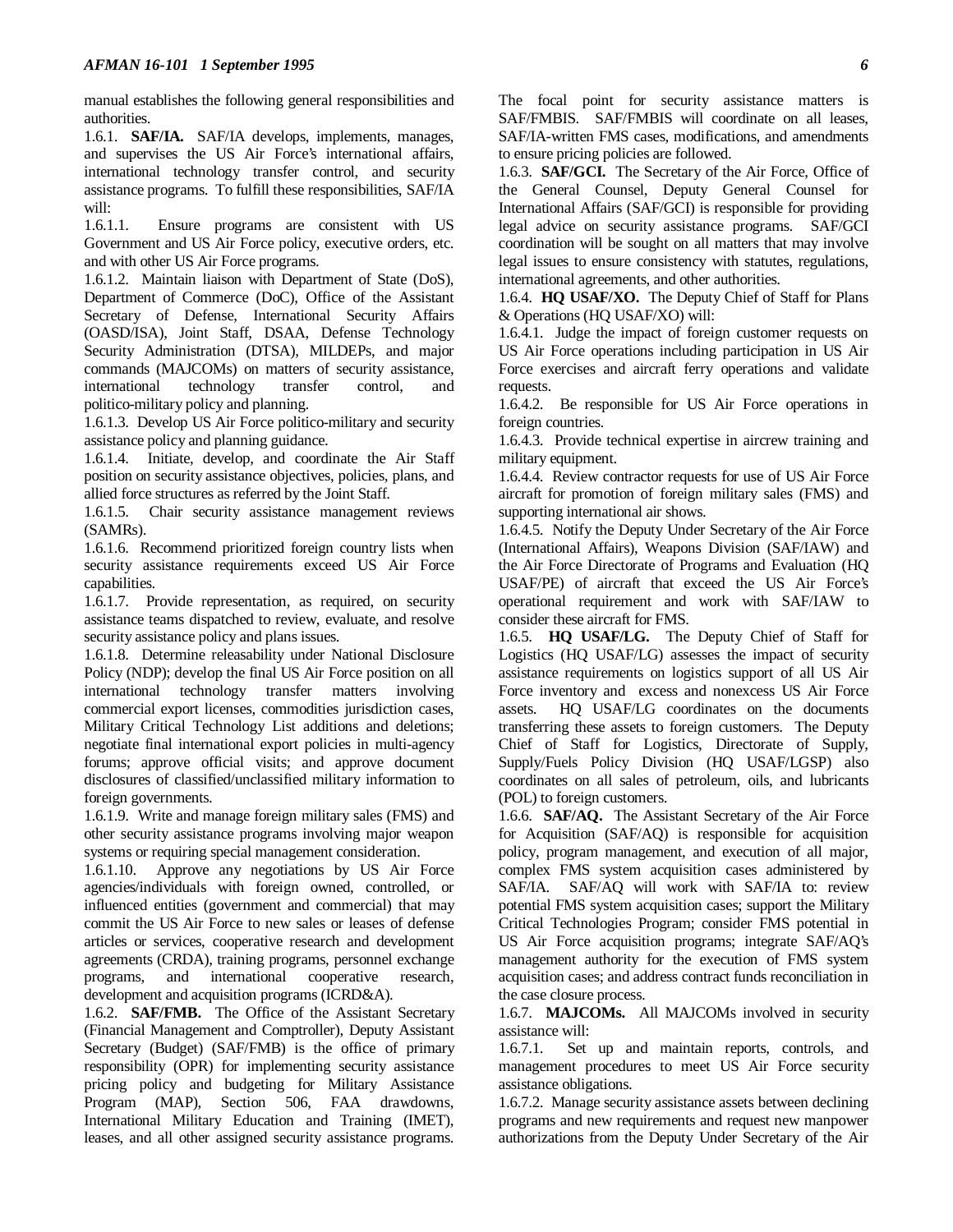manual establishes the following general responsibilities and authorities.

1.6.1. **SAF/IA.** SAF/IA develops, implements, manages, and supervises the US Air Force's international affairs, international technology transfer control, and security assistance programs. To fulfill these responsibilities, SAF/IA will:

1.6.1.1. Ensure programs are consistent with US Government and US Air Force policy, executive orders, etc. and with other US Air Force programs.

1.6.1.2. Maintain liaison with Department of State (DoS), Department of Commerce (DoC), Office of the Assistant Secretary of Defense, International Security Affairs (OASD/ISA), Joint Staff, DSAA, Defense Technology Security Administration (DTSA), MILDEPs, and major commands (MAJCOMs) on matters of security assistance, international technology transfer control, and politico-military policy and planning.

1.6.1.3. Develop US Air Force politico-military and security assistance policy and planning guidance.

1.6.1.4. Initiate, develop, and coordinate the Air Staff position on security assistance objectives, policies, plans, and allied force structures as referred by the Joint Staff.

1.6.1.5. Chair security assistance management reviews (SAMRs).

1.6.1.6. Recommend prioritized foreign country lists when security assistance requirements exceed US Air Force capabilities.

1.6.1.7. Provide representation, as required, on security assistance teams dispatched to review, evaluate, and resolve security assistance policy and plans issues.

1.6.1.8. Determine releasability under National Disclosure Policy (NDP); develop the final US Air Force position on all international technology transfer matters involving commercial export licenses, commodities jurisdiction cases, Military Critical Technology List additions and deletions; negotiate final international export policies in multi-agency forums; approve official visits; and approve document disclosures of classified/unclassified military information to foreign governments.

1.6.1.9. Write and manage foreign military sales (FMS) and other security assistance programs involving major weapon systems or requiring special management consideration.

1.6.1.10. Approve any negotiations by US Air Force agencies/individuals with foreign owned, controlled, or influenced entities (government and commercial) that may commit the US Air Force to new sales or leases of defense articles or services, cooperative research and development agreements (CRDA), training programs, personnel exchange programs, and international cooperative research, development and acquisition programs (ICRD&A).

1.6.2. **SAF/FMB.** The Office of the Assistant Secretary (Financial Management and Comptroller), Deputy Assistant Secretary (Budget) (SAF/FMB) is the office of primary responsibility (OPR) for implementing security assistance pricing policy and budgeting for Military Assistance Program (MAP), Section 506, FAA drawdowns, International Military Education and Training (IMET), leases, and all other assigned security assistance programs. The focal point for security assistance matters is SAF/FMBIS. SAF/FMBIS will coordinate on all leases, SAF/IA-written FMS cases, modifications, and amendments to ensure pricing policies are followed.

1.6.3. **SAF/GCI.** The Secretary of the Air Force, Office of the General Counsel, Deputy General Counsel for International Affairs (SAF/GCI) is responsible for providing legal advice on security assistance programs. SAF/GCI coordination will be sought on all matters that may involve legal issues to ensure consistency with statutes, regulations, international agreements, and other authorities.

1.6.4. **HQ USAF/XO.** The Deputy Chief of Staff for Plans & Operations (HQ USAF/XO) will:

1.6.4.1. Judge the impact of foreign customer requests on US Air Force operations including participation in US Air Force exercises and aircraft ferry operations and validate requests.

1.6.4.2. Be responsible for US Air Force operations in foreign countries.

1.6.4.3. Provide technical expertise in aircrew training and military equipment.

1.6.4.4. Review contractor requests for use of US Air Force aircraft for promotion of foreign military sales (FMS) and supporting international air shows.

1.6.4.5. Notify the Deputy Under Secretary of the Air Force (International Affairs), Weapons Division (SAF/IAW) and the Air Force Directorate of Programs and Evaluation (HQ USAF/PE) of aircraft that exceed the US Air Force's operational requirement and work with SAF/IAW to consider these aircraft for FMS.

1.6.5. **HQ USAF/LG.** The Deputy Chief of Staff for Logistics (HQ USAF/LG) assesses the impact of security assistance requirements on logistics support of all US Air Force inventory and excess and nonexcess US Air Force assets. HQ USAF/LG coordinates on the documents transferring these assets to foreign customers. The Deputy Chief of Staff for Logistics, Directorate of Supply, Supply/Fuels Policy Division (HQ USAF/LGSP) also coordinates on all sales of petroleum, oils, and lubricants (POL) to foreign customers.

1.6.6. **SAF/AQ.** The Assistant Secretary of the Air Force for Acquisition (SAF/AQ) is responsible for acquisition policy, program management, and execution of all major, complex FMS system acquisition cases administered by SAF/IA. SAF/AQ will work with SAF/IA to: review potential FMS system acquisition cases; support the Military Critical Technologies Program; consider FMS potential in US Air Force acquisition programs; integrate SAF/AQ's management authority for the execution of FMS system acquisition cases; and address contract funds reconciliation in the case closure process.

1.6.7. **MAJCOMs.** All MAJCOMs involved in security assistance will:

1.6.7.1. Set up and maintain reports, controls, and management procedures to meet US Air Force security assistance obligations.

1.6.7.2. Manage security assistance assets between declining programs and new requirements and request new manpower authorizations from the Deputy Under Secretary of the Air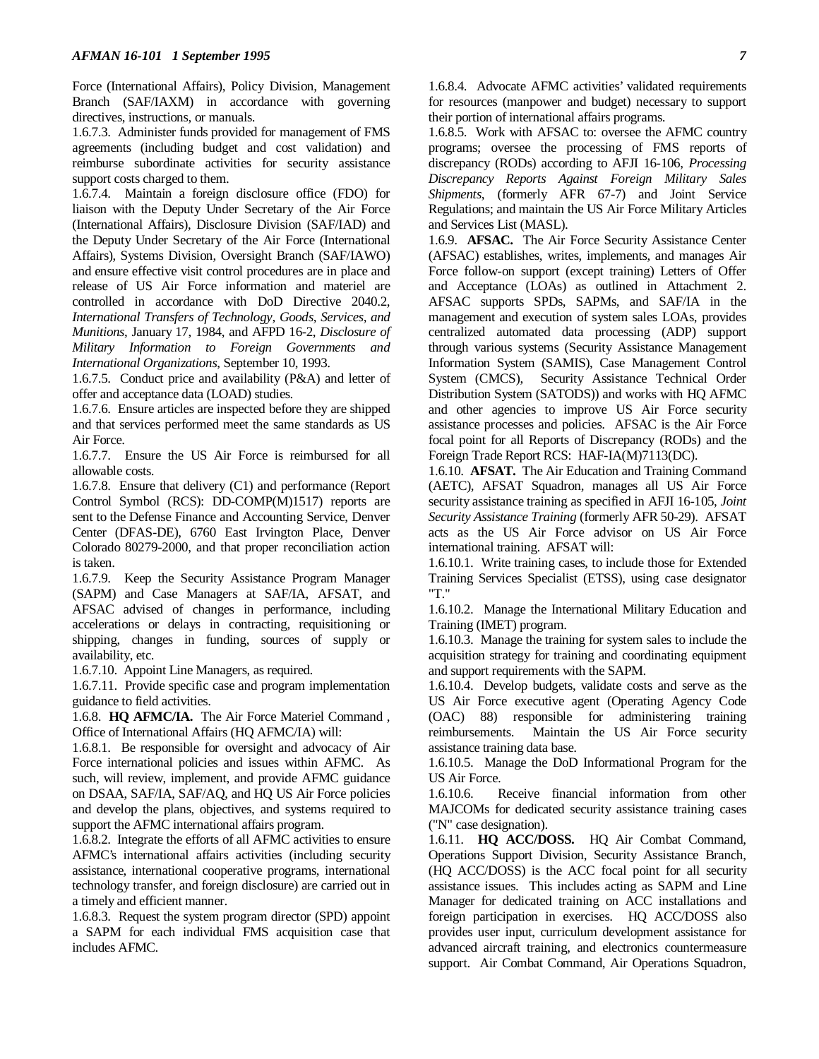Force (International Affairs), Policy Division, Management Branch (SAF/IAXM) in accordance with governing directives, instructions, or manuals.

1.6.7.3. Administer funds provided for management of FMS agreements (including budget and cost validation) and reimburse subordinate activities for security assistance support costs charged to them.

1.6.7.4. Maintain a foreign disclosure office (FDO) for liaison with the Deputy Under Secretary of the Air Force (International Affairs), Disclosure Division (SAF/IAD) and the Deputy Under Secretary of the Air Force (International Affairs), Systems Division, Oversight Branch (SAF/IAWO) and ensure effective visit control procedures are in place and release of US Air Force information and materiel are controlled in accordance with DoD Directive 2040.2, *International Transfers of Technology, Goods, Services, and Munitions*, January 17, 1984, and AFPD 16-2, *Disclosure of Military Information to Foreign Governments and International Organizations*, September 10, 1993.

1.6.7.5. Conduct price and availability (P&A) and letter of offer and acceptance data (LOAD) studies.

1.6.7.6. Ensure articles are inspected before they are shipped and that services performed meet the same standards as US Air Force.

1.6.7.7. Ensure the US Air Force is reimbursed for all allowable costs.

1.6.7.8. Ensure that delivery (C1) and performance (Report Control Symbol (RCS): DD-COMP(M)1517) reports are sent to the Defense Finance and Accounting Service, Denver Center (DFAS-DE), 6760 East Irvington Place, Denver Colorado 80279-2000, and that proper reconciliation action is taken.

1.6.7.9. Keep the Security Assistance Program Manager (SAPM) and Case Managers at SAF/IA, AFSAT, and AFSAC advised of changes in performance, including accelerations or delays in contracting, requisitioning or shipping, changes in funding, sources of supply or availability, etc.

1.6.7.10. Appoint Line Managers, as required.

1.6.7.11. Provide specific case and program implementation guidance to field activities.

1.6.8. **HQ AFMC/IA.** The Air Force Materiel Command , Office of International Affairs (HQ AFMC/IA) will:

1.6.8.1. Be responsible for oversight and advocacy of Air Force international policies and issues within AFMC. As such, will review, implement, and provide AFMC guidance on DSAA, SAF/IA, SAF/AQ, and HQ US Air Force policies and develop the plans, objectives, and systems required to support the AFMC international affairs program.

1.6.8.2. Integrate the efforts of all AFMC activities to ensure AFMC's international affairs activities (including security assistance, international cooperative programs, international technology transfer, and foreign disclosure) are carried out in a timely and efficient manner.

1.6.8.3. Request the system program director (SPD) appoint a SAPM for each individual FMS acquisition case that includes AFMC.

1.6.8.4. Advocate AFMC activities' validated requirements for resources (manpower and budget) necessary to support their portion of international affairs programs.

1.6.8.5. Work with AFSAC to: oversee the AFMC country programs; oversee the processing of FMS reports of discrepancy (RODs) according to AFJI 16-106, *Processing Discrepancy Reports Against Foreign Military Sales Shipments*, (formerly AFR 67-7) and Joint Service Regulations; and maintain the US Air Force Military Articles and Services List (MASL).

1.6.9. **AFSAC.** The Air Force Security Assistance Center (AFSAC) establishes, writes, implements, and manages Air Force follow-on support (except training) Letters of Offer and Acceptance (LOAs) as outlined in Attachment 2. AFSAC supports SPDs, SAPMs, and SAF/IA in the management and execution of system sales LOAs, provides centralized automated data processing (ADP) support through various systems (Security Assistance Management Information System (SAMIS), Case Management Control System (CMCS), Security Assistance Technical Order Distribution System (SATODS)) and works with HQ AFMC and other agencies to improve US Air Force security assistance processes and policies. AFSAC is the Air Force focal point for all Reports of Discrepancy (RODs) and the Foreign Trade Report RCS: HAF-IA(M)7113(DC).

1.6.10. **AFSAT.** The Air Education and Training Command (AETC), AFSAT Squadron, manages all US Air Force security assistance training as specified in AFJI 16-105, *Joint Security Assistance Training* (formerly AFR 50-29). AFSAT acts as the US Air Force advisor on US Air Force international training. AFSAT will:

1.6.10.1. Write training cases, to include those for Extended Training Services Specialist (ETSS), using case designator "T."

1.6.10.2. Manage the International Military Education and Training (IMET) program.

1.6.10.3. Manage the training for system sales to include the acquisition strategy for training and coordinating equipment and support requirements with the SAPM.

1.6.10.4. Develop budgets, validate costs and serve as the US Air Force executive agent (Operating Agency Code (OAC) 88) responsible for administering training reimbursements. Maintain the US Air Force security assistance training data base.

1.6.10.5. Manage the DoD Informational Program for the US Air Force.

1.6.10.6. Receive financial information from other MAJCOMs for dedicated security assistance training cases ("N" case designation).

1.6.11. **HQ ACC/DOSS.** HQ Air Combat Command, Operations Support Division, Security Assistance Branch, (HQ ACC/DOSS) is the ACC focal point for all security assistance issues. This includes acting as SAPM and Line Manager for dedicated training on ACC installations and foreign participation in exercises. HQ ACC/DOSS also provides user input, curriculum development assistance for advanced aircraft training, and electronics countermeasure support. Air Combat Command, Air Operations Squadron,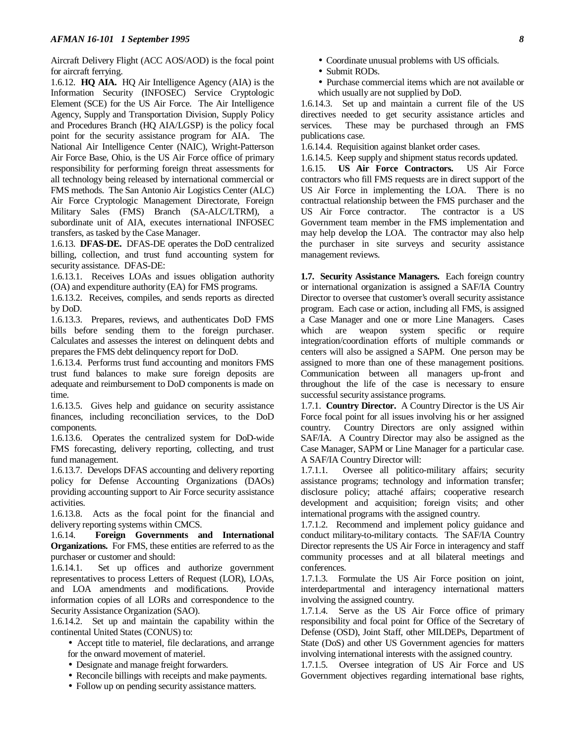Aircraft Delivery Flight (ACC AOS/AOD) is the focal point for aircraft ferrying.

1.6.12. **HQ AIA.** HQ Air Intelligence Agency (AIA) is the Information Security (INFOSEC) Service Cryptologic Element (SCE) for the US Air Force. The Air Intelligence Agency, Supply and Transportation Division, Supply Policy and Procedures Branch (HQ AIA/LGSP) is the policy focal point for the security assistance program for AIA. The National Air Intelligence Center (NAIC), Wright-Patterson Air Force Base, Ohio, is the US Air Force office of primary responsibility for performing foreign threat assessments for all technology being released by international commercial or FMS methods. The San Antonio Air Logistics Center (ALC) Air Force Cryptologic Management Directorate, Foreign Military Sales (FMS) Branch (SA-ALC/LTRM), a subordinate unit of AIA, executes international INFOSEC transfers, as tasked by the Case Manager.

1.6.13. **DFAS-DE.** DFAS-DE operates the DoD centralized billing, collection, and trust fund accounting system for security assistance. DFAS-DE:

1.6.13.1. Receives LOAs and issues obligation authority (OA) and expenditure authority (EA) for FMS programs.

1.6.13.2. Receives, compiles, and sends reports as directed by DoD.

1.6.13.3. Prepares, reviews, and authenticates DoD FMS bills before sending them to the foreign purchaser. Calculates and assesses the interest on delinquent debts and prepares the FMS debt delinquency report for DoD.

1.6.13.4. Performs trust fund accounting and monitors FMS trust fund balances to make sure foreign deposits are adequate and reimbursement to DoD components is made on time.

1.6.13.5. Gives help and guidance on security assistance finances, including reconciliation services, to the DoD components.

1.6.13.6. Operates the centralized system for DoD-wide FMS forecasting, delivery reporting, collecting, and trust fund management.

1.6.13.7. Develops DFAS accounting and delivery reporting policy for Defense Accounting Organizations (DAOs) providing accounting support to Air Force security assistance activities.

1.6.13.8. Acts as the focal point for the financial and delivery reporting systems within CMCS.

1.6.14. **Foreign Governments and International Organizations.** For FMS, these entities are referred to as the purchaser or customer and should:

1.6.14.1. Set up offices and authorize government representatives to process Letters of Request (LOR), LOAs, and LOA amendments and modifications. Provide information copies of all LORs and correspondence to the Security Assistance Organization (SAO).

1.6.14.2. Set up and maintain the capability within the continental United States (CONUS) to:

- Accept title to materiel, file declarations, and arrange for the onward movement of materiel.
- Designate and manage freight forwarders.
- Reconcile billings with receipts and make payments.
- Follow up on pending security assistance matters.
- Coordinate unusual problems with US officials.
- Submit RODs.
- Purchase commercial items which are not available or which usually are not supplied by DoD.

1.6.14.3. Set up and maintain a current file of the US directives needed to get security assistance articles and services. These may be purchased through an FMS publications case.

1.6.14.4. Requisition against blanket order cases.

1.6.14.5. Keep supply and shipment status records updated.

1.6.15. **US Air Force Contractors.** US Air Force contractors who fill FMS requests are in direct support of the US Air Force in implementing the LOA. There is no contractual relationship between the FMS purchaser and the US Air Force contractor. The contractor is a US Government team member in the FMS implementation and may help develop the LOA. The contractor may also help the purchaser in site surveys and security assistance management reviews.

**1.7. Security Assistance Managers.** Each foreign country or international organization is assigned a SAF/IA Country Director to oversee that customer's overall security assistance program. Each case or action, including all FMS, is assigned a Case Manager and one or more Line Managers. Cases which are weapon system specific or require integration/coordination efforts of multiple commands or centers will also be assigned a SAPM. One person may be assigned to more than one of these management positions. Communication between all managers up-front and throughout the life of the case is necessary to ensure successful security assistance programs.

1.7.1. **Country Director.** A Country Director is the US Air Force focal point for all issues involving his or her assigned country. Country Directors are only assigned within SAF/IA. A Country Director may also be assigned as the Case Manager, SAPM or Line Manager for a particular case. A SAF/IA Country Director will:

1.7.1.1. Oversee all politico-military affairs; security assistance programs; technology and information transfer; disclosure policy; attaché affairs; cooperative research development and acquisition; foreign visits; and other international programs with the assigned country.

1.7.1.2. Recommend and implement policy guidance and conduct military-to-military contacts. The SAF/IA Country Director represents the US Air Force in interagency and staff community processes and at all bilateral meetings and conferences.

1.7.1.3. Formulate the US Air Force position on joint, interdepartmental and interagency international matters involving the assigned country.

1.7.1.4. Serve as the US Air Force office of primary responsibility and focal point for Office of the Secretary of Defense (OSD), Joint Staff, other MILDEPs, Department of State (DoS) and other US Government agencies for matters involving international interests with the assigned country.

1.7.1.5. Oversee integration of US Air Force and US Government objectives regarding international base rights,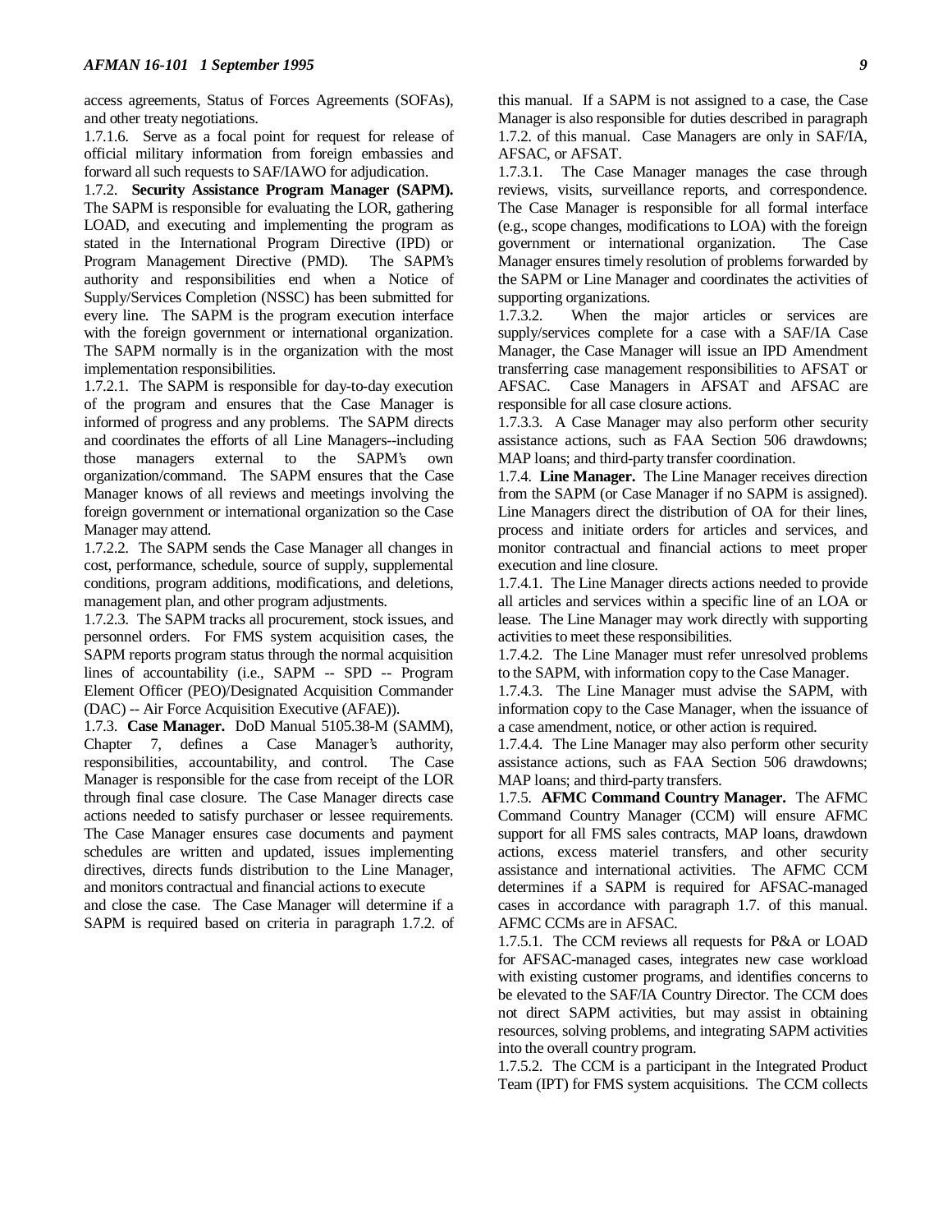access agreements, Status of Forces Agreements (SOFAs), and other treaty negotiations.

1.7.1.6. Serve as a focal point for request for release of official military information from foreign embassies and forward all such requests to SAF/IAWO for adjudication.

1.7.2. **Security Assistance Program Manager (SAPM).** The SAPM is responsible for evaluating the LOR, gathering LOAD, and executing and implementing the program as stated in the International Program Directive (IPD) or Program Management Directive (PMD). The SAPM's authority and responsibilities end when a Notice of Supply/Services Completion (NSSC) has been submitted for every line. The SAPM is the program execution interface with the foreign government or international organization. The SAPM normally is in the organization with the most implementation responsibilities.

1.7.2.1. The SAPM is responsible for day-to-day execution of the program and ensures that the Case Manager is informed of progress and any problems. The SAPM directs and coordinates the efforts of all Line Managers--including those managers external to the SAPM's own organization/command. The SAPM ensures that the Case Manager knows of all reviews and meetings involving the foreign government or international organization so the Case Manager may attend.

1.7.2.2. The SAPM sends the Case Manager all changes in cost, performance, schedule, source of supply, supplemental conditions, program additions, modifications, and deletions, management plan, and other program adjustments.

1.7.2.3. The SAPM tracks all procurement, stock issues, and personnel orders. For FMS system acquisition cases, the SAPM reports program status through the normal acquisition lines of accountability (i.e., SAPM -- SPD -- Program Element Officer (PEO)/Designated Acquisition Commander (DAC) -- Air Force Acquisition Executive (AFAE)).

1.7.3. **Case Manager.** DoD Manual 5105.38-M (SAMM), Chapter 7, defines a Case Manager's authority, responsibilities, accountability, and control. The Case Manager is responsible for the case from receipt of the LOR through final case closure. The Case Manager directs case actions needed to satisfy purchaser or lessee requirements. The Case Manager ensures case documents and payment schedules are written and updated, issues implementing directives, directs funds distribution to the Line Manager, and monitors contractual and financial actions to execute and close the case. The Case Manager will determine if a SAPM is required based on criteria in paragraph 1.7.2. of this manual. If a SAPM is not assigned to a case, the Case Manager is also responsible for duties described in paragraph 1.7.2. of this manual. Case Managers are only in SAF/IA, AFSAC, or AFSAT.

1.7.3.1. The Case Manager manages the case through reviews, visits, surveillance reports, and correspondence. The Case Manager is responsible for all formal interface (e.g., scope changes, modifications to LOA) with the foreign government or international organization. The Case Manager ensures timely resolution of problems forwarded by the SAPM or Line Manager and coordinates the activities of supporting organizations.

1.7.3.2. When the major articles or services are supply/services complete for a case with a SAF/IA Case Manager, the Case Manager will issue an IPD Amendment transferring case management responsibilities to AFSAT or AFSAC. Case Managers in AFSAT and AFSAC are responsible for all case closure actions.

1.7.3.3. A Case Manager may also perform other security assistance actions, such as FAA Section 506 drawdowns; MAP loans; and third-party transfer coordination.

1.7.4. **Line Manager.** The Line Manager receives direction from the SAPM (or Case Manager if no SAPM is assigned). Line Managers direct the distribution of OA for their lines, process and initiate orders for articles and services, and monitor contractual and financial actions to meet proper execution and line closure.

1.7.4.1. The Line Manager directs actions needed to provide all articles and services within a specific line of an LOA or lease. The Line Manager may work directly with supporting activities to meet these responsibilities.

1.7.4.2. The Line Manager must refer unresolved problems to the SAPM, with information copy to the Case Manager.

1.7.4.3. The Line Manager must advise the SAPM, with information copy to the Case Manager, when the issuance of a case amendment, notice, or other action is required.

1.7.4.4. The Line Manager may also perform other security assistance actions, such as FAA Section 506 drawdowns; MAP loans; and third-party transfers.

1.7.5. **AFMC Command Country Manager.** The AFMC Command Country Manager (CCM) will ensure AFMC support for all FMS sales contracts, MAP loans, drawdown actions, excess materiel transfers, and other security assistance and international activities. The AFMC CCM determines if a SAPM is required for AFSAC-managed cases in accordance with paragraph 1.7. of this manual. AFMC CCMs are in AFSAC.

1.7.5.1. The CCM reviews all requests for P&A or LOAD for AFSAC-managed cases, integrates new case workload with existing customer programs, and identifies concerns to be elevated to the SAF/IA Country Director. The CCM does not direct SAPM activities, but may assist in obtaining resources, solving problems, and integrating SAPM activities into the overall country program.

1.7.5.2. The CCM is a participant in the Integrated Product Team (IPT) for FMS system acquisitions. The CCM collects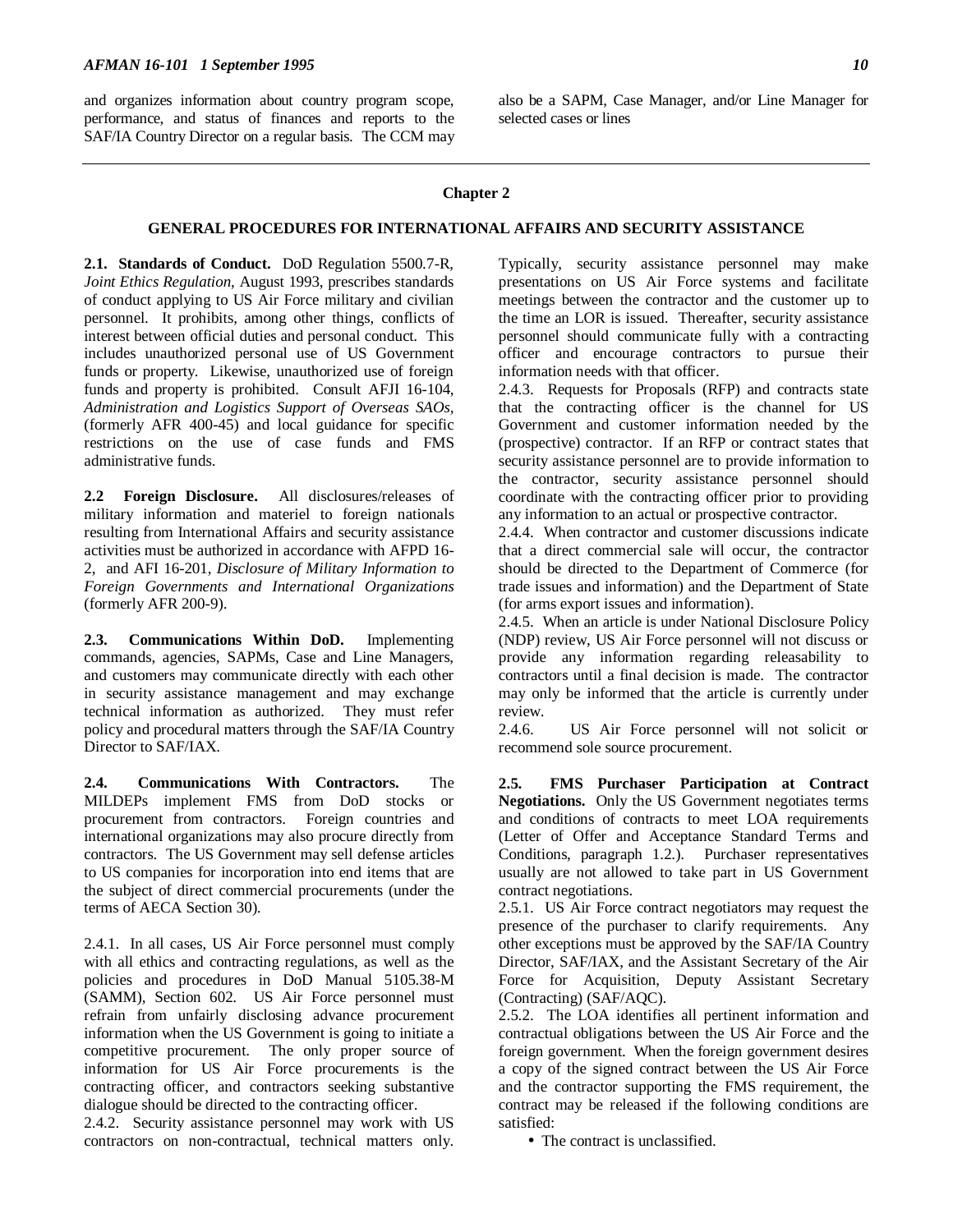and organizes information about country program scope, performance, and status of finances and reports to the SAF/IA Country Director on a regular basis. The CCM may also be a SAPM, Case Manager, and/or Line Manager for selected cases or lines

## Chapter 2

## GENERAL PROCEDURES FOR INTERNATIONAL AFFAIRS AND SECURITY ASSISTANCE

**2.1. Standards of Conduct.** DoD Regulation 5500.7-R, *Joint Ethics Regulation*, August 1993, prescribes standards of conduct applying to US Air Force military and civilian personnel. It prohibits, among other things, conflicts of interest between official duties and personal conduct. This includes unauthorized personal use of US Government funds or property. Likewise, unauthorized use of foreign funds and property is prohibited. Consult AFJI 16-104, *Administration and Logistics Support of Overseas SAOs*, (formerly AFR 400-45) and local guidance for specific restrictions on the use of case funds and FMS administrative funds.

**2.2 Foreign Disclosure.** All disclosures/releases of military information and materiel to foreign nationals resulting from International Affairs and security assistance activities must be authorized in accordance with AFPD 16-2, and AFI 16-201, *Disclosure of Military Information to Foreign Governments and International Organizations* (formerly AFR 200-9).

**2.3. Communications Within DoD.** Implementing commands, agencies, SAPMs, Case and Line Managers, and customers may communicate directly with each other in security assistance management and may exchange technical information as authorized. They must refer policy and procedural matters through the SAF/IA Country Director to SAF/IAX.

**2.4. Communications With Contractors.** The MILDEPs implement FMS from DoD stocks or procurement from contractors. Foreign countries and international organizations may also procure directly from contractors. The US Government may sell defense articles to US companies for incorporation into end items that are the subject of direct commercial procurements (under the terms of AECA Section 30).

2.4.1. In all cases, US Air Force personnel must comply with all ethics and contracting regulations, as well as the policies and procedures in DoD Manual 5105.38-M (SAMM), Section 602. US Air Force personnel must refrain from unfairly disclosing advance procurement information when the US Government is going to initiate a competitive procurement. The only proper source of information for US Air Force procurements is the contracting officer, and contractors seeking substantive dialogue should be directed to the contracting officer.

2.4.2. Security assistance personnel may work with US contractors on non-contractual, technical matters only. Typically, security assistance personnel may make presentations on US Air Force systems and facilitate meetings between the contractor and the customer up to the time an LOR is issued. Thereafter, security assistance personnel should communicate fully with a contracting officer and encourage contractors to pursue their information needs with that officer.

2.4.3. Requests for Proposals (RFP) and contracts state that the contracting officer is the channel for US Government and customer information needed by the (prospective) contractor. If an RFP or contract states that security assistance personnel are to provide information to the contractor, security assistance personnel should coordinate with the contracting officer prior to providing any information to an actual or prospective contractor.

2.4.4. When contractor and customer discussions indicate that a direct commercial sale will occur, the contractor should be directed to the Department of Commerce (for trade issues and information) and the Department of State (for arms export issues and information).

2.4.5. When an article is under National Disclosure Policy (NDP) review, US Air Force personnel will not discuss or provide any information regarding releasability to contractors until a final decision is made. The contractor may only be informed that the article is currently under review.

2.4.6. US Air Force personnel will not solicit or recommend sole source procurement.

**2.5. FMS Purchaser Participation at Contract Negotiations.** Only the US Government negotiates terms and conditions of contracts to meet LOA requirements (Letter of Offer and Acceptance Standard Terms and Conditions, paragraph 1.2.). Purchaser representatives usually are not allowed to take part in US Government contract negotiations.

2.5.1. US Air Force contract negotiators may request the presence of the purchaser to clarify requirements. Any other exceptions must be approved by the SAF/IA Country Director, SAF/IAX, and the Assistant Secretary of the Air Force for Acquisition, Deputy Assistant Secretary (Contracting) (SAF/AQC).

2.5.2. The LOA identifies all pertinent information and contractual obligations between the US Air Force and the foreign government. When the foreign government desires a copy of the signed contract between the US Air Force and the contractor supporting the FMS requirement, the contract may be released if the following conditions are satisfied:

- The contract is unclassified.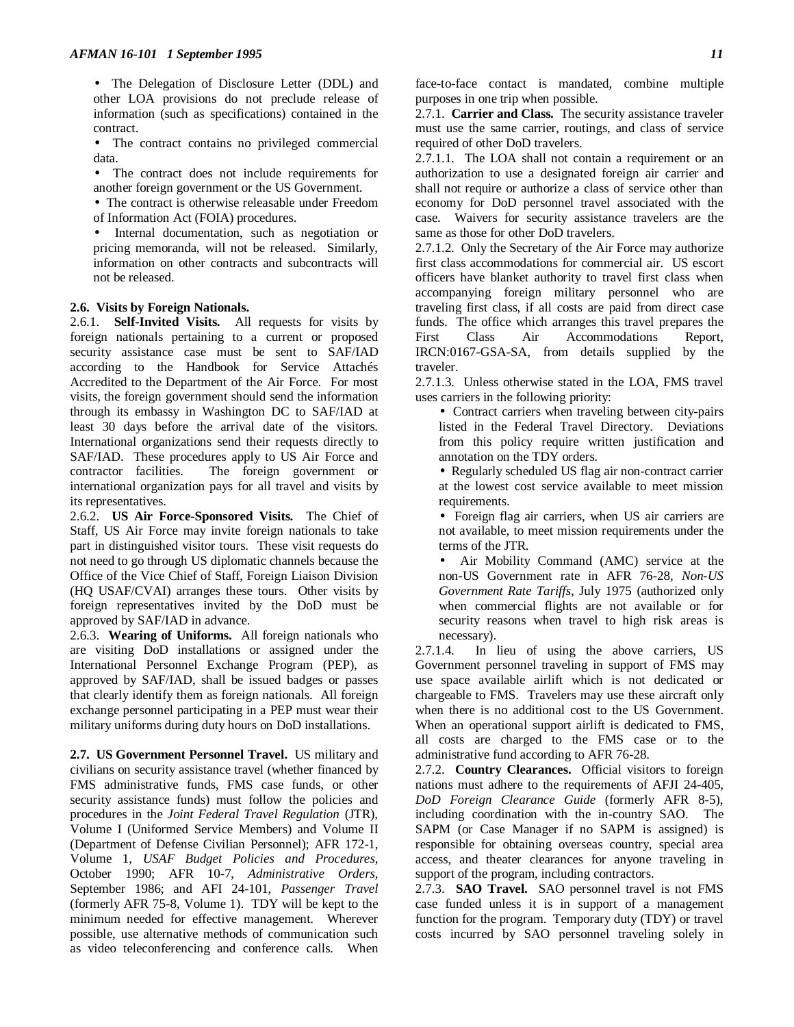- The Delegation of Disclosure Letter (DDL) and other LOA provisions do not preclude release of information (such as specifications) contained in the contract.
- The contract contains no privileged commercial data.
- The contract does not include requirements for another foreign government or the US Government.
- The contract is otherwise releasable under Freedom of Information Act (FOIA) procedures.
- Internal documentation, such as negotiation or pricing memoranda, will not be released. Similarly, information on other contracts and subcontracts will not be released.

**2.6. Visits by Foreign Nationals.**

2.6.1. **Self-Invited Visits.** All requests for visits by foreign nationals pertaining to a current or proposed security assistance case must be sent to SAF/IAD according to the Handbook for Service Attachés Accredited to the Department of the Air Force. For most visits, the foreign government should send the information through its embassy in Washington DC to SAF/IAD at least 30 days before the arrival date of the visitors. International organizations send their requests directly to SAF/IAD. These procedures apply to US Air Force and contractor facilities. The foreign government or international organization pays for all travel and visits by its representatives.

2.6.2. **US Air Force-Sponsored Visits.** The Chief of Staff, US Air Force may invite foreign nationals to take part in distinguished visitor tours. These visit requests do not need to go through US diplomatic channels because the Office of the Vice Chief of Staff, Foreign Liaison Division (HQ USAF/CVAI) arranges these tours. Other visits by foreign representatives invited by the DoD must be approved by SAF/IAD in advance.

2.6.3. **Wearing of Uniforms.** All foreign nationals who are visiting DoD installations or assigned under the International Personnel Exchange Program (PEP), as approved by SAF/IAD, shall be issued badges or passes that clearly identify them as foreign nationals. All foreign exchange personnel participating in a PEP must wear their military uniforms during duty hours on DoD installations.

**2.7. US Government Personnel Travel.** US military and civilians on security assistance travel (whether financed by FMS administrative funds, FMS case funds, or other security assistance funds) must follow the policies and procedures in the *Joint Federal Travel Regulation* (JTR), Volume I (Uniformed Service Members) and Volume II (Department of Defense Civilian Personnel); AFR 172-1, Volume 1, *USAF Budget Policies and Procedures*, October 1990; AFR 10-7, *Administrative Orders*, September 1986; and AFI 24-101, *Passenger Travel* (formerly AFR 75-8, Volume 1). TDY will be kept to the minimum needed for effective management. Wherever possible, use alternative methods of communication such as video teleconferencing and conference calls. When face-to-face contact is mandated, combine multiple purposes in one trip when possible.

2.7.1. **Carrier and Class.** The security assistance traveler must use the same carrier, routings, and class of service required of other DoD travelers.

2.7.1.1. The LOA shall not contain a requirement or an authorization to use a designated foreign air carrier and shall not require or authorize a class of service other than economy for DoD personnel travel associated with the case. Waivers for security assistance travelers are the same as those for other DoD travelers.

2.7.1.2. Only the Secretary of the Air Force may authorize first class accommodations for commercial air. US escort officers have blanket authority to travel first class when accompanying foreign military personnel who are traveling first class, if all costs are paid from direct case funds. The office which arranges this travel prepares the First Class Air Accommodations Report, IRCN:0167-GSA-SA, from details supplied by the traveler.

2.7.1.3. Unless otherwise stated in the LOA, FMS travel uses carriers in the following priority:

- Contract carriers when traveling between city-pairs listed in the Federal Travel Directory. Deviations from this policy require written justification and annotation on the TDY orders.
- Regularly scheduled US flag air non-contract carrier at the lowest cost service available to meet mission requirements.
- Foreign flag air carriers, when US air carriers are not available, to meet mission requirements under the terms of the JTR.
- Air Mobility Command (AMC) service at the non-US Government rate in AFR 76-28, *Non-US Government Rate Tariffs*, July 1975 (authorized only when commercial flights are not available or for security reasons when travel to high risk areas is necessary).

2.7.1.4. In lieu of using the above carriers, US Government personnel traveling in support of FMS may use space available airlift which is not dedicated or chargeable to FMS. Travelers may use these aircraft only when there is no additional cost to the US Government. When an operational support airlift is dedicated to FMS, all costs are charged to the FMS case or to the administrative fund according to AFR 76-28.

2.7.2. **Country Clearances.** Official visitors to foreign nations must adhere to the requirements of AFJI 24-405, *DoD Foreign Clearance Guide* (formerly AFR 8-5), including coordination with the in-country SAO. The SAPM (or Case Manager if no SAPM is assigned) is responsible for obtaining overseas country, special area access, and theater clearances for anyone traveling in support of the program, including contractors.

2.7.3. **SAO Travel.** SAO personnel travel is not FMS case funded unless it is in support of a management function for the program. Temporary duty (TDY) or travel costs incurred by SAO personnel traveling solely in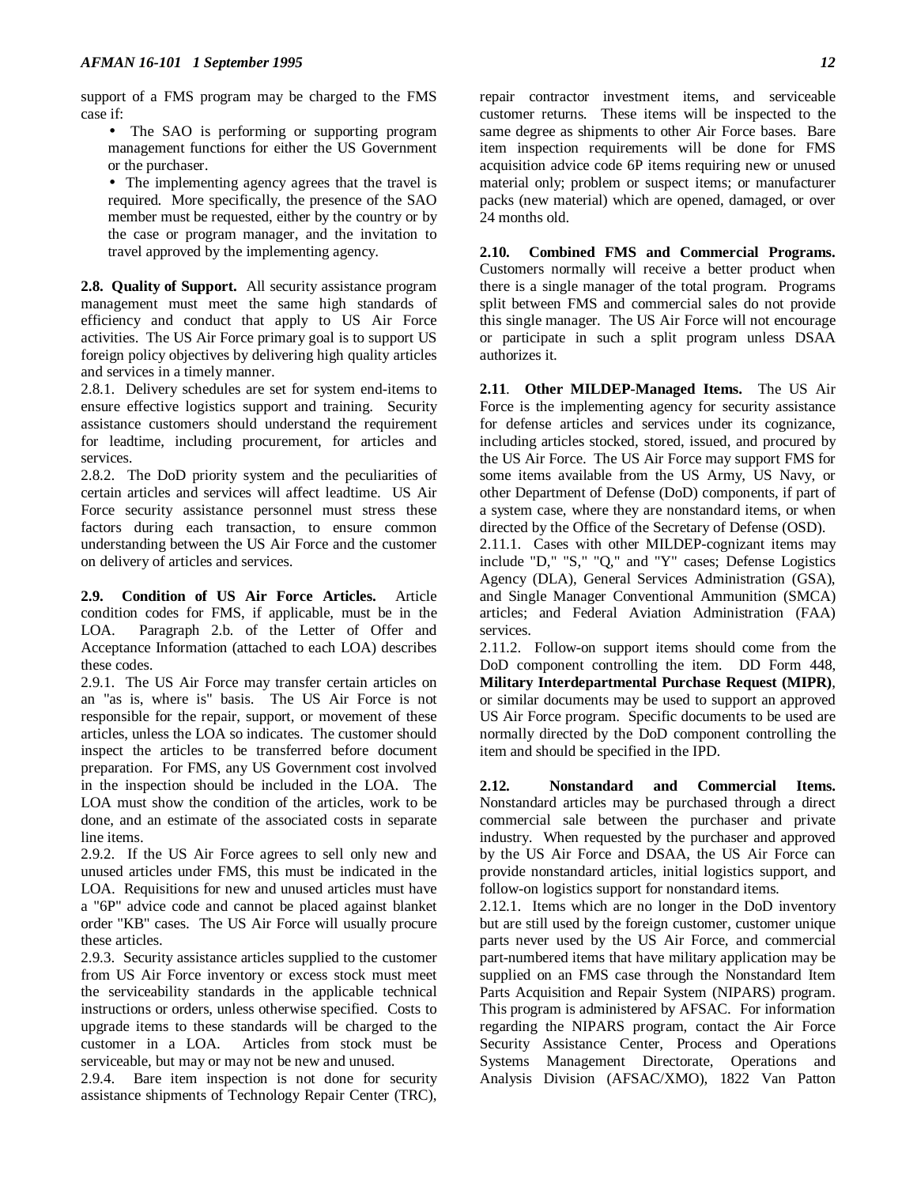support of a FMS program may be charged to the FMS case if:

- The SAO is performing or supporting program management functions for either the US Government or the purchaser.
- The implementing agency agrees that the travel is required. More specifically, the presence of the SAO member must be requested, either by the country or by the case or program manager, and the invitation to travel approved by the implementing agency.

**2.8. Quality of Support.** All security assistance program management must meet the same high standards of efficiency and conduct that apply to US Air Force activities. The US Air Force primary goal is to support US foreign policy objectives by delivering high quality articles and services in a timely manner.

2.8.1. Delivery schedules are set for system end-items to ensure effective logistics support and training. Security assistance customers should understand the requirement for leadtime, including procurement, for articles and services.

2.8.2. The DoD priority system and the peculiarities of certain articles and services will affect leadtime. US Air Force security assistance personnel must stress these factors during each transaction, to ensure common understanding between the US Air Force and the customer on delivery of articles and services.

**2.9. Condition of US Air Force Articles.** Article condition codes for FMS, if applicable, must be in the LOA. Paragraph 2.b. of the Letter of Offer and Acceptance Information (attached to each LOA) describes these codes.

2.9.1. The US Air Force may transfer certain articles on an "as is, where is" basis. The US Air Force is not responsible for the repair, support, or movement of these articles, unless the LOA so indicates. The customer should inspect the articles to be transferred before document preparation. For FMS, any US Government cost involved in the inspection should be included in the LOA. The LOA must show the condition of the articles, work to be done, and an estimate of the associated costs in separate line items.

2.9.2. If the US Air Force agrees to sell only new and unused articles under FMS, this must be indicated in the LOA. Requisitions for new and unused articles must have a "6P" advice code and cannot be placed against blanket order "KB" cases. The US Air Force will usually procure these articles.

2.9.3. Security assistance articles supplied to the customer from US Air Force inventory or excess stock must meet the serviceability standards in the applicable technical instructions or orders, unless otherwise specified. Costs to upgrade items to these standards will be charged to the customer in a LOA. Articles from stock must be serviceable, but may or may not be new and unused.

2.9.4. Bare item inspection is not done for security assistance shipments of Technology Repair Center (TRC), repair contractor investment items, and serviceable customer returns. These items will be inspected to the same degree as shipments to other Air Force bases. Bare item inspection requirements will be done for FMS acquisition advice code 6P items requiring new or unused material only; problem or suspect items; or manufacturer packs (new material) which are opened, damaged, or over 24 months old.

**2.10. Combined FMS and Commercial Programs.** Customers normally will receive a better product when there is a single manager of the total program. Programs split between FMS and commercial sales do not provide this single manager. The US Air Force will not encourage or participate in such a split program unless DSAA authorizes it.

**2.11. Other MILDEP-Managed Items.** The US Air Force is the implementing agency for security assistance for defense articles and services under its cognizance, including articles stocked, stored, issued, and procured by the US Air Force. The US Air Force may support FMS for some items available from the US Army, US Navy, or other Department of Defense (DoD) components, if part of a system case, where they are nonstandard items, or when directed by the Office of the Secretary of Defense (OSD).

2.11.1. Cases with other MILDEP-cognizant items may include "D," "S," "Q," and "Y" cases; Defense Logistics Agency (DLA), General Services Administration (GSA), and Single Manager Conventional Ammunition (SMCA) articles; and Federal Aviation Administration (FAA) services.

2.11.2. Follow-on support items should come from the DoD component controlling the item. DD Form 448, **Military Interdepartmental Purchase Request (MIPR)**, or similar documents may be used to support an approved US Air Force program. Specific documents to be used are normally directed by the DoD component controlling the item and should be specified in the IPD.

**2.12. Nonstandard and Commercial Items.** Nonstandard articles may be purchased through a direct commercial sale between the purchaser and private industry. When requested by the purchaser and approved by the US Air Force and DSAA, the US Air Force can provide nonstandard articles, initial logistics support, and follow-on logistics support for nonstandard items.

2.12.1. Items which are no longer in the DoD inventory but are still used by the foreign customer, customer unique parts never used by the US Air Force, and commercial part-numbered items that have military application may be supplied on an FMS case through the Nonstandard Item Parts Acquisition and Repair System (NIPARS) program. This program is administered by AFSAC. For information regarding the NIPARS program, contact the Air Force Security Assistance Center, Process and Operations Systems Management Directorate, Operations and Analysis Division (AFSAC/XMO), 1822 Van Patton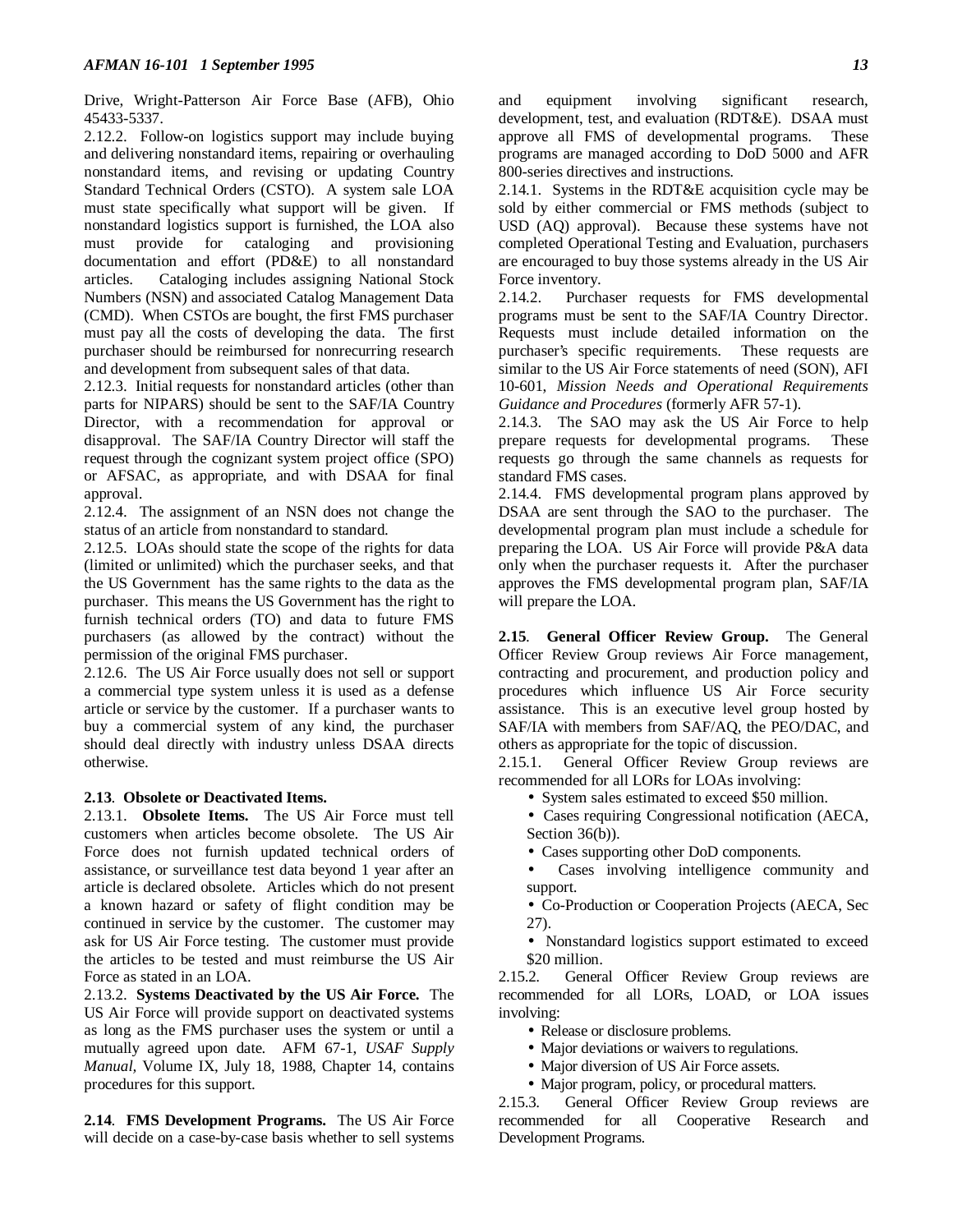Drive, Wright-Patterson Air Force Base (AFB), Ohio 45433-5337.

2.12.2. Follow-on logistics support may include buying and delivering nonstandard items, repairing or overhauling nonstandard items, and revising or updating Country Standard Technical Orders (CSTO). A system sale LOA must state specifically what support will be given. If nonstandard logistics support is furnished, the LOA also must provide for cataloging and provisioning documentation and effort (PD&E) to all nonstandard articles. Cataloging includes assigning National Stock Numbers (NSN) and associated Catalog Management Data (CMD). When CSTOs are bought, the first FMS purchaser must pay all the costs of developing the data. The first purchaser should be reimbursed for nonrecurring research and development from subsequent sales of that data.

2.12.3. Initial requests for nonstandard articles (other than parts for NIPARS) should be sent to the SAF/IA Country Director, with a recommendation for approval or disapproval. The SAF/IA Country Director will staff the request through the cognizant system project office (SPO) or AFSAC, as appropriate, and with DSAA for final approval.

2.12.4. The assignment of an NSN does not change the status of an article from nonstandard to standard.

2.12.5. LOAs should state the scope of the rights for data (limited or unlimited) which the purchaser seeks, and that the US Government has the same rights to the data as the purchaser. This means the US Government has the right to furnish technical orders (TO) and data to future FMS purchasers (as allowed by the contract) without the permission of the original FMS purchaser.

2.12.6. The US Air Force usually does not sell or support a commercial type system unless it is used as a defense article or service by the customer. If a purchaser wants to buy a commercial system of any kind, the purchaser should deal directly with industry unless DSAA directs otherwise.

**2.13**. **Obsolete or Deactivated Items.**

2.13.1. **Obsolete Items.** The US Air Force must tell customers when articles become obsolete. The US Air Force does not furnish updated technical orders of assistance, or surveillance test data beyond 1 year after an article is declared obsolete. Articles which do not present a known hazard or safety of flight condition may be continued in service by the customer. The customer may ask for US Air Force testing. The customer must provide the articles to be tested and must reimburse the US Air Force as stated in an LOA.

2.13.2. **Systems Deactivated by the US Air Force.** The US Air Force will provide support on deactivated systems as long as the FMS purchaser uses the system or until a mutually agreed upon date. AFM 67-1, *USAF Supply Manual,* Volume IX, July 18, 1988, Chapter 14, contains procedures for this support.

**2.14**. **FMS Development Programs.** The US Air Force will decide on a case-by-case basis whether to sell systems and equipment involving significant research, development, test, and evaluation (RDT&E). DSAA must approve all FMS of developmental programs. These programs are managed according to DoD 5000 and AFR 800-series directives and instructions.

2.14.1. Systems in the RDT&E acquisition cycle may be sold by either commercial or FMS methods (subject to USD (AQ) approval). Because these systems have not completed Operational Testing and Evaluation, purchasers are encouraged to buy those systems already in the US Air Force inventory.

2.14.2. Purchaser requests for FMS developmental programs must be sent to the SAF/IA Country Director. Requests must include detailed information on the purchaser's specific requirements. These requests are similar to the US Air Force statements of need (SON), AFI 10-601, *Mission Needs and Operational Requirements Guidance and Procedures* (formerly AFR 57-1).

2.14.3. The SAO may ask the US Air Force to help prepare requests for developmental programs. These requests go through the same channels as requests for standard FMS cases.

2.14.4. FMS developmental program plans approved by DSAA are sent through the SAO to the purchaser. The developmental program plan must include a schedule for preparing the LOA. US Air Force will provide P&A data only when the purchaser requests it. After the purchaser approves the FMS developmental program plan, SAF/IA will prepare the LOA.

**2.15**. **General Officer Review Group.** The General Officer Review Group reviews Air Force management, contracting and procurement, and production policy and procedures which influence US Air Force security assistance. This is an executive level group hosted by SAF/IA with members from SAF/AQ, the PEO/DAC, and others as appropriate for the topic of discussion.

2.15.1. General Officer Review Group reviews are recommended for all LORs for LOAs involving:

- System sales estimated to exceed $50 million.
- Cases requiring Congressional notification (AECA, Section 36(b)).
- Cases supporting other DoD components.
- Cases involving intelligence community and support.
- Co-Production or Cooperation Projects (AECA, Sec 27).
- Nonstandard logistics support estimated to exceed $20 million.

2.15.2. General Officer Review Group reviews are recommended for all LORs, LOAD, or LOA issues involving:

- Release or disclosure problems.
- Major deviations or waivers to regulations.
- Major diversion of US Air Force assets.
- Major program, policy, or procedural matters.

2.15.3. General Officer Review Group reviews are recommended for all Cooperative Research and Development Programs.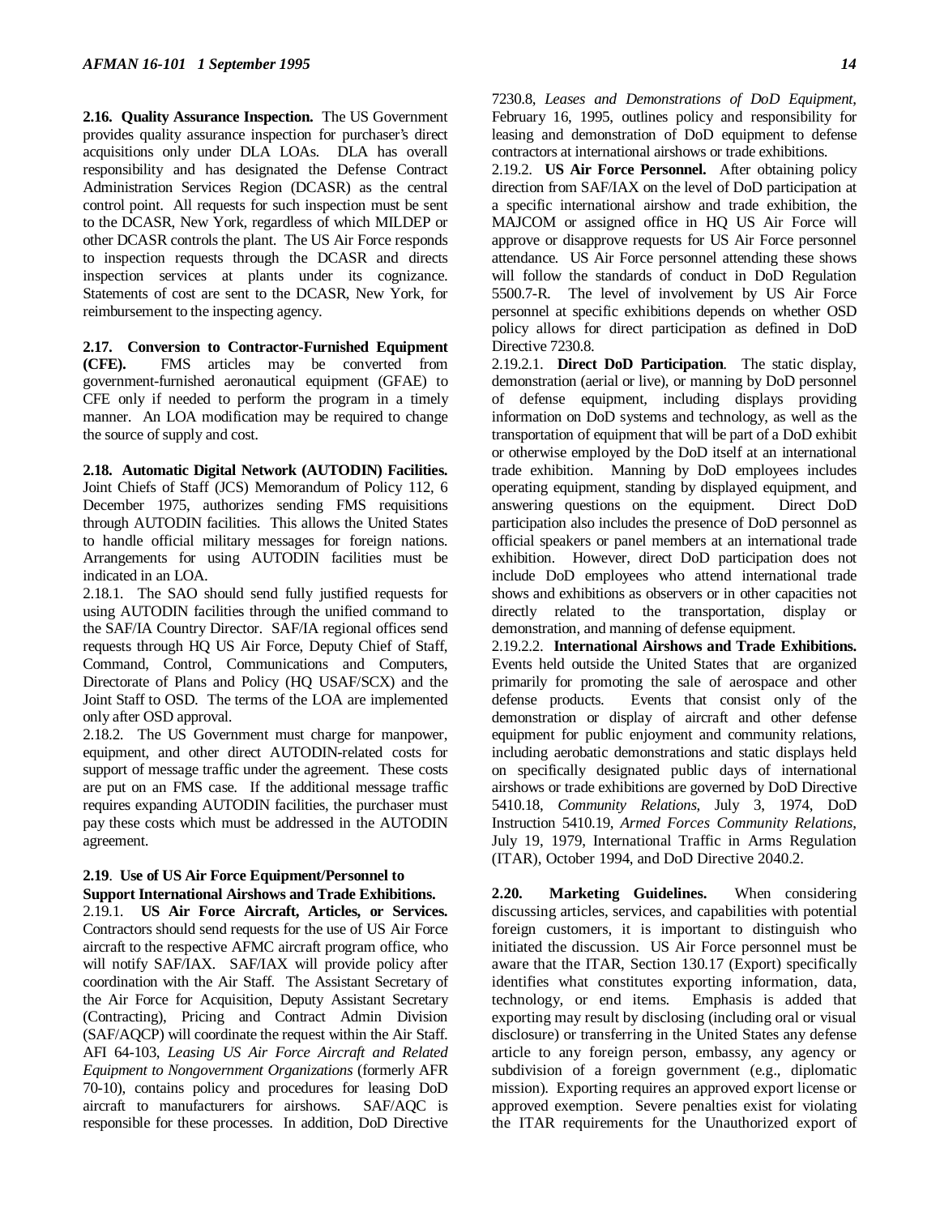**2.16. Quality Assurance Inspection.** The US Government provides quality assurance inspection for purchaser's direct acquisitions only under DLA LOAs. DLA has overall responsibility and has designated the Defense Contract Administration Services Region (DCASR) as the central control point. All requests for such inspection must be sent to the DCASR, New York, regardless of which MILDEP or other DCASR controls the plant. The US Air Force responds to inspection requests through the DCASR and directs inspection services at plants under its cognizance. Statements of cost are sent to the DCASR, New York, for reimbursement to the inspecting agency.

**2.17. Conversion to Contractor-Furnished Equipment (CFE).** FMS articles may be converted from government-furnished aeronautical equipment (GFAE) to CFE only if needed to perform the program in a timely manner. An LOA modification may be required to change the source of supply and cost.

**2.18. Automatic Digital Network (AUTODIN) Facilities.** Joint Chiefs of Staff (JCS) Memorandum of Policy 112, 6 December 1975, authorizes sending FMS requisitions through AUTODIN facilities. This allows the United States to handle official military messages for foreign nations. Arrangements for using AUTODIN facilities must be indicated in an LOA.

2.18.1. The SAO should send fully justified requests for using AUTODIN facilities through the unified command to the SAF/IA Country Director. SAF/IA regional offices send requests through HQ US Air Force, Deputy Chief of Staff, Command, Control, Communications and Computers, Directorate of Plans and Policy (HQ USAF/SCX) and the Joint Staff to OSD. The terms of the LOA are implemented only after OSD approval.

2.18.2. The US Government must charge for manpower, equipment, and other direct AUTODIN-related costs for support of message traffic under the agreement. These costs are put on an FMS case. If the additional message traffic requires expanding AUTODIN facilities, the purchaser must pay these costs which must be addressed in the AUTODIN agreement.

**2.19. Use of US Air Force Equipment/Personnel to Support International Airshows and Trade Exhibitions.**

2.19.1. **US Air Force Aircraft, Articles, or Services.** Contractors should send requests for the use of US Air Force aircraft to the respective AFMC aircraft program office, who will notify SAF/IAX. SAF/IAX will provide policy after coordination with the Air Staff. The Assistant Secretary of the Air Force for Acquisition, Deputy Assistant Secretary (Contracting), Pricing and Contract Admin Division (SAF/AQCP) will coordinate the request within the Air Staff. AFI 64-103, *Leasing US Air Force Aircraft and Related Equipment to Nongovernment Organizations* (formerly AFR 70-10), contains policy and procedures for leasing DoD aircraft to manufacturers for airshows. SAF/AQC is responsible for these processes. In addition, DoD Directive 7230.8, *Leases and Demonstrations of DoD Equipment*, February 16, 1995, outlines policy and responsibility for leasing and demonstration of DoD equipment to defense contractors at international airshows or trade exhibitions.

2.19.2. **US Air Force Personnel.** After obtaining policy direction from SAF/IAX on the level of DoD participation at a specific international airshow and trade exhibition, the MAJCOM or assigned office in HQ US Air Force will approve or disapprove requests for US Air Force personnel attendance. US Air Force personnel attending these shows will follow the standards of conduct in DoD Regulation 5500.7-R. The level of involvement by US Air Force personnel at specific exhibitions depends on whether OSD policy allows for direct participation as defined in DoD Directive 7230.8.

2.19.2.1. **Direct DoD Participation**. The static display, demonstration (aerial or live), or manning by DoD personnel of defense equipment, including displays providing information on DoD systems and technology, as well as the transportation of equipment that will be part of a DoD exhibit or otherwise employed by the DoD itself at an international trade exhibition. Manning by DoD employees includes operating equipment, standing by displayed equipment, and answering questions on the equipment. Direct DoD participation also includes the presence of DoD personnel as official speakers or panel members at an international trade exhibition. However, direct DoD participation does not include DoD employees who attend international trade shows and exhibitions as observers or in other capacities not directly related to the transportation, display or demonstration, and manning of defense equipment.

2.19.2.2. **International Airshows and Trade Exhibitions.** Events held outside the United States that are organized primarily for promoting the sale of aerospace and other defense products. Events that consist only of the demonstration or display of aircraft and other defense equipment for public enjoyment and community relations, including aerobatic demonstrations and static displays held on specifically designated public days of international airshows or trade exhibitions are governed by DoD Directive 5410.18, *Community Relations*, July 3, 1974, DoD Instruction 5410.19, *Armed Forces Community Relations*, July 19, 1979, International Traffic in Arms Regulation (ITAR), October 1994, and DoD Directive 2040.2.

**2.20. Marketing Guidelines.** When considering discussing articles, services, and capabilities with potential foreign customers, it is important to distinguish who initiated the discussion. US Air Force personnel must be aware that the ITAR, Section 130.17 (Export) specifically identifies what constitutes exporting information, data, technology, or end items. Emphasis is added that exporting may result by disclosing (including oral or visual disclosure) or transferring in the United States any defense article to any foreign person, embassy, any agency or subdivision of a foreign government (e.g., diplomatic mission). Exporting requires an approved export license or approved exemption. Severe penalties exist for violating the ITAR requirements for the Unauthorized export of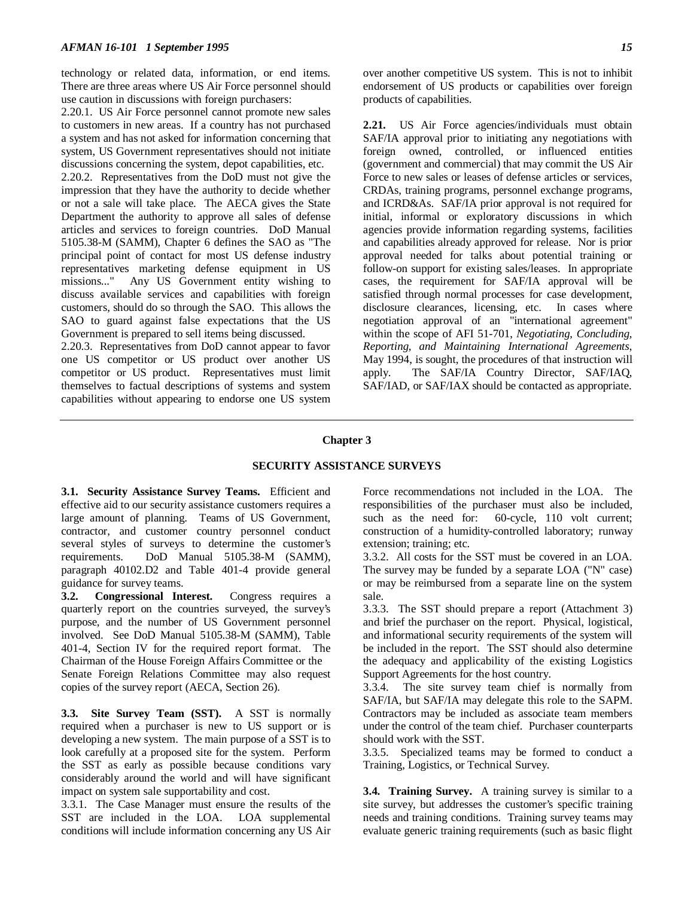technology or related data, information, or end items. There are three areas where US Air Force personnel should use caution in discussions with foreign purchasers:

2.20.1. US Air Force personnel cannot promote new sales to customers in new areas. If a country has not purchased a system and has not asked for information concerning that system, US Government representatives should not initiate discussions concerning the system, depot capabilities, etc.

2.20.2. Representatives from the DoD must not give the impression that they have the authority to decide whether or not a sale will take place. The AECA gives the State Department the authority to approve all sales of defense articles and services to foreign countries. DoD Manual 5105.38-M (SAMM), Chapter 6 defines the SAO as "The principal point of contact for most US defense industry representatives marketing defense equipment in US missions..." Any US Government entity wishing to discuss available services and capabilities with foreign customers, should do so through the SAO. This allows the SAO to guard against false expectations that the US Government is prepared to sell items being discussed.

2.20.3. Representatives from DoD cannot appear to favor one US competitor or US product over another US competitor or US product. Representatives must limit themselves to factual descriptions of systems and system capabilities without appearing to endorse one US system over another competitive US system. This is not to inhibit endorsement of US products or capabilities over foreign products of capabilities.

**2.21.** US Air Force agencies/individuals must obtain SAF/IA approval prior to initiating any negotiations with foreign owned, controlled, or influenced entities (government and commercial) that may commit the US Air Force to new sales or leases of defense articles or services, CRDAs, training programs, personnel exchange programs, and ICRD&As. SAF/IA prior approval is not required for initial, informal or exploratory discussions in which agencies provide information regarding systems, facilities and capabilities already approved for release. Nor is prior approval needed for talks about potential training or follow-on support for existing sales/leases. In appropriate cases, the requirement for SAF/IA approval will be satisfied through normal processes for case development, disclosure clearances, licensing, etc. In cases where negotiation approval of an "international agreement" within the scope of AFI 51-701, *Negotiating, Concluding, Reporting, and Maintaining International Agreements*, May 1994, is sought, the procedures of that instruction will apply. The SAF/IA Country Director, SAF/IAQ, SAF/IAD, or SAF/IAX should be contacted as appropriate.

## Chapter 3

## SECURITY ASSISTANCE SURVEYS

**3.1. Security Assistance Survey Teams.** Efficient and effective aid to our security assistance customers requires a large amount of planning. Teams of US Government, contractor, and customer country personnel conduct several styles of surveys to determine the customer's requirements. DoD Manual 5105.38-M (SAMM), paragraph 40102.D2 and Table 401-4 provide general guidance for survey teams.

**3.2. Congressional Interest.** Congress requires a quarterly report on the countries surveyed, the survey's purpose, and the number of US Government personnel involved. See DoD Manual 5105.38-M (SAMM), Table 401-4, Section IV for the required report format. The Chairman of the House Foreign Affairs Committee or the Senate Foreign Relations Committee may also request copies of the survey report (AECA, Section 26).

**3.3. Site Survey Team (SST).** A SST is normally required when a purchaser is new to US support or is developing a new system. The main purpose of a SST is to look carefully at a proposed site for the system. Perform the SST as early as possible because conditions vary considerably around the world and will have significant impact on system sale supportability and cost.

3.3.1. The Case Manager must ensure the results of the SST are included in the LOA. LOA supplemental conditions will include information concerning any US Air Force recommendations not included in the LOA. The responsibilities of the purchaser must also be included, such as the need for: 60-cycle, 110 volt current; construction of a humidity-controlled laboratory; runway extension; training; etc.

3.3.2. All costs for the SST must be covered in an LOA. The survey may be funded by a separate LOA ("N" case) or may be reimbursed from a separate line on the system sale.

3.3.3. The SST should prepare a report (Attachment 3) and brief the purchaser on the report. Physical, logistical, and informational security requirements of the system will be included in the report. The SST should also determine the adequacy and applicability of the existing Logistics Support Agreements for the host country.

3.3.4. The site survey team chief is normally from SAF/IA, but SAF/IA may delegate this role to the SAPM. Contractors may be included as associate team members under the control of the team chief. Purchaser counterparts should work with the SST.

3.3.5. Specialized teams may be formed to conduct a Training, Logistics, or Technical Survey.

**3.4. Training Survey.** A training survey is similar to a site survey, but addresses the customer's specific training needs and training conditions. Training survey teams may evaluate generic training requirements (such as basic flight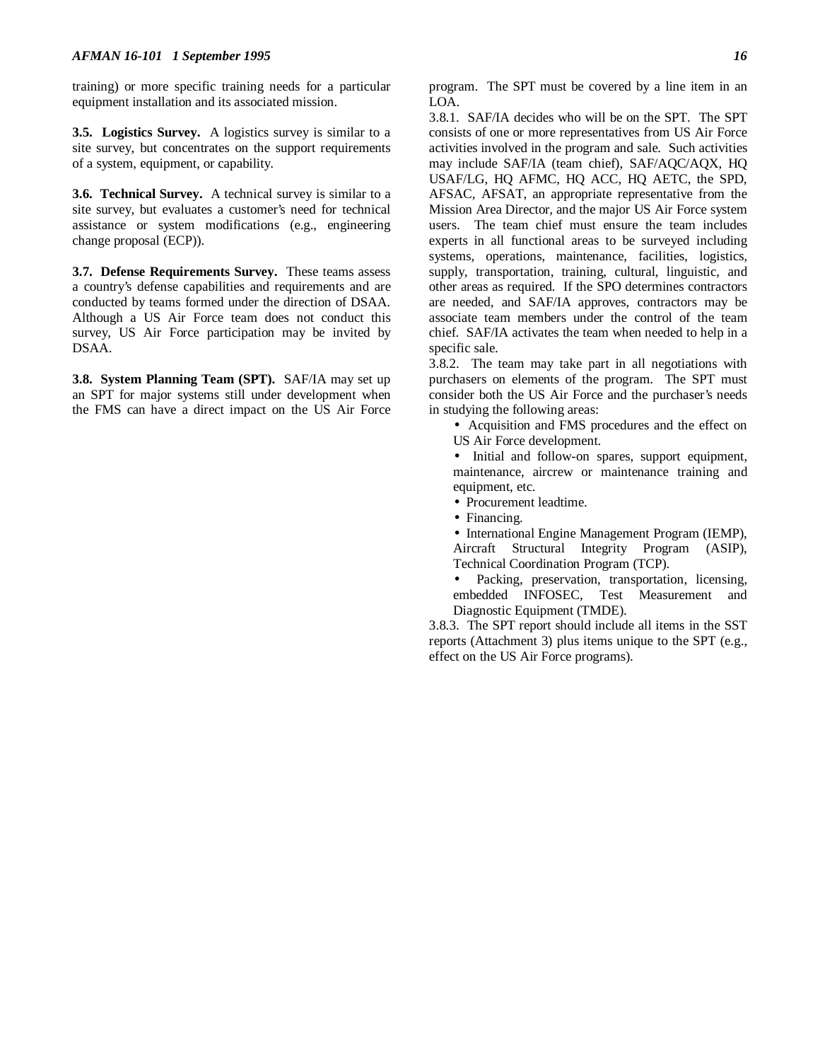training) or more specific training needs for a particular equipment installation and its associated mission.

**3.5. Logistics Survey.** A logistics survey is similar to a site survey, but concentrates on the support requirements of a system, equipment, or capability.

**3.6. Technical Survey.** A technical survey is similar to a site survey, but evaluates a customer's need for technical assistance or system modifications (e.g., engineering change proposal (ECP)).

**3.7. Defense Requirements Survey.** These teams assess a country's defense capabilities and requirements and are conducted by teams formed under the direction of DSAA. Although a US Air Force team does not conduct this survey, US Air Force participation may be invited by DSAA.

**3.8. System Planning Team (SPT).** SAF/IA may set up an SPT for major systems still under development when the FMS can have a direct impact on the US Air Force program. The SPT must be covered by a line item in an LOA.

3.8.1. SAF/IA decides who will be on the SPT. The SPT consists of one or more representatives from US Air Force activities involved in the program and sale. Such activities may include SAF/IA (team chief), SAF/AQC/AQX, HQ USAF/LG, HQ AFMC, HQ ACC, HQ AETC, the SPD, AFSAC, AFSAT, an appropriate representative from the Mission Area Director, and the major US Air Force system users. The team chief must ensure the team includes experts in all functional areas to be surveyed including systems, operations, maintenance, facilities, logistics, supply, transportation, training, cultural, linguistic, and other areas as required. If the SPO determines contractors are needed, and SAF/IA approves, contractors may be associate team members under the control of the team chief. SAF/IA activates the team when needed to help in a specific sale.

3.8.2. The team may take part in all negotiations with purchasers on elements of the program. The SPT must consider both the US Air Force and the purchaser's needs in studying the following areas:

- Acquisition and FMS procedures and the effect on US Air Force development.
- Initial and follow-on spares, support equipment, maintenance, aircrew or maintenance training and equipment, etc.
- Procurement leadtime.
- Financing.
- International Engine Management Program (IEMP), Aircraft Structural Integrity Program (ASIP), Technical Coordination Program (TCP).
- Packing, preservation, transportation, licensing, embedded INFOSEC, Test Measurement and Diagnostic Equipment (TMDE).

3.8.3. The SPT report should include all items in the SST reports (Attachment 3) plus items unique to the SPT (e.g., effect on the US Air Force programs).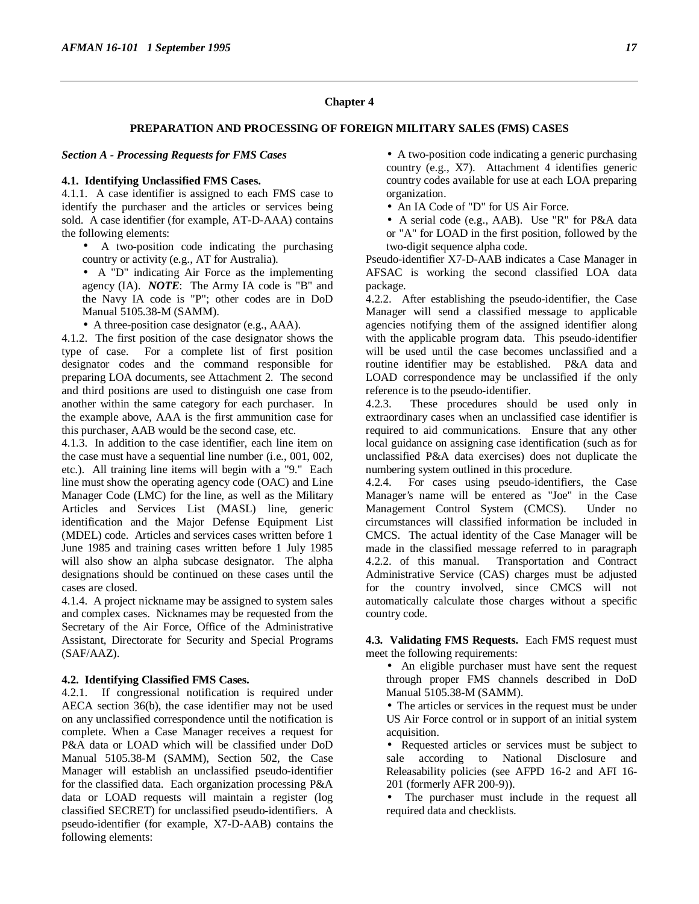# Chapter 4

## PREPARATION AND PROCESSING OF FOREIGN MILITARY SALES (FMS) CASES

***Section A - Processing Requests for FMS Cases***

**4.1. Identifying Unclassified FMS Cases.**

4.1.1. A case identifier is assigned to each FMS case to identify the purchaser and the articles or services being sold. A case identifier (for example, AT-D-AAA) contains the following elements:

- A two-position code indicating the purchasing country or activity (e.g., AT for Australia).
- A "D" indicating Air Force as the implementing agency (IA). ***NOTE***: The Army IA code is "B" and the Navy IA code is "P"; other codes are in DoD Manual 5105.38-M (SAMM).
- A three-position case designator (e.g., AAA).

4.1.2. The first position of the case designator shows the type of case. For a complete list of first position designator codes and the command responsible for preparing LOA documents, see Attachment 2. The second and third positions are used to distinguish one case from another within the same category for each purchaser. In the example above, AAA is the first ammunition case for this purchaser, AAB would be the second case, etc.

4.1.3. In addition to the case identifier, each line item on the case must have a sequential line number (i.e., 001, 002, etc.). All training line items will begin with a "9." Each line must show the operating agency code (OAC) and Line Manager Code (LMC) for the line, as well as the Military Articles and Services List (MASL) line, generic identification and the Major Defense Equipment List (MDEL) code. Articles and services cases written before 1 June 1985 and training cases written before 1 July 1985 will also show an alpha subcase designator. The alpha designations should be continued on these cases until the cases are closed.

4.1.4. A project nickname may be assigned to system sales and complex cases. Nicknames may be requested from the Secretary of the Air Force, Office of the Administrative Assistant, Directorate for Security and Special Programs (SAF/AAZ).

**4.2. Identifying Classified FMS Cases.**

4.2.1. If congressional notification is required under AECA section 36(b), the case identifier may not be used on any unclassified correspondence until the notification is complete. When a Case Manager receives a request for P&A data or LOAD which will be classified under DoD Manual 5105.38-M (SAMM), Section 502, the Case Manager will establish an unclassified pseudo-identifier for the classified data. Each organization processing P&A data or LOAD requests will maintain a register (log classified SECRET) for unclassified pseudo-identifiers. A pseudo-identifier (for example, X7-D-AAB) contains the following elements:

- A two-position code indicating a generic purchasing country (e.g., X7). Attachment 4 identifies generic country codes available for use at each LOA preparing organization.
- An IA Code of "D" for US Air Force.
- A serial code (e.g., AAB). Use "R" for P&A data or "A" for LOAD in the first position, followed by the two-digit sequence alpha code.

Pseudo-identifier X7-D-AAB indicates a Case Manager in AFSAC is working the second classified LOA data package.

4.2.2. After establishing the pseudo-identifier, the Case Manager will send a classified message to applicable agencies notifying them of the assigned identifier along with the applicable program data. This pseudo-identifier will be used until the case becomes unclassified and a routine identifier may be established. P&A data and LOAD correspondence may be unclassified if the only reference is to the pseudo-identifier.

4.2.3. These procedures should be used only in extraordinary cases when an unclassified case identifier is required to aid communications. Ensure that any other local guidance on assigning case identification (such as for unclassified P&A data exercises) does not duplicate the numbering system outlined in this procedure.

4.2.4. For cases using pseudo-identifiers, the Case Manager's name will be entered as "Joe" in the Case Management Control System (CMCS). Under no circumstances will classified information be included in CMCS. The actual identity of the Case Manager will be made in the classified message referred to in paragraph 4.2.2. of this manual. Transportation and Contract Administrative Service (CAS) charges must be adjusted for the country involved, since CMCS will not automatically calculate those charges without a specific country code.

**4.3. Validating FMS Requests.** Each FMS request must meet the following requirements:

- An eligible purchaser must have sent the request through proper FMS channels described in DoD Manual 5105.38-M (SAMM).
- The articles or services in the request must be under US Air Force control or in support of an initial system acquisition.
- Requested articles or services must be subject to sale according to National Disclosure and Releasability policies (see AFPD 16-2 and AFI 16-201 (formerly AFR 200-9)).
- The purchaser must include in the request all required data and checklists.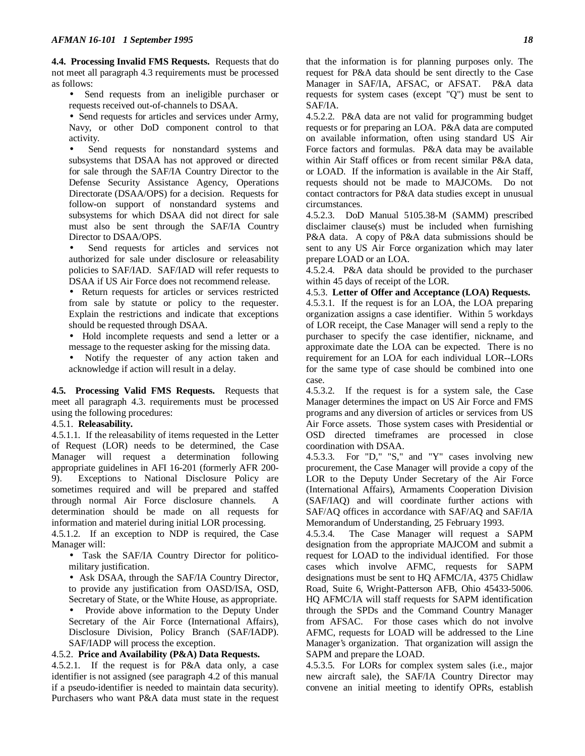**4.4. Processing Invalid FMS Requests.** Requests that do not meet all paragraph 4.3 requirements must be processed as follows:

- Send requests from an ineligible purchaser or requests received out-of-channels to DSAA.
- Send requests for articles and services under Army, Navy, or other DoD component control to that activity.
- Send requests for nonstandard systems and subsystems that DSAA has not approved or directed for sale through the SAF/IA Country Director to the Defense Security Assistance Agency, Operations Directorate (DSAA/OPS) for a decision. Requests for follow-on support of nonstandard systems and subsystems for which DSAA did not direct for sale must also be sent through the SAF/IA Country Director to DSAA/OPS.
- Send requests for articles and services not authorized for sale under disclosure or releasability policies to SAF/IAD. SAF/IAD will refer requests to DSAA if US Air Force does not recommend release.
- Return requests for articles or services restricted from sale by statute or policy to the requester. Explain the restrictions and indicate that exceptions should be requested through DSAA.
- Hold incomplete requests and send a letter or a message to the requester asking for the missing data.
- Notify the requester of any action taken and acknowledge if action will result in a delay.

**4.5. Processing Valid FMS Requests.** Requests that meet all paragraph 4.3. requirements must be processed using the following procedures:

4.5.1. **Releasability.**

4.5.1.1. If the releasability of items requested in the Letter of Request (LOR) needs to be determined, the Case Manager will request a determination following appropriate guidelines in AFI 16-201 (formerly AFR 200-9). Exceptions to National Disclosure Policy are sometimes required and will be prepared and staffed through normal Air Force disclosure channels. A determination should be made on all requests for information and materiel during initial LOR processing.

4.5.1.2. If an exception to NDP is required, the Case Manager will:

- Task the SAF/IA Country Director for politico-military justification.
- Ask DSAA, through the SAF/IA Country Director, to provide any justification from OASD/ISA, OSD, Secretary of State, or the White House, as appropriate.
- Provide above information to the Deputy Under Secretary of the Air Force (International Affairs), Disclosure Division, Policy Branch (SAF/IADP). SAF/IADP will process the exception.

4.5.2. **Price and Availability (P&A) Data Requests.**

4.5.2.1. If the request is for P&A data only, a case identifier is not assigned (see paragraph 4.2 of this manual if a pseudo-identifier is needed to maintain data security). Purchasers who want P&A data must state in the request that the information is for planning purposes only. The request for P&A data should be sent directly to the Case Manager in SAF/IA, AFSAC, or AFSAT. P&A data requests for system cases (except "Q") must be sent to SAF/IA.

4.5.2.2. P&A data are not valid for programming budget requests or for preparing an LOA. P&A data are computed on available information, often using standard US Air Force factors and formulas. P&A data may be available within Air Staff offices or from recent similar P&A data, or LOAD. If the information is available in the Air Staff, requests should not be made to MAJCOMs. Do not contact contractors for P&A data studies except in unusual circumstances.

4.5.2.3. DoD Manual 5105.38-M (SAMM) prescribed disclaimer clause(s) must be included when furnishing P&A data. A copy of P&A data submissions should be sent to any US Air Force organization which may later prepare LOAD or an LOA.

4.5.2.4. P&A data should be provided to the purchaser within 45 days of receipt of the LOR.

4.5.3. **Letter of Offer and Acceptance (LOA) Requests.**

4.5.3.1. If the request is for an LOA, the LOA preparing organization assigns a case identifier. Within 5 workdays of LOR receipt, the Case Manager will send a reply to the purchaser to specify the case identifier, nickname, and approximate date the LOA can be expected. There is no requirement for an LOA for each individual LOR--LORs for the same type of case should be combined into one case.

4.5.3.2. If the request is for a system sale, the Case Manager determines the impact on US Air Force and FMS programs and any diversion of articles or services from US Air Force assets. Those system cases with Presidential or OSD directed timeframes are processed in close coordination with DSAA.

4.5.3.3. For "D," "S," and "Y" cases involving new procurement, the Case Manager will provide a copy of the LOR to the Deputy Under Secretary of the Air Force (International Affairs), Armaments Cooperation Division (SAF/IAQ) and will coordinate further actions with SAF/AQ offices in accordance with SAF/AQ and SAF/IA Memorandum of Understanding, 25 February 1993.

4.5.3.4. The Case Manager will request a SAPM designation from the appropriate MAJCOM and submit a request for LOAD to the individual identified. For those cases which involve AFMC, requests for SAPM designations must be sent to HQ AFMC/IA, 4375 Chidlaw Road, Suite 6, Wright-Patterson AFB, Ohio 45433-5006. HQ AFMC/IA will staff requests for SAPM identification through the SPDs and the Command Country Manager from AFSAC. For those cases which do not involve AFMC, requests for LOAD will be addressed to the Line Manager's organization. That organization will assign the SAPM and prepare the LOAD.

4.5.3.5. For LORs for complex system sales (i.e., major new aircraft sale), the SAF/IA Country Director may convene an initial meeting to identify OPRs, establish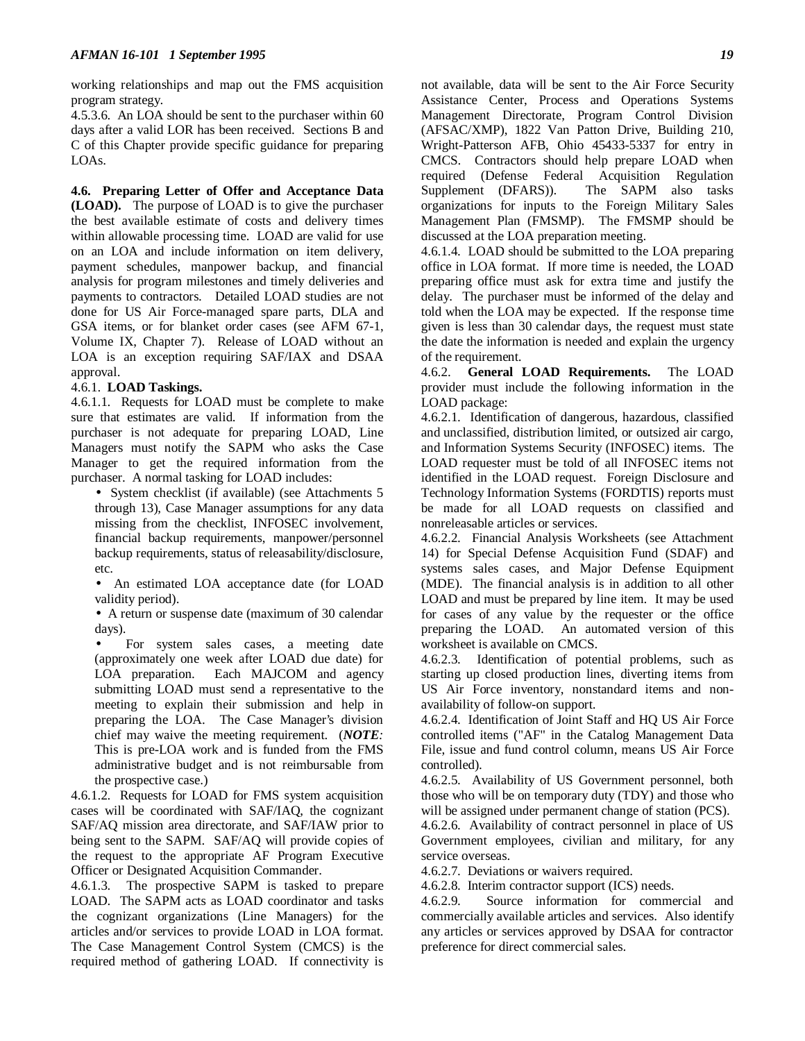working relationships and map out the FMS acquisition program strategy.

4.5.3.6. An LOA should be sent to the purchaser within 60 days after a valid LOR has been received. Sections B and C of this Chapter provide specific guidance for preparing LOAs.

**4.6. Preparing Letter of Offer and Acceptance Data (LOAD).** The purpose of LOAD is to give the purchaser the best available estimate of costs and delivery times within allowable processing time. LOAD are valid for use on an LOA and include information on item delivery, payment schedules, manpower backup, and financial analysis for program milestones and timely deliveries and payments to contractors. Detailed LOAD studies are not done for US Air Force-managed spare parts, DLA and GSA items, or for blanket order cases (see AFM 67-1, Volume IX, Chapter 7). Release of LOAD without an LOA is an exception requiring SAF/IAX and DSAA approval.

4.6.1. **LOAD Taskings.**

4.6.1.1. Requests for LOAD must be complete to make sure that estimates are valid. If information from the purchaser is not adequate for preparing LOAD, Line Managers must notify the SAPM who asks the Case Manager to get the required information from the purchaser. A normal tasking for LOAD includes:

- System checklist (if available) (see Attachments 5 through 13), Case Manager assumptions for any data missing from the checklist, INFOSEC involvement, financial backup requirements, manpower/personnel backup requirements, status of releasability/disclosure, etc.
- An estimated LOA acceptance date (for LOAD validity period).
- A return or suspense date (maximum of 30 calendar days).
- For system sales cases, a meeting date (approximately one week after LOAD due date) for LOA preparation. Each MAJCOM and agency submitting LOAD must send a representative to the meeting to explain their submission and help in preparing the LOA. The Case Manager's division chief may waive the meeting requirement. (***NOTE:*** This is pre-LOA work and is funded from the FMS administrative budget and is not reimbursable from the prospective case.)

4.6.1.2. Requests for LOAD for FMS system acquisition cases will be coordinated with SAF/IAQ, the cognizant SAF/AQ mission area directorate, and SAF/IAW prior to being sent to the SAPM. SAF/AQ will provide copies of the request to the appropriate AF Program Executive Officer or Designated Acquisition Commander.

4.6.1.3. The prospective SAPM is tasked to prepare LOAD. The SAPM acts as LOAD coordinator and tasks the cognizant organizations (Line Managers) for the articles and/or services to provide LOAD in LOA format. The Case Management Control System (CMCS) is the required method of gathering LOAD. If connectivity is not available, data will be sent to the Air Force Security Assistance Center, Process and Operations Systems Management Directorate, Program Control Division (AFSAC/XMP), 1822 Van Patton Drive, Building 210, Wright-Patterson AFB, Ohio 45433-5337 for entry in CMCS. Contractors should help prepare LOAD when required (Defense Federal Acquisition Regulation Supplement (DFARS)). The SAPM also tasks organizations for inputs to the Foreign Military Sales Management Plan (FMSMP). The FMSMP should be discussed at the LOA preparation meeting.

4.6.1.4. LOAD should be submitted to the LOA preparing office in LOA format. If more time is needed, the LOAD preparing office must ask for extra time and justify the delay. The purchaser must be informed of the delay and told when the LOA may be expected. If the response time given is less than 30 calendar days, the request must state the date the information is needed and explain the urgency of the requirement.

4.6.2. **General LOAD Requirements.** The LOAD provider must include the following information in the LOAD package:

4.6.2.1. Identification of dangerous, hazardous, classified and unclassified, distribution limited, or outsized air cargo, and Information Systems Security (INFOSEC) items. The LOAD requester must be told of all INFOSEC items not identified in the LOAD request. Foreign Disclosure and Technology Information Systems (FORDTIS) reports must be made for all LOAD requests on classified and nonreleasable articles or services.

4.6.2.2. Financial Analysis Worksheets (see Attachment 14) for Special Defense Acquisition Fund (SDAF) and systems sales cases, and Major Defense Equipment (MDE). The financial analysis is in addition to all other LOAD and must be prepared by line item. It may be used for cases of any value by the requester or the office preparing the LOAD. An automated version of this worksheet is available on CMCS.

4.6.2.3. Identification of potential problems, such as starting up closed production lines, diverting items from US Air Force inventory, nonstandard items and non-availability of follow-on support.

4.6.2.4. Identification of Joint Staff and HQ US Air Force controlled items ("AF" in the Catalog Management Data File, issue and fund control column, means US Air Force controlled).

4.6.2.5. Availability of US Government personnel, both those who will be on temporary duty (TDY) and those who will be assigned under permanent change of station (PCS).

4.6.2.6. Availability of contract personnel in place of US Government employees, civilian and military, for any service overseas.

4.6.2.7. Deviations or waivers required.

4.6.2.8. Interim contractor support (ICS) needs.

4.6.2.9. Source information for commercial and commercially available articles and services. Also identify any articles or services approved by DSAA for contractor preference for direct commercial sales.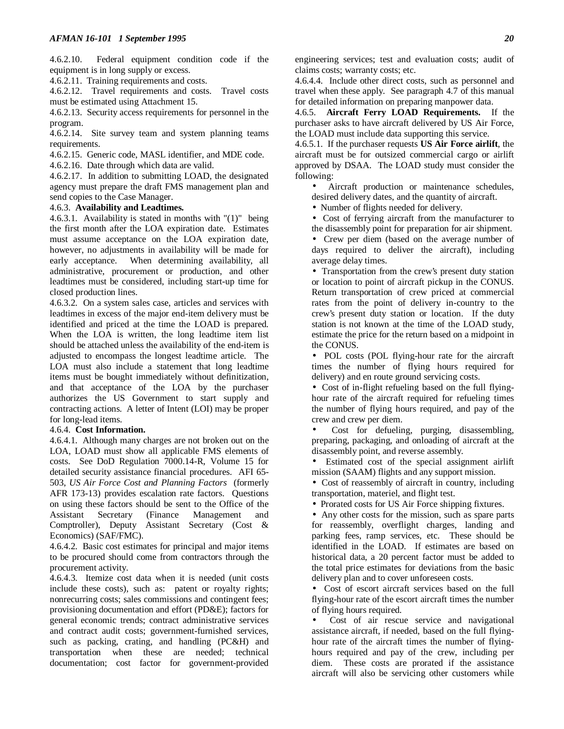4.6.2.10. Federal equipment condition code if the equipment is in long supply or excess.

4.6.2.11. Training requirements and costs.

4.6.2.12. Travel requirements and costs. Travel costs must be estimated using Attachment 15.

4.6.2.13. Security access requirements for personnel in the program.

4.6.2.14. Site survey team and system planning teams requirements.

4.6.2.15. Generic code, MASL identifier, and MDE code.

4.6.2.16. Date through which data are valid.

4.6.2.17. In addition to submitting LOAD, the designated agency must prepare the draft FMS management plan and send copies to the Case Manager.

4.6.3. **Availability and Leadtimes.**

4.6.3.1. Availability is stated in months with "(1)" being the first month after the LOA expiration date. Estimates must assume acceptance on the LOA expiration date, however, no adjustments in availability will be made for early acceptance. When determining availability, all administrative, procurement or production, and other leadtimes must be considered, including start-up time for closed production lines.

4.6.3.2. On a system sales case, articles and services with leadtimes in excess of the major end-item delivery must be identified and priced at the time the LOAD is prepared. When the LOA is written, the long leadtime item list should be attached unless the availability of the end-item is adjusted to encompass the longest leadtime article. The LOA must also include a statement that long leadtime items must be bought immediately without definitization, and that acceptance of the LOA by the purchaser authorizes the US Government to start supply and contracting actions. A letter of Intent (LOI) may be proper for long-lead items.

4.6.4. **Cost Information.**

4.6.4.1. Although many charges are not broken out on the LOA, LOAD must show all applicable FMS elements of costs. See DoD Regulation 7000.14-R, Volume 15 for detailed security assistance financial procedures. AFI 65-503, *US Air Force Cost and Planning Factors* (formerly AFR 173-13) provides escalation rate factors. Questions on using these factors should be sent to the Office of the Assistant Secretary (Finance Management and Comptroller), Deputy Assistant Secretary (Cost & Economics) (SAF/FMC).

4.6.4.2. Basic cost estimates for principal and major items to be procured should come from contractors through the procurement activity.

4.6.4.3. Itemize cost data when it is needed (unit costs include these costs), such as: patent or royalty rights; nonrecurring costs; sales commissions and contingent fees; provisioning documentation and effort (PD&E); factors for general economic trends; contract administrative services and contract audit costs; government-furnished services, such as packing, crating, and handling (PC&H) and transportation when these are needed; technical documentation; cost factor for government-provided engineering services; test and evaluation costs; audit of claims costs; warranty costs; etc.

4.6.4.4. Include other direct costs, such as personnel and travel when these apply. See paragraph 4.7 of this manual for detailed information on preparing manpower data.

4.6.5. **Aircraft Ferry LOAD Requirements.** If the purchaser asks to have aircraft delivered by US Air Force, the LOAD must include data supporting this service.

4.6.5.1. If the purchaser requests **US Air Force airlift**, the aircraft must be for outsized commercial cargo or airlift approved by DSAA. The LOAD study must consider the following:

- Aircraft production or maintenance schedules, desired delivery dates, and the quantity of aircraft.
- Number of flights needed for delivery.
- Cost of ferrying aircraft from the manufacturer to the disassembly point for preparation for air shipment.
- Crew per diem (based on the average number of days required to deliver the aircraft), including average delay times.
- Transportation from the crew's present duty station or location to point of aircraft pickup in the CONUS. Return transportation of crew priced at commercial rates from the point of delivery in-country to the crew's present duty station or location. If the duty station is not known at the time of the LOAD study, estimate the price for the return based on a midpoint in the CONUS.
- POL costs (POL flying-hour rate for the aircraft times the number of flying hours required for delivery) and en route ground servicing costs.
- Cost of in-flight refueling based on the full flying-hour rate of the aircraft required for refueling times the number of flying hours required, and pay of the crew and crew per diem.
- Cost for defueling, purging, disassembling, preparing, packaging, and onloading of aircraft at the disassembly point, and reverse assembly.
- Estimated cost of the special assignment airlift mission (SAAM) flights and any support mission.
- Cost of reassembly of aircraft in country, including transportation, materiel, and flight test.
- Prorated costs for US Air Force shipping fixtures.
- Any other costs for the mission, such as spare parts for reassembly, overflight charges, landing and parking fees, ramp services, etc. These should be identified in the LOAD. If estimates are based on historical data, a 20 percent factor must be added to the total price estimates for deviations from the basic delivery plan and to cover unforeseen costs.
- Cost of escort aircraft services based on the full flying-hour rate of the escort aircraft times the number of flying hours required.
- Cost of air rescue service and navigational assistance aircraft, if needed, based on the full flying-hour rate of the aircraft times the number of flying-hours required and pay of the crew, including per diem. These costs are prorated if the assistance aircraft will also be servicing other customers while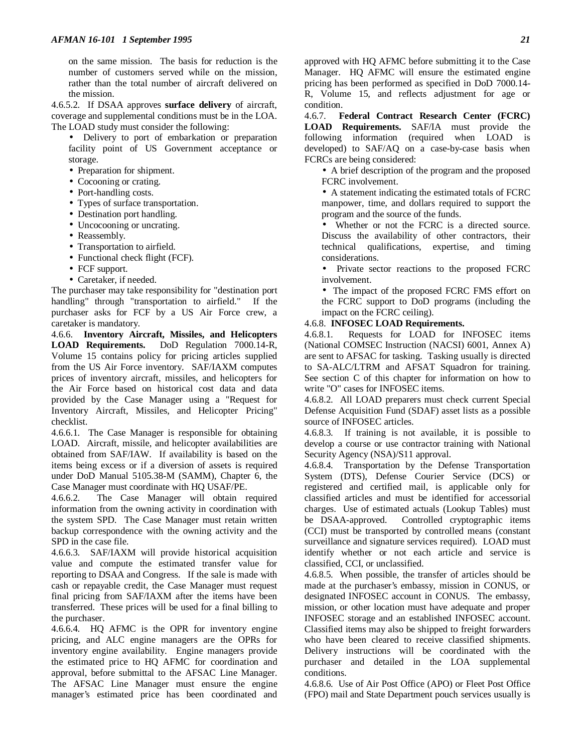on the same mission. The basis for reduction is the number of customers served while on the mission, rather than the total number of aircraft delivered on the mission.

4.6.5.2. If DSAA approves **surface delivery** of aircraft, coverage and supplemental conditions must be in the LOA. The LOAD study must consider the following:

- Delivery to port of embarkation or preparation facility point of US Government acceptance or storage.
- Preparation for shipment.
- Cocooning or crating.
- Port-handling costs.
- Types of surface transportation.
- Destination port handling.
- Uncocooning or uncrating.
- Reassembly.
- Transportation to airfield.
- Functional check flight (FCF).
- FCF support.
- Caretaker, if needed.

The purchaser may take responsibility for "destination port handling" through "transportation to airfield." If the purchaser asks for FCF by a US Air Force crew, a caretaker is mandatory.

4.6.6. **Inventory Aircraft, Missiles, and Helicopters LOAD Requirements.** DoD Regulation 7000.14-R, Volume 15 contains policy for pricing articles supplied from the US Air Force inventory. SAF/IAXM computes prices of inventory aircraft, missiles, and helicopters for the Air Force based on historical cost data and data provided by the Case Manager using a "Request for Inventory Aircraft, Missiles, and Helicopter Pricing" checklist.

4.6.6.1. The Case Manager is responsible for obtaining LOAD. Aircraft, missile, and helicopter availabilities are obtained from SAF/IAW. If availability is based on the items being excess or if a diversion of assets is required under DoD Manual 5105.38-M (SAMM), Chapter 6, the Case Manager must coordinate with HQ USAF/PE.

4.6.6.2. The Case Manager will obtain required information from the owning activity in coordination with the system SPD. The Case Manager must retain written backup correspondence with the owning activity and the SPD in the case file.

4.6.6.3. SAF/IAXM will provide historical acquisition value and compute the estimated transfer value for reporting to DSAA and Congress. If the sale is made with cash or repayable credit, the Case Manager must request final pricing from SAF/IAXM after the items have been transferred. These prices will be used for a final billing to the purchaser.

4.6.6.4. HQ AFMC is the OPR for inventory engine pricing, and ALC engine managers are the OPRs for inventory engine availability. Engine managers provide the estimated price to HQ AFMC for coordination and approval, before submittal to the AFSAC Line Manager. The AFSAC Line Manager must ensure the engine manager's estimated price has been coordinated and approved with HQ AFMC before submitting it to the Case Manager. HQ AFMC will ensure the estimated engine pricing has been performed as specified in DoD 7000.14-R, Volume 15, and reflects adjustment for age or condition.

4.6.7. **Federal Contract Research Center (FCRC) LOAD Requirements.** SAF/IA must provide the following information (required when LOAD is developed) to SAF/AQ on a case-by-case basis when FCRCs are being considered:

- A brief description of the program and the proposed FCRC involvement.
- A statement indicating the estimated totals of FCRC manpower, time, and dollars required to support the program and the source of the funds.
- Whether or not the FCRC is a directed source. Discuss the availability of other contractors, their technical qualifications, expertise, and timing considerations.
- Private sector reactions to the proposed FCRC involvement.
- The impact of the proposed FCRC FMS effort on the FCRC support to DoD programs (including the impact on the FCRC ceiling).

4.6.8. **INFOSEC LOAD Requirements.**

4.6.8.1. Requests for LOAD for INFOSEC items (National COMSEC Instruction (NACSI) 6001, Annex A) are sent to AFSAC for tasking. Tasking usually is directed to SA-ALC/LTRM and AFSAT Squadron for training. See section C of this chapter for information on how to write "O" cases for INFOSEC items.

4.6.8.2. All LOAD preparers must check current Special Defense Acquisition Fund (SDAF) asset lists as a possible source of INFOSEC articles.

4.6.8.3. If training is not available, it is possible to develop a course or use contractor training with National Security Agency (NSA)/S11 approval.

4.6.8.4. Transportation by the Defense Transportation System (DTS), Defense Courier Service (DCS) or registered and certified mail, is applicable only for classified articles and must be identified for accessorial charges. Use of estimated actuals (Lookup Tables) must be DSAA-approved. Controlled cryptographic items (CCI) must be transported by controlled means (constant surveillance and signature services required). LOAD must identify whether or not each article and service is classified, CCI, or unclassified.

4.6.8.5. When possible, the transfer of articles should be made at the purchaser's embassy, mission in CONUS, or designated INFOSEC account in CONUS. The embassy, mission, or other location must have adequate and proper INFOSEC storage and an established INFOSEC account. Classified items may also be shipped to freight forwarders who have been cleared to receive classified shipments. Delivery instructions will be coordinated with the purchaser and detailed in the LOA supplemental conditions.

4.6.8.6. Use of Air Post Office (APO) or Fleet Post Office (FPO) mail and State Department pouch services usually is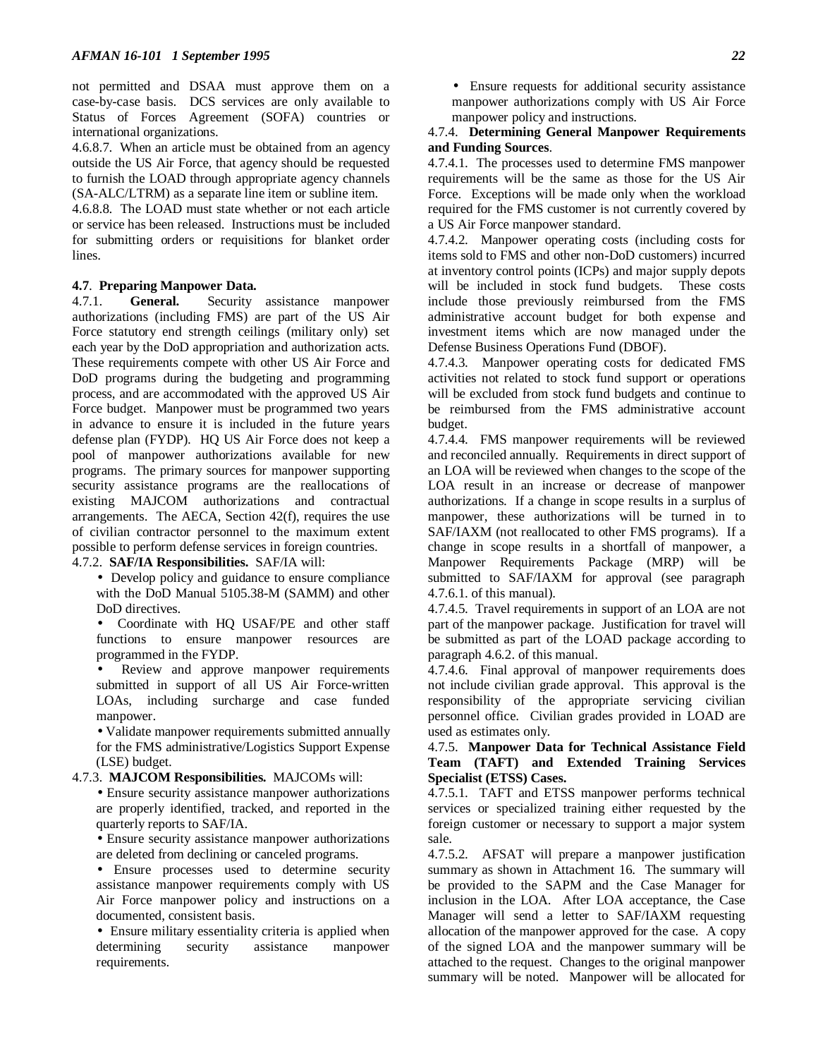not permitted and DSAA must approve them on a case-by-case basis. DCS services are only available to Status of Forces Agreement (SOFA) countries or international organizations.

4.6.8.7. When an article must be obtained from an agency outside the US Air Force, that agency should be requested to furnish the LOAD through appropriate agency channels (SA-ALC/LTRM) as a separate line item or subline item.

4.6.8.8. The LOAD must state whether or not each article or service has been released. Instructions must be included for submitting orders or requisitions for blanket order lines.

**4.7. Preparing Manpower Data.**

4.7.1. **General.** Security assistance manpower authorizations (including FMS) are part of the US Air Force statutory end strength ceilings (military only) set each year by the DoD appropriation and authorization acts. These requirements compete with other US Air Force and DoD programs during the budgeting and programming process, and are accommodated with the approved US Air Force budget. Manpower must be programmed two years in advance to ensure it is included in the future years defense plan (FYDP). HQ US Air Force does not keep a pool of manpower authorizations available for new programs. The primary sources for manpower supporting security assistance programs are the reallocations of existing MAJCOM authorizations and contractual arrangements. The AECA, Section 42(f), requires the use of civilian contractor personnel to the maximum extent possible to perform defense services in foreign countries.

4.7.2. **SAF/IA Responsibilities.** SAF/IA will:

- Develop policy and guidance to ensure compliance with the DoD Manual 5105.38-M (SAMM) and other DoD directives.
- Coordinate with HQ USAF/PE and other staff functions to ensure manpower resources are programmed in the FYDP.
- Review and approve manpower requirements submitted in support of all US Air Force-written LOAs, including surcharge and case funded manpower.
- Validate manpower requirements submitted annually for the FMS administrative/Logistics Support Expense (LSE) budget.

4.7.3. **MAJCOM Responsibilities.** MAJCOMs will:

- Ensure security assistance manpower authorizations are properly identified, tracked, and reported in the quarterly reports to SAF/IA.
- Ensure security assistance manpower authorizations are deleted from declining or canceled programs.
- Ensure processes used to determine security assistance manpower requirements comply with US Air Force manpower policy and instructions on a documented, consistent basis.
- Ensure military essentiality criteria is applied when determining security assistance manpower requirements.
- Ensure requests for additional security assistance manpower authorizations comply with US Air Force manpower policy and instructions.

4.7.4. **Determining General Manpower Requirements and Funding Sources**.

4.7.4.1. The processes used to determine FMS manpower requirements will be the same as those for the US Air Force. Exceptions will be made only when the workload required for the FMS customer is not currently covered by a US Air Force manpower standard.

4.7.4.2. Manpower operating costs (including costs for items sold to FMS and other non-DoD customers) incurred at inventory control points (ICPs) and major supply depots will be included in stock fund budgets. These costs include those previously reimbursed from the FMS administrative account budget for both expense and investment items which are now managed under the Defense Business Operations Fund (DBOF).

4.7.4.3. Manpower operating costs for dedicated FMS activities not related to stock fund support or operations will be excluded from stock fund budgets and continue to be reimbursed from the FMS administrative account budget.

4.7.4.4. FMS manpower requirements will be reviewed and reconciled annually. Requirements in direct support of an LOA will be reviewed when changes to the scope of the LOA result in an increase or decrease of manpower authorizations. If a change in scope results in a surplus of manpower, these authorizations will be turned in to SAF/IAXM (not reallocated to other FMS programs). If a change in scope results in a shortfall of manpower, a Manpower Requirements Package (MRP) will be submitted to SAF/IAXM for approval (see paragraph 4.7.6.1. of this manual).

4.7.4.5. Travel requirements in support of an LOA are not part of the manpower package. Justification for travel will be submitted as part of the LOAD package according to paragraph 4.6.2. of this manual.

4.7.4.6. Final approval of manpower requirements does not include civilian grade approval. This approval is the responsibility of the appropriate servicing civilian personnel office. Civilian grades provided in LOAD are used as estimates only.

4.7.5. **Manpower Data for Technical Assistance Field Team (TAFT) and Extended Training Services Specialist (ETSS) Cases.**

4.7.5.1. TAFT and ETSS manpower performs technical services or specialized training either requested by the foreign customer or necessary to support a major system sale.

4.7.5.2. AFSAT will prepare a manpower justification summary as shown in Attachment 16. The summary will be provided to the SAPM and the Case Manager for inclusion in the LOA. After LOA acceptance, the Case Manager will send a letter to SAF/IAXM requesting allocation of the manpower approved for the case. A copy of the signed LOA and the manpower summary will be attached to the request. Changes to the original manpower summary will be noted. Manpower will be allocated for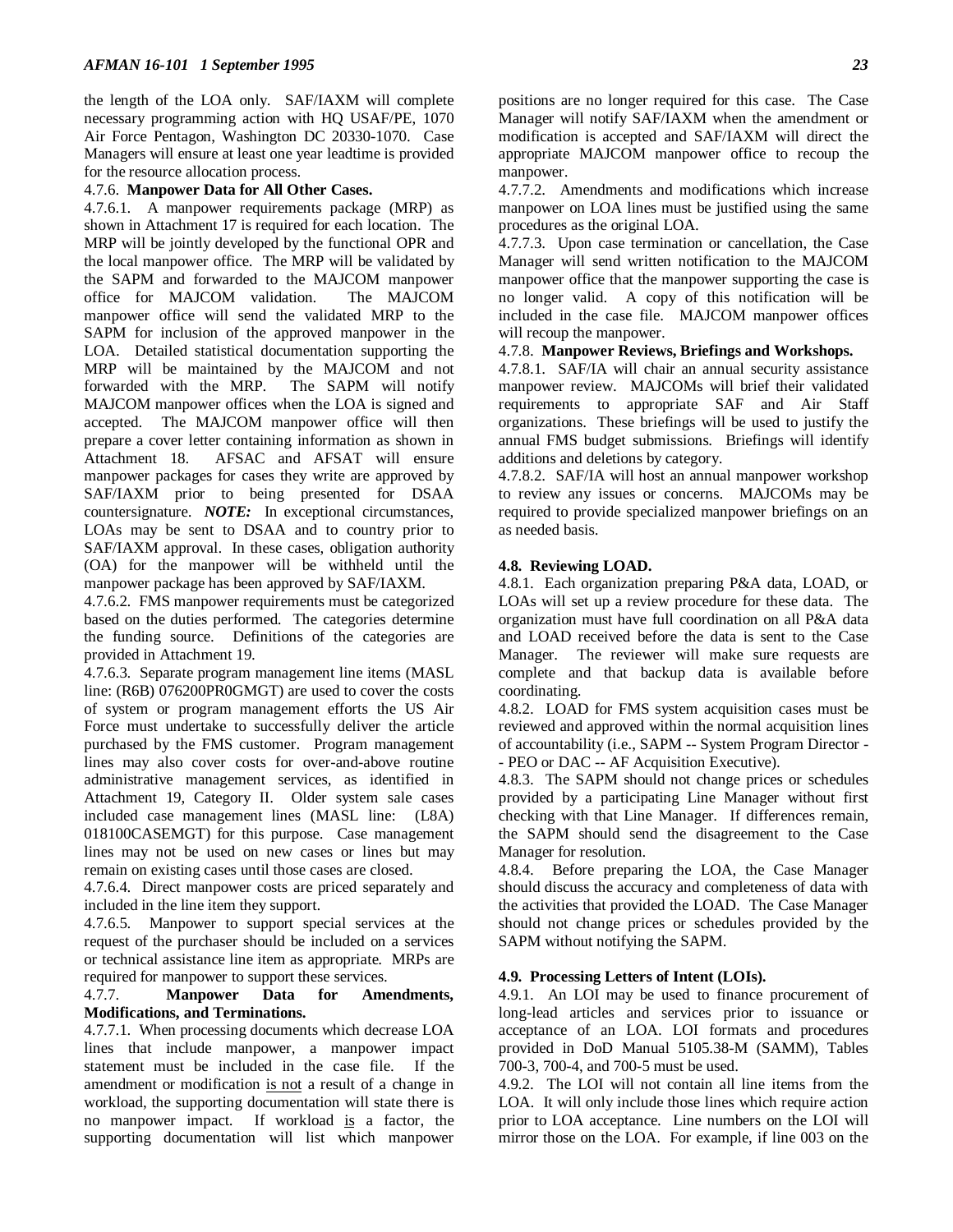the length of the LOA only. SAF/IAXM will complete necessary programming action with HQ USAF/PE, 1070 Air Force Pentagon, Washington DC 20330-1070. Case Managers will ensure at least one year leadtime is provided for the resource allocation process.

4.7.6. **Manpower Data for All Other Cases.**

4.7.6.1. A manpower requirements package (MRP) as shown in Attachment 17 is required for each location. The MRP will be jointly developed by the functional OPR and the local manpower office. The MRP will be validated by the SAPM and forwarded to the MAJCOM manpower office for MAJCOM validation. The MAJCOM manpower office will send the validated MRP to the SAPM for inclusion of the approved manpower in the LOA. Detailed statistical documentation supporting the MRP will be maintained by the MAJCOM and not forwarded with the MRP. The SAPM will notify MAJCOM manpower offices when the LOA is signed and accepted. The MAJCOM manpower office will then prepare a cover letter containing information as shown in Attachment 18. AFSAC and AFSAT will ensure manpower packages for cases they write are approved by SAF/IAXM prior to being presented for DSAA countersignature. ***NOTE:*** In exceptional circumstances, LOAs may be sent to DSAA and to country prior to SAF/IAXM approval. In these cases, obligation authority (OA) for the manpower will be withheld until the manpower package has been approved by SAF/IAXM.

4.7.6.2. FMS manpower requirements must be categorized based on the duties performed. The categories determine the funding source. Definitions of the categories are provided in Attachment 19.

4.7.6.3. Separate program management line items (MASL line: (R6B) 076200PR0GMGT) are used to cover the costs of system or program management efforts the US Air Force must undertake to successfully deliver the article purchased by the FMS customer. Program management lines may also cover costs for over-and-above routine administrative management services, as identified in Attachment 19, Category II. Older system sale cases included case management lines (MASL line: (L8A) 018100CASEMGT) for this purpose. Case management lines may not be used on new cases or lines but may remain on existing cases until those cases are closed.

4.7.6.4. Direct manpower costs are priced separately and included in the line item they support.

4.7.6.5. Manpower to support special services at the request of the purchaser should be included on a services or technical assistance line item as appropriate. MRPs are required for manpower to support these services.

4.7.7. **Manpower Data for Amendments, Modifications, and Terminations.**

4.7.7.1. When processing documents which decrease LOA lines that include manpower, a manpower impact statement must be included in the case file. If the amendment or modification is not a result of a change in workload, the supporting documentation will state there is no manpower impact. If workload is a factor, the supporting documentation will list which manpower positions are no longer required for this case. The Case Manager will notify SAF/IAXM when the amendment or modification is accepted and SAF/IAXM will direct the appropriate MAJCOM manpower office to recoup the manpower.

4.7.7.2. Amendments and modifications which increase manpower on LOA lines must be justified using the same procedures as the original LOA.

4.7.7.3. Upon case termination or cancellation, the Case Manager will send written notification to the MAJCOM manpower office that the manpower supporting the case is no longer valid. A copy of this notification will be included in the case file. MAJCOM manpower offices will recoup the manpower.

4.7.8. **Manpower Reviews, Briefings and Workshops.**

4.7.8.1. SAF/IA will chair an annual security assistance manpower review. MAJCOMs will brief their validated requirements to appropriate SAF and Air Staff organizations. These briefings will be used to justify the annual FMS budget submissions. Briefings will identify additions and deletions by category.

4.7.8.2. SAF/IA will host an annual manpower workshop to review any issues or concerns. MAJCOMs may be required to provide specialized manpower briefings on an as needed basis.

**4.8. Reviewing LOAD.**

4.8.1. Each organization preparing P&A data, LOAD, or LOAs will set up a review procedure for these data. The organization must have full coordination on all P&A data and LOAD received before the data is sent to the Case Manager. The reviewer will make sure requests are complete and that backup data is available before coordinating.

4.8.2. LOAD for FMS system acquisition cases must be reviewed and approved within the normal acquisition lines of accountability (i.e., SAPM -- System Program Director -- PEO or DAC -- AF Acquisition Executive).

4.8.3. The SAPM should not change prices or schedules provided by a participating Line Manager without first checking with that Line Manager. If differences remain, the SAPM should send the disagreement to the Case Manager for resolution.

4.8.4. Before preparing the LOA, the Case Manager should discuss the accuracy and completeness of data with the activities that provided the LOAD. The Case Manager should not change prices or schedules provided by the SAPM without notifying the SAPM.

**4.9. Processing Letters of Intent (LOIs).**

4.9.1. An LOI may be used to finance procurement of long-lead articles and services prior to issuance or acceptance of an LOA. LOI formats and procedures provided in DoD Manual 5105.38-M (SAMM), Tables 700-3, 700-4, and 700-5 must be used.

4.9.2. The LOI will not contain all line items from the LOA. It will only include those lines which require action prior to LOA acceptance. Line numbers on the LOI will mirror those on the LOA. For example, if line 003 on the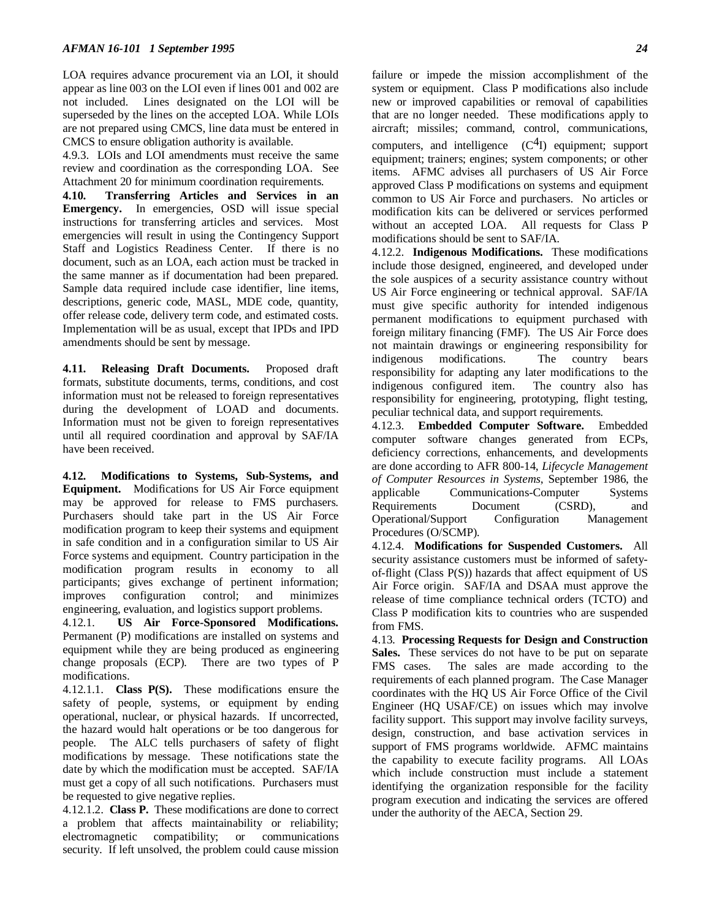LOA requires advance procurement via an LOI, it should appear as line 003 on the LOI even if lines 001 and 002 are not included. Lines designated on the LOI will be superseded by the lines on the accepted LOA. While LOIs are not prepared using CMCS, line data must be entered in CMCS to ensure obligation authority is available.

4.9.3. LOIs and LOI amendments must receive the same review and coordination as the corresponding LOA. See Attachment 20 for minimum coordination requirements.

**4.10. Transferring Articles and Services in an Emergency.** In emergencies, OSD will issue special instructions for transferring articles and services. Most emergencies will result in using the Contingency Support Staff and Logistics Readiness Center. If there is no document, such as an LOA, each action must be tracked in the same manner as if documentation had been prepared. Sample data required include case identifier, line items, descriptions, generic code, MASL, MDE code, quantity, offer release code, delivery term code, and estimated costs. Implementation will be as usual, except that IPDs and IPD amendments should be sent by message.

**4.11. Releasing Draft Documents.** Proposed draft formats, substitute documents, terms, conditions, and cost information must not be released to foreign representatives during the development of LOAD and documents. Information must not be given to foreign representatives until all required coordination and approval by SAF/IA have been received.

**4.12. Modifications to Systems, Sub-Systems, and Equipment.** Modifications for US Air Force equipment may be approved for release to FMS purchasers. Purchasers should take part in the US Air Force modification program to keep their systems and equipment in safe condition and in a configuration similar to US Air Force systems and equipment. Country participation in the modification program results in economy to all participants; gives exchange of pertinent information; improves configuration control; and minimizes engineering, evaluation, and logistics support problems.

4.12.1. **US Air Force-Sponsored Modifications.** Permanent (P) modifications are installed on systems and equipment while they are being produced as engineering change proposals (ECP). There are two types of P modifications.

4.12.1.1. **Class P(S).** These modifications ensure the safety of people, systems, or equipment by ending operational, nuclear, or physical hazards. If uncorrected, the hazard would halt operations or be too dangerous for people. The ALC tells purchasers of safety of flight modifications by message. These notifications state the date by which the modification must be accepted. SAF/IA must get a copy of all such notifications. Purchasers must be requested to give negative replies.

4.12.1.2. **Class P.** These modifications are done to correct a problem that affects maintainability or reliability; electromagnetic compatibility; or communications security. If left unsolved, the problem could cause mission failure or impede the mission accomplishment of the system or equipment. Class P modifications also include new or improved capabilities or removal of capabilities that are no longer needed. These modifications apply to aircraft; missiles; command, control, communications, computers, and intelligence ($C^4I$) equipment; support equipment; trainers; engines; system components; or other items. AFMC advises all purchasers of US Air Force approved Class P modifications on systems and equipment common to US Air Force and purchasers. No articles or modification kits can be delivered or services performed without an accepted LOA. All requests for Class P modifications should be sent to SAF/IA.

4.12.2. **Indigenous Modifications.** These modifications include those designed, engineered, and developed under the sole auspices of a security assistance country without US Air Force engineering or technical approval. SAF/IA must give specific authority for intended indigenous permanent modifications to equipment purchased with foreign military financing (FMF). The US Air Force does not maintain drawings or engineering responsibility for indigenous modifications. The country bears responsibility for adapting any later modifications to the indigenous configured item. The country also has responsibility for engineering, prototyping, flight testing, peculiar technical data, and support requirements.

4.12.3. **Embedded Computer Software.** Embedded computer software changes generated from ECPs, deficiency corrections, enhancements, and developments are done according to AFR 800-14, *Lifecycle Management of Computer Resources in Systems*, September 1986, the applicable Communications-Computer Systems Requirements Document (CSRD), and Operational/Support Configuration Management Procedures (O/SCMP).

4.12.4. **Modifications for Suspended Customers.** All security assistance customers must be informed of safety-of-flight (Class P(S)) hazards that affect equipment of US Air Force origin. SAF/IA and DSAA must approve the release of time compliance technical orders (TCTO) and Class P modification kits to countries who are suspended from FMS.

4.13. **Processing Requests for Design and Construction Sales.** These services do not have to be put on separate FMS cases. The sales are made according to the requirements of each planned program. The Case Manager coordinates with the HQ US Air Force Office of the Civil Engineer (HQ USAF/CE) on issues which may involve facility support. This support may involve facility surveys, design, construction, and base activation services in support of FMS programs worldwide. AFMC maintains the capability to execute facility programs. All LOAs which include construction must include a statement identifying the organization responsible for the facility program execution and indicating the services are offered under the authority of the AECA, Section 29.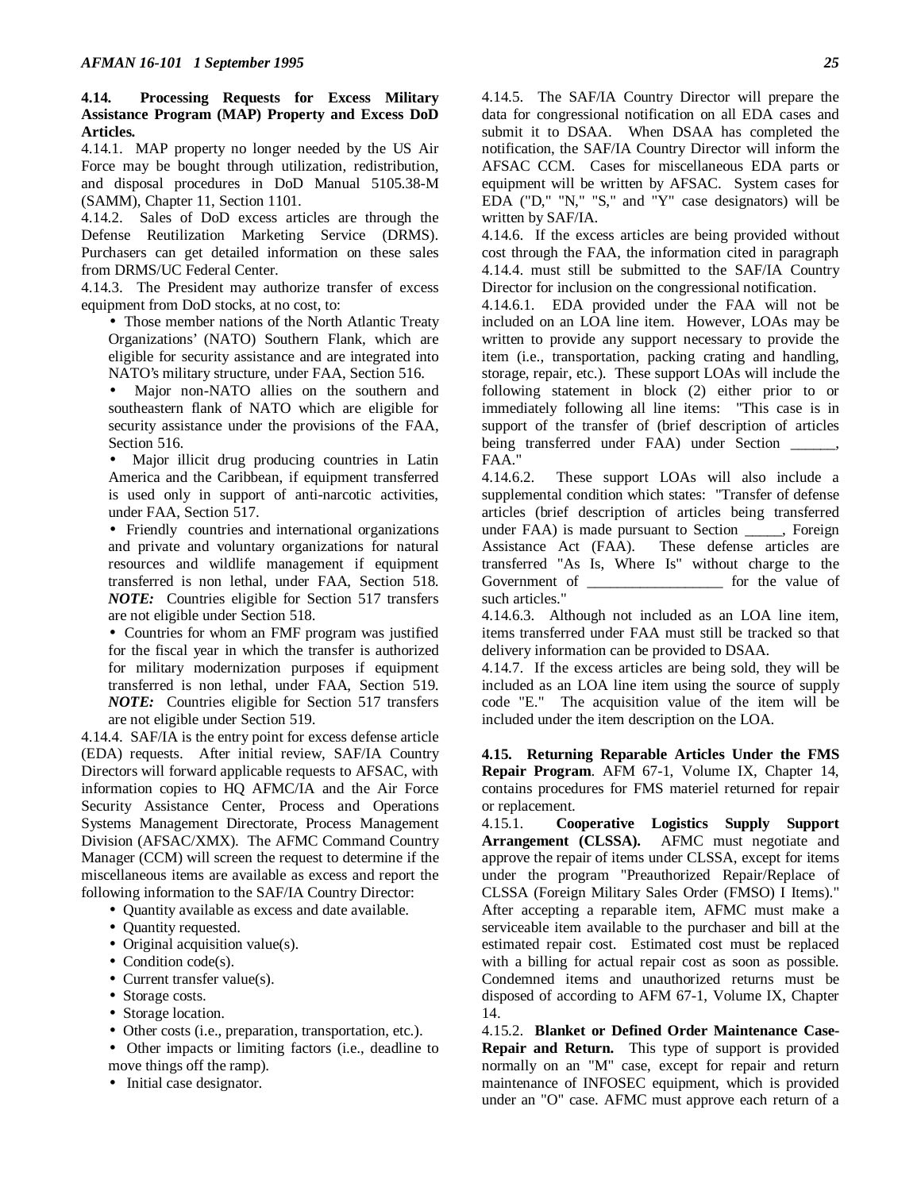**4.14. Processing Requests for Excess Military Assistance Program (MAP) Property and Excess DoD Articles.**

4.14.1. MAP property no longer needed by the US Air Force may be bought through utilization, redistribution, and disposal procedures in DoD Manual 5105.38-M (SAMM), Chapter 11, Section 1101.

4.14.2. Sales of DoD excess articles are through the Defense Reutilization Marketing Service (DRMS). Purchasers can get detailed information on these sales from DRMS/UC Federal Center.

4.14.3. The President may authorize transfer of excess equipment from DoD stocks, at no cost, to:

- Those member nations of the North Atlantic Treaty Organizations' (NATO) Southern Flank, which are eligible for security assistance and are integrated into NATO's military structure, under FAA, Section 516.
- Major non-NATO allies on the southern and southeastern flank of NATO which are eligible for security assistance under the provisions of the FAA, Section 516.
- Major illicit drug producing countries in Latin America and the Caribbean, if equipment transferred is used only in support of anti-narcotic activities, under FAA, Section 517.
- Friendly countries and international organizations and private and voluntary organizations for natural resources and wildlife management if equipment transferred is non lethal, under FAA, Section 518. ***NOTE:*** Countries eligible for Section 517 transfers are not eligible under Section 518.
- Countries for whom an FMF program was justified for the fiscal year in which the transfer is authorized for military modernization purposes if equipment transferred is non lethal, under FAA, Section 519. ***NOTE:*** Countries eligible for Section 517 transfers are not eligible under Section 519.

4.14.4. SAF/IA is the entry point for excess defense article (EDA) requests. After initial review, SAF/IA Country Directors will forward applicable requests to AFSAC, with information copies to HQ AFMC/IA and the Air Force Security Assistance Center, Process and Operations Systems Management Directorate, Process Management Division (AFSAC/XMX). The AFMC Command Country Manager (CCM) will screen the request to determine if the miscellaneous items are available as excess and report the following information to the SAF/IA Country Director:

- Quantity available as excess and date available.
- Quantity requested.
- Original acquisition value(s).
- Condition code(s).
- Current transfer value(s).
- Storage costs.
- Storage location.
- Other costs (i.e., preparation, transportation, etc.).
- Other impacts or limiting factors (i.e., deadline to move things off the ramp).
- Initial case designator.

4.14.5. The SAF/IA Country Director will prepare the data for congressional notification on all EDA cases and submit it to DSAA. When DSAA has completed the notification, the SAF/IA Country Director will inform the AFSAC CCM. Cases for miscellaneous EDA parts or equipment will be written by AFSAC. System cases for EDA ("D," "N," "S," and "Y" case designators) will be written by SAF/IA.

4.14.6. If the excess articles are being provided without cost through the FAA, the information cited in paragraph 4.14.4. must still be submitted to the SAF/IA Country Director for inclusion on the congressional notification.

4.14.6.1. EDA provided under the FAA will not be included on an LOA line item. However, LOAs may be written to provide any support necessary to provide the item (i.e., transportation, packing crating and handling, storage, repair, etc.). These support LOAs will include the following statement in block (2) either prior to or immediately following all line items: "This case is in support of the transfer of (brief description of articles being transferred under FAA) under Section ______, FAA."

4.14.6.2. These support LOAs will also include a supplemental condition which states: "Transfer of defense articles (brief description of articles being transferred under FAA) is made pursuant to Section _____, Foreign Assistance Act (FAA). These defense articles are transferred "As Is, Where Is" without charge to the Government of __________________ for the value of such articles."

4.14.6.3. Although not included as an LOA line item, items transferred under FAA must still be tracked so that delivery information can be provided to DSAA.

4.14.7. If the excess articles are being sold, they will be included as an LOA line item using the source of supply code "E." The acquisition value of the item will be included under the item description on the LOA.

**4.15. Returning Reparable Articles Under the FMS Repair Program**. AFM 67-1, Volume IX, Chapter 14, contains procedures for FMS materiel returned for repair or replacement.

4.15.1. **Cooperative Logistics Supply Support Arrangement (CLSSA).** AFMC must negotiate and approve the repair of items under CLSSA, except for items under the program "Preauthorized Repair/Replace of CLSSA (Foreign Military Sales Order (FMSO) I Items)." After accepting a reparable item, AFMC must make a serviceable item available to the purchaser and bill at the estimated repair cost. Estimated cost must be replaced with a billing for actual repair cost as soon as possible. Condemned items and unauthorized returns must be disposed of according to AFM 67-1, Volume IX, Chapter 14.

4.15.2. **Blanket or Defined Order Maintenance Case-Repair and Return.** This type of support is provided normally on an "M" case, except for repair and return maintenance of INFOSEC equipment, which is provided under an "O" case. AFMC must approve each return of a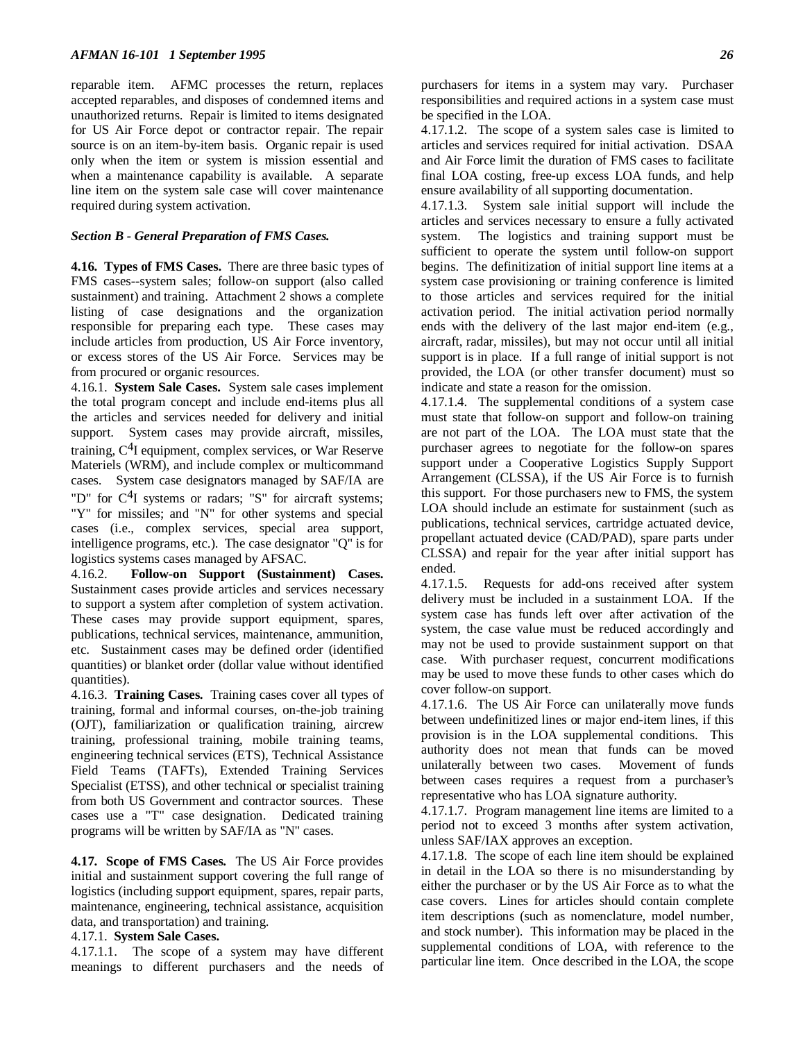reparable item. AFMC processes the return, replaces accepted reparables, and disposes of condemned items and unauthorized returns. Repair is limited to items designated for US Air Force depot or contractor repair. The repair source is on an item-by-item basis. Organic repair is used only when the item or system is mission essential and when a maintenance capability is available. A separate line item on the system sale case will cover maintenance required during system activation.

### *Section B - General Preparation of FMS Cases.*

**4.16. Types of FMS Cases.** There are three basic types of FMS cases--system sales; follow-on support (also called sustainment) and training. Attachment 2 shows a complete listing of case designations and the organization responsible for preparing each type. These cases may include articles from production, US Air Force inventory, or excess stores of the US Air Force. Services may be from procured or organic resources.

4.16.1. **System Sale Cases.** System sale cases implement the total program concept and include end-items plus all the articles and services needed for delivery and initial support. System cases may provide aircraft, missiles, training, C[4]I equipment, complex services, or War Reserve Materiels (WRM), and include complex or multicommand cases. System case designators managed by SAF/IA are "D" for C[4]I systems or radars; "S" for aircraft systems; "Y" for missiles; and "N" for other systems and special cases (i.e., complex services, special area support, intelligence programs, etc.). The case designator "Q" is for logistics systems cases managed by AFSAC.

4.16.2. **Follow-on Support (Sustainment) Cases.** Sustainment cases provide articles and services necessary to support a system after completion of system activation. These cases may provide support equipment, spares, publications, technical services, maintenance, ammunition, etc. Sustainment cases may be defined order (identified quantities) or blanket order (dollar value without identified quantities).

4.16.3. **Training Cases.** Training cases cover all types of training, formal and informal courses, on-the-job training (OJT), familiarization or qualification training, aircrew training, professional training, mobile training teams, engineering technical services (ETS), Technical Assistance Field Teams (TAFTs), Extended Training Services Specialist (ETSS), and other technical or specialist training from both US Government and contractor sources. These cases use a "T" case designation. Dedicated training programs will be written by SAF/IA as "N" cases.

**4.17. Scope of FMS Cases.** The US Air Force provides initial and sustainment support covering the full range of logistics (including support equipment, spares, repair parts, maintenance, engineering, technical assistance, acquisition data, and transportation) and training.

4.17.1. **System Sale Cases.**

4.17.1.1. The scope of a system may have different meanings to different purchasers and the needs of purchasers for items in a system may vary. Purchaser responsibilities and required actions in a system case must be specified in the LOA.

4.17.1.2. The scope of a system sales case is limited to articles and services required for initial activation. DSAA and Air Force limit the duration of FMS cases to facilitate final LOA costing, free-up excess LOA funds, and help ensure availability of all supporting documentation.

4.17.1.3. System sale initial support will include the articles and services necessary to ensure a fully activated system. The logistics and training support must be sufficient to operate the system until follow-on support begins. The definitization of initial support line items at a system case provisioning or training conference is limited to those articles and services required for the initial activation period. The initial activation period normally ends with the delivery of the last major end-item (e.g., aircraft, radar, missiles), but may not occur until all initial support is in place. If a full range of initial support is not provided, the LOA (or other transfer document) must so indicate and state a reason for the omission.

4.17.1.4. The supplemental conditions of a system case must state that follow-on support and follow-on training are not part of the LOA. The LOA must state that the purchaser agrees to negotiate for the follow-on spares support under a Cooperative Logistics Supply Support Arrangement (CLSSA), if the US Air Force is to furnish this support. For those purchasers new to FMS, the system LOA should include an estimate for sustainment (such as publications, technical services, cartridge actuated device, propellant actuated device (CAD/PAD), spare parts under CLSSA) and repair for the year after initial support has ended.

4.17.1.5. Requests for add-ons received after system delivery must be included in a sustainment LOA. If the system case has funds left over after activation of the system, the case value must be reduced accordingly and may not be used to provide sustainment support on that case. With purchaser request, concurrent modifications may be used to move these funds to other cases which do cover follow-on support.

4.17.1.6. The US Air Force can unilaterally move funds between undefinitized lines or major end-item lines, if this provision is in the LOA supplemental conditions. This authority does not mean that funds can be moved unilaterally between two cases. Movement of funds between cases requires a request from a purchaser's representative who has LOA signature authority.

4.17.1.7. Program management line items are limited to a period not to exceed 3 months after system activation, unless SAF/IAX approves an exception.

4.17.1.8. The scope of each line item should be explained in detail in the LOA so there is no misunderstanding by either the purchaser or by the US Air Force as to what the case covers. Lines for articles should contain complete item descriptions (such as nomenclature, model number, and stock number). This information may be placed in the supplemental conditions of LOA, with reference to the particular line item. Once described in the LOA, the scope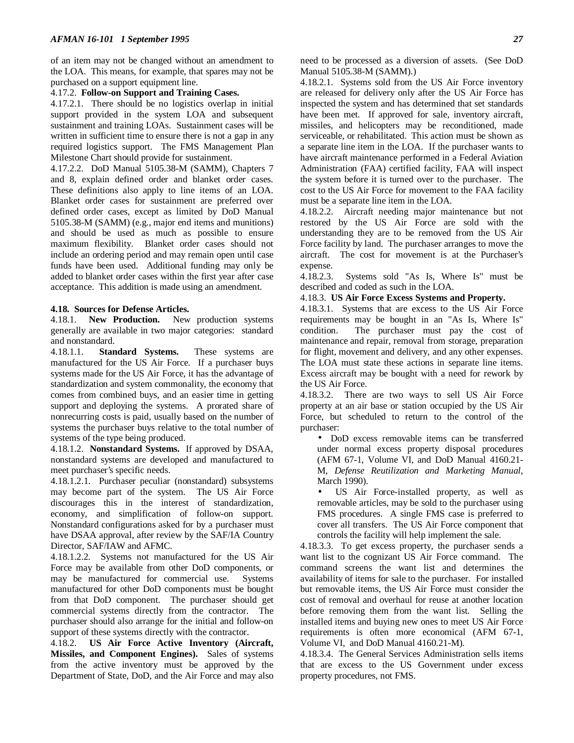of an item may not be changed without an amendment to the LOA. This means, for example, that spares may not be purchased on a support equipment line.

4.17.2. **Follow-on Support and Training Cases.**

4.17.2.1. There should be no logistics overlap in initial support provided in the system LOA and subsequent sustainment and training LOAs. Sustainment cases will be written in sufficient time to ensure there is not a gap in any required logistics support. The FMS Management Plan Milestone Chart should provide for sustainment.

4.17.2.2. DoD Manual 5105.38-M (SAMM), Chapters 7 and 8, explain defined order and blanket order cases. These definitions also apply to line items of an LOA. Blanket order cases for sustainment are preferred over defined order cases, except as limited by DoD Manual 5105.38-M (SAMM) (e.g., major end items and munitions) and should be used as much as possible to ensure maximum flexibility. Blanket order cases should not include an ordering period and may remain open until case funds have been used. Additional funding may only be added to blanket order cases within the first year after case acceptance. This addition is made using an amendment.

**4.18. Sources for Defense Articles.**

4.18.1. **New Production.** New production systems generally are available in two major categories: standard and nonstandard.

4.18.1.1. **Standard Systems.** These systems are manufactured for the US Air Force. If a purchaser buys systems made for the US Air Force, it has the advantage of standardization and system commonality, the economy that comes from combined buys, and an easier time in getting support and deploying the systems. A prorated share of nonrecurring costs is paid, usually based on the number of systems the purchaser buys relative to the total number of systems of the type being produced.

4.18.1.2. **Nonstandard Systems.** If approved by DSAA, nonstandard systems are developed and manufactured to meet purchaser's specific needs.

4.18.1.2.1. Purchaser peculiar (nonstandard) subsystems may become part of the system. The US Air Force discourages this in the interest of standardization, economy, and simplification of follow-on support. Nonstandard configurations asked for by a purchaser must have DSAA approval, after review by the SAF/IA Country Director, SAF/IAW and AFMC.

4.18.1.2.2. Systems not manufactured for the US Air Force may be available from other DoD components, or may be manufactured for commercial use. Systems manufactured for other DoD components must be bought from that DoD component. The purchaser should get commercial systems directly from the contractor. The purchaser should also arrange for the initial and follow-on support of these systems directly with the contractor.

4.18.2. **US Air Force Active Inventory (Aircraft, Missiles, and Component Engines).** Sales of systems from the active inventory must be approved by the Department of State, DoD, and the Air Force and may also need to be processed as a diversion of assets. (See DoD Manual 5105.38-M (SAMM).)

4.18.2.1. Systems sold from the US Air Force inventory are released for delivery only after the US Air Force has inspected the system and has determined that set standards have been met. If approved for sale, inventory aircraft, missiles, and helicopters may be reconditioned, made serviceable, or rehabilitated. This action must be shown as a separate line item in the LOA. If the purchaser wants to have aircraft maintenance performed in a Federal Aviation Administration (FAA) certified facility, FAA will inspect the system before it is turned over to the purchaser. The cost to the US Air Force for movement to the FAA facility must be a separate line item in the LOA.

4.18.2.2. Aircraft needing major maintenance but not restored by the US Air Force are sold with the understanding they are to be removed from the US Air Force facility by land. The purchaser arranges to move the aircraft. The cost for movement is at the Purchaser's expense.

4.18.2.3. Systems sold "As Is, Where Is" must be described and coded as such in the LOA.

4.18.3. **US Air Force Excess Systems and Property.**

4.18.3.1. Systems that are excess to the US Air Force requirements may be bought in an "As Is, Where Is" condition. The purchaser must pay the cost of maintenance and repair, removal from storage, preparation for flight, movement and delivery, and any other expenses. The LOA must state these actions in separate line items. Excess aircraft may be bought with a need for rework by the US Air Force.

4.18.3.2. There are two ways to sell US Air Force property at an air base or station occupied by the US Air Force, but scheduled to return to the control of the purchaser:

- DoD excess removable items can be transferred under normal excess property disposal procedures (AFM 67-1, Volume VI, and DoD Manual 4160.21-M, *Defense Reutilization and Marketing Manual*, March 1990).
- US Air Force-installed property, as well as removable articles, may be sold to the purchaser using FMS procedures. A single FMS case is preferred to cover all transfers. The US Air Force component that controls the facility will help implement the sale.

4.18.3.3. To get excess property, the purchaser sends a want list to the cognizant US Air Force command. The command screens the want list and determines the availability of items for sale to the purchaser. For installed but removable items, the US Air Force must consider the cost of removal and overhaul for reuse at another location before removing them from the want list. Selling the installed items and buying new ones to meet US Air Force requirements is often more economical (AFM 67-1, Volume VI, and DoD Manual 4160.21-M).

4.18.3.4. The General Services Administration sells items that are excess to the US Government under excess property procedures, not FMS.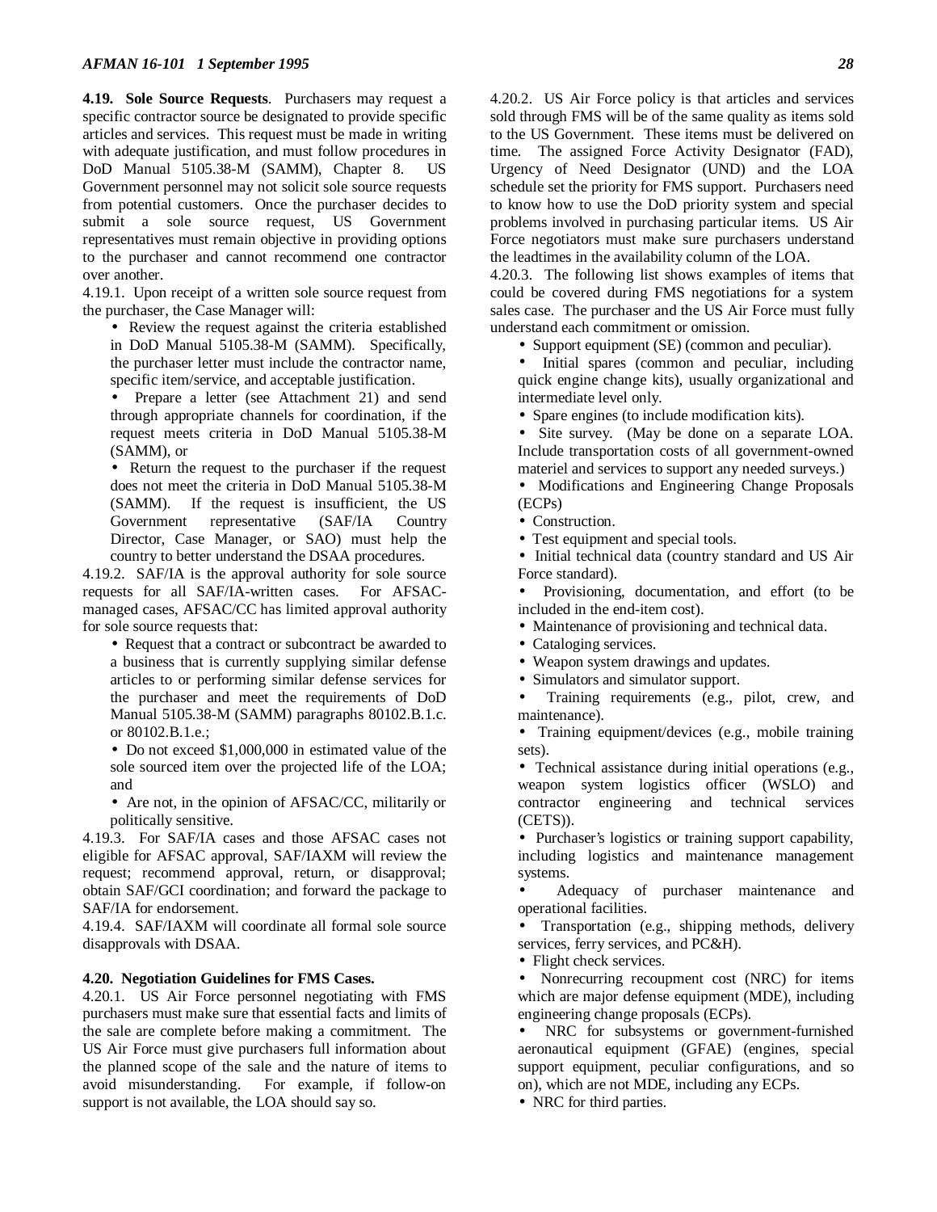**4.19. Sole Source Requests**. Purchasers may request a specific contractor source be designated to provide specific articles and services. This request must be made in writing with adequate justification, and must follow procedures in DoD Manual 5105.38-M (SAMM), Chapter 8. US Government personnel may not solicit sole source requests from potential customers. Once the purchaser decides to submit a sole source request, US Government representatives must remain objective in providing options to the purchaser and cannot recommend one contractor over another.

4.19.1. Upon receipt of a written sole source request from the purchaser, the Case Manager will:

- Review the request against the criteria established in DoD Manual 5105.38-M (SAMM). Specifically, the purchaser letter must include the contractor name, specific item/service, and acceptable justification.
- Prepare a letter (see Attachment 21) and send through appropriate channels for coordination, if the request meets criteria in DoD Manual 5105.38-M (SAMM), or
- Return the request to the purchaser if the request does not meet the criteria in DoD Manual 5105.38-M (SAMM). If the request is insufficient, the US Government representative (SAF/IA Country Director, Case Manager, or SAO) must help the country to better understand the DSAA procedures.

4.19.2. SAF/IA is the approval authority for sole source requests for all SAF/IA-written cases. For AFSAC-managed cases, AFSAC/CC has limited approval authority for sole source requests that:

- Request that a contract or subcontract be awarded to a business that is currently supplying similar defense articles to or performing similar defense services for the purchaser and meet the requirements of DoD Manual 5105.38-M (SAMM) paragraphs 80102.B.1.c. or 80102.B.1.e.;
- Do not exceed $1,000,000 in estimated value of the sole sourced item over the projected life of the LOA; and
- Are not, in the opinion of AFSAC/CC, militarily or politically sensitive.

4.19.3. For SAF/IA cases and those AFSAC cases not eligible for AFSAC approval, SAF/IAXM will review the request; recommend approval, return, or disapproval; obtain SAF/GCI coordination; and forward the package to SAF/IA for endorsement.

4.19.4. SAF/IAXM will coordinate all formal sole source disapprovals with DSAA.

**4.20. Negotiation Guidelines for FMS Cases.**

4.20.1. US Air Force personnel negotiating with FMS purchasers must make sure that essential facts and limits of the sale are complete before making a commitment. The US Air Force must give purchasers full information about the planned scope of the sale and the nature of items to avoid misunderstanding. For example, if follow-on support is not available, the LOA should say so.

4.20.2. US Air Force policy is that articles and services sold through FMS will be of the same quality as items sold to the US Government. These items must be delivered on time. The assigned Force Activity Designator (FAD), Urgency of Need Designator (UND) and the LOA schedule set the priority for FMS support. Purchasers need to know how to use the DoD priority system and special problems involved in purchasing particular items. US Air Force negotiators must make sure purchasers understand the leadtimes in the availability column of the LOA.

4.20.3. The following list shows examples of items that could be covered during FMS negotiations for a system sales case. The purchaser and the US Air Force must fully understand each commitment or omission.

- Support equipment (SE) (common and peculiar).
- Initial spares (common and peculiar, including quick engine change kits), usually organizational and intermediate level only.
- Spare engines (to include modification kits).
- Site survey. (May be done on a separate LOA. Include transportation costs of all government-owned materiel and services to support any needed surveys.)
- Modifications and Engineering Change Proposals (ECPs)
- Construction.
- Test equipment and special tools.
- Initial technical data (country standard and US Air Force standard).
- Provisioning, documentation, and effort (to be included in the end-item cost).
- Maintenance of provisioning and technical data.
- Cataloging services.
- Weapon system drawings and updates.
- Simulators and simulator support.
- Training requirements (e.g., pilot, crew, and maintenance).
- Training equipment/devices (e.g., mobile training sets).
- Technical assistance during initial operations (e.g., weapon system logistics officer (WSLO) and contractor engineering and technical services (CETS)).
- Purchaser's logistics or training support capability, including logistics and maintenance management systems.
- Adequacy of purchaser maintenance and operational facilities.
- Transportation (e.g., shipping methods, delivery services, ferry services, and PC&H).
- Flight check services.
- Nonrecurring recoupment cost (NRC) for items which are major defense equipment (MDE), including engineering change proposals (ECPs).
- NRC for subsystems or government-furnished aeronautical equipment (GFAE) (engines, special support equipment, peculiar configurations, and so on), which are not MDE, including any ECPs.
- NRC for third parties.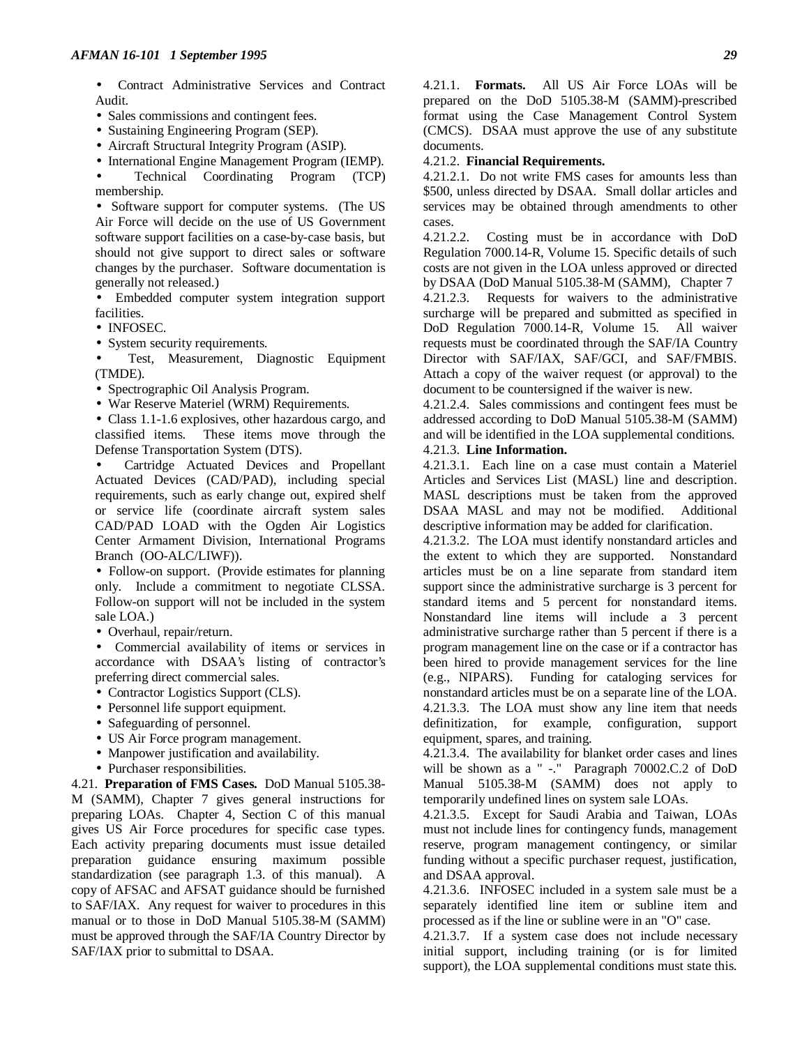- Contract Administrative Services and Contract Audit.
- Sales commissions and contingent fees.
- Sustaining Engineering Program (SEP).
- Aircraft Structural Integrity Program (ASIP).
- International Engine Management Program (IEMP).
- Technical Coordinating Program (TCP) membership.
- Software support for computer systems. (The US Air Force will decide on the use of US Government software support facilities on a case-by-case basis, but should not give support to direct sales or software changes by the purchaser. Software documentation is generally not released.)
- Embedded computer system integration support facilities.
- INFOSEC.
- System security requirements.
- Test, Measurement, Diagnostic Equipment (TMDE).
- Spectrographic Oil Analysis Program.
- War Reserve Materiel (WRM) Requirements.
- Class 1.1-1.6 explosives, other hazardous cargo, and classified items. These items move through the Defense Transportation System (DTS).
- Cartridge Actuated Devices and Propellant Actuated Devices (CAD/PAD), including special requirements, such as early change out, expired shelf or service life (coordinate aircraft system sales CAD/PAD LOAD with the Ogden Air Logistics Center Armament Division, International Programs Branch (OO-ALC/LIWF)).
- Follow-on support. (Provide estimates for planning only. Include a commitment to negotiate CLSSA. Follow-on support will not be included in the system sale LOA.)
- Overhaul, repair/return.
- Commercial availability of items or services in accordance with DSAA's listing of contractor's preferring direct commercial sales.
- Contractor Logistics Support (CLS).
- Personnel life support equipment.
- Safeguarding of personnel.
- US Air Force program management.
- Manpower justification and availability.
- Purchaser responsibilities.

4.21. **Preparation of FMS Cases.** DoD Manual 5105.38-M (SAMM), Chapter 7 gives general instructions for preparing LOAs. Chapter 4, Section C of this manual gives US Air Force procedures for specific case types. Each activity preparing documents must issue detailed preparation guidance ensuring maximum possible standardization (see paragraph 1.3. of this manual). A copy of AFSAC and AFSAT guidance should be furnished to SAF/IAX. Any request for waiver to procedures in this manual or to those in DoD Manual 5105.38-M (SAMM) must be approved through the SAF/IA Country Director by SAF/IAX prior to submittal to DSAA.

4.21.1. **Formats.** All US Air Force LOAs will be prepared on the DoD 5105.38-M (SAMM)-prescribed format using the Case Management Control System (CMCS). DSAA must approve the use of any substitute documents.

4.21.2. **Financial Requirements.**

4.21.2.1. Do not write FMS cases for amounts less than $500, unless directed by DSAA. Small dollar articles and services may be obtained through amendments to other cases.

4.21.2.2. Costing must be in accordance with DoD Regulation 7000.14-R, Volume 15. Specific details of such costs are not given in the LOA unless approved or directed by DSAA (DoD Manual 5105.38-M (SAMM), Chapter 7

4.21.2.3. Requests for waivers to the administrative surcharge will be prepared and submitted as specified in DoD Regulation 7000.14-R, Volume 15. All waiver requests must be coordinated through the SAF/IA Country Director with SAF/IAX, SAF/GCI, and SAF/FMBIS. Attach a copy of the waiver request (or approval) to the document to be countersigned if the waiver is new.

4.21.2.4. Sales commissions and contingent fees must be addressed according to DoD Manual 5105.38-M (SAMM) and will be identified in the LOA supplemental conditions.

4.21.3. **Line Information.**

4.21.3.1. Each line on a case must contain a Materiel Articles and Services List (MASL) line and description. MASL descriptions must be taken from the approved DSAA MASL and may not be modified. Additional descriptive information may be added for clarification.

4.21.3.2. The LOA must identify nonstandard articles and the extent to which they are supported. Nonstandard articles must be on a line separate from standard item support since the administrative surcharge is 3 percent for standard items and 5 percent for nonstandard items. Nonstandard line items will include a 3 percent administrative surcharge rather than 5 percent if there is a program management line on the case or if a contractor has been hired to provide management services for the line (e.g., NIPARS). Funding for cataloging services for nonstandard articles must be on a separate line of the LOA.

4.21.3.3. The LOA must show any line item that needs definitization, for example, configuration, support equipment, spares, and training.

4.21.3.4. The availability for blanket order cases and lines will be shown as a " -." Paragraph 70002.C.2 of DoD Manual 5105.38-M (SAMM) does not apply to temporarily undefined lines on system sale LOAs.

4.21.3.5. Except for Saudi Arabia and Taiwan, LOAs must not include lines for contingency funds, management reserve, program management contingency, or similar funding without a specific purchaser request, justification, and DSAA approval.

4.21.3.6. INFOSEC included in a system sale must be a separately identified line item or subline item and processed as if the line or subline were in an "O" case.

4.21.3.7. If a system case does not include necessary initial support, including training (or is for limited support), the LOA supplemental conditions must state this.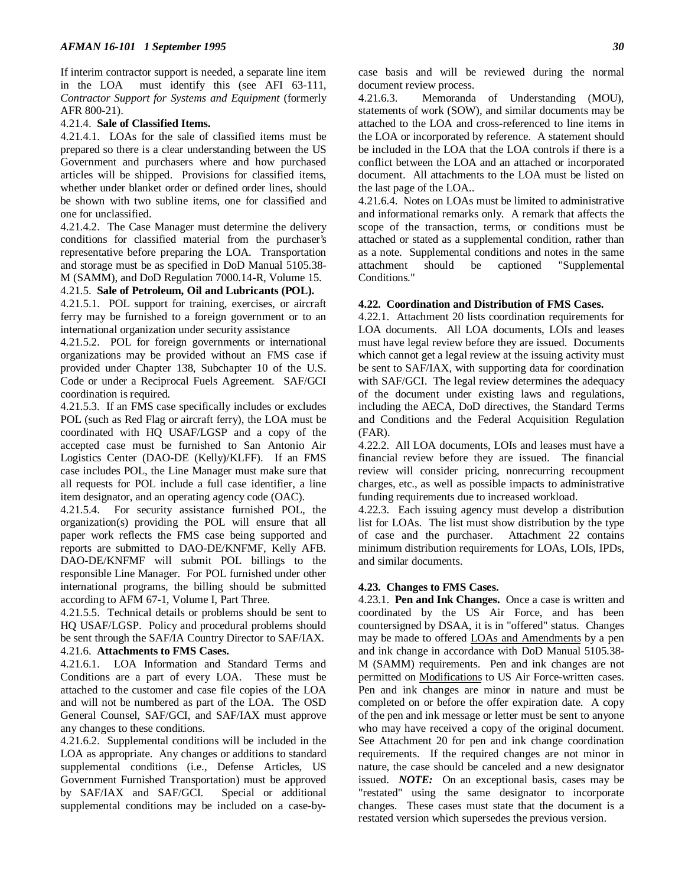If interim contractor support is needed, a separate line item in the LOA must identify this (see AFI 63-111, *Contractor Support for Systems and Equipment* (formerly AFR 800-21).

4.21.4. **Sale of Classified Items.**

4.21.4.1. LOAs for the sale of classified items must be prepared so there is a clear understanding between the US Government and purchasers where and how purchased articles will be shipped. Provisions for classified items, whether under blanket order or defined order lines, should be shown with two subline items, one for classified and one for unclassified.

4.21.4.2. The Case Manager must determine the delivery conditions for classified material from the purchaser's representative before preparing the LOA. Transportation and storage must be as specified in DoD Manual 5105.38-M (SAMM), and DoD Regulation 7000.14-R, Volume 15.

4.21.5. **Sale of Petroleum, Oil and Lubricants (POL).**

4.21.5.1. POL support for training, exercises, or aircraft ferry may be furnished to a foreign government or to an international organization under security assistance

4.21.5.2. POL for foreign governments or international organizations may be provided without an FMS case if provided under Chapter 138, Subchapter 10 of the U.S. Code or under a Reciprocal Fuels Agreement. SAF/GCI coordination is required.

4.21.5.3. If an FMS case specifically includes or excludes POL (such as Red Flag or aircraft ferry), the LOA must be coordinated with HQ USAF/LGSP and a copy of the accepted case must be furnished to San Antonio Air Logistics Center (DAO-DE (Kelly)/KLFF). If an FMS case includes POL, the Line Manager must make sure that all requests for POL include a full case identifier, a line item designator, and an operating agency code (OAC).

4.21.5.4. For security assistance furnished POL, the organization(s) providing the POL will ensure that all paper work reflects the FMS case being supported and reports are submitted to DAO-DE/KNFMF, Kelly AFB. DAO-DE/KNFMF will submit POL billings to the responsible Line Manager. For POL furnished under other international programs, the billing should be submitted according to AFM 67-1, Volume I, Part Three.

4.21.5.5. Technical details or problems should be sent to HQ USAF/LGSP. Policy and procedural problems should be sent through the SAF/IA Country Director to SAF/IAX.

4.21.6. **Attachments to FMS Cases.**

4.21.6.1. LOA Information and Standard Terms and Conditions are a part of every LOA. These must be attached to the customer and case file copies of the LOA and will not be numbered as part of the LOA. The OSD General Counsel, SAF/GCI, and SAF/IAX must approve any changes to these conditions.

4.21.6.2. Supplemental conditions will be included in the LOA as appropriate. Any changes or additions to standard supplemental conditions (i.e., Defense Articles, US Government Furnished Transportation) must be approved by SAF/IAX and SAF/GCI. Special or additional supplemental conditions may be included on a case-by-case basis and will be reviewed during the normal document review process.

4.21.6.3. Memoranda of Understanding (MOU), statements of work (SOW), and similar documents may be attached to the LOA and cross-referenced to line items in the LOA or incorporated by reference. A statement should be included in the LOA that the LOA controls if there is a conflict between the LOA and an attached or incorporated document. All attachments to the LOA must be listed on the last page of the LOA..

4.21.6.4. Notes on LOAs must be limited to administrative and informational remarks only. A remark that affects the scope of the transaction, terms, or conditions must be attached or stated as a supplemental condition, rather than as a note. Supplemental conditions and notes in the same attachment should be captioned "Supplemental Conditions."

**4.22. Coordination and Distribution of FMS Cases.**

4.22.1. Attachment 20 lists coordination requirements for LOA documents. All LOA documents, LOIs and leases must have legal review before they are issued. Documents which cannot get a legal review at the issuing activity must be sent to SAF/IAX, with supporting data for coordination with SAF/GCI. The legal review determines the adequacy of the document under existing laws and regulations, including the AECA, DoD directives, the Standard Terms and Conditions and the Federal Acquisition Regulation (FAR).

4.22.2. All LOA documents, LOIs and leases must have a financial review before they are issued. The financial review will consider pricing, nonrecurring recoupment charges, etc., as well as possible impacts to administrative funding requirements due to increased workload.

4.22.3. Each issuing agency must develop a distribution list for LOAs. The list must show distribution by the type of case and the purchaser. Attachment 22 contains minimum distribution requirements for LOAs, LOIs, IPDs, and similar documents.

**4.23. Changes to FMS Cases.**

4.23.1. **Pen and Ink Changes.** Once a case is written and coordinated by the US Air Force, and has been countersigned by DSAA, it is in "offered" status. Changes may be made to offered <u>LOAs and Amendments</u> by a pen and ink change in accordance with DoD Manual 5105.38-M (SAMM) requirements. Pen and ink changes are not permitted on <u>Modifications</u> to US Air Force-written cases. Pen and ink changes are minor in nature and must be completed on or before the offer expiration date. A copy of the pen and ink message or letter must be sent to anyone who may have received a copy of the original document. See Attachment 20 for pen and ink change coordination requirements. If the required changes are not minor in nature, the case should be canceled and a new designator issued. ***NOTE:*** On an exceptional basis, cases may be "restated" using the same designator to incorporate changes. These cases must state that the document is a restated version which supersedes the previous version.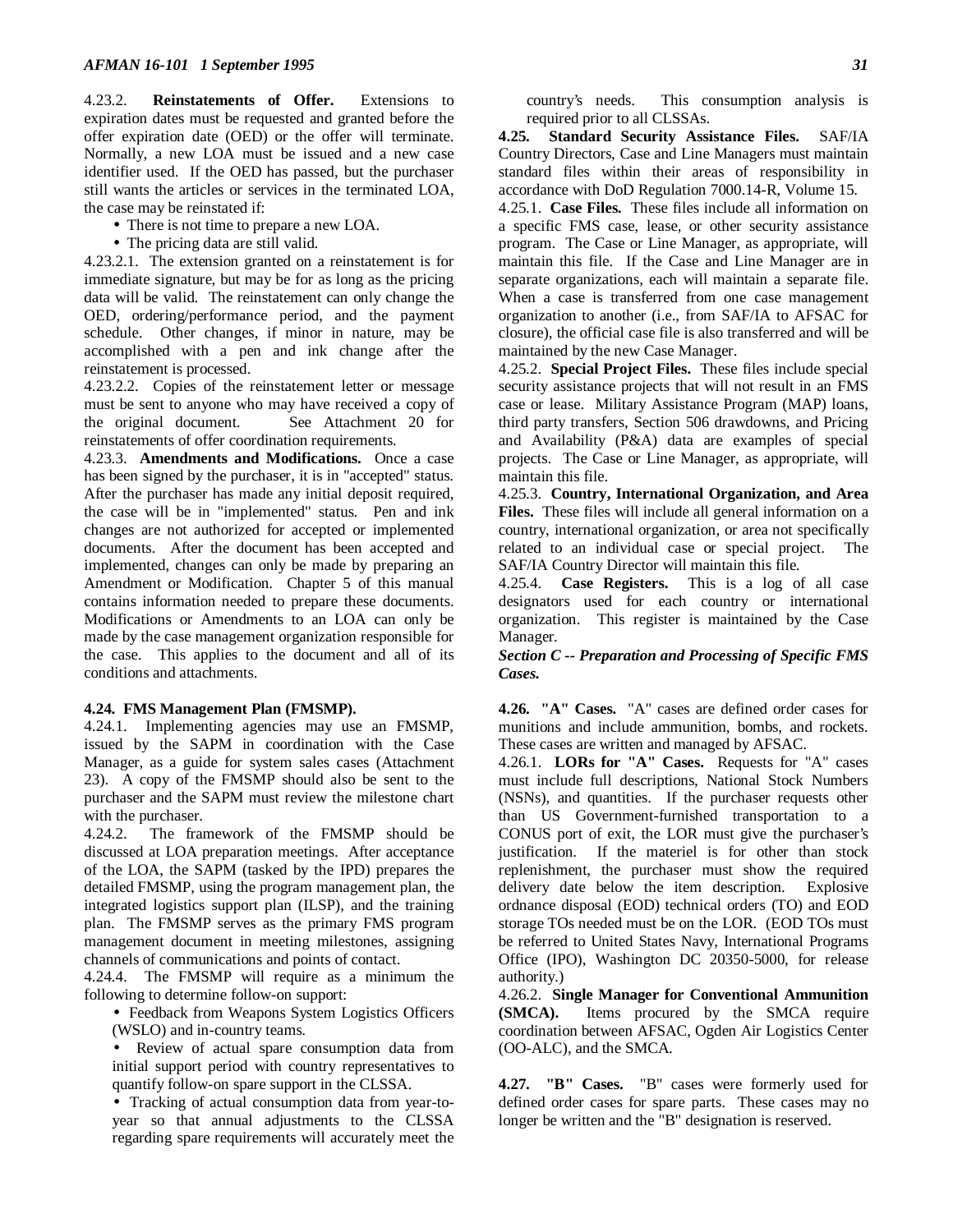4.23.2. **Reinstatements of Offer.** Extensions to expiration dates must be requested and granted before the offer expiration date (OED) or the offer will terminate. Normally, a new LOA must be issued and a new case identifier used. If the OED has passed, but the purchaser still wants the articles or services in the terminated LOA, the case may be reinstated if:

- There is not time to prepare a new LOA.
- The pricing data are still valid.

4.23.2.1. The extension granted on a reinstatement is for immediate signature, but may be for as long as the pricing data will be valid. The reinstatement can only change the OED, ordering/performance period, and the payment schedule. Other changes, if minor in nature, may be accomplished with a pen and ink change after the reinstatement is processed.

4.23.2.2. Copies of the reinstatement letter or message must be sent to anyone who may have received a copy of the original document. See Attachment 20 for reinstatements of offer coordination requirements.

4.23.3. **Amendments and Modifications.** Once a case has been signed by the purchaser, it is in "accepted" status. After the purchaser has made any initial deposit required, the case will be in "implemented" status. Pen and ink changes are not authorized for accepted or implemented documents. After the document has been accepted and implemented, changes can only be made by preparing an Amendment or Modification. Chapter 5 of this manual contains information needed to prepare these documents. Modifications or Amendments to an LOA can only be made by the case management organization responsible for the case. This applies to the document and all of its conditions and attachments.

**4.24. FMS Management Plan (FMSMP).**

4.24.1. Implementing agencies may use an FMSMP, issued by the SAPM in coordination with the Case Manager, as a guide for system sales cases (Attachment 23). A copy of the FMSMP should also be sent to the purchaser and the SAPM must review the milestone chart with the purchaser.

4.24.2. The framework of the FMSMP should be discussed at LOA preparation meetings. After acceptance of the LOA, the SAPM (tasked by the IPD) prepares the detailed FMSMP, using the program management plan, the integrated logistics support plan (ILSP), and the training plan. The FMSMP serves as the primary FMS program management document in meeting milestones, assigning channels of communications and points of contact.

4.24.4. The FMSMP will require as a minimum the following to determine follow-on support:

- Feedback from Weapons System Logistics Officers (WSLO) and in-country teams.
- Review of actual spare consumption data from initial support period with country representatives to quantify follow-on spare support in the CLSSA.
- Tracking of actual consumption data from year-to-year so that annual adjustments to the CLSSA regarding spare requirements will accurately meet the country's needs. This consumption analysis is required prior to all CLSSAs.

**4.25. Standard Security Assistance Files.** SAF/IA Country Directors, Case and Line Managers must maintain standard files within their areas of responsibility in accordance with DoD Regulation 7000.14-R, Volume 15.

4.25.1. **Case Files.** These files include all information on a specific FMS case, lease, or other security assistance program. The Case or Line Manager, as appropriate, will maintain this file. If the Case and Line Manager are in separate organizations, each will maintain a separate file. When a case is transferred from one case management organization to another (i.e., from SAF/IA to AFSAC for closure), the official case file is also transferred and will be maintained by the new Case Manager.

4.25.2. **Special Project Files.** These files include special security assistance projects that will not result in an FMS case or lease. Military Assistance Program (MAP) loans, third party transfers, Section 506 drawdowns, and Pricing and Availability (P&A) data are examples of special projects. The Case or Line Manager, as appropriate, will maintain this file.

4.25.3. **Country, International Organization, and Area Files.** These files will include all general information on a country, international organization, or area not specifically related to an individual case or special project. The SAF/IA Country Director will maintain this file.

4.25.4. **Case Registers.** This is a log of all case designators used for each country or international organization. This register is maintained by the Case Manager.

***Section C -- Preparation and Processing of Specific FMS Cases.***

**4.26. "A" Cases.** "A" cases are defined order cases for munitions and include ammunition, bombs, and rockets. These cases are written and managed by AFSAC.

4.26.1. **LORs for "A" Cases.** Requests for "A" cases must include full descriptions, National Stock Numbers (NSNs), and quantities. If the purchaser requests other than US Government-furnished transportation to a CONUS port of exit, the LOR must give the purchaser's justification. If the materiel is for other than stock replenishment, the purchaser must show the required delivery date below the item description. Explosive ordnance disposal (EOD) technical orders (TO) and EOD storage TOs needed must be on the LOR. (EOD TOs must be referred to United States Navy, International Programs Office (IPO), Washington DC 20350-5000, for release authority.)

4.26.2. **Single Manager for Conventional Ammunition (SMCA).** Items procured by the SMCA require coordination between AFSAC, Ogden Air Logistics Center (OO-ALC), and the SMCA.

**4.27. "B" Cases.** "B" cases were formerly used for defined order cases for spare parts. These cases may no longer be written and the "B" designation is reserved.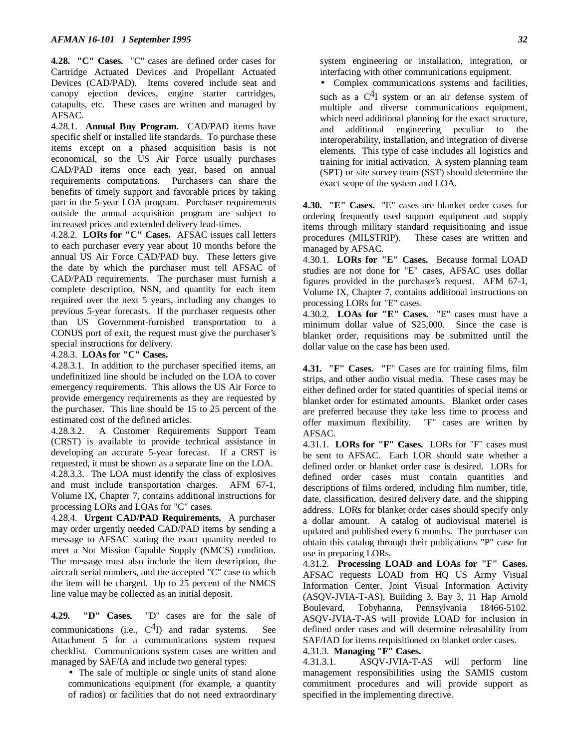**4.28. "C" Cases.** "C" cases are defined order cases for Cartridge Actuated Devices and Propellant Actuated Devices (CAD/PAD). Items covered include seat and canopy ejection devices, engine starter cartridges, catapults, etc. These cases are written and managed by AFSAC.

4.28.1. **Annual Buy Program.** CAD/PAD items have specific shelf or installed life standards. To purchase these items except on a phased acquisition basis is not economical, so the US Air Force usually purchases CAD/PAD items once each year, based on annual requirements computations. Purchasers can share the benefits of timely support and favorable prices by taking part in the 5-year LOA program. Purchaser requirements outside the annual acquisition program are subject to increased prices and extended delivery lead-times.

4.28.2. **LORs for "C" Cases.** AFSAC issues call letters to each purchaser every year about 10 months before the annual US Air Force CAD/PAD buy. These letters give the date by which the purchaser must tell AFSAC of CAD/PAD requirements. The purchaser must furnish a complete description, NSN, and quantity for each item required over the next 5 years, including any changes to previous 5-year forecasts. If the purchaser requests other than US Government-furnished transportation to a CONUS port of exit, the request must give the purchaser's special instructions for delivery.

4.28.3. **LOAs for "C" Cases.**

4.28.3.1. In addition to the purchaser specified items, an undefinitized line should be included on the LOA to cover emergency requirements. This allows the US Air Force to provide emergency requirements as they are requested by the purchaser. This line should be 15 to 25 percent of the estimated cost of the defined articles.

4.28.3.2. A Customer Requirements Support Team (CRST) is available to provide technical assistance in developing an accurate 5-year forecast. If a CRST is requested, it must be shown as a separate line on the LOA.

4.28.3.3. The LOA must identify the class of explosives and must include transportation charges. AFM 67-1, Volume IX, Chapter 7, contains additional instructions for processing LORs and LOAs for "C" cases.

4.28.4. **Urgent CAD/PAD Requirements.** A purchaser may order urgently needed CAD/PAD items by sending a message to AFSAC stating the exact quantity needed to meet a Not Mission Capable Supply (NMCS) condition. The message must also include the item description, the aircraft serial numbers, and the accepted "C" case to which the item will be charged. Up to 25 percent of the NMCS line value may be collected as an initial deposit.

**4.29. "D" Cases.** "D" cases are for the sale of communications (i.e., $C^4I$) and radar systems. See Attachment 5 for a communications system request checklist. Communications system cases are written and managed by SAF/IA and include two general types:

- The sale of multiple or single units of stand alone communications equipment (for example, a quantity of radios) or facilities that do not need extraordinary system engineering or installation, integration, or interfacing with other communications equipment.
- Complex communications systems and facilities, such as a $C^4I$ system or an air defense system of multiple and diverse communications equipment, which need additional planning for the exact structure, and additional engineering peculiar to the interoperability, installation, and integration of diverse elements. This type of case includes all logistics and training for initial activation. A system planning team (SPT) or site survey team (SST) should determine the exact scope of the system and LOA.

**4.30. "E" Cases.** "E" cases are blanket order cases for ordering frequently used support equipment and supply items through military standard requisitioning and issue procedures (MILSTRIP). These cases are written and managed by AFSAC.

4.30.1. **LORs for "E" Cases.** Because formal LOAD studies are not done for "E" cases, AFSAC uses dollar figures provided in the purchaser's request. AFM 67-1, Volume IX, Chapter 7, contains additional instructions on processing LORs for "E" cases.

4.30.2. **LOAs for "E" Cases.** "E" cases must have a minimum dollar value of $25,000. Since the case is blanket order, requisitions may be submitted until the dollar value on the case has been used.

**4.31. "F" Cases.** "F" Cases are for training films, film strips, and other audio visual media. These cases may be either defined order for stated quantities of special items or blanket order for estimated amounts. Blanket order cases are preferred because they take less time to process and offer maximum flexibility. "F" cases are written by AFSAC.

4.31.1. **LORs for "F" Cases.** LORs for "F" cases must be sent to AFSAC. Each LOR should state whether a defined order or blanket order case is desired. LORs for defined order cases must contain quantities and descriptions of films ordered, including film number, title, date, classification, desired delivery date, and the shipping address. LORs for blanket order cases should specify only a dollar amount. A catalog of audiovisual materiel is updated and published every 6 months. The purchaser can obtain this catalog through their publications "P" case for use in preparing LORs.

4.31.2. **Processing LOAD and LOAs for "F" Cases.** AFSAC requests LOAD from HQ US Army Visual Information Center, Joint Visual Information Activity (ASQV-JVIA-T-AS), Building 3, Bay 3, 11 Hap Arnold Boulevard, Tobyhanna, Pennsylvania 18466-5102. ASQV-JVIA-T-AS will provide LOAD for inclusion in defined order cases and will determine releasability from SAF/IAD for items requisitioned on blanket order cases.

4.31.3. **Managing "F" Cases.**

4.31.3.1. ASQV-JVIA-T-AS will perform line management responsibilities using the SAMIS custom commitment procedures and will provide support as specified in the implementing directive.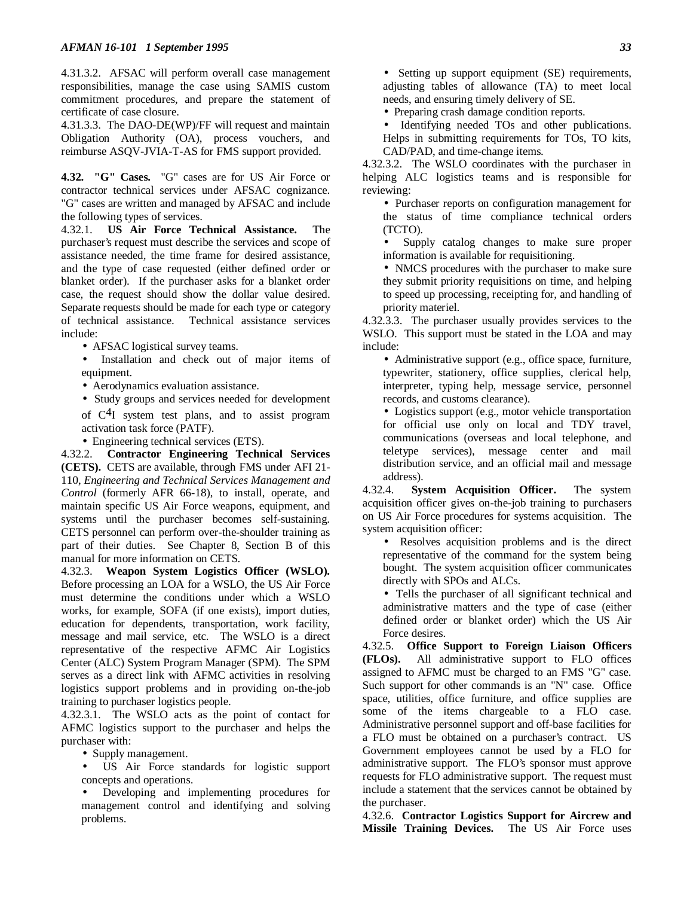4.31.3.2. AFSAC will perform overall case management responsibilities, manage the case using SAMIS custom commitment procedures, and prepare the statement of certificate of case closure.

4.31.3.3. The DAO-DE(WP)/FF will request and maintain Obligation Authority (OA), process vouchers, and reimburse ASQV-JVIA-T-AS for FMS support provided.

**4.32. "G" Cases.** "G" cases are for US Air Force or contractor technical services under AFSAC cognizance. "G" cases are written and managed by AFSAC and include the following types of services.

4.32.1. **US Air Force Technical Assistance.** The purchaser's request must describe the services and scope of assistance needed, the time frame for desired assistance, and the type of case requested (either defined order or blanket order). If the purchaser asks for a blanket order case, the request should show the dollar value desired. Separate requests should be made for each type or category of technical assistance. Technical assistance services include:

- AFSAC logistical survey teams.
- Installation and check out of major items of equipment.
- Aerodynamics evaluation assistance.
- Study groups and services needed for development of $C^4I$ system test plans, and to assist program activation task force (PATF).
- Engineering technical services (ETS).

4.32.2. **Contractor Engineering Technical Services (CETS).** CETS are available, through FMS under AFI 21-110, *Engineering and Technical Services Management and Control* (formerly AFR 66-18), to install, operate, and maintain specific US Air Force weapons, equipment, and systems until the purchaser becomes self-sustaining. CETS personnel can perform over-the-shoulder training as part of their duties. See Chapter 8, Section B of this manual for more information on CETS.

4.32.3. **Weapon System Logistics Officer (WSLO).** Before processing an LOA for a WSLO, the US Air Force must determine the conditions under which a WSLO works, for example, SOFA (if one exists), import duties, education for dependents, transportation, work facility, message and mail service, etc. The WSLO is a direct representative of the respective AFMC Air Logistics Center (ALC) System Program Manager (SPM). The SPM serves as a direct link with AFMC activities in resolving logistics support problems and in providing on-the-job training to purchaser logistics people.

4.32.3.1. The WSLO acts as the point of contact for AFMC logistics support to the purchaser and helps the purchaser with:

- Supply management.
- US Air Force standards for logistic support concepts and operations.
- Developing and implementing procedures for management control and identifying and solving problems.
- Setting up support equipment (SE) requirements, adjusting tables of allowance (TA) to meet local needs, and ensuring timely delivery of SE.
- Preparing crash damage condition reports.
- Identifying needed TOs and other publications. Helps in submitting requirements for TOs, TO kits, CAD/PAD, and time-change items.

4.32.3.2. The WSLO coordinates with the purchaser in helping ALC logistics teams and is responsible for reviewing:

- Purchaser reports on configuration management for the status of time compliance technical orders (TCTO).
- Supply catalog changes to make sure proper information is available for requisitioning.
- NMCS procedures with the purchaser to make sure they submit priority requisitions on time, and helping to speed up processing, receipting for, and handling of priority materiel.

4.32.3.3. The purchaser usually provides services to the WSLO. This support must be stated in the LOA and may include:

- Administrative support (e.g., office space, furniture, typewriter, stationery, office supplies, clerical help, interpreter, typing help, message service, personnel records, and customs clearance).
- Logistics support (e.g., motor vehicle transportation for official use only on local and TDY travel, communications (overseas and local telephone, and teletype services), message center and mail distribution service, and an official mail and message address).

4.32.4. **System Acquisition Officer.** The system acquisition officer gives on-the-job training to purchasers on US Air Force procedures for systems acquisition. The system acquisition officer:

- Resolves acquisition problems and is the direct representative of the command for the system being bought. The system acquisition officer communicates directly with SPOs and ALCs.
- Tells the purchaser of all significant technical and administrative matters and the type of case (either defined order or blanket order) which the US Air Force desires.

4.32.5. **Office Support to Foreign Liaison Officers (FLOs).** All administrative support to FLO offices assigned to AFMC must be charged to an FMS "G" case. Such support for other commands is an "N" case. Office space, utilities, office furniture, and office supplies are some of the items chargeable to a FLO case. Administrative personnel support and off-base facilities for a FLO must be obtained on a purchaser's contract. US Government employees cannot be used by a FLO for administrative support. The FLO's sponsor must approve requests for FLO administrative support. The request must include a statement that the services cannot be obtained by the purchaser.

4.32.6. **Contractor Logistics Support for Aircrew and Missile Training Devices.** The US Air Force uses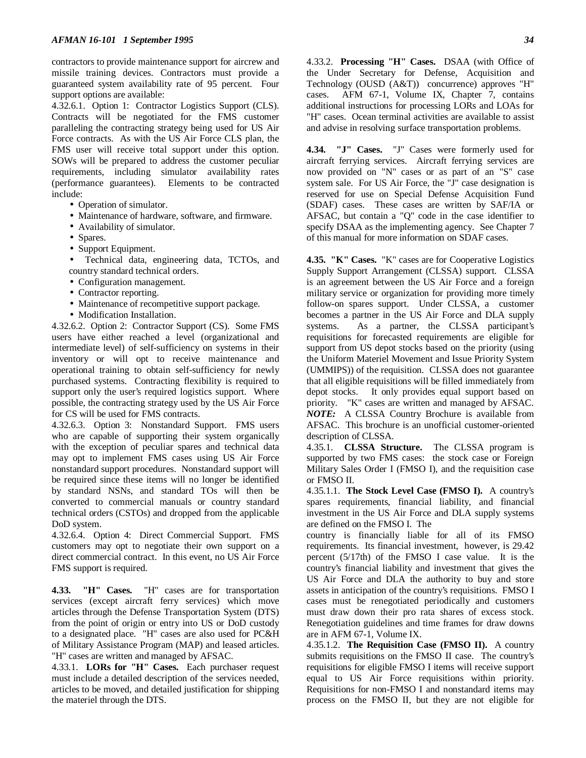contractors to provide maintenance support for aircrew and missile training devices. Contractors must provide a guaranteed system availability rate of 95 percent. Four support options are available:

4.32.6.1. Option 1: Contractor Logistics Support (CLS). Contracts will be negotiated for the FMS customer paralleling the contracting strategy being used for US Air Force contracts. As with the US Air Force CLS plan, the FMS user will receive total support under this option. SOWs will be prepared to address the customer peculiar requirements, including simulator availability rates (performance guarantees). Elements to be contracted include:

- Operation of simulator.
- Maintenance of hardware, software, and firmware.
- Availability of simulator.
- Spares.
- Support Equipment.
- Technical data, engineering data, TCTOs, and country standard technical orders.
- Configuration management.
- Contractor reporting.
- Maintenance of recompetitive support package.
- Modification Installation.

4.32.6.2. Option 2: Contractor Support (CS). Some FMS users have either reached a level (organizational and intermediate level) of self-sufficiency on systems in their inventory or will opt to receive maintenance and operational training to obtain self-sufficiency for newly purchased systems. Contracting flexibility is required to support only the user's required logistics support. Where possible, the contracting strategy used by the US Air Force for CS will be used for FMS contracts.

4.32.6.3. Option 3: Nonstandard Support. FMS users who are capable of supporting their system organically with the exception of peculiar spares and technical data may opt to implement FMS cases using US Air Force nonstandard support procedures. Nonstandard support will be required since these items will no longer be identified by standard NSNs, and standard TOs will then be converted to commercial manuals or country standard technical orders (CSTOs) and dropped from the applicable DoD system.

4.32.6.4. Option 4: Direct Commercial Support. FMS customers may opt to negotiate their own support on a direct commercial contract. In this event, no US Air Force FMS support is required.

**4.33. "H" Cases.** "H" cases are for transportation services (except aircraft ferry services) which move articles through the Defense Transportation System (DTS) from the point of origin or entry into US or DoD custody to a designated place. "H" cases are also used for PC&H of Military Assistance Program (MAP) and leased articles. "H" cases are written and managed by AFSAC.

4.33.1. **LORs for "H" Cases.** Each purchaser request must include a detailed description of the services needed, articles to be moved, and detailed justification for shipping the materiel through the DTS.

4.33.2. **Processing "H" Cases.** DSAA (with Office of the Under Secretary for Defense, Acquisition and Technology (OUSD (A&T)) concurrence) approves "H" cases. AFM 67-1, Volume IX, Chapter 7, contains additional instructions for processing LORs and LOAs for "H" cases. Ocean terminal activities are available to assist and advise in resolving surface transportation problems.

**4.34. "J" Cases.** "J" Cases were formerly used for aircraft ferrying services. Aircraft ferrying services are now provided on "N" cases or as part of an "S" case system sale. For US Air Force, the "J" case designation is reserved for use on Special Defense Acquisition Fund (SDAF) cases. These cases are written by SAF/IA or AFSAC, but contain a "Q" code in the case identifier to specify DSAA as the implementing agency. See Chapter 7 of this manual for more information on SDAF cases.

**4.35. "K" Cases.** "K" cases are for Cooperative Logistics Supply Support Arrangement (CLSSA) support. CLSSA is an agreement between the US Air Force and a foreign military service or organization for providing more timely follow-on spares support. Under CLSSA, a customer becomes a partner in the US Air Force and DLA supply systems. As a partner, the CLSSA participant's requisitions for forecasted requirements are eligible for support from US depot stocks based on the priority (using the Uniform Materiel Movement and Issue Priority System (UMMIPS)) of the requisition. CLSSA does not guarantee that all eligible requisitions will be filled immediately from depot stocks. It only provides equal support based on priority. "K" cases are written and managed by AFSAC. ***NOTE:*** A CLSSA Country Brochure is available from AFSAC. This brochure is an unofficial customer-oriented description of CLSSA.

4.35.1. **CLSSA Structure.** The CLSSA program is supported by two FMS cases: the stock case or Foreign Military Sales Order I (FMSO I), and the requisition case or FMSO II.

4.35.1.1. **The Stock Level Case (FMSO I).** A country's spares requirements, financial liability, and financial investment in the US Air Force and DLA supply systems are defined on the FMSO I. The country is financially liable for all of its FMSO requirements. Its financial investment, however, is 29.42 percent (5/17th) of the FMSO I case value. It is the country's financial liability and investment that gives the US Air Force and DLA the authority to buy and store assets in anticipation of the country's requisitions. FMSO I cases must be renegotiated periodically and customers must draw down their pro rata shares of excess stock. Renegotiation guidelines and time frames for draw downs are in AFM 67-1, Volume IX.

4.35.1.2. **The Requisition Case (FMSO II).** A country submits requisitions on the FMSO II case. The country's requisitions for eligible FMSO I items will receive support equal to US Air Force requisitions within priority. Requisitions for non-FMSO I and nonstandard items may process on the FMSO II, but they are not eligible for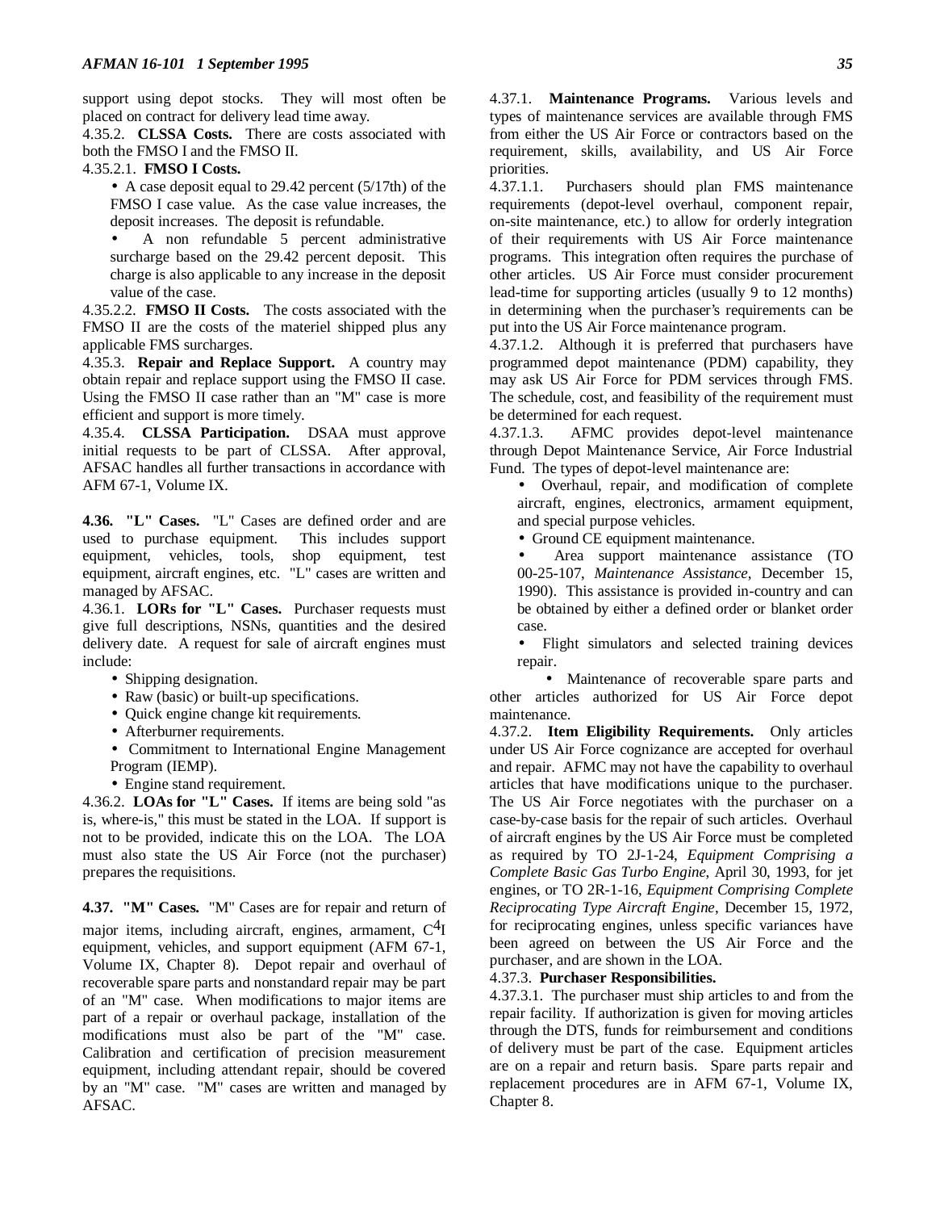support using depot stocks. They will most often be placed on contract for delivery lead time away.

4.35.2. **CLSSA Costs.** There are costs associated with both the FMSO I and the FMSO II.

4.35.2.1. **FMSO I Costs.**

- A case deposit equal to 29.42 percent (5/17th) of the FMSO I case value. As the case value increases, the deposit increases. The deposit is refundable.
- A non refundable 5 percent administrative surcharge based on the 29.42 percent deposit. This charge is also applicable to any increase in the deposit value of the case.

4.35.2.2. **FMSO II Costs.** The costs associated with the FMSO II are the costs of the materiel shipped plus any applicable FMS surcharges.

4.35.3. **Repair and Replace Support.** A country may obtain repair and replace support using the FMSO II case. Using the FMSO II case rather than an "M" case is more efficient and support is more timely.

4.35.4. **CLSSA Participation.** DSAA must approve initial requests to be part of CLSSA. After approval, AFSAC handles all further transactions in accordance with AFM 67-1, Volume IX.

**4.36. "L" Cases.** "L" Cases are defined order and are used to purchase equipment. This includes support equipment, vehicles, tools, shop equipment, test equipment, aircraft engines, etc. "L" cases are written and managed by AFSAC.

4.36.1. **LORs for "L" Cases.** Purchaser requests must give full descriptions, NSNs, quantities and the desired delivery date. A request for sale of aircraft engines must include:

- Shipping designation.
- Raw (basic) or built-up specifications.
- Quick engine change kit requirements.
- Afterburner requirements.
- Commitment to International Engine Management Program (IEMP).
- Engine stand requirement.

4.36.2. **LOAs for "L" Cases.** If items are being sold "as is, where-is," this must be stated in the LOA. If support is not to be provided, indicate this on the LOA. The LOA must also state the US Air Force (not the purchaser) prepares the requisitions.

**4.37. "M" Cases.** "M" Cases are for repair and return of major items, including aircraft, engines, armament, $C^4I$ equipment, vehicles, and support equipment (AFM 67-1, Volume IX, Chapter 8). Depot repair and overhaul of recoverable spare parts and nonstandard repair may be part of an "M" case. When modifications to major items are part of a repair or overhaul package, installation of the modifications must also be part of the "M" case. Calibration and certification of precision measurement equipment, including attendant repair, should be covered by an "M" case. "M" cases are written and managed by AFSAC.

4.37.1. **Maintenance Programs.** Various levels and types of maintenance services are available through FMS from either the US Air Force or contractors based on the requirement, skills, availability, and US Air Force priorities.

4.37.1.1. Purchasers should plan FMS maintenance requirements (depot-level overhaul, component repair, on-site maintenance, etc.) to allow for orderly integration of their requirements with US Air Force maintenance programs. This integration often requires the purchase of other articles. US Air Force must consider procurement lead-time for supporting articles (usually 9 to 12 months) in determining when the purchaser's requirements can be put into the US Air Force maintenance program.

4.37.1.2. Although it is preferred that purchasers have programmed depot maintenance (PDM) capability, they may ask US Air Force for PDM services through FMS. The schedule, cost, and feasibility of the requirement must be determined for each request.

4.37.1.3. AFMC provides depot-level maintenance through Depot Maintenance Service, Air Force Industrial Fund. The types of depot-level maintenance are:

- Overhaul, repair, and modification of complete aircraft, engines, electronics, armament equipment, and special purpose vehicles.
- Ground CE equipment maintenance.
- Area support maintenance assistance (TO 00-25-107, *Maintenance Assistance*, December 15, 1990). This assistance is provided in-country and can be obtained by either a defined order or blanket order case.
- Flight simulators and selected training devices repair.
- Maintenance of recoverable spare parts and other articles authorized for US Air Force depot maintenance.

4.37.2. **Item Eligibility Requirements.** Only articles under US Air Force cognizance are accepted for overhaul and repair. AFMC may not have the capability to overhaul articles that have modifications unique to the purchaser. The US Air Force negotiates with the purchaser on a case-by-case basis for the repair of such articles. Overhaul of aircraft engines by the US Air Force must be completed as required by TO 2J-1-24, *Equipment Comprising a Complete Basic Gas Turbo Engine*, April 30, 1993, for jet engines, or TO 2R-1-16, *Equipment Comprising Complete Reciprocating Type Aircraft Engine*, December 15, 1972, for reciprocating engines, unless specific variances have been agreed on between the US Air Force and the purchaser, and are shown in the LOA.

4.37.3. **Purchaser Responsibilities.**

4.37.3.1. The purchaser must ship articles to and from the repair facility. If authorization is given for moving articles through the DTS, funds for reimbursement and conditions of delivery must be part of the case. Equipment articles are on a repair and return basis. Spare parts repair and replacement procedures are in AFM 67-1, Volume IX, Chapter 8.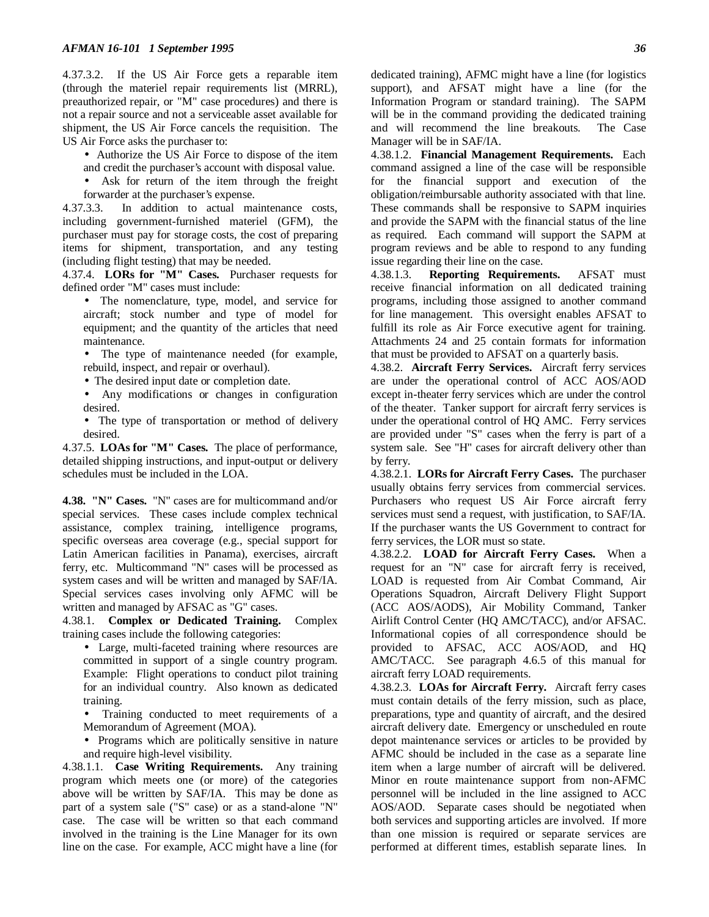4.37.3.2. If the US Air Force gets a reparable item (through the materiel repair requirements list (MRRL), preauthorized repair, or "M" case procedures) and there is not a repair source and not a serviceable asset available for shipment, the US Air Force cancels the requisition. The US Air Force asks the purchaser to:

- Authorize the US Air Force to dispose of the item and credit the purchaser's account with disposal value.
- Ask for return of the item through the freight forwarder at the purchaser's expense.

4.37.3.3. In addition to actual maintenance costs, including government-furnished materiel (GFM), the purchaser must pay for storage costs, the cost of preparing items for shipment, transportation, and any testing (including flight testing) that may be needed.

4.37.4. **LORs for "M" Cases.** Purchaser requests for defined order "M" cases must include:

- The nomenclature, type, model, and service for aircraft; stock number and type of model for equipment; and the quantity of the articles that need maintenance.
- The type of maintenance needed (for example, rebuild, inspect, and repair or overhaul).
- The desired input date or completion date.
- Any modifications or changes in configuration desired.
- The type of transportation or method of delivery desired.

4.37.5. **LOAs for "M" Cases.** The place of performance, detailed shipping instructions, and input-output or delivery schedules must be included in the LOA.

**4.38. "N" Cases.** "N" cases are for multicommand and/or special services. These cases include complex technical assistance, complex training, intelligence programs, specific overseas area coverage (e.g., special support for Latin American facilities in Panama), exercises, aircraft ferry, etc. Multicommand "N" cases will be processed as system cases and will be written and managed by SAF/IA. Special services cases involving only AFMC will be written and managed by AFSAC as "G" cases.

4.38.1. **Complex or Dedicated Training.** Complex training cases include the following categories:

- Large, multi-faceted training where resources are committed in support of a single country program. Example: Flight operations to conduct pilot training for an individual country. Also known as dedicated training.
- Training conducted to meet requirements of a Memorandum of Agreement (MOA).
- Programs which are politically sensitive in nature and require high-level visibility.

4.38.1.1. **Case Writing Requirements.** Any training program which meets one (or more) of the categories above will be written by SAF/IA. This may be done as part of a system sale ("S" case) or as a stand-alone "N" case. The case will be written so that each command involved in the training is the Line Manager for its own line on the case. For example, ACC might have a line (for dedicated training), AFMC might have a line (for logistics support), and AFSAT might have a line (for the Information Program or standard training). The SAPM will be in the command providing the dedicated training and will recommend the line breakouts. The Case Manager will be in SAF/IA.

4.38.1.2. **Financial Management Requirements.** Each command assigned a line of the case will be responsible for the financial support and execution of the obligation/reimbursable authority associated with that line. These commands shall be responsive to SAPM inquiries and provide the SAPM with the financial status of the line as required. Each command will support the SAPM at program reviews and be able to respond to any funding issue regarding their line on the case.

4.38.1.3. **Reporting Requirements.** AFSAT must receive financial information on all dedicated training programs, including those assigned to another command for line management. This oversight enables AFSAT to fulfill its role as Air Force executive agent for training. Attachments 24 and 25 contain formats for information that must be provided to AFSAT on a quarterly basis.

4.38.2. **Aircraft Ferry Services.** Aircraft ferry services are under the operational control of ACC AOS/AOD except in-theater ferry services which are under the control of the theater. Tanker support for aircraft ferry services is under the operational control of HQ AMC. Ferry services are provided under "S" cases when the ferry is part of a system sale. See "H" cases for aircraft delivery other than by ferry.

4.38.2.1. **LORs for Aircraft Ferry Cases.** The purchaser usually obtains ferry services from commercial services. Purchasers who request US Air Force aircraft ferry services must send a request, with justification, to SAF/IA. If the purchaser wants the US Government to contract for ferry services, the LOR must so state.

4.38.2.2. **LOAD for Aircraft Ferry Cases.** When a request for an "N" case for aircraft ferry is received, LOAD is requested from Air Combat Command, Air Operations Squadron, Aircraft Delivery Flight Support (ACC AOS/AODS), Air Mobility Command, Tanker Airlift Control Center (HQ AMC/TACC), and/or AFSAC. Informational copies of all correspondence should be provided to AFSAC, ACC AOS/AOD, and HQ AMC/TACC. See paragraph 4.6.5 of this manual for aircraft ferry LOAD requirements.

4.38.2.3. **LOAs for Aircraft Ferry.** Aircraft ferry cases must contain details of the ferry mission, such as place, preparations, type and quantity of aircraft, and the desired aircraft delivery date. Emergency or unscheduled en route depot maintenance services or articles to be provided by AFMC should be included in the case as a separate line item when a large number of aircraft will be delivered. Minor en route maintenance support from non-AFMC personnel will be included in the line assigned to ACC AOS/AOD. Separate cases should be negotiated when both services and supporting articles are involved. If more than one mission is required or separate services are performed at different times, establish separate lines. In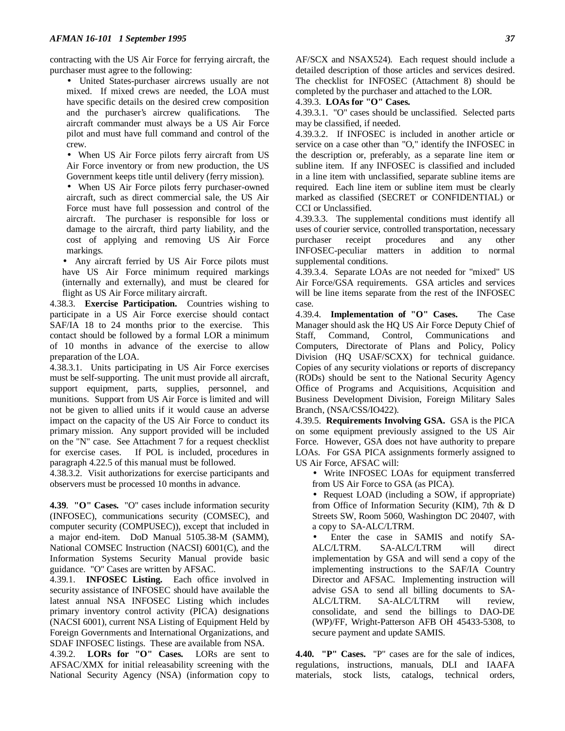contracting with the US Air Force for ferrying aircraft, the purchaser must agree to the following:

- United States-purchaser aircrews usually are not mixed. If mixed crews are needed, the LOA must have specific details on the desired crew composition and the purchaser's aircrew qualifications. The aircraft commander must always be a US Air Force pilot and must have full command and control of the crew.
- When US Air Force pilots ferry aircraft from US Air Force inventory or from new production, the US Government keeps title until delivery (ferry mission).
- When US Air Force pilots ferry purchaser-owned aircraft, such as direct commercial sale, the US Air Force must have full possession and control of the aircraft. The purchaser is responsible for loss or damage to the aircraft, third party liability, and the cost of applying and removing US Air Force markings.
- Any aircraft ferried by US Air Force pilots must have US Air Force minimum required markings (internally and externally), and must be cleared for flight as US Air Force military aircraft.

4.38.3. **Exercise Participation.** Countries wishing to participate in a US Air Force exercise should contact SAF/IA 18 to 24 months prior to the exercise. This contact should be followed by a formal LOR a minimum of 10 months in advance of the exercise to allow preparation of the LOA.

4.38.3.1. Units participating in US Air Force exercises must be self-supporting. The unit must provide all aircraft, support equipment, parts, supplies, personnel, and munitions. Support from US Air Force is limited and will not be given to allied units if it would cause an adverse impact on the capacity of the US Air Force to conduct its primary mission. Any support provided will be included on the "N" case. See Attachment 7 for a request checklist for exercise cases. If POL is included, procedures in paragraph 4.22.5 of this manual must be followed.

4.38.3.2. Visit authorizations for exercise participants and observers must be processed 10 months in advance.

**4.39**. **"O" Cases.** "O" cases include information security (INFOSEC), communications security (COMSEC), and computer security (COMPUSEC)), except that included in a major end-item. DoD Manual 5105.38-M (SAMM), National COMSEC Instruction (NACSI) 6001(C), and the Information Systems Security Manual provide basic guidance. "O" Cases are written by AFSAC.

4.39.1. **INFOSEC Listing.** Each office involved in security assistance of INFOSEC should have available the latest annual NSA INFOSEC Listing which includes primary inventory control activity (PICA) designations (NACSI 6001), current NSA Listing of Equipment Held by Foreign Governments and International Organizations, and SDAF INFOSEC listings. These are available from NSA.

4.39.2. **LORs for "O" Cases.** LORs are sent to AFSAC/XMX for initial releasability screening with the National Security Agency (NSA) (information copy to AF/SCX and NSAX524). Each request should include a detailed description of those articles and services desired. The checklist for INFOSEC (Attachment 8) should be completed by the purchaser and attached to the LOR.

4.39.3. **LOAs for "O" Cases.**

4.39.3.1. "O" cases should be unclassified. Selected parts may be classified, if needed.

4.39.3.2. If INFOSEC is included in another article or service on a case other than "O," identify the INFOSEC in the description or, preferably, as a separate line item or subline item. If any INFOSEC is classified and included in a line item with unclassified, separate subline items are required. Each line item or subline item must be clearly marked as classified (SECRET or CONFIDENTIAL) or CCI or Unclassified.

4.39.3.3. The supplemental conditions must identify all uses of courier service, controlled transportation, necessary purchaser receipt procedures and any other INFOSEC-peculiar matters in addition to normal supplemental conditions.

4.39.3.4. Separate LOAs are not needed for "mixed" US Air Force/GSA requirements. GSA articles and services will be line items separate from the rest of the INFOSEC case.

4.39.4. **Implementation of "O" Cases.** The Case Manager should ask the HQ US Air Force Deputy Chief of Staff, Command, Control, Communications and Computers, Directorate of Plans and Policy, Policy Division (HQ USAF/SCXX) for technical guidance. Copies of any security violations or reports of discrepancy (RODs) should be sent to the National Security Agency Office of Programs and Acquisitions, Acquisition and Business Development Division, Foreign Military Sales Branch, (NSA/CSS/IO422).

4.39.5. **Requirements Involving GSA.** GSA is the PICA on some equipment previously assigned to the US Air Force. However, GSA does not have authority to prepare LOAs. For GSA PICA assignments formerly assigned to US Air Force, AFSAC will:

- Write INFOSEC LOAs for equipment transferred from US Air Force to GSA (as PICA).
- Request LOAD (including a SOW, if appropriate) from Office of Information Security (KIM), 7th & D Streets SW, Room 5060, Washington DC 20407, with a copy to SA-ALC/LTRM.
- Enter the case in SAMIS and notify SA-ALC/LTRM. SA-ALC/LTRM will direct implementation by GSA and will send a copy of the implementing instructions to the SAF/IA Country Director and AFSAC. Implementing instruction will advise GSA to send all billing documents to SA-ALC/LTRM. SA-ALC/LTRM will review, consolidate, and send the billings to DAO-DE (WP)/FF, Wright-Patterson AFB OH 45433-5308, to secure payment and update SAMIS.

**4.40. "P" Cases.** "P" cases are for the sale of indices, regulations, instructions, manuals, DLI and IAAFA materials, stock lists, catalogs, technical orders,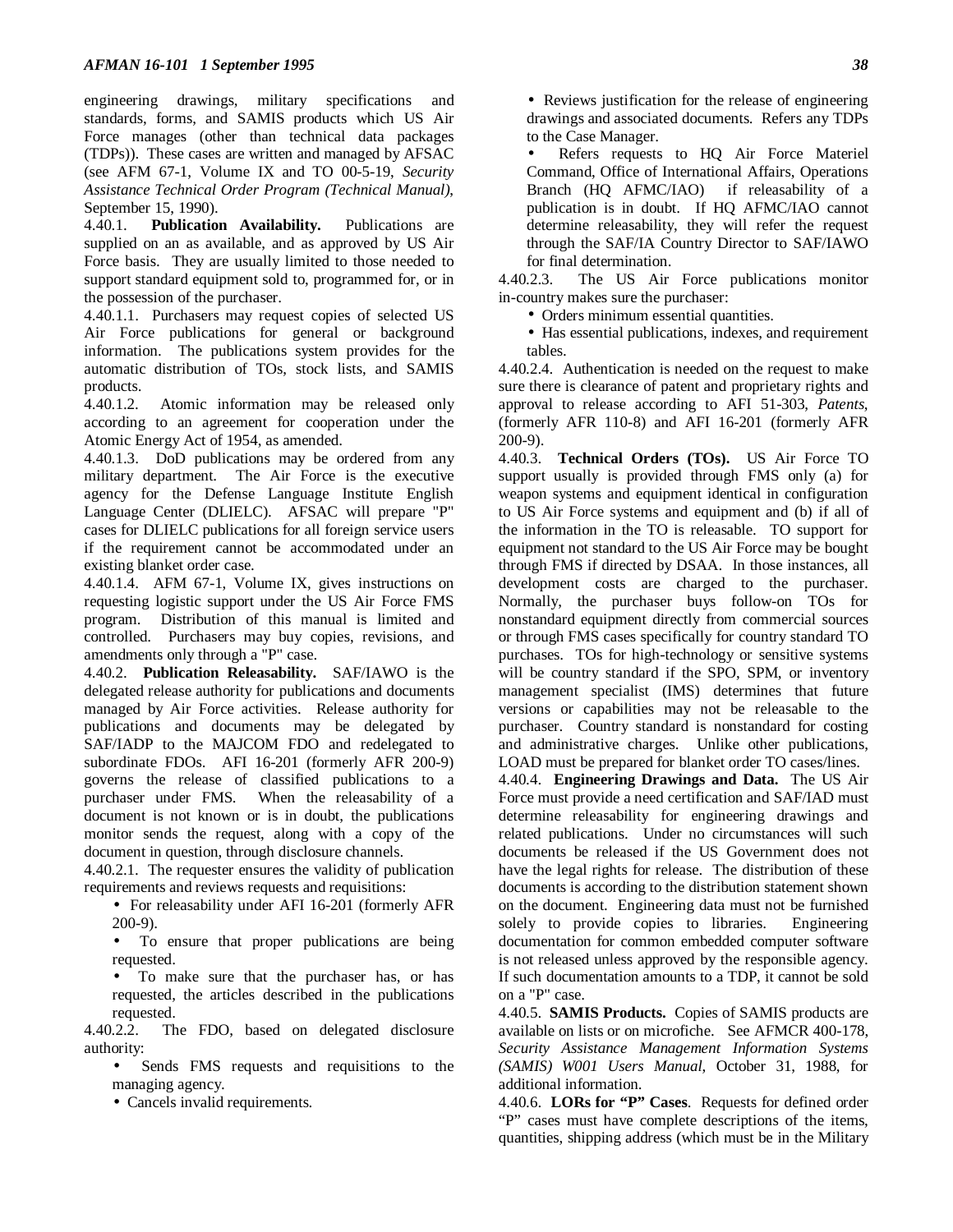engineering drawings, military specifications and standards, forms, and SAMIS products which US Air Force manages (other than technical data packages (TDPs)). These cases are written and managed by AFSAC (see AFM 67-1, Volume IX and TO 00-5-19, *Security Assistance Technical Order Program (Technical Manual)*, September 15, 1990).

4.40.1. **Publication Availability.** Publications are supplied on an as available, and as approved by US Air Force basis. They are usually limited to those needed to support standard equipment sold to, programmed for, or in the possession of the purchaser.

4.40.1.1. Purchasers may request copies of selected US Air Force publications for general or background information. The publications system provides for the automatic distribution of TOs, stock lists, and SAMIS products.

4.40.1.2. Atomic information may be released only according to an agreement for cooperation under the Atomic Energy Act of 1954, as amended.

4.40.1.3. DoD publications may be ordered from any military department. The Air Force is the executive agency for the Defense Language Institute English Language Center (DLIELC). AFSAC will prepare "P" cases for DLIELC publications for all foreign service users if the requirement cannot be accommodated under an existing blanket order case.

4.40.1.4. AFM 67-1, Volume IX, gives instructions on requesting logistic support under the US Air Force FMS program. Distribution of this manual is limited and controlled. Purchasers may buy copies, revisions, and amendments only through a "P" case.

4.40.2. **Publication Releasability.** SAF/IAWO is the delegated release authority for publications and documents managed by Air Force activities. Release authority for publications and documents may be delegated by SAF/IADP to the MAJCOM FDO and redelegated to subordinate FDOs. AFI 16-201 (formerly AFR 200-9) governs the release of classified publications to a purchaser under FMS. When the releasability of a document is not known or is in doubt, the publications monitor sends the request, along with a copy of the document in question, through disclosure channels.

4.40.2.1. The requester ensures the validity of publication requirements and reviews requests and requisitions:

- For releasability under AFI 16-201 (formerly AFR 200-9).
- To ensure that proper publications are being requested.
- To make sure that the purchaser has, or has requested, the articles described in the publications requested.

4.40.2.2. The FDO, based on delegated disclosure authority:

- Sends FMS requests and requisitions to the managing agency.
- Cancels invalid requirements.
- Reviews justification for the release of engineering drawings and associated documents. Refers any TDPs to the Case Manager.
- Refers requests to HQ Air Force Materiel Command, Office of International Affairs, Operations Branch (HQ AFMC/IAO) if releasability of a publication is in doubt. If HQ AFMC/IAO cannot determine releasability, they will refer the request through the SAF/IA Country Director to SAF/IAWO for final determination.

4.40.2.3. The US Air Force publications monitor in-country makes sure the purchaser:

- Orders minimum essential quantities.
- Has essential publications, indexes, and requirement tables.

4.40.2.4. Authentication is needed on the request to make sure there is clearance of patent and proprietary rights and approval to release according to AFI 51-303, *Patents*, (formerly AFR 110-8) and AFI 16-201 (formerly AFR 200-9).

4.40.3. **Technical Orders (TOs).** US Air Force TO support usually is provided through FMS only (a) for weapon systems and equipment identical in configuration to US Air Force systems and equipment and (b) if all of the information in the TO is releasable. TO support for equipment not standard to the US Air Force may be bought through FMS if directed by DSAA. In those instances, all development costs are charged to the purchaser. Normally, the purchaser buys follow-on TOs for nonstandard equipment directly from commercial sources or through FMS cases specifically for country standard TO purchases. TOs for high-technology or sensitive systems will be country standard if the SPO, SPM, or inventory management specialist (IMS) determines that future versions or capabilities may not be releasable to the purchaser. Country standard is nonstandard for costing and administrative charges. Unlike other publications, LOAD must be prepared for blanket order TO cases/lines.

4.40.4. **Engineering Drawings and Data.** The US Air Force must provide a need certification and SAF/IAD must determine releasability for engineering drawings and related publications. Under no circumstances will such documents be released if the US Government does not have the legal rights for release. The distribution of these documents is according to the distribution statement shown on the document. Engineering data must not be furnished solely to provide copies to libraries. Engineering documentation for common embedded computer software is not released unless approved by the responsible agency. If such documentation amounts to a TDP, it cannot be sold on a "P" case.

4.40.5. **SAMIS Products.** Copies of SAMIS products are available on lists or on microfiche. See AFMCR 400-178, *Security Assistance Management Information Systems (SAMIS) W001 Users Manual*, October 31, 1988, for additional information.

4.40.6. **LORs for "P" Cases**. Requests for defined order "P" cases must have complete descriptions of the items, quantities, shipping address (which must be in the Military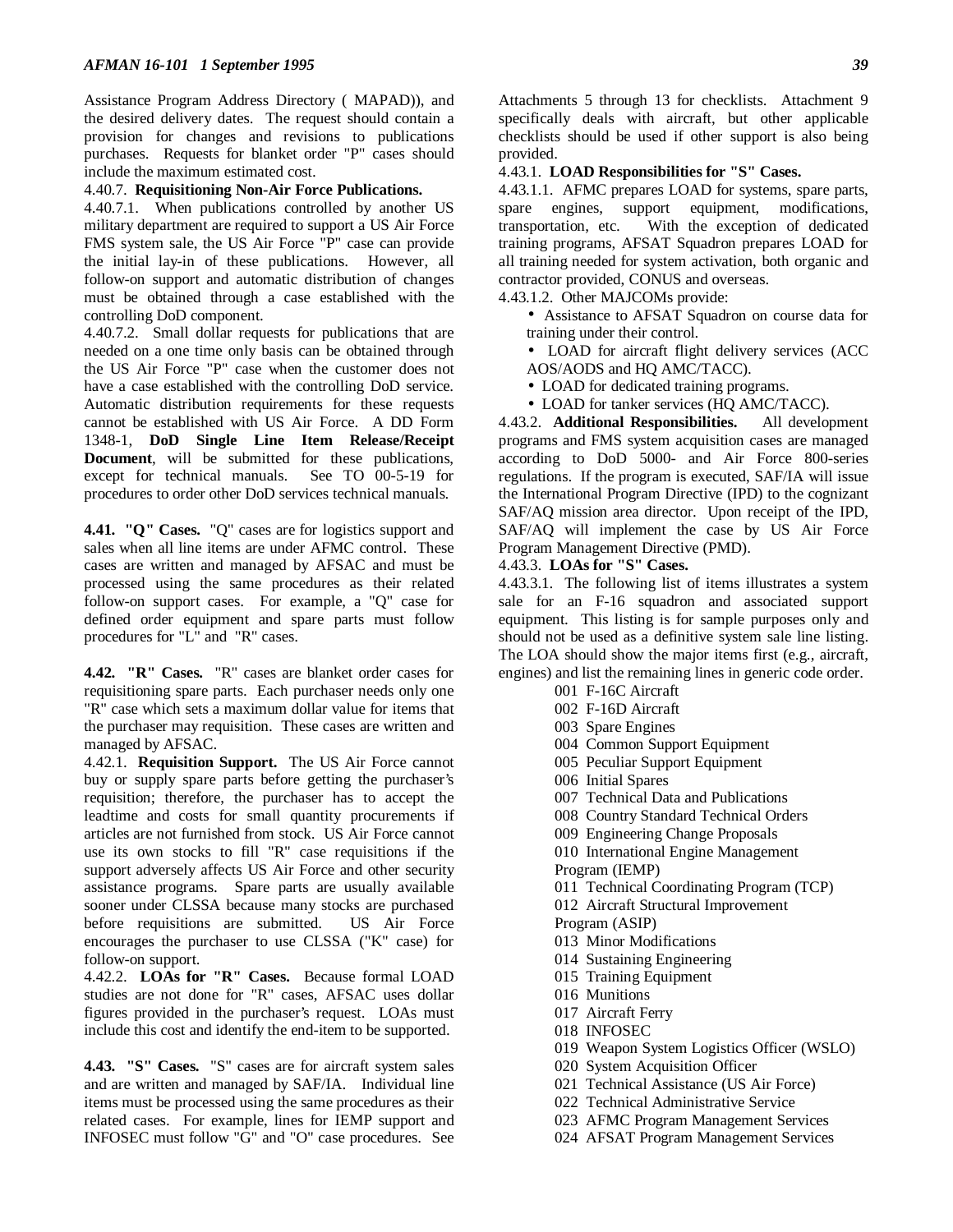Assistance Program Address Directory ( MAPAD)), and the desired delivery dates. The request should contain a provision for changes and revisions to publications purchases. Requests for blanket order "P" cases should include the maximum estimated cost.

4.40.7. **Requisitioning Non-Air Force Publications.**

4.40.7.1. When publications controlled by another US military department are required to support a US Air Force FMS system sale, the US Air Force "P" case can provide the initial lay-in of these publications. However, all follow-on support and automatic distribution of changes must be obtained through a case established with the controlling DoD component.

4.40.7.2. Small dollar requests for publications that are needed on a one time only basis can be obtained through the US Air Force "P" case when the customer does not have a case established with the controlling DoD service. Automatic distribution requirements for these requests cannot be established with US Air Force. A DD Form 1348-1, **DoD Single Line Item Release/Receipt Document**, will be submitted for these publications, except for technical manuals. See TO 00-5-19 for procedures to order other DoD services technical manuals.

**4.41. "Q" Cases.** "Q" cases are for logistics support and sales when all line items are under AFMC control. These cases are written and managed by AFSAC and must be processed using the same procedures as their related follow-on support cases. For example, a "Q" case for defined order equipment and spare parts must follow procedures for "L" and "R" cases.

**4.42. "R" Cases.** "R" cases are blanket order cases for requisitioning spare parts. Each purchaser needs only one "R" case which sets a maximum dollar value for items that the purchaser may requisition. These cases are written and managed by AFSAC.

4.42.1. **Requisition Support.** The US Air Force cannot buy or supply spare parts before getting the purchaser's requisition; therefore, the purchaser has to accept the leadtime and costs for small quantity procurements if articles are not furnished from stock. US Air Force cannot use its own stocks to fill "R" case requisitions if the support adversely affects US Air Force and other security assistance programs. Spare parts are usually available sooner under CLSSA because many stocks are purchased before requisitions are submitted. US Air Force encourages the purchaser to use CLSSA ("K" case) for follow-on support.

4.42.2. **LOAs for "R" Cases.** Because formal LOAD studies are not done for "R" cases, AFSAC uses dollar figures provided in the purchaser's request. LOAs must include this cost and identify the end-item to be supported.

**4.43. "S" Cases.** "S" cases are for aircraft system sales and are written and managed by SAF/IA. Individual line items must be processed using the same procedures as their related cases. For example, lines for IEMP support and INFOSEC must follow "G" and "O" case procedures. See Attachments 5 through 13 for checklists. Attachment 9 specifically deals with aircraft, but other applicable checklists should be used if other support is also being provided.

4.43.1. **LOAD Responsibilities for "S" Cases.**

4.43.1.1. AFMC prepares LOAD for systems, spare parts, spare engines, support equipment, modifications, transportation, etc. With the exception of dedicated training programs, AFSAT Squadron prepares LOAD for all training needed for system activation, both organic and contractor provided, CONUS and overseas.

4.43.1.2. Other MAJCOMs provide:

- Assistance to AFSAT Squadron on course data for training under their control.
- LOAD for aircraft flight delivery services (ACC AOS/AODS and HQ AMC/TACC).
- LOAD for dedicated training programs.
- LOAD for tanker services (HQ AMC/TACC).

4.43.2. **Additional Responsibilities.** All development programs and FMS system acquisition cases are managed according to DoD 5000- and Air Force 800-series regulations. If the program is executed, SAF/IA will issue the International Program Directive (IPD) to the cognizant SAF/AQ mission area director. Upon receipt of the IPD, SAF/AQ will implement the case by US Air Force Program Management Directive (PMD).

4.43.3. **LOAs for "S" Cases.**

4.43.3.1. The following list of items illustrates a system sale for an F-16 squadron and associated support equipment. This listing is for sample purposes only and should not be used as a definitive system sale line listing. The LOA should show the major items first (e.g., aircraft, engines) and list the remaining lines in generic code order.

001 F-16C Aircraft
002 F-16D Aircraft
003 Spare Engines
004 Common Support Equipment
005 Peculiar Support Equipment
006 Initial Spares
007 Technical Data and Publications
008 Country Standard Technical Orders
009 Engineering Change Proposals
010 International Engine Management Program (IEMP)
011 Technical Coordinating Program (TCP)
012 Aircraft Structural Improvement Program (ASIP)
013 Minor Modifications
014 Sustaining Engineering
015 Training Equipment
016 Munitions
017 Aircraft Ferry
018 INFOSEC
019 Weapon System Logistics Officer (WSLO)
020 System Acquisition Officer
021 Technical Assistance (US Air Force)
022 Technical Administrative Service
023 AFMC Program Management Services
024 AFSAT Program Management Services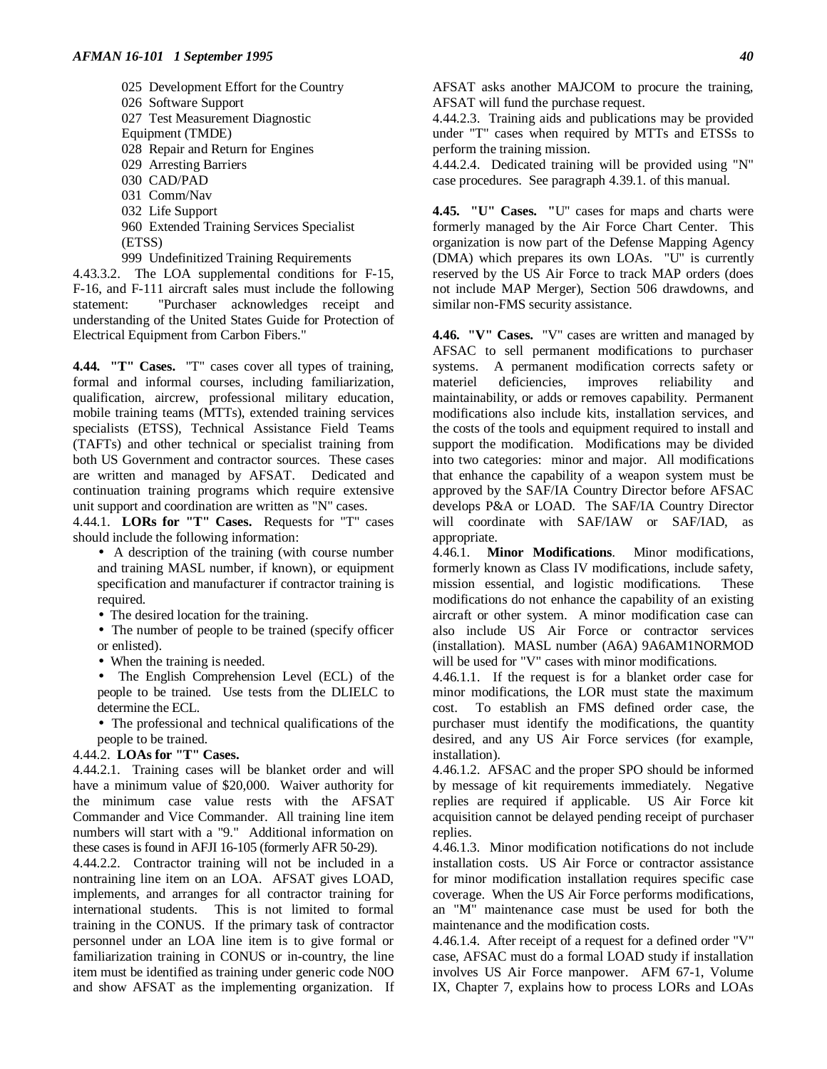025 Development Effort for the Country
026 Software Support
027 Test Measurement Diagnostic Equipment (TMDE)
028 Repair and Return for Engines
029 Arresting Barriers
030 CAD/PAD
031 Comm/Nav
032 Life Support
960 Extended Training Services Specialist (ETSS)
999 Undefinitized Training Requirements

4.43.3.2. The LOA supplemental conditions for F-15, F-16, and F-111 aircraft sales must include the following statement: "Purchaser acknowledges receipt and understanding of the United States Guide for Protection of Electrical Equipment from Carbon Fibers."

**4.44. "T" Cases.** "T" cases cover all types of training, formal and informal courses, including familiarization, qualification, aircrew, professional military education, mobile training teams (MTTs), extended training services specialists (ETSS), Technical Assistance Field Teams (TAFTs) and other technical or specialist training from both US Government and contractor sources. These cases are written and managed by AFSAT. Dedicated and continuation training programs which require extensive unit support and coordination are written as "N" cases.

4.44.1. **LORs for "T" Cases.** Requests for "T" cases should include the following information:

- A description of the training (with course number and training MASL number, if known), or equipment specification and manufacturer if contractor training is required.
- The desired location for the training.
- The number of people to be trained (specify officer or enlisted).
- When the training is needed.
- The English Comprehension Level (ECL) of the people to be trained. Use tests from the DLIELC to determine the ECL.
- The professional and technical qualifications of the people to be trained.

4.44.2. **LOAs for "T" Cases.**

4.44.2.1. Training cases will be blanket order and will have a minimum value of $20,000. Waiver authority for the minimum case value rests with the AFSAT Commander and Vice Commander. All training line item numbers will start with a "9." Additional information on these cases is found in AFJI 16-105 (formerly AFR 50-29).

4.44.2.2. Contractor training will not be included in a nontraining line item on an LOA. AFSAT gives LOAD, implements, and arranges for all contractor training for international students. This is not limited to formal training in the CONUS. If the primary task of contractor personnel under an LOA line item is to give formal or familiarization training in CONUS or in-country, the line item must be identified as training under generic code N0O and show AFSAT as the implementing organization. If AFSAT asks another MAJCOM to procure the training, AFSAT will fund the purchase request.

4.44.2.3. Training aids and publications may be provided under "T" cases when required by MTTs and ETSSs to perform the training mission.

4.44.2.4. Dedicated training will be provided using "N" case procedures. See paragraph 4.39.1. of this manual.

**4.45. "U" Cases.** "U" cases for maps and charts were formerly managed by the Air Force Chart Center. This organization is now part of the Defense Mapping Agency (DMA) which prepares its own LOAs. "U" is currently reserved by the US Air Force to track MAP orders (does not include MAP Merger), Section 506 drawdowns, and similar non-FMS security assistance.

**4.46. "V" Cases.** "V" cases are written and managed by AFSAC to sell permanent modifications to purchaser systems. A permanent modification corrects safety or materiel deficiencies, improves reliability and maintainability, or adds or removes capability. Permanent modifications also include kits, installation services, and the costs of the tools and equipment required to install and support the modification. Modifications may be divided into two categories: minor and major. All modifications that enhance the capability of a weapon system must be approved by the SAF/IA Country Director before AFSAC develops P&A or LOAD. The SAF/IA Country Director will coordinate with SAF/IAW or SAF/IAD, as appropriate.

4.46.1. **Minor Modifications**. Minor modifications, formerly known as Class IV modifications, include safety, mission essential, and logistic modifications. These modifications do not enhance the capability of an existing aircraft or other system. A minor modification case can also include US Air Force or contractor services (installation). MASL number (A6A) 9A6AM1NORMOD will be used for "V" cases with minor modifications.

4.46.1.1. If the request is for a blanket order case for minor modifications, the LOR must state the maximum cost. To establish an FMS defined order case, the purchaser must identify the modifications, the quantity desired, and any US Air Force services (for example, installation).

4.46.1.2. AFSAC and the proper SPO should be informed by message of kit requirements immediately. Negative replies are required if applicable. US Air Force kit acquisition cannot be delayed pending receipt of purchaser replies.

4.46.1.3. Minor modification notifications do not include installation costs. US Air Force or contractor assistance for minor modification installation requires specific case coverage. When the US Air Force performs modifications, an "M" maintenance case must be used for both the maintenance and the modification costs.

4.46.1.4. After receipt of a request for a defined order "V" case, AFSAC must do a formal LOAD study if installation involves US Air Force manpower. AFM 67-1, Volume IX, Chapter 7, explains how to process LORs and LOAs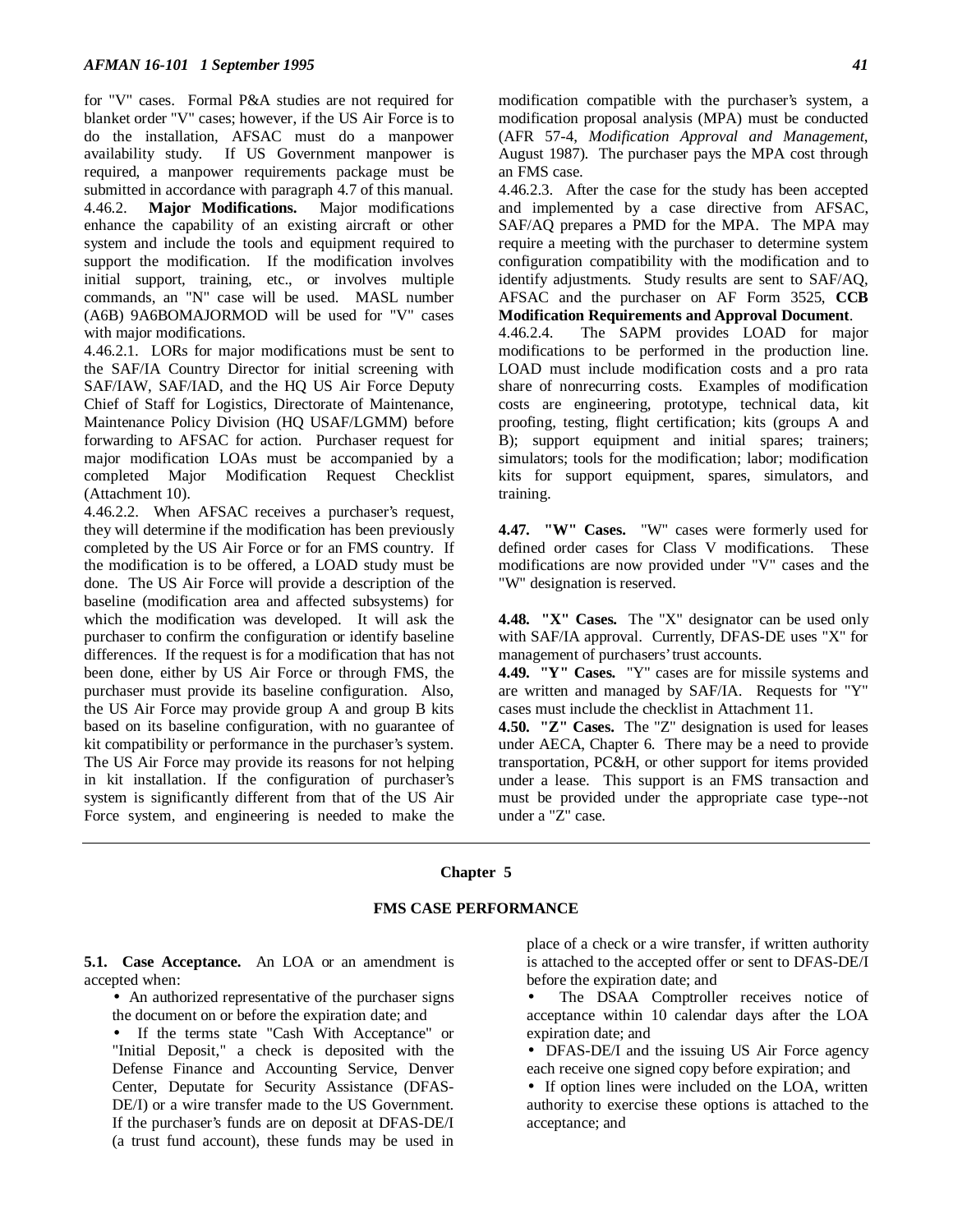for "V" cases. Formal P&A studies are not required for blanket order "V" cases; however, if the US Air Force is to do the installation, AFSAC must do a manpower availability study. If US Government manpower is required, a manpower requirements package must be submitted in accordance with paragraph 4.7 of this manual.

4.46.2. **Major Modifications.** Major modifications enhance the capability of an existing aircraft or other system and include the tools and equipment required to support the modification. If the modification involves initial support, training, etc., or involves multiple commands, an "N" case will be used. MASL number (A6B) 9A6BOMAJORMOD will be used for "V" cases with major modifications.

4.46.2.1. LORs for major modifications must be sent to the SAF/IA Country Director for initial screening with SAF/IAW, SAF/IAD, and the HQ US Air Force Deputy Chief of Staff for Logistics, Directorate of Maintenance, Maintenance Policy Division (HQ USAF/LGMM) before forwarding to AFSAC for action. Purchaser request for major modification LOAs must be accompanied by a completed Major Modification Request Checklist (Attachment 10).

4.46.2.2. When AFSAC receives a purchaser's request, they will determine if the modification has been previously completed by the US Air Force or for an FMS country. If the modification is to be offered, a LOAD study must be done. The US Air Force will provide a description of the baseline (modification area and affected subsystems) for which the modification was developed. It will ask the purchaser to confirm the configuration or identify baseline differences. If the request is for a modification that has not been done, either by US Air Force or through FMS, the purchaser must provide its baseline configuration. Also, the US Air Force may provide group A and group B kits based on its baseline configuration, with no guarantee of kit compatibility or performance in the purchaser's system. The US Air Force may provide its reasons for not helping in kit installation. If the configuration of purchaser's system is significantly different from that of the US Air Force system, and engineering is needed to make the modification compatible with the purchaser's system, a modification proposal analysis (MPA) must be conducted (AFR 57-4, *Modification Approval and Management*, August 1987). The purchaser pays the MPA cost through an FMS case.

4.46.2.3. After the case for the study has been accepted and implemented by a case directive from AFSAC, SAF/AQ prepares a PMD for the MPA. The MPA may require a meeting with the purchaser to determine system configuration compatibility with the modification and to identify adjustments. Study results are sent to SAF/AQ, AFSAC and the purchaser on AF Form 3525, **CCB Modification Requirements and Approval Document**.

4.46.2.4. The SAPM provides LOAD for major modifications to be performed in the production line. LOAD must include modification costs and a pro rata share of nonrecurring costs. Examples of modification costs are engineering, prototype, technical data, kit proofing, testing, flight certification; kits (groups A and B); support equipment and initial spares; trainers; simulators; tools for the modification; labor; modification kits for support equipment, spares, simulators, and training.

**4.47. "W" Cases.** "W" cases were formerly used for defined order cases for Class V modifications. These modifications are now provided under "V" cases and the "W" designation is reserved.

**4.48. "X" Cases.** The "X" designator can be used only with SAF/IA approval. Currently, DFAS-DE uses "X" for management of purchasers' trust accounts.

**4.49. "Y" Cases.** "Y" cases are for missile systems and are written and managed by SAF/IA. Requests for "Y" cases must include the checklist in Attachment 11.

**4.50. "Z" Cases.** The "Z" designation is used for leases under AECA, Chapter 6. There may be a need to provide transportation, PC&H, or other support for items provided under a lease. This support is an FMS transaction and must be provided under the appropriate case type--not under a "Z" case.

## Chapter 5

## FMS CASE PERFORMANCE

**5.1. Case Acceptance.** An LOA or an amendment is accepted when:

- An authorized representative of the purchaser signs the document on or before the expiration date; and
- If the terms state "Cash With Acceptance" or "Initial Deposit," a check is deposited with the Defense Finance and Accounting Service, Denver Center, Deputate for Security Assistance (DFAS-DE/I) or a wire transfer made to the US Government. If the purchaser's funds are on deposit at DFAS-DE/I (a trust fund account), these funds may be used in place of a check or a wire transfer, if written authority is attached to the accepted offer or sent to DFAS-DE/I before the expiration date; and
- The DSAA Comptroller receives notice of acceptance within 10 calendar days after the LOA expiration date; and
- DFAS-DE/I and the issuing US Air Force agency each receive one signed copy before expiration; and
- If option lines were included on the LOA, written authority to exercise these options is attached to the acceptance; and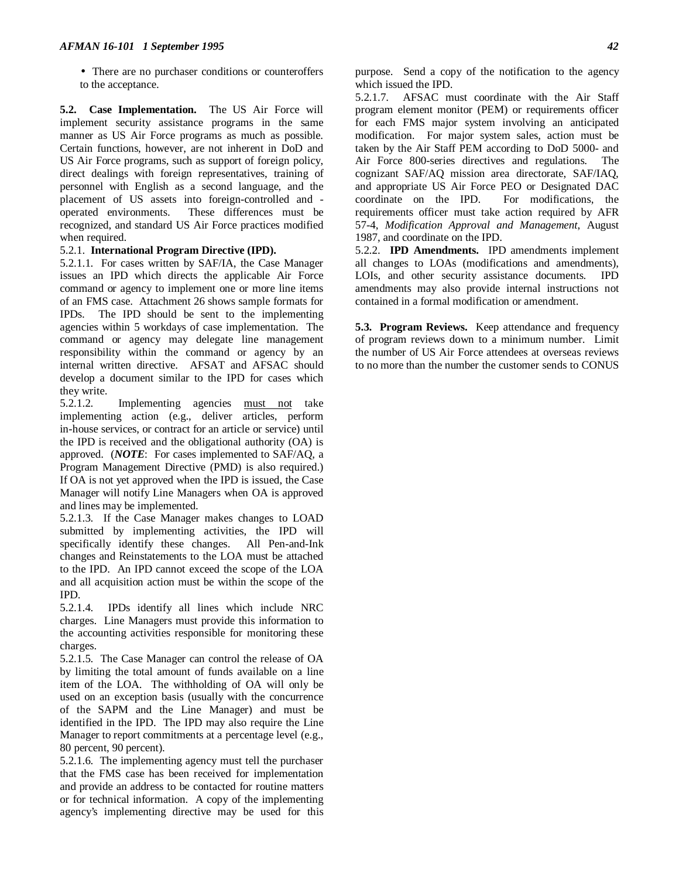- There are no purchaser conditions or counteroffers to the acceptance.

**5.2. Case Implementation.** The US Air Force will implement security assistance programs in the same manner as US Air Force programs as much as possible. Certain functions, however, are not inherent in DoD and US Air Force programs, such as support of foreign policy, direct dealings with foreign representatives, training of personnel with English as a second language, and the placement of US assets into foreign-controlled and -operated environments. These differences must be recognized, and standard US Air Force practices modified when required.

5.2.1. **International Program Directive (IPD).**

5.2.1.1. For cases written by SAF/IA, the Case Manager issues an IPD which directs the applicable Air Force command or agency to implement one or more line items of an FMS case. Attachment 26 shows sample formats for IPDs. The IPD should be sent to the implementing agencies within 5 workdays of case implementation. The command or agency may delegate line management responsibility within the command or agency by an internal written directive. AFSAT and AFSAC should develop a document similar to the IPD for cases which they write.

5.2.1.2. Implementing agencies must not take implementing action (e.g., deliver articles, perform in-house services, or contract for an article or service) until the IPD is received and the obligational authority (OA) is approved. (***NOTE***: For cases implemented to SAF/AQ, a Program Management Directive (PMD) is also required.) If OA is not yet approved when the IPD is issued, the Case Manager will notify Line Managers when OA is approved and lines may be implemented.

5.2.1.3. If the Case Manager makes changes to LOAD submitted by implementing activities, the IPD will specifically identify these changes. All Pen-and-Ink changes and Reinstatements to the LOA must be attached to the IPD. An IPD cannot exceed the scope of the LOA and all acquisition action must be within the scope of the IPD.

5.2.1.4. IPDs identify all lines which include NRC charges. Line Managers must provide this information to the accounting activities responsible for monitoring these charges.

5.2.1.5. The Case Manager can control the release of OA by limiting the total amount of funds available on a line item of the LOA. The withholding of OA will only be used on an exception basis (usually with the concurrence of the SAPM and the Line Manager) and must be identified in the IPD. The IPD may also require the Line Manager to report commitments at a percentage level (e.g., 80 percent, 90 percent).

5.2.1.6. The implementing agency must tell the purchaser that the FMS case has been received for implementation and provide an address to be contacted for routine matters or for technical information. A copy of the implementing agency's implementing directive may be used for this purpose. Send a copy of the notification to the agency which issued the IPD.

5.2.1.7. AFSAC must coordinate with the Air Staff program element monitor (PEM) or requirements officer for each FMS major system involving an anticipated modification. For major system sales, action must be taken by the Air Staff PEM according to DoD 5000- and Air Force 800-series directives and regulations. The cognizant SAF/AQ mission area directorate, SAF/IAQ, and appropriate US Air Force PEO or Designated DAC coordinate on the IPD. For modifications, the requirements officer must take action required by AFR 57-4, *Modification Approval and Management*, August 1987, and coordinate on the IPD.

5.2.2. **IPD Amendments.** IPD amendments implement all changes to LOAs (modifications and amendments), LOIs, and other security assistance documents. IPD amendments may also provide internal instructions not contained in a formal modification or amendment.

**5.3. Program Reviews.** Keep attendance and frequency of program reviews down to a minimum number. Limit the number of US Air Force attendees at overseas reviews to no more than the number the customer sends to CONUS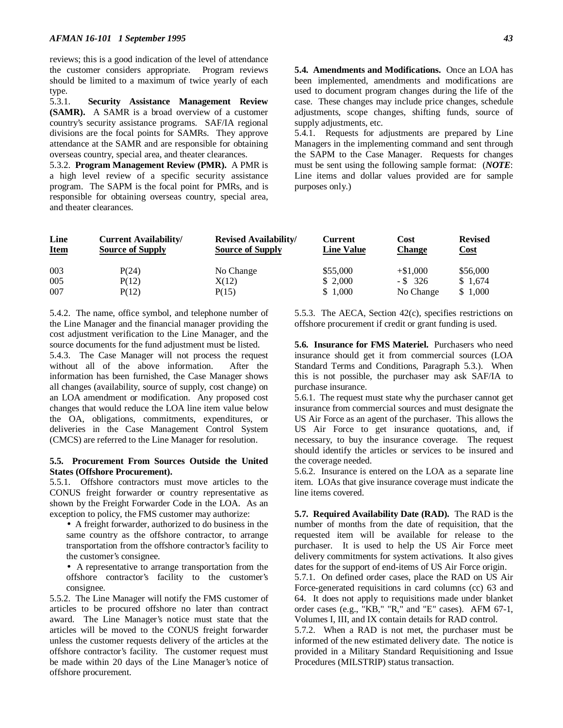reviews; this is a good indication of the level of attendance the customer considers appropriate. Program reviews should be limited to a maximum of twice yearly of each type.

5.3.1. **Security Assistance Management Review (SAMR).** A SAMR is a broad overview of a customer country's security assistance programs. SAF/IA regional divisions are the focal points for SAMRs. They approve attendance at the SAMR and are responsible for obtaining overseas country, special area, and theater clearances.

5.3.2. **Program Management Review (PMR).** A PMR is a high level review of a specific security assistance program. The SAPM is the focal point for PMRs, and is responsible for obtaining overseas country, special area, and theater clearances.

**5.4. Amendments and Modifications.** Once an LOA has been implemented, amendments and modifications are used to document program changes during the life of the case. These changes may include price changes, schedule adjustments, scope changes, shifting funds, source of supply adjustments, etc.

5.4.1. Requests for adjustments are prepared by Line Managers in the implementing command and sent through the SAPM to the Case Manager. Requests for changes must be sent using the following sample format: (***NOTE***: Line items and dollar values provided are for sample purposes only.)

| Line Item | Current Availability/ Source of Supply | Revised Availability/ Source of Supply | Current Line Value | Cost Change | Revised Cost |
|---|---|---|---|---|---|
| 003 | P(24) | No Change | $55,000 | +$1,000 | $56,000 |
| 005 | P(12) | X(12) | $ 2,000 | - $ 326 | $ 1,674 |
| 007 | P(12) | P(15) | $ 1,000 | No Change | $ 1,000 |

5.4.2. The name, office symbol, and telephone number of the Line Manager and the financial manager providing the cost adjustment verification to the Line Manager, and the source documents for the fund adjustment must be listed.

5.4.3. The Case Manager will not process the request without all of the above information. After the information has been furnished, the Case Manager shows all changes (availability, source of supply, cost change) on an LOA amendment or modification. Any proposed cost changes that would reduce the LOA line item value below the OA, obligations, commitments, expenditures, or deliveries in the Case Management Control System (CMCS) are referred to the Line Manager for resolution.

**5.5. Procurement From Sources Outside the United States (Offshore Procurement).**

5.5.1. Offshore contractors must move articles to the CONUS freight forwarder or country representative as shown by the Freight Forwarder Code in the LOA. As an exception to policy, the FMS customer may authorize:

- A freight forwarder, authorized to do business in the same country as the offshore contractor, to arrange transportation from the offshore contractor's facility to the customer's consignee.
- A representative to arrange transportation from the offshore contractor's facility to the customer's consignee.

5.5.2. The Line Manager will notify the FMS customer of articles to be procured offshore no later than contract award. The Line Manager's notice must state that the articles will be moved to the CONUS freight forwarder unless the customer requests delivery of the articles at the offshore contractor's facility. The customer request must be made within 20 days of the Line Manager's notice of offshore procurement.

5.5.3. The AECA, Section 42(c), specifies restrictions on offshore procurement if credit or grant funding is used.

**5.6. Insurance for FMS Materiel.** Purchasers who need insurance should get it from commercial sources (LOA Standard Terms and Conditions, Paragraph 5.3.). When this is not possible, the purchaser may ask SAF/IA to purchase insurance.

5.6.1. The request must state why the purchaser cannot get insurance from commercial sources and must designate the US Air Force as an agent of the purchaser. This allows the US Air Force to get insurance quotations, and, if necessary, to buy the insurance coverage. The request should identify the articles or services to be insured and the coverage needed.

5.6.2. Insurance is entered on the LOA as a separate line item. LOAs that give insurance coverage must indicate the line items covered.

**5.7. Required Availability Date (RAD).** The RAD is the number of months from the date of requisition, that the requested item will be available for release to the purchaser. It is used to help the US Air Force meet delivery commitments for system activations. It also gives dates for the support of end-items of US Air Force origin.

5.7.1. On defined order cases, place the RAD on US Air Force-generated requisitions in card columns (cc) 63 and 64. It does not apply to requisitions made under blanket order cases (e.g., "KB," "R," and "E" cases). AFM 67-1, Volumes I, III, and IX contain details for RAD control.

5.7.2. When a RAD is not met, the purchaser must be informed of the new estimated delivery date. The notice is provided in a Military Standard Requisitioning and Issue Procedures (MILSTRIP) status transaction.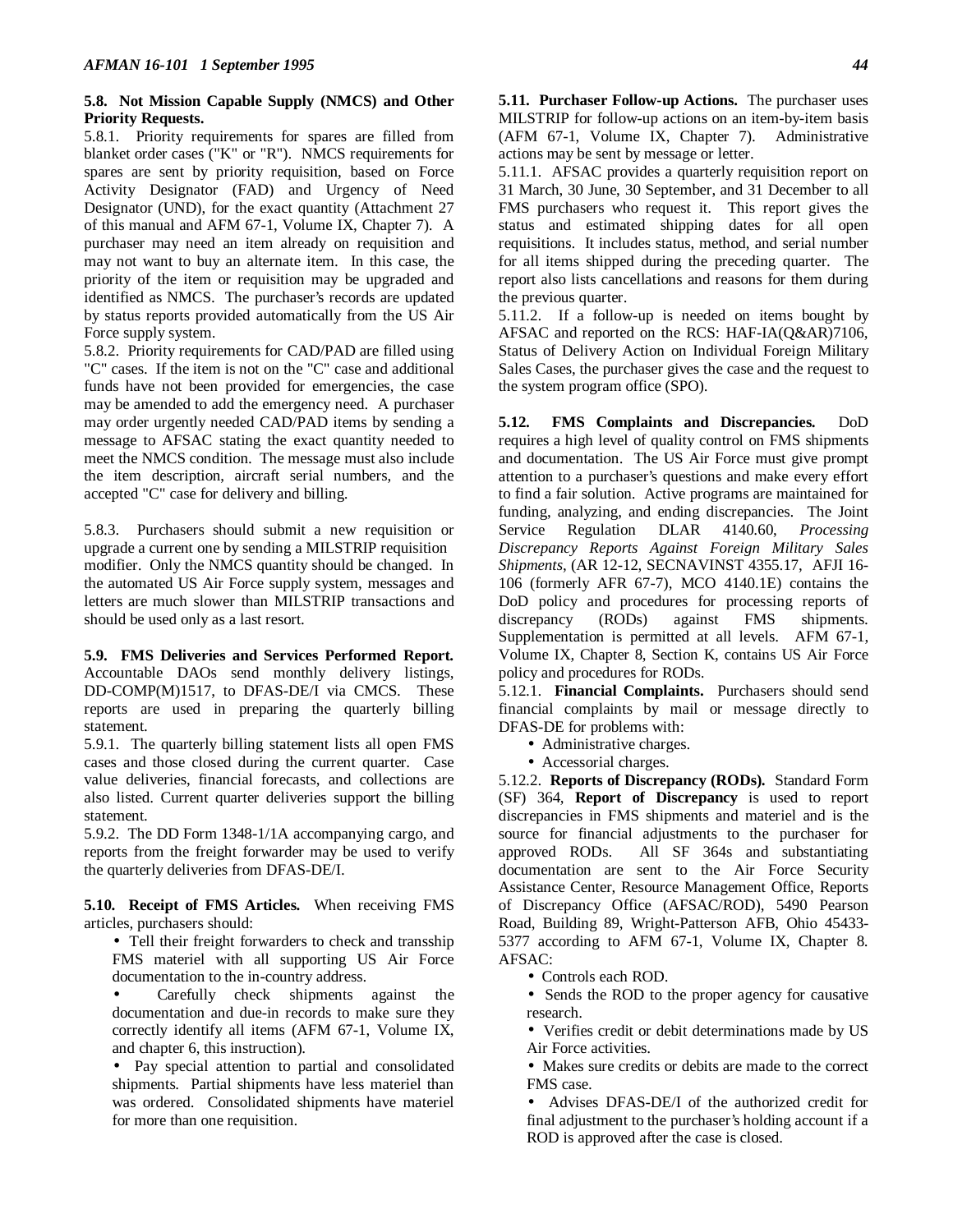**5.8. Not Mission Capable Supply (NMCS) and Other Priority Requests.**

5.8.1. Priority requirements for spares are filled from blanket order cases ("K" or "R"). NMCS requirements for spares are sent by priority requisition, based on Force Activity Designator (FAD) and Urgency of Need Designator (UND), for the exact quantity (Attachment 27 of this manual and AFM 67-1, Volume IX, Chapter 7). A purchaser may need an item already on requisition and may not want to buy an alternate item. In this case, the priority of the item or requisition may be upgraded and identified as NMCS. The purchaser's records are updated by status reports provided automatically from the US Air Force supply system.

5.8.2. Priority requirements for CAD/PAD are filled using "C" cases. If the item is not on the "C" case and additional funds have not been provided for emergencies, the case may be amended to add the emergency need. A purchaser may order urgently needed CAD/PAD items by sending a message to AFSAC stating the exact quantity needed to meet the NMCS condition. The message must also include the item description, aircraft serial numbers, and the accepted "C" case for delivery and billing.

5.8.3. Purchasers should submit a new requisition or upgrade a current one by sending a MILSTRIP requisition modifier. Only the NMCS quantity should be changed. In the automated US Air Force supply system, messages and letters are much slower than MILSTRIP transactions and should be used only as a last resort.

**5.9. FMS Deliveries and Services Performed Report.** Accountable DAOs send monthly delivery listings, DD-COMP(M)1517, to DFAS-DE/I via CMCS. These reports are used in preparing the quarterly billing statement.

5.9.1. The quarterly billing statement lists all open FMS cases and those closed during the current quarter. Case value deliveries, financial forecasts, and collections are also listed. Current quarter deliveries support the billing statement.

5.9.2. The DD Form 1348-1/1A accompanying cargo, and reports from the freight forwarder may be used to verify the quarterly deliveries from DFAS-DE/I.

**5.10. Receipt of FMS Articles.** When receiving FMS articles, purchasers should:

- Tell their freight forwarders to check and transship FMS materiel with all supporting US Air Force documentation to the in-country address.
- Carefully check shipments against the documentation and due-in records to make sure they correctly identify all items (AFM 67-1, Volume IX, and chapter 6, this instruction).
- Pay special attention to partial and consolidated shipments. Partial shipments have less materiel than was ordered. Consolidated shipments have materiel for more than one requisition.

**5.11. Purchaser Follow-up Actions.** The purchaser uses MILSTRIP for follow-up actions on an item-by-item basis (AFM 67-1, Volume IX, Chapter 7). Administrative actions may be sent by message or letter.

5.11.1. AFSAC provides a quarterly requisition report on 31 March, 30 June, 30 September, and 31 December to all FMS purchasers who request it. This report gives the status and estimated shipping dates for all open requisitions. It includes status, method, and serial number for all items shipped during the preceding quarter. The report also lists cancellations and reasons for them during the previous quarter.

5.11.2. If a follow-up is needed on items bought by AFSAC and reported on the RCS: HAF-IA(Q&AR)7106, Status of Delivery Action on Individual Foreign Military Sales Cases, the purchaser gives the case and the request to the system program office (SPO).

**5.12. FMS Complaints and Discrepancies.** DoD requires a high level of quality control on FMS shipments and documentation. The US Air Force must give prompt attention to a purchaser's questions and make every effort to find a fair solution. Active programs are maintained for funding, analyzing, and ending discrepancies. The Joint Service Regulation DLAR 4140.60, *Processing Discrepancy Reports Against Foreign Military Sales Shipments*, (AR 12-12, SECNAVINST 4355.17, AFJI 16-106 (formerly AFR 67-7), MCO 4140.1E) contains the DoD policy and procedures for processing reports of discrepancy (RODs) against FMS shipments. Supplementation is permitted at all levels. AFM 67-1, Volume IX, Chapter 8, Section K, contains US Air Force policy and procedures for RODs.

5.12.1. **Financial Complaints.** Purchasers should send financial complaints by mail or message directly to DFAS-DE for problems with:

- Administrative charges.
- Accessorial charges.

5.12.2. **Reports of Discrepancy (RODs).** Standard Form (SF) 364, **Report of Discrepancy** is used to report discrepancies in FMS shipments and materiel and is the source for financial adjustments to the purchaser for approved RODs. All SF 364s and substantiating documentation are sent to the Air Force Security Assistance Center, Resource Management Office, Reports of Discrepancy Office (AFSAC/ROD), 5490 Pearson Road, Building 89, Wright-Patterson AFB, Ohio 45433-5377 according to AFM 67-1, Volume IX, Chapter 8. AFSAC:

- Controls each ROD.
- Sends the ROD to the proper agency for causative research.
- Verifies credit or debit determinations made by US Air Force activities.
- Makes sure credits or debits are made to the correct FMS case.
- Advises DFAS-DE/I of the authorized credit for final adjustment to the purchaser's holding account if a ROD is approved after the case is closed.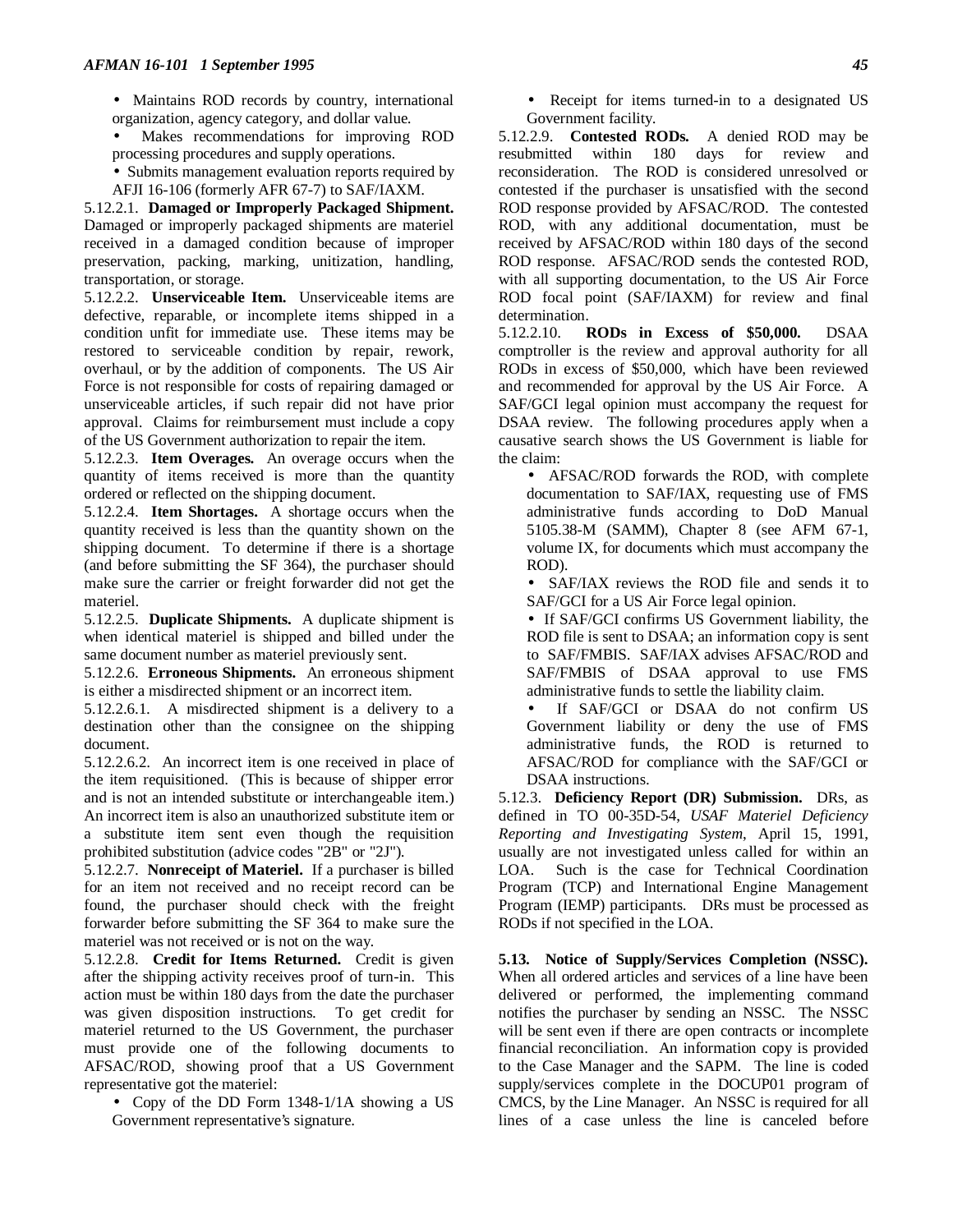- Maintains ROD records by country, international organization, agency category, and dollar value.
- Makes recommendations for improving ROD processing procedures and supply operations.
- Submits management evaluation reports required by AFJI 16-106 (formerly AFR 67-7) to SAF/IAXM.

5.12.2.1. **Damaged or Improperly Packaged Shipment.** Damaged or improperly packaged shipments are materiel received in a damaged condition because of improper preservation, packing, marking, unitization, handling, transportation, or storage.

5.12.2.2. **Unserviceable Item.** Unserviceable items are defective, reparable, or incomplete items shipped in a condition unfit for immediate use. These items may be restored to serviceable condition by repair, rework, overhaul, or by the addition of components. The US Air Force is not responsible for costs of repairing damaged or unserviceable articles, if such repair did not have prior approval. Claims for reimbursement must include a copy of the US Government authorization to repair the item.

5.12.2.3. **Item Overages.** An overage occurs when the quantity of items received is more than the quantity ordered or reflected on the shipping document.

5.12.2.4. **Item Shortages.** A shortage occurs when the quantity received is less than the quantity shown on the shipping document. To determine if there is a shortage (and before submitting the SF 364), the purchaser should make sure the carrier or freight forwarder did not get the materiel.

5.12.2.5. **Duplicate Shipments.** A duplicate shipment is when identical materiel is shipped and billed under the same document number as materiel previously sent.

5.12.2.6. **Erroneous Shipments.** An erroneous shipment is either a misdirected shipment or an incorrect item.

5.12.2.6.1. A misdirected shipment is a delivery to a destination other than the consignee on the shipping document.

5.12.2.6.2. An incorrect item is one received in place of the item requisitioned. (This is because of shipper error and is not an intended substitute or interchangeable item.) An incorrect item is also an unauthorized substitute item or a substitute item sent even though the requisition prohibited substitution (advice codes "2B" or "2J").

5.12.2.7. **Nonreceipt of Materiel.** If a purchaser is billed for an item not received and no receipt record can be found, the purchaser should check with the freight forwarder before submitting the SF 364 to make sure the materiel was not received or is not on the way.

5.12.2.8. **Credit for Items Returned.** Credit is given after the shipping activity receives proof of turn-in. This action must be within 180 days from the date the purchaser was given disposition instructions. To get credit for materiel returned to the US Government, the purchaser must provide one of the following documents to AFSAC/ROD, showing proof that a US Government representative got the materiel:

- Copy of the DD Form 1348-1/1A showing a US Government representative's signature.
- Receipt for items turned-in to a designated US Government facility.

5.12.2.9. **Contested RODs.** A denied ROD may be resubmitted within 180 days for review and reconsideration. The ROD is considered unresolved or contested if the purchaser is unsatisfied with the second ROD response provided by AFSAC/ROD. The contested ROD, with any additional documentation, must be received by AFSAC/ROD within 180 days of the second ROD response. AFSAC/ROD sends the contested ROD, with all supporting documentation, to the US Air Force ROD focal point (SAF/IAXM) for review and final determination.

5.12.2.10. **RODs in Excess of $50,000.** DSAA comptroller is the review and approval authority for all RODs in excess of $50,000, which have been reviewed and recommended for approval by the US Air Force. A SAF/GCI legal opinion must accompany the request for DSAA review. The following procedures apply when a causative search shows the US Government is liable for the claim:

- AFSAC/ROD forwards the ROD, with complete documentation to SAF/IAX, requesting use of FMS administrative funds according to DoD Manual 5105.38-M (SAMM), Chapter 8 (see AFM 67-1, volume IX, for documents which must accompany the ROD).
- SAF/IAX reviews the ROD file and sends it to SAF/GCI for a US Air Force legal opinion.
- If SAF/GCI confirms US Government liability, the ROD file is sent to DSAA; an information copy is sent to SAF/FMBIS. SAF/IAX advises AFSAC/ROD and SAF/FMBIS of DSAA approval to use FMS administrative funds to settle the liability claim.
- If SAF/GCI or DSAA do not confirm US Government liability or deny the use of FMS administrative funds, the ROD is returned to AFSAC/ROD for compliance with the SAF/GCI or DSAA instructions.

5.12.3. **Deficiency Report (DR) Submission.** DRs, as defined in TO 00-35D-54, *USAF Materiel Deficiency Reporting and Investigating System*, April 15, 1991, usually are not investigated unless called for within an LOA. Such is the case for Technical Coordination Program (TCP) and International Engine Management Program (IEMP) participants. DRs must be processed as RODs if not specified in the LOA.

**5.13. Notice of Supply/Services Completion (NSSC).** When all ordered articles and services of a line have been delivered or performed, the implementing command notifies the purchaser by sending an NSSC. The NSSC will be sent even if there are open contracts or incomplete financial reconciliation. An information copy is provided to the Case Manager and the SAPM. The line is coded supply/services complete in the DOCUP01 program of CMCS, by the Line Manager. An NSSC is required for all lines of a case unless the line is canceled before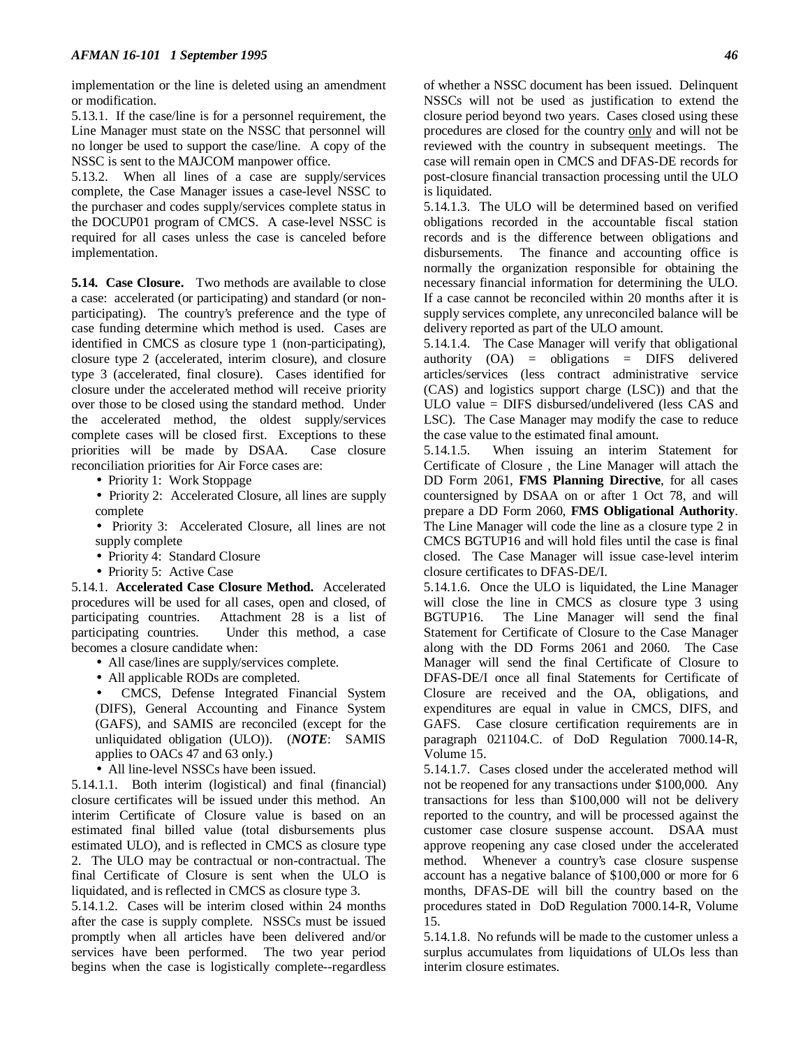implementation or the line is deleted using an amendment or modification.

5.13.1. If the case/line is for a personnel requirement, the Line Manager must state on the NSSC that personnel will no longer be used to support the case/line. A copy of the NSSC is sent to the MAJCOM manpower office.

5.13.2. When all lines of a case are supply/services complete, the Case Manager issues a case-level NSSC to the purchaser and codes supply/services complete status in the DOCUP01 program of CMCS. A case-level NSSC is required for all cases unless the case is canceled before implementation.

**5.14. Case Closure.** Two methods are available to close a case: accelerated (or participating) and standard (or non-participating). The country's preference and the type of case funding determine which method is used. Cases are identified in CMCS as closure type 1 (non-participating), closure type 2 (accelerated, interim closure), and closure type 3 (accelerated, final closure). Cases identified for closure under the accelerated method will receive priority over those to be closed using the standard method. Under the accelerated method, the oldest supply/services complete cases will be closed first. Exceptions to these priorities will be made by DSAA. Case closure reconciliation priorities for Air Force cases are:

- Priority 1: Work Stoppage
- Priority 2: Accelerated Closure, all lines are supply complete
- Priority 3: Accelerated Closure, all lines are not supply complete
- Priority 4: Standard Closure
- Priority 5: Active Case

5.14.1. **Accelerated Case Closure Method.** Accelerated procedures will be used for all cases, open and closed, of participating countries. Attachment 28 is a list of participating countries. Under this method, a case becomes a closure candidate when:

- All case/lines are supply/services complete.
- All applicable RODs are completed.
- CMCS, Defense Integrated Financial System (DIFS), General Accounting and Finance System (GAFS), and SAMIS are reconciled (except for the unliquidated obligation (ULO)). (***NOTE***: SAMIS applies to OACs 47 and 63 only.)
- All line-level NSSCs have been issued.

5.14.1.1. Both interim (logistical) and final (financial) closure certificates will be issued under this method. An interim Certificate of Closure value is based on an estimated final billed value (total disbursements plus estimated ULO), and is reflected in CMCS as closure type 2. The ULO may be contractual or non-contractual. The final Certificate of Closure is sent when the ULO is liquidated, and is reflected in CMCS as closure type 3.

5.14.1.2. Cases will be interim closed within 24 months after the case is supply complete. NSSCs must be issued promptly when all articles have been delivered and/or services have been performed. The two year period begins when the case is logistically complete--regardless of whether a NSSC document has been issued. Delinquent NSSCs will not be used as justification to extend the closure period beyond two years. Cases closed using these procedures are closed for the country only and will not be reviewed with the country in subsequent meetings. The case will remain open in CMCS and DFAS-DE records for post-closure financial transaction processing until the ULO is liquidated.

5.14.1.3. The ULO will be determined based on verified obligations recorded in the accountable fiscal station records and is the difference between obligations and disbursements. The finance and accounting office is normally the organization responsible for obtaining the necessary financial information for determining the ULO. If a case cannot be reconciled within 20 months after it is supply services complete, any unreconciled balance will be delivery reported as part of the ULO amount.

5.14.1.4. The Case Manager will verify that obligational authority (OA) = obligations = DIFS delivered articles/services (less contract administrative service (CAS) and logistics support charge (LSC)) and that the ULO value = DIFS disbursed/undelivered (less CAS and LSC). The Case Manager may modify the case to reduce the case value to the estimated final amount.

5.14.1.5. When issuing an interim Statement for Certificate of Closure , the Line Manager will attach the DD Form 2061, **FMS Planning Directive**, for all cases countersigned by DSAA on or after 1 Oct 78, and will prepare a DD Form 2060, **FMS Obligational Authority**. The Line Manager will code the line as a closure type 2 in CMCS BGTUP16 and will hold files until the case is final closed. The Case Manager will issue case-level interim closure certificates to DFAS-DE/I.

5.14.1.6. Once the ULO is liquidated, the Line Manager will close the line in CMCS as closure type 3 using BGTUP16. The Line Manager will send the final Statement for Certificate of Closure to the Case Manager along with the DD Forms 2061 and 2060. The Case Manager will send the final Certificate of Closure to DFAS-DE/I once all final Statements for Certificate of Closure are received and the OA, obligations, and expenditures are equal in value in CMCS, DIFS, and GAFS. Case closure certification requirements are in paragraph 021104.C. of DoD Regulation 7000.14-R, Volume 15.

5.14.1.7. Cases closed under the accelerated method will not be reopened for any transactions under $100,000. Any transactions for less than $100,000 will not be delivery reported to the country, and will be processed against the customer case closure suspense account. DSAA must approve reopening any case closed under the accelerated method. Whenever a country's case closure suspense account has a negative balance of $100,000 or more for 6 months, DFAS-DE will bill the country based on the procedures stated in DoD Regulation 7000.14-R, Volume 15.

5.14.1.8. No refunds will be made to the customer unless a surplus accumulates from liquidations of ULOs less than interim closure estimates.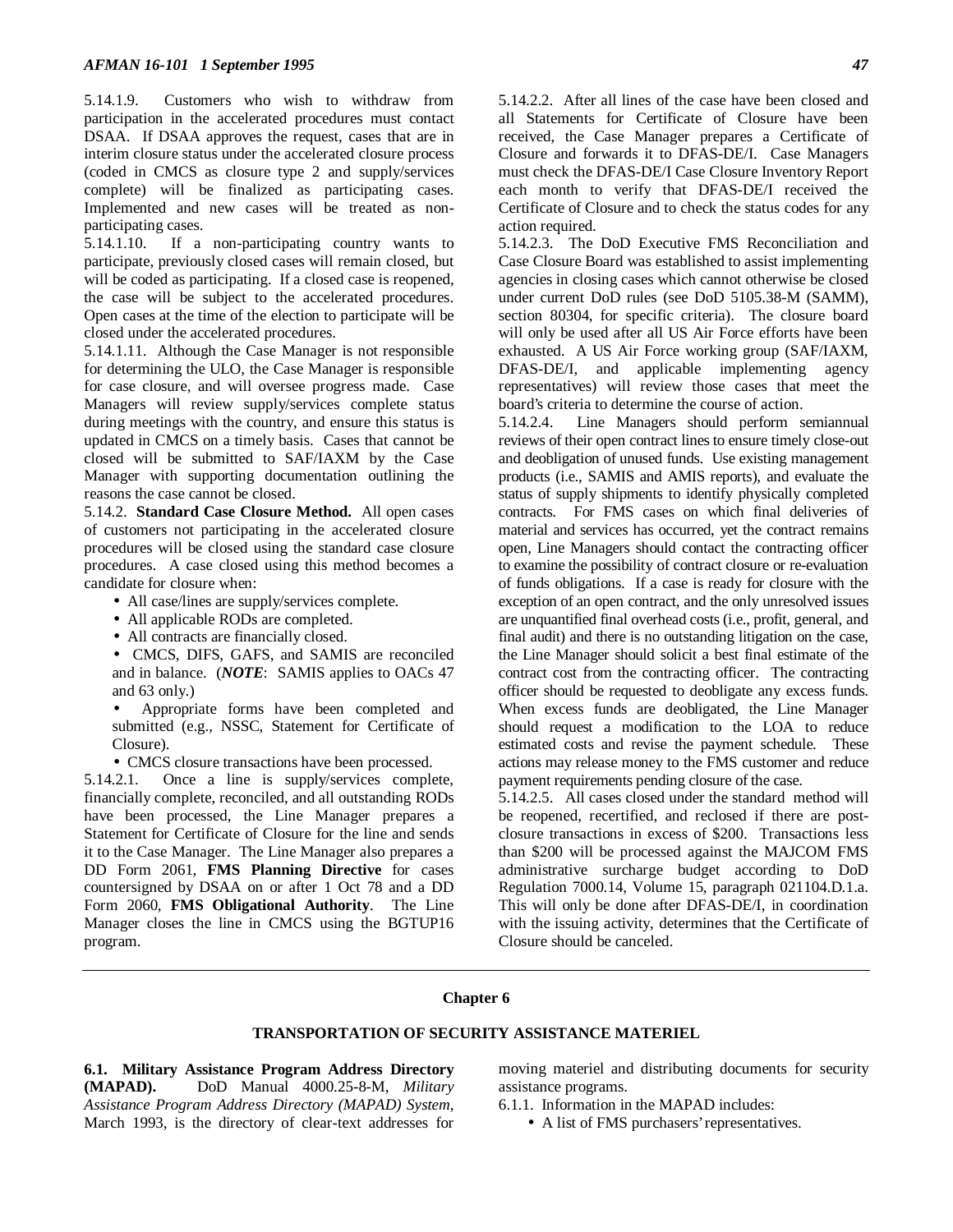5.14.1.9. Customers who wish to withdraw from participation in the accelerated procedures must contact DSAA. If DSAA approves the request, cases that are in interim closure status under the accelerated closure process (coded in CMCS as closure type 2 and supply/services complete) will be finalized as participating cases. Implemented and new cases will be treated as non-participating cases.

5.14.1.10. If a non-participating country wants to participate, previously closed cases will remain closed, but will be coded as participating. If a closed case is reopened, the case will be subject to the accelerated procedures. Open cases at the time of the election to participate will be closed under the accelerated procedures.

5.14.1.11. Although the Case Manager is not responsible for determining the ULO, the Case Manager is responsible for case closure, and will oversee progress made. Case Managers will review supply/services complete status during meetings with the country, and ensure this status is updated in CMCS on a timely basis. Cases that cannot be closed will be submitted to SAF/IAXM by the Case Manager with supporting documentation outlining the reasons the case cannot be closed.

5.14.2. **Standard Case Closure Method.** All open cases of customers not participating in the accelerated closure procedures will be closed using the standard case closure procedures. A case closed using this method becomes a candidate for closure when:

- All case/lines are supply/services complete.
- All applicable RODs are completed.
- All contracts are financially closed.
- CMCS, DIFS, GAFS, and SAMIS are reconciled and in balance. (***NOTE***: SAMIS applies to OACs 47 and 63 only.)
- Appropriate forms have been completed and submitted (e.g., NSSC, Statement for Certificate of Closure).
- CMCS closure transactions have been processed.

5.14.2.1. Once a line is supply/services complete, financially complete, reconciled, and all outstanding RODs have been processed, the Line Manager prepares a Statement for Certificate of Closure for the line and sends it to the Case Manager. The Line Manager also prepares a DD Form 2061, **FMS Planning Directive** for cases countersigned by DSAA on or after 1 Oct 78 and a DD Form 2060, **FMS Obligational Authority**. The Line Manager closes the line in CMCS using the BGTUP16 program.

5.14.2.2. After all lines of the case have been closed and all Statements for Certificate of Closure have been received, the Case Manager prepares a Certificate of Closure and forwards it to DFAS-DE/I. Case Managers must check the DFAS-DE/I Case Closure Inventory Report each month to verify that DFAS-DE/I received the Certificate of Closure and to check the status codes for any action required.

5.14.2.3. The DoD Executive FMS Reconciliation and Case Closure Board was established to assist implementing agencies in closing cases which cannot otherwise be closed under current DoD rules (see DoD 5105.38-M (SAMM), section 80304, for specific criteria). The closure board will only be used after all US Air Force efforts have been exhausted. A US Air Force working group (SAF/IAXM, DFAS-DE/I, and applicable implementing agency representatives) will review those cases that meet the board's criteria to determine the course of action.

5.14.2.4. Line Managers should perform semiannual reviews of their open contract lines to ensure timely close-out and deobligation of unused funds. Use existing management products (i.e., SAMIS and AMIS reports), and evaluate the status of supply shipments to identify physically completed contracts. For FMS cases on which final deliveries of material and services has occurred, yet the contract remains open, Line Managers should contact the contracting officer to examine the possibility of contract closure or re-evaluation of funds obligations. If a case is ready for closure with the exception of an open contract, and the only unresolved issues are unquantified final overhead costs (i.e., profit, general, and final audit) and there is no outstanding litigation on the case, the Line Manager should solicit a best final estimate of the contract cost from the contracting officer. The contracting officer should be requested to deobligate any excess funds. When excess funds are deobligated, the Line Manager should request a modification to the LOA to reduce estimated costs and revise the payment schedule. These actions may release money to the FMS customer and reduce payment requirements pending closure of the case.

5.14.2.5. All cases closed under the standard method will be reopened, recertified, and reclosed if there are post-closure transactions in excess of $200. Transactions less than $200 will be processed against the MAJCOM FMS administrative surcharge budget according to DoD Regulation 7000.14, Volume 15, paragraph 021104.D.1.a. This will only be done after DFAS-DE/I, in coordination with the issuing activity, determines that the Certificate of Closure should be canceled.

# Chapter 6

## TRANSPORTATION OF SECURITY ASSISTANCE MATERIEL

**6.1. Military Assistance Program Address Directory (MAPAD).** DoD Manual 4000.25-8-M, *Military Assistance Program Address Directory (MAPAD) System*, March 1993, is the directory of clear-text addresses for moving materiel and distributing documents for security assistance programs.

6.1.1. Information in the MAPAD includes:

- A list of FMS purchasers' representatives.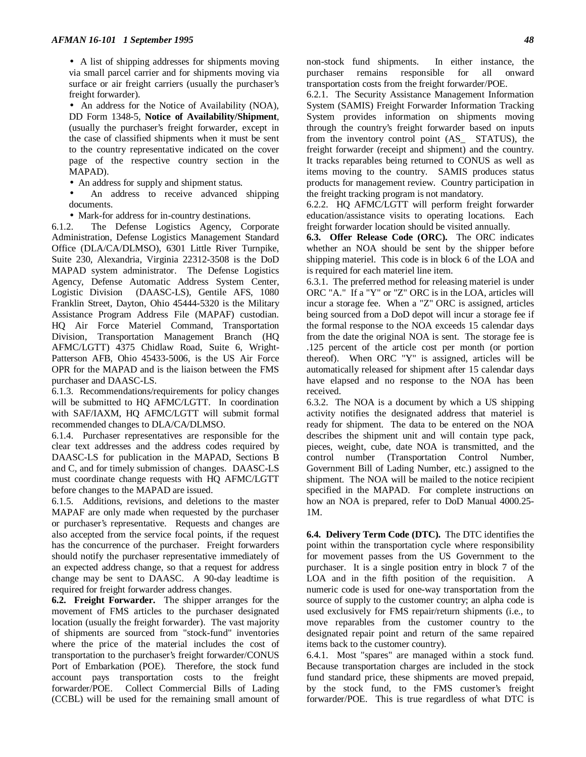- A list of shipping addresses for shipments moving via small parcel carrier and for shipments moving via surface or air freight carriers (usually the purchaser's freight forwarder).
- An address for the Notice of Availability (NOA), DD Form 1348-5, **Notice of Availability/Shipment**, (usually the purchaser's freight forwarder, except in the case of classified shipments when it must be sent to the country representative indicated on the cover page of the respective country section in the MAPAD).
- An address for supply and shipment status.
- An address to receive advanced shipping documents.
- Mark-for address for in-country destinations.

6.1.2. The Defense Logistics Agency, Corporate Administration, Defense Logistics Management Standard Office (DLA/CA/DLMSO), 6301 Little River Turnpike, Suite 230, Alexandria, Virginia 22312-3508 is the DoD MAPAD system administrator. The Defense Logistics Agency, Defense Automatic Address System Center, Logistic Division (DAASC-LS), Gentile AFS, 1080 Franklin Street, Dayton, Ohio 45444-5320 is the Military Assistance Program Address File (MAPAF) custodian. HQ Air Force Materiel Command, Transportation Division, Transportation Management Branch (HQ AFMC/LGTT) 4375 Chidlaw Road, Suite 6, Wright-Patterson AFB, Ohio 45433-5006, is the US Air Force OPR for the MAPAD and is the liaison between the FMS purchaser and DAASC-LS.

6.1.3. Recommendations/requirements for policy changes will be submitted to HQ AFMC/LGTT. In coordination with SAF/IAXM, HQ AFMC/LGTT will submit formal recommended changes to DLA/CA/DLMSO.

6.1.4. Purchaser representatives are responsible for the clear text addresses and the address codes required by DAASC-LS for publication in the MAPAD, Sections B and C, and for timely submission of changes. DAASC-LS must coordinate change requests with HQ AFMC/LGTT before changes to the MAPAD are issued.

6.1.5. Additions, revisions, and deletions to the master MAPAF are only made when requested by the purchaser or purchaser's representative. Requests and changes are also accepted from the service focal points, if the request has the concurrence of the purchaser. Freight forwarders should notify the purchaser representative immediately of an expected address change, so that a request for address change may be sent to DAASC. A 90-day leadtime is required for freight forwarder address changes.

**6.2. Freight Forwarder.** The shipper arranges for the movement of FMS articles to the purchaser designated location (usually the freight forwarder). The vast majority of shipments are sourced from "stock-fund" inventories where the price of the material includes the cost of transportation to the purchaser's freight forwarder/CONUS Port of Embarkation (POE). Therefore, the stock fund account pays transportation costs to the freight forwarder/POE. Collect Commercial Bills of Lading (CCBL) will be used for the remaining small amount of non-stock fund shipments. In either instance, the purchaser remains responsible for all onward transportation costs from the freight forwarder/POE.

6.2.1. The Security Assistance Management Information System (SAMIS) Freight Forwarder Information Tracking System provides information on shipments moving through the country's freight forwarder based on inputs from the inventory control point (AS_ STATUS), the freight forwarder (receipt and shipment) and the country. It tracks reparables being returned to CONUS as well as items moving to the country. SAMIS produces status products for management review. Country participation in the freight tracking program is not mandatory.

6.2.2. HQ AFMC/LGTT will perform freight forwarder education/assistance visits to operating locations. Each freight forwarder location should be visited annually.

**6.3. Offer Release Code (ORC).** The ORC indicates whether an NOA should be sent by the shipper before shipping materiel. This code is in block 6 of the LOA and is required for each materiel line item.

6.3.1. The preferred method for releasing materiel is under ORC "A." If a "Y" or "Z" ORC is in the LOA, articles will incur a storage fee. When a "Z" ORC is assigned, articles being sourced from a DoD depot will incur a storage fee if the formal response to the NOA exceeds 15 calendar days from the date the original NOA is sent. The storage fee is .125 percent of the article cost per month (or portion thereof). When ORC "Y" is assigned, articles will be automatically released for shipment after 15 calendar days have elapsed and no response to the NOA has been received.

6.3.2. The NOA is a document by which a US shipping activity notifies the designated address that materiel is ready for shipment. The data to be entered on the NOA describes the shipment unit and will contain type pack, pieces, weight, cube, date NOA is transmitted, and the control number (Transportation Control Number, Government Bill of Lading Number, etc.) assigned to the shipment. The NOA will be mailed to the notice recipient specified in the MAPAD. For complete instructions on how an NOA is prepared, refer to DoD Manual 4000.25-1M.

**6.4. Delivery Term Code (DTC).** The DTC identifies the point within the transportation cycle where responsibility for movement passes from the US Government to the purchaser. It is a single position entry in block 7 of the LOA and in the fifth position of the requisition. A numeric code is used for one-way transportation from the source of supply to the customer country; an alpha code is used exclusively for FMS repair/return shipments (i.e., to move reparables from the customer country to the designated repair point and return of the same repaired items back to the customer country).

6.4.1. Most "spares" are managed within a stock fund. Because transportation charges are included in the stock fund standard price, these shipments are moved prepaid, by the stock fund, to the FMS customer's freight forwarder/POE. This is true regardless of what DTC is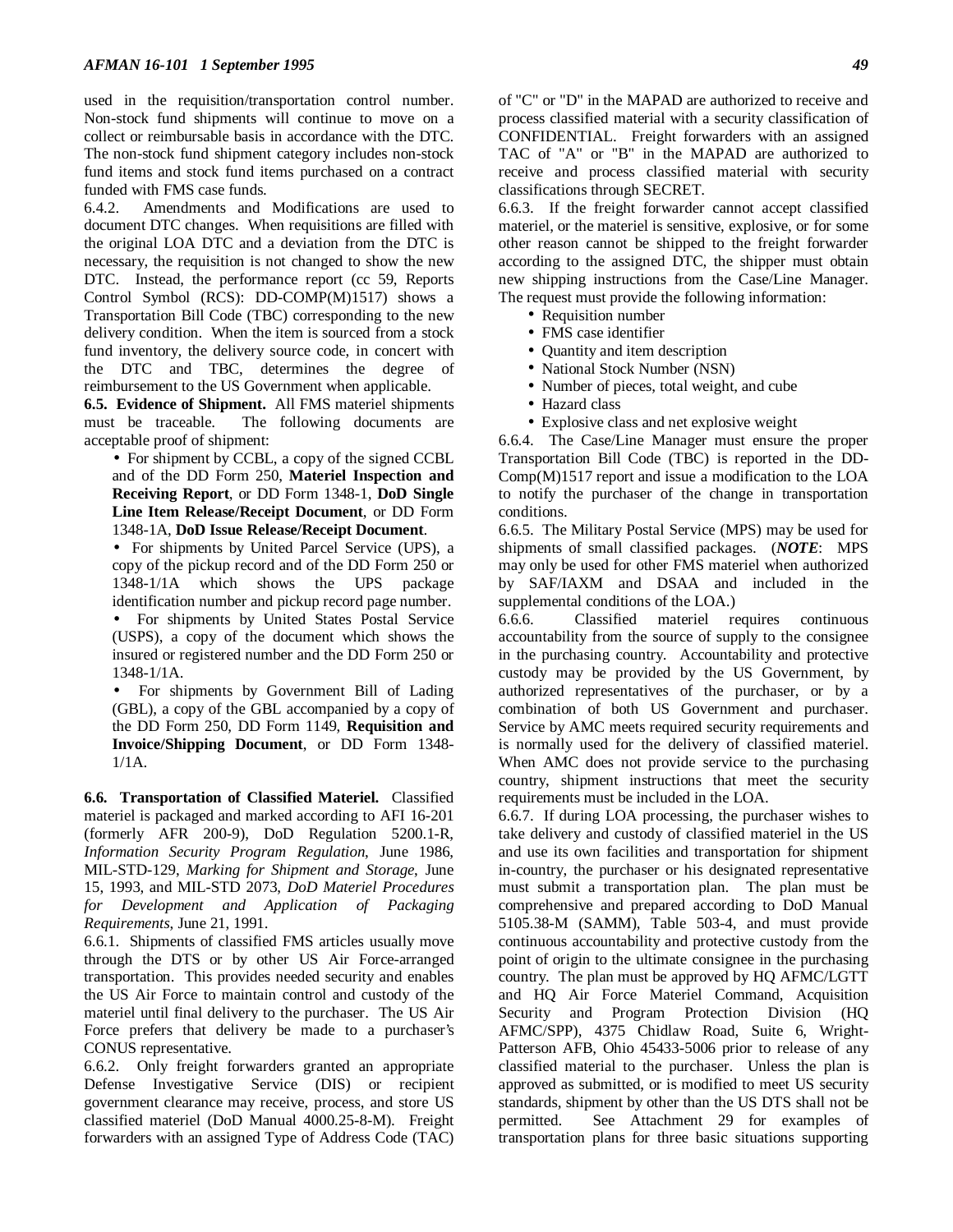used in the requisition/transportation control number. Non-stock fund shipments will continue to move on a collect or reimbursable basis in accordance with the DTC. The non-stock fund shipment category includes non-stock fund items and stock fund items purchased on a contract funded with FMS case funds.

6.4.2. Amendments and Modifications are used to document DTC changes. When requisitions are filled with the original LOA DTC and a deviation from the DTC is necessary, the requisition is not changed to show the new DTC. Instead, the performance report (cc 59, Reports Control Symbol (RCS): DD-COMP(M)1517) shows a Transportation Bill Code (TBC) corresponding to the new delivery condition. When the item is sourced from a stock fund inventory, the delivery source code, in concert with the DTC and TBC, determines the degree of reimbursement to the US Government when applicable.

**6.5. Evidence of Shipment.** All FMS materiel shipments must be traceable. The following documents are acceptable proof of shipment:

- For shipment by CCBL, a copy of the signed CCBL and of the DD Form 250, **Materiel Inspection and Receiving Report**, or DD Form 1348-1, **DoD Single Line Item Release/Receipt Document**, or DD Form 1348-1A, **DoD Issue Release/Receipt Document**.
- For shipments by United Parcel Service (UPS), a copy of the pickup record and of the DD Form 250 or 1348-1/1A which shows the UPS package identification number and pickup record page number.
- For shipments by United States Postal Service (USPS), a copy of the document which shows the insured or registered number and the DD Form 250 or 1348-1/1A.
- For shipments by Government Bill of Lading (GBL), a copy of the GBL accompanied by a copy of the DD Form 250, DD Form 1149, **Requisition and Invoice/Shipping Document**, or DD Form 1348-1/1A.

**6.6. Transportation of Classified Materiel.** Classified materiel is packaged and marked according to AFI 16-201 (formerly AFR 200-9), DoD Regulation 5200.1-R, *Information Security Program Regulation*, June 1986, MIL-STD-129, *Marking for Shipment and Storage*, June 15, 1993, and MIL-STD 2073, *DoD Materiel Procedures for Development and Application of Packaging Requirements*, June 21, 1991.

6.6.1. Shipments of classified FMS articles usually move through the DTS or by other US Air Force-arranged transportation. This provides needed security and enables the US Air Force to maintain control and custody of the materiel until final delivery to the purchaser. The US Air Force prefers that delivery be made to a purchaser's CONUS representative.

6.6.2. Only freight forwarders granted an appropriate Defense Investigative Service (DIS) or recipient government clearance may receive, process, and store US classified materiel (DoD Manual 4000.25-8-M). Freight forwarders with an assigned Type of Address Code (TAC) of "C" or "D" in the MAPAD are authorized to receive and process classified material with a security classification of CONFIDENTIAL. Freight forwarders with an assigned TAC of "A" or "B" in the MAPAD are authorized to receive and process classified material with security classifications through SECRET.

6.6.3. If the freight forwarder cannot accept classified materiel, or the materiel is sensitive, explosive, or for some other reason cannot be shipped to the freight forwarder according to the assigned DTC, the shipper must obtain new shipping instructions from the Case/Line Manager. The request must provide the following information:

- Requisition number
- FMS case identifier
- Quantity and item description
- National Stock Number (NSN)
- Number of pieces, total weight, and cube
- Hazard class
- Explosive class and net explosive weight

6.6.4. The Case/Line Manager must ensure the proper Transportation Bill Code (TBC) is reported in the DD-Comp(M)1517 report and issue a modification to the LOA to notify the purchaser of the change in transportation conditions.

6.6.5. The Military Postal Service (MPS) may be used for shipments of small classified packages. (***NOTE***: MPS may only be used for other FMS materiel when authorized by SAF/IAXM and DSAA and included in the supplemental conditions of the LOA.)

6.6.6. Classified materiel requires continuous accountability from the source of supply to the consignee in the purchasing country. Accountability and protective custody may be provided by the US Government, by authorized representatives of the purchaser, or by a combination of both US Government and purchaser. Service by AMC meets required security requirements and is normally used for the delivery of classified materiel. When AMC does not provide service to the purchasing country, shipment instructions that meet the security requirements must be included in the LOA.

6.6.7. If during LOA processing, the purchaser wishes to take delivery and custody of classified materiel in the US and use its own facilities and transportation for shipment in-country, the purchaser or his designated representative must submit a transportation plan. The plan must be comprehensive and prepared according to DoD Manual 5105.38-M (SAMM), Table 503-4, and must provide continuous accountability and protective custody from the point of origin to the ultimate consignee in the purchasing country. The plan must be approved by HQ AFMC/LGTT and HQ Air Force Materiel Command, Acquisition Security and Program Protection Division (HQ AFMC/SPP), 4375 Chidlaw Road, Suite 6, Wright-Patterson AFB, Ohio 45433-5006 prior to release of any classified material to the purchaser. Unless the plan is approved as submitted, or is modified to meet US security standards, shipment by other than the US DTS shall not be permitted. See Attachment 29 for examples of transportation plans for three basic situations supporting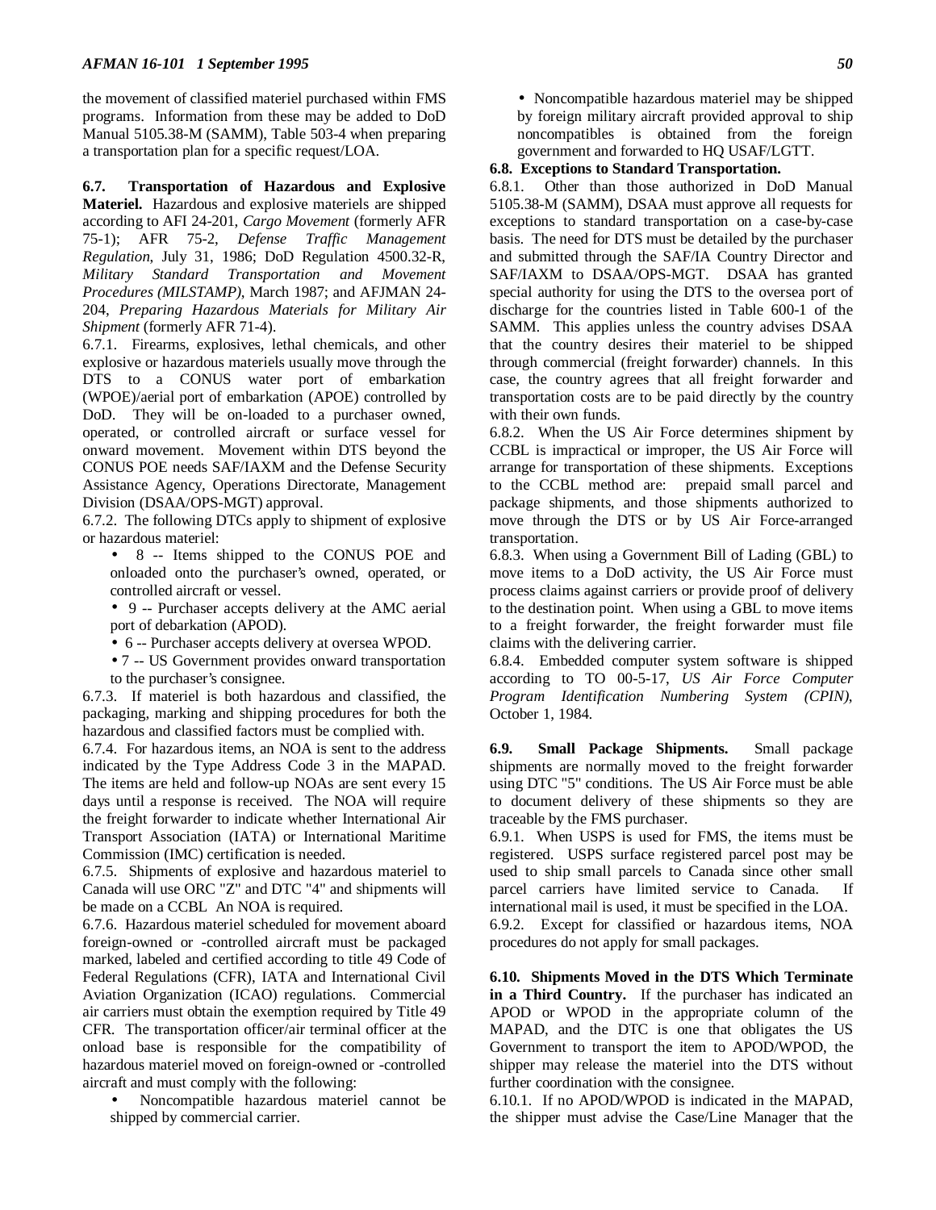the movement of classified materiel purchased within FMS programs. Information from these may be added to DoD Manual 5105.38-M (SAMM), Table 503-4 when preparing a transportation plan for a specific request/LOA.

**6.7. Transportation of Hazardous and Explosive Materiel.** Hazardous and explosive materiels are shipped according to AFI 24-201, *Cargo Movement* (formerly AFR 75-1); AFR 75-2, *Defense Traffic Management Regulation*, July 31, 1986; DoD Regulation 4500.32-R, *Military Standard Transportation and Movement Procedures (MILSTAMP)*, March 1987; and AFJMAN 24-204, *Preparing Hazardous Materials for Military Air Shipment* (formerly AFR 71-4).

6.7.1. Firearms, explosives, lethal chemicals, and other explosive or hazardous materiels usually move through the DTS to a CONUS water port of embarkation (WPOE)/aerial port of embarkation (APOE) controlled by DoD. They will be on-loaded to a purchaser owned, operated, or controlled aircraft or surface vessel for onward movement. Movement within DTS beyond the CONUS POE needs SAF/IAXM and the Defense Security Assistance Agency, Operations Directorate, Management Division (DSAA/OPS-MGT) approval.

6.7.2. The following DTCs apply to shipment of explosive or hazardous materiel:

- 8 -- Items shipped to the CONUS POE and onloaded onto the purchaser's owned, operated, or controlled aircraft or vessel.
- 9 -- Purchaser accepts delivery at the AMC aerial port of debarkation (APOD).
- 6 -- Purchaser accepts delivery at oversea WPOD.
- 7 -- US Government provides onward transportation to the purchaser's consignee.

6.7.3. If materiel is both hazardous and classified, the packaging, marking and shipping procedures for both the hazardous and classified factors must be complied with.

6.7.4. For hazardous items, an NOA is sent to the address indicated by the Type Address Code 3 in the MAPAD. The items are held and follow-up NOAs are sent every 15 days until a response is received. The NOA will require the freight forwarder to indicate whether International Air Transport Association (IATA) or International Maritime Commission (IMC) certification is needed.

6.7.5. Shipments of explosive and hazardous materiel to Canada will use ORC "Z" and DTC "4" and shipments will be made on a CCBL An NOA is required.

6.7.6. Hazardous materiel scheduled for movement aboard foreign-owned or -controlled aircraft must be packaged marked, labeled and certified according to title 49 Code of Federal Regulations (CFR), IATA and International Civil Aviation Organization (ICAO) regulations. Commercial air carriers must obtain the exemption required by Title 49 CFR. The transportation officer/air terminal officer at the onload base is responsible for the compatibility of hazardous materiel moved on foreign-owned or -controlled aircraft and must comply with the following:

- Noncompatible hazardous materiel cannot be shipped by commercial carrier.
- Noncompatible hazardous materiel may be shipped by foreign military aircraft provided approval to ship noncompatibles is obtained from the foreign government and forwarded to HQ USAF/LGTT.

**6.8. Exceptions to Standard Transportation.**

6.8.1. Other than those authorized in DoD Manual 5105.38-M (SAMM), DSAA must approve all requests for exceptions to standard transportation on a case-by-case basis. The need for DTS must be detailed by the purchaser and submitted through the SAF/IA Country Director and SAF/IAXM to DSAA/OPS-MGT. DSAA has granted special authority for using the DTS to the oversea port of discharge for the countries listed in Table 600-1 of the SAMM. This applies unless the country advises DSAA that the country desires their materiel to be shipped through commercial (freight forwarder) channels. In this case, the country agrees that all freight forwarder and transportation costs are to be paid directly by the country with their own funds.

6.8.2. When the US Air Force determines shipment by CCBL is impractical or improper, the US Air Force will arrange for transportation of these shipments. Exceptions to the CCBL method are: prepaid small parcel and package shipments, and those shipments authorized to move through the DTS or by US Air Force-arranged transportation.

6.8.3. When using a Government Bill of Lading (GBL) to move items to a DoD activity, the US Air Force must process claims against carriers or provide proof of delivery to the destination point. When using a GBL to move items to a freight forwarder, the freight forwarder must file claims with the delivering carrier.

6.8.4. Embedded computer system software is shipped according to TO 00-5-17, *US Air Force Computer Program Identification Numbering System (CPIN)*, October 1, 1984.

**6.9. Small Package Shipments.** Small package shipments are normally moved to the freight forwarder using DTC "5" conditions. The US Air Force must be able to document delivery of these shipments so they are traceable by the FMS purchaser.

6.9.1. When USPS is used for FMS, the items must be registered. USPS surface registered parcel post may be used to ship small parcels to Canada since other small parcel carriers have limited service to Canada. If international mail is used, it must be specified in the LOA.

6.9.2. Except for classified or hazardous items, NOA procedures do not apply for small packages.

**6.10. Shipments Moved in the DTS Which Terminate in a Third Country.** If the purchaser has indicated an APOD or WPOD in the appropriate column of the MAPAD, and the DTC is one that obligates the US Government to transport the item to APOD/WPOD, the shipper may release the materiel into the DTS without further coordination with the consignee.

6.10.1. If no APOD/WPOD is indicated in the MAPAD, the shipper must advise the Case/Line Manager that the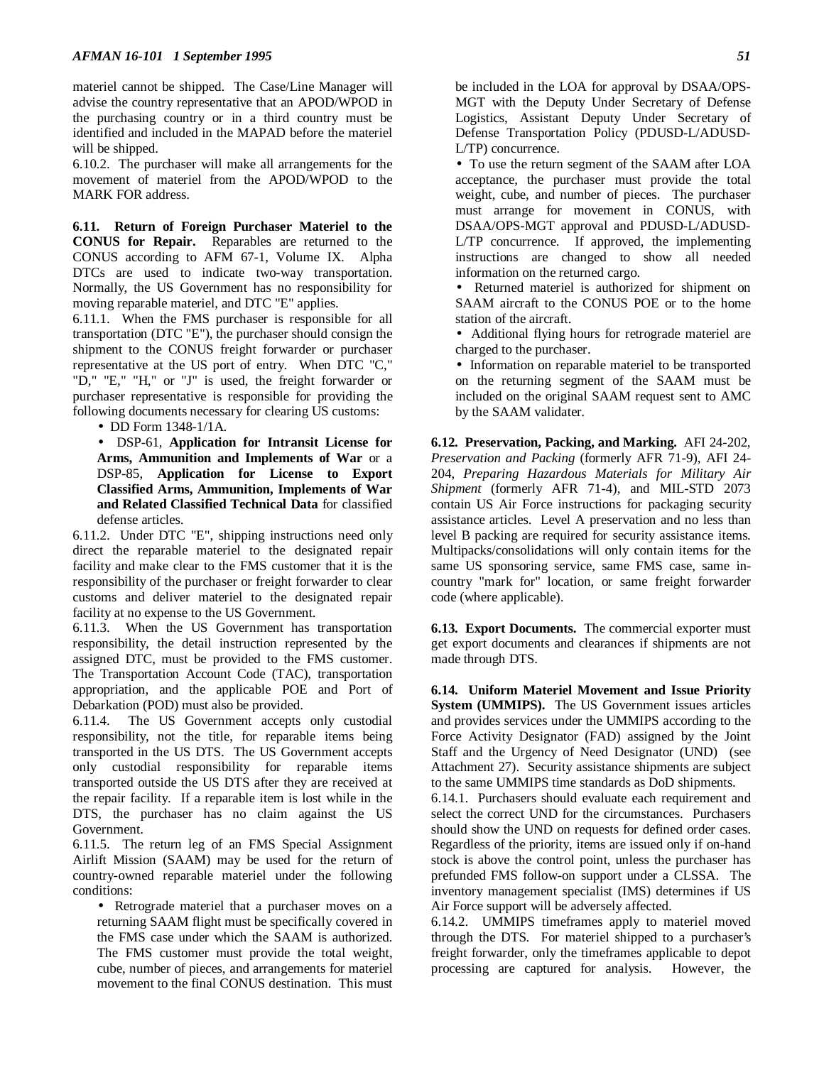materiel cannot be shipped. The Case/Line Manager will advise the country representative that an APOD/WPOD in the purchasing country or in a third country must be identified and included in the MAPAD before the materiel will be shipped.

6.10.2. The purchaser will make all arrangements for the movement of materiel from the APOD/WPOD to the MARK FOR address.

**6.11. Return of Foreign Purchaser Materiel to the CONUS for Repair.** Reparables are returned to the CONUS according to AFM 67-1, Volume IX. Alpha DTCs are used to indicate two-way transportation. Normally, the US Government has no responsibility for moving reparable materiel, and DTC "E" applies.

6.11.1. When the FMS purchaser is responsible for all transportation (DTC "E"), the purchaser should consign the shipment to the CONUS freight forwarder or purchaser representative at the US port of entry. When DTC "C," "D," "E," "H," or "J" is used, the freight forwarder or purchaser representative is responsible for providing the following documents necessary for clearing US customs:

- DD Form 1348-1/1A.
- DSP-61, **Application for Intransit License for Arms, Ammunition and Implements of War** or a DSP-85, **Application for License to Export Classified Arms, Ammunition, Implements of War and Related Classified Technical Data** for classified defense articles.

6.11.2. Under DTC "E", shipping instructions need only direct the reparable materiel to the designated repair facility and make clear to the FMS customer that it is the responsibility of the purchaser or freight forwarder to clear customs and deliver materiel to the designated repair facility at no expense to the US Government.

6.11.3. When the US Government has transportation responsibility, the detail instruction represented by the assigned DTC, must be provided to the FMS customer. The Transportation Account Code (TAC), transportation appropriation, and the applicable POE and Port of Debarkation (POD) must also be provided.

6.11.4. The US Government accepts only custodial responsibility, not the title, for reparable items being transported in the US DTS. The US Government accepts only custodial responsibility for reparable items transported outside the US DTS after they are received at the repair facility. If a reparable item is lost while in the DTS, the purchaser has no claim against the US Government.

6.11.5. The return leg of an FMS Special Assignment Airlift Mission (SAAM) may be used for the return of country-owned reparable materiel under the following conditions:

- Retrograde materiel that a purchaser moves on a returning SAAM flight must be specifically covered in the FMS case under which the SAAM is authorized. The FMS customer must provide the total weight, cube, number of pieces, and arrangements for materiel movement to the final CONUS destination. This must be included in the LOA for approval by DSAA/OPS-MGT with the Deputy Under Secretary of Defense Logistics, Assistant Deputy Under Secretary of Defense Transportation Policy (PDUSD-L/ADUSD-L/TP) concurrence.
- To use the return segment of the SAAM after LOA acceptance, the purchaser must provide the total weight, cube, and number of pieces. The purchaser must arrange for movement in CONUS, with DSAA/OPS-MGT approval and PDUSD-L/ADUSD-L/TP concurrence. If approved, the implementing instructions are changed to show all needed information on the returned cargo.
- Returned materiel is authorized for shipment on SAAM aircraft to the CONUS POE or to the home station of the aircraft.
- Additional flying hours for retrograde materiel are charged to the purchaser.
- Information on reparable materiel to be transported on the returning segment of the SAAM must be included on the original SAAM request sent to AMC by the SAAM validater.

**6.12. Preservation, Packing, and Marking.** AFI 24-202, *Preservation and Packing* (formerly AFR 71-9), AFI 24-204, *Preparing Hazardous Materials for Military Air Shipment* (formerly AFR 71-4), and MIL-STD 2073 contain US Air Force instructions for packaging security assistance articles. Level A preservation and no less than level B packing are required for security assistance items. Multipacks/consolidations will only contain items for the same US sponsoring service, same FMS case, same in-country "mark for" location, or same freight forwarder code (where applicable).

**6.13. Export Documents.** The commercial exporter must get export documents and clearances if shipments are not made through DTS.

**6.14. Uniform Materiel Movement and Issue Priority System (UMMIPS).** The US Government issues articles and provides services under the UMMIPS according to the Force Activity Designator (FAD) assigned by the Joint Staff and the Urgency of Need Designator (UND) (see Attachment 27). Security assistance shipments are subject to the same UMMIPS time standards as DoD shipments.

6.14.1. Purchasers should evaluate each requirement and select the correct UND for the circumstances. Purchasers should show the UND on requests for defined order cases. Regardless of the priority, items are issued only if on-hand stock is above the control point, unless the purchaser has prefunded FMS follow-on support under a CLSSA. The inventory management specialist (IMS) determines if US Air Force support will be adversely affected.

6.14.2. UMMIPS timeframes apply to materiel moved through the DTS. For materiel shipped to a purchaser's freight forwarder, only the timeframes applicable to depot processing are captured for analysis. However, the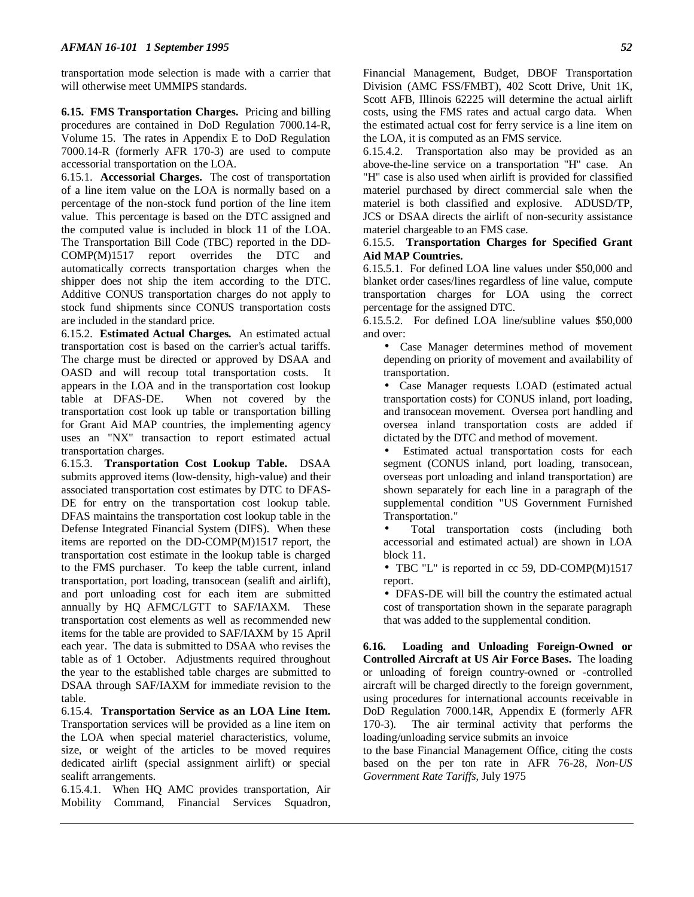transportation mode selection is made with a carrier that will otherwise meet UMMIPS standards.

**6.15. FMS Transportation Charges.** Pricing and billing procedures are contained in DoD Regulation 7000.14-R, Volume 15. The rates in Appendix E to DoD Regulation 7000.14-R (formerly AFR 170-3) are used to compute accessorial transportation on the LOA.

6.15.1. **Accessorial Charges.** The cost of transportation of a line item value on the LOA is normally based on a percentage of the non-stock fund portion of the line item value. This percentage is based on the DTC assigned and the computed value is included in block 11 of the LOA. The Transportation Bill Code (TBC) reported in the DD-COMP(M)1517 report overrides the DTC and automatically corrects transportation charges when the shipper does not ship the item according to the DTC. Additive CONUS transportation charges do not apply to stock fund shipments since CONUS transportation costs are included in the standard price.

6.15.2. **Estimated Actual Charges.** An estimated actual transportation cost is based on the carrier's actual tariffs. The charge must be directed or approved by DSAA and OASD and will recoup total transportation costs. It appears in the LOA and in the transportation cost lookup table at DFAS-DE. When not covered by the transportation cost look up table or transportation billing for Grant Aid MAP countries, the implementing agency uses an "NX" transaction to report estimated actual transportation charges.

6.15.3. **Transportation Cost Lookup Table.** DSAA submits approved items (low-density, high-value) and their associated transportation cost estimates by DTC to DFAS-DE for entry on the transportation cost lookup table. DFAS maintains the transportation cost lookup table in the Defense Integrated Financial System (DIFS). When these items are reported on the DD-COMP(M)1517 report, the transportation cost estimate in the lookup table is charged to the FMS purchaser. To keep the table current, inland transportation, port loading, transocean (sealift and airlift), and port unloading cost for each item are submitted annually by HQ AFMC/LGTT to SAF/IAXM. These transportation cost elements as well as recommended new items for the table are provided to SAF/IAXM by 15 April each year. The data is submitted to DSAA who revises the table as of 1 October. Adjustments required throughout the year to the established table charges are submitted to DSAA through SAF/IAXM for immediate revision to the table.

6.15.4. **Transportation Service as an LOA Line Item.** Transportation services will be provided as a line item on the LOA when special materiel characteristics, volume, size, or weight of the articles to be moved requires dedicated airlift (special assignment airlift) or special sealift arrangements.

6.15.4.1. When HQ AMC provides transportation, Air Mobility Command, Financial Services Squadron, Financial Management, Budget, DBOF Transportation Division (AMC FSS/FMBT), 402 Scott Drive, Unit 1K, Scott AFB, Illinois 62225 will determine the actual airlift costs, using the FMS rates and actual cargo data. When the estimated actual cost for ferry service is a line item on the LOA, it is computed as an FMS service.

6.15.4.2. Transportation also may be provided as an above-the-line service on a transportation "H" case. An "H" case is also used when airlift is provided for classified materiel purchased by direct commercial sale when the materiel is both classified and explosive. ADUSD/TP, JCS or DSAA directs the airlift of non-security assistance materiel chargeable to an FMS case.

6.15.5. **Transportation Charges for Specified Grant Aid MAP Countries.**

6.15.5.1. For defined LOA line values under $50,000 and blanket order cases/lines regardless of line value, compute transportation charges for LOA using the correct percentage for the assigned DTC.

6.15.5.2. For defined LOA line/subline values $50,000 and over:

- Case Manager determines method of movement depending on priority of movement and availability of transportation.
- Case Manager requests LOAD (estimated actual transportation costs) for CONUS inland, port loading, and transocean movement. Oversea port handling and oversea inland transportation costs are added if dictated by the DTC and method of movement.
- Estimated actual transportation costs for each segment (CONUS inland, port loading, transocean, overseas port unloading and inland transportation) are shown separately for each line in a paragraph of the supplemental condition "US Government Furnished Transportation."
- Total transportation costs (including both accessorial and estimated actual) are shown in LOA block 11.
- TBC "L" is reported in cc 59, DD-COMP(M)1517 report.
- DFAS-DE will bill the country the estimated actual cost of transportation shown in the separate paragraph that was added to the supplemental condition.

**6.16. Loading and Unloading Foreign-Owned or Controlled Aircraft at US Air Force Bases.** The loading or unloading of foreign country-owned or -controlled aircraft will be charged directly to the foreign government, using procedures for international accounts receivable in DoD Regulation 7000.14R, Appendix E (formerly AFR 170-3). The air terminal activity that performs the loading/unloading service submits an invoice to the base Financial Management Office, citing the costs based on the per ton rate in AFR 76-28, *Non-US Government Rate Tariffs*, July 1975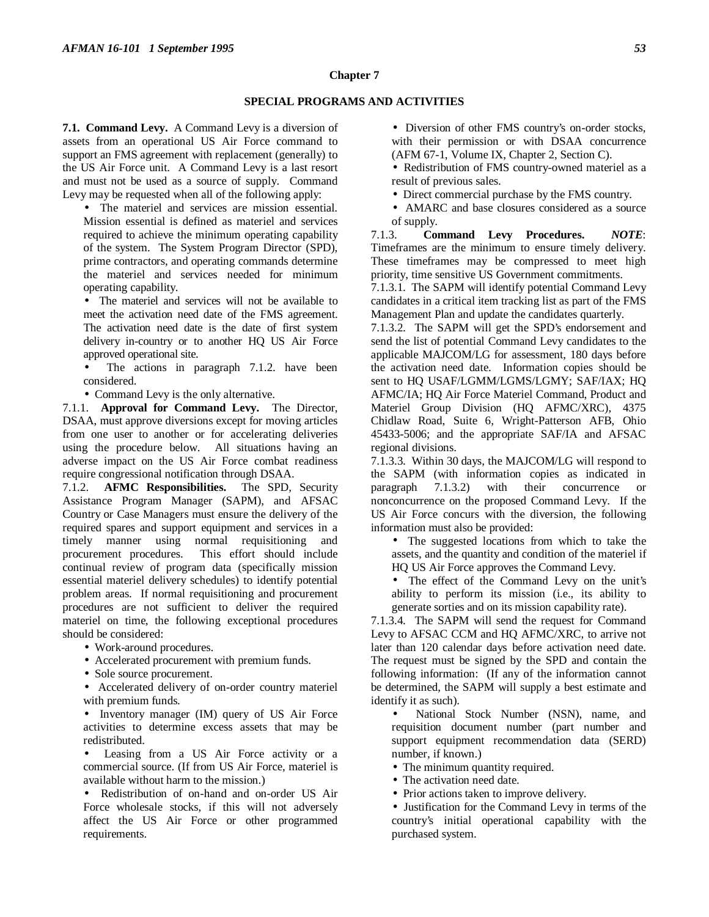# Chapter 7

## SPECIAL PROGRAMS AND ACTIVITIES

**7.1. Command Levy.** A Command Levy is a diversion of assets from an operational US Air Force command to support an FMS agreement with replacement (generally) to the US Air Force unit. A Command Levy is a last resort and must not be used as a source of supply. Command Levy may be requested when all of the following apply:

- The materiel and services are mission essential. Mission essential is defined as materiel and services required to achieve the minimum operating capability of the system. The System Program Director (SPD), prime contractors, and operating commands determine the materiel and services needed for minimum operating capability.
- The materiel and services will not be available to meet the activation need date of the FMS agreement. The activation need date is the date of first system delivery in-country or to another HQ US Air Force approved operational site.
- The actions in paragraph 7.1.2. have been considered.
- Command Levy is the only alternative.

7.1.1. **Approval for Command Levy.** The Director, DSAA, must approve diversions except for moving articles from one user to another or for accelerating deliveries using the procedure below. All situations having an adverse impact on the US Air Force combat readiness require congressional notification through DSAA.

7.1.2. **AFMC Responsibilities.** The SPD, Security Assistance Program Manager (SAPM), and AFSAC Country or Case Managers must ensure the delivery of the required spares and support equipment and services in a timely manner using normal requisitioning and procurement procedures. This effort should include continual review of program data (specifically mission essential materiel delivery schedules) to identify potential problem areas. If normal requisitioning and procurement procedures are not sufficient to deliver the required materiel on time, the following exceptional procedures should be considered:

- Work-around procedures.
- Accelerated procurement with premium funds.
- Sole source procurement.
- Accelerated delivery of on-order country materiel with premium funds.
- Inventory manager (IM) query of US Air Force activities to determine excess assets that may be redistributed.
- Leasing from a US Air Force activity or a commercial source. (If from US Air Force, materiel is available without harm to the mission.)
- Redistribution of on-hand and on-order US Air Force wholesale stocks, if this will not adversely affect the US Air Force or other programmed requirements.
- Diversion of other FMS country's on-order stocks, with their permission or with DSAA concurrence (AFM 67-1, Volume IX, Chapter 2, Section C).
- Redistribution of FMS country-owned materiel as a result of previous sales.
- Direct commercial purchase by the FMS country.
- AMARC and base closures considered as a source of supply.

7.1.3. **Command Levy Procedures.** *NOTE*: Timeframes are the minimum to ensure timely delivery. These timeframes may be compressed to meet high priority, time sensitive US Government commitments.

7.1.3.1. The SAPM will identify potential Command Levy candidates in a critical item tracking list as part of the FMS Management Plan and update the candidates quarterly.

7.1.3.2. The SAPM will get the SPD's endorsement and send the list of potential Command Levy candidates to the applicable MAJCOM/LG for assessment, 180 days before the activation need date. Information copies should be sent to HQ USAF/LGMM/LGMS/LGMY; SAF/IAX; HQ AFMC/IA; HQ Air Force Materiel Command, Product and Materiel Group Division (HQ AFMC/XRC), 4375 Chidlaw Road, Suite 6, Wright-Patterson AFB, Ohio 45433-5006; and the appropriate SAF/IA and AFSAC regional divisions.

7.1.3.3. Within 30 days, the MAJCOM/LG will respond to the SAPM (with information copies as indicated in paragraph 7.1.3.2) with their concurrence or nonconcurrence on the proposed Command Levy. If the US Air Force concurs with the diversion, the following information must also be provided:

- The suggested locations from which to take the assets, and the quantity and condition of the materiel if HQ US Air Force approves the Command Levy.
- The effect of the Command Levy on the unit's ability to perform its mission (i.e., its ability to generate sorties and on its mission capability rate).

7.1.3.4. The SAPM will send the request for Command Levy to AFSAC CCM and HQ AFMC/XRC, to arrive not later than 120 calendar days before activation need date. The request must be signed by the SPD and contain the following information: (If any of the information cannot be determined, the SAPM will supply a best estimate and identify it as such).

- National Stock Number (NSN), name, and requisition document number (part number and support equipment recommendation data (SERD) number, if known.)
- The minimum quantity required.
- The activation need date.
- Prior actions taken to improve delivery.
- Justification for the Command Levy in terms of the country's initial operational capability with the purchased system.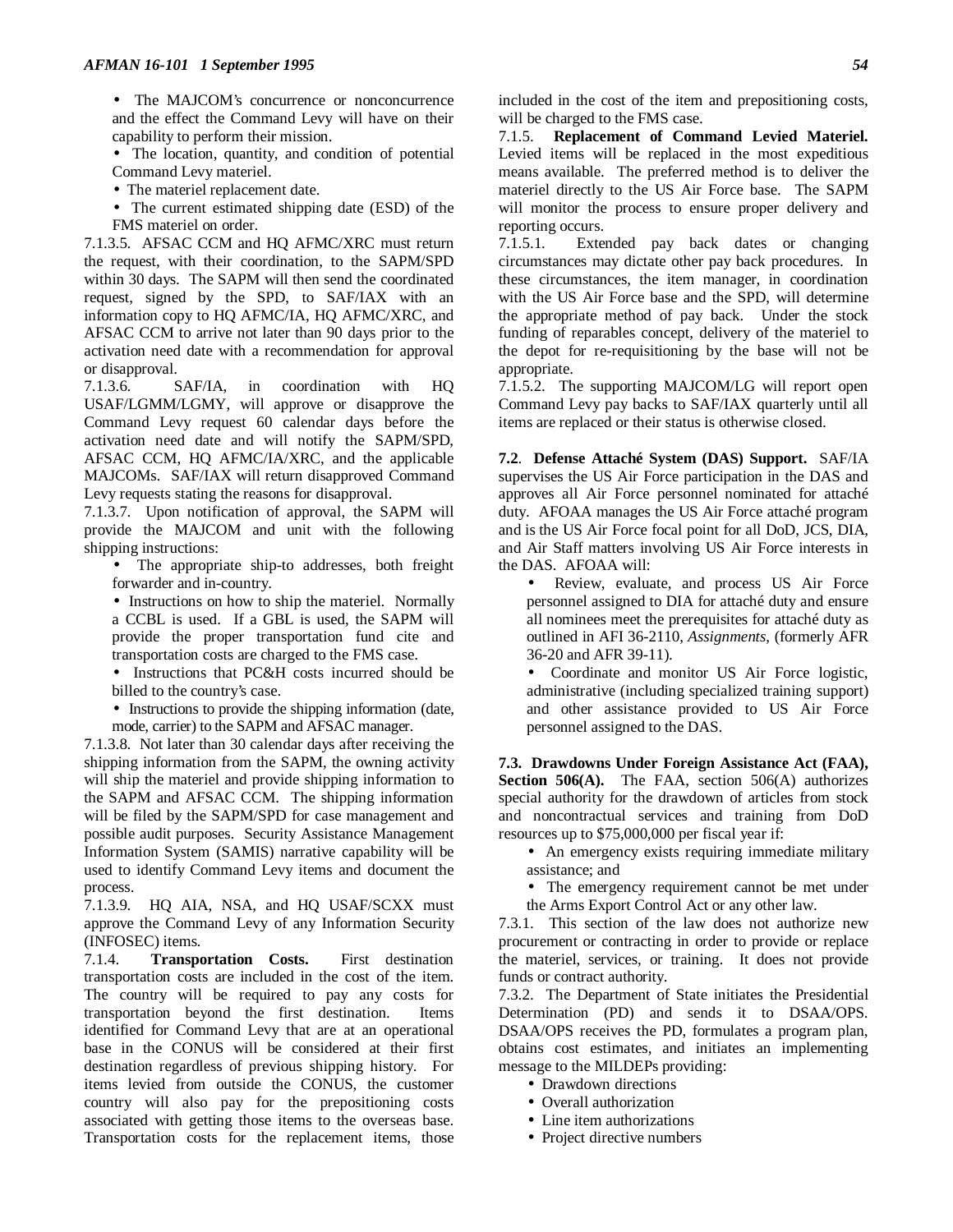- The MAJCOM's concurrence or nonconcurrence and the effect the Command Levy will have on their capability to perform their mission.
- The location, quantity, and condition of potential Command Levy materiel.
- The materiel replacement date.
- The current estimated shipping date (ESD) of the FMS materiel on order.

7.1.3.5. AFSAC CCM and HQ AFMC/XRC must return the request, with their coordination, to the SAPM/SPD within 30 days. The SAPM will then send the coordinated request, signed by the SPD, to SAF/IAX with an information copy to HQ AFMC/IA, HQ AFMC/XRC, and AFSAC CCM to arrive not later than 90 days prior to the activation need date with a recommendation for approval or disapproval.

7.1.3.6. SAF/IA, in coordination with HQ USAF/LGMM/LGMY, will approve or disapprove the Command Levy request 60 calendar days before the activation need date and will notify the SAPM/SPD, AFSAC CCM, HQ AFMC/IA/XRC, and the applicable MAJCOMs. SAF/IAX will return disapproved Command Levy requests stating the reasons for disapproval.

7.1.3.7. Upon notification of approval, the SAPM will provide the MAJCOM and unit with the following shipping instructions:

- The appropriate ship-to addresses, both freight forwarder and in-country.
- Instructions on how to ship the materiel. Normally a CCBL is used. If a GBL is used, the SAPM will provide the proper transportation fund cite and transportation costs are charged to the FMS case.
- Instructions that PC&H costs incurred should be billed to the country's case.
- Instructions to provide the shipping information (date, mode, carrier) to the SAPM and AFSAC manager.

7.1.3.8. Not later than 30 calendar days after receiving the shipping information from the SAPM, the owning activity will ship the materiel and provide shipping information to the SAPM and AFSAC CCM. The shipping information will be filed by the SAPM/SPD for case management and possible audit purposes. Security Assistance Management Information System (SAMIS) narrative capability will be used to identify Command Levy items and document the process.

7.1.3.9. HQ AIA, NSA, and HQ USAF/SCXX must approve the Command Levy of any Information Security (INFOSEC) items.

7.1.4. **Transportation Costs.** First destination transportation costs are included in the cost of the item. The country will be required to pay any costs for transportation beyond the first destination. Items identified for Command Levy that are at an operational base in the CONUS will be considered at their first destination regardless of previous shipping history. For items levied from outside the CONUS, the customer country will also pay for the prepositioning costs associated with getting those items to the overseas base. Transportation costs for the replacement items, those included in the cost of the item and prepositioning costs, will be charged to the FMS case.

7.1.5. **Replacement of Command Levied Materiel.** Levied items will be replaced in the most expeditious means available. The preferred method is to deliver the materiel directly to the US Air Force base. The SAPM will monitor the process to ensure proper delivery and reporting occurs.

7.1.5.1. Extended pay back dates or changing circumstances may dictate other pay back procedures. In these circumstances, the item manager, in coordination with the US Air Force base and the SPD, will determine the appropriate method of pay back. Under the stock funding of reparables concept, delivery of the materiel to the depot for re-requisitioning by the base will not be appropriate.

7.1.5.2. The supporting MAJCOM/LG will report open Command Levy pay backs to SAF/IAX quarterly until all items are replaced or their status is otherwise closed.

**7.2**. **Defense Attaché System (DAS) Support.** SAF/IA supervises the US Air Force participation in the DAS and approves all Air Force personnel nominated for attaché duty. AFOAA manages the US Air Force attaché program and is the US Air Force focal point for all DoD, JCS, DIA, and Air Staff matters involving US Air Force interests in the DAS. AFOAA will:

- Review, evaluate, and process US Air Force personnel assigned to DIA for attaché duty and ensure all nominees meet the prerequisites for attaché duty as outlined in AFI 36-2110, *Assignments*, (formerly AFR 36-20 and AFR 39-11).
- Coordinate and monitor US Air Force logistic, administrative (including specialized training support) and other assistance provided to US Air Force personnel assigned to the DAS.

**7.3. Drawdowns Under Foreign Assistance Act (FAA), Section 506(A).** The FAA, section 506(A) authorizes special authority for the drawdown of articles from stock and noncontractual services and training from DoD resources up to $75,000,000 per fiscal year if:

- An emergency exists requiring immediate military assistance; and
- The emergency requirement cannot be met under the Arms Export Control Act or any other law.

7.3.1. This section of the law does not authorize new procurement or contracting in order to provide or replace the materiel, services, or training. It does not provide funds or contract authority.

7.3.2. The Department of State initiates the Presidential Determination (PD) and sends it to DSAA/OPS. DSAA/OPS receives the PD, formulates a program plan, obtains cost estimates, and initiates an implementing message to the MILDEPs providing:

- Drawdown directions
- Overall authorization
- Line item authorizations
- Project directive numbers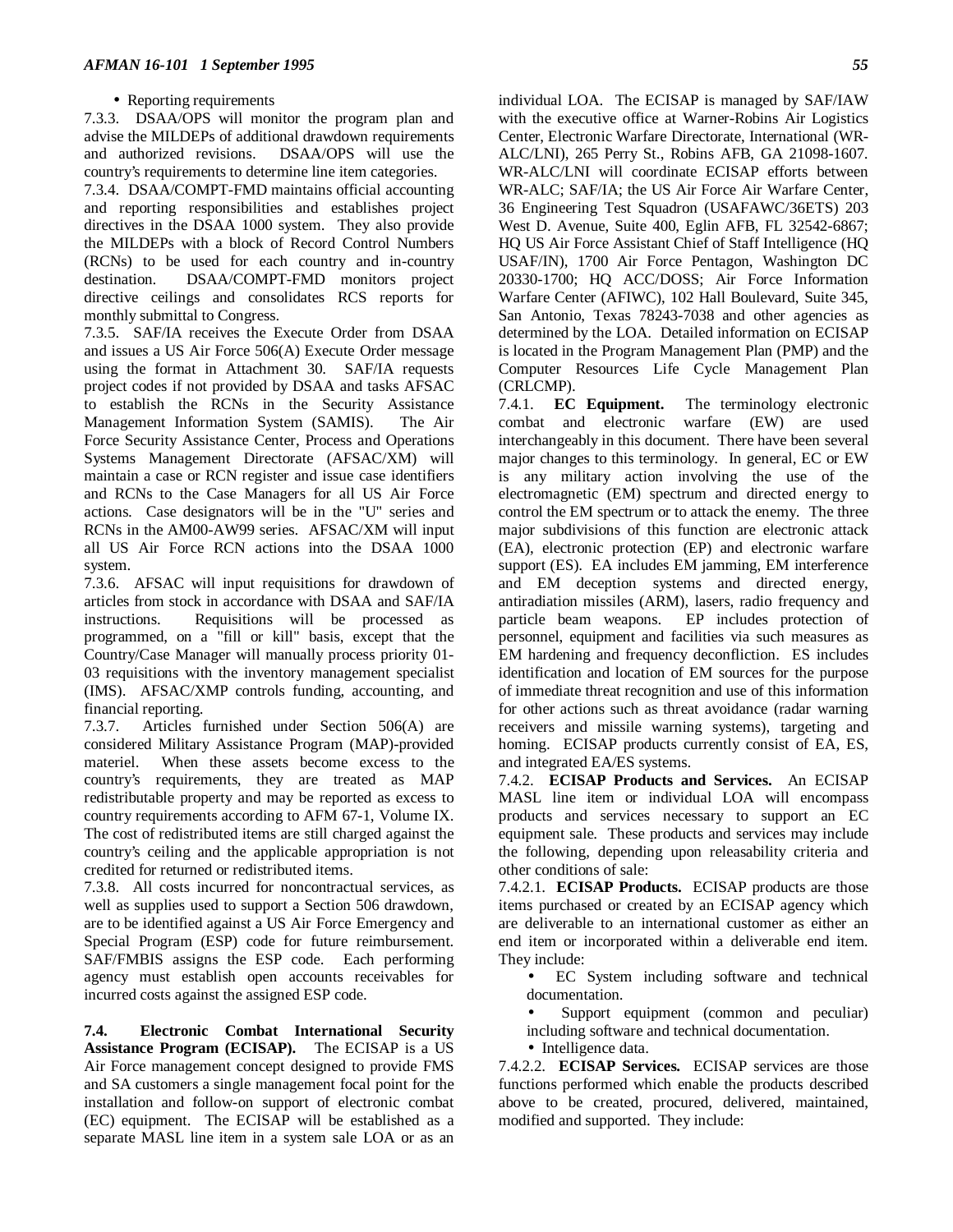- Reporting requirements

7.3.3. DSAA/OPS will monitor the program plan and advise the MILDEPs of additional drawdown requirements and authorized revisions. DSAA/OPS will use the country's requirements to determine line item categories.

7.3.4. DSAA/COMPT-FMD maintains official accounting and reporting responsibilities and establishes project directives in the DSAA 1000 system. They also provide the MILDEPs with a block of Record Control Numbers (RCNs) to be used for each country and in-country destination. DSAA/COMPT-FMD monitors project directive ceilings and consolidates RCS reports for monthly submittal to Congress.

7.3.5. SAF/IA receives the Execute Order from DSAA and issues a US Air Force 506(A) Execute Order message using the format in Attachment 30. SAF/IA requests project codes if not provided by DSAA and tasks AFSAC to establish the RCNs in the Security Assistance Management Information System (SAMIS). The Air Force Security Assistance Center, Process and Operations Systems Management Directorate (AFSAC/XM) will maintain a case or RCN register and issue case identifiers and RCNs to the Case Managers for all US Air Force actions. Case designators will be in the "U" series and RCNs in the AM00-AW99 series. AFSAC/XM will input all US Air Force RCN actions into the DSAA 1000 system.

7.3.6. AFSAC will input requisitions for drawdown of articles from stock in accordance with DSAA and SAF/IA instructions. Requisitions will be processed as programmed, on a "fill or kill" basis, except that the Country/Case Manager will manually process priority 01-03 requisitions with the inventory management specialist (IMS). AFSAC/XMP controls funding, accounting, and financial reporting.

7.3.7. Articles furnished under Section 506(A) are considered Military Assistance Program (MAP)-provided materiel. When these assets become excess to the country's requirements, they are treated as MAP redistributable property and may be reported as excess to country requirements according to AFM 67-1, Volume IX. The cost of redistributed items are still charged against the country's ceiling and the applicable appropriation is not credited for returned or redistributed items.

7.3.8. All costs incurred for noncontractual services, as well as supplies used to support a Section 506 drawdown, are to be identified against a US Air Force Emergency and Special Program (ESP) code for future reimbursement. SAF/FMBIS assigns the ESP code. Each performing agency must establish open accounts receivables for incurred costs against the assigned ESP code.

**7.4. Electronic Combat International Security Assistance Program (ECISAP).** The ECISAP is a US Air Force management concept designed to provide FMS and SA customers a single management focal point for the installation and follow-on support of electronic combat (EC) equipment. The ECISAP will be established as a separate MASL line item in a system sale LOA or as an individual LOA. The ECISAP is managed by SAF/IAW with the executive office at Warner-Robins Air Logistics Center, Electronic Warfare Directorate, International (WR-ALC/LNI), 265 Perry St., Robins AFB, GA 21098-1607. WR-ALC/LNI will coordinate ECISAP efforts between WR-ALC; SAF/IA; the US Air Force Air Warfare Center, 36 Engineering Test Squadron (USAFAWC/36ETS) 203 West D. Avenue, Suite 400, Eglin AFB, FL 32542-6867; HQ US Air Force Assistant Chief of Staff Intelligence (HQ USAF/IN), 1700 Air Force Pentagon, Washington DC 20330-1700; HQ ACC/DOSS; Air Force Information Warfare Center (AFIWC), 102 Hall Boulevard, Suite 345, San Antonio, Texas 78243-7038 and other agencies as determined by the LOA. Detailed information on ECISAP is located in the Program Management Plan (PMP) and the Computer Resources Life Cycle Management Plan (CRLCMP).

7.4.1. **EC Equipment.** The terminology electronic combat and electronic warfare (EW) are used interchangeably in this document. There have been several major changes to this terminology. In general, EC or EW is any military action involving the use of the electromagnetic (EM) spectrum and directed energy to control the EM spectrum or to attack the enemy. The three major subdivisions of this function are electronic attack (EA), electronic protection (EP) and electronic warfare support (ES). EA includes EM jamming, EM interference and EM deception systems and directed energy, antiradiation missiles (ARM), lasers, radio frequency and particle beam weapons. EP includes protection of personnel, equipment and facilities via such measures as EM hardening and frequency deconfliction. ES includes identification and location of EM sources for the purpose of immediate threat recognition and use of this information for other actions such as threat avoidance (radar warning receivers and missile warning systems), targeting and homing. ECISAP products currently consist of EA, ES, and integrated EA/ES systems.

7.4.2. **ECISAP Products and Services.** An ECISAP MASL line item or individual LOA will encompass products and services necessary to support an EC equipment sale. These products and services may include the following, depending upon releasability criteria and other conditions of sale:

7.4.2.1. **ECISAP Products.** ECISAP products are those items purchased or created by an ECISAP agency which are deliverable to an international customer as either an end item or incorporated within a deliverable end item. They include:

- EC System including software and technical documentation.
- Support equipment (common and peculiar) including software and technical documentation.
- Intelligence data.

7.4.2.2. **ECISAP Services.** ECISAP services are those functions performed which enable the products described above to be created, procured, delivered, maintained, modified and supported. They include: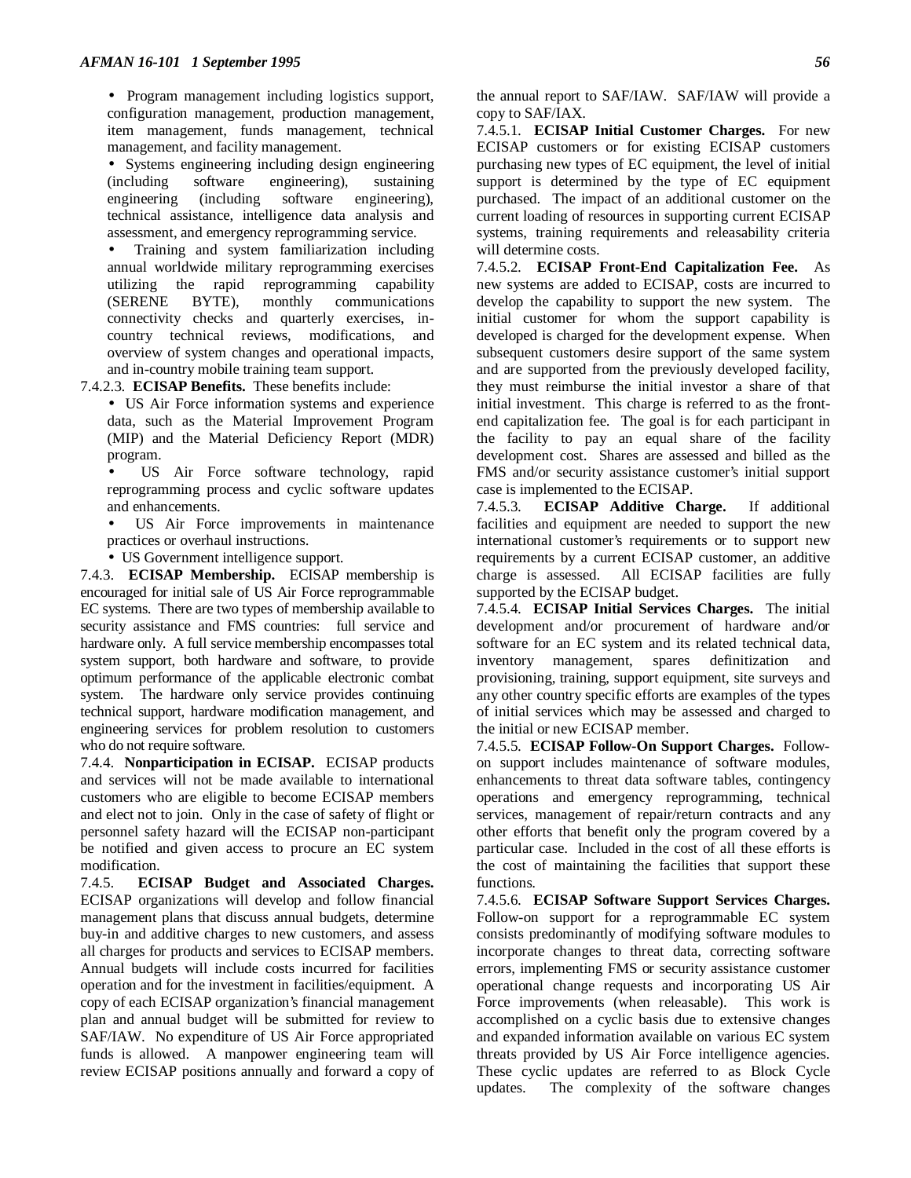- Program management including logistics support, configuration management, production management, item management, funds management, technical management, and facility management.
- Systems engineering including design engineering (including software engineering), sustaining engineering (including software engineering), technical assistance, intelligence data analysis and assessment, and emergency reprogramming service.
- Training and system familiarization including annual worldwide military reprogramming exercises utilizing the rapid reprogramming capability (SERENE BYTE), monthly communications connectivity checks and quarterly exercises, in-country technical reviews, modifications, and overview of system changes and operational impacts, and in-country mobile training team support.

7.4.2.3. **ECISAP Benefits.** These benefits include:

- US Air Force information systems and experience data, such as the Material Improvement Program (MIP) and the Material Deficiency Report (MDR) program.
- US Air Force software technology, rapid reprogramming process and cyclic software updates and enhancements.
- US Air Force improvements in maintenance practices or overhaul instructions.
- US Government intelligence support.

7.4.3. **ECISAP Membership.** ECISAP membership is encouraged for initial sale of US Air Force reprogrammable EC systems. There are two types of membership available to security assistance and FMS countries: full service and hardware only. A full service membership encompasses total system support, both hardware and software, to provide optimum performance of the applicable electronic combat system. The hardware only service provides continuing technical support, hardware modification management, and engineering services for problem resolution to customers who do not require software.

7.4.4. **Nonparticipation in ECISAP.** ECISAP products and services will not be made available to international customers who are eligible to become ECISAP members and elect not to join. Only in the case of safety of flight or personnel safety hazard will the ECISAP non-participant be notified and given access to procure an EC system modification.

7.4.5. **ECISAP Budget and Associated Charges.** ECISAP organizations will develop and follow financial management plans that discuss annual budgets, determine buy-in and additive charges to new customers, and assess all charges for products and services to ECISAP members. Annual budgets will include costs incurred for facilities operation and for the investment in facilities/equipment. A copy of each ECISAP organization's financial management plan and annual budget will be submitted for review to SAF/IAW. No expenditure of US Air Force appropriated funds is allowed. A manpower engineering team will review ECISAP positions annually and forward a copy of the annual report to SAF/IAW. SAF/IAW will provide a copy to SAF/IAX.

7.4.5.1. **ECISAP Initial Customer Charges.** For new ECISAP customers or for existing ECISAP customers purchasing new types of EC equipment, the level of initial support is determined by the type of EC equipment purchased. The impact of an additional customer on the current loading of resources in supporting current ECISAP systems, training requirements and releasability criteria will determine costs.

7.4.5.2. **ECISAP Front-End Capitalization Fee.** As new systems are added to ECISAP, costs are incurred to develop the capability to support the new system. The initial customer for whom the support capability is developed is charged for the development expense. When subsequent customers desire support of the same system and are supported from the previously developed facility, they must reimburse the initial investor a share of that initial investment. This charge is referred to as the front-end capitalization fee. The goal is for each participant in the facility to pay an equal share of the facility development cost. Shares are assessed and billed as the FMS and/or security assistance customer's initial support case is implemented to the ECISAP.

7.4.5.3. **ECISAP Additive Charge.** If additional facilities and equipment are needed to support the new international customer's requirements or to support new requirements by a current ECISAP customer, an additive charge is assessed. All ECISAP facilities are fully supported by the ECISAP budget.

7.4.5.4. **ECISAP Initial Services Charges.** The initial development and/or procurement of hardware and/or software for an EC system and its related technical data, inventory management, spares definitization and provisioning, training, support equipment, site surveys and any other country specific efforts are examples of the types of initial services which may be assessed and charged to the initial or new ECISAP member.

7.4.5.5. **ECISAP Follow-On Support Charges.** Follow-on support includes maintenance of software modules, enhancements to threat data software tables, contingency operations and emergency reprogramming, technical services, management of repair/return contracts and any other efforts that benefit only the program covered by a particular case. Included in the cost of all these efforts is the cost of maintaining the facilities that support these functions.

7.4.5.6. **ECISAP Software Support Services Charges.** Follow-on support for a reprogrammable EC system consists predominantly of modifying software modules to incorporate changes to threat data, correcting software errors, implementing FMS or security assistance customer operational change requests and incorporating US Air Force improvements (when releasable). This work is accomplished on a cyclic basis due to extensive changes and expanded information available on various EC system threats provided by US Air Force intelligence agencies. These cyclic updates are referred to as Block Cycle updates. The complexity of the software changes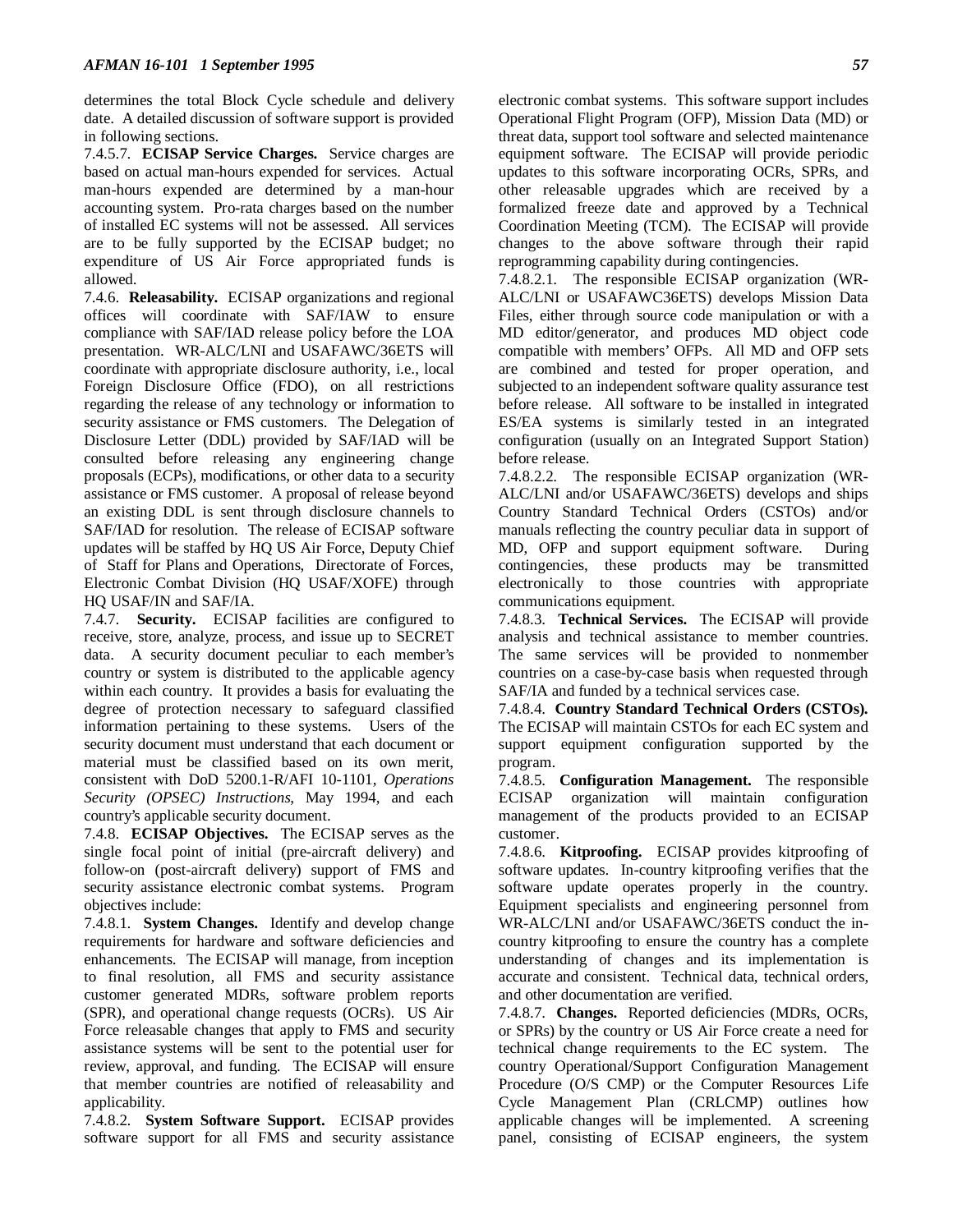determines the total Block Cycle schedule and delivery date. A detailed discussion of software support is provided in following sections.

7.4.5.7. **ECISAP Service Charges.** Service charges are based on actual man-hours expended for services. Actual man-hours expended are determined by a man-hour accounting system. Pro-rata charges based on the number of installed EC systems will not be assessed. All services are to be fully supported by the ECISAP budget; no expenditure of US Air Force appropriated funds is allowed.

7.4.6. **Releasability.** ECISAP organizations and regional offices will coordinate with SAF/IAW to ensure compliance with SAF/IAD release policy before the LOA presentation. WR-ALC/LNI and USAFAWC/36ETS will coordinate with appropriate disclosure authority, i.e., local Foreign Disclosure Office (FDO), on all restrictions regarding the release of any technology or information to security assistance or FMS customers. The Delegation of Disclosure Letter (DDL) provided by SAF/IAD will be consulted before releasing any engineering change proposals (ECPs), modifications, or other data to a security assistance or FMS customer. A proposal of release beyond an existing DDL is sent through disclosure channels to SAF/IAD for resolution. The release of ECISAP software updates will be staffed by HQ US Air Force, Deputy Chief of Staff for Plans and Operations, Directorate of Forces, Electronic Combat Division (HQ USAF/XOFE) through HQ USAF/IN and SAF/IA.

7.4.7. **Security.** ECISAP facilities are configured to receive, store, analyze, process, and issue up to SECRET data. A security document peculiar to each member's country or system is distributed to the applicable agency within each country. It provides a basis for evaluating the degree of protection necessary to safeguard classified information pertaining to these systems. Users of the security document must understand that each document or material must be classified based on its own merit, consistent with DoD 5200.1-R/AFI 10-1101, *Operations Security (OPSEC) Instructions*, May 1994, and each country's applicable security document.

7.4.8. **ECISAP Objectives.** The ECISAP serves as the single focal point of initial (pre-aircraft delivery) and follow-on (post-aircraft delivery) support of FMS and security assistance electronic combat systems. Program objectives include:

7.4.8.1. **System Changes.** Identify and develop change requirements for hardware and software deficiencies and enhancements. The ECISAP will manage, from inception to final resolution, all FMS and security assistance customer generated MDRs, software problem reports (SPR), and operational change requests (OCRs). US Air Force releasable changes that apply to FMS and security assistance systems will be sent to the potential user for review, approval, and funding. The ECISAP will ensure that member countries are notified of releasability and applicability.

7.4.8.2. **System Software Support.** ECISAP provides software support for all FMS and security assistance electronic combat systems. This software support includes Operational Flight Program (OFP), Mission Data (MD) or threat data, support tool software and selected maintenance equipment software. The ECISAP will provide periodic updates to this software incorporating OCRs, SPRs, and other releasable upgrades which are received by a formalized freeze date and approved by a Technical Coordination Meeting (TCM). The ECISAP will provide changes to the above software through their rapid reprogramming capability during contingencies.

7.4.8.2.1. The responsible ECISAP organization (WR-ALC/LNI or USAFAWC36ETS) develops Mission Data Files, either through source code manipulation or with a MD editor/generator, and produces MD object code compatible with members' OFPs. All MD and OFP sets are combined and tested for proper operation, and subjected to an independent software quality assurance test before release. All software to be installed in integrated ES/EA systems is similarly tested in an integrated configuration (usually on an Integrated Support Station) before release.

7.4.8.2.2. The responsible ECISAP organization (WR-ALC/LNI and/or USAFAWC/36ETS) develops and ships Country Standard Technical Orders (CSTOs) and/or manuals reflecting the country peculiar data in support of MD, OFP and support equipment software. During contingencies, these products may be transmitted electronically to those countries with appropriate communications equipment.

7.4.8.3. **Technical Services.** The ECISAP will provide analysis and technical assistance to member countries. The same services will be provided to nonmember countries on a case-by-case basis when requested through SAF/IA and funded by a technical services case.

7.4.8.4. **Country Standard Technical Orders (CSTOs).** The ECISAP will maintain CSTOs for each EC system and support equipment configuration supported by the program.

7.4.8.5. **Configuration Management.** The responsible ECISAP organization will maintain configuration management of the products provided to an ECISAP customer.

7.4.8.6. **Kitproofing.** ECISAP provides kitproofing of software updates. In-country kitproofing verifies that the software update operates properly in the country. Equipment specialists and engineering personnel from WR-ALC/LNI and/or USAFAWC/36ETS conduct the in-country kitproofing to ensure the country has a complete understanding of changes and its implementation is accurate and consistent. Technical data, technical orders, and other documentation are verified.

7.4.8.7. **Changes.** Reported deficiencies (MDRs, OCRs, or SPRs) by the country or US Air Force create a need for technical change requirements to the EC system. The country Operational/Support Configuration Management Procedure (O/S CMP) or the Computer Resources Life Cycle Management Plan (CRLCMP) outlines how applicable changes will be implemented. A screening panel, consisting of ECISAP engineers, the system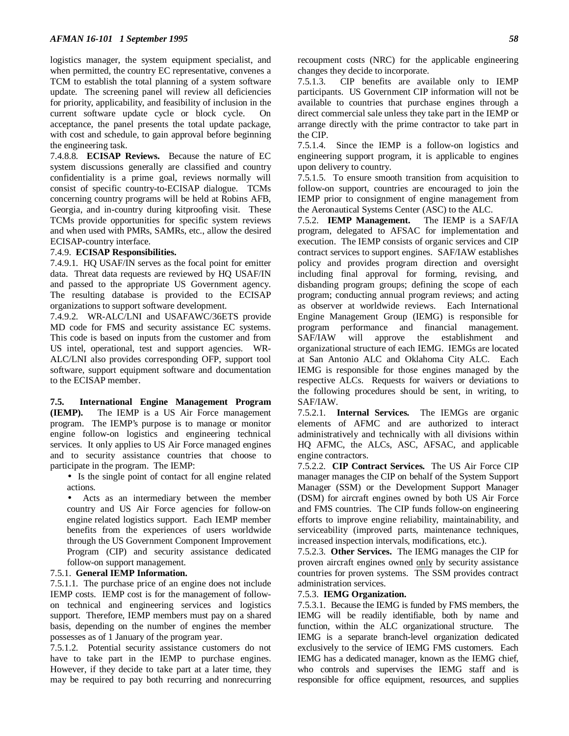logistics manager, the system equipment specialist, and when permitted, the country EC representative, convenes a TCM to establish the total planning of a system software update. The screening panel will review all deficiencies for priority, applicability, and feasibility of inclusion in the current software update cycle or block cycle. On acceptance, the panel presents the total update package, with cost and schedule, to gain approval before beginning the engineering task.

7.4.8.8. **ECISAP Reviews.** Because the nature of EC system discussions generally are classified and country confidentiality is a prime goal, reviews normally will consist of specific country-to-ECISAP dialogue. TCMs concerning country programs will be held at Robins AFB, Georgia, and in-country during kitproofing visit. These TCMs provide opportunities for specific system reviews and when used with PMRs, SAMRs, etc., allow the desired ECISAP-country interface.

7.4.9. **ECISAP Responsibilities.**

7.4.9.1. HQ USAF/IN serves as the focal point for emitter data. Threat data requests are reviewed by HQ USAF/IN and passed to the appropriate US Government agency. The resulting database is provided to the ECISAP organizations to support software development.

7.4.9.2. WR-ALC/LNI and USAFAWC/36ETS provide MD code for FMS and security assistance EC systems. This code is based on inputs from the customer and from US intel, operational, test and support agencies. WR-ALC/LNI also provides corresponding OFP, support tool software, support equipment software and documentation to the ECISAP member.

**7.5. International Engine Management Program (IEMP).** The IEMP is a US Air Force management program. The IEMP's purpose is to manage or monitor engine follow-on logistics and engineering technical services. It only applies to US Air Force managed engines and to security assistance countries that choose to participate in the program. The IEMP:

- Is the single point of contact for all engine related actions.
- Acts as an intermediary between the member country and US Air Force agencies for follow-on engine related logistics support. Each IEMP member benefits from the experiences of users worldwide through the US Government Component Improvement Program (CIP) and security assistance dedicated follow-on support management.

7.5.1. **General IEMP Information.**

7.5.1.1. The purchase price of an engine does not include IEMP costs. IEMP cost is for the management of follow-on technical and engineering services and logistics support. Therefore, IEMP members must pay on a shared basis, depending on the number of engines the member possesses as of 1 January of the program year.

7.5.1.2. Potential security assistance customers do not have to take part in the IEMP to purchase engines. However, if they decide to take part at a later time, they may be required to pay both recurring and nonrecurring recoupment costs (NRC) for the applicable engineering changes they decide to incorporate.

7.5.1.3. CIP benefits are available only to IEMP participants. US Government CIP information will not be available to countries that purchase engines through a direct commercial sale unless they take part in the IEMP or arrange directly with the prime contractor to take part in the CIP.

7.5.1.4. Since the IEMP is a follow-on logistics and engineering support program, it is applicable to engines upon delivery to country.

7.5.1.5. To ensure smooth transition from acquisition to follow-on support, countries are encouraged to join the IEMP prior to consignment of engine management from the Aeronautical Systems Center (ASC) to the ALC.

7.5.2. **IEMP Management.** The IEMP is a SAF/IA program, delegated to AFSAC for implementation and execution. The IEMP consists of organic services and CIP contract services to support engines. SAF/IAW establishes policy and provides program direction and oversight including final approval for forming, revising, and disbanding program groups; defining the scope of each program; conducting annual program reviews; and acting as observer at worldwide reviews. Each International Engine Management Group (IEMG) is responsible for program performance and financial management. SAF/IAW will approve the establishment and organizational structure of each IEMG. IEMGs are located at San Antonio ALC and Oklahoma City ALC. Each IEMG is responsible for those engines managed by the respective ALCs. Requests for waivers or deviations to the following procedures should be sent, in writing, to SAF/IAW.

7.5.2.1. **Internal Services.** The IEMGs are organic elements of AFMC and are authorized to interact administratively and technically with all divisions within HQ AFMC, the ALCs, ASC, AFSAC, and applicable engine contractors.

7.5.2.2. **CIP Contract Services.** The US Air Force CIP manager manages the CIP on behalf of the System Support Manager (SSM) or the Development Support Manager (DSM) for aircraft engines owned by both US Air Force and FMS countries. The CIP funds follow-on engineering efforts to improve engine reliability, maintainability, and serviceability (improved parts, maintenance techniques, increased inspection intervals, modifications, etc.).

7.5.2.3. **Other Services.** The IEMG manages the CIP for proven aircraft engines owned only by security assistance countries for proven systems. The SSM provides contract administration services.

7.5.3. **IEMG Organization.**

7.5.3.1. Because the IEMG is funded by FMS members, the IEMG will be readily identifiable, both by name and function, within the ALC organizational structure. The IEMG is a separate branch-level organization dedicated exclusively to the service of IEMG FMS customers. Each IEMG has a dedicated manager, known as the IEMG chief, who controls and supervises the IEMG staff and is responsible for office equipment, resources, and supplies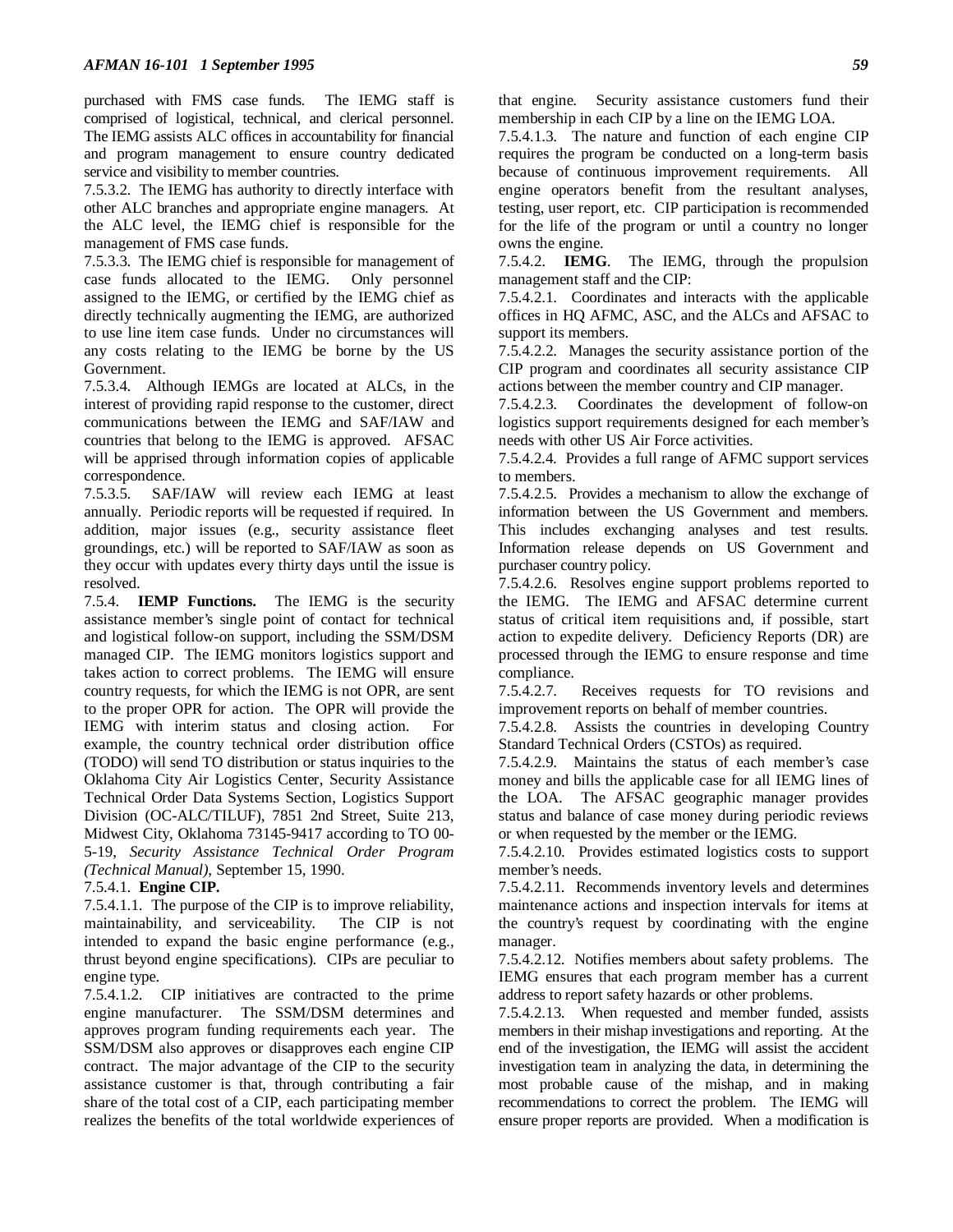purchased with FMS case funds. The IEMG staff is comprised of logistical, technical, and clerical personnel. The IEMG assists ALC offices in accountability for financial and program management to ensure country dedicated service and visibility to member countries.

7.5.3.2. The IEMG has authority to directly interface with other ALC branches and appropriate engine managers. At the ALC level, the IEMG chief is responsible for the management of FMS case funds.

7.5.3.3. The IEMG chief is responsible for management of case funds allocated to the IEMG. Only personnel assigned to the IEMG, or certified by the IEMG chief as directly technically augmenting the IEMG, are authorized to use line item case funds. Under no circumstances will any costs relating to the IEMG be borne by the US Government.

7.5.3.4. Although IEMGs are located at ALCs, in the interest of providing rapid response to the customer, direct communications between the IEMG and SAF/IAW and countries that belong to the IEMG is approved. AFSAC will be apprised through information copies of applicable correspondence.

7.5.3.5. SAF/IAW will review each IEMG at least annually. Periodic reports will be requested if required. In addition, major issues (e.g., security assistance fleet groundings, etc.) will be reported to SAF/IAW as soon as they occur with updates every thirty days until the issue is resolved.

7.5.4. **IEMP Functions.** The IEMG is the security assistance member's single point of contact for technical and logistical follow-on support, including the SSM/DSM managed CIP. The IEMG monitors logistics support and takes action to correct problems. The IEMG will ensure country requests, for which the IEMG is not OPR, are sent to the proper OPR for action. The OPR will provide the IEMG with interim status and closing action. For example, the country technical order distribution office (TODO) will send TO distribution or status inquiries to the Oklahoma City Air Logistics Center, Security Assistance Technical Order Data Systems Section, Logistics Support Division (OC-ALC/TILUF), 7851 2nd Street, Suite 213, Midwest City, Oklahoma 73145-9417 according to TO 00-5-19, *Security Assistance Technical Order Program (Technical Manual)*, September 15, 1990.

7.5.4.1. **Engine CIP.**

7.5.4.1.1. The purpose of the CIP is to improve reliability, maintainability, and serviceability. The CIP is not intended to expand the basic engine performance (e.g., thrust beyond engine specifications). CIPs are peculiar to engine type.

7.5.4.1.2. CIP initiatives are contracted to the prime engine manufacturer. The SSM/DSM determines and approves program funding requirements each year. The SSM/DSM also approves or disapproves each engine CIP contract. The major advantage of the CIP to the security assistance customer is that, through contributing a fair share of the total cost of a CIP, each participating member realizes the benefits of the total worldwide experiences of that engine. Security assistance customers fund their membership in each CIP by a line on the IEMG LOA.

7.5.4.1.3. The nature and function of each engine CIP requires the program be conducted on a long-term basis because of continuous improvement requirements. All engine operators benefit from the resultant analyses, testing, user report, etc. CIP participation is recommended for the life of the program or until a country no longer owns the engine.

7.5.4.2. **IEMG**. The IEMG, through the propulsion management staff and the CIP:

7.5.4.2.1. Coordinates and interacts with the applicable offices in HQ AFMC, ASC, and the ALCs and AFSAC to support its members.

7.5.4.2.2. Manages the security assistance portion of the CIP program and coordinates all security assistance CIP actions between the member country and CIP manager.

7.5.4.2.3. Coordinates the development of follow-on logistics support requirements designed for each member's needs with other US Air Force activities.

7.5.4.2.4. Provides a full range of AFMC support services to members.

7.5.4.2.5. Provides a mechanism to allow the exchange of information between the US Government and members. This includes exchanging analyses and test results. Information release depends on US Government and purchaser country policy.

7.5.4.2.6. Resolves engine support problems reported to the IEMG. The IEMG and AFSAC determine current status of critical item requisitions and, if possible, start action to expedite delivery. Deficiency Reports (DR) are processed through the IEMG to ensure response and time compliance.

7.5.4.2.7. Receives requests for TO revisions and improvement reports on behalf of member countries.

7.5.4.2.8. Assists the countries in developing Country Standard Technical Orders (CSTOs) as required.

7.5.4.2.9. Maintains the status of each member's case money and bills the applicable case for all IEMG lines of the LOA. The AFSAC geographic manager provides status and balance of case money during periodic reviews or when requested by the member or the IEMG.

7.5.4.2.10. Provides estimated logistics costs to support member's needs.

7.5.4.2.11. Recommends inventory levels and determines maintenance actions and inspection intervals for items at the country's request by coordinating with the engine manager.

7.5.4.2.12. Notifies members about safety problems. The IEMG ensures that each program member has a current address to report safety hazards or other problems.

7.5.4.2.13. When requested and member funded, assists members in their mishap investigations and reporting. At the end of the investigation, the IEMG will assist the accident investigation team in analyzing the data, in determining the most probable cause of the mishap, and in making recommendations to correct the problem. The IEMG will ensure proper reports are provided. When a modification is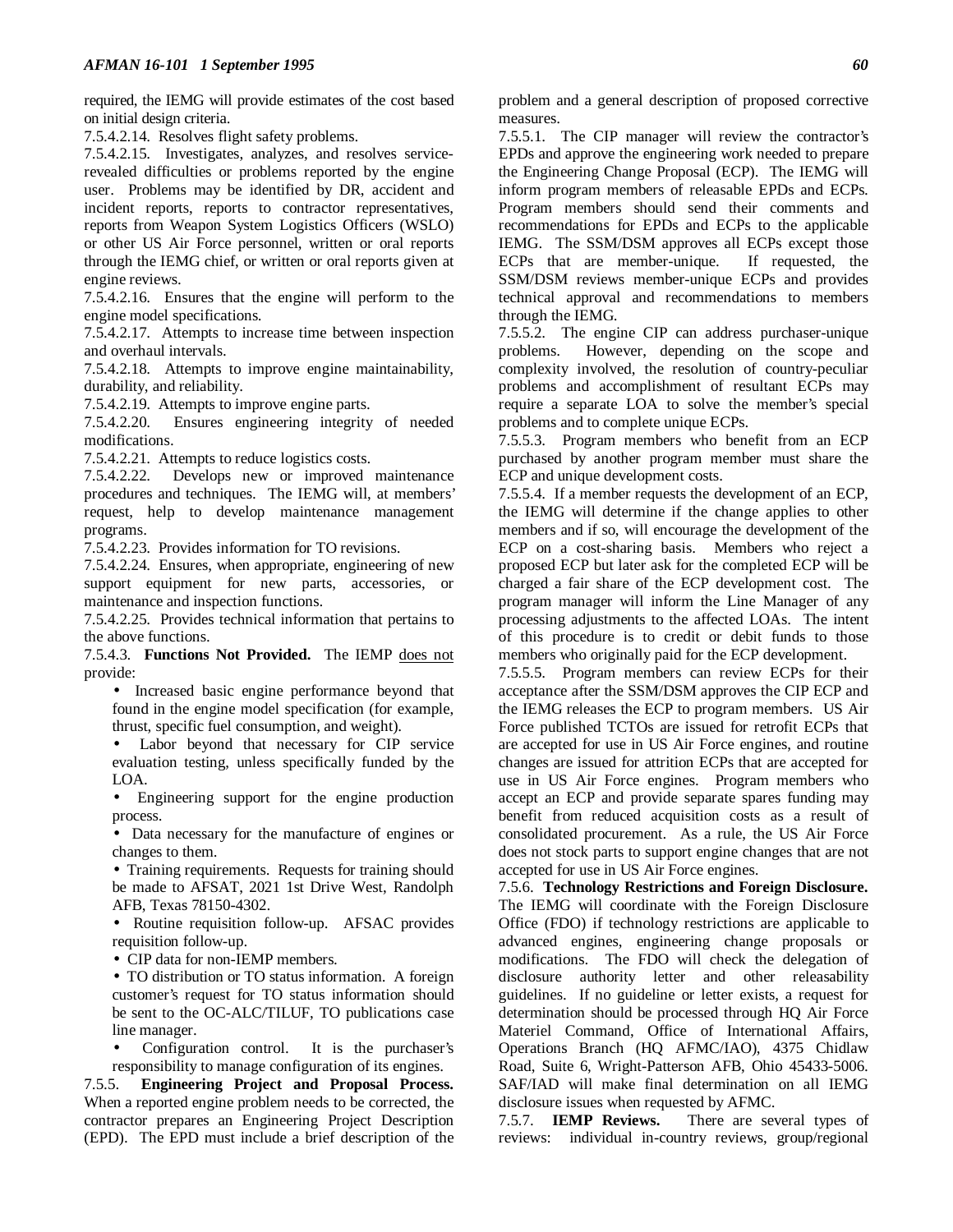required, the IEMG will provide estimates of the cost based on initial design criteria.

7.5.4.2.14. Resolves flight safety problems.

7.5.4.2.15. Investigates, analyzes, and resolves service-revealed difficulties or problems reported by the engine user. Problems may be identified by DR, accident and incident reports, reports to contractor representatives, reports from Weapon System Logistics Officers (WSLO) or other US Air Force personnel, written or oral reports through the IEMG chief, or written or oral reports given at engine reviews.

7.5.4.2.16. Ensures that the engine will perform to the engine model specifications.

7.5.4.2.17. Attempts to increase time between inspection and overhaul intervals.

7.5.4.2.18. Attempts to improve engine maintainability, durability, and reliability.

7.5.4.2.19. Attempts to improve engine parts.

7.5.4.2.20. Ensures engineering integrity of needed modifications.

7.5.4.2.21. Attempts to reduce logistics costs.

7.5.4.2.22. Develops new or improved maintenance procedures and techniques. The IEMG will, at members' request, help to develop maintenance management programs.

7.5.4.2.23. Provides information for TO revisions.

7.5.4.2.24. Ensures, when appropriate, engineering of new support equipment for new parts, accessories, or maintenance and inspection functions.

7.5.4.2.25. Provides technical information that pertains to the above functions.

7.5.4.3. **Functions Not Provided.** The IEMP does not provide:

- Increased basic engine performance beyond that found in the engine model specification (for example, thrust, specific fuel consumption, and weight).
- Labor beyond that necessary for CIP service evaluation testing, unless specifically funded by the LOA.
- Engineering support for the engine production process.
- Data necessary for the manufacture of engines or changes to them.
- Training requirements. Requests for training should be made to AFSAT, 2021 1st Drive West, Randolph AFB, Texas 78150-4302.
- Routine requisition follow-up. AFSAC provides requisition follow-up.
- CIP data for non-IEMP members.
- TO distribution or TO status information. A foreign customer's request for TO status information should be sent to the OC-ALC/TILUF, TO publications case line manager.
- Configuration control. It is the purchaser's responsibility to manage configuration of its engines.

7.5.5. **Engineering Project and Proposal Process.** When a reported engine problem needs to be corrected, the contractor prepares an Engineering Project Description (EPD). The EPD must include a brief description of the problem and a general description of proposed corrective measures.

7.5.5.1. The CIP manager will review the contractor's EPDs and approve the engineering work needed to prepare the Engineering Change Proposal (ECP). The IEMG will inform program members of releasable EPDs and ECPs. Program members should send their comments and recommendations for EPDs and ECPs to the applicable IEMG. The SSM/DSM approves all ECPs except those ECPs that are member-unique. If requested, the SSM/DSM reviews member-unique ECPs and provides technical approval and recommendations to members through the IEMG.

7.5.5.2. The engine CIP can address purchaser-unique problems. However, depending on the scope and complexity involved, the resolution of country-peculiar problems and accomplishment of resultant ECPs may require a separate LOA to solve the member's special problems and to complete unique ECPs.

7.5.5.3. Program members who benefit from an ECP purchased by another program member must share the ECP and unique development costs.

7.5.5.4. If a member requests the development of an ECP, the IEMG will determine if the change applies to other members and if so, will encourage the development of the ECP on a cost-sharing basis. Members who reject a proposed ECP but later ask for the completed ECP will be charged a fair share of the ECP development cost. The program manager will inform the Line Manager of any processing adjustments to the affected LOAs. The intent of this procedure is to credit or debit funds to those members who originally paid for the ECP development.

7.5.5.5. Program members can review ECPs for their acceptance after the SSM/DSM approves the CIP ECP and the IEMG releases the ECP to program members. US Air Force published TCTOs are issued for retrofit ECPs that are accepted for use in US Air Force engines, and routine changes are issued for attrition ECPs that are accepted for use in US Air Force engines. Program members who accept an ECP and provide separate spares funding may benefit from reduced acquisition costs as a result of consolidated procurement. As a rule, the US Air Force does not stock parts to support engine changes that are not accepted for use in US Air Force engines.

7.5.6. **Technology Restrictions and Foreign Disclosure.** The IEMG will coordinate with the Foreign Disclosure Office (FDO) if technology restrictions are applicable to advanced engines, engineering change proposals or modifications. The FDO will check the delegation of disclosure authority letter and other releasability guidelines. If no guideline or letter exists, a request for determination should be processed through HQ Air Force Materiel Command, Office of International Affairs, Operations Branch (HQ AFMC/IAO), 4375 Chidlaw Road, Suite 6, Wright-Patterson AFB, Ohio 45433-5006. SAF/IAD will make final determination on all IEMG disclosure issues when requested by AFMC.

7.5.7. **IEMP Reviews.** There are several types of reviews: individual in-country reviews, group/regional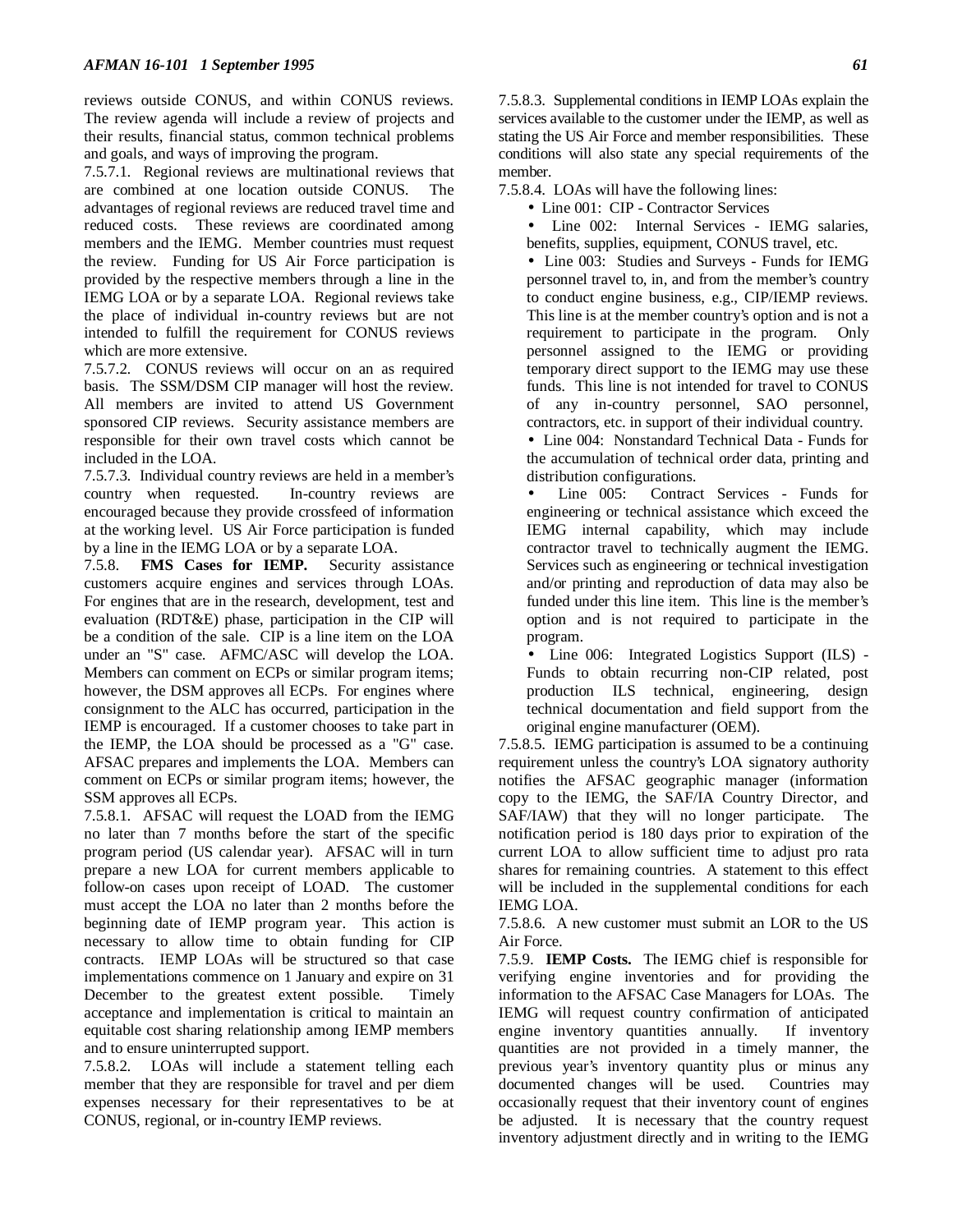reviews outside CONUS, and within CONUS reviews. The review agenda will include a review of projects and their results, financial status, common technical problems and goals, and ways of improving the program.

7.5.7.1. Regional reviews are multinational reviews that are combined at one location outside CONUS. The advantages of regional reviews are reduced travel time and reduced costs. These reviews are coordinated among members and the IEMG. Member countries must request the review. Funding for US Air Force participation is provided by the respective members through a line in the IEMG LOA or by a separate LOA. Regional reviews take the place of individual in-country reviews but are not intended to fulfill the requirement for CONUS reviews which are more extensive.

7.5.7.2. CONUS reviews will occur on an as required basis. The SSM/DSM CIP manager will host the review. All members are invited to attend US Government sponsored CIP reviews. Security assistance members are responsible for their own travel costs which cannot be included in the LOA.

7.5.7.3. Individual country reviews are held in a member's country when requested. In-country reviews are encouraged because they provide crossfeed of information at the working level. US Air Force participation is funded by a line in the IEMG LOA or by a separate LOA.

7.5.8. **FMS Cases for IEMP.** Security assistance customers acquire engines and services through LOAs. For engines that are in the research, development, test and evaluation (RDT&E) phase, participation in the CIP will be a condition of the sale. CIP is a line item on the LOA under an "S" case. AFMC/ASC will develop the LOA. Members can comment on ECPs or similar program items; however, the DSM approves all ECPs. For engines where consignment to the ALC has occurred, participation in the IEMP is encouraged. If a customer chooses to take part in the IEMP, the LOA should be processed as a "G" case. AFSAC prepares and implements the LOA. Members can comment on ECPs or similar program items; however, the SSM approves all ECPs.

7.5.8.1. AFSAC will request the LOAD from the IEMG no later than 7 months before the start of the specific program period (US calendar year). AFSAC will in turn prepare a new LOA for current members applicable to follow-on cases upon receipt of LOAD. The customer must accept the LOA no later than 2 months before the beginning date of IEMP program year. This action is necessary to allow time to obtain funding for CIP contracts. IEMP LOAs will be structured so that case implementations commence on 1 January and expire on 31 December to the greatest extent possible. Timely acceptance and implementation is critical to maintain an equitable cost sharing relationship among IEMP members and to ensure uninterrupted support.

7.5.8.2. LOAs will include a statement telling each member that they are responsible for travel and per diem expenses necessary for their representatives to be at CONUS, regional, or in-country IEMP reviews.

7.5.8.3. Supplemental conditions in IEMP LOAs explain the services available to the customer under the IEMP, as well as stating the US Air Force and member responsibilities. These conditions will also state any special requirements of the member.

7.5.8.4. LOAs will have the following lines:

- Line 001: CIP - Contractor Services
- Line 002: Internal Services - IEMG salaries, benefits, supplies, equipment, CONUS travel, etc.
- Line 003: Studies and Surveys - Funds for IEMG personnel travel to, in, and from the member's country to conduct engine business, e.g., CIP/IEMP reviews. This line is at the member country's option and is not a requirement to participate in the program. Only personnel assigned to the IEMG or providing temporary direct support to the IEMG may use these funds. This line is not intended for travel to CONUS of any in-country personnel, SAO personnel, contractors, etc. in support of their individual country.
- Line 004: Nonstandard Technical Data - Funds for the accumulation of technical order data, printing and distribution configurations.
- Line 005: Contract Services - Funds for engineering or technical assistance which exceed the IEMG internal capability, which may include contractor travel to technically augment the IEMG. Services such as engineering or technical investigation and/or printing and reproduction of data may also be funded under this line item. This line is the member's option and is not required to participate in the program.
- Line 006: Integrated Logistics Support (ILS) - Funds to obtain recurring non-CIP related, post production ILS technical, engineering, design technical documentation and field support from the original engine manufacturer (OEM).

7.5.8.5. IEMG participation is assumed to be a continuing requirement unless the country's LOA signatory authority notifies the AFSAC geographic manager (information copy to the IEMG, the SAF/IA Country Director, and SAF/IAW) that they will no longer participate. The notification period is 180 days prior to expiration of the current LOA to allow sufficient time to adjust pro rata shares for remaining countries. A statement to this effect will be included in the supplemental conditions for each IEMG LOA.

7.5.8.6. A new customer must submit an LOR to the US Air Force.

7.5.9. **IEMP Costs.** The IEMG chief is responsible for verifying engine inventories and for providing the information to the AFSAC Case Managers for LOAs. The IEMG will request country confirmation of anticipated engine inventory quantities annually. If inventory quantities are not provided in a timely manner, the previous year's inventory quantity plus or minus any documented changes will be used. Countries may occasionally request that their inventory count of engines be adjusted. It is necessary that the country request inventory adjustment directly and in writing to the IEMG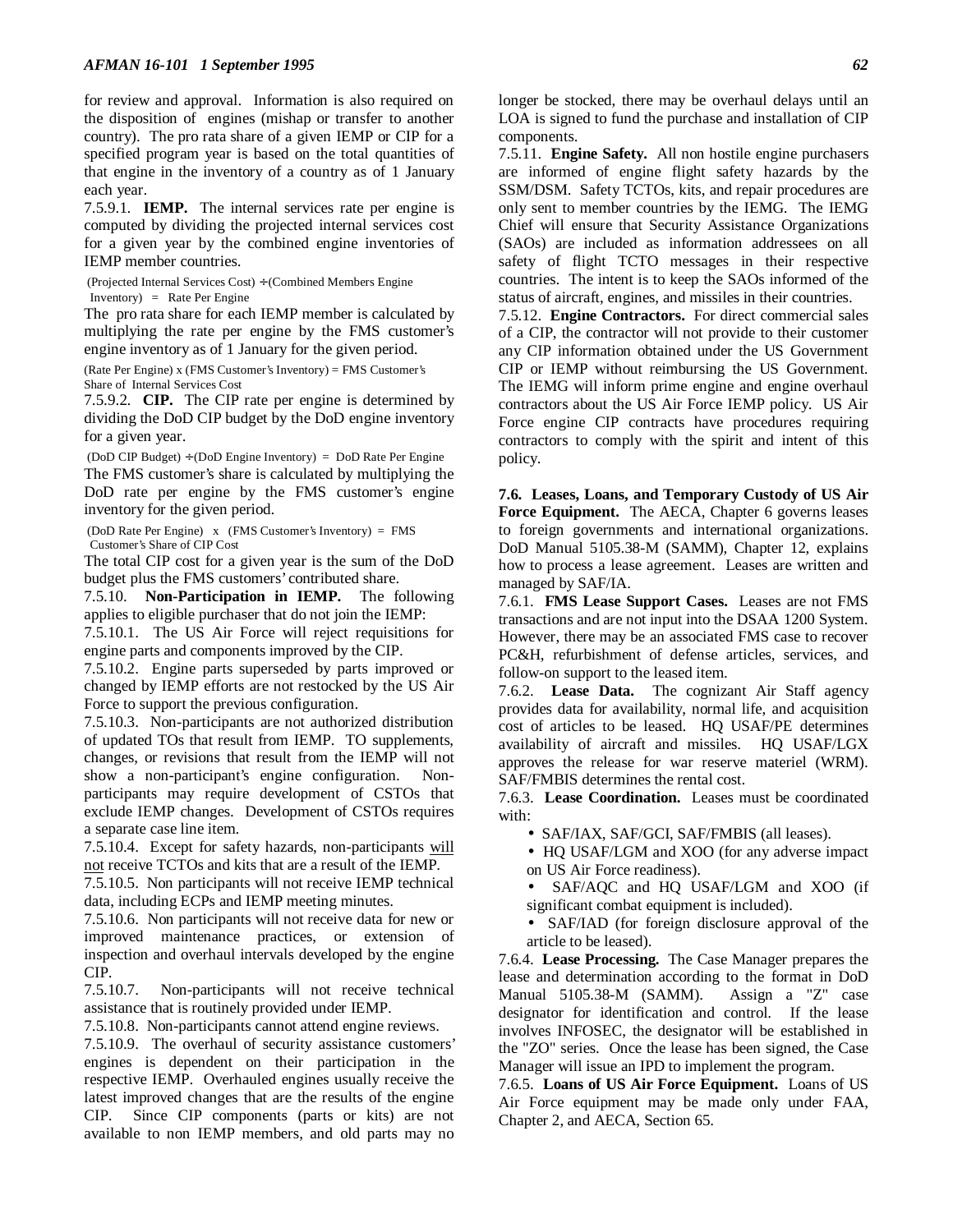for review and approval. Information is also required on the disposition of engines (mishap or transfer to another country). The pro rata share of a given IEMP or CIP for a specified program year is based on the total quantities of that engine in the inventory of a country as of 1 January each year.

7.5.9.1. **IEMP.** The internal services rate per engine is computed by dividing the projected internal services cost for a given year by the combined engine inventories of IEMP member countries.

(Projected Internal Services Cost) ÷ (Combined Members Engine Inventory) = Rate Per Engine

The pro rata share for each IEMP member is calculated by multiplying the rate per engine by the FMS customer's engine inventory as of 1 January for the given period.

(Rate Per Engine) x (FMS Customer's Inventory) = FMS Customer's Share of Internal Services Cost

7.5.9.2. **CIP.** The CIP rate per engine is determined by dividing the DoD CIP budget by the DoD engine inventory for a given year.

(DoD CIP Budget) ÷ (DoD Engine Inventory) = DoD Rate Per Engine

The FMS customer's share is calculated by multiplying the DoD rate per engine by the FMS customer's engine inventory for the given period.

(DoD Rate Per Engine) x (FMS Customer's Inventory) = FMS Customer's Share of CIP Cost

The total CIP cost for a given year is the sum of the DoD budget plus the FMS customers' contributed share.

7.5.10. **Non-Participation in IEMP.** The following applies to eligible purchaser that do not join the IEMP:

7.5.10.1. The US Air Force will reject requisitions for engine parts and components improved by the CIP.

7.5.10.2. Engine parts superseded by parts improved or changed by IEMP efforts are not restocked by the US Air Force to support the previous configuration.

7.5.10.3. Non-participants are not authorized distribution of updated TOs that result from IEMP. TO supplements, changes, or revisions that result from the IEMP will not show a non-participant's engine configuration. Non-participants may require development of CSTOs that exclude IEMP changes. Development of CSTOs requires a separate case line item.

7.5.10.4. Except for safety hazards, non-participants will not receive TCTOs and kits that are a result of the IEMP.

7.5.10.5. Non participants will not receive IEMP technical data, including ECPs and IEMP meeting minutes.

7.5.10.6. Non participants will not receive data for new or improved maintenance practices, or extension of inspection and overhaul intervals developed by the engine CIP.

7.5.10.7. Non-participants will not receive technical assistance that is routinely provided under IEMP.

7.5.10.8. Non-participants cannot attend engine reviews.

7.5.10.9. The overhaul of security assistance customers' engines is dependent on their participation in the respective IEMP. Overhauled engines usually receive the latest improved changes that are the results of the engine CIP. Since CIP components (parts or kits) are not available to non IEMP members, and old parts may no longer be stocked, there may be overhaul delays until an LOA is signed to fund the purchase and installation of CIP components.

7.5.11. **Engine Safety.** All non hostile engine purchasers are informed of engine flight safety hazards by the SSM/DSM. Safety TCTOs, kits, and repair procedures are only sent to member countries by the IEMG. The IEMG Chief will ensure that Security Assistance Organizations (SAOs) are included as information addressees on all safety of flight TCTO messages in their respective countries. The intent is to keep the SAOs informed of the status of aircraft, engines, and missiles in their countries.

7.5.12. **Engine Contractors.** For direct commercial sales of a CIP, the contractor will not provide to their customer any CIP information obtained under the US Government CIP or IEMP without reimbursing the US Government. The IEMG will inform prime engine and engine overhaul contractors about the US Air Force IEMP policy. US Air Force engine CIP contracts have procedures requiring contractors to comply with the spirit and intent of this policy.

**7.6. Leases, Loans, and Temporary Custody of US Air Force Equipment.** The AECA, Chapter 6 governs leases to foreign governments and international organizations. DoD Manual 5105.38-M (SAMM), Chapter 12, explains how to process a lease agreement. Leases are written and managed by SAF/IA.

7.6.1. **FMS Lease Support Cases.** Leases are not FMS transactions and are not input into the DSAA 1200 System. However, there may be an associated FMS case to recover PC&H, refurbishment of defense articles, services, and follow-on support to the leased item.

7.6.2. **Lease Data.** The cognizant Air Staff agency provides data for availability, normal life, and acquisition cost of articles to be leased. HQ USAF/PE determines availability of aircraft and missiles. HQ USAF/LGX approves the release for war reserve materiel (WRM). SAF/FMBIS determines the rental cost.

7.6.3. **Lease Coordination.** Leases must be coordinated with:

- SAF/IAX, SAF/GCI, SAF/FMBIS (all leases).
- HQ USAF/LGM and XOO (for any adverse impact on US Air Force readiness).
- SAF/AQC and HQ USAF/LGM and XOO (if significant combat equipment is included).
- SAF/IAD (for foreign disclosure approval of the article to be leased).

7.6.4. **Lease Processing.** The Case Manager prepares the lease and determination according to the format in DoD Manual 5105.38-M (SAMM). Assign a "Z" case designator for identification and control. If the lease involves INFOSEC, the designator will be established in the "ZO" series. Once the lease has been signed, the Case Manager will issue an IPD to implement the program.

7.6.5. **Loans of US Air Force Equipment.** Loans of US Air Force equipment may be made only under FAA, Chapter 2, and AECA, Section 65.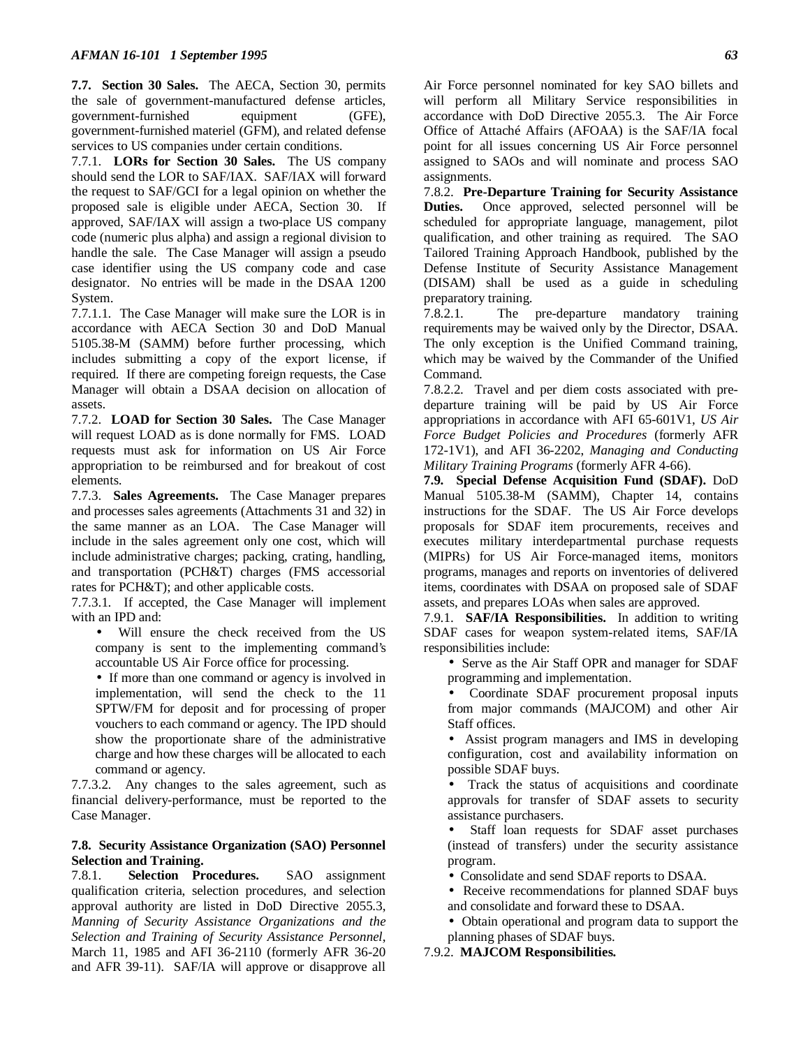**7.7. Section 30 Sales.** The AECA, Section 30, permits the sale of government-manufactured defense articles, government-furnished equipment (GFE), government-furnished materiel (GFM), and related defense services to US companies under certain conditions.

7.7.1. **LORs for Section 30 Sales.** The US company should send the LOR to SAF/IAX. SAF/IAX will forward the request to SAF/GCI for a legal opinion on whether the proposed sale is eligible under AECA, Section 30. If approved, SAF/IAX will assign a two-place US company code (numeric plus alpha) and assign a regional division to handle the sale. The Case Manager will assign a pseudo case identifier using the US company code and case designator. No entries will be made in the DSAA 1200 System.

7.7.1.1. The Case Manager will make sure the LOR is in accordance with AECA Section 30 and DoD Manual 5105.38-M (SAMM) before further processing, which includes submitting a copy of the export license, if required. If there are competing foreign requests, the Case Manager will obtain a DSAA decision on allocation of assets.

7.7.2. **LOAD for Section 30 Sales.** The Case Manager will request LOAD as is done normally for FMS. LOAD requests must ask for information on US Air Force appropriation to be reimbursed and for breakout of cost elements.

7.7.3. **Sales Agreements.** The Case Manager prepares and processes sales agreements (Attachments 31 and 32) in the same manner as an LOA. The Case Manager will include in the sales agreement only one cost, which will include administrative charges; packing, crating, handling, and transportation (PCH&T) charges (FMS accessorial rates for PCH&T); and other applicable costs.

7.7.3.1. If accepted, the Case Manager will implement with an IPD and:

- Will ensure the check received from the US company is sent to the implementing command's accountable US Air Force office for processing.
- If more than one command or agency is involved in implementation, will send the check to the 11 SPTW/FM for deposit and for processing of proper vouchers to each command or agency. The IPD should show the proportionate share of the administrative charge and how these charges will be allocated to each command or agency.

7.7.3.2. Any changes to the sales agreement, such as financial delivery-performance, must be reported to the Case Manager.

**7.8. Security Assistance Organization (SAO) Personnel Selection and Training.**

7.8.1. **Selection Procedures.** SAO assignment qualification criteria, selection procedures, and selection approval authority are listed in DoD Directive 2055.3, *Manning of Security Assistance Organizations and the Selection and Training of Security Assistance Personnel*, March 11, 1985 and AFI 36-2110 (formerly AFR 36-20 and AFR 39-11). SAF/IA will approve or disapprove all Air Force personnel nominated for key SAO billets and will perform all Military Service responsibilities in accordance with DoD Directive 2055.3. The Air Force Office of Attaché Affairs (AFOAA) is the SAF/IA focal point for all issues concerning US Air Force personnel assigned to SAOs and will nominate and process SAO assignments.

7.8.2. **Pre-Departure Training for Security Assistance Duties.** Once approved, selected personnel will be scheduled for appropriate language, management, pilot qualification, and other training as required. The SAO Tailored Training Approach Handbook, published by the Defense Institute of Security Assistance Management (DISAM) shall be used as a guide in scheduling preparatory training.

7.8.2.1. The pre-departure mandatory training requirements may be waived only by the Director, DSAA. The only exception is the Unified Command training, which may be waived by the Commander of the Unified Command.

7.8.2.2. Travel and per diem costs associated with pre-departure training will be paid by US Air Force appropriations in accordance with AFI 65-601V1, *US Air Force Budget Policies and Procedures* (formerly AFR 172-1V1), and AFI 36-2202, *Managing and Conducting Military Training Programs* (formerly AFR 4-66).

**7.9. Special Defense Acquisition Fund (SDAF).** DoD Manual 5105.38-M (SAMM), Chapter 14, contains instructions for the SDAF. The US Air Force develops proposals for SDAF item procurements, receives and executes military interdepartmental purchase requests (MIPRs) for US Air Force-managed items, monitors programs, manages and reports on inventories of delivered items, coordinates with DSAA on proposed sale of SDAF assets, and prepares LOAs when sales are approved.

7.9.1. **SAF/IA Responsibilities.** In addition to writing SDAF cases for weapon system-related items, SAF/IA responsibilities include:

- Serve as the Air Staff OPR and manager for SDAF programming and implementation.
- Coordinate SDAF procurement proposal inputs from major commands (MAJCOM) and other Air Staff offices.
- Assist program managers and IMS in developing configuration, cost and availability information on possible SDAF buys.
- Track the status of acquisitions and coordinate approvals for transfer of SDAF assets to security assistance purchasers.
- Staff loan requests for SDAF asset purchases (instead of transfers) under the security assistance program.
- Consolidate and send SDAF reports to DSAA.
- Receive recommendations for planned SDAF buys and consolidate and forward these to DSAA.
- Obtain operational and program data to support the planning phases of SDAF buys.

7.9.2. **MAJCOM Responsibilities.**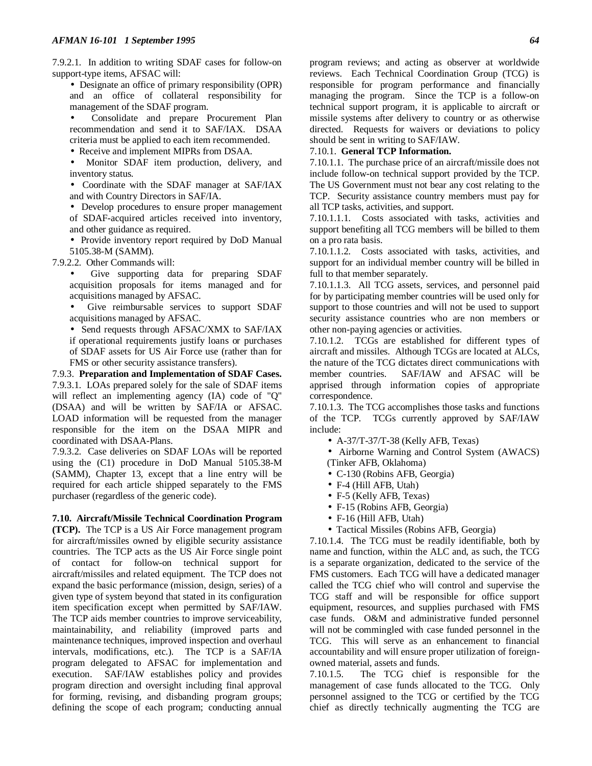7.9.2.1. In addition to writing SDAF cases for follow-on support-type items, AFSAC will:

- Designate an office of primary responsibility (OPR) and an office of collateral responsibility for management of the SDAF program.
- Consolidate and prepare Procurement Plan recommendation and send it to SAF/IAX. DSAA criteria must be applied to each item recommended.
- Receive and implement MIPRs from DSAA.
- Monitor SDAF item production, delivery, and inventory status.
- Coordinate with the SDAF manager at SAF/IAX and with Country Directors in SAF/IA.
- Develop procedures to ensure proper management of SDAF-acquired articles received into inventory, and other guidance as required.
- Provide inventory report required by DoD Manual 5105.38-M (SAMM).

7.9.2.2. Other Commands will:

- Give supporting data for preparing SDAF acquisition proposals for items managed and for acquisitions managed by AFSAC.
- Give reimbursable services to support SDAF acquisitions managed by AFSAC.
- Send requests through AFSAC/XMX to SAF/IAX if operational requirements justify loans or purchases of SDAF assets for US Air Force use (rather than for FMS or other security assistance transfers).

7.9.3. **Preparation and Implementation of SDAF Cases.**

7.9.3.1. LOAs prepared solely for the sale of SDAF items will reflect an implementing agency (IA) code of "Q" (DSAA) and will be written by SAF/IA or AFSAC. LOAD information will be requested from the manager responsible for the item on the DSAA MIPR and coordinated with DSAA-Plans.

7.9.3.2. Case deliveries on SDAF LOAs will be reported using the (C1) procedure in DoD Manual 5105.38-M (SAMM), Chapter 13, except that a line entry will be required for each article shipped separately to the FMS purchaser (regardless of the generic code).

**7.10. Aircraft/Missile Technical Coordination Program (TCP).** The TCP is a US Air Force management program for aircraft/missiles owned by eligible security assistance countries. The TCP acts as the US Air Force single point of contact for follow-on technical support for aircraft/missiles and related equipment. The TCP does not expand the basic performance (mission, design, series) of a given type of system beyond that stated in its configuration item specification except when permitted by SAF/IAW. The TCP aids member countries to improve serviceability, maintainability, and reliability (improved parts and maintenance techniques, improved inspection and overhaul intervals, modifications, etc.). The TCP is a SAF/IA program delegated to AFSAC for implementation and execution. SAF/IAW establishes policy and provides program direction and oversight including final approval for forming, revising, and disbanding program groups; defining the scope of each program; conducting annual program reviews; and acting as observer at worldwide reviews. Each Technical Coordination Group (TCG) is responsible for program performance and financially managing the program. Since the TCP is a follow-on technical support program, it is applicable to aircraft or missile systems after delivery to country or as otherwise directed. Requests for waivers or deviations to policy should be sent in writing to SAF/IAW.

7.10.1. **General TCP Information.**

7.10.1.1. The purchase price of an aircraft/missile does not include follow-on technical support provided by the TCP. The US Government must not bear any cost relating to the TCP. Security assistance country members must pay for all TCP tasks, activities, and support.

7.10.1.1.1. Costs associated with tasks, activities and support benefiting all TCG members will be billed to them on a pro rata basis.

7.10.1.1.2. Costs associated with tasks, activities, and support for an individual member country will be billed in full to that member separately.

7.10.1.1.3. All TCG assets, services, and personnel paid for by participating member countries will be used only for support to those countries and will not be used to support security assistance countries who are non members or other non-paying agencies or activities.

7.10.1.2. TCGs are established for different types of aircraft and missiles. Although TCGs are located at ALCs, the nature of the TCG dictates direct communications with member countries. SAF/IAW and AFSAC will be apprised through information copies of appropriate correspondence.

7.10.1.3. The TCG accomplishes those tasks and functions of the TCP. TCGs currently approved by SAF/IAW include:

- A-37/T-37/T-38 (Kelly AFB, Texas)
- Airborne Warning and Control System (AWACS) (Tinker AFB, Oklahoma)
- C-130 (Robins AFB, Georgia)
- F-4 (Hill AFB, Utah)
- F-5 (Kelly AFB, Texas)
- F-15 (Robins AFB, Georgia)
- F-16 (Hill AFB, Utah)
- Tactical Missiles (Robins AFB, Georgia)

7.10.1.4. The TCG must be readily identifiable, both by name and function, within the ALC and, as such, the TCG is a separate organization, dedicated to the service of the FMS customers. Each TCG will have a dedicated manager called the TCG chief who will control and supervise the TCG staff and will be responsible for office support equipment, resources, and supplies purchased with FMS case funds. O&M and administrative funded personnel will not be commingled with case funded personnel in the TCG. This will serve as an enhancement to financial accountability and will ensure proper utilization of foreign-owned material, assets and funds.

7.10.1.5. The TCG chief is responsible for the management of case funds allocated to the TCG. Only personnel assigned to the TCG or certified by the TCG chief as directly technically augmenting the TCG are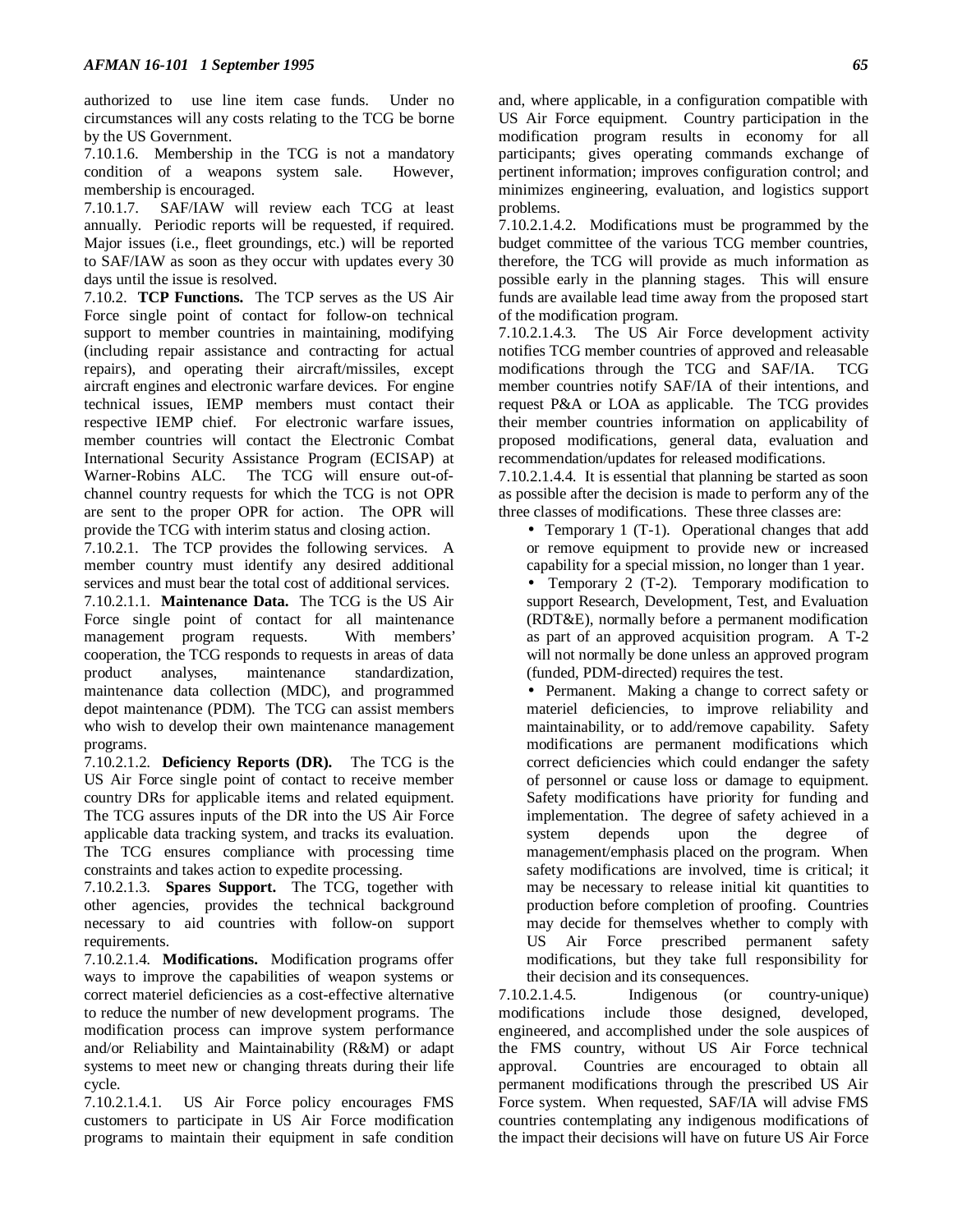authorized to use line item case funds. Under no circumstances will any costs relating to the TCG be borne by the US Government.

7.10.1.6. Membership in the TCG is not a mandatory condition of a weapons system sale. However, membership is encouraged.

7.10.1.7. SAF/IAW will review each TCG at least annually. Periodic reports will be requested, if required. Major issues (i.e., fleet groundings, etc.) will be reported to SAF/IAW as soon as they occur with updates every 30 days until the issue is resolved.

7.10.2. **TCP Functions.** The TCP serves as the US Air Force single point of contact for follow-on technical support to member countries in maintaining, modifying (including repair assistance and contracting for actual repairs), and operating their aircraft/missiles, except aircraft engines and electronic warfare devices. For engine technical issues, IEMP members must contact their respective IEMP chief. For electronic warfare issues, member countries will contact the Electronic Combat International Security Assistance Program (ECISAP) at Warner-Robins ALC. The TCG will ensure out-of-channel country requests for which the TCG is not OPR are sent to the proper OPR for action. The OPR will provide the TCG with interim status and closing action.

7.10.2.1. The TCP provides the following services. A member country must identify any desired additional services and must bear the total cost of additional services.

7.10.2.1.1. **Maintenance Data.** The TCG is the US Air Force single point of contact for all maintenance management program requests. With members' cooperation, the TCG responds to requests in areas of data product analyses, maintenance standardization, maintenance data collection (MDC), and programmed depot maintenance (PDM). The TCG can assist members who wish to develop their own maintenance management programs.

7.10.2.1.2. **Deficiency Reports (DR).** The TCG is the US Air Force single point of contact to receive member country DRs for applicable items and related equipment. The TCG assures inputs of the DR into the US Air Force applicable data tracking system, and tracks its evaluation. The TCG ensures compliance with processing time constraints and takes action to expedite processing.

7.10.2.1.3. **Spares Support.** The TCG, together with other agencies, provides the technical background necessary to aid countries with follow-on support requirements.

7.10.2.1.4. **Modifications.** Modification programs offer ways to improve the capabilities of weapon systems or correct materiel deficiencies as a cost-effective alternative to reduce the number of new development programs. The modification process can improve system performance and/or Reliability and Maintainability (R&M) or adapt systems to meet new or changing threats during their life cycle.

7.10.2.1.4.1. US Air Force policy encourages FMS customers to participate in US Air Force modification programs to maintain their equipment in safe condition and, where applicable, in a configuration compatible with US Air Force equipment. Country participation in the modification program results in economy for all participants; gives operating commands exchange of pertinent information; improves configuration control; and minimizes engineering, evaluation, and logistics support problems.

7.10.2.1.4.2. Modifications must be programmed by the budget committee of the various TCG member countries, therefore, the TCG will provide as much information as possible early in the planning stages. This will ensure funds are available lead time away from the proposed start of the modification program.

7.10.2.1.4.3. The US Air Force development activity notifies TCG member countries of approved and releasable modifications through the TCG and SAF/IA. TCG member countries notify SAF/IA of their intentions, and request P&A or LOA as applicable. The TCG provides their member countries information on applicability of proposed modifications, general data, evaluation and recommendation/updates for released modifications.

7.10.2.1.4.4. It is essential that planning be started as soon as possible after the decision is made to perform any of the three classes of modifications. These three classes are:

- Temporary 1 (T-1). Operational changes that add or remove equipment to provide new or increased capability for a special mission, no longer than 1 year.
- Temporary 2 (T-2). Temporary modification to support Research, Development, Test, and Evaluation (RDT&E), normally before a permanent modification as part of an approved acquisition program. A T-2 will not normally be done unless an approved program (funded, PDM-directed) requires the test.
- Permanent. Making a change to correct safety or materiel deficiencies, to improve reliability and maintainability, or to add/remove capability. Safety modifications are permanent modifications which correct deficiencies which could endanger the safety of personnel or cause loss or damage to equipment. Safety modifications have priority for funding and implementation. The degree of safety achieved in a system depends upon the degree of management/emphasis placed on the program. When safety modifications are involved, time is critical; it may be necessary to release initial kit quantities to production before completion of proofing. Countries may decide for themselves whether to comply with US Air Force prescribed permanent safety modifications, but they take full responsibility for their decision and its consequences.

7.10.2.1.4.5. Indigenous (or country-unique) modifications include those designed, developed, engineered, and accomplished under the sole auspices of the FMS country, without US Air Force technical approval. Countries are encouraged to obtain all permanent modifications through the prescribed US Air Force system. When requested, SAF/IA will advise FMS countries contemplating any indigenous modifications of the impact their decisions will have on future US Air Force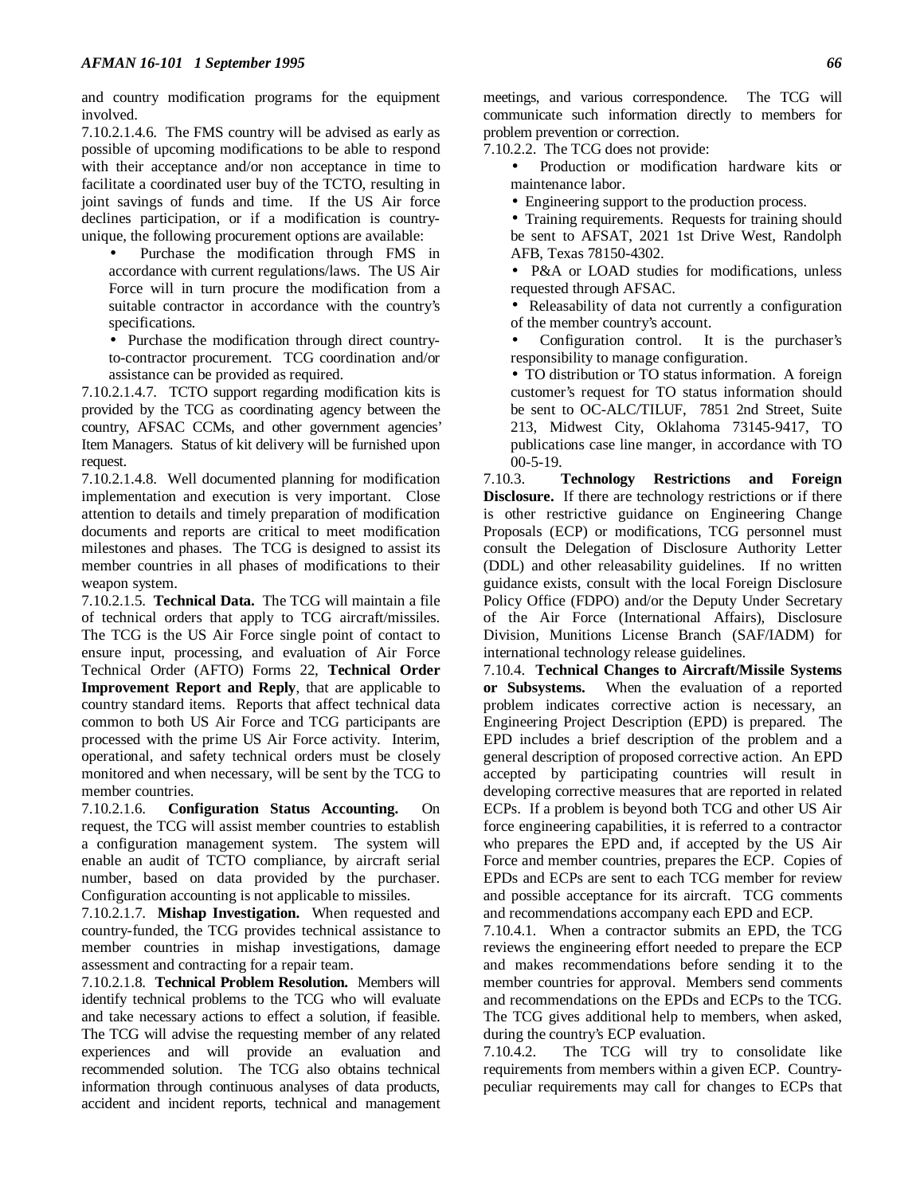and country modification programs for the equipment involved.

7.10.2.1.4.6. The FMS country will be advised as early as possible of upcoming modifications to be able to respond with their acceptance and/or non acceptance in time to facilitate a coordinated user buy of the TCTO, resulting in joint savings of funds and time. If the US Air force declines participation, or if a modification is country-unique, the following procurement options are available:

- Purchase the modification through FMS in accordance with current regulations/laws. The US Air Force will in turn procure the modification from a suitable contractor in accordance with the country's specifications.
- Purchase the modification through direct country-to-contractor procurement. TCG coordination and/or assistance can be provided as required.

7.10.2.1.4.7. TCTO support regarding modification kits is provided by the TCG as coordinating agency between the country, AFSAC CCMs, and other government agencies' Item Managers. Status of kit delivery will be furnished upon request.

7.10.2.1.4.8. Well documented planning for modification implementation and execution is very important. Close attention to details and timely preparation of modification documents and reports are critical to meet modification milestones and phases. The TCG is designed to assist its member countries in all phases of modifications to their weapon system.

7.10.2.1.5. **Technical Data.** The TCG will maintain a file of technical orders that apply to TCG aircraft/missiles. The TCG is the US Air Force single point of contact to ensure input, processing, and evaluation of Air Force Technical Order (AFTO) Forms 22, **Technical Order Improvement Report and Reply**, that are applicable to country standard items. Reports that affect technical data common to both US Air Force and TCG participants are processed with the prime US Air Force activity. Interim, operational, and safety technical orders must be closely monitored and when necessary, will be sent by the TCG to member countries.

7.10.2.1.6. **Configuration Status Accounting.** On request, the TCG will assist member countries to establish a configuration management system. The system will enable an audit of TCTO compliance, by aircraft serial number, based on data provided by the purchaser. Configuration accounting is not applicable to missiles.

7.10.2.1.7. **Mishap Investigation.** When requested and country-funded, the TCG provides technical assistance to member countries in mishap investigations, damage assessment and contracting for a repair team.

7.10.2.1.8. **Technical Problem Resolution.** Members will identify technical problems to the TCG who will evaluate and take necessary actions to effect a solution, if feasible. The TCG will advise the requesting member of any related experiences and will provide an evaluation and recommended solution. The TCG also obtains technical information through continuous analyses of data products, accident and incident reports, technical and management meetings, and various correspondence. The TCG will communicate such information directly to members for problem prevention or correction.

7.10.2.2. The TCG does not provide:

- Production or modification hardware kits or maintenance labor.
- Engineering support to the production process.
- Training requirements. Requests for training should be sent to AFSAT, 2021 1st Drive West, Randolph AFB, Texas 78150-4302.
- P&A or LOAD studies for modifications, unless requested through AFSAC.
- Releasability of data not currently a configuration of the member country's account.
- Configuration control. It is the purchaser's responsibility to manage configuration.
- TO distribution or TO status information. A foreign customer's request for TO status information should be sent to OC-ALC/TILUF, 7851 2nd Street, Suite 213, Midwest City, Oklahoma 73145-9417, TO publications case line manger, in accordance with TO 00-5-19.

7.10.3. **Technology Restrictions and Foreign Disclosure.** If there are technology restrictions or if there is other restrictive guidance on Engineering Change Proposals (ECP) or modifications, TCG personnel must consult the Delegation of Disclosure Authority Letter (DDL) and other releasability guidelines. If no written guidance exists, consult with the local Foreign Disclosure Policy Office (FDPO) and/or the Deputy Under Secretary of the Air Force (International Affairs), Disclosure Division, Munitions License Branch (SAF/IADM) for international technology release guidelines.

7.10.4. **Technical Changes to Aircraft/Missile Systems or Subsystems.** When the evaluation of a reported problem indicates corrective action is necessary, an Engineering Project Description (EPD) is prepared. The EPD includes a brief description of the problem and a general description of proposed corrective action. An EPD accepted by participating countries will result in developing corrective measures that are reported in related ECPs. If a problem is beyond both TCG and other US Air force engineering capabilities, it is referred to a contractor who prepares the EPD and, if accepted by the US Air Force and member countries, prepares the ECP. Copies of EPDs and ECPs are sent to each TCG member for review and possible acceptance for its aircraft. TCG comments and recommendations accompany each EPD and ECP.

7.10.4.1. When a contractor submits an EPD, the TCG reviews the engineering effort needed to prepare the ECP and makes recommendations before sending it to the member countries for approval. Members send comments and recommendations on the EPDs and ECPs to the TCG. The TCG gives additional help to members, when asked, during the country's ECP evaluation.

7.10.4.2. The TCG will try to consolidate like requirements from members within a given ECP. Country-peculiar requirements may call for changes to ECPs that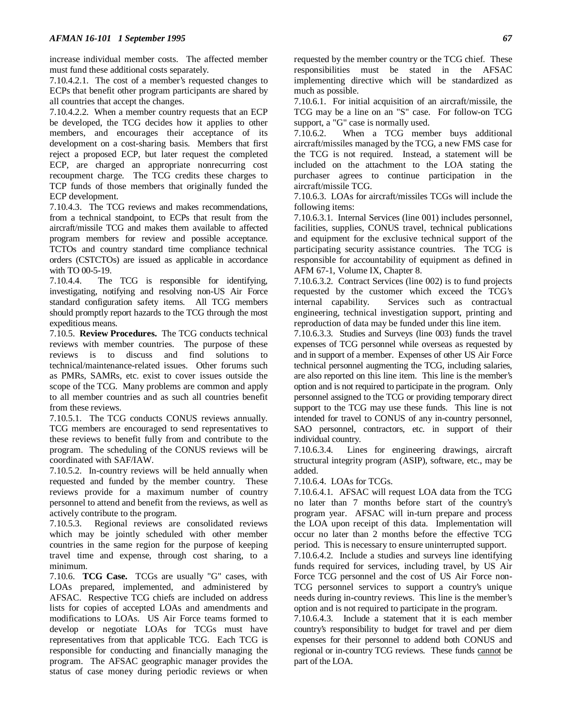increase individual member costs. The affected member must fund these additional costs separately.

7.10.4.2.1. The cost of a member's requested changes to ECPs that benefit other program participants are shared by all countries that accept the changes.

7.10.4.2.2. When a member country requests that an ECP be developed, the TCG decides how it applies to other members, and encourages their acceptance of its development on a cost-sharing basis. Members that first reject a proposed ECP, but later request the completed ECP, are charged an appropriate nonrecurring cost recoupment charge. The TCG credits these charges to TCP funds of those members that originally funded the ECP development.

7.10.4.3. The TCG reviews and makes recommendations, from a technical standpoint, to ECPs that result from the aircraft/missile TCG and makes them available to affected program members for review and possible acceptance. TCTOs and country standard time compliance technical orders (CSTCTOs) are issued as applicable in accordance with TO 00-5-19.

7.10.4.4. The TCG is responsible for identifying, investigating, notifying and resolving non-US Air Force standard configuration safety items. All TCG members should promptly report hazards to the TCG through the most expeditious means.

7.10.5. **Review Procedures.** The TCG conducts technical reviews with member countries. The purpose of these reviews is to discuss and find solutions to technical/maintenance-related issues. Other forums such as PMRs, SAMRs, etc. exist to cover issues outside the scope of the TCG. Many problems are common and apply to all member countries and as such all countries benefit from these reviews.

7.10.5.1. The TCG conducts CONUS reviews annually. TCG members are encouraged to send representatives to these reviews to benefit fully from and contribute to the program. The scheduling of the CONUS reviews will be coordinated with SAF/IAW.

7.10.5.2. In-country reviews will be held annually when requested and funded by the member country. These reviews provide for a maximum number of country personnel to attend and benefit from the reviews, as well as actively contribute to the program.

7.10.5.3. Regional reviews are consolidated reviews which may be jointly scheduled with other member countries in the same region for the purpose of keeping travel time and expense, through cost sharing, to a minimum.

7.10.6. **TCG Case.** TCGs are usually "G" cases, with LOAs prepared, implemented, and administered by AFSAC. Respective TCG chiefs are included on address lists for copies of accepted LOAs and amendments and modifications to LOAs. US Air Force teams formed to develop or negotiate LOAs for TCGs must have representatives from that applicable TCG. Each TCG is responsible for conducting and financially managing the program. The AFSAC geographic manager provides the status of case money during periodic reviews or when requested by the member country or the TCG chief. These responsibilities must be stated in the AFSAC implementing directive which will be standardized as much as possible.

7.10.6.1. For initial acquisition of an aircraft/missile, the TCG may be a line on an "S" case. For follow-on TCG support, a "G" case is normally used.

7.10.6.2. When a TCG member buys additional aircraft/missiles managed by the TCG, a new FMS case for the TCG is not required. Instead, a statement will be included on the attachment to the LOA stating the purchaser agrees to continue participation in the aircraft/missile TCG.

7.10.6.3. LOAs for aircraft/missiles TCGs will include the following items:

7.10.6.3.1. Internal Services (line 001) includes personnel, facilities, supplies, CONUS travel, technical publications and equipment for the exclusive technical support of the participating security assistance countries. The TCG is responsible for accountability of equipment as defined in AFM 67-1, Volume IX, Chapter 8.

7.10.6.3.2. Contract Services (line 002) is to fund projects requested by the customer which exceed the TCG's internal capability. Services such as contractual engineering, technical investigation support, printing and reproduction of data may be funded under this line item.

7.10.6.3.3. Studies and Surveys (line 003) funds the travel expenses of TCG personnel while overseas as requested by and in support of a member. Expenses of other US Air Force technical personnel augmenting the TCG, including salaries, are also reported on this line item. This line is the member's option and is not required to participate in the program. Only personnel assigned to the TCG or providing temporary direct support to the TCG may use these funds. This line is not intended for travel to CONUS of any in-country personnel, SAO personnel, contractors, etc. in support of their individual country.

7.10.6.3.4. Lines for engineering drawings, aircraft structural integrity program (ASIP), software, etc., may be added.

7.10.6.4. LOAs for TCGs.

7.10.6.4.1. AFSAC will request LOA data from the TCG no later than 7 months before start of the country's program year. AFSAC will in-turn prepare and process the LOA upon receipt of this data. Implementation will occur no later than 2 months before the effective TCG period. This is necessary to ensure uninterrupted support.

7.10.6.4.2. Include a studies and surveys line identifying funds required for services, including travel, by US Air Force TCG personnel and the cost of US Air Force non-TCG personnel services to support a country's unique needs during in-country reviews. This line is the member's option and is not required to participate in the program.

7.10.6.4.3. Include a statement that it is each member country's responsibility to budget for travel and per diem expenses for their personnel to addend both CONUS and regional or in-country TCG reviews. These funds <u>cannot</u> be part of the LOA.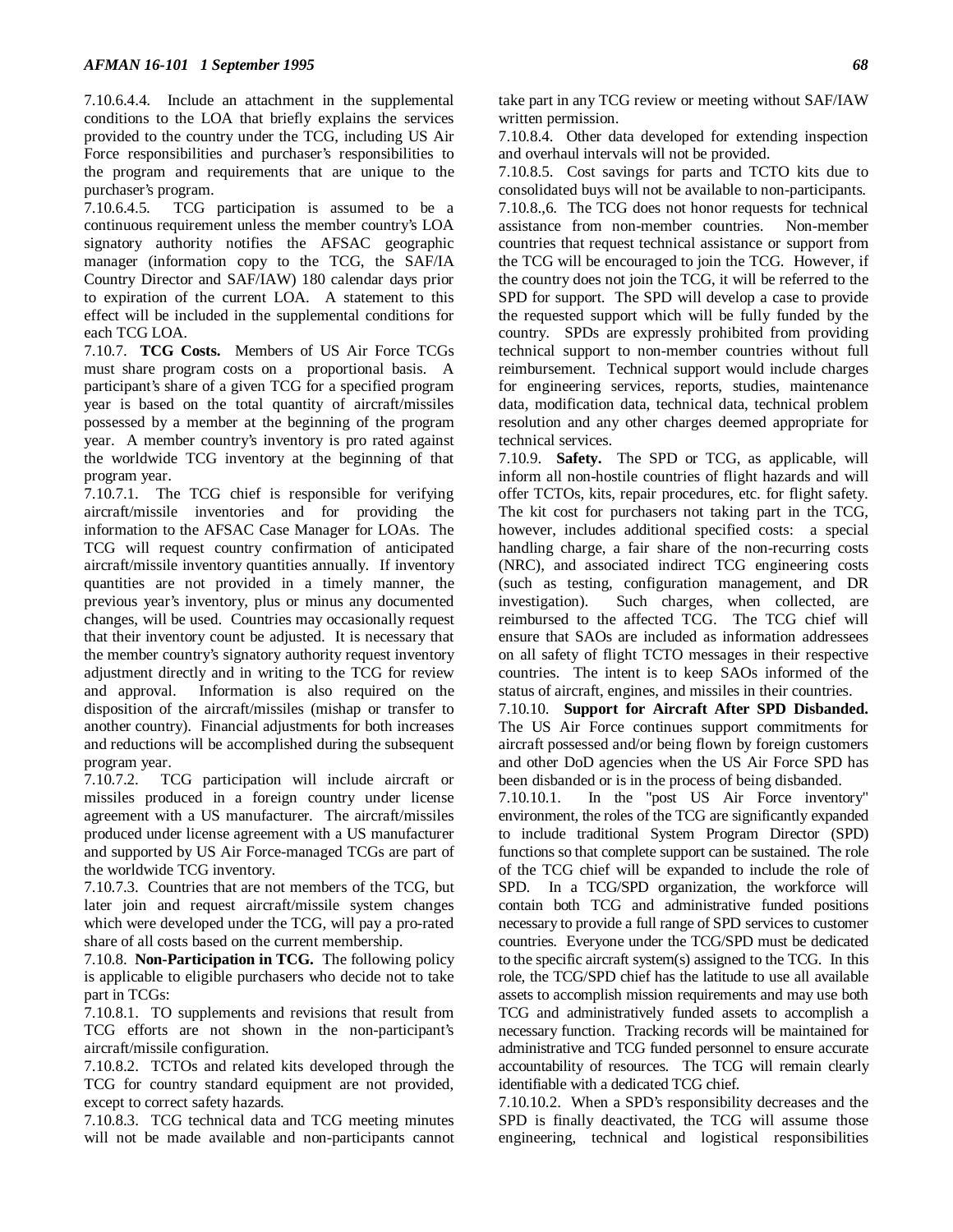7.10.6.4.4. Include an attachment in the supplemental conditions to the LOA that briefly explains the services provided to the country under the TCG, including US Air Force responsibilities and purchaser's responsibilities to the program and requirements that are unique to the purchaser's program.

7.10.6.4.5. TCG participation is assumed to be a continuous requirement unless the member country's LOA signatory authority notifies the AFSAC geographic manager (information copy to the TCG, the SAF/IA Country Director and SAF/IAW) 180 calendar days prior to expiration of the current LOA. A statement to this effect will be included in the supplemental conditions for each TCG LOA.

7.10.7. **TCG Costs.** Members of US Air Force TCGs must share program costs on a proportional basis. A participant's share of a given TCG for a specified program year is based on the total quantity of aircraft/missiles possessed by a member at the beginning of the program year. A member country's inventory is pro rated against the worldwide TCG inventory at the beginning of that program year.

7.10.7.1. The TCG chief is responsible for verifying aircraft/missile inventories and for providing the information to the AFSAC Case Manager for LOAs. The TCG will request country confirmation of anticipated aircraft/missile inventory quantities annually. If inventory quantities are not provided in a timely manner, the previous year's inventory, plus or minus any documented changes, will be used. Countries may occasionally request that their inventory count be adjusted. It is necessary that the member country's signatory authority request inventory adjustment directly and in writing to the TCG for review and approval. Information is also required on the disposition of the aircraft/missiles (mishap or transfer to another country). Financial adjustments for both increases and reductions will be accomplished during the subsequent program year.

7.10.7.2. TCG participation will include aircraft or missiles produced in a foreign country under license agreement with a US manufacturer. The aircraft/missiles produced under license agreement with a US manufacturer and supported by US Air Force-managed TCGs are part of the worldwide TCG inventory.

7.10.7.3. Countries that are not members of the TCG, but later join and request aircraft/missile system changes which were developed under the TCG, will pay a pro-rated share of all costs based on the current membership.

7.10.8. **Non-Participation in TCG.** The following policy is applicable to eligible purchasers who decide not to take part in TCGs:

7.10.8.1. TO supplements and revisions that result from TCG efforts are not shown in the non-participant's aircraft/missile configuration.

7.10.8.2. TCTOs and related kits developed through the TCG for country standard equipment are not provided, except to correct safety hazards.

7.10.8.3. TCG technical data and TCG meeting minutes will not be made available and non-participants cannot take part in any TCG review or meeting without SAF/IAW written permission.

7.10.8.4. Other data developed for extending inspection and overhaul intervals will not be provided.

7.10.8.5. Cost savings for parts and TCTO kits due to consolidated buys will not be available to non-participants.

7.10.8.,6. The TCG does not honor requests for technical assistance from non-member countries. Non-member countries that request technical assistance or support from the TCG will be encouraged to join the TCG. However, if the country does not join the TCG, it will be referred to the SPD for support. The SPD will develop a case to provide the requested support which will be fully funded by the country. SPDs are expressly prohibited from providing technical support to non-member countries without full reimbursement. Technical support would include charges for engineering services, reports, studies, maintenance data, modification data, technical data, technical problem resolution and any other charges deemed appropriate for technical services.

7.10.9. **Safety.** The SPD or TCG, as applicable, will inform all non-hostile countries of flight hazards and will offer TCTOs, kits, repair procedures, etc. for flight safety. The kit cost for purchasers not taking part in the TCG, however, includes additional specified costs: a special handling charge, a fair share of the non-recurring costs (NRC), and associated indirect TCG engineering costs (such as testing, configuration management, and DR investigation). Such charges, when collected, are reimbursed to the affected TCG. The TCG chief will ensure that SAOs are included as information addressees on all safety of flight TCTO messages in their respective countries. The intent is to keep SAOs informed of the status of aircraft, engines, and missiles in their countries.

7.10.10. **Support for Aircraft After SPD Disbanded.** The US Air Force continues support commitments for aircraft possessed and/or being flown by foreign customers and other DoD agencies when the US Air Force SPD has been disbanded or is in the process of being disbanded.

7.10.10.1. In the "post US Air Force inventory" environment, the roles of the TCG are significantly expanded to include traditional System Program Director (SPD) functions so that complete support can be sustained. The role of the TCG chief will be expanded to include the role of SPD. In a TCG/SPD organization, the workforce will contain both TCG and administrative funded positions necessary to provide a full range of SPD services to customer countries. Everyone under the TCG/SPD must be dedicated to the specific aircraft system(s) assigned to the TCG. In this role, the TCG/SPD chief has the latitude to use all available assets to accomplish mission requirements and may use both TCG and administratively funded assets to accomplish a necessary function. Tracking records will be maintained for administrative and TCG funded personnel to ensure accurate accountability of resources. The TCG will remain clearly identifiable with a dedicated TCG chief.

7.10.10.2. When a SPD's responsibility decreases and the SPD is finally deactivated, the TCG will assume those engineering, technical and logistical responsibilities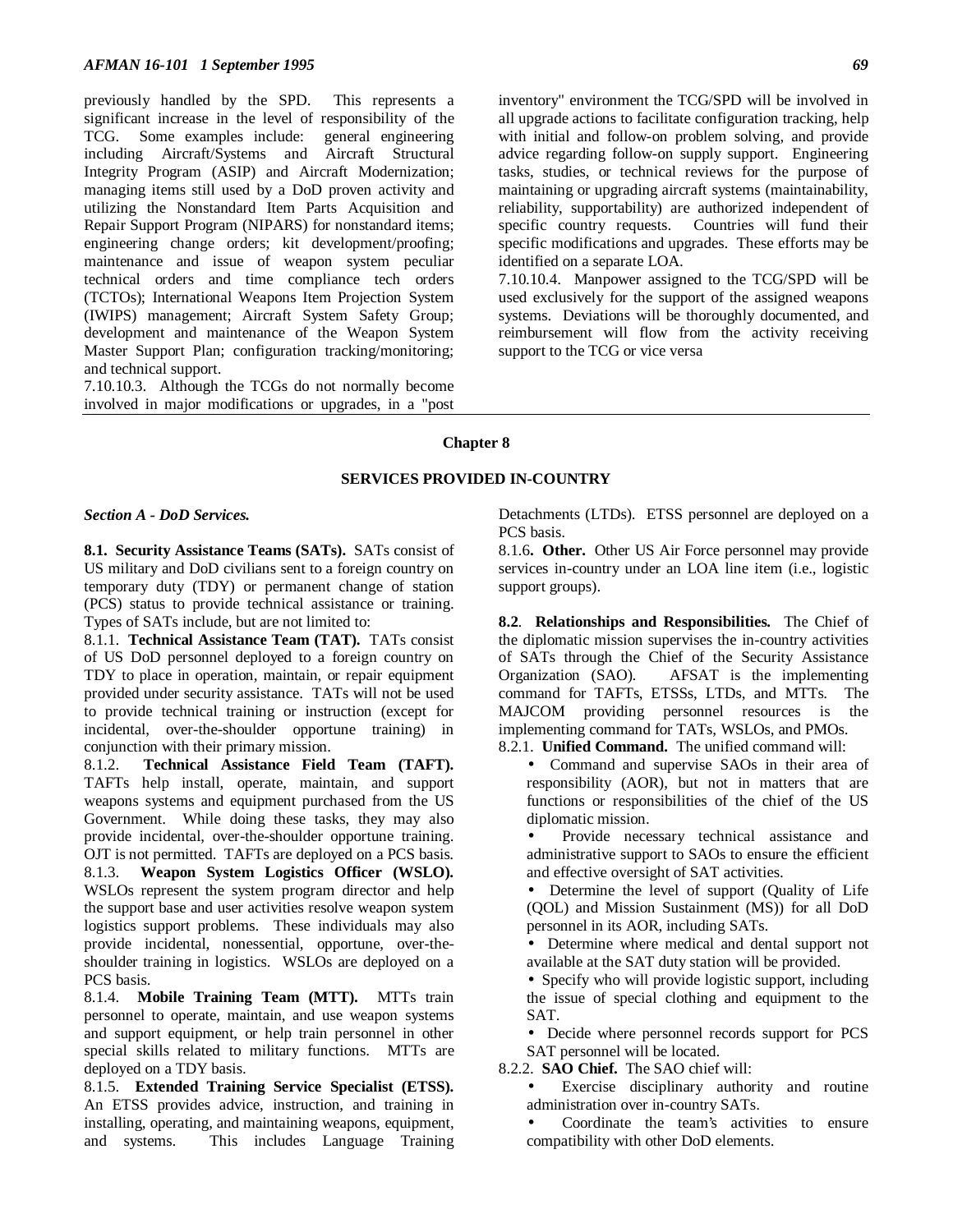previously handled by the SPD. This represents a significant increase in the level of responsibility of the TCG. Some examples include: general engineering including Aircraft/Systems and Aircraft Structural Integrity Program (ASIP) and Aircraft Modernization; managing items still used by a DoD proven activity and utilizing the Nonstandard Item Parts Acquisition and Repair Support Program (NIPARS) for nonstandard items; engineering change orders; kit development/proofing; maintenance and issue of weapon system peculiar technical orders and time compliance tech orders (TCTOs); International Weapons Item Projection System (IWIPS) management; Aircraft System Safety Group; development and maintenance of the Weapon System Master Support Plan; configuration tracking/monitoring; and technical support.

7.10.10.3. Although the TCGs do not normally become involved in major modifications or upgrades, in a "post inventory" environment the TCG/SPD will be involved in all upgrade actions to facilitate configuration tracking, help with initial and follow-on problem solving, and provide advice regarding follow-on supply support. Engineering tasks, studies, or technical reviews for the purpose of maintaining or upgrading aircraft systems (maintainability, reliability, supportability) are authorized independent of specific country requests. Countries will fund their specific modifications and upgrades. These efforts may be identified on a separate LOA.

7.10.10.4. Manpower assigned to the TCG/SPD will be used exclusively for the support of the assigned weapons systems. Deviations will be thoroughly documented, and reimbursement will flow from the activity receiving support to the TCG or vice versa

# Chapter 8

## SERVICES PROVIDED IN-COUNTRY

### *Section A - DoD Services.*

**8.1. Security Assistance Teams (SATs).** SATs consist of US military and DoD civilians sent to a foreign country on temporary duty (TDY) or permanent change of station (PCS) status to provide technical assistance or training. Types of SATs include, but are not limited to:

8.1.1. **Technical Assistance Team (TAT).** TATs consist of US DoD personnel deployed to a foreign country on TDY to place in operation, maintain, or repair equipment provided under security assistance. TATs will not be used to provide technical training or instruction (except for incidental, over-the-shoulder opportune training) in conjunction with their primary mission.

8.1.2. **Technical Assistance Field Team (TAFT).** TAFTs help install, operate, maintain, and support weapons systems and equipment purchased from the US Government. While doing these tasks, they may also provide incidental, over-the-shoulder opportune training. OJT is not permitted. TAFTs are deployed on a PCS basis.

8.1.3. **Weapon System Logistics Officer (WSLO).** WSLOs represent the system program director and help the support base and user activities resolve weapon system logistics support problems. These individuals may also provide incidental, nonessential, opportune, over-the-shoulder training in logistics. WSLOs are deployed on a PCS basis.

8.1.4. **Mobile Training Team (MTT).** MTTs train personnel to operate, maintain, and use weapon systems and support equipment, or help train personnel in other special skills related to military functions. MTTs are deployed on a TDY basis.

8.1.5. **Extended Training Service Specialist (ETSS).** An ETSS provides advice, instruction, and training in installing, operating, and maintaining weapons, equipment, and systems. This includes Language Training Detachments (LTDs). ETSS personnel are deployed on a PCS basis.

8.1.6**. Other.** Other US Air Force personnel may provide services in-country under an LOA line item (i.e., logistic support groups).

**8.2**. **Relationships and Responsibilities.** The Chief of the diplomatic mission supervises the in-country activities of SATs through the Chief of the Security Assistance Organization (SAO). AFSAT is the implementing command for TAFTs, ETSSs, LTDs, and MTTs. The MAJCOM providing personnel resources is the implementing command for TATs, WSLOs, and PMOs.

8.2.1. **Unified Command.** The unified command will:

- Command and supervise SAOs in their area of responsibility (AOR), but not in matters that are functions or responsibilities of the chief of the US diplomatic mission.
- Provide necessary technical assistance and administrative support to SAOs to ensure the efficient and effective oversight of SAT activities.
- Determine the level of support (Quality of Life (QOL) and Mission Sustainment (MS)) for all DoD personnel in its AOR, including SATs.
- Determine where medical and dental support not available at the SAT duty station will be provided.
- Specify who will provide logistic support, including the issue of special clothing and equipment to the SAT.
- Decide where personnel records support for PCS SAT personnel will be located.

8.2.2. **SAO Chief.** The SAO chief will:

- Exercise disciplinary authority and routine administration over in-country SATs.
- Coordinate the team's activities to ensure compatibility with other DoD elements.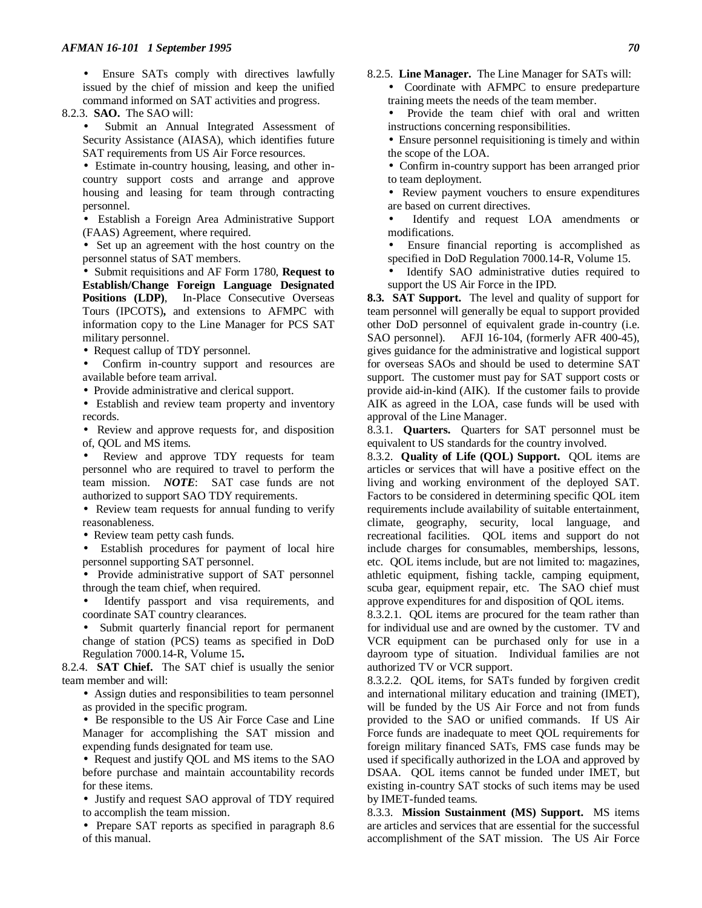- Ensure SATs comply with directives lawfully issued by the chief of mission and keep the unified command informed on SAT activities and progress.

8.2.3. **SAO.** The SAO will:

- Submit an Annual Integrated Assessment of Security Assistance (AIASA), which identifies future SAT requirements from US Air Force resources.
- Estimate in-country housing, leasing, and other in-country support costs and arrange and approve housing and leasing for team through contracting personnel.
- Establish a Foreign Area Administrative Support (FAAS) Agreement, where required.
- Set up an agreement with the host country on the personnel status of SAT members.
- Submit requisitions and AF Form 1780, **Request to Establish/Change Foreign Language Designated Positions (LDP)**, In-Place Consecutive Overseas Tours (IPCOTS)**,** and extensions to AFMPC with information copy to the Line Manager for PCS SAT military personnel.
- Request callup of TDY personnel.
- Confirm in-country support and resources are available before team arrival.
- Provide administrative and clerical support.
- Establish and review team property and inventory records.
- Review and approve requests for, and disposition of, QOL and MS items.
- Review and approve TDY requests for team personnel who are required to travel to perform the team mission. ***NOTE***: SAT case funds are not authorized to support SAO TDY requirements.
- Review team requests for annual funding to verify reasonableness.
- Review team petty cash funds.
- Establish procedures for payment of local hire personnel supporting SAT personnel.
- Provide administrative support of SAT personnel through the team chief, when required.
- Identify passport and visa requirements, and coordinate SAT country clearances.
- Submit quarterly financial report for permanent change of station (PCS) teams as specified in DoD Regulation 7000.14-R, Volume 15**.**

8.2.4. **SAT Chief.** The SAT chief is usually the senior team member and will:

- Assign duties and responsibilities to team personnel as provided in the specific program.
- Be responsible to the US Air Force Case and Line Manager for accomplishing the SAT mission and expending funds designated for team use.
- Request and justify QOL and MS items to the SAO before purchase and maintain accountability records for these items.
- Justify and request SAO approval of TDY required to accomplish the team mission.
- Prepare SAT reports as specified in paragraph 8.6 of this manual.

8.2.5. **Line Manager.** The Line Manager for SATs will:

- Coordinate with AFMPC to ensure predeparture training meets the needs of the team member.
- Provide the team chief with oral and written instructions concerning responsibilities.
- Ensure personnel requisitioning is timely and within the scope of the LOA.
- Confirm in-country support has been arranged prior to team deployment.
- Review payment vouchers to ensure expenditures are based on current directives.
- Identify and request LOA amendments or modifications.
- Ensure financial reporting is accomplished as specified in DoD Regulation 7000.14-R, Volume 15.
- Identify SAO administrative duties required to support the US Air Force in the IPD.

**8.3. SAT Support.** The level and quality of support for team personnel will generally be equal to support provided other DoD personnel of equivalent grade in-country (i.e. SAO personnel). AFJI 16-104, (formerly AFR 400-45), gives guidance for the administrative and logistical support for overseas SAOs and should be used to determine SAT support. The customer must pay for SAT support costs or provide aid-in-kind (AIK). If the customer fails to provide AIK as agreed in the LOA, case funds will be used with approval of the Line Manager.

8.3.1. **Quarters.** Quarters for SAT personnel must be equivalent to US standards for the country involved.

8.3.2. **Quality of Life (QOL) Support.** QOL items are articles or services that will have a positive effect on the living and working environment of the deployed SAT. Factors to be considered in determining specific QOL item requirements include availability of suitable entertainment, climate, geography, security, local language, and recreational facilities. QOL items and support do not include charges for consumables, memberships, lessons, etc. QOL items include, but are not limited to: magazines, athletic equipment, fishing tackle, camping equipment, scuba gear, equipment repair, etc. The SAO chief must approve expenditures for and disposition of QOL items.

8.3.2.1. QOL items are procured for the team rather than for individual use and are owned by the customer. TV and VCR equipment can be purchased only for use in a dayroom type of situation. Individual families are not authorized TV or VCR support.

8.3.2.2. QOL items, for SATs funded by forgiven credit and international military education and training (IMET), will be funded by the US Air Force and not from funds provided to the SAO or unified commands. If US Air Force funds are inadequate to meet QOL requirements for foreign military financed SATs, FMS case funds may be used if specifically authorized in the LOA and approved by DSAA. QOL items cannot be funded under IMET, but existing in-country SAT stocks of such items may be used by IMET-funded teams.

8.3.3. **Mission Sustainment (MS) Support.** MS items are articles and services that are essential for the successful accomplishment of the SAT mission. The US Air Force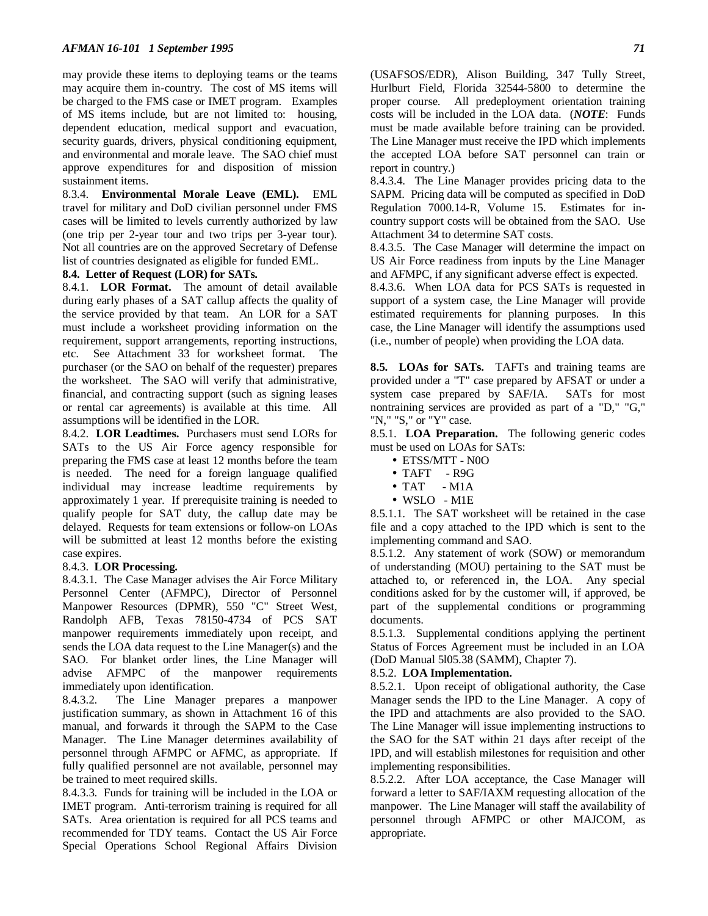may provide these items to deploying teams or the teams may acquire them in-country. The cost of MS items will be charged to the FMS case or IMET program. Examples of MS items include, but are not limited to: housing, dependent education, medical support and evacuation, security guards, drivers, physical conditioning equipment, and environmental and morale leave. The SAO chief must approve expenditures for and disposition of mission sustainment items.

8.3.4. **Environmental Morale Leave (EML).** EML travel for military and DoD civilian personnel under FMS cases will be limited to levels currently authorized by law (one trip per 2-year tour and two trips per 3-year tour). Not all countries are on the approved Secretary of Defense list of countries designated as eligible for funded EML.

**8.4. Letter of Request (LOR) for SATs.**

8.4.1. **LOR Format.** The amount of detail available during early phases of a SAT callup affects the quality of the service provided by that team. An LOR for a SAT must include a worksheet providing information on the requirement, support arrangements, reporting instructions, etc. See Attachment 33 for worksheet format. The purchaser (or the SAO on behalf of the requester) prepares the worksheet. The SAO will verify that administrative, financial, and contracting support (such as signing leases or rental car agreements) is available at this time. All assumptions will be identified in the LOR.

8.4.2. **LOR Leadtimes.** Purchasers must send LORs for SATs to the US Air Force agency responsible for preparing the FMS case at least 12 months before the team is needed. The need for a foreign language qualified individual may increase leadtime requirements by approximately 1 year. If prerequisite training is needed to qualify people for SAT duty, the callup date may be delayed. Requests for team extensions or follow-on LOAs will be submitted at least 12 months before the existing case expires.

8.4.3. **LOR Processing.**

8.4.3.1. The Case Manager advises the Air Force Military Personnel Center (AFMPC), Director of Personnel Manpower Resources (DPMR), 550 "C" Street West, Randolph AFB, Texas 78150-4734 of PCS SAT manpower requirements immediately upon receipt, and sends the LOA data request to the Line Manager(s) and the SAO. For blanket order lines, the Line Manager will advise AFMPC of the manpower requirements immediately upon identification.

8.4.3.2. The Line Manager prepares a manpower justification summary, as shown in Attachment 16 of this manual, and forwards it through the SAPM to the Case Manager. The Line Manager determines availability of personnel through AFMPC or AFMC, as appropriate. If fully qualified personnel are not available, personnel may be trained to meet required skills.

8.4.3.3. Funds for training will be included in the LOA or IMET program. Anti-terrorism training is required for all SATs. Area orientation is required for all PCS teams and recommended for TDY teams. Contact the US Air Force Special Operations School Regional Affairs Division (USAFSOS/EDR), Alison Building, 347 Tully Street, Hurlburt Field, Florida 32544-5800 to determine the proper course. All predeployment orientation training costs will be included in the LOA data. (***NOTE***: Funds must be made available before training can be provided. The Line Manager must receive the IPD which implements the accepted LOA before SAT personnel can train or report in country.)

8.4.3.4. The Line Manager provides pricing data to the SAPM. Pricing data will be computed as specified in DoD Regulation 7000.14-R, Volume 15. Estimates for in-country support costs will be obtained from the SAO. Use Attachment 34 to determine SAT costs.

8.4.3.5. The Case Manager will determine the impact on US Air Force readiness from inputs by the Line Manager and AFMPC, if any significant adverse effect is expected.

8.4.3.6. When LOA data for PCS SATs is requested in support of a system case, the Line Manager will provide estimated requirements for planning purposes. In this case, the Line Manager will identify the assumptions used (i.e., number of people) when providing the LOA data.

**8.5. LOAs for SATs.** TAFTs and training teams are provided under a "T" case prepared by AFSAT or under a system case prepared by SAF/IA. SATs for most nontraining services are provided as part of a "D," "G," "N," "S," or "Y" case.

8.5.1. **LOA Preparation.** The following generic codes must be used on LOAs for SATs:

- ETSS/MTT - N0O
- TAFT - R9G
- TAT - M1A
- WSLO - M1E

8.5.1.1. The SAT worksheet will be retained in the case file and a copy attached to the IPD which is sent to the implementing command and SAO.

8.5.1.2. Any statement of work (SOW) or memorandum of understanding (MOU) pertaining to the SAT must be attached to, or referenced in, the LOA. Any special conditions asked for by the customer will, if approved, be part of the supplemental conditions or programming documents.

8.5.1.3. Supplemental conditions applying the pertinent Status of Forces Agreement must be included in an LOA (DoD Manual 5l05.38 (SAMM), Chapter 7).

8.5.2. **LOA Implementation.**

8.5.2.1. Upon receipt of obligational authority, the Case Manager sends the IPD to the Line Manager. A copy of the IPD and attachments are also provided to the SAO. The Line Manager will issue implementing instructions to the SAO for the SAT within 21 days after receipt of the IPD, and will establish milestones for requisition and other implementing responsibilities.

8.5.2.2. After LOA acceptance, the Case Manager will forward a letter to SAF/IAXM requesting allocation of the manpower. The Line Manager will staff the availability of personnel through AFMPC or other MAJCOM, as appropriate.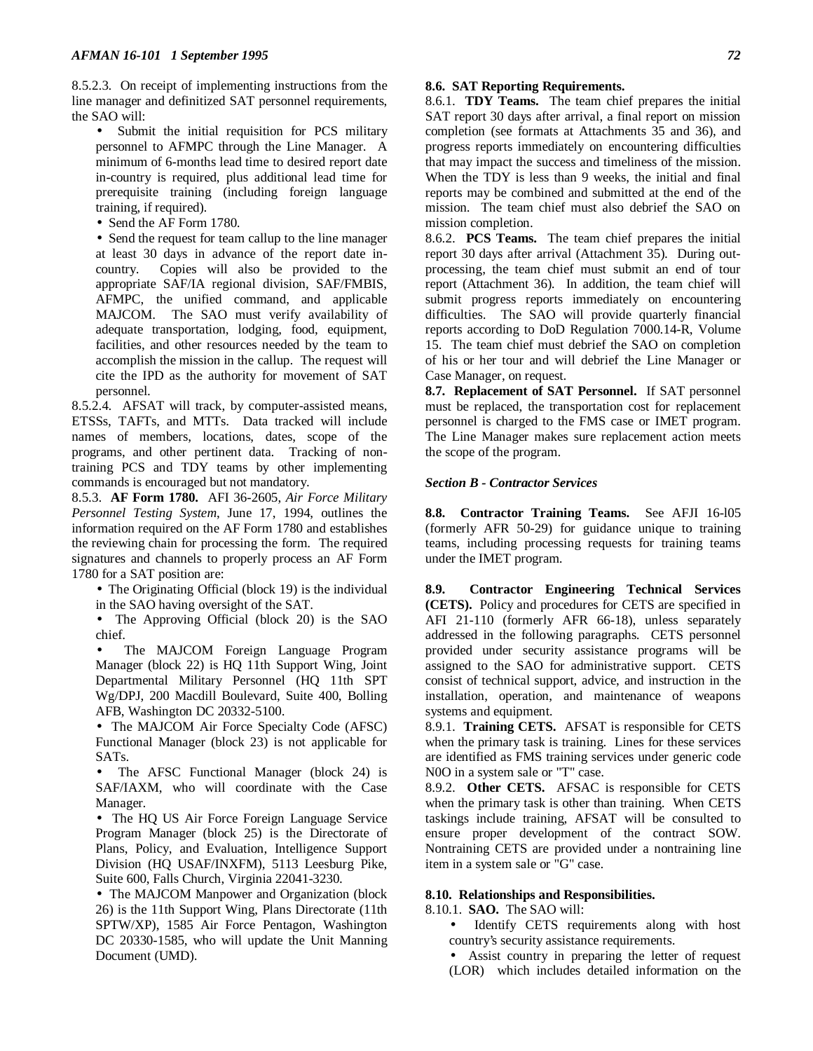8.5.2.3. On receipt of implementing instructions from the line manager and definitized SAT personnel requirements, the SAO will:

- Submit the initial requisition for PCS military personnel to AFMPC through the Line Manager. A minimum of 6-months lead time to desired report date in-country is required, plus additional lead time for prerequisite training (including foreign language training, if required).
- Send the AF Form 1780.
- Send the request for team callup to the line manager at least 30 days in advance of the report date in-country. Copies will also be provided to the appropriate SAF/IA regional division, SAF/FMBIS, AFMPC, the unified command, and applicable MAJCOM. The SAO must verify availability of adequate transportation, lodging, food, equipment, facilities, and other resources needed by the team to accomplish the mission in the callup. The request will cite the IPD as the authority for movement of SAT personnel.

8.5.2.4. AFSAT will track, by computer-assisted means, ETSSs, TAFTs, and MTTs. Data tracked will include names of members, locations, dates, scope of the programs, and other pertinent data. Tracking of non-training PCS and TDY teams by other implementing commands is encouraged but not mandatory.

8.5.3. **AF Form 1780.** AFI 36-2605, *Air Force Military Personnel Testing System*, June 17, 1994, outlines the information required on the AF Form 1780 and establishes the reviewing chain for processing the form. The required signatures and channels to properly process an AF Form 1780 for a SAT position are:

- The Originating Official (block 19) is the individual in the SAO having oversight of the SAT.
- The Approving Official (block 20) is the SAO chief.
- The MAJCOM Foreign Language Program Manager (block 22) is HQ 11th Support Wing, Joint Departmental Military Personnel (HQ 11th SPT Wg/DPJ, 200 Macdill Boulevard, Suite 400, Bolling AFB, Washington DC 20332-5100.
- The MAJCOM Air Force Specialty Code (AFSC) Functional Manager (block 23) is not applicable for SATs.
- The AFSC Functional Manager (block 24) is SAF/IAXM, who will coordinate with the Case Manager.
- The HQ US Air Force Foreign Language Service Program Manager (block 25) is the Directorate of Plans, Policy, and Evaluation, Intelligence Support Division (HQ USAF/INXFM), 5113 Leesburg Pike, Suite 600, Falls Church, Virginia 22041-3230.
- The MAJCOM Manpower and Organization (block 26) is the 11th Support Wing, Plans Directorate (11th SPTW/XP), 1585 Air Force Pentagon, Washington DC 20330-1585, who will update the Unit Manning Document (UMD).

**8.6. SAT Reporting Requirements.**

8.6.1. **TDY Teams.** The team chief prepares the initial SAT report 30 days after arrival, a final report on mission completion (see formats at Attachments 35 and 36), and progress reports immediately on encountering difficulties that may impact the success and timeliness of the mission. When the TDY is less than 9 weeks, the initial and final reports may be combined and submitted at the end of the mission. The team chief must also debrief the SAO on mission completion.

8.6.2. **PCS Teams.** The team chief prepares the initial report 30 days after arrival (Attachment 35). During out-processing, the team chief must submit an end of tour report (Attachment 36). In addition, the team chief will submit progress reports immediately on encountering difficulties. The SAO will provide quarterly financial reports according to DoD Regulation 7000.14-R, Volume 15. The team chief must debrief the SAO on completion of his or her tour and will debrief the Line Manager or Case Manager, on request.

**8.7. Replacement of SAT Personnel.** If SAT personnel must be replaced, the transportation cost for replacement personnel is charged to the FMS case or IMET program. The Line Manager makes sure replacement action meets the scope of the program.

***Section B - Contractor Services***

**8.8. Contractor Training Teams.** See AFJI 16-l05 (formerly AFR 50-29) for guidance unique to training teams, including processing requests for training teams under the IMET program.

**8.9. Contractor Engineering Technical Services (CETS).** Policy and procedures for CETS are specified in AFI 21-110 (formerly AFR 66-18), unless separately addressed in the following paragraphs. CETS personnel provided under security assistance programs will be assigned to the SAO for administrative support. CETS consist of technical support, advice, and instruction in the installation, operation, and maintenance of weapons systems and equipment.

8.9.1. **Training CETS.** AFSAT is responsible for CETS when the primary task is training. Lines for these services are identified as FMS training services under generic code N0O in a system sale or "T" case.

8.9.2. **Other CETS.** AFSAC is responsible for CETS when the primary task is other than training. When CETS taskings include training, AFSAT will be consulted to ensure proper development of the contract SOW. Nontraining CETS are provided under a nontraining line item in a system sale or "G" case.

**8.10. Relationships and Responsibilities.**

8.10.1. **SAO.** The SAO will:

- Identify CETS requirements along with host country's security assistance requirements.
- Assist country in preparing the letter of request (LOR) which includes detailed information on the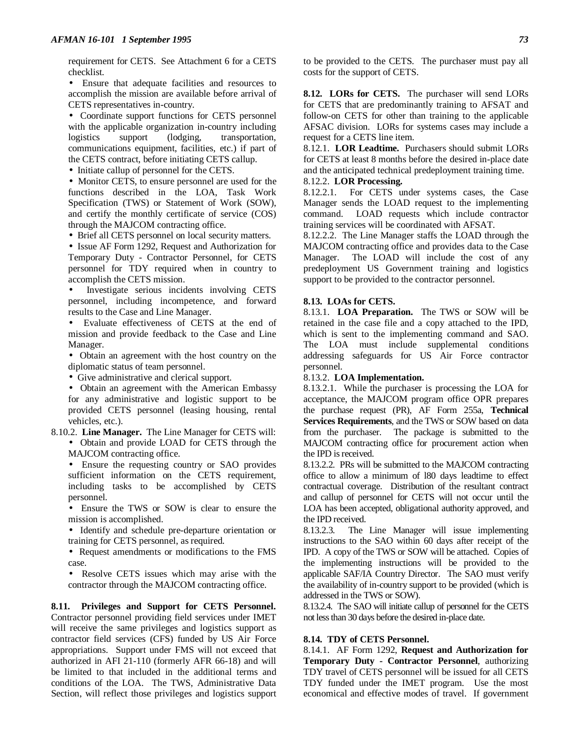requirement for CETS. See Attachment 6 for a CETS checklist.

- Ensure that adequate facilities and resources to accomplish the mission are available before arrival of CETS representatives in-country.
- Coordinate support functions for CETS personnel with the applicable organization in-country including logistics support (lodging, transportation, communications equipment, facilities, etc.) if part of the CETS contract, before initiating CETS callup.
- Initiate callup of personnel for the CETS.
- Monitor CETS, to ensure personnel are used for the functions described in the LOA, Task Work Specification (TWS) or Statement of Work (SOW), and certify the monthly certificate of service (COS) through the MAJCOM contracting office.
- Brief all CETS personnel on local security matters.
- Issue AF Form 1292, Request and Authorization for Temporary Duty - Contractor Personnel, for CETS personnel for TDY required when in country to accomplish the CETS mission.
- Investigate serious incidents involving CETS personnel, including incompetence, and forward results to the Case and Line Manager.
- Evaluate effectiveness of CETS at the end of mission and provide feedback to the Case and Line Manager.
- Obtain an agreement with the host country on the diplomatic status of team personnel.
- Give administrative and clerical support.
- Obtain an agreement with the American Embassy for any administrative and logistic support to be provided CETS personnel (leasing housing, rental vehicles, etc.).

8.10.2. **Line Manager.** The Line Manager for CETS will:

- Obtain and provide LOAD for CETS through the MAJCOM contracting office.
- Ensure the requesting country or SAO provides sufficient information on the CETS requirement, including tasks to be accomplished by CETS personnel.
- Ensure the TWS or SOW is clear to ensure the mission is accomplished.
- Identify and schedule pre-departure orientation or training for CETS personnel, as required.
- Request amendments or modifications to the FMS case.
- Resolve CETS issues which may arise with the contractor through the MAJCOM contracting office.

**8.11. Privileges and Support for CETS Personnel.** Contractor personnel providing field services under IMET will receive the same privileges and logistics support as contractor field services (CFS) funded by US Air Force appropriations. Support under FMS will not exceed that authorized in AFI 21-110 (formerly AFR 66-18) and will be limited to that included in the additional terms and conditions of the LOA. The TWS, Administrative Data Section, will reflect those privileges and logistics support to be provided to the CETS. The purchaser must pay all costs for the support of CETS.

**8.12. LORs for CETS.** The purchaser will send LORs for CETS that are predominantly training to AFSAT and follow-on CETS for other than training to the applicable AFSAC division. LORs for systems cases may include a request for a CETS line item.

8.12.1. **LOR Leadtime.** Purchasers should submit LORs for CETS at least 8 months before the desired in-place date and the anticipated technical predeployment training time.

8.12.2. **LOR Processing.**

8.12.2.1. For CETS under systems cases, the Case Manager sends the LOAD request to the implementing command. LOAD requests which include contractor training services will be coordinated with AFSAT.

8.12.2.2. The Line Manager staffs the LOAD through the MAJCOM contracting office and provides data to the Case Manager. The LOAD will include the cost of any predeployment US Government training and logistics support to be provided to the contractor personnel.

**8.13. LOAs for CETS.**

8.13.1. **LOA Preparation.** The TWS or SOW will be retained in the case file and a copy attached to the IPD, which is sent to the implementing command and SAO. The LOA must include supplemental conditions addressing safeguards for US Air Force contractor personnel.

8.13.2. **LOA Implementation.**

8.13.2.1. While the purchaser is processing the LOA for acceptance, the MAJCOM program office OPR prepares the purchase request (PR), AF Form 255a, **Technical Services Requirements**, and the TWS or SOW based on data from the purchaser. The package is submitted to the MAJCOM contracting office for procurement action when the IPD is received.

8.13.2.2. PRs will be submitted to the MAJCOM contracting office to allow a minimum of l80 days leadtime to effect contractual coverage. Distribution of the resultant contract and callup of personnel for CETS will not occur until the LOA has been accepted, obligational authority approved, and the IPD received.

8.13.2.3. The Line Manager will issue implementing instructions to the SAO within 60 days after receipt of the IPD. A copy of the TWS or SOW will be attached. Copies of the implementing instructions will be provided to the applicable SAF/IA Country Director. The SAO must verify the availability of in-country support to be provided (which is addressed in the TWS or SOW).

8.13.2.4. The SAO will initiate callup of personnel for the CETS not less than 30 days before the desired in-place date.

**8.14. TDY of CETS Personnel.**

8.14.1. AF Form 1292, **Request and Authorization for Temporary Duty - Contractor Personnel**, authorizing TDY travel of CETS personnel will be issued for all CETS TDY funded under the IMET program. Use the most economical and effective modes of travel. If government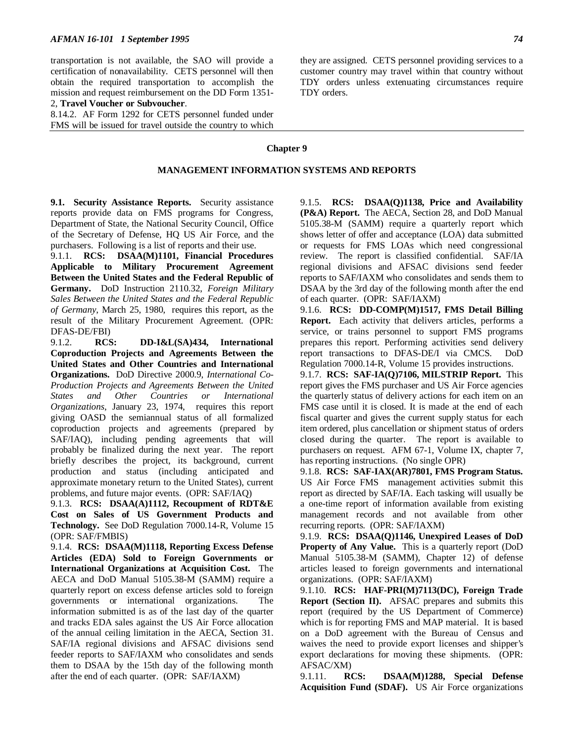transportation is not available, the SAO will provide a certification of nonavailability. CETS personnel will then obtain the required transportation to accomplish the mission and request reimbursement on the DD Form 1351-2, **Travel Voucher or Subvoucher**.

8.14.2. AF Form 1292 for CETS personnel funded under FMS will be issued for travel outside the country to which they are assigned. CETS personnel providing services to a customer country may travel within that country without TDY orders unless extenuating circumstances require TDY orders.

## Chapter 9

## MANAGEMENT INFORMATION SYSTEMS AND REPORTS

**9.1. Security Assistance Reports.** Security assistance reports provide data on FMS programs for Congress, Department of State, the National Security Council, Office of the Secretary of Defense, HQ US Air Force, and the purchasers. Following is a list of reports and their use.

9.1.1. **RCS: DSAA(M)1101, Financial Procedures Applicable to Military Procurement Agreement Between the United States and the Federal Republic of Germany.** DoD Instruction 2110.32, *Foreign Military Sales Between the United States and the Federal Republic of Germany*, March 25, 1980, requires this report, as the result of the Military Procurement Agreement. (OPR: DFAS-DE/FBI)

9.1.2. **RCS: DD-I&L(SA)434, International Coproduction Projects and Agreements Between the United States and Other Countries and International Organizations.** DoD Directive 2000.9, *International Co-Production Projects and Agreements Between the United States and Other Countries or International Organizations*, January 23, 1974, requires this report giving OASD the semiannual status of all formalized coproduction projects and agreements (prepared by SAF/IAQ), including pending agreements that will probably be finalized during the next year. The report briefly describes the project, its background, current production and status (including anticipated and approximate monetary return to the United States), current problems, and future major events. (OPR: SAF/IAQ)

9.1.3. **RCS: DSAA(A)1112, Recoupment of RDT&E Cost on Sales of US Government Products and Technology.** See DoD Regulation 7000.14-R, Volume 15 (OPR: SAF/FMBIS)

9.1.4. **RCS: DSAA(M)1118, Reporting Excess Defense Articles (EDA) Sold to Foreign Governments or International Organizations at Acquisition Cost.** The AECA and DoD Manual 5105.38-M (SAMM) require a quarterly report on excess defense articles sold to foreign governments or international organizations. The information submitted is as of the last day of the quarter and tracks EDA sales against the US Air Force allocation of the annual ceiling limitation in the AECA, Section 31. SAF/IA regional divisions and AFSAC divisions send feeder reports to SAF/IAXM who consolidates and sends them to DSAA by the 15th day of the following month after the end of each quarter. (OPR: SAF/IAXM)

9.1.5. **RCS: DSAA(Q)1138, Price and Availability (P&A) Report.** The AECA, Section 28, and DoD Manual 5105.38-M (SAMM) require a quarterly report which shows letter of offer and acceptance (LOA) data submitted or requests for FMS LOAs which need congressional review. The report is classified confidential. SAF/IA regional divisions and AFSAC divisions send feeder reports to SAF/IAXM who consolidates and sends them to DSAA by the 3rd day of the following month after the end of each quarter. (OPR: SAF/IAXM)

9.1.6. **RCS: DD-COMP(M)1517, FMS Detail Billing Report.** Each activity that delivers articles, performs a service, or trains personnel to support FMS programs prepares this report. Performing activities send delivery report transactions to DFAS-DE/I via CMCS. DoD Regulation 7000.14-R, Volume 15 provides instructions.

9.1.7. **RCS: SAF-IA(Q)7106, MILSTRIP Report.** This report gives the FMS purchaser and US Air Force agencies the quarterly status of delivery actions for each item on an FMS case until it is closed. It is made at the end of each fiscal quarter and gives the current supply status for each item ordered, plus cancellation or shipment status of orders closed during the quarter. The report is available to purchasers on request. AFM 67-1, Volume IX, chapter 7, has reporting instructions. (No single OPR)

9.1.8. **RCS: SAF-IAX(AR)7801, FMS Program Status.** US Air Force FMS management activities submit this report as directed by SAF/IA. Each tasking will usually be a one-time report of information available from existing management records and not available from other recurring reports. (OPR: SAF/IAXM)

9.1.9. **RCS: DSAA(Q)1146, Unexpired Leases of DoD Property of Any Value.** This is a quarterly report (DoD Manual 5105.38-M (SAMM), Chapter 12) of defense articles leased to foreign governments and international organizations. (OPR: SAF/IAXM)

9.1.10. **RCS: HAF-PRI(M)7113(DC), Foreign Trade Report (Section II).** AFSAC prepares and submits this report (required by the US Department of Commerce) which is for reporting FMS and MAP material. It is based on a DoD agreement with the Bureau of Census and waives the need to provide export licenses and shipper's export declarations for moving these shipments. (OPR: AFSAC/XM)

9.1.11. **RCS: DSAA(M)1288, Special Defense Acquisition Fund (SDAF).** US Air Force organizations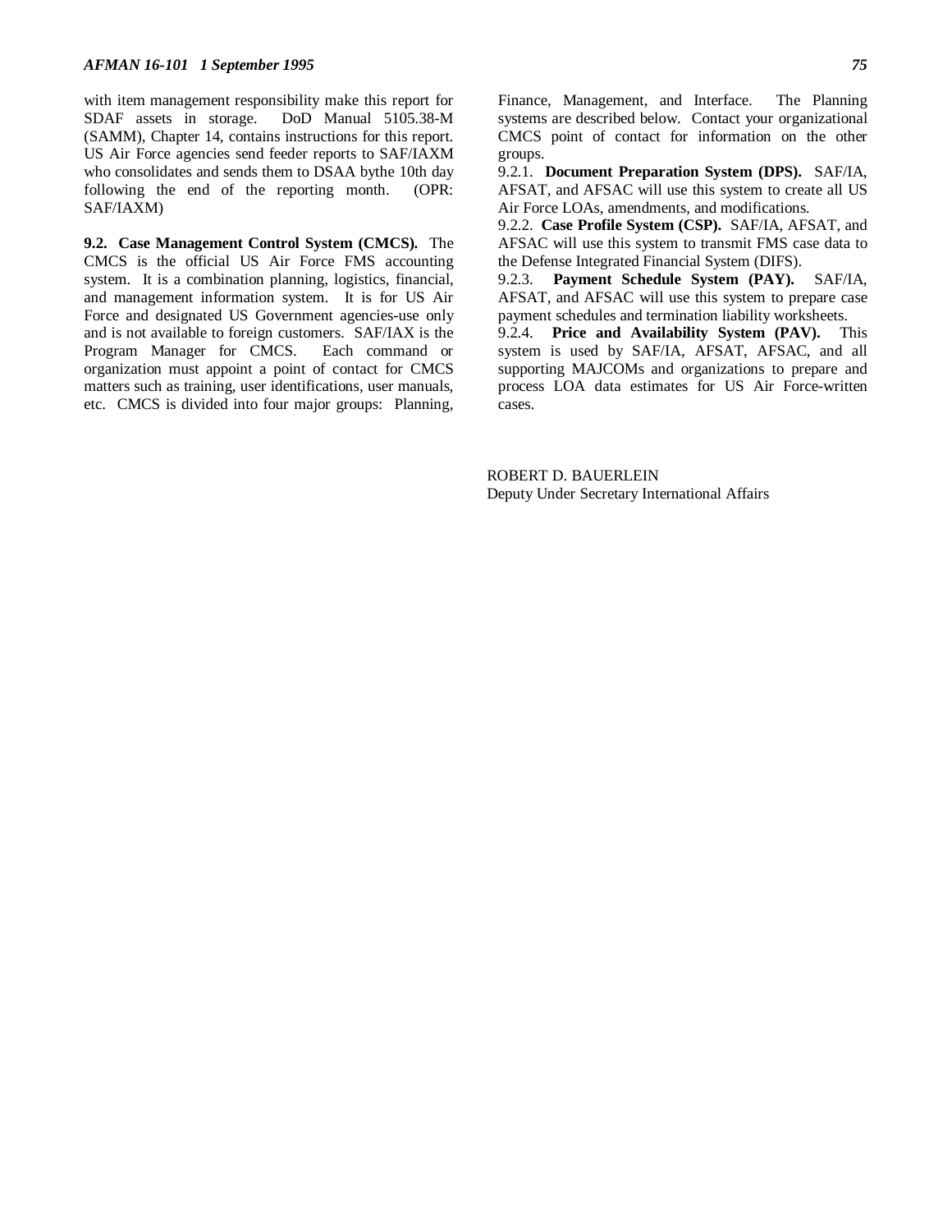with item management responsibility make this report for SDAF assets in storage. DoD Manual 5105.38-M (SAMM), Chapter 14, contains instructions for this report. US Air Force agencies send feeder reports to SAF/IAXM who consolidates and sends them to DSAA bythe 10th day following the end of the reporting month. (OPR: SAF/IAXM)

**9.2. Case Management Control System (CMCS).** The CMCS is the official US Air Force FMS accounting system. It is a combination planning, logistics, financial, and management information system. It is for US Air Force and designated US Government agencies-use only and is not available to foreign customers. SAF/IAX is the Program Manager for CMCS. Each command or organization must appoint a point of contact for CMCS matters such as training, user identifications, user manuals, etc. CMCS is divided into four major groups: Planning, Finance, Management, and Interface. The Planning systems are described below. Contact your organizational CMCS point of contact for information on the other groups.

9.2.1. **Document Preparation System (DPS).** SAF/IA, AFSAT, and AFSAC will use this system to create all US Air Force LOAs, amendments, and modifications.

9.2.2. **Case Profile System (CSP).** SAF/IA, AFSAT, and AFSAC will use this system to transmit FMS case data to the Defense Integrated Financial System (DIFS).

9.2.3. **Payment Schedule System (PAY).** SAF/IA, AFSAT, and AFSAC will use this system to prepare case payment schedules and termination liability worksheets.

9.2.4. **Price and Availability System (PAV).** This system is used by SAF/IA, AFSAT, AFSAC, and all supporting MAJCOMs and organizations to prepare and process LOA data estimates for US Air Force-written cases.

ROBERT D. BAUERLEIN
Deputy Under Secretary International Affairs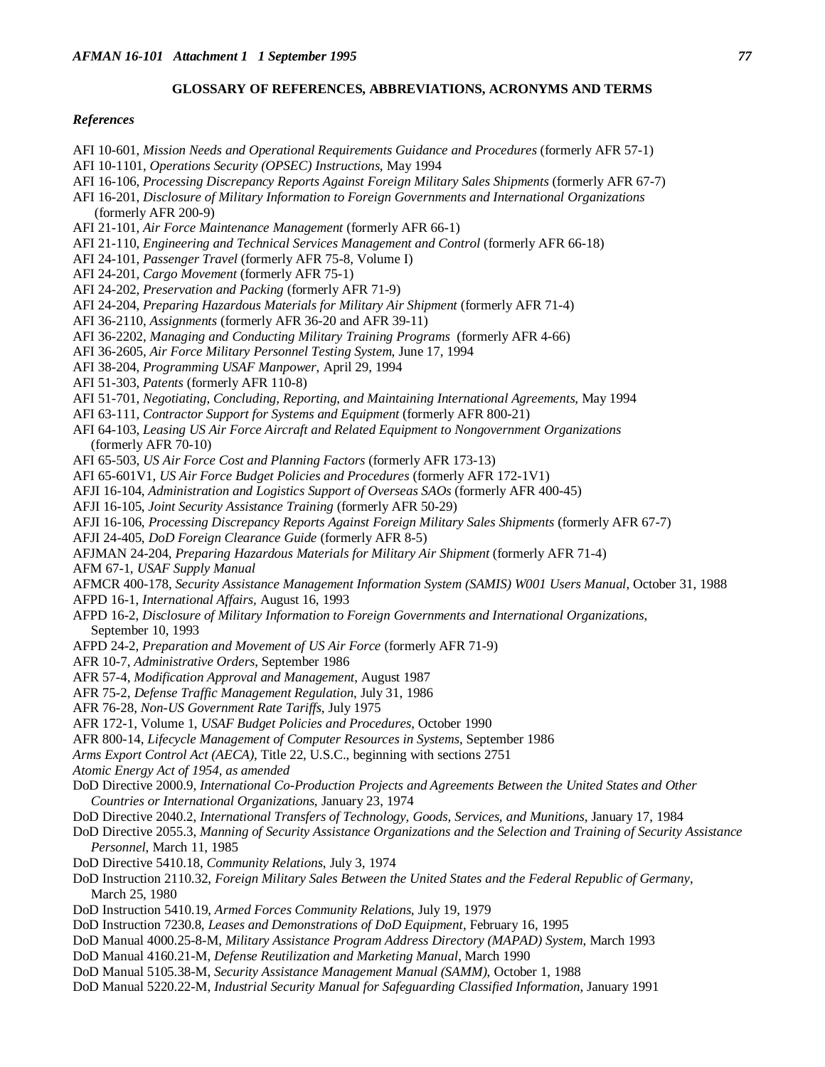## GLOSSARY OF REFERENCES, ABBREVIATIONS, ACRONYMS AND TERMS

### *References*

AFI 10-601, *Mission Needs and Operational Requirements Guidance and Procedures* (formerly AFR 57-1)
AFI 10-1101, *Operations Security (OPSEC) Instructions*, May 1994
AFI 16-106, *Processing Discrepancy Reports Against Foreign Military Sales Shipments* (formerly AFR 67-7)
AFI 16-201, *Disclosure of Military Information to Foreign Governments and International Organizations* (formerly AFR 200-9)
AFI 21-101, *Air Force Maintenance Management* (formerly AFR 66-1)
AFI 21-110, *Engineering and Technical Services Management and Control* (formerly AFR 66-18)
AFI 24-101, *Passenger Travel* (formerly AFR 75-8, Volume I)
AFI 24-201, *Cargo Movement* (formerly AFR 75-1)
AFI 24-202, *Preservation and Packing* (formerly AFR 71-9)
AFI 24-204, *Preparing Hazardous Materials for Military Air Shipment* (formerly AFR 71-4)
AFI 36-2110, *Assignments* (formerly AFR 36-20 and AFR 39-11)
AFI 36-2202, *Managing and Conducting Military Training Programs* (formerly AFR 4-66)
AFI 36-2605, *Air Force Military Personnel Testing System*, June 17, 1994
AFI 38-204, *Programming USAF Manpower*, April 29, 1994
AFI 51-303, *Patents* (formerly AFR 110-8)
AFI 51-701, *Negotiating, Concluding, Reporting, and Maintaining International Agreements,* May 1994
AFI 63-111, *Contractor Support for Systems and Equipment* (formerly AFR 800-21)
AFI 64-103, *Leasing US Air Force Aircraft and Related Equipment to Nongovernment Organizations* (formerly AFR 70-10)
AFI 65-503, *US Air Force Cost and Planning Factors* (formerly AFR 173-13)
AFI 65-601V1, *US Air Force Budget Policies and Procedures* (formerly AFR 172-1V1)
AFJI 16-104, *Administration and Logistics Support of Overseas SAOs* (formerly AFR 400-45)
AFJI 16-105, *Joint Security Assistance Training* (formerly AFR 50-29)
AFJI 16-106, *Processing Discrepancy Reports Against Foreign Military Sales Shipments* (formerly AFR 67-7)
AFJI 24-405, *DoD Foreign Clearance Guide* (formerly AFR 8-5)
AFJMAN 24-204, *Preparing Hazardous Materials for Military Air Shipment* (formerly AFR 71-4)
AFM 67-1, *USAF Supply Manual*
AFMCR 400-178, *Security Assistance Management Information System (SAMIS) W001 Users Manual*, October 31, 1988
AFPD 16-1, *International Affairs*, August 16, 1993
AFPD 16-2, *Disclosure of Military Information to Foreign Governments and International Organizations*, September 10, 1993
AFPD 24-2, *Preparation and Movement of US Air Force* (formerly AFR 71-9)
AFR 10-7, *Administrative Orders*, September 1986
AFR 57-4, *Modification Approval and Management*, August 1987
AFR 75-2, *Defense Traffic Management Regulation*, July 31, 1986
AFR 76-28, *Non-US Government Rate Tariffs*, July 1975
AFR 172-1, Volume 1, *USAF Budget Policies and Procedures*, October 1990
AFR 800-14, *Lifecycle Management of Computer Resources in Systems*, September 1986
*Arms Export Control Act (AECA)*, Title 22, U.S.C., beginning with sections 2751
*Atomic Energy Act of 1954, as amended*
DoD Directive 2000.9, *International Co-Production Projects and Agreements Between the United States and Other Countries or International Organizations*, January 23, 1974
DoD Directive 2040.2, *International Transfers of Technology, Goods, Services, and Munitions*, January 17, 1984
DoD Directive 2055.3, *Manning of Security Assistance Organizations and the Selection and Training of Security Assistance Personnel*, March 11, 1985
DoD Directive 5410.18, *Community Relations*, July 3, 1974
DoD Instruction 2110.32, *Foreign Military Sales Between the United States and the Federal Republic of Germany*, March 25, 1980
DoD Instruction 5410.19, *Armed Forces Community Relations*, July 19, 1979
DoD Instruction 7230.8, *Leases and Demonstrations of DoD Equipment*, February 16, 1995
DoD Manual 4000.25-8-M, *Military Assistance Program Address Directory (MAPAD) System*, March 1993
DoD Manual 4160.21-M, *Defense Reutilization and Marketing Manual*, March 1990
DoD Manual 5105.38-M, *Security Assistance Management Manual (SAMM)*, October 1, 1988
DoD Manual 5220.22-M, *Industrial Security Manual for Safeguarding Classified Information*, January 1991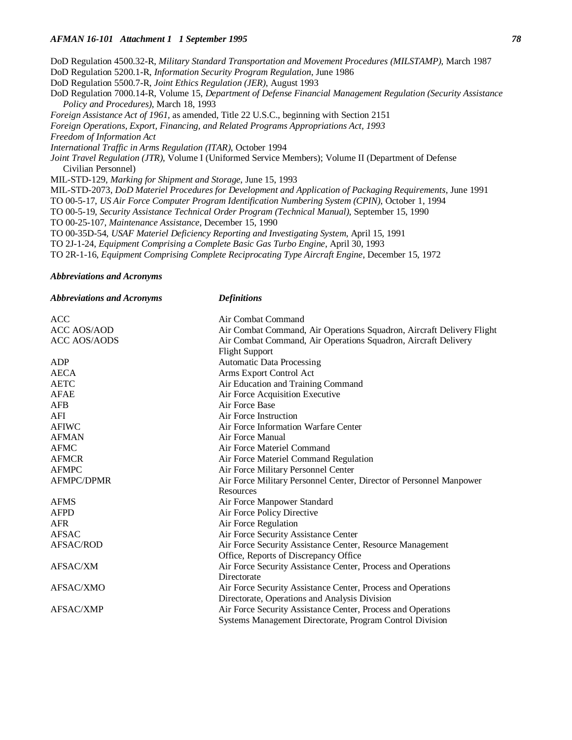DoD Regulation 4500.32-R, *Military Standard Transportation and Movement Procedures (MILSTAMP)*, March 1987

DoD Regulation 5200.1-R, *Information Security Program Regulation*, June 1986

DoD Regulation 5500.7-R, *Joint Ethics Regulation (JER)*, August 1993

DoD Regulation 7000.14-R, Volume 15, *Department of Defense Financial Management Regulation (Security Assistance Policy and Procedures)*, March 18, 1993

*Foreign Assistance Act of 1961*, as amended, Title 22 U.S.C., beginning with Section 2151

*Foreign Operations, Export, Financing, and Related Programs Appropriations Act, 1993*

*Freedom of Information Act*

*International Traffic in Arms Regulation (ITAR)*, October 1994

*Joint Travel Regulation (JTR)*, Volume I (Uniformed Service Members); Volume II (Department of Defense Civilian Personnel)

MIL-STD-129, *Marking for Shipment and Storage*, June 15, 1993

MIL-STD-2073, *DoD Materiel Procedures for Development and Application of Packaging Requirements*, June 1991

TO 00-5-17, *US Air Force Computer Program Identification Numbering System (CPIN)*, October 1, 1994

TO 00-5-19, *Security Assistance Technical Order Program (Technical Manual)*, September 15, 1990

TO 00-25-107, *Maintenance Assistance*, December 15, 1990

TO 00-35D-54, *USAF Materiel Deficiency Reporting and Investigating System*, April 15, 1991

TO 2J-1-24, *Equipment Comprising a Complete Basic Gas Turbo Engine*, April 30, 1993

TO 2R-1-16, *Equipment Comprising Complete Reciprocating Type Aircraft Engine*, December 15, 1972

***Abbreviations and Acronyms***

| ***Abbreviations and Acronyms*** | ***Definitions*** |
|---|---|
| ACC | Air Combat Command |
| ACC AOS/AOD | Air Combat Command, Air Operations Squadron, Aircraft Delivery Flight |
| ACC AOS/AODS | Air Combat Command, Air Operations Squadron, Aircraft Delivery Flight Support |
| ADP | Automatic Data Processing |
| AECA | Arms Export Control Act |
| AETC | Air Education and Training Command |
| AFAE | Air Force Acquisition Executive |
| AFB | Air Force Base |
| AFI | Air Force Instruction |
| AFIWC | Air Force Information Warfare Center |
| AFMAN | Air Force Manual |
| AFMC | Air Force Materiel Command |
| AFMCR | Air Force Materiel Command Regulation |
| AFMPC | Air Force Military Personnel Center |
| AFMPC/DPMR | Air Force Military Personnel Center, Director of Personnel Manpower Resources |
| AFMS | Air Force Manpower Standard |
| AFPD | Air Force Policy Directive |
| AFR | Air Force Regulation |
| AFSAC | Air Force Security Assistance Center |
| AFSAC/ROD | Air Force Security Assistance Center, Resource Management Office, Reports of Discrepancy Office |
| AFSAC/XM | Air Force Security Assistance Center, Process and Operations Directorate |
| AFSAC/XMO | Air Force Security Assistance Center, Process and Operations Directorate, Operations and Analysis Division |
| AFSAC/XMP | Air Force Security Assistance Center, Process and Operations Systems Management Directorate, Program Control Division |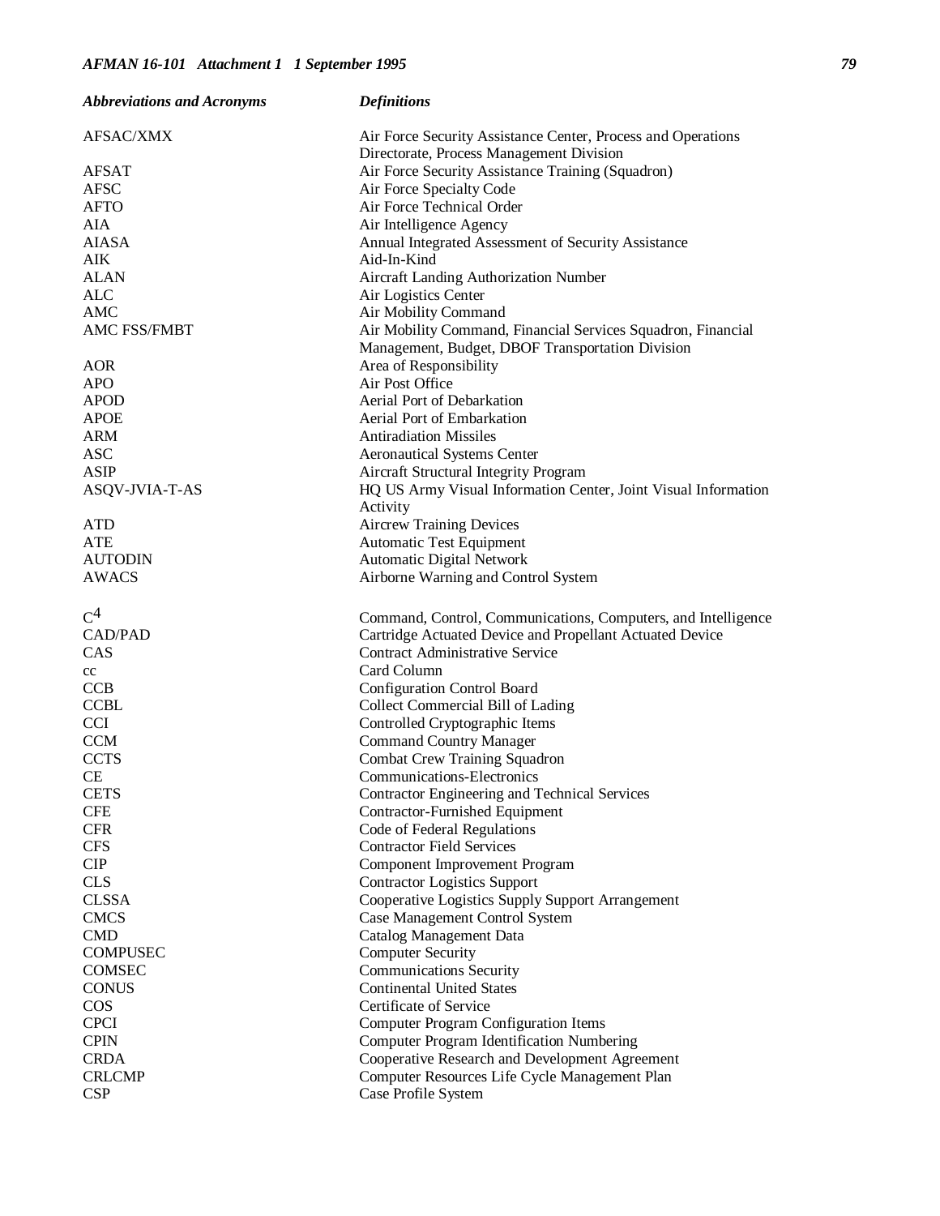| *Abbreviations and Acronyms* | *Definitions* |
|---|---|
| AFSAC/XMX | Air Force Security Assistance Center, Process and Operations Directorate, Process Management Division |
| AFSAT | Air Force Security Assistance Training (Squadron) |
| AFSC | Air Force Specialty Code |
| AFTO | Air Force Technical Order |
| AIA | Air Intelligence Agency |
| AIASA | Annual Integrated Assessment of Security Assistance |
| AIK | Aid-In-Kind |
| ALAN | Aircraft Landing Authorization Number |
| ALC | Air Logistics Center |
| AMC | Air Mobility Command |
| AMC FSS/FMBT | Air Mobility Command, Financial Services Squadron, Financial Management, Budget, DBOF Transportation Division |
| AOR | Area of Responsibility |
| APO | Air Post Office |
| APOD | Aerial Port of Debarkation |
| APOE | Aerial Port of Embarkation |
| ARM | Antiradiation Missiles |
| ASC | Aeronautical Systems Center |
| ASIP | Aircraft Structural Integrity Program |
| ASQV-JVIA-T-AS | HQ US Army Visual Information Center, Joint Visual Information Activity |
| ATD | Aircrew Training Devices |
| ATE | Automatic Test Equipment |
| AUTODIN | Automatic Digital Network |
| AWACS | Airborne Warning and Control System |
| $C^4$ | Command, Control, Communications, Computers, and Intelligence |
| CAD/PAD | Cartridge Actuated Device and Propellant Actuated Device |
| CAS | Contract Administrative Service |
| cc | Card Column |
| CCB | Configuration Control Board |
| CCBL | Collect Commercial Bill of Lading |
| CCI | Controlled Cryptographic Items |
| CCM | Command Country Manager |
| CCTS | Combat Crew Training Squadron |
| CE | Communications-Electronics |
| CETS | Contractor Engineering and Technical Services |
| CFE | Contractor-Furnished Equipment |
| CFR | Code of Federal Regulations |
| CFS | Contractor Field Services |
| CIP | Component Improvement Program |
| CLS | Contractor Logistics Support |
| CLSSA | Cooperative Logistics Supply Support Arrangement |
| CMCS | Case Management Control System |
| CMD | Catalog Management Data |
| COMPUSEC | Computer Security |
| COMSEC | Communications Security |
| CONUS | Continental United States |
| COS | Certificate of Service |
| CPCI | Computer Program Configuration Items |
| CPIN | Computer Program Identification Numbering |
| CRDA | Cooperative Research and Development Agreement |
| CRLCMP | Computer Resources Life Cycle Management Plan |
| CSP | Case Profile System |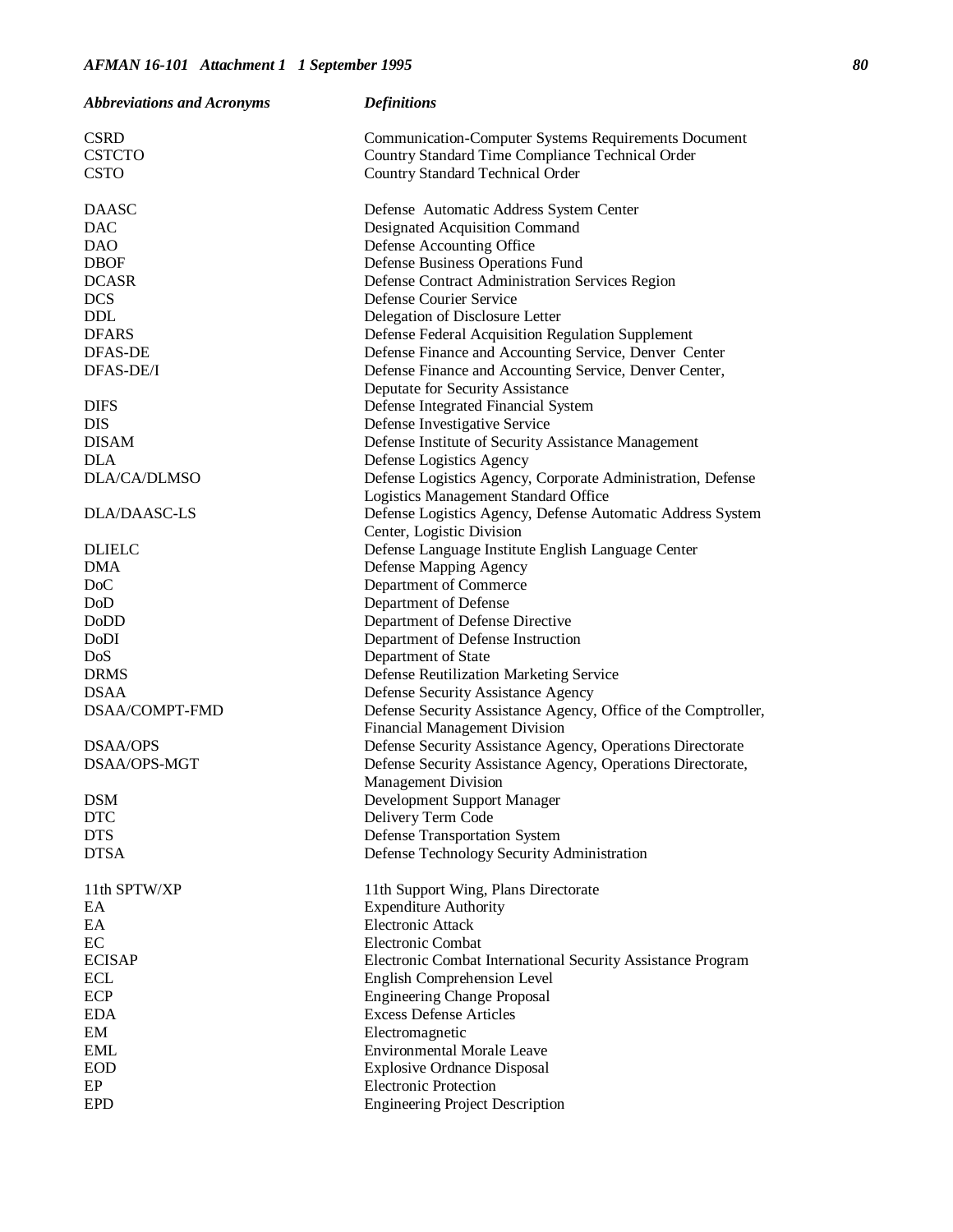| *Abbreviations and Acronyms* | *Definitions* |
|---|---|
| CSRD | Communication-Computer Systems Requirements Document |
| CSTCTO | Country Standard Time Compliance Technical Order |
| CSTO | Country Standard Technical Order |
| DAASC | Defense Automatic Address System Center |
| DAC | Designated Acquisition Command |
| DAO | Defense Accounting Office |
| DBOF | Defense Business Operations Fund |
| DCASR | Defense Contract Administration Services Region |
| DCS | Defense Courier Service |
| DDL | Delegation of Disclosure Letter |
| DFARS | Defense Federal Acquisition Regulation Supplement |
| DFAS-DE | Defense Finance and Accounting Service, Denver Center |
| DFAS-DE/I | Defense Finance and Accounting Service, Denver Center, Deputate for Security Assistance |
| DIFS | Defense Integrated Financial System |
| DIS | Defense Investigative Service |
| DISAM | Defense Institute of Security Assistance Management |
| DLA | Defense Logistics Agency |
| DLA/CA/DLMSO | Defense Logistics Agency, Corporate Administration, Defense Logistics Management Standard Office |
| DLA/DAASC-LS | Defense Logistics Agency, Defense Automatic Address System Center, Logistic Division |
| DLIELC | Defense Language Institute English Language Center |
| DMA | Defense Mapping Agency |
| DoC | Department of Commerce |
| DoD | Department of Defense |
| DoDD | Department of Defense Directive |
| DoDI | Department of Defense Instruction |
| DoS | Department of State |
| DRMS | Defense Reutilization Marketing Service |
| DSAA | Defense Security Assistance Agency |
| DSAA/COMPT-FMD | Defense Security Assistance Agency, Office of the Comptroller, Financial Management Division |
| DSAA/OPS | Defense Security Assistance Agency, Operations Directorate |
| DSAA/OPS-MGT | Defense Security Assistance Agency, Operations Directorate, Management Division |
| DSM | Development Support Manager |
| DTC | Delivery Term Code |
| DTS | Defense Transportation System |
| DTSA | Defense Technology Security Administration |
| 11th SPTW/XP | 11th Support Wing, Plans Directorate |
| EA | Expenditure Authority |
| EA | Electronic Attack |
| EC | Electronic Combat |
| ECISAP | Electronic Combat International Security Assistance Program |
| ECL | English Comprehension Level |
| ECP | Engineering Change Proposal |
| EDA | Excess Defense Articles |
| EM | Electromagnetic |
| EML | Environmental Morale Leave |
| EOD | Explosive Ordnance Disposal |
| EP | Electronic Protection |
| EPD | Engineering Project Description |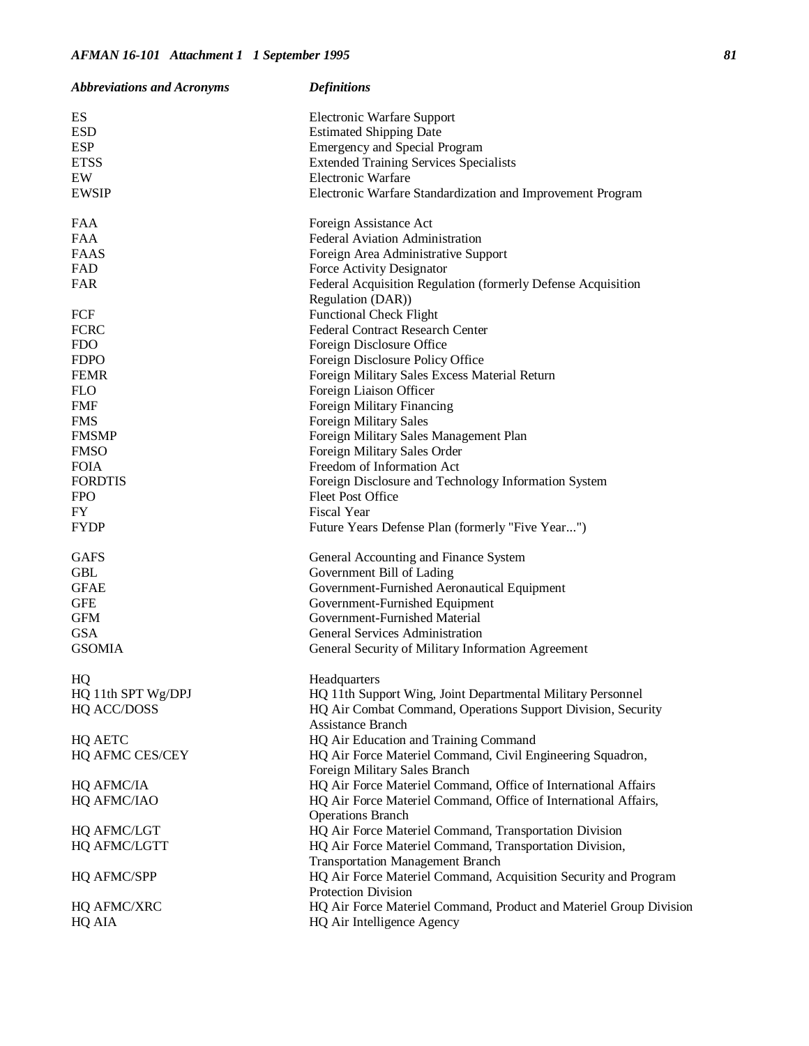| *Abbreviations and Acronyms* | *Definitions* |
|---|---|
| ES | Electronic Warfare Support |
| ESD | Estimated Shipping Date |
| ESP | Emergency and Special Program |
| ETSS | Extended Training Services Specialists |
| EW | Electronic Warfare |
| EWSIP | Electronic Warfare Standardization and Improvement Program |
| FAA | Foreign Assistance Act |
| FAA | Federal Aviation Administration |
| FAAS | Foreign Area Administrative Support |
| FAD | Force Activity Designator |
| FAR | Federal Acquisition Regulation (formerly Defense Acquisition Regulation (DAR)) |
| FCF | Functional Check Flight |
| FCRC | Federal Contract Research Center |
| FDO | Foreign Disclosure Office |
| FDPO | Foreign Disclosure Policy Office |
| FEMR | Foreign Military Sales Excess Material Return |
| FLO | Foreign Liaison Officer |
| FMF | Foreign Military Financing |
| FMS | Foreign Military Sales |
| FMSMP | Foreign Military Sales Management Plan |
| FMSO | Foreign Military Sales Order |
| FOIA | Freedom of Information Act |
| FORDTIS | Foreign Disclosure and Technology Information System |
| FPO | Fleet Post Office |
| FY | Fiscal Year |
| FYDP | Future Years Defense Plan (formerly "Five Year...") |
| GAFS | General Accounting and Finance System |
| GBL | Government Bill of Lading |
| GFAE | Government-Furnished Aeronautical Equipment |
| GFE | Government-Furnished Equipment |
| GFM | Government-Furnished Material |
| GSA | General Services Administration |
| GSOMIA | General Security of Military Information Agreement |
| HQ | Headquarters |
| HQ 11th SPT Wg/DPJ | HQ 11th Support Wing, Joint Departmental Military Personnel |
| HQ ACC/DOSS | HQ Air Combat Command, Operations Support Division, Security Assistance Branch |
| HQ AETC | HQ Air Education and Training Command |
| HQ AFMC CES/CEY | HQ Air Force Materiel Command, Civil Engineering Squadron, Foreign Military Sales Branch |
| HQ AFMC/IA | HQ Air Force Materiel Command, Office of International Affairs |
| HQ AFMC/IAO | HQ Air Force Materiel Command, Office of International Affairs, Operations Branch |
| HQ AFMC/LGT | HQ Air Force Materiel Command, Transportation Division |
| HQ AFMC/LGTT | HQ Air Force Materiel Command, Transportation Division, Transportation Management Branch |
| HQ AFMC/SPP | HQ Air Force Materiel Command, Acquisition Security and Program Protection Division |
| HQ AFMC/XRC | HQ Air Force Materiel Command, Product and Materiel Group Division |
| HQ AIA | HQ Air Intelligence Agency |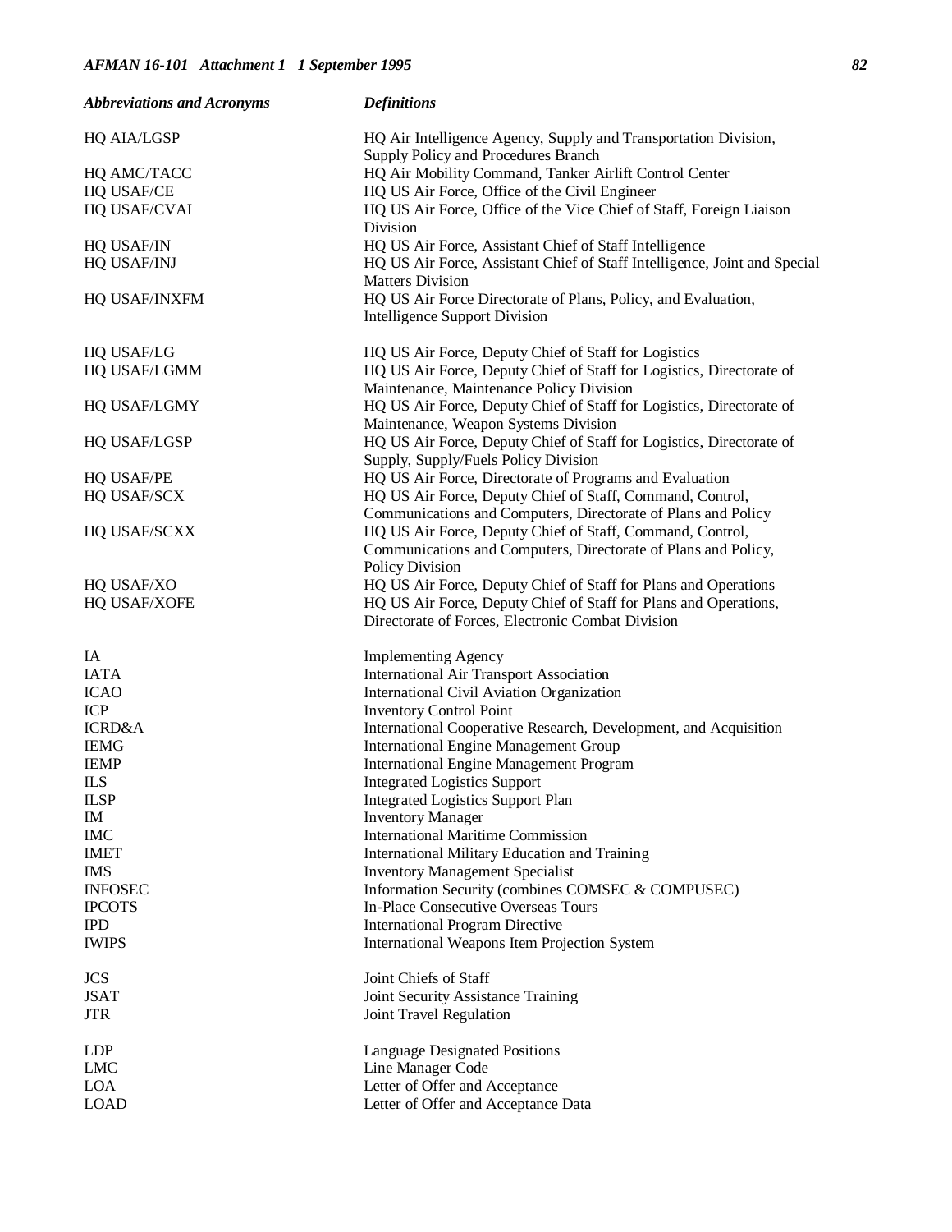| *Abbreviations and Acronyms* | *Definitions* |
|---|---|
| HQ AIA/LGSP | HQ Air Intelligence Agency, Supply and Transportation Division, Supply Policy and Procedures Branch |
| HQ AMC/TACC | HQ Air Mobility Command, Tanker Airlift Control Center |
| HQ USAF/CE | HQ US Air Force, Office of the Civil Engineer |
| HQ USAF/CVAI | HQ US Air Force, Office of the Vice Chief of Staff, Foreign Liaison Division |
| HQ USAF/IN | HQ US Air Force, Assistant Chief of Staff Intelligence |
| HQ USAF/INJ | HQ US Air Force, Assistant Chief of Staff Intelligence, Joint and Special Matters Division |
| HQ USAF/INXFM | HQ US Air Force Directorate of Plans, Policy, and Evaluation, Intelligence Support Division |
| HQ USAF/LG | HQ US Air Force, Deputy Chief of Staff for Logistics |
| HQ USAF/LGMM | HQ US Air Force, Deputy Chief of Staff for Logistics, Directorate of Maintenance, Maintenance Policy Division |
| HQ USAF/LGMY | HQ US Air Force, Deputy Chief of Staff for Logistics, Directorate of Maintenance, Weapon Systems Division |
| HQ USAF/LGSP | HQ US Air Force, Deputy Chief of Staff for Logistics, Directorate of Supply, Supply/Fuels Policy Division |
| HQ USAF/PE | HQ US Air Force, Directorate of Programs and Evaluation |
| HQ USAF/SCX | HQ US Air Force, Deputy Chief of Staff, Command, Control, Communications and Computers, Directorate of Plans and Policy |
| HQ USAF/SCXX | HQ US Air Force, Deputy Chief of Staff, Command, Control, Communications and Computers, Directorate of Plans and Policy, Policy Division |
| HQ USAF/XO | HQ US Air Force, Deputy Chief of Staff for Plans and Operations |
| HQ USAF/XOFE | HQ US Air Force, Deputy Chief of Staff for Plans and Operations, Directorate of Forces, Electronic Combat Division |
| IA | Implementing Agency |
| IATA | International Air Transport Association |
| ICAO | International Civil Aviation Organization |
| ICP | Inventory Control Point |
| ICRD&A | International Cooperative Research, Development, and Acquisition |
| IEMG | International Engine Management Group |
| IEMP | International Engine Management Program |
| ILS | Integrated Logistics Support |
| ILSP | Integrated Logistics Support Plan |
| IM | Inventory Manager |
| IMC | International Maritime Commission |
| IMET | International Military Education and Training |
| IMS | Inventory Management Specialist |
| INFOSEC | Information Security (combines COMSEC & COMPUSEC) |
| IPCOTS | In-Place Consecutive Overseas Tours |
| IPD | International Program Directive |
| IWIPS | International Weapons Item Projection System |
| JCS | Joint Chiefs of Staff |
| JSAT | Joint Security Assistance Training |
| JTR | Joint Travel Regulation |
| LDP | Language Designated Positions |
| LMC | Line Manager Code |
| LOA | Letter of Offer and Acceptance |
| LOAD | Letter of Offer and Acceptance Data |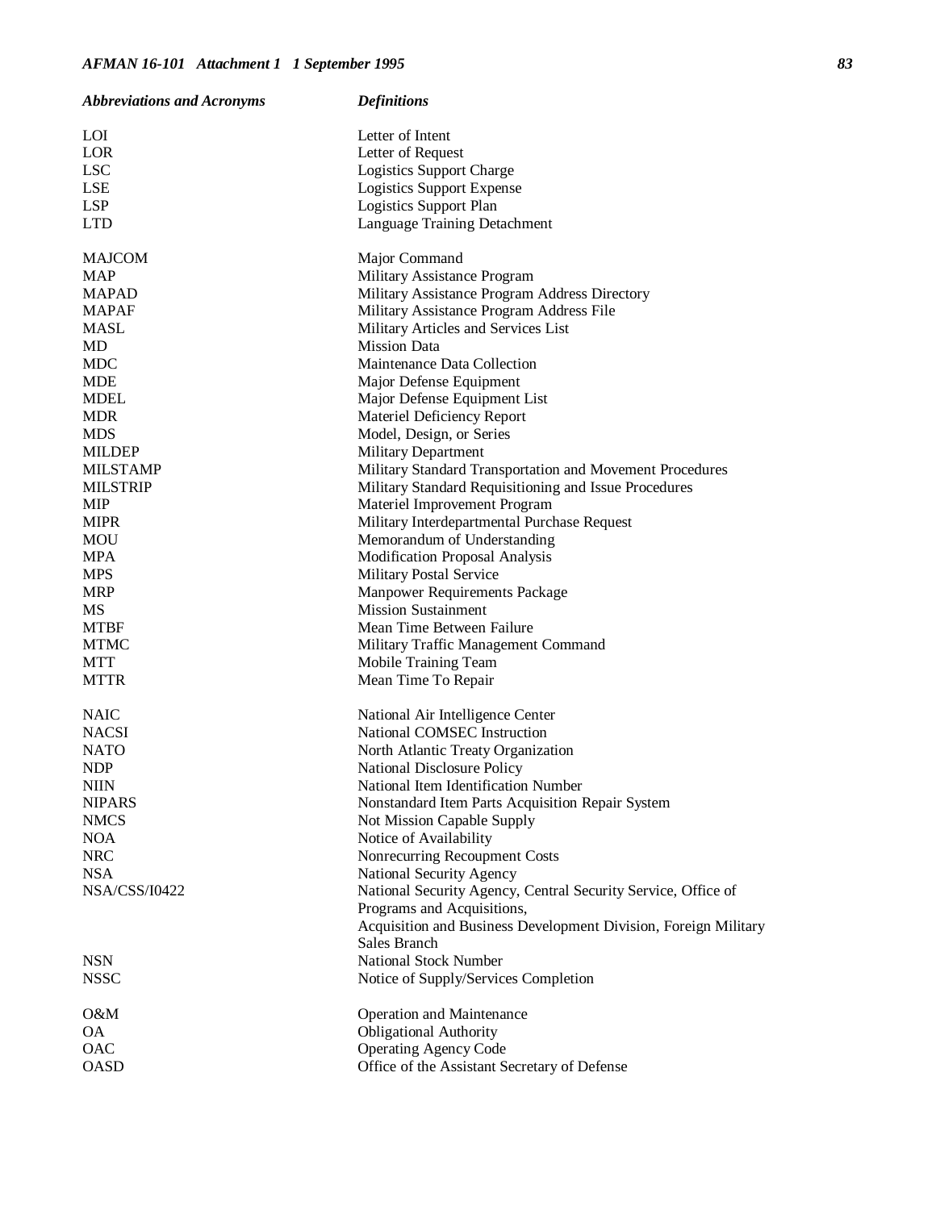| *Abbreviations and Acronyms* | *Definitions* |
|---|---|
| LOI | Letter of Intent |
| LOR | Letter of Request |
| LSC | Logistics Support Charge |
| LSE | Logistics Support Expense |
| LSP | Logistics Support Plan |
| LTD | Language Training Detachment |
| MAJCOM | Major Command |
| MAP | Military Assistance Program |
| MAPAD | Military Assistance Program Address Directory |
| MAPAF | Military Assistance Program Address File |
| MASL | Military Articles and Services List |
| MD | Mission Data |
| MDC | Maintenance Data Collection |
| MDE | Major Defense Equipment |
| MDEL | Major Defense Equipment List |
| MDR | Materiel Deficiency Report |
| MDS | Model, Design, or Series |
| MILDEP | Military Department |
| MILSTAMP | Military Standard Transportation and Movement Procedures |
| MILSTRIP | Military Standard Requisitioning and Issue Procedures |
| MIP | Materiel Improvement Program |
| MIPR | Military Interdepartmental Purchase Request |
| MOU | Memorandum of Understanding |
| MPA | Modification Proposal Analysis |
| MPS | Military Postal Service |
| MRP | Manpower Requirements Package |
| MS | Mission Sustainment |
| MTBF | Mean Time Between Failure |
| MTMC | Military Traffic Management Command |
| MTT | Mobile Training Team |
| MTTR | Mean Time To Repair |
| NAIC | National Air Intelligence Center |
| NACSI | National COMSEC Instruction |
| NATO | North Atlantic Treaty Organization |
| NDP | National Disclosure Policy |
| NIIN | National Item Identification Number |
| NIPARS | Nonstandard Item Parts Acquisition Repair System |
| NMCS | Not Mission Capable Supply |
| NOA | Notice of Availability |
| NRC | Nonrecurring Recoupment Costs |
| NSA | National Security Agency |
| NSA/CSS/I0422 | National Security Agency, Central Security Service, Office of Programs and Acquisitions, Acquisition and Business Development Division, Foreign Military Sales Branch |
| NSN | National Stock Number |
| NSSC | Notice of Supply/Services Completion |
| O&M | Operation and Maintenance |
| OA | Obligational Authority |
| OAC | Operating Agency Code |
| OASD | Office of the Assistant Secretary of Defense |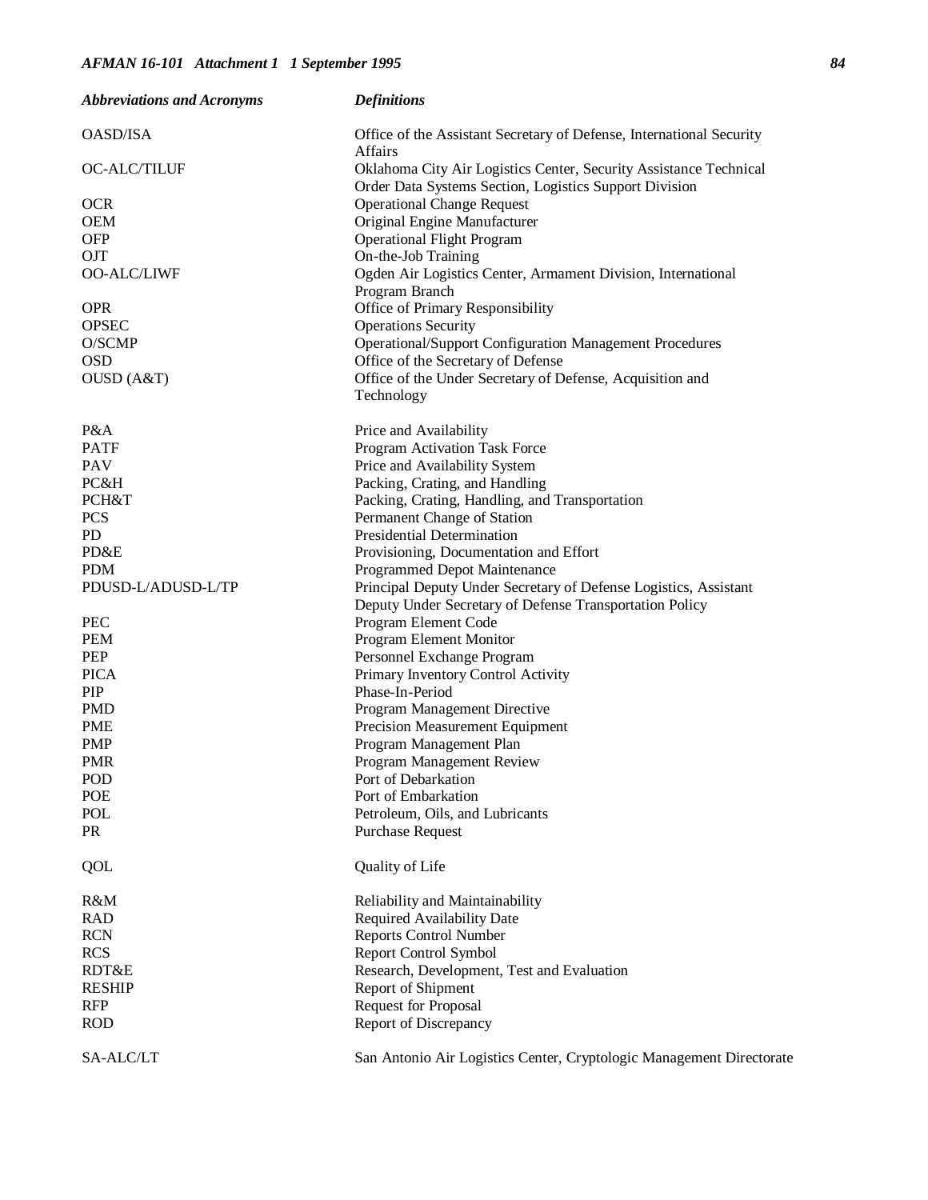| Abbreviations and Acronyms | Definitions |
|---|---|
| OASD/ISA | Office of the Assistant Secretary of Defense, International Security Affairs |
| OC-ALC/TILUF | Oklahoma City Air Logistics Center, Security Assistance Technical Order Data Systems Section, Logistics Support Division |
| OCR | Operational Change Request |
| OEM | Original Engine Manufacturer |
| OFP | Operational Flight Program |
| OJT | On-the-Job Training |
| OO-ALC/LIWF | Ogden Air Logistics Center, Armament Division, International Program Branch |
| OPR | Office of Primary Responsibility |
| OPSEC | Operations Security |
| O/SCMP | Operational/Support Configuration Management Procedures |
| OSD | Office of the Secretary of Defense |
| OUSD (A&T) | Office of the Under Secretary of Defense, Acquisition and Technology |
| P&A | Price and Availability |
| PATF | Program Activation Task Force |
| PAV | Price and Availability System |
| PC&H | Packing, Crating, and Handling |
| PCH&T | Packing, Crating, Handling, and Transportation |
| PCS | Permanent Change of Station |
| PD | Presidential Determination |
| PD&E | Provisioning, Documentation and Effort |
| PDM | Programmed Depot Maintenance |
| PDUSD-L/ADUSD-L/TP | Principal Deputy Under Secretary of Defense Logistics, Assistant Deputy Under Secretary of Defense Transportation Policy |
| PEC | Program Element Code |
| PEM | Program Element Monitor |
| PEP | Personnel Exchange Program |
| PICA | Primary Inventory Control Activity |
| PIP | Phase-In-Period |
| PMD | Program Management Directive |
| PME | Precision Measurement Equipment |
| PMP | Program Management Plan |
| PMR | Program Management Review |
| POD | Port of Debarkation |
| POE | Port of Embarkation |
| POL | Petroleum, Oils, and Lubricants |
| PR | Purchase Request |
| QOL | Quality of Life |
| R&M | Reliability and Maintainability |
| RAD | Required Availability Date |
| RCN | Reports Control Number |
| RCS | Report Control Symbol |
| RDT&E | Research, Development, Test and Evaluation |
| RESHIP | Report of Shipment |
| RFP | Request for Proposal |
| ROD | Report of Discrepancy |
| SA-ALC/LT | San Antonio Air Logistics Center, Cryptologic Management Directorate |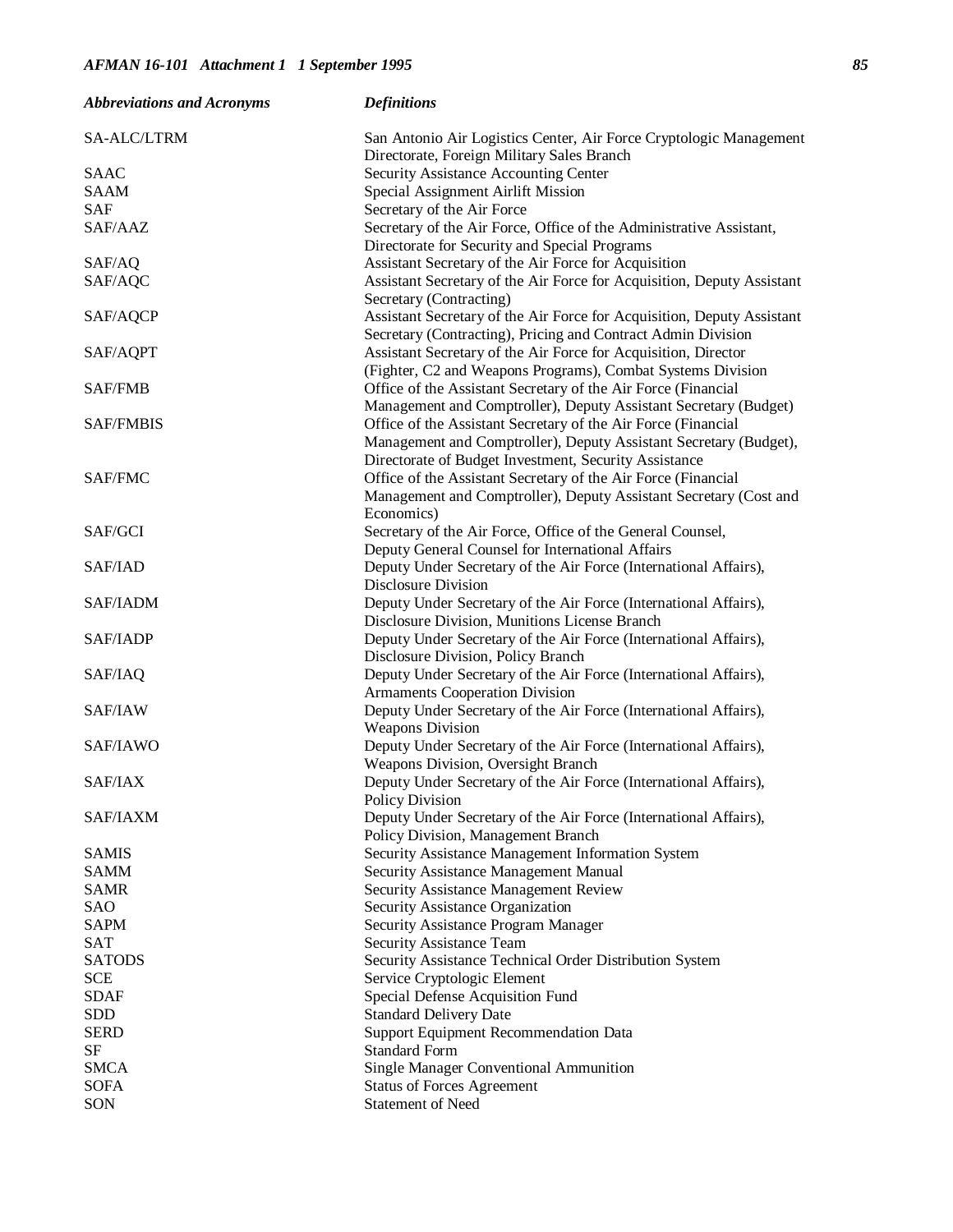| *Abbreviations and Acronyms* | *Definitions* |
|---|---|
| SA-ALC/LTRM | San Antonio Air Logistics Center, Air Force Cryptologic Management Directorate, Foreign Military Sales Branch |
| SAAC | Security Assistance Accounting Center |
| SAAM | Special Assignment Airlift Mission |
| SAF | Secretary of the Air Force |
| SAF/AAZ | Secretary of the Air Force, Office of the Administrative Assistant, Directorate for Security and Special Programs |
| SAF/AQ | Assistant Secretary of the Air Force for Acquisition |
| SAF/AQC | Assistant Secretary of the Air Force for Acquisition, Deputy Assistant Secretary (Contracting) |
| SAF/AQCP | Assistant Secretary of the Air Force for Acquisition, Deputy Assistant Secretary (Contracting), Pricing and Contract Admin Division |
| SAF/AQPT | Assistant Secretary of the Air Force for Acquisition, Director (Fighter, C2 and Weapons Programs), Combat Systems Division |
| SAF/FMB | Office of the Assistant Secretary of the Air Force (Financial Management and Comptroller), Deputy Assistant Secretary (Budget) |
| SAF/FMBIS | Office of the Assistant Secretary of the Air Force (Financial Management and Comptroller), Deputy Assistant Secretary (Budget), Directorate of Budget Investment, Security Assistance |
| SAF/FMC | Office of the Assistant Secretary of the Air Force (Financial Management and Comptroller), Deputy Assistant Secretary (Cost and Economics) |
| SAF/GCI | Secretary of the Air Force, Office of the General Counsel, Deputy General Counsel for International Affairs |
| SAF/IAD | Deputy Under Secretary of the Air Force (International Affairs), Disclosure Division |
| SAF/IADM | Deputy Under Secretary of the Air Force (International Affairs), Disclosure Division, Munitions License Branch |
| SAF/IADP | Deputy Under Secretary of the Air Force (International Affairs), Disclosure Division, Policy Branch |
| SAF/IAQ | Deputy Under Secretary of the Air Force (International Affairs), Armaments Cooperation Division |
| SAF/IAW | Deputy Under Secretary of the Air Force (International Affairs), Weapons Division |
| SAF/IAWO | Deputy Under Secretary of the Air Force (International Affairs), Weapons Division, Oversight Branch |
| SAF/IAX | Deputy Under Secretary of the Air Force (International Affairs), Policy Division |
| SAF/IAXM | Deputy Under Secretary of the Air Force (International Affairs), Policy Division, Management Branch |
| SAMIS | Security Assistance Management Information System |
| SAMM | Security Assistance Management Manual |
| SAMR | Security Assistance Management Review |
| SAO | Security Assistance Organization |
| SAPM | Security Assistance Program Manager |
| SAT | Security Assistance Team |
| SATODS | Security Assistance Technical Order Distribution System |
| SCE | Service Cryptologic Element |
| SDAF | Special Defense Acquisition Fund |
| SDD | Standard Delivery Date |
| SERD | Support Equipment Recommendation Data |
| SF | Standard Form |
| SMCA | Single Manager Conventional Ammunition |
| SOFA | Status of Forces Agreement |
| SON | Statement of Need |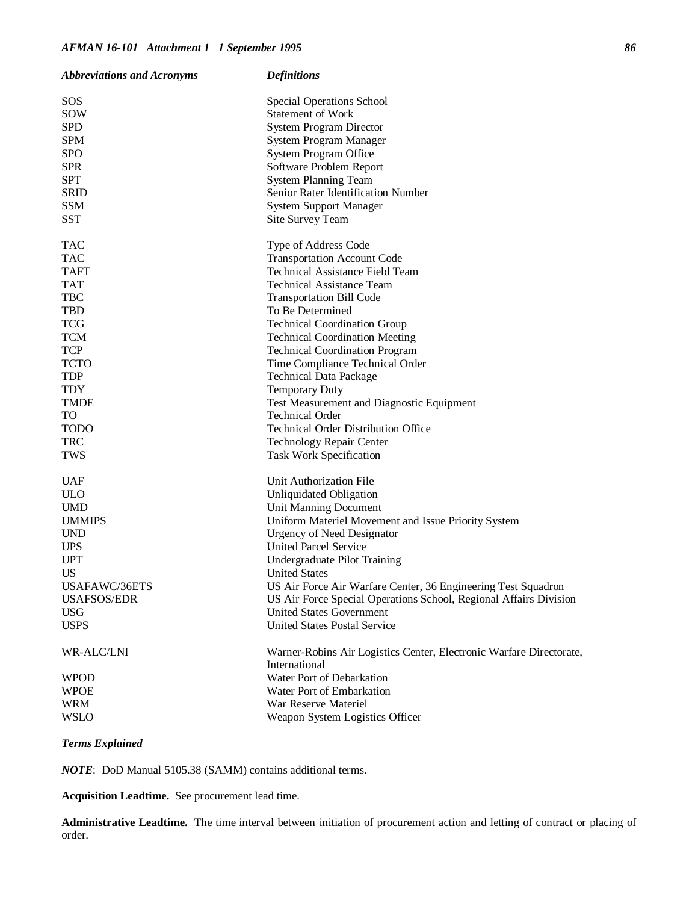| *Abbreviations and Acronyms* | *Definitions* |
|---|---|
| SOS | Special Operations School |
| SOW | Statement of Work |
| SPD | System Program Director |
| SPM | System Program Manager |
| SPO | System Program Office |
| SPR | Software Problem Report |
| SPT | System Planning Team |
| SRID | Senior Rater Identification Number |
| SSM | System Support Manager |
| SST | Site Survey Team |
| TAC | Type of Address Code |
| TAC | Transportation Account Code |
| TAFT | Technical Assistance Field Team |
| TAT | Technical Assistance Team |
| TBC | Transportation Bill Code |
| TBD | To Be Determined |
| TCG | Technical Coordination Group |
| TCM | Technical Coordination Meeting |
| TCP | Technical Coordination Program |
| TCTO | Time Compliance Technical Order |
| TDP | Technical Data Package |
| TDY | Temporary Duty |
| TMDE | Test Measurement and Diagnostic Equipment |
| TO | Technical Order |
| TODO | Technical Order Distribution Office |
| TRC | Technology Repair Center |
| TWS | Task Work Specification |
| UAF | Unit Authorization File |
| ULO | Unliquidated Obligation |
| UMD | Unit Manning Document |
| UMMIPS | Uniform Materiel Movement and Issue Priority System |
| UND | Urgency of Need Designator |
| UPS | United Parcel Service |
| UPT | Undergraduate Pilot Training |
| US | United States |
| USAFAWC/36ETS | US Air Force Air Warfare Center, 36 Engineering Test Squadron |
| USAFSOS/EDR | US Air Force Special Operations School, Regional Affairs Division |
| USG | United States Government |
| USPS | United States Postal Service |
| WR-ALC/LNI | Warner-Robins Air Logistics Center, Electronic Warfare Directorate, International |
| WPOD | Water Port of Debarkation |
| WPOE | Water Port of Embarkation |
| WRM | War Reserve Materiel |
| WSLO | Weapon System Logistics Officer |

### *Terms Explained*

***NOTE***: DoD Manual 5105.38 (SAMM) contains additional terms.

**Acquisition Leadtime.** See procurement lead time.

**Administrative Leadtime.** The time interval between initiation of procurement action and letting of contract or placing of order.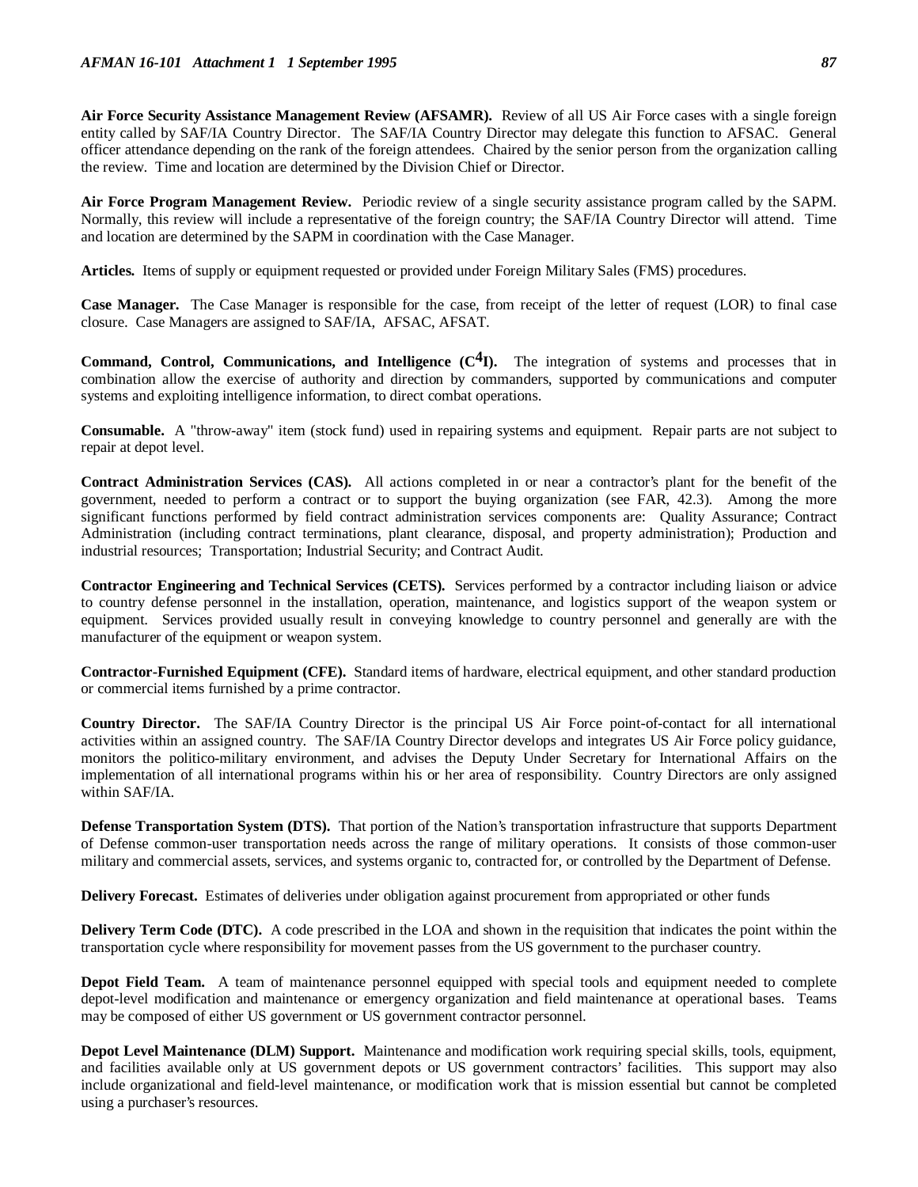**Air Force Security Assistance Management Review (AFSAMR).** Review of all US Air Force cases with a single foreign entity called by SAF/IA Country Director. The SAF/IA Country Director may delegate this function to AFSAC. General officer attendance depending on the rank of the foreign attendees. Chaired by the senior person from the organization calling the review. Time and location are determined by the Division Chief or Director.

**Air Force Program Management Review.** Periodic review of a single security assistance program called by the SAPM. Normally, this review will include a representative of the foreign country; the SAF/IA Country Director will attend. Time and location are determined by the SAPM in coordination with the Case Manager.

**Articles.** Items of supply or equipment requested or provided under Foreign Military Sales (FMS) procedures.

**Case Manager.** The Case Manager is responsible for the case, from receipt of the letter of request (LOR) to final case closure. Case Managers are assigned to SAF/IA, AFSAC, AFSAT.

**Command, Control, Communications, and Intelligence ($C^4$I).** The integration of systems and processes that in combination allow the exercise of authority and direction by commanders, supported by communications and computer systems and exploiting intelligence information, to direct combat operations.

**Consumable.** A "throw-away" item (stock fund) used in repairing systems and equipment. Repair parts are not subject to repair at depot level.

**Contract Administration Services (CAS).** All actions completed in or near a contractor's plant for the benefit of the government, needed to perform a contract or to support the buying organization (see FAR, 42.3). Among the more significant functions performed by field contract administration services components are: Quality Assurance; Contract Administration (including contract terminations, plant clearance, disposal, and property administration); Production and industrial resources; Transportation; Industrial Security; and Contract Audit.

**Contractor Engineering and Technical Services (CETS).** Services performed by a contractor including liaison or advice to country defense personnel in the installation, operation, maintenance, and logistics support of the weapon system or equipment. Services provided usually result in conveying knowledge to country personnel and generally are with the manufacturer of the equipment or weapon system.

**Contractor-Furnished Equipment (CFE).** Standard items of hardware, electrical equipment, and other standard production or commercial items furnished by a prime contractor.

**Country Director.** The SAF/IA Country Director is the principal US Air Force point-of-contact for all international activities within an assigned country. The SAF/IA Country Director develops and integrates US Air Force policy guidance, monitors the politico-military environment, and advises the Deputy Under Secretary for International Affairs on the implementation of all international programs within his or her area of responsibility. Country Directors are only assigned within SAF/IA.

**Defense Transportation System (DTS).** That portion of the Nation's transportation infrastructure that supports Department of Defense common-user transportation needs across the range of military operations. It consists of those common-user military and commercial assets, services, and systems organic to, contracted for, or controlled by the Department of Defense.

**Delivery Forecast.** Estimates of deliveries under obligation against procurement from appropriated or other funds

**Delivery Term Code (DTC).** A code prescribed in the LOA and shown in the requisition that indicates the point within the transportation cycle where responsibility for movement passes from the US government to the purchaser country.

**Depot Field Team.** A team of maintenance personnel equipped with special tools and equipment needed to complete depot-level modification and maintenance or emergency organization and field maintenance at operational bases. Teams may be composed of either US government or US government contractor personnel.

**Depot Level Maintenance (DLM) Support.** Maintenance and modification work requiring special skills, tools, equipment, and facilities available only at US government depots or US government contractors' facilities. This support may also include organizational and field-level maintenance, or modification work that is mission essential but cannot be completed using a purchaser's resources.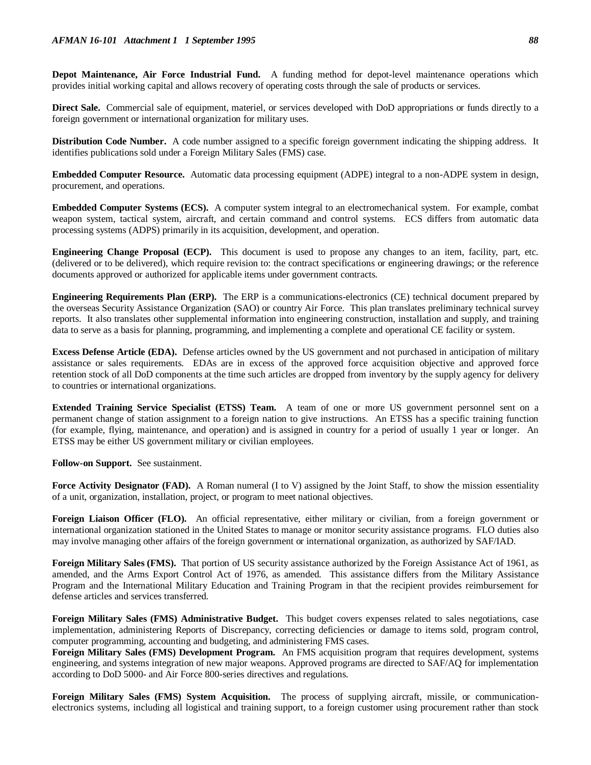**Depot Maintenance, Air Force Industrial Fund.** A funding method for depot-level maintenance operations which provides initial working capital and allows recovery of operating costs through the sale of products or services.

**Direct Sale.** Commercial sale of equipment, materiel, or services developed with DoD appropriations or funds directly to a foreign government or international organization for military uses.

**Distribution Code Number.** A code number assigned to a specific foreign government indicating the shipping address. It identifies publications sold under a Foreign Military Sales (FMS) case.

**Embedded Computer Resource.** Automatic data processing equipment (ADPE) integral to a non-ADPE system in design, procurement, and operations.

**Embedded Computer Systems (ECS).** A computer system integral to an electromechanical system. For example, combat weapon system, tactical system, aircraft, and certain command and control systems. ECS differs from automatic data processing systems (ADPS) primarily in its acquisition, development, and operation.

**Engineering Change Proposal (ECP).** This document is used to propose any changes to an item, facility, part, etc. (delivered or to be delivered), which require revision to: the contract specifications or engineering drawings; or the reference documents approved or authorized for applicable items under government contracts.

**Engineering Requirements Plan (ERP).** The ERP is a communications-electronics (CE) technical document prepared by the overseas Security Assistance Organization (SAO) or country Air Force. This plan translates preliminary technical survey reports. It also translates other supplemental information into engineering construction, installation and supply, and training data to serve as a basis for planning, programming, and implementing a complete and operational CE facility or system.

**Excess Defense Article (EDA).** Defense articles owned by the US government and not purchased in anticipation of military assistance or sales requirements. EDAs are in excess of the approved force acquisition objective and approved force retention stock of all DoD components at the time such articles are dropped from inventory by the supply agency for delivery to countries or international organizations.

**Extended Training Service Specialist (ETSS) Team.** A team of one or more US government personnel sent on a permanent change of station assignment to a foreign nation to give instructions. An ETSS has a specific training function (for example, flying, maintenance, and operation) and is assigned in country for a period of usually 1 year or longer. An ETSS may be either US government military or civilian employees.

**Follow-on Support.** See sustainment.

**Force Activity Designator (FAD).** A Roman numeral (I to V) assigned by the Joint Staff, to show the mission essentiality of a unit, organization, installation, project, or program to meet national objectives.

**Foreign Liaison Officer (FLO).** An official representative, either military or civilian, from a foreign government or international organization stationed in the United States to manage or monitor security assistance programs. FLO duties also may involve managing other affairs of the foreign government or international organization, as authorized by SAF/IAD.

**Foreign Military Sales (FMS).** That portion of US security assistance authorized by the Foreign Assistance Act of 1961, as amended, and the Arms Export Control Act of 1976, as amended. This assistance differs from the Military Assistance Program and the International Military Education and Training Program in that the recipient provides reimbursement for defense articles and services transferred.

**Foreign Military Sales (FMS) Administrative Budget.** This budget covers expenses related to sales negotiations, case implementation, administering Reports of Discrepancy, correcting deficiencies or damage to items sold, program control, computer programming, accounting and budgeting, and administering FMS cases.

**Foreign Military Sales (FMS) Development Program.** An FMS acquisition program that requires development, systems engineering, and systems integration of new major weapons. Approved programs are directed to SAF/AQ for implementation according to DoD 5000- and Air Force 800-series directives and regulations.

**Foreign Military Sales (FMS) System Acquisition.** The process of supplying aircraft, missile, or communication-electronics systems, including all logistical and training support, to a foreign customer using procurement rather than stock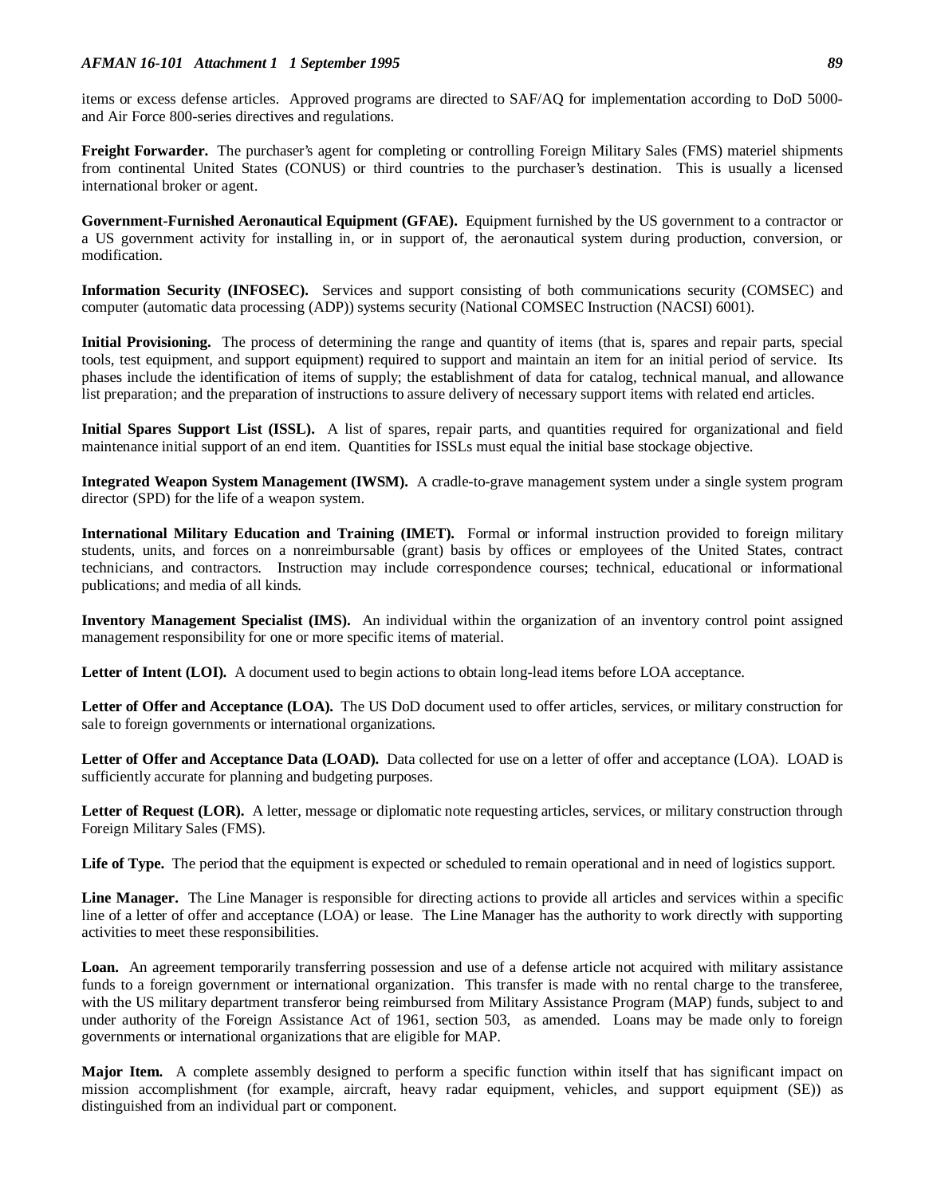items or excess defense articles. Approved programs are directed to SAF/AQ for implementation according to DoD 5000- and Air Force 800-series directives and regulations.

**Freight Forwarder.** The purchaser's agent for completing or controlling Foreign Military Sales (FMS) materiel shipments from continental United States (CONUS) or third countries to the purchaser's destination. This is usually a licensed international broker or agent.

**Government-Furnished Aeronautical Equipment (GFAE).** Equipment furnished by the US government to a contractor or a US government activity for installing in, or in support of, the aeronautical system during production, conversion, or modification.

**Information Security (INFOSEC).** Services and support consisting of both communications security (COMSEC) and computer (automatic data processing (ADP)) systems security (National COMSEC Instruction (NACSI) 6001).

**Initial Provisioning.** The process of determining the range and quantity of items (that is, spares and repair parts, special tools, test equipment, and support equipment) required to support and maintain an item for an initial period of service. Its phases include the identification of items of supply; the establishment of data for catalog, technical manual, and allowance list preparation; and the preparation of instructions to assure delivery of necessary support items with related end articles.

**Initial Spares Support List (ISSL).** A list of spares, repair parts, and quantities required for organizational and field maintenance initial support of an end item. Quantities for ISSLs must equal the initial base stockage objective.

**Integrated Weapon System Management (IWSM).** A cradle-to-grave management system under a single system program director (SPD) for the life of a weapon system.

**International Military Education and Training (IMET).** Formal or informal instruction provided to foreign military students, units, and forces on a nonreimbursable (grant) basis by offices or employees of the United States, contract technicians, and contractors. Instruction may include correspondence courses; technical, educational or informational publications; and media of all kinds.

**Inventory Management Specialist (IMS).** An individual within the organization of an inventory control point assigned management responsibility for one or more specific items of material.

**Letter of Intent (LOI).** A document used to begin actions to obtain long-lead items before LOA acceptance.

**Letter of Offer and Acceptance (LOA).** The US DoD document used to offer articles, services, or military construction for sale to foreign governments or international organizations.

**Letter of Offer and Acceptance Data (LOAD).** Data collected for use on a letter of offer and acceptance (LOA). LOAD is sufficiently accurate for planning and budgeting purposes.

**Letter of Request (LOR).** A letter, message or diplomatic note requesting articles, services, or military construction through Foreign Military Sales (FMS).

**Life of Type.** The period that the equipment is expected or scheduled to remain operational and in need of logistics support.

**Line Manager.** The Line Manager is responsible for directing actions to provide all articles and services within a specific line of a letter of offer and acceptance (LOA) or lease. The Line Manager has the authority to work directly with supporting activities to meet these responsibilities.

**Loan.** An agreement temporarily transferring possession and use of a defense article not acquired with military assistance funds to a foreign government or international organization. This transfer is made with no rental charge to the transferee, with the US military department transferor being reimbursed from Military Assistance Program (MAP) funds, subject to and under authority of the Foreign Assistance Act of 1961, section 503, as amended. Loans may be made only to foreign governments or international organizations that are eligible for MAP.

**Major Item.** A complete assembly designed to perform a specific function within itself that has significant impact on mission accomplishment (for example, aircraft, heavy radar equipment, vehicles, and support equipment (SE)) as distinguished from an individual part or component.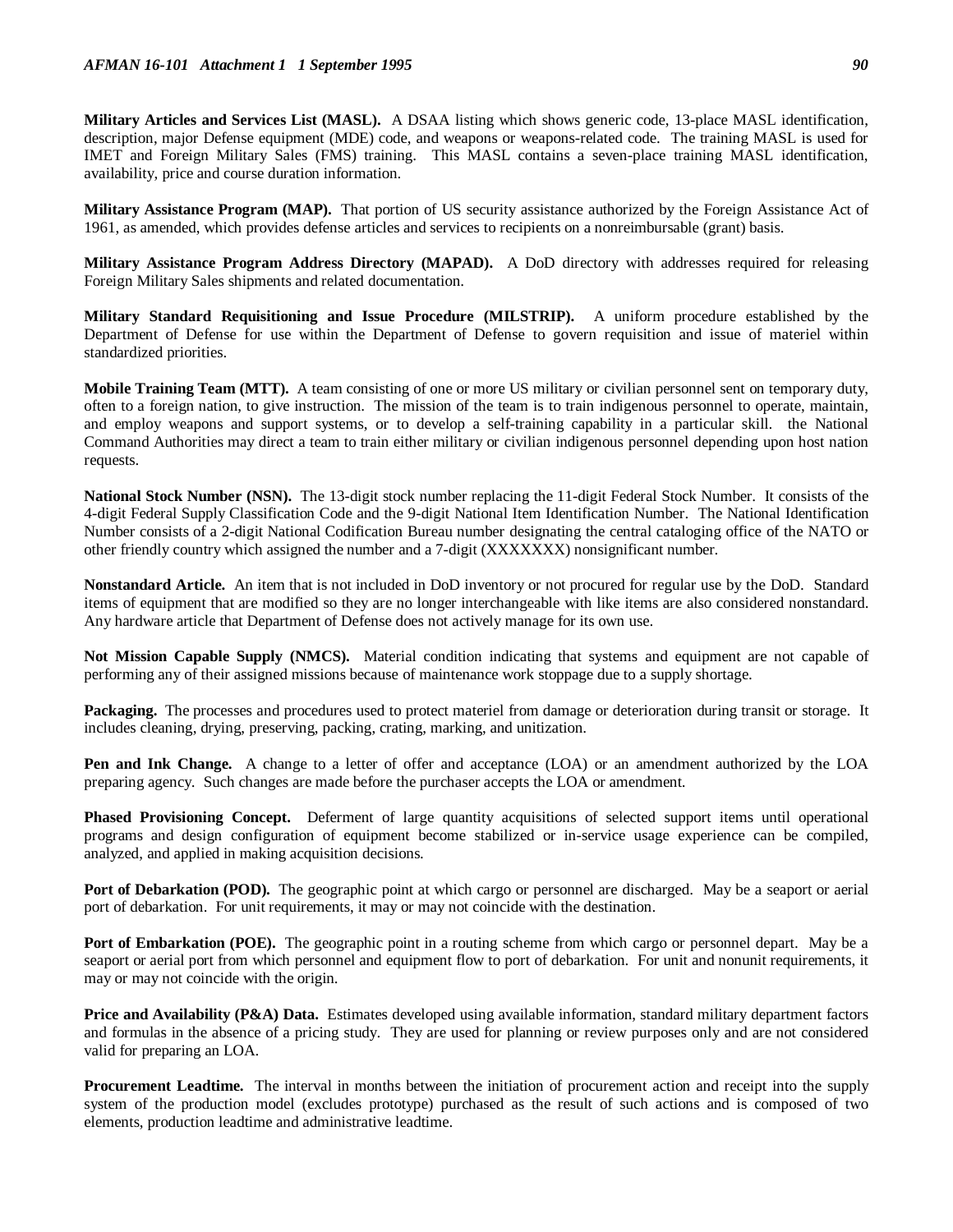**Military Articles and Services List (MASL).** A DSAA listing which shows generic code, 13-place MASL identification, description, major Defense equipment (MDE) code, and weapons or weapons-related code. The training MASL is used for IMET and Foreign Military Sales (FMS) training. This MASL contains a seven-place training MASL identification, availability, price and course duration information.

**Military Assistance Program (MAP).** That portion of US security assistance authorized by the Foreign Assistance Act of 1961, as amended, which provides defense articles and services to recipients on a nonreimbursable (grant) basis.

**Military Assistance Program Address Directory (MAPAD).** A DoD directory with addresses required for releasing Foreign Military Sales shipments and related documentation.

**Military Standard Requisitioning and Issue Procedure (MILSTRIP).** A uniform procedure established by the Department of Defense for use within the Department of Defense to govern requisition and issue of materiel within standardized priorities.

**Mobile Training Team (MTT).** A team consisting of one or more US military or civilian personnel sent on temporary duty, often to a foreign nation, to give instruction. The mission of the team is to train indigenous personnel to operate, maintain, and employ weapons and support systems, or to develop a self-training capability in a particular skill. the National Command Authorities may direct a team to train either military or civilian indigenous personnel depending upon host nation requests.

**National Stock Number (NSN).** The 13-digit stock number replacing the 11-digit Federal Stock Number. It consists of the 4-digit Federal Supply Classification Code and the 9-digit National Item Identification Number. The National Identification Number consists of a 2-digit National Codification Bureau number designating the central cataloging office of the NATO or other friendly country which assigned the number and a 7-digit (XXXXXXX) nonsignificant number.

**Nonstandard Article.** An item that is not included in DoD inventory or not procured for regular use by the DoD. Standard items of equipment that are modified so they are no longer interchangeable with like items are also considered nonstandard. Any hardware article that Department of Defense does not actively manage for its own use.

**Not Mission Capable Supply (NMCS).** Material condition indicating that systems and equipment are not capable of performing any of their assigned missions because of maintenance work stoppage due to a supply shortage.

**Packaging.** The processes and procedures used to protect materiel from damage or deterioration during transit or storage. It includes cleaning, drying, preserving, packing, crating, marking, and unitization.

**Pen and Ink Change.** A change to a letter of offer and acceptance (LOA) or an amendment authorized by the LOA preparing agency. Such changes are made before the purchaser accepts the LOA or amendment.

**Phased Provisioning Concept.** Deferment of large quantity acquisitions of selected support items until operational programs and design configuration of equipment become stabilized or in-service usage experience can be compiled, analyzed, and applied in making acquisition decisions.

**Port of Debarkation (POD).** The geographic point at which cargo or personnel are discharged. May be a seaport or aerial port of debarkation. For unit requirements, it may or may not coincide with the destination.

**Port of Embarkation (POE).** The geographic point in a routing scheme from which cargo or personnel depart. May be a seaport or aerial port from which personnel and equipment flow to port of debarkation. For unit and nonunit requirements, it may or may not coincide with the origin.

**Price and Availability (P&A) Data.** Estimates developed using available information, standard military department factors and formulas in the absence of a pricing study. They are used for planning or review purposes only and are not considered valid for preparing an LOA.

**Procurement Leadtime.** The interval in months between the initiation of procurement action and receipt into the supply system of the production model (excludes prototype) purchased as the result of such actions and is composed of two elements, production leadtime and administrative leadtime.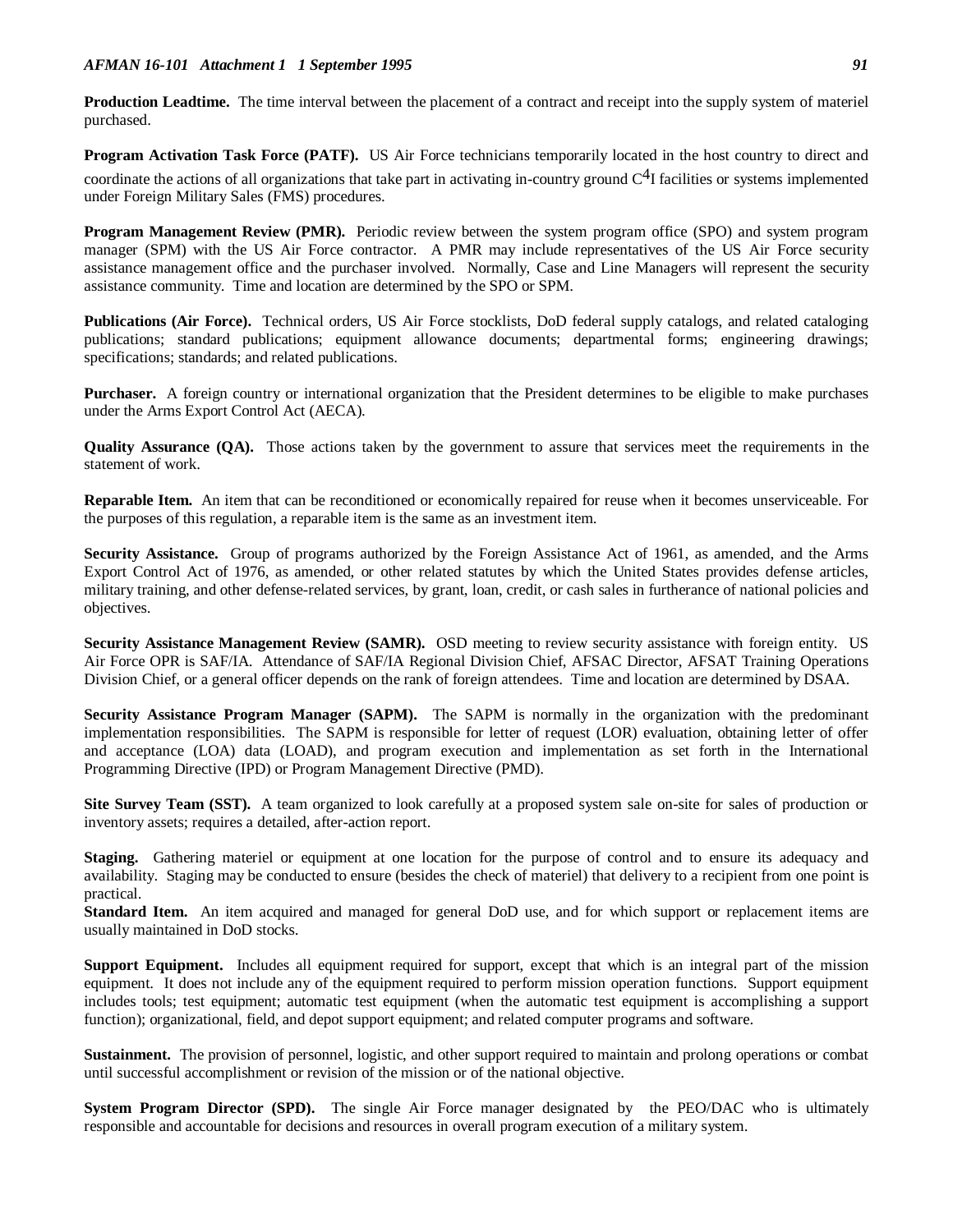**Production Leadtime.** The time interval between the placement of a contract and receipt into the supply system of materiel purchased.

**Program Activation Task Force (PATF).** US Air Force technicians temporarily located in the host country to direct and coordinate the actions of all organizations that take part in activating in-country ground $C^4I$ facilities or systems implemented under Foreign Military Sales (FMS) procedures.

**Program Management Review (PMR).** Periodic review between the system program office (SPO) and system program manager (SPM) with the US Air Force contractor. A PMR may include representatives of the US Air Force security assistance management office and the purchaser involved. Normally, Case and Line Managers will represent the security assistance community. Time and location are determined by the SPO or SPM.

**Publications (Air Force).** Technical orders, US Air Force stocklists, DoD federal supply catalogs, and related cataloging publications; standard publications; equipment allowance documents; departmental forms; engineering drawings; specifications; standards; and related publications.

**Purchaser.** A foreign country or international organization that the President determines to be eligible to make purchases under the Arms Export Control Act (AECA).

**Quality Assurance (QA).** Those actions taken by the government to assure that services meet the requirements in the statement of work.

**Reparable Item.** An item that can be reconditioned or economically repaired for reuse when it becomes unserviceable. For the purposes of this regulation, a reparable item is the same as an investment item.

**Security Assistance.** Group of programs authorized by the Foreign Assistance Act of 1961, as amended, and the Arms Export Control Act of 1976, as amended, or other related statutes by which the United States provides defense articles, military training, and other defense-related services, by grant, loan, credit, or cash sales in furtherance of national policies and objectives.

**Security Assistance Management Review (SAMR).** OSD meeting to review security assistance with foreign entity. US Air Force OPR is SAF/IA. Attendance of SAF/IA Regional Division Chief, AFSAC Director, AFSAT Training Operations Division Chief, or a general officer depends on the rank of foreign attendees. Time and location are determined by DSAA.

**Security Assistance Program Manager (SAPM).** The SAPM is normally in the organization with the predominant implementation responsibilities. The SAPM is responsible for letter of request (LOR) evaluation, obtaining letter of offer and acceptance (LOA) data (LOAD), and program execution and implementation as set forth in the International Programming Directive (IPD) or Program Management Directive (PMD).

**Site Survey Team (SST).** A team organized to look carefully at a proposed system sale on-site for sales of production or inventory assets; requires a detailed, after-action report.

**Staging.** Gathering materiel or equipment at one location for the purpose of control and to ensure its adequacy and availability. Staging may be conducted to ensure (besides the check of materiel) that delivery to a recipient from one point is practical.

**Standard Item.** An item acquired and managed for general DoD use, and for which support or replacement items are usually maintained in DoD stocks.

**Support Equipment.** Includes all equipment required for support, except that which is an integral part of the mission equipment. It does not include any of the equipment required to perform mission operation functions. Support equipment includes tools; test equipment; automatic test equipment (when the automatic test equipment is accomplishing a support function); organizational, field, and depot support equipment; and related computer programs and software.

**Sustainment.** The provision of personnel, logistic, and other support required to maintain and prolong operations or combat until successful accomplishment or revision of the mission or of the national objective.

**System Program Director (SPD).** The single Air Force manager designated by the PEO/DAC who is ultimately responsible and accountable for decisions and resources in overall program execution of a military system.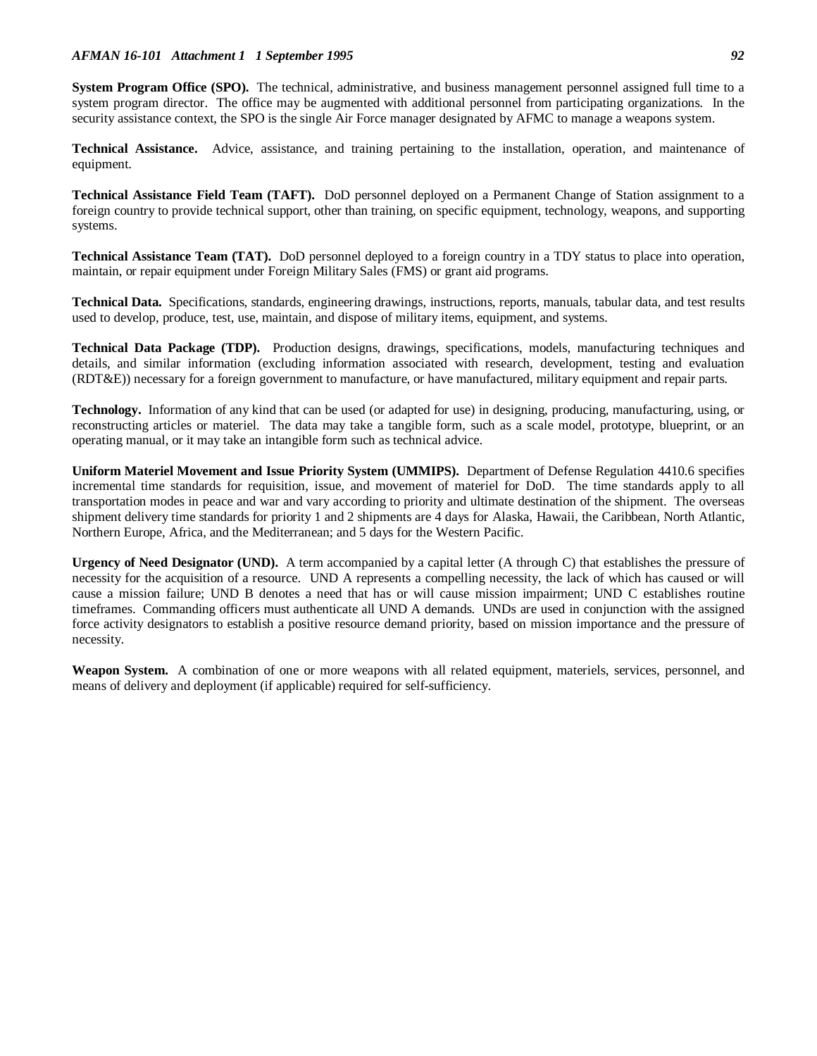**System Program Office (SPO).** The technical, administrative, and business management personnel assigned full time to a system program director. The office may be augmented with additional personnel from participating organizations. In the security assistance context, the SPO is the single Air Force manager designated by AFMC to manage a weapons system.

**Technical Assistance.** Advice, assistance, and training pertaining to the installation, operation, and maintenance of equipment.

**Technical Assistance Field Team (TAFT).** DoD personnel deployed on a Permanent Change of Station assignment to a foreign country to provide technical support, other than training, on specific equipment, technology, weapons, and supporting systems.

**Technical Assistance Team (TAT).** DoD personnel deployed to a foreign country in a TDY status to place into operation, maintain, or repair equipment under Foreign Military Sales (FMS) or grant aid programs.

**Technical Data.** Specifications, standards, engineering drawings, instructions, reports, manuals, tabular data, and test results used to develop, produce, test, use, maintain, and dispose of military items, equipment, and systems.

**Technical Data Package (TDP).** Production designs, drawings, specifications, models, manufacturing techniques and details, and similar information (excluding information associated with research, development, testing and evaluation (RDT&E)) necessary for a foreign government to manufacture, or have manufactured, military equipment and repair parts.

**Technology.** Information of any kind that can be used (or adapted for use) in designing, producing, manufacturing, using, or reconstructing articles or materiel. The data may take a tangible form, such as a scale model, prototype, blueprint, or an operating manual, or it may take an intangible form such as technical advice.

**Uniform Materiel Movement and Issue Priority System (UMMIPS).** Department of Defense Regulation 4410.6 specifies incremental time standards for requisition, issue, and movement of materiel for DoD. The time standards apply to all transportation modes in peace and war and vary according to priority and ultimate destination of the shipment. The overseas shipment delivery time standards for priority 1 and 2 shipments are 4 days for Alaska, Hawaii, the Caribbean, North Atlantic, Northern Europe, Africa, and the Mediterranean; and 5 days for the Western Pacific.

**Urgency of Need Designator (UND).** A term accompanied by a capital letter (A through C) that establishes the pressure of necessity for the acquisition of a resource. UND A represents a compelling necessity, the lack of which has caused or will cause a mission failure; UND B denotes a need that has or will cause mission impairment; UND C establishes routine timeframes. Commanding officers must authenticate all UND A demands. UNDs are used in conjunction with the assigned force activity designators to establish a positive resource demand priority, based on mission importance and the pressure of necessity.

**Weapon System.** A combination of one or more weapons with all related equipment, materiels, services, personnel, and means of delivery and deployment (if applicable) required for self-sufficiency.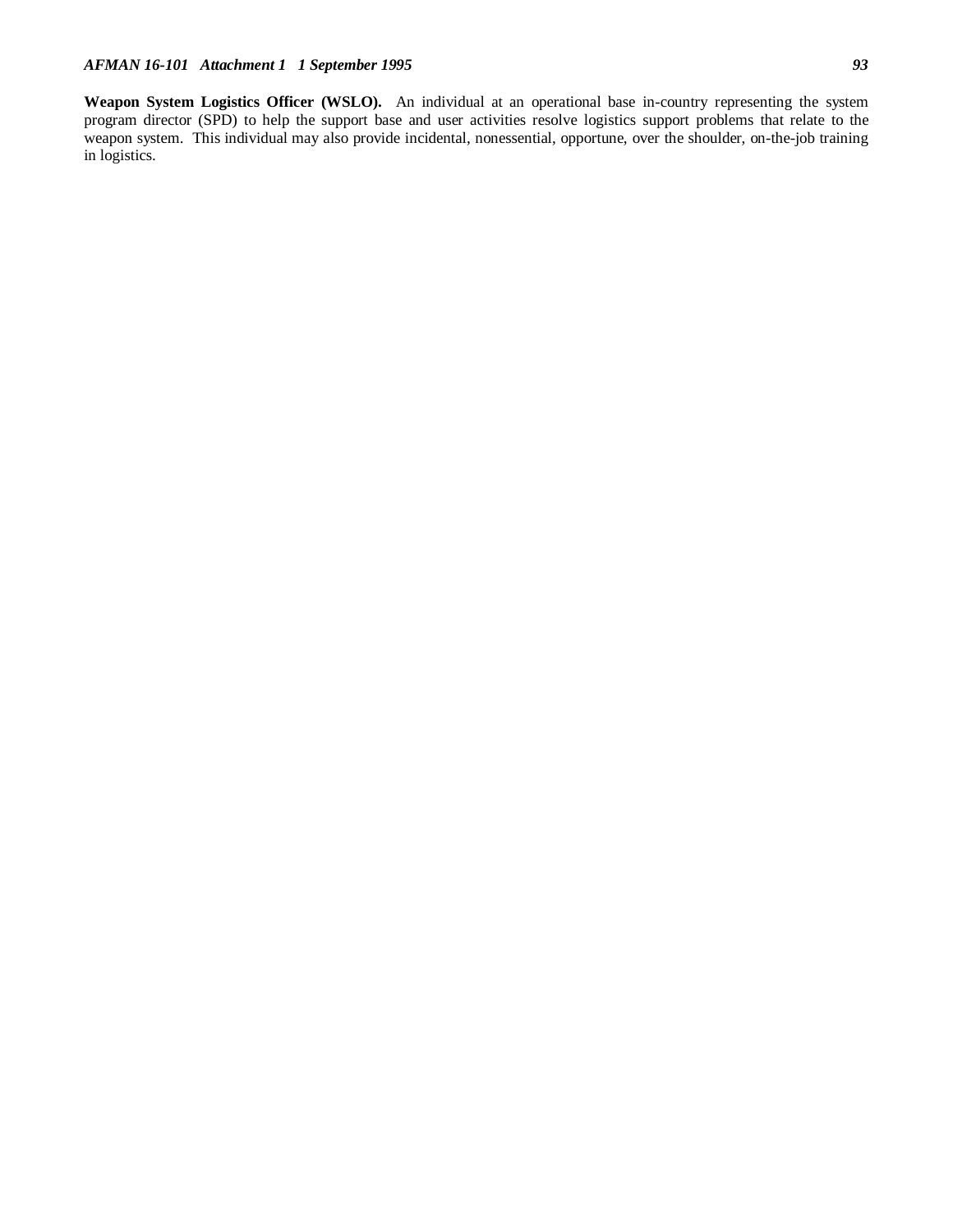**Weapon System Logistics Officer (WSLO).** An individual at an operational base in-country representing the system program director (SPD) to help the support base and user activities resolve logistics support problems that relate to the weapon system. This individual may also provide incidental, nonessential, opportune, over the shoulder, on-the-job training in logistics.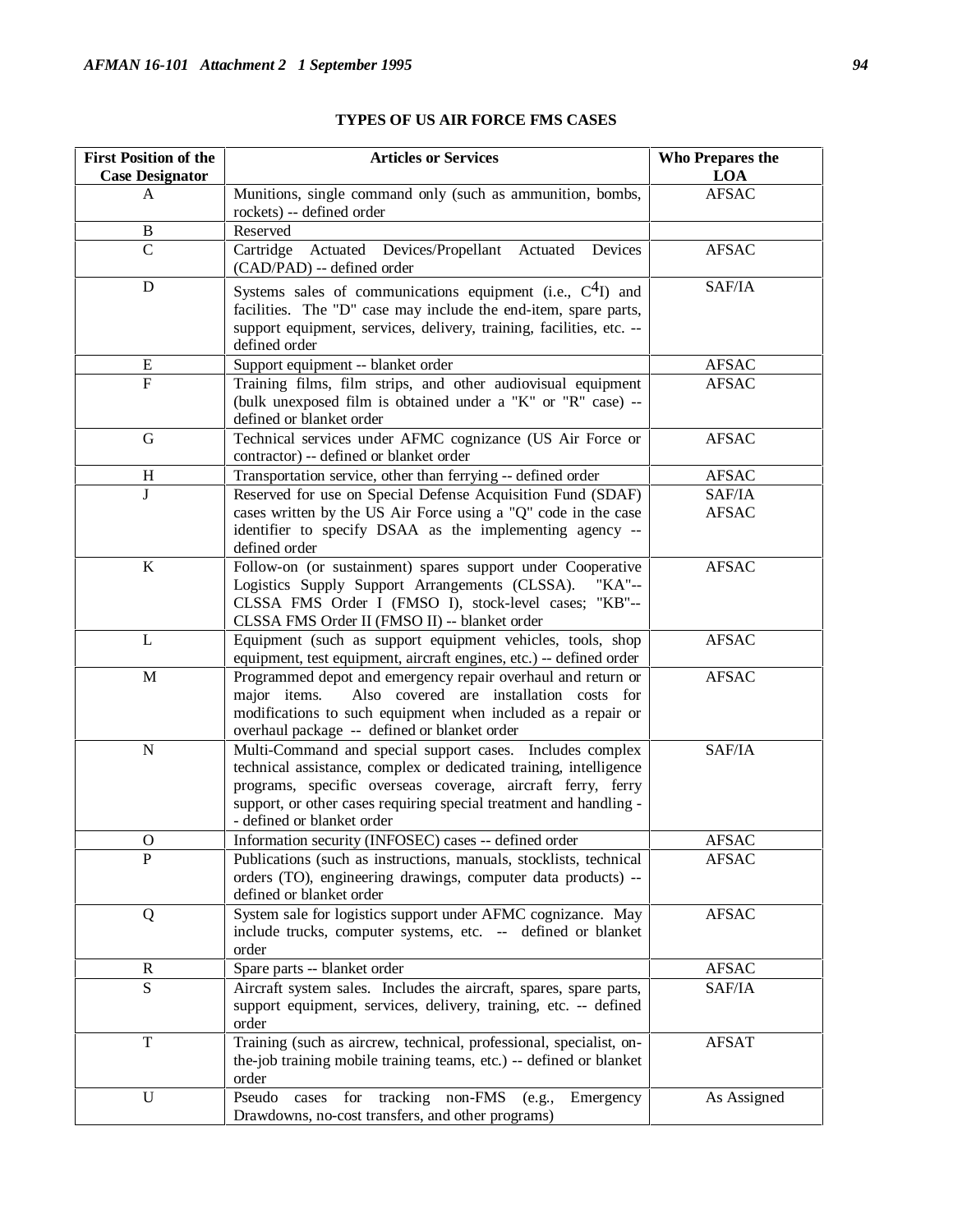**TYPES OF US AIR FORCE FMS CASES**

| First Position of the Case Designator | Articles or Services | Who Prepares the LOA |
|---|---|---|
| A | Munitions, single command only (such as ammunition, bombs, rockets) -- defined order | AFSAC |
| B | Reserved | |
| C | Cartridge Actuated Devices/Propellant Actuated Devices (CAD/PAD) -- defined order | AFSAC |
| D | Systems sales of communications equipment (i.e., $C^4I$) and facilities. The "D" case may include the end-item, spare parts, support equipment, services, delivery, training, facilities, etc. -- defined order | SAF/IA |
| E | Support equipment -- blanket order | AFSAC |
| F | Training films, film strips, and other audiovisual equipment (bulk unexposed film is obtained under a "K" or "R" case) -- defined or blanket order | AFSAC |
| G | Technical services under AFMC cognizance (US Air Force or contractor) -- defined or blanket order | AFSAC |
| H | Transportation service, other than ferrying -- defined order | AFSAC |
| J | Reserved for use on Special Defense Acquisition Fund (SDAF) cases written by the US Air Force using a "Q" code in the case identifier to specify DSAA as the implementing agency -- defined order | SAF/IA AFSAC |
| K | Follow-on (or sustainment) spares support under Cooperative Logistics Supply Support Arrangements (CLSSA). "KA"-- CLSSA FMS Order I (FMSO I), stock-level cases; "KB"-- CLSSA FMS Order II (FMSO II) -- blanket order | AFSAC |
| L | Equipment (such as support equipment vehicles, tools, shop equipment, test equipment, aircraft engines, etc.) -- defined order | AFSAC |
| M | Programmed depot and emergency repair overhaul and return or major items. Also covered are installation costs for modifications to such equipment when included as a repair or overhaul package -- defined or blanket order | AFSAC |
| N | Multi-Command and special support cases. Includes complex technical assistance, complex or dedicated training, intelligence programs, specific overseas coverage, aircraft ferry, ferry support, or other cases requiring special treatment and handling -- defined or blanket order | SAF/IA |
| O | Information security (INFOSEC) cases -- defined order | AFSAC |
| P | Publications (such as instructions, manuals, stocklists, technical orders (TO), engineering drawings, computer data products) -- defined or blanket order | AFSAC |
| Q | System sale for logistics support under AFMC cognizance. May include trucks, computer systems, etc. -- defined or blanket order | AFSAC |
| R | Spare parts -- blanket order | AFSAC |
| S | Aircraft system sales. Includes the aircraft, spares, spare parts, support equipment, services, delivery, training, etc. -- defined order | SAF/IA |
| T | Training (such as aircrew, technical, professional, specialist, on-the-job training mobile training teams, etc.) -- defined or blanket order | AFSAT |
| U | Pseudo cases for tracking non-FMS (e.g., Emergency Drawdowns, no-cost transfers, and other programs) | As Assigned |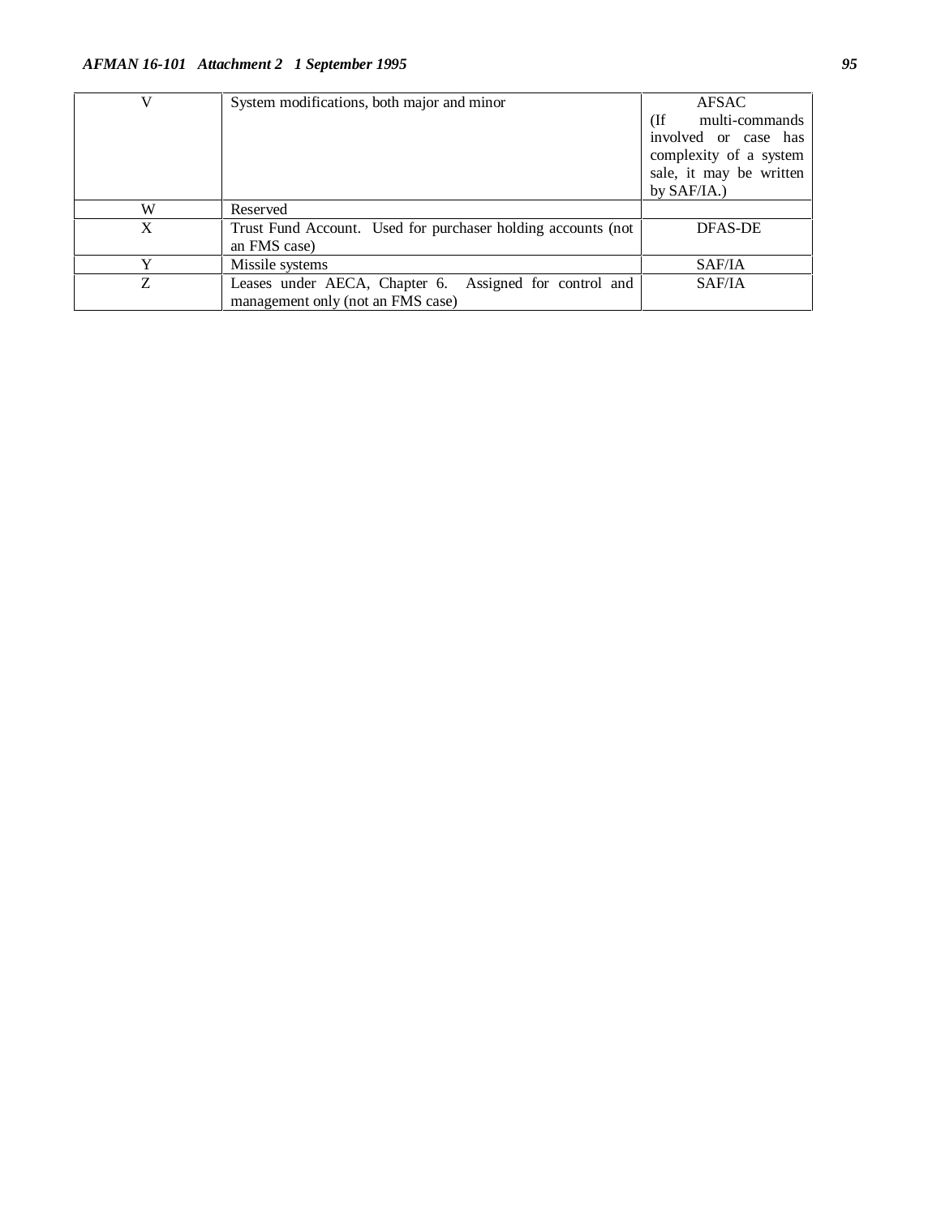| | | |
|---|---|---|
| V | System modifications, both major and minor | AFSAC (If multi-commands involved or case has complexity of a system sale, it may be written by SAF/IA.) |
| W | Reserved | |
| X | Trust Fund Account. Used for purchaser holding accounts (not an FMS case) | DFAS-DE |
| Y | Missile systems | SAF/IA |
| Z | Leases under AECA, Chapter 6. Assigned for control and management only (not an FMS case) | SAF/IA |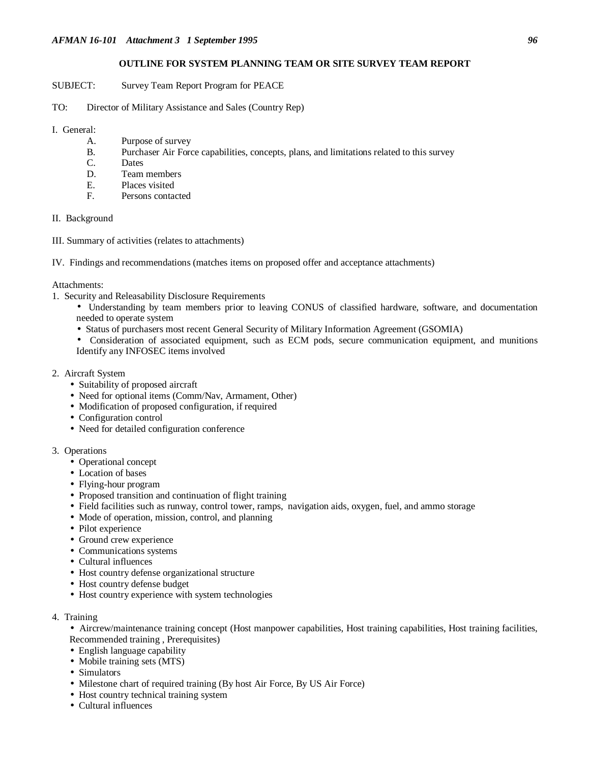## OUTLINE FOR SYSTEM PLANNING TEAM OR SITE SURVEY TEAM REPORT

SUBJECT: Survey Team Report Program for PEACE

TO: Director of Military Assistance and Sales (Country Rep)

I. General:

- A. Purpose of survey
- B. Purchaser Air Force capabilities, concepts, plans, and limitations related to this survey
- C. Dates
- D. Team members
- E. Places visited
- F. Persons contacted

II. Background

III. Summary of activities (relates to attachments)

IV. Findings and recommendations (matches items on proposed offer and acceptance attachments)

Attachments:

1. Security and Releasability Disclosure Requirements
   - Understanding by team members prior to leaving CONUS of classified hardware, software, and documentation needed to operate system
   - Status of purchasers most recent General Security of Military Information Agreement (GSOMIA)
   - Consideration of associated equipment, such as ECM pods, secure communication equipment, and munitions Identify any INFOSEC items involved

2. Aircraft System
   - Suitability of proposed aircraft
   - Need for optional items (Comm/Nav, Armament, Other)
   - Modification of proposed configuration, if required
   - Configuration control
   - Need for detailed configuration conference

3. Operations
   - Operational concept
   - Location of bases
   - Flying-hour program
   - Proposed transition and continuation of flight training
   - Field facilities such as runway, control tower, ramps, navigation aids, oxygen, fuel, and ammo storage
   - Mode of operation, mission, control, and planning
   - Pilot experience
   - Ground crew experience
   - Communications systems
   - Cultural influences
   - Host country defense organizational structure
   - Host country defense budget
   - Host country experience with system technologies

4. Training
   - Aircrew/maintenance training concept (Host manpower capabilities, Host training capabilities, Host training facilities, Recommended training , Prerequisites)
   - English language capability
   - Mobile training sets (MTS)
   - Simulators
   - Milestone chart of required training (By host Air Force, By US Air Force)
   - Host country technical training system
   - Cultural influences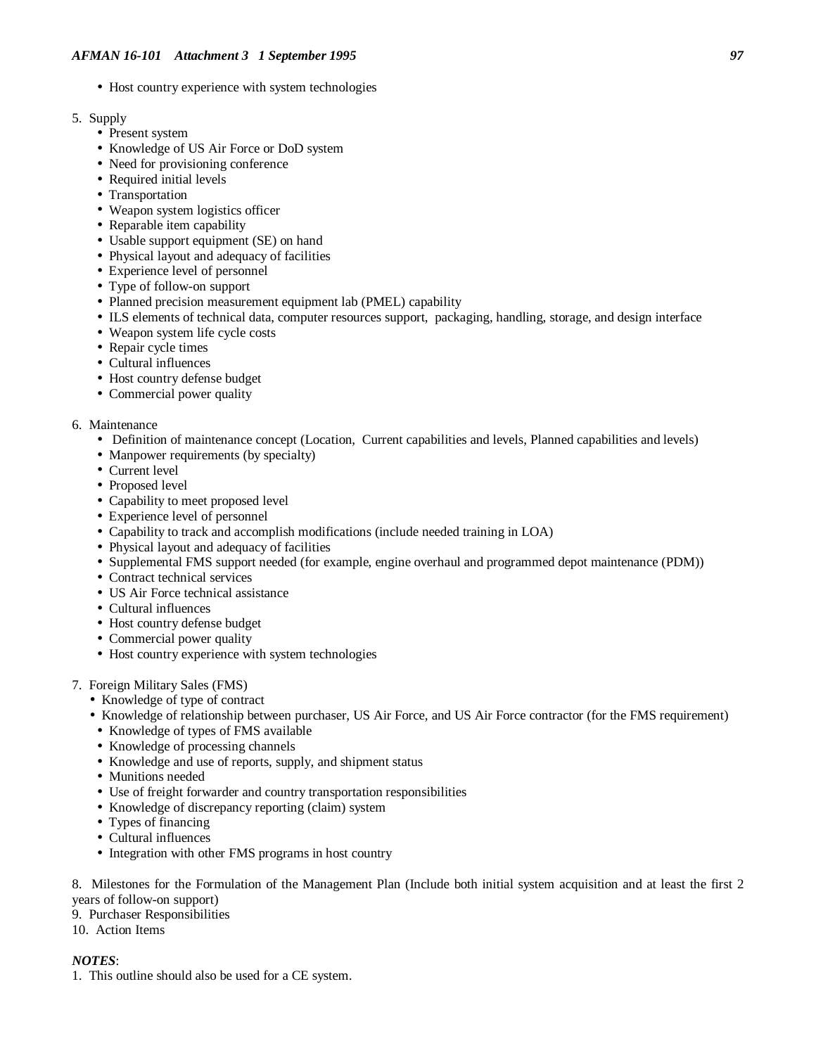- Host country experience with system technologies

5. Supply
   - Present system
   - Knowledge of US Air Force or DoD system
   - Need for provisioning conference
   - Required initial levels
   - Transportation
   - Weapon system logistics officer
   - Reparable item capability
   - Usable support equipment (SE) on hand
   - Physical layout and adequacy of facilities
   - Experience level of personnel
   - Type of follow-on support
   - Planned precision measurement equipment lab (PMEL) capability
   - ILS elements of technical data, computer resources support, packaging, handling, storage, and design interface
   - Weapon system life cycle costs
   - Repair cycle times
   - Cultural influences
   - Host country defense budget
   - Commercial power quality

6. Maintenance
   - Definition of maintenance concept (Location, Current capabilities and levels, Planned capabilities and levels)
   - Manpower requirements (by specialty)
   - Current level
   - Proposed level
   - Capability to meet proposed level
   - Experience level of personnel
   - Capability to track and accomplish modifications (include needed training in LOA)
   - Physical layout and adequacy of facilities
   - Supplemental FMS support needed (for example, engine overhaul and programmed depot maintenance (PDM))
   - Contract technical services
   - US Air Force technical assistance
   - Cultural influences
   - Host country defense budget
   - Commercial power quality
   - Host country experience with system technologies

7. Foreign Military Sales (FMS)
   - Knowledge of type of contract
   - Knowledge of relationship between purchaser, US Air Force, and US Air Force contractor (for the FMS requirement)
   - Knowledge of types of FMS available
   - Knowledge of processing channels
   - Knowledge and use of reports, supply, and shipment status
   - Munitions needed
   - Use of freight forwarder and country transportation responsibilities
   - Knowledge of discrepancy reporting (claim) system
   - Types of financing
   - Cultural influences
   - Integration with other FMS programs in host country

8. Milestones for the Formulation of the Management Plan (Include both initial system acquisition and at least the first 2 years of follow-on support)
9. Purchaser Responsibilities
10. Action Items

***NOTES***:
1. This outline should also be used for a CE system.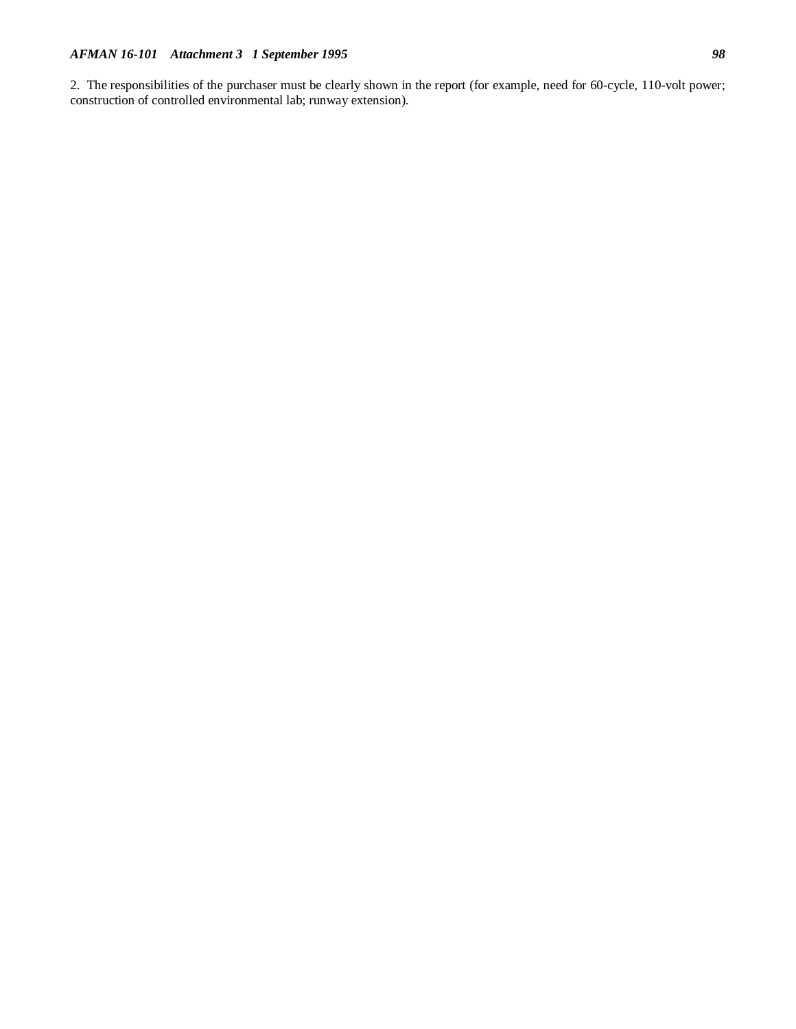2. The responsibilities of the purchaser must be clearly shown in the report (for example, need for 60-cycle, 110-volt power; construction of controlled environmental lab; runway extension).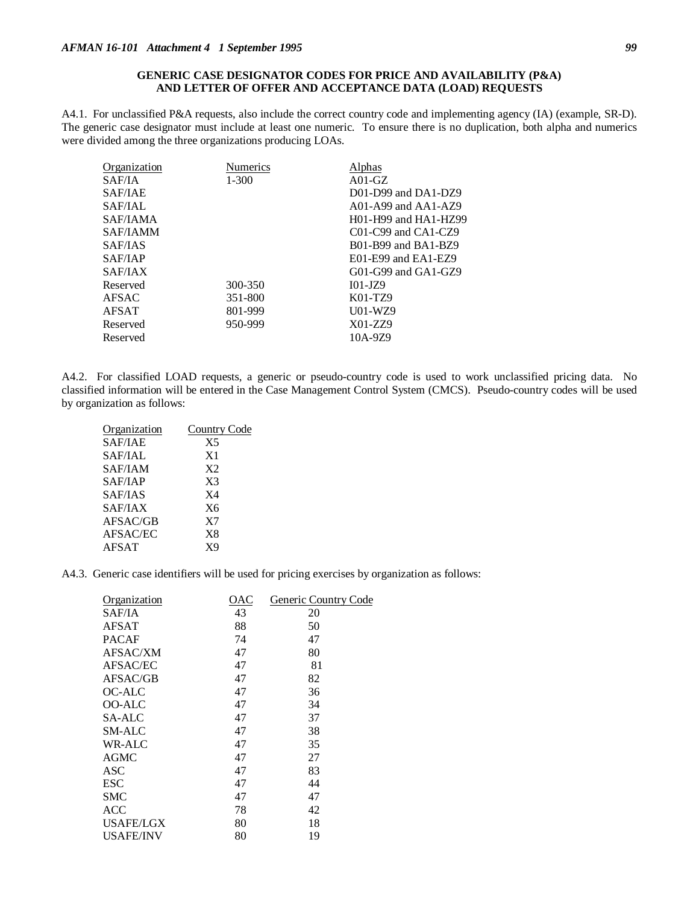## GENERIC CASE DESIGNATOR CODES FOR PRICE AND AVAILABILITY (P&A) AND LETTER OF OFFER AND ACCEPTANCE DATA (LOAD) REQUESTS

A4.1. For unclassified P&A requests, also include the correct country code and implementing agency (IA) (example, SR-D). The generic case designator must include at least one numeric. To ensure there is no duplication, both alpha and numerics were divided among the three organizations producing LOAs.

| Organization | Numerics | Alphas |
|---|---|---|
| SAF/IA | 1-300 | A01-GZ |
| SAF/IAE | | D01-D99 and DA1-DZ9 |
| SAF/IAL | | A01-A99 and AA1-AZ9 |
| SAF/IAMA | | H01-H99 and HA1-HZ99 |
| SAF/IAMM | | C01-C99 and CA1-CZ9 |
| SAF/IAS | | B01-B99 and BA1-BZ9 |
| SAF/IAP | | E01-E99 and EA1-EZ9 |
| SAF/IAX | | G01-G99 and GA1-GZ9 |
| Reserved | 300-350 | I01-JZ9 |
| AFSAC | 351-800 | K01-TZ9 |
| AFSAT | 801-999 | U01-WZ9 |
| Reserved | 950-999 | X01-ZZ9 |
| Reserved | | 10A-9Z9 |

A4.2. For classified LOAD requests, a generic or pseudo-country code is used to work unclassified pricing data. No classified information will be entered in the Case Management Control System (CMCS). Pseudo-country codes will be used by organization as follows:

| Organization | Country Code |
|---|---|
| SAF/IAE | X5 |
| SAF/IAL | X1 |
| SAF/IAM | X2 |
| SAF/IAP | X3 |
| SAF/IAS | X4 |
| SAF/IAX | X6 |
| AFSAC/GB | X7 |
| AFSAC/EC | X8 |
| AFSAT | X9 |

A4.3. Generic case identifiers will be used for pricing exercises by organization as follows:

| Organization | OAC | Generic Country Code |
|---|---|---|
| SAF/IA | 43 | 20 |
| AFSAT | 88 | 50 |
| PACAF | 74 | 47 |
| AFSAC/XM | 47 | 80 |
| AFSAC/EC | 47 | 81 |
| AFSAC/GB | 47 | 82 |
| OC-ALC | 47 | 36 |
| OO-ALC | 47 | 34 |
| SA-ALC | 47 | 37 |
| SM-ALC | 47 | 38 |
| WR-ALC | 47 | 35 |
| AGMC | 47 | 27 |
| ASC | 47 | 83 |
| ESC | 47 | 44 |
| SMC | 47 | 47 |
| ACC | 78 | 42 |
| USAFE/LGX | 80 | 18 |
| USAFE/INV | 80 | 19 |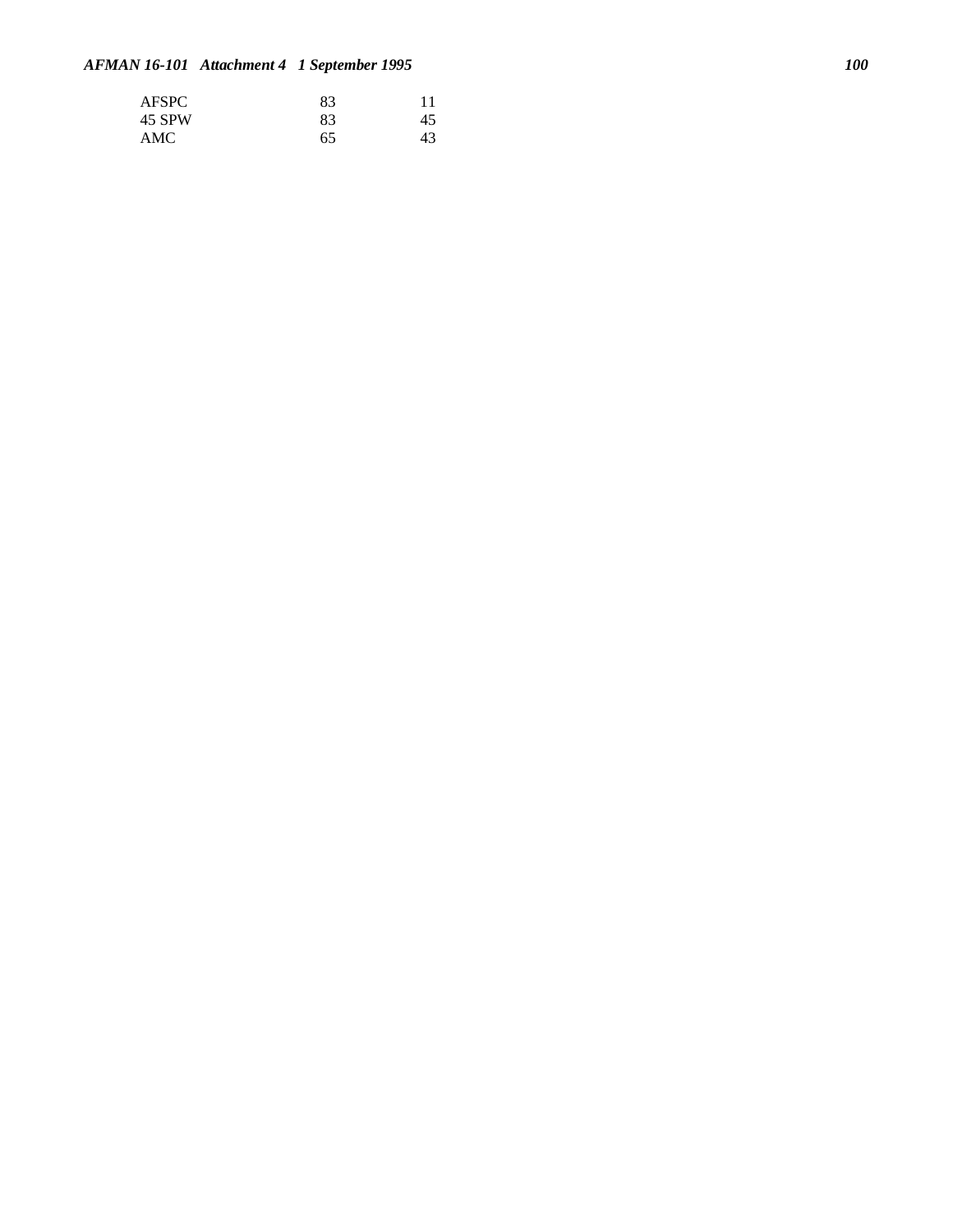| | | |
|---|---|---|
| AFSPC | 83 | 11 |
| 45 SPW | 83 | 45 |
| AMC | 65 | 43 |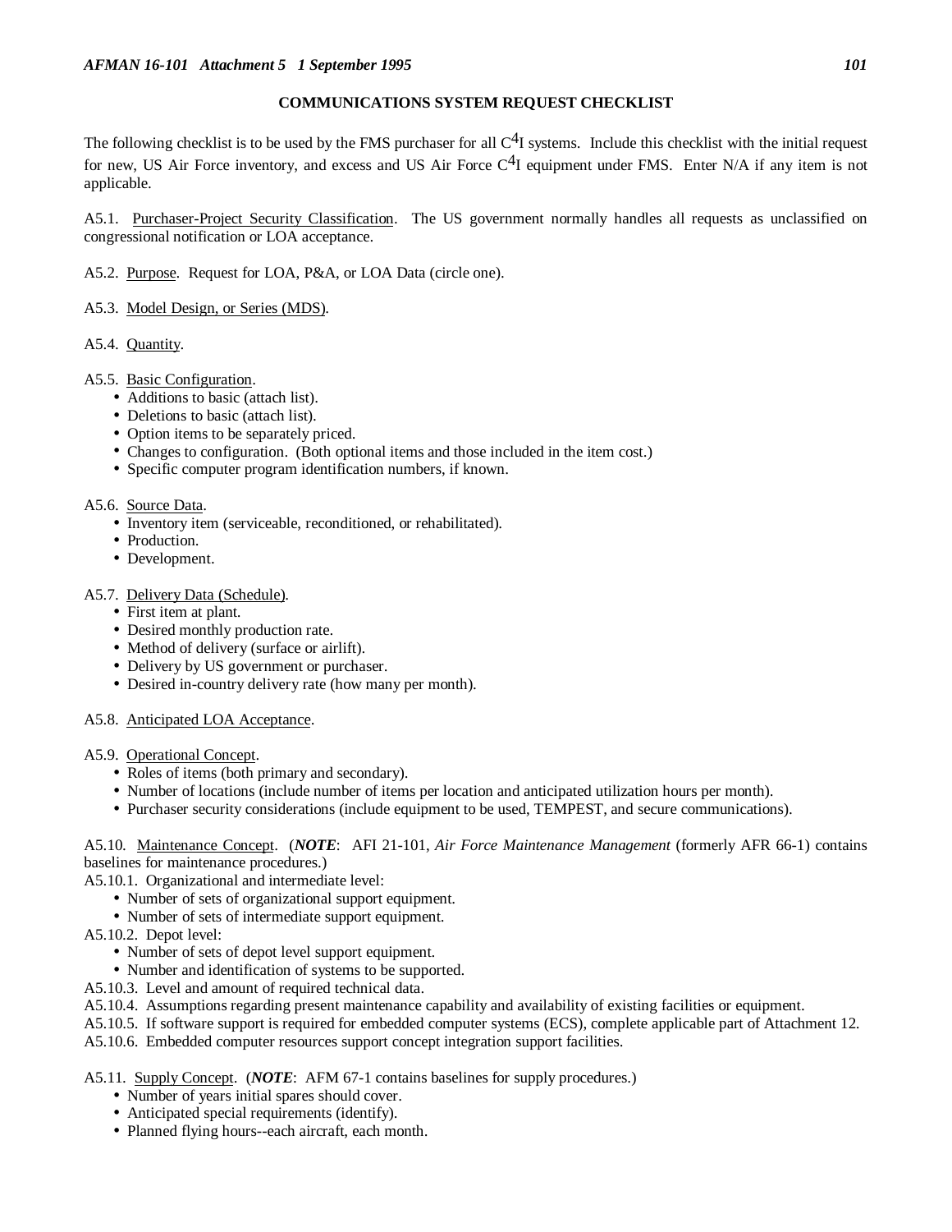## COMMUNICATIONS SYSTEM REQUEST CHECKLIST

The following checklist is to be used by the FMS purchaser for all $C^4I$ systems. Include this checklist with the initial request for new, US Air Force inventory, and excess and US Air Force $C^4I$ equipment under FMS. Enter N/A if any item is not applicable.

A5.1. Purchaser-Project Security Classification. The US government normally handles all requests as unclassified on congressional notification or LOA acceptance.

A5.2. Purpose. Request for LOA, P&A, or LOA Data (circle one).

A5.3. Model Design, or Series (MDS).

A5.4. Quantity.

A5.5. Basic Configuration.

- Additions to basic (attach list).
- Deletions to basic (attach list).
- Option items to be separately priced.
- Changes to configuration. (Both optional items and those included in the item cost.)
- Specific computer program identification numbers, if known.

A5.6. Source Data.

- Inventory item (serviceable, reconditioned, or rehabilitated).
- Production.
- Development.

A5.7. Delivery Data (Schedule).

- First item at plant.
- Desired monthly production rate.
- Method of delivery (surface or airlift).
- Delivery by US government or purchaser.
- Desired in-country delivery rate (how many per month).

A5.8. Anticipated LOA Acceptance.

A5.9. Operational Concept.

- Roles of items (both primary and secondary).
- Number of locations (include number of items per location and anticipated utilization hours per month).
- Purchaser security considerations (include equipment to be used, TEMPEST, and secure communications).

A5.10. Maintenance Concept. (***NOTE***: AFI 21-101, *Air Force Maintenance Management* (formerly AFR 66-1) contains baselines for maintenance procedures.)

A5.10.1. Organizational and intermediate level:

- Number of sets of organizational support equipment.
- Number of sets of intermediate support equipment.

A5.10.2. Depot level:

- Number of sets of depot level support equipment.
- Number and identification of systems to be supported.

A5.10.3. Level and amount of required technical data.

A5.10.4. Assumptions regarding present maintenance capability and availability of existing facilities or equipment.

A5.10.5. If software support is required for embedded computer systems (ECS), complete applicable part of Attachment 12.

A5.10.6. Embedded computer resources support concept integration support facilities.

A5.11. Supply Concept. (***NOTE***: AFM 67-1 contains baselines for supply procedures.)

- Number of years initial spares should cover.
- Anticipated special requirements (identify).
- Planned flying hours--each aircraft, each month.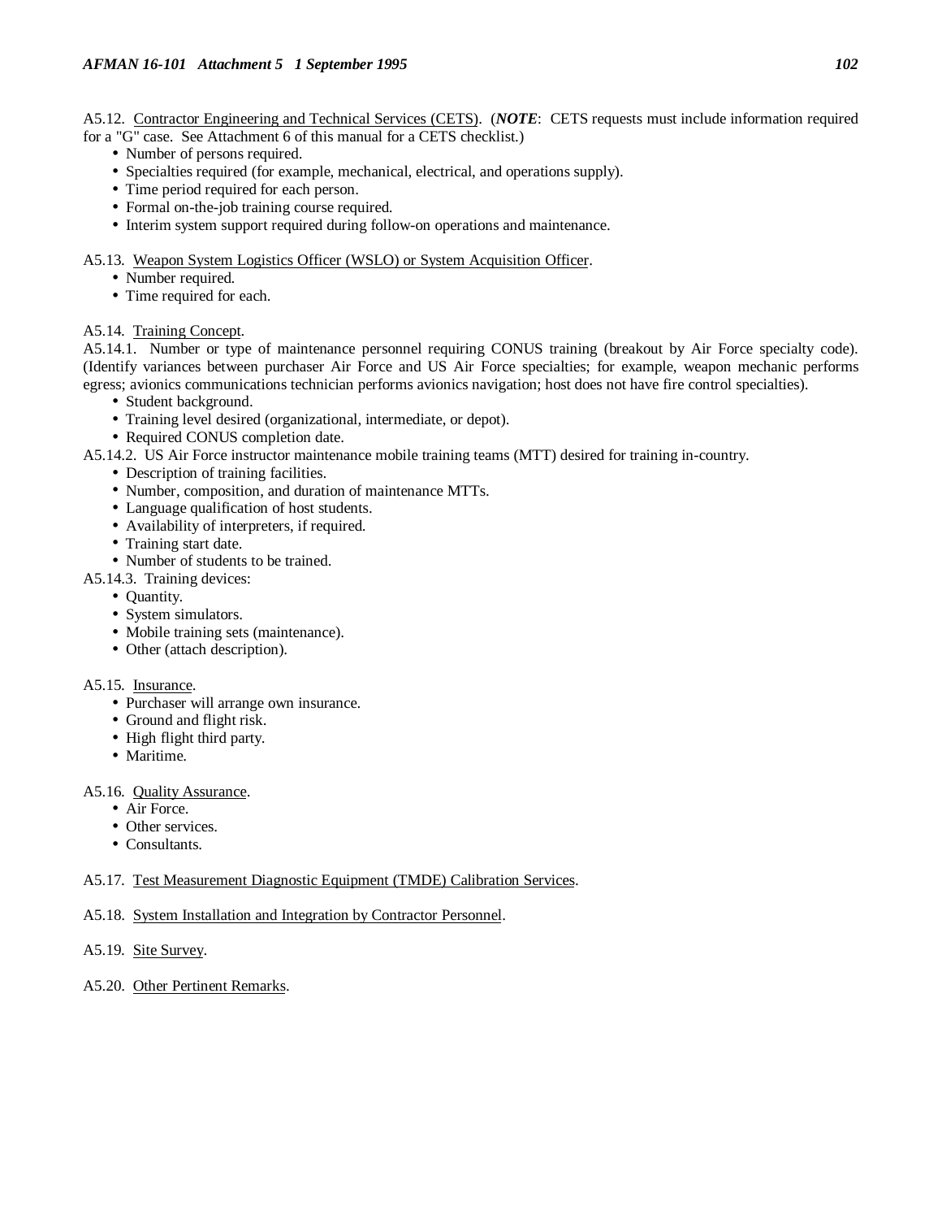A5.12. <u>Contractor Engineering and Technical Services (CETS)</u>. (***NOTE***: CETS requests must include information required for a "G" case. See Attachment 6 of this manual for a CETS checklist.)

- Number of persons required.
- Specialties required (for example, mechanical, electrical, and operations supply).
- Time period required for each person.
- Formal on-the-job training course required.
- Interim system support required during follow-on operations and maintenance.

A5.13. <u>Weapon System Logistics Officer (WSLO) or System Acquisition Officer</u>.

- Number required.
- Time required for each.

A5.14. <u>Training Concept</u>.

A5.14.1. Number or type of maintenance personnel requiring CONUS training (breakout by Air Force specialty code). (Identify variances between purchaser Air Force and US Air Force specialties; for example, weapon mechanic performs egress; avionics communications technician performs avionics navigation; host does not have fire control specialties).

- Student background.
- Training level desired (organizational, intermediate, or depot).
- Required CONUS completion date.

A5.14.2. US Air Force instructor maintenance mobile training teams (MTT) desired for training in-country.

- Description of training facilities.
- Number, composition, and duration of maintenance MTTs.
- Language qualification of host students.
- Availability of interpreters, if required.
- Training start date.
- Number of students to be trained.

A5.14.3. Training devices:

- Quantity.
- System simulators.
- Mobile training sets (maintenance).
- Other (attach description).

A5.15. <u>Insurance</u>.

- Purchaser will arrange own insurance.
- Ground and flight risk.
- High flight third party.
- Maritime.

A5.16. <u>Quality Assurance</u>.

- Air Force.
- Other services.
- Consultants.

A5.17. <u>Test Measurement Diagnostic Equipment (TMDE) Calibration Services</u>.

A5.18. <u>System Installation and Integration by Contractor Personnel</u>.

A5.19. <u>Site Survey</u>.

A5.20. <u>Other Pertinent Remarks</u>.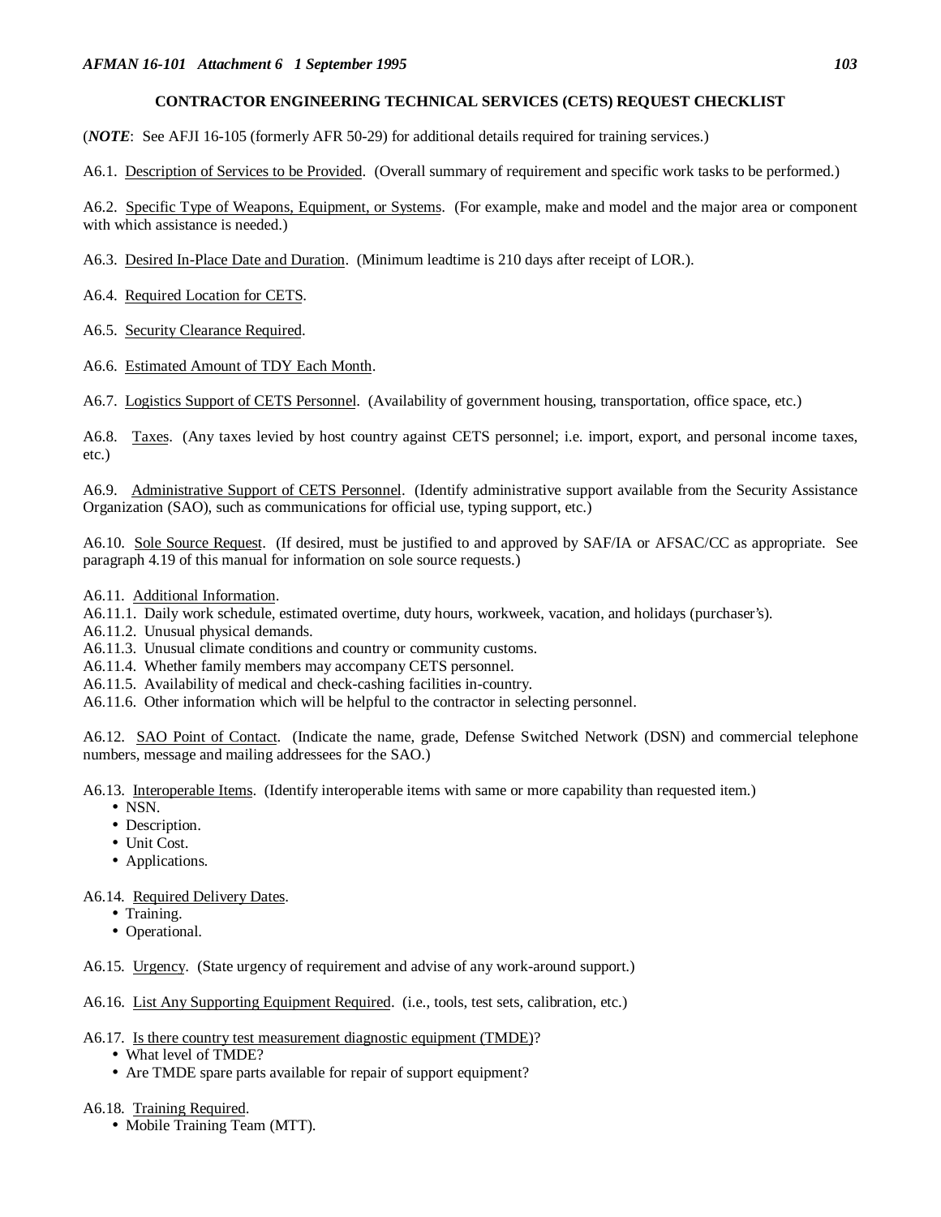## CONTRACTOR ENGINEERING TECHNICAL SERVICES (CETS) REQUEST CHECKLIST

(***NOTE***: See AFJI 16-105 (formerly AFR 50-29) for additional details required for training services.)

A6.1. Description of Services to be Provided. (Overall summary of requirement and specific work tasks to be performed.)

A6.2. Specific Type of Weapons, Equipment, or Systems. (For example, make and model and the major area or component with which assistance is needed.)

A6.3. Desired In-Place Date and Duration. (Minimum leadtime is 210 days after receipt of LOR.).

A6.4. Required Location for CETS.

A6.5. Security Clearance Required.

A6.6. Estimated Amount of TDY Each Month.

A6.7. Logistics Support of CETS Personnel. (Availability of government housing, transportation, office space, etc.)

A6.8. Taxes. (Any taxes levied by host country against CETS personnel; i.e. import, export, and personal income taxes, etc.)

A6.9. Administrative Support of CETS Personnel. (Identify administrative support available from the Security Assistance Organization (SAO), such as communications for official use, typing support, etc.)

A6.10. Sole Source Request. (If desired, must be justified to and approved by SAF/IA or AFSAC/CC as appropriate. See paragraph 4.19 of this manual for information on sole source requests.)

A6.11. Additional Information.
A6.11.1. Daily work schedule, estimated overtime, duty hours, workweek, vacation, and holidays (purchaser's).
A6.11.2. Unusual physical demands.
A6.11.3. Unusual climate conditions and country or community customs.
A6.11.4. Whether family members may accompany CETS personnel.
A6.11.5. Availability of medical and check-cashing facilities in-country.
A6.11.6. Other information which will be helpful to the contractor in selecting personnel.

A6.12. SAO Point of Contact. (Indicate the name, grade, Defense Switched Network (DSN) and commercial telephone numbers, message and mailing addressees for the SAO.)

A6.13. Interoperable Items. (Identify interoperable items with same or more capability than requested item.)

- NSN.
- Description.
- Unit Cost.
- Applications.

A6.14. Required Delivery Dates.

- Training.
- Operational.

A6.15. Urgency. (State urgency of requirement and advise of any work-around support.)

A6.16. List Any Supporting Equipment Required. (i.e., tools, test sets, calibration, etc.)

A6.17. Is there country test measurement diagnostic equipment (TMDE)?

- What level of TMDE?
- Are TMDE spare parts available for repair of support equipment?

A6.18. Training Required.

- Mobile Training Team (MTT).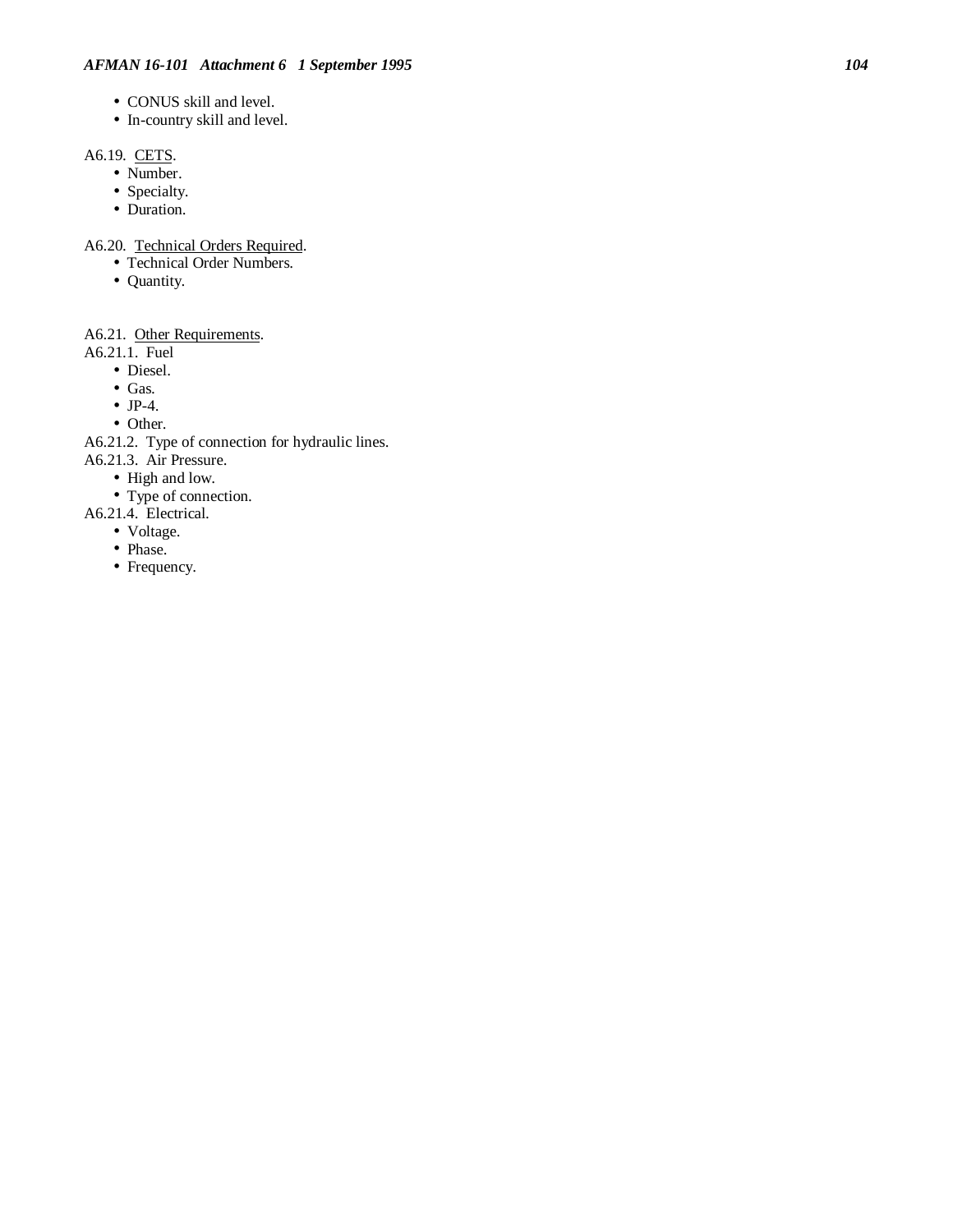- CONUS skill and level.
- In-country skill and level.

A6.19. CETS.

- Number.
- Specialty.
- Duration.

A6.20. Technical Orders Required.

- Technical Order Numbers.
- Quantity.

A6.21. Other Requirements.

A6.21.1. Fuel

- Diesel.
- Gas.
- JP-4.
- Other.

A6.21.2. Type of connection for hydraulic lines.

A6.21.3. Air Pressure.

- High and low.
- Type of connection.

A6.21.4. Electrical.

- Voltage.
- Phase.
- Frequency.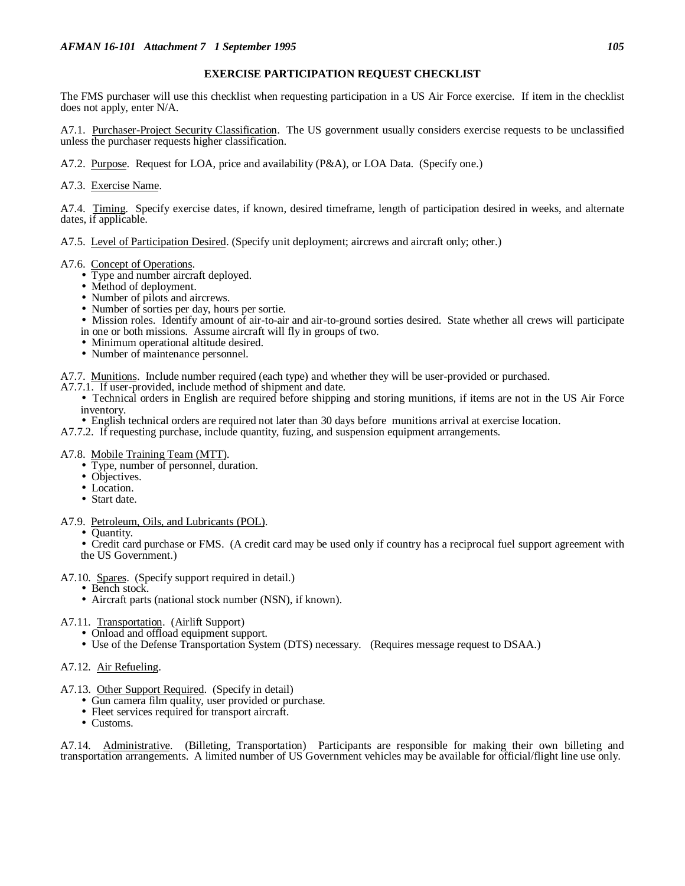## EXERCISE PARTICIPATION REQUEST CHECKLIST

The FMS purchaser will use this checklist when requesting participation in a US Air Force exercise. If item in the checklist does not apply, enter N/A.

A7.1. Purchaser-Project Security Classification. The US government usually considers exercise requests to be unclassified unless the purchaser requests higher classification.

A7.2. Purpose. Request for LOA, price and availability (P&A), or LOA Data. (Specify one.)

A7.3. Exercise Name.

A7.4. Timing. Specify exercise dates, if known, desired timeframe, length of participation desired in weeks, and alternate dates, if applicable.

A7.5. Level of Participation Desired. (Specify unit deployment; aircrews and aircraft only; other.)

A7.6. Concept of Operations.

- Type and number aircraft deployed.
- Method of deployment.
- Number of pilots and aircrews.
- Number of sorties per day, hours per sortie.
- Mission roles. Identify amount of air-to-air and air-to-ground sorties desired. State whether all crews will participate in one or both missions. Assume aircraft will fly in groups of two.
- Minimum operational altitude desired.
- Number of maintenance personnel.

A7.7. Munitions. Include number required (each type) and whether they will be user-provided or purchased.

A7.7.1. If user-provided, include method of shipment and date.

- Technical orders in English are required before shipping and storing munitions, if items are not in the US Air Force inventory.
- English technical orders are required not later than 30 days before munitions arrival at exercise location.

A7.7.2. If requesting purchase, include quantity, fuzing, and suspension equipment arrangements.

A7.8. Mobile Training Team (MTT).

- Type, number of personnel, duration.
- Objectives.
- Location.
- Start date.

A7.9. Petroleum, Oils, and Lubricants (POL).

- Quantity.
- Credit card purchase or FMS. (A credit card may be used only if country has a reciprocal fuel support agreement with the US Government.)

A7.10. Spares. (Specify support required in detail.)

- Bench stock.
- Aircraft parts (national stock number (NSN), if known).

A7.11. Transportation. (Airlift Support)

- Onload and offload equipment support.
- Use of the Defense Transportation System (DTS) necessary. (Requires message request to DSAA.)

A7.12. Air Refueling.

A7.13. Other Support Required. (Specify in detail)

- Gun camera film quality, user provided or purchase.
- Fleet services required for transport aircraft.
- Customs.

A7.14. Administrative. (Billeting, Transportation) Participants are responsible for making their own billeting and transportation arrangements. A limited number of US Government vehicles may be available for official/flight line use only.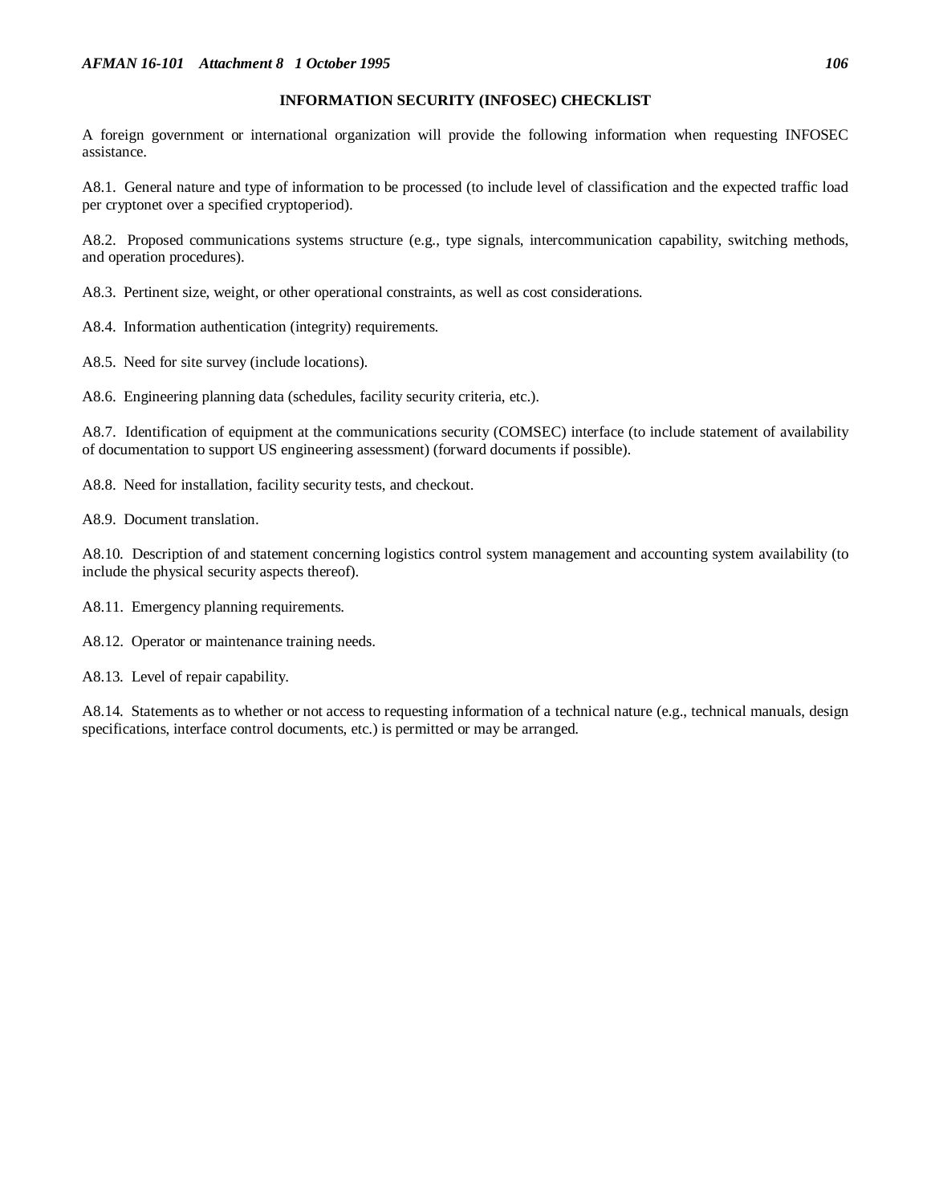## INFORMATION SECURITY (INFOSEC) CHECKLIST

A foreign government or international organization will provide the following information when requesting INFOSEC assistance.

A8.1. General nature and type of information to be processed (to include level of classification and the expected traffic load per cryptonet over a specified cryptoperiod).

A8.2. Proposed communications systems structure (e.g., type signals, intercommunication capability, switching methods, and operation procedures).

A8.3. Pertinent size, weight, or other operational constraints, as well as cost considerations.

A8.4. Information authentication (integrity) requirements.

A8.5. Need for site survey (include locations).

A8.6. Engineering planning data (schedules, facility security criteria, etc.).

A8.7. Identification of equipment at the communications security (COMSEC) interface (to include statement of availability of documentation to support US engineering assessment) (forward documents if possible).

A8.8. Need for installation, facility security tests, and checkout.

A8.9. Document translation.

A8.10. Description of and statement concerning logistics control system management and accounting system availability (to include the physical security aspects thereof).

A8.11. Emergency planning requirements.

A8.12. Operator or maintenance training needs.

A8.13. Level of repair capability.

A8.14. Statements as to whether or not access to requesting information of a technical nature (e.g., technical manuals, design specifications, interface control documents, etc.) is permitted or may be arranged.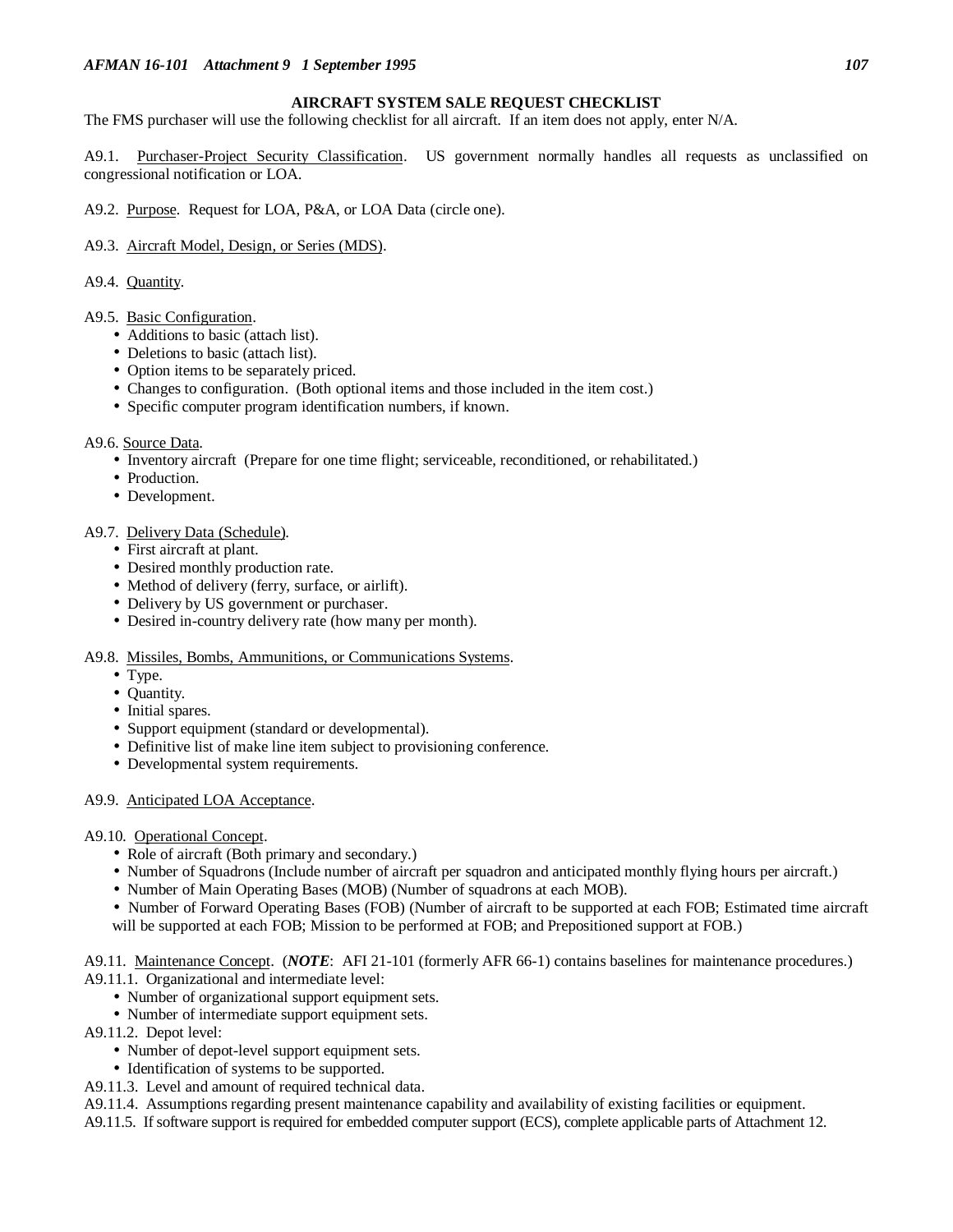## AIRCRAFT SYSTEM SALE REQUEST CHECKLIST

The FMS purchaser will use the following checklist for all aircraft. If an item does not apply, enter N/A.

A9.1. Purchaser-Project Security Classification. US government normally handles all requests as unclassified on congressional notification or LOA.

A9.2. Purpose. Request for LOA, P&A, or LOA Data (circle one).

A9.3. Aircraft Model, Design, or Series (MDS).

A9.4. Quantity.

A9.5. Basic Configuration.

- Additions to basic (attach list).
- Deletions to basic (attach list).
- Option items to be separately priced.
- Changes to configuration. (Both optional items and those included in the item cost.)
- Specific computer program identification numbers, if known.

A9.6. Source Data.

- Inventory aircraft (Prepare for one time flight; serviceable, reconditioned, or rehabilitated.)
- Production.
- Development.

A9.7. Delivery Data (Schedule).

- First aircraft at plant.
- Desired monthly production rate.
- Method of delivery (ferry, surface, or airlift).
- Delivery by US government or purchaser.
- Desired in-country delivery rate (how many per month).

A9.8. Missiles, Bombs, Ammunitions, or Communications Systems.

- Type.
- Quantity.
- Initial spares.
- Support equipment (standard or developmental).
- Definitive list of make line item subject to provisioning conference.
- Developmental system requirements.

A9.9. Anticipated LOA Acceptance.

A9.10. Operational Concept.

- Role of aircraft (Both primary and secondary.)
- Number of Squadrons (Include number of aircraft per squadron and anticipated monthly flying hours per aircraft.)
- Number of Main Operating Bases (MOB) (Number of squadrons at each MOB).
- Number of Forward Operating Bases (FOB) (Number of aircraft to be supported at each FOB; Estimated time aircraft will be supported at each FOB; Mission to be performed at FOB; and Prepositioned support at FOB.)

A9.11. Maintenance Concept. (***NOTE***: AFI 21-101 (formerly AFR 66-1) contains baselines for maintenance procedures.)

A9.11.1. Organizational and intermediate level:

- Number of organizational support equipment sets.
- Number of intermediate support equipment sets.

A9.11.2. Depot level:

- Number of depot-level support equipment sets.
- Identification of systems to be supported.

A9.11.3. Level and amount of required technical data.

A9.11.4. Assumptions regarding present maintenance capability and availability of existing facilities or equipment.

A9.11.5. If software support is required for embedded computer support (ECS), complete applicable parts of Attachment 12.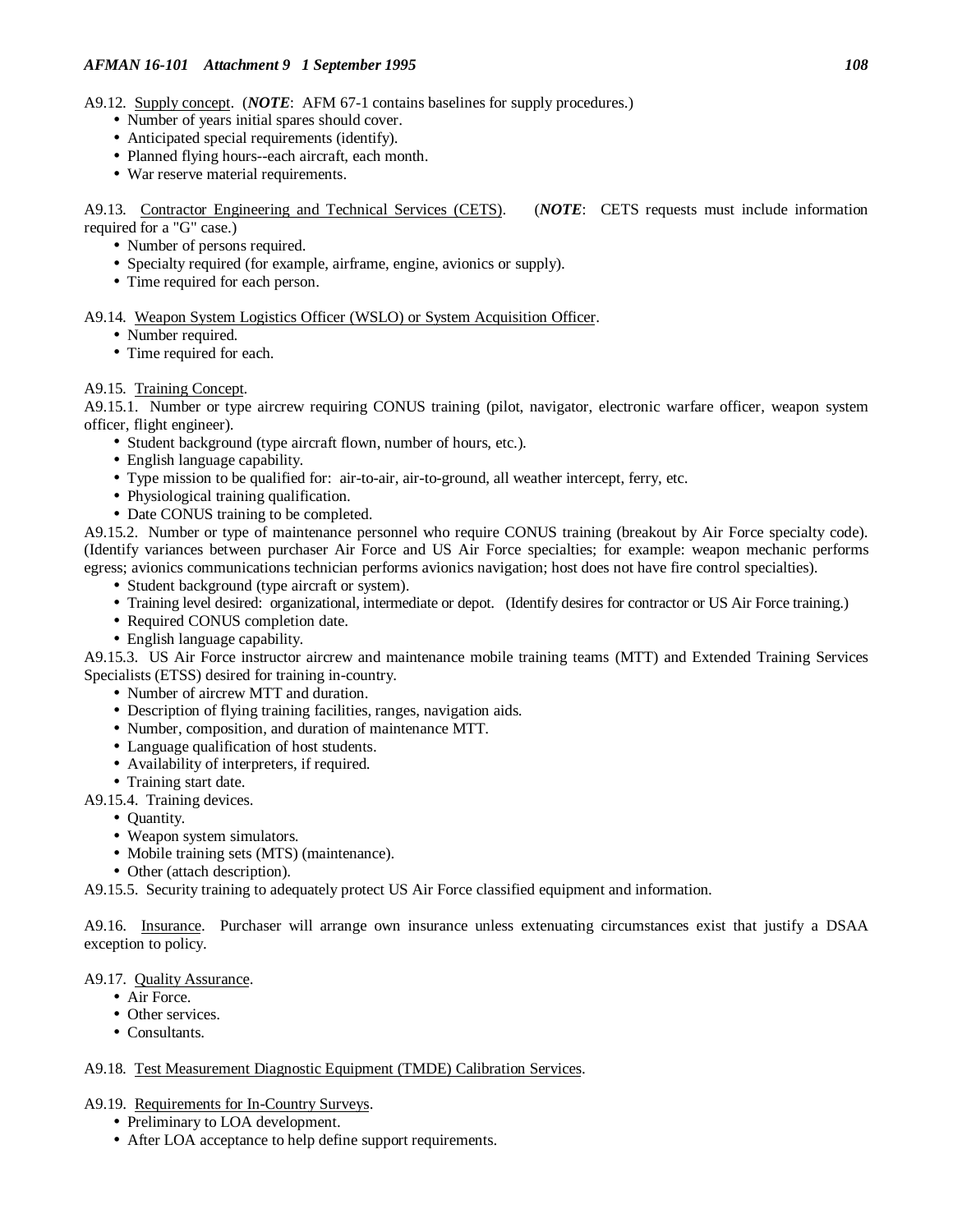A9.12. Supply concept. (***NOTE***: AFM 67-1 contains baselines for supply procedures.)

- Number of years initial spares should cover.
- Anticipated special requirements (identify).
- Planned flying hours--each aircraft, each month.
- War reserve material requirements.

A9.13. Contractor Engineering and Technical Services (CETS). (***NOTE***: CETS requests must include information required for a "G" case.)

- Number of persons required.
- Specialty required (for example, airframe, engine, avionics or supply).
- Time required for each person.

A9.14. Weapon System Logistics Officer (WSLO) or System Acquisition Officer.

- Number required.
- Time required for each.

A9.15. Training Concept.

A9.15.1. Number or type aircrew requiring CONUS training (pilot, navigator, electronic warfare officer, weapon system officer, flight engineer).

- Student background (type aircraft flown, number of hours, etc.).
- English language capability.
- Type mission to be qualified for: air-to-air, air-to-ground, all weather intercept, ferry, etc.
- Physiological training qualification.
- Date CONUS training to be completed.

A9.15.2. Number or type of maintenance personnel who require CONUS training (breakout by Air Force specialty code). (Identify variances between purchaser Air Force and US Air Force specialties; for example: weapon mechanic performs egress; avionics communications technician performs avionics navigation; host does not have fire control specialties).

- Student background (type aircraft or system).
- Training level desired: organizational, intermediate or depot. (Identify desires for contractor or US Air Force training.)
- Required CONUS completion date.
- English language capability.

A9.15.3. US Air Force instructor aircrew and maintenance mobile training teams (MTT) and Extended Training Services Specialists (ETSS) desired for training in-country.

- Number of aircrew MTT and duration.
- Description of flying training facilities, ranges, navigation aids.
- Number, composition, and duration of maintenance MTT.
- Language qualification of host students.
- Availability of interpreters, if required.
- Training start date.

A9.15.4. Training devices.

- Quantity.
- Weapon system simulators.
- Mobile training sets (MTS) (maintenance).
- Other (attach description).

A9.15.5. Security training to adequately protect US Air Force classified equipment and information.

A9.16. Insurance. Purchaser will arrange own insurance unless extenuating circumstances exist that justify a DSAA exception to policy.

A9.17. Quality Assurance.

- Air Force.
- Other services.
- Consultants.

A9.18. Test Measurement Diagnostic Equipment (TMDE) Calibration Services.

A9.19. Requirements for In-Country Surveys.

- Preliminary to LOA development.
- After LOA acceptance to help define support requirements.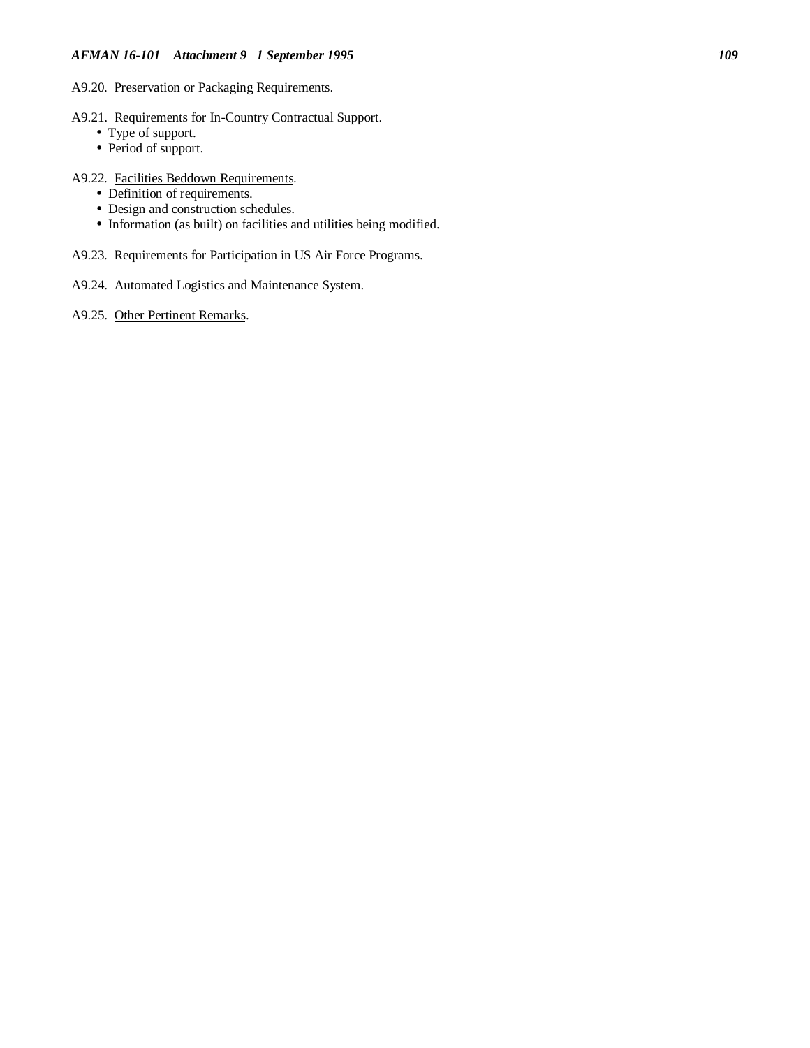A9.20. Preservation or Packaging Requirements.

A9.21. Requirements for In-Country Contractual Support.

- Type of support.
- Period of support.

A9.22. Facilities Beddown Requirements.

- Definition of requirements.
- Design and construction schedules.
- Information (as built) on facilities and utilities being modified.

A9.23. Requirements for Participation in US Air Force Programs.

A9.24. Automated Logistics and Maintenance System.

A9.25. Other Pertinent Remarks.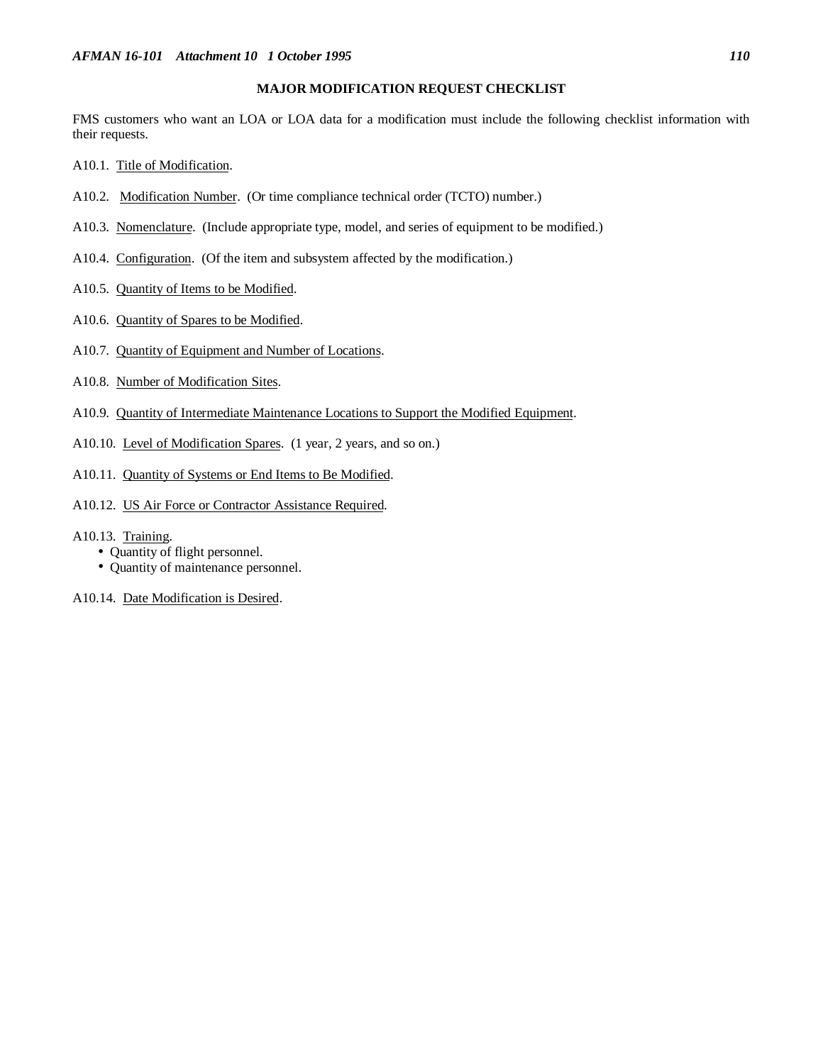## MAJOR MODIFICATION REQUEST CHECKLIST

FMS customers who want an LOA or LOA data for a modification must include the following checklist information with their requests.

A10.1. Title of Modification.

A10.2. Modification Number. (Or time compliance technical order (TCTO) number.)

A10.3. Nomenclature. (Include appropriate type, model, and series of equipment to be modified.)

A10.4. Configuration. (Of the item and subsystem affected by the modification.)

A10.5. Quantity of Items to be Modified.

A10.6. Quantity of Spares to be Modified.

A10.7. Quantity of Equipment and Number of Locations.

A10.8. Number of Modification Sites.

A10.9. Quantity of Intermediate Maintenance Locations to Support the Modified Equipment.

A10.10. Level of Modification Spares. (1 year, 2 years, and so on.)

A10.11. Quantity of Systems or End Items to Be Modified.

A10.12. US Air Force or Contractor Assistance Required.

A10.13. Training.

- Quantity of flight personnel.
- Quantity of maintenance personnel.

A10.14. Date Modification is Desired.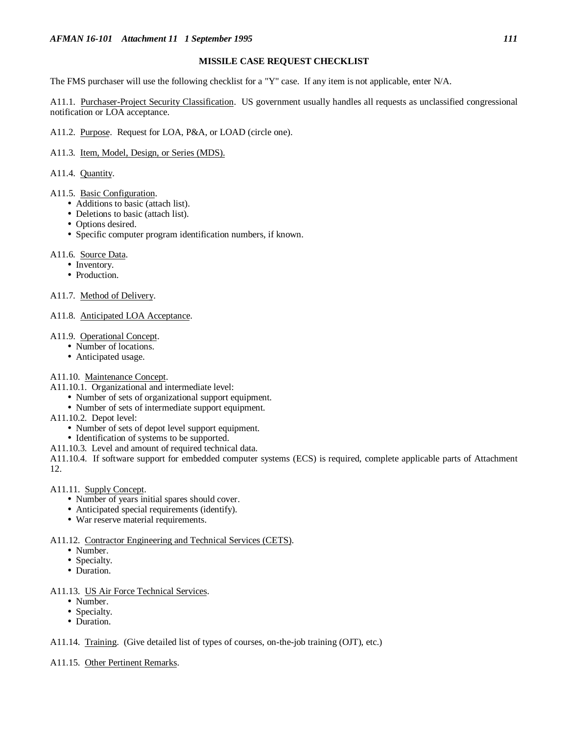## MISSILE CASE REQUEST CHECKLIST

The FMS purchaser will use the following checklist for a "Y" case. If any item is not applicable, enter N/A.

A11.1. Purchaser-Project Security Classification. US government usually handles all requests as unclassified congressional notification or LOA acceptance.

A11.2. Purpose. Request for LOA, P&A, or LOAD (circle one).

A11.3. Item, Model, Design, or Series (MDS).

A11.4. Quantity.

A11.5. Basic Configuration.

- Additions to basic (attach list).
- Deletions to basic (attach list).
- Options desired.
- Specific computer program identification numbers, if known.

A11.6. Source Data.

- Inventory.
- Production.

A11.7. Method of Delivery.

A11.8. Anticipated LOA Acceptance.

A11.9. Operational Concept.

- Number of locations.
- Anticipated usage.

A11.10. Maintenance Concept.

A11.10.1. Organizational and intermediate level:

- Number of sets of organizational support equipment.
- Number of sets of intermediate support equipment.

A11.10.2. Depot level:

- Number of sets of depot level support equipment.
- Identification of systems to be supported.

A11.10.3. Level and amount of required technical data.

A11.10.4. If software support for embedded computer systems (ECS) is required, complete applicable parts of Attachment 12.

A11.11. Supply Concept.

- Number of years initial spares should cover.
- Anticipated special requirements (identify).
- War reserve material requirements.

A11.12. Contractor Engineering and Technical Services (CETS).

- Number.
- Specialty.
- Duration.

A11.13. US Air Force Technical Services.

- Number.
- Specialty.
- Duration.

A11.14. Training. (Give detailed list of types of courses, on-the-job training (OJT), etc.)

A11.15. Other Pertinent Remarks.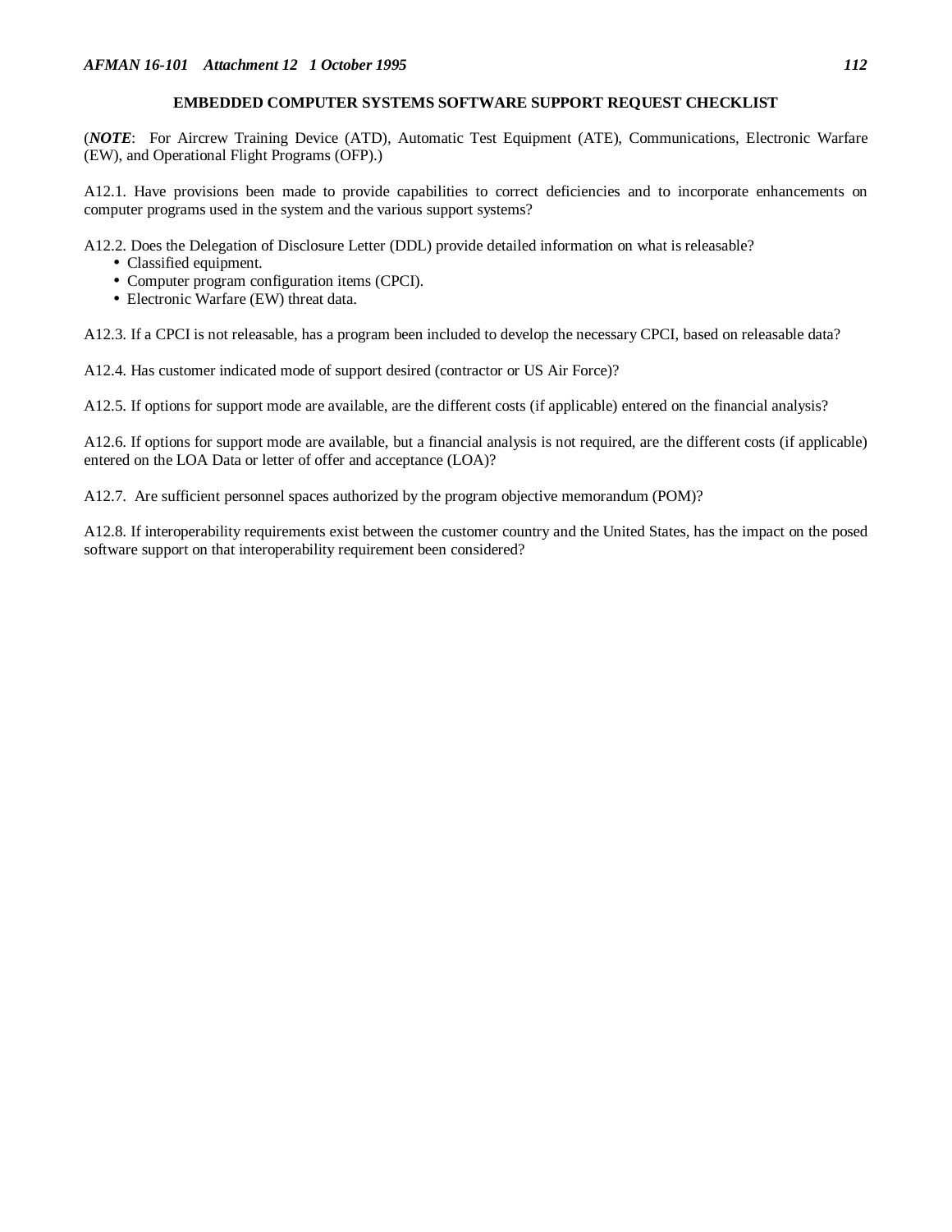## EMBEDDED COMPUTER SYSTEMS SOFTWARE SUPPORT REQUEST CHECKLIST

(***NOTE***: For Aircrew Training Device (ATD), Automatic Test Equipment (ATE), Communications, Electronic Warfare (EW), and Operational Flight Programs (OFP).)

A12.1. Have provisions been made to provide capabilities to correct deficiencies and to incorporate enhancements on computer programs used in the system and the various support systems?

A12.2. Does the Delegation of Disclosure Letter (DDL) provide detailed information on what is releasable?

- Classified equipment.
- Computer program configuration items (CPCI).
- Electronic Warfare (EW) threat data.

A12.3. If a CPCI is not releasable, has a program been included to develop the necessary CPCI, based on releasable data?

A12.4. Has customer indicated mode of support desired (contractor or US Air Force)?

A12.5. If options for support mode are available, are the different costs (if applicable) entered on the financial analysis?

A12.6. If options for support mode are available, but a financial analysis is not required, are the different costs (if applicable) entered on the LOA Data or letter of offer and acceptance (LOA)?

A12.7. Are sufficient personnel spaces authorized by the program objective memorandum (POM)?

A12.8. If interoperability requirements exist between the customer country and the United States, has the impact on the posed software support on that interoperability requirement been considered?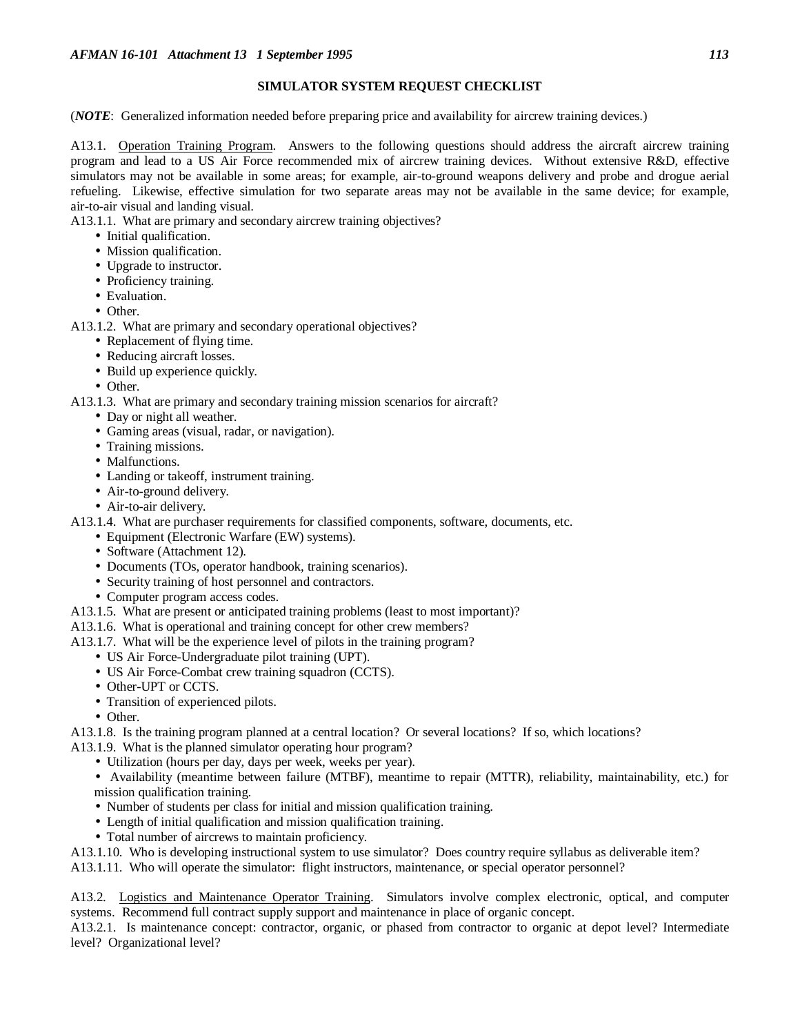**SIMULATOR SYSTEM REQUEST CHECKLIST**

(***NOTE***: Generalized information needed before preparing price and availability for aircrew training devices.)

A13.1. Operation Training Program. Answers to the following questions should address the aircraft aircrew training program and lead to a US Air Force recommended mix of aircrew training devices. Without extensive R&D, effective simulators may not be available in some areas; for example, air-to-ground weapons delivery and probe and drogue aerial refueling. Likewise, effective simulation for two separate areas may not be available in the same device; for example, air-to-air visual and landing visual.

A13.1.1. What are primary and secondary aircrew training objectives?

- Initial qualification.
- Mission qualification.
- Upgrade to instructor.
- Proficiency training.
- Evaluation.
- Other.

A13.1.2. What are primary and secondary operational objectives?

- Replacement of flying time.
- Reducing aircraft losses.
- Build up experience quickly.
- Other.

A13.1.3. What are primary and secondary training mission scenarios for aircraft?

- Day or night all weather.
- Gaming areas (visual, radar, or navigation).
- Training missions.
- Malfunctions.
- Landing or takeoff, instrument training.
- Air-to-ground delivery.
- Air-to-air delivery.

A13.1.4. What are purchaser requirements for classified components, software, documents, etc.

- Equipment (Electronic Warfare (EW) systems).
- Software (Attachment 12).
- Documents (TOs, operator handbook, training scenarios).
- Security training of host personnel and contractors.
- Computer program access codes.

A13.1.5. What are present or anticipated training problems (least to most important)?

A13.1.6. What is operational and training concept for other crew members?

A13.1.7. What will be the experience level of pilots in the training program?

- US Air Force-Undergraduate pilot training (UPT).
- US Air Force-Combat crew training squadron (CCTS).
- Other-UPT or CCTS.
- Transition of experienced pilots.
- Other.

A13.1.8. Is the training program planned at a central location? Or several locations? If so, which locations?

A13.1.9. What is the planned simulator operating hour program?

- Utilization (hours per day, days per week, weeks per year).
- Availability (meantime between failure (MTBF), meantime to repair (MTTR), reliability, maintainability, etc.) for mission qualification training.
- Number of students per class for initial and mission qualification training.
- Length of initial qualification and mission qualification training.
- Total number of aircrews to maintain proficiency.

A13.1.10. Who is developing instructional system to use simulator? Does country require syllabus as deliverable item?

A13.1.11. Who will operate the simulator: flight instructors, maintenance, or special operator personnel?

A13.2. Logistics and Maintenance Operator Training. Simulators involve complex electronic, optical, and computer systems. Recommend full contract supply support and maintenance in place of organic concept.

A13.2.1. Is maintenance concept: contractor, organic, or phased from contractor to organic at depot level? Intermediate level? Organizational level?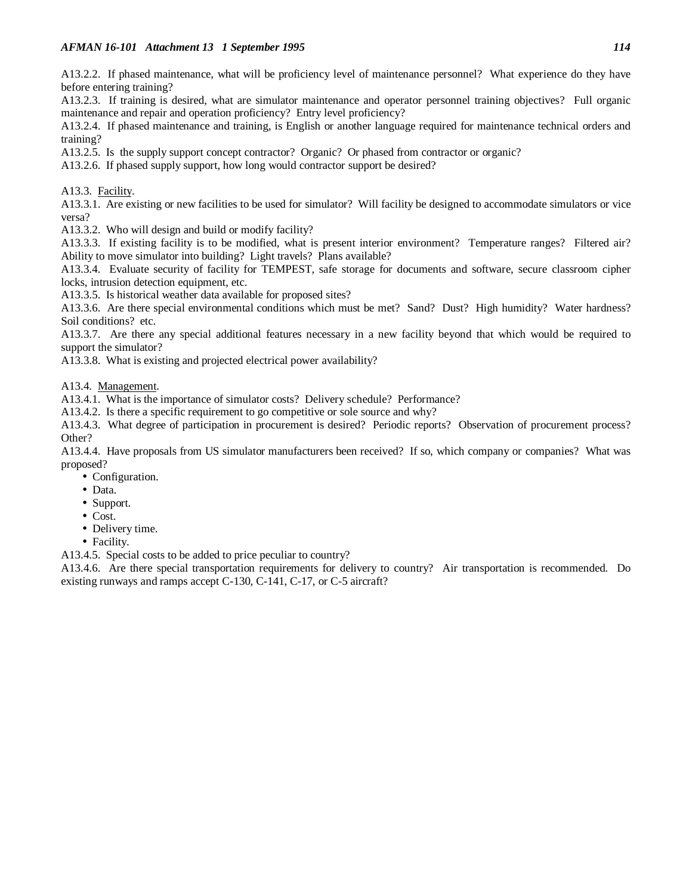A13.2.2. If phased maintenance, what will be proficiency level of maintenance personnel? What experience do they have before entering training?

A13.2.3. If training is desired, what are simulator maintenance and operator personnel training objectives? Full organic maintenance and repair and operation proficiency? Entry level proficiency?

A13.2.4. If phased maintenance and training, is English or another language required for maintenance technical orders and training?

A13.2.5. Is the supply support concept contractor? Organic? Or phased from contractor or organic?

A13.2.6. If phased supply support, how long would contractor support be desired?

A13.3. Facility.

A13.3.1. Are existing or new facilities to be used for simulator? Will facility be designed to accommodate simulators or vice versa?

A13.3.2. Who will design and build or modify facility?

A13.3.3. If existing facility is to be modified, what is present interior environment? Temperature ranges? Filtered air? Ability to move simulator into building? Light travels? Plans available?

A13.3.4. Evaluate security of facility for TEMPEST, safe storage for documents and software, secure classroom cipher locks, intrusion detection equipment, etc.

A13.3.5. Is historical weather data available for proposed sites?

A13.3.6. Are there special environmental conditions which must be met? Sand? Dust? High humidity? Water hardness? Soil conditions? etc.

A13.3.7. Are there any special additional features necessary in a new facility beyond that which would be required to support the simulator?

A13.3.8. What is existing and projected electrical power availability?

A13.4. Management.

A13.4.1. What is the importance of simulator costs? Delivery schedule? Performance?

A13.4.2. Is there a specific requirement to go competitive or sole source and why?

A13.4.3. What degree of participation in procurement is desired? Periodic reports? Observation of procurement process? Other?

A13.4.4. Have proposals from US simulator manufacturers been received? If so, which company or companies? What was proposed?

- Configuration.
- Data.
- Support.
- Cost.
- Delivery time.
- Facility.

A13.4.5. Special costs to be added to price peculiar to country?

A13.4.6. Are there special transportation requirements for delivery to country? Air transportation is recommended. Do existing runways and ramps accept C-130, C-141, C-17, or C-5 aircraft?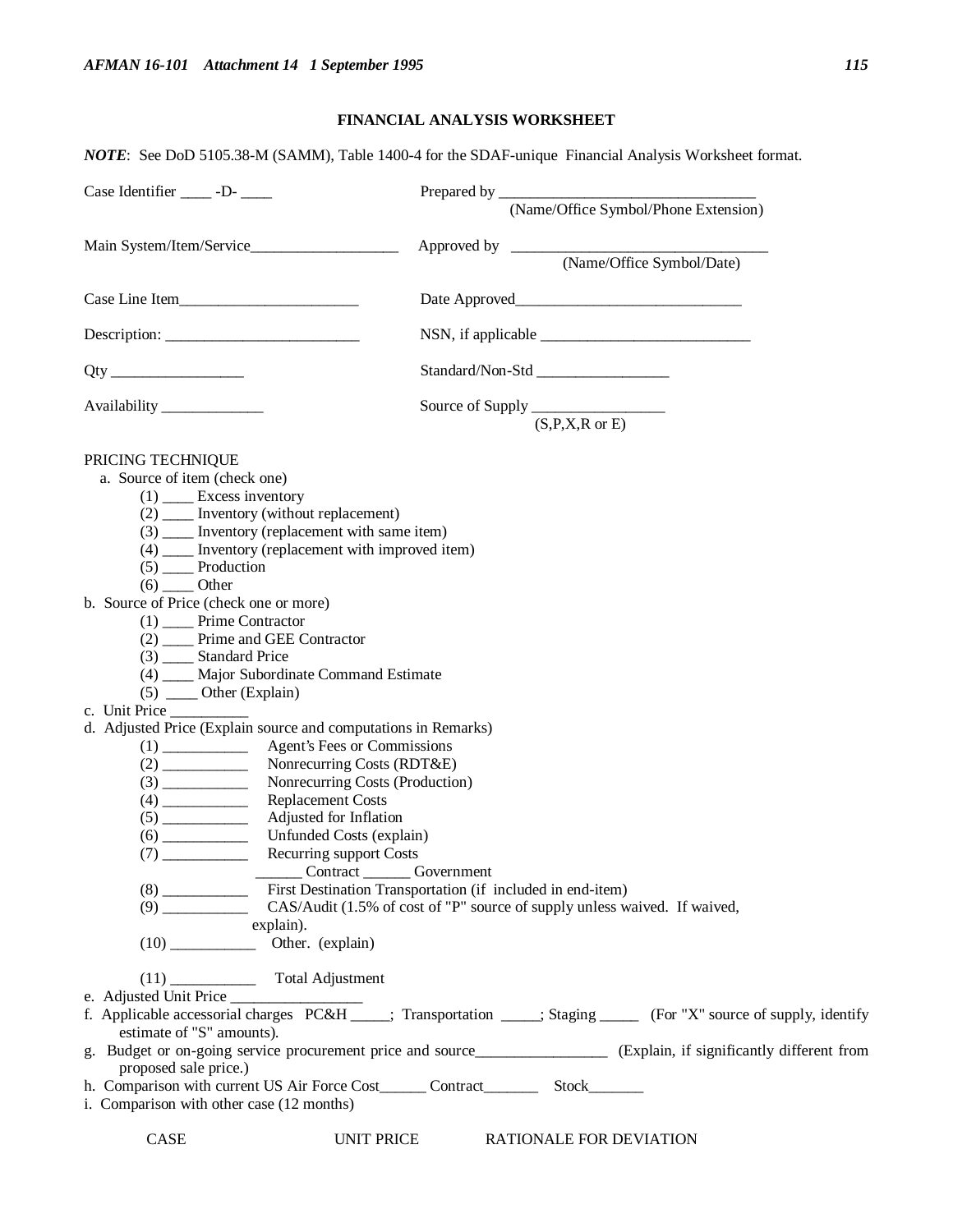## FINANCIAL ANALYSIS WORKSHEET

***NOTE***: See DoD 5105.38-M (SAMM), Table 1400-4 for the SDAF-unique Financial Analysis Worksheet format.

Case Identifier ____ -D- ____

Prepared by _________________________________
(Name/Office Symbol/Phone Extension)

Main System/Item/Service___________________

Approved by _________________________________
(Name/Office Symbol/Date)

Case Line Item_______________________

Date Approved_____________________________

Description: _________________________

NSN, if applicable ___________________________

Qty _________________

Standard/Non-Std _________________

Availability _____________

Source of Supply _________________
(S,P,X,R or E)

PRICING TECHNIQUE

a. Source of item (check one)
- (1) ____ Excess inventory
- (2) ____ Inventory (without replacement)
- (3) ____ Inventory (replacement with same item)
- (4) ____ Inventory (replacement with improved item)
- (5) ____ Production
- (6) ____ Other

b. Source of Price (check one or more)
- (1) ____ Prime Contractor
- (2) ____ Prime and GEE Contractor
- (3) ____ Standard Price
- (4) ____ Major Subordinate Command Estimate
- (5) ____ Other (Explain)

c. Unit Price __________

d. Adjusted Price (Explain source and computations in Remarks)
- (1) ___________ Agent's Fees or Commissions
- (2) ___________ Nonrecurring Costs (RDT&E)
- (3) ___________ Nonrecurring Costs (Production)
- (4) ___________ Replacement Costs
- (5) ___________ Adjusted for Inflation
- (6) ___________ Unfunded Costs (explain)
- (7) ___________ Recurring support Costs
  ______ Contract ______ Government
- (8) ___________ First Destination Transportation (if included in end-item)
- (9) ___________ CAS/Audit (1.5% of cost of "P" source of supply unless waived. If waived, explain).
- (10) ___________ Other. (explain)
- (11) ___________ Total Adjustment

e. Adjusted Unit Price _________________

f. Applicable accessorial charges PC&H _____; Transportation _____; Staging _____ (For "X" source of supply, identify estimate of "S" amounts).

g. Budget or on-going service procurement price and source_________________ (Explain, if significantly different from proposed sale price.)

h. Comparison with current US Air Force Cost______ Contract_______ Stock_______

i. Comparison with other case (12 months)

| CASE | UNIT PRICE | RATIONALE FOR DEVIATION |
|---|---|---|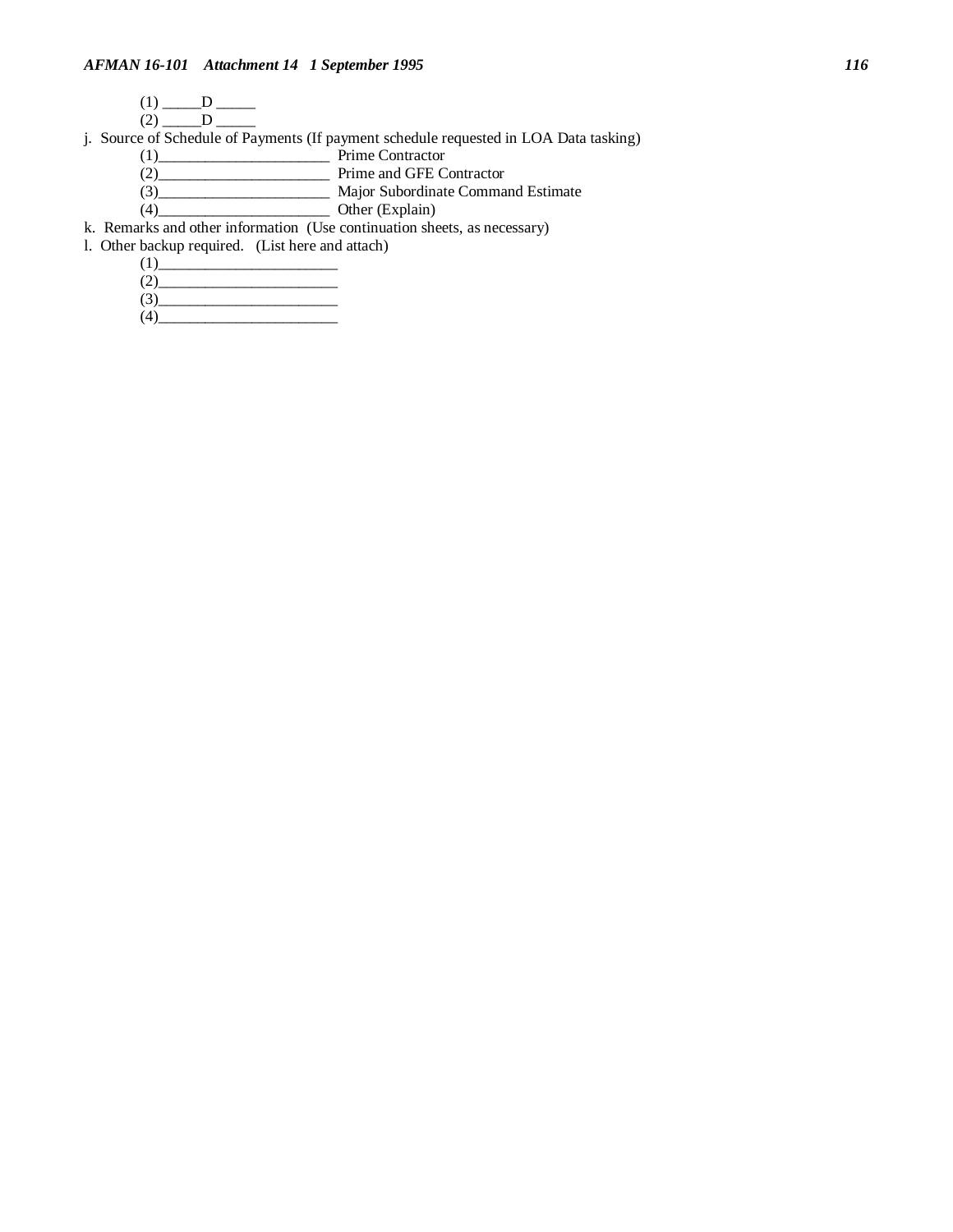(1) _____D _____

(2) _____D _____

j. Source of Schedule of Payments (If payment schedule requested in LOA Data tasking)

(1)______________________ Prime Contractor

(2)______________________ Prime and GFE Contractor

(3)______________________ Major Subordinate Command Estimate

(4)______________________ Other (Explain)

k. Remarks and other information (Use continuation sheets, as necessary)

l. Other backup required. (List here and attach)

(1)_______________________

(2)_______________________

(3)_______________________

(4)_______________________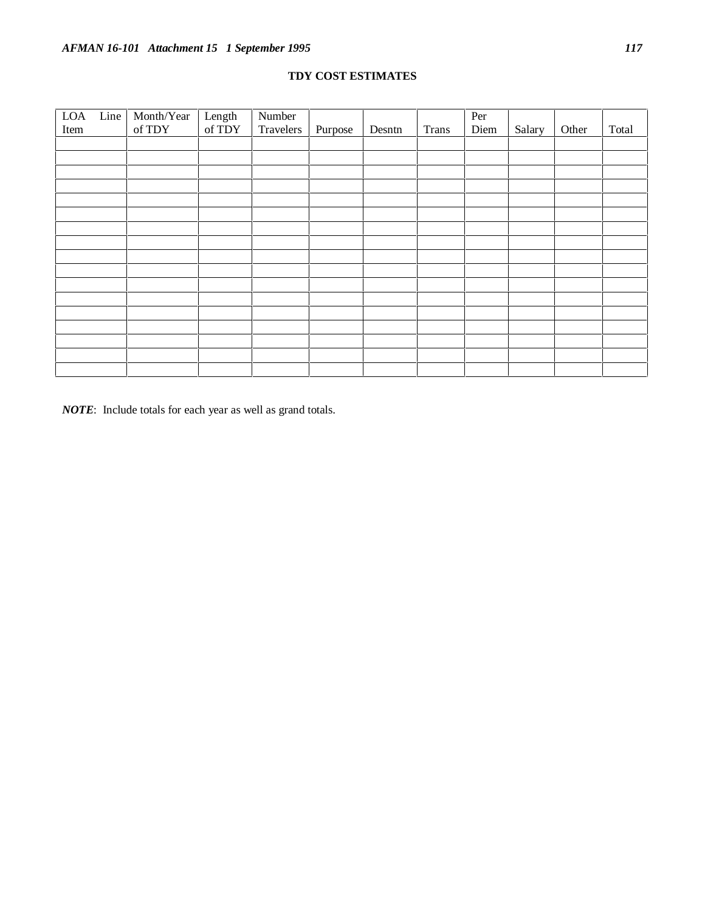**TDY COST ESTIMATES**

| LOA Line Item | Month/Year of TDY | Length of TDY | Number Travelers | Purpose | Desntn | Trans | Per Diem | Salary | Other | Total |
|---|---|---|---|---|---|---|---|---|---|---|
| | | | | | | | | | | |
| | | | | | | | | | | |
| | | | | | | | | | | |
| | | | | | | | | | | |
| | | | | | | | | | | |
| | | | | | | | | | | |
| | | | | | | | | | | |
| | | | | | | | | | | |
| | | | | | | | | | | |
| | | | | | | | | | | |
| | | | | | | | | | | |
| | | | | | | | | | | |
| | | | | | | | | | | |
| | | | | | | | | | | |
| | | | | | | | | | | |
| | | | | | | | | | | |
| | | | | | | | | | | |

***NOTE***: Include totals for each year as well as grand totals.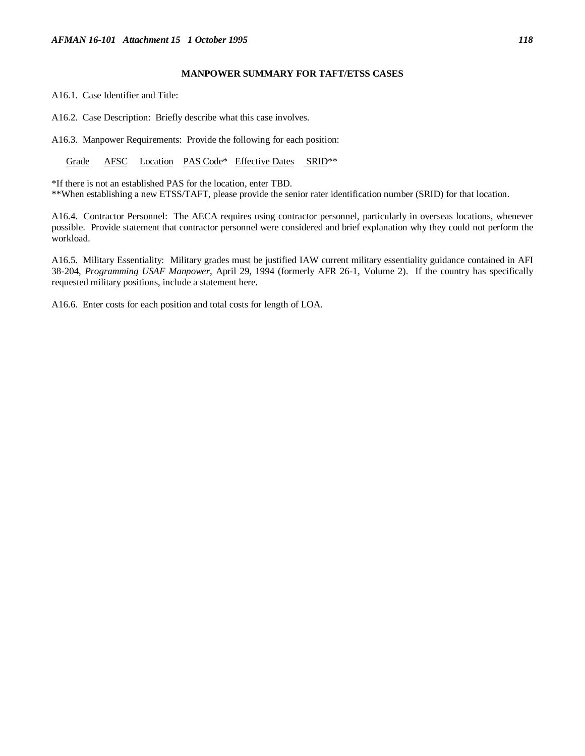## MANPOWER SUMMARY FOR TAFT/ETSS CASES

A16.1. Case Identifier and Title:

A16.2. Case Description: Briefly describe what this case involves.

A16.3. Manpower Requirements: Provide the following for each position:

Grade AFSC Location PAS Code* Effective Dates SRID**

*If there is not an established PAS for the location, enter TBD.
**When establishing a new ETSS/TAFT, please provide the senior rater identification number (SRID) for that location.

A16.4. Contractor Personnel: The AECA requires using contractor personnel, particularly in overseas locations, whenever possible. Provide statement that contractor personnel were considered and brief explanation why they could not perform the workload.

A16.5. Military Essentiality: Military grades must be justified IAW current military essentiality guidance contained in AFI 38-204, *Programming USAF Manpower*, April 29, 1994 (formerly AFR 26-1, Volume 2). If the country has specifically requested military positions, include a statement here.

A16.6. Enter costs for each position and total costs for length of LOA.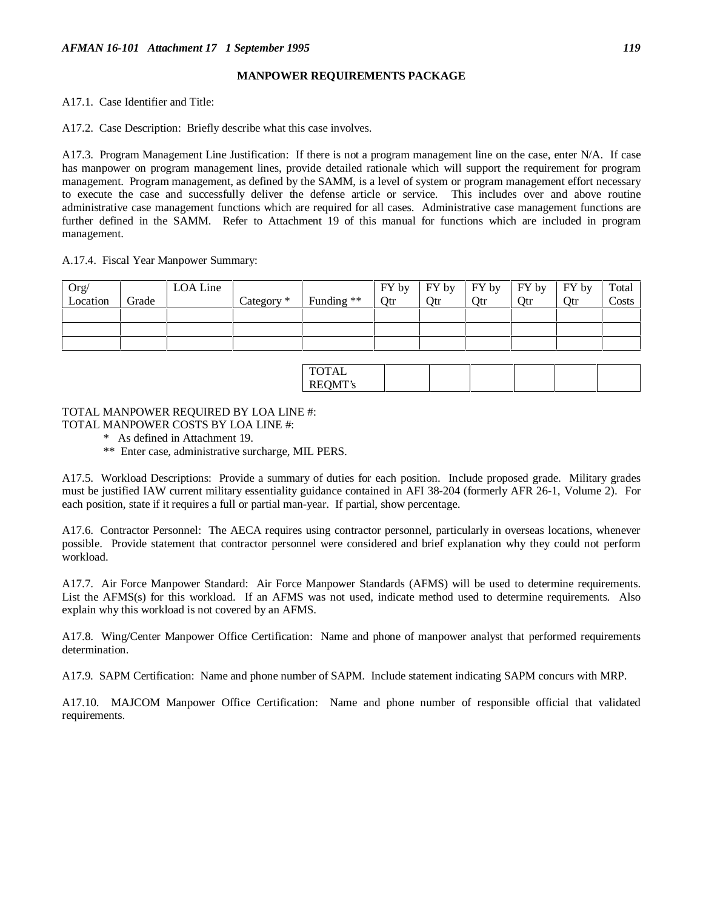## MANPOWER REQUIREMENTS PACKAGE

A17.1. Case Identifier and Title:

A17.2. Case Description: Briefly describe what this case involves.

A17.3. Program Management Line Justification: If there is not a program management line on the case, enter N/A. If case has manpower on program management lines, provide detailed rationale which will support the requirement for program management. Program management, as defined by the SAMM, is a level of system or program management effort necessary to execute the case and successfully deliver the defense article or service. This includes over and above routine administrative case management functions which are required for all cases. Administrative case management functions are further defined in the SAMM. Refer to Attachment 19 of this manual for functions which are included in program management.

A.17.4. Fiscal Year Manpower Summary:

| Org/ Location | Grade | LOA Line | Category * | Funding ** | FY by Qtr | FY by Qtr | FY by Qtr | FY by Qtr | FY by Qtr | Total Costs |
|---|---|---|---|---|---|---|---|---|---|---|
| | | | | | | | | | | |
| | | | | | | | | | | |
| | | | | | | | | | | |
| | | | | TOTAL REQMT's | | | | | | |

TOTAL MANPOWER REQUIRED BY LOA LINE #:
TOTAL MANPOWER COSTS BY LOA LINE #:

\* As defined in Attachment 19.

\** Enter case, administrative surcharge, MIL PERS.

A17.5. Workload Descriptions: Provide a summary of duties for each position. Include proposed grade. Military grades must be justified IAW current military essentiality guidance contained in AFI 38-204 (formerly AFR 26-1, Volume 2). For each position, state if it requires a full or partial man-year. If partial, show percentage.

A17.6. Contractor Personnel: The AECA requires using contractor personnel, particularly in overseas locations, whenever possible. Provide statement that contractor personnel were considered and brief explanation why they could not perform workload.

A17.7. Air Force Manpower Standard: Air Force Manpower Standards (AFMS) will be used to determine requirements. List the AFMS(s) for this workload. If an AFMS was not used, indicate method used to determine requirements. Also explain why this workload is not covered by an AFMS.

A17.8. Wing/Center Manpower Office Certification: Name and phone of manpower analyst that performed requirements determination.

A17.9. SAPM Certification: Name and phone number of SAPM. Include statement indicating SAPM concurs with MRP.

A17.10. MAJCOM Manpower Office Certification: Name and phone number of responsible official that validated requirements.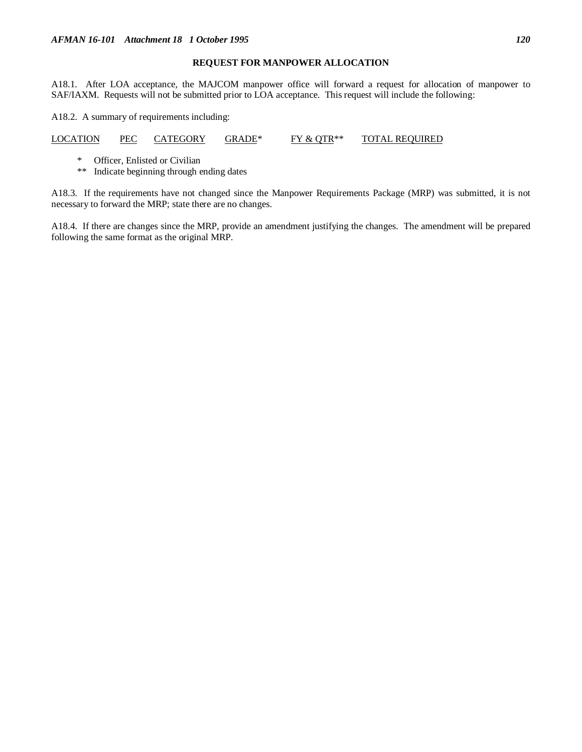## REQUEST FOR MANPOWER ALLOCATION

A18.1. After LOA acceptance, the MAJCOM manpower office will forward a request for allocation of manpower to SAF/IAXM. Requests will not be submitted prior to LOA acceptance. This request will include the following:

A18.2. A summary of requirements including:

| LOCATION | PEC | CATEGORY | GRADE* | FY & QTR** | TOTAL REQUIRED |
|---|---|---|---|---|---|

\* Officer, Enlisted or Civilian

\*\* Indicate beginning through ending dates

A18.3. If the requirements have not changed since the Manpower Requirements Package (MRP) was submitted, it is not necessary to forward the MRP; state there are no changes.

A18.4. If there are changes since the MRP, provide an amendment justifying the changes. The amendment will be prepared following the same format as the original MRP.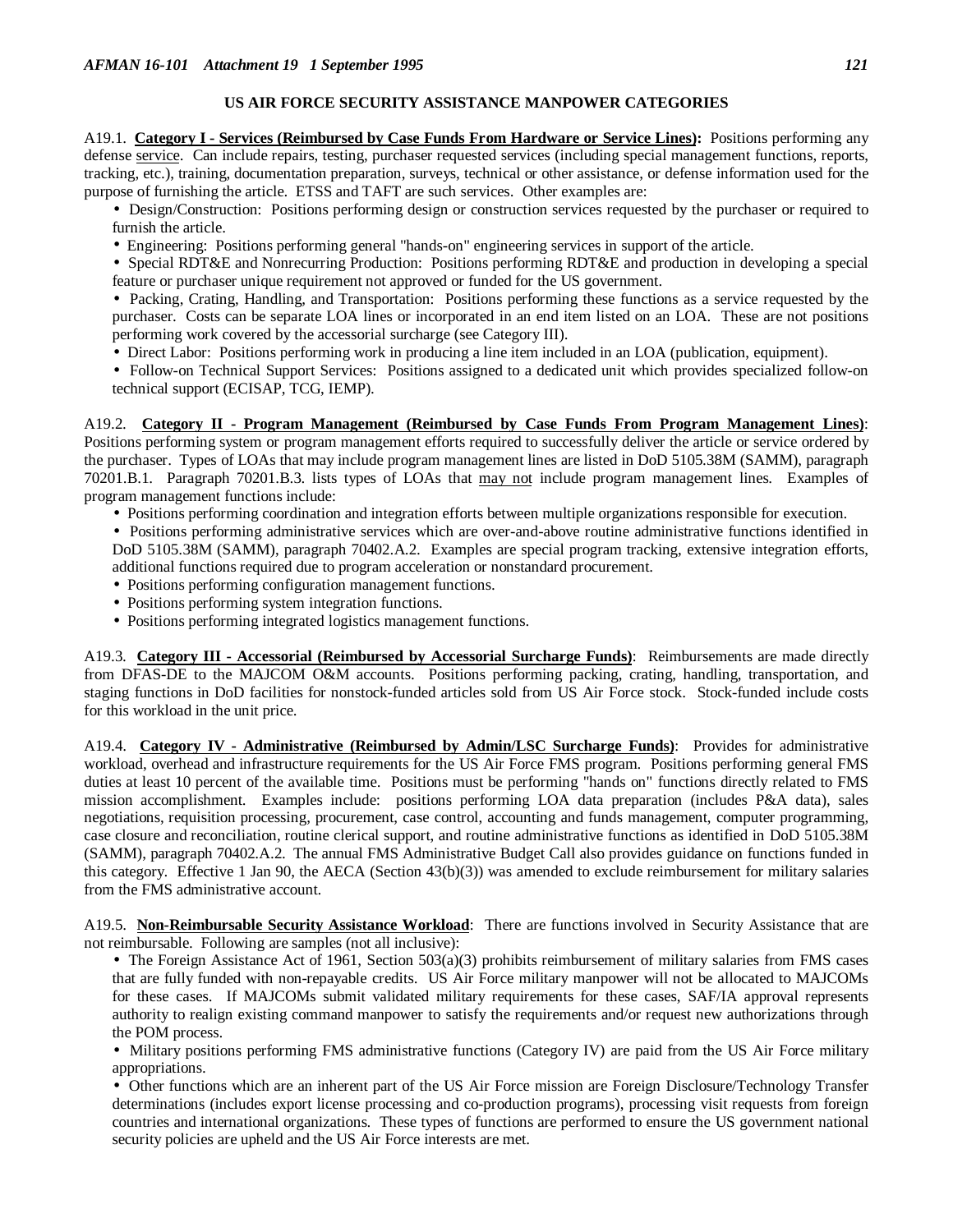## US AIR FORCE SECURITY ASSISTANCE MANPOWER CATEGORIES

A19.1. **Category I - Services (Reimbursed by Case Funds From Hardware or Service Lines):** Positions performing any defense service. Can include repairs, testing, purchaser requested services (including special management functions, reports, tracking, etc.), training, documentation preparation, surveys, technical or other assistance, or defense information used for the purpose of furnishing the article. ETSS and TAFT are such services. Other examples are:

- Design/Construction: Positions performing design or construction services requested by the purchaser or required to furnish the article.
- Engineering: Positions performing general "hands-on" engineering services in support of the article.
- Special RDT&E and Nonrecurring Production: Positions performing RDT&E and production in developing a special feature or purchaser unique requirement not approved or funded for the US government.
- Packing, Crating, Handling, and Transportation: Positions performing these functions as a service requested by the purchaser. Costs can be separate LOA lines or incorporated in an end item listed on an LOA. These are not positions performing work covered by the accessorial surcharge (see Category III).
- Direct Labor: Positions performing work in producing a line item included in an LOA (publication, equipment).
- Follow-on Technical Support Services: Positions assigned to a dedicated unit which provides specialized follow-on technical support (ECISAP, TCG, IEMP).

A19.2. **Category II - Program Management (Reimbursed by Case Funds From Program Management Lines)**: Positions performing system or program management efforts required to successfully deliver the article or service ordered by the purchaser. Types of LOAs that may include program management lines are listed in DoD 5105.38M (SAMM), paragraph 70201.B.1. Paragraph 70201.B.3. lists types of LOAs that may not include program management lines. Examples of program management functions include:

- Positions performing coordination and integration efforts between multiple organizations responsible for execution.
- Positions performing administrative services which are over-and-above routine administrative functions identified in DoD 5105.38M (SAMM), paragraph 70402.A.2. Examples are special program tracking, extensive integration efforts, additional functions required due to program acceleration or nonstandard procurement.
- Positions performing configuration management functions.
- Positions performing system integration functions.
- Positions performing integrated logistics management functions.

A19.3. **Category III - Accessorial (Reimbursed by Accessorial Surcharge Funds)**: Reimbursements are made directly from DFAS-DE to the MAJCOM O&M accounts. Positions performing packing, crating, handling, transportation, and staging functions in DoD facilities for nonstock-funded articles sold from US Air Force stock. Stock-funded include costs for this workload in the unit price.

A19.4. **Category IV - Administrative (Reimbursed by Admin/LSC Surcharge Funds)**: Provides for administrative workload, overhead and infrastructure requirements for the US Air Force FMS program. Positions performing general FMS duties at least 10 percent of the available time. Positions must be performing "hands on" functions directly related to FMS mission accomplishment. Examples include: positions performing LOA data preparation (includes P&A data), sales negotiations, requisition processing, procurement, case control, accounting and funds management, computer programming, case closure and reconciliation, routine clerical support, and routine administrative functions as identified in DoD 5105.38M (SAMM), paragraph 70402.A.2. The annual FMS Administrative Budget Call also provides guidance on functions funded in this category. Effective 1 Jan 90, the AECA (Section 43(b)(3)) was amended to exclude reimbursement for military salaries from the FMS administrative account.

A19.5. **Non-Reimbursable Security Assistance Workload**: There are functions involved in Security Assistance that are not reimbursable. Following are samples (not all inclusive):

- The Foreign Assistance Act of 1961, Section 503(a)(3) prohibits reimbursement of military salaries from FMS cases that are fully funded with non-repayable credits. US Air Force military manpower will not be allocated to MAJCOMs for these cases. If MAJCOMs submit validated military requirements for these cases, SAF/IA approval represents authority to realign existing command manpower to satisfy the requirements and/or request new authorizations through the POM process.
- Military positions performing FMS administrative functions (Category IV) are paid from the US Air Force military appropriations.
- Other functions which are an inherent part of the US Air Force mission are Foreign Disclosure/Technology Transfer determinations (includes export license processing and co-production programs), processing visit requests from foreign countries and international organizations. These types of functions are performed to ensure the US government national security policies are upheld and the US Air Force interests are met.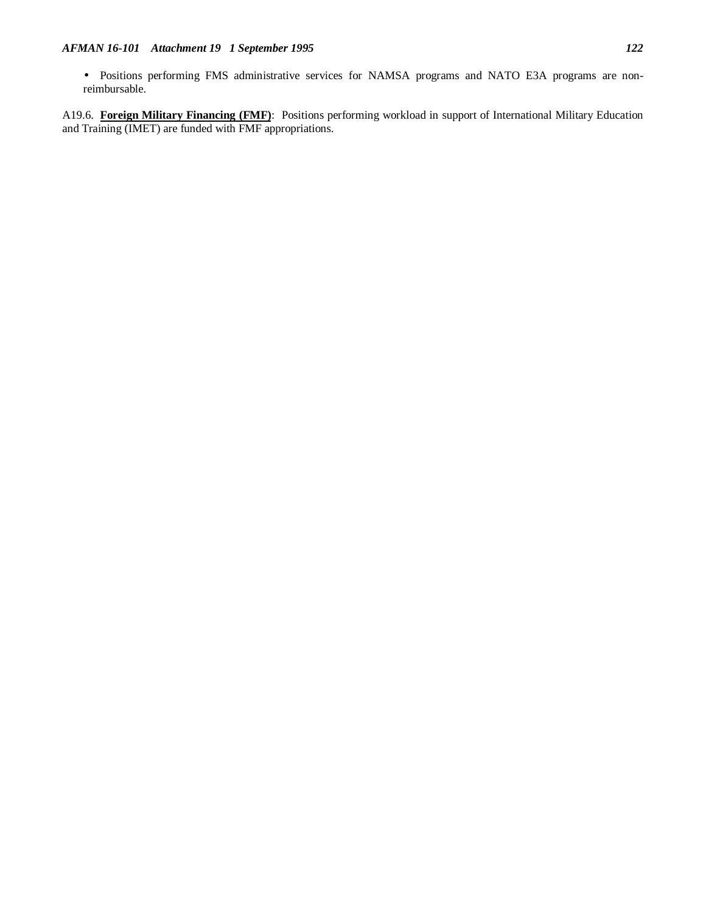- Positions performing FMS administrative services for NAMSA programs and NATO E3A programs are non-reimbursable.

A19.6. **Foreign Military Financing (FMF)**: Positions performing workload in support of International Military Education and Training (IMET) are funded with FMF appropriations.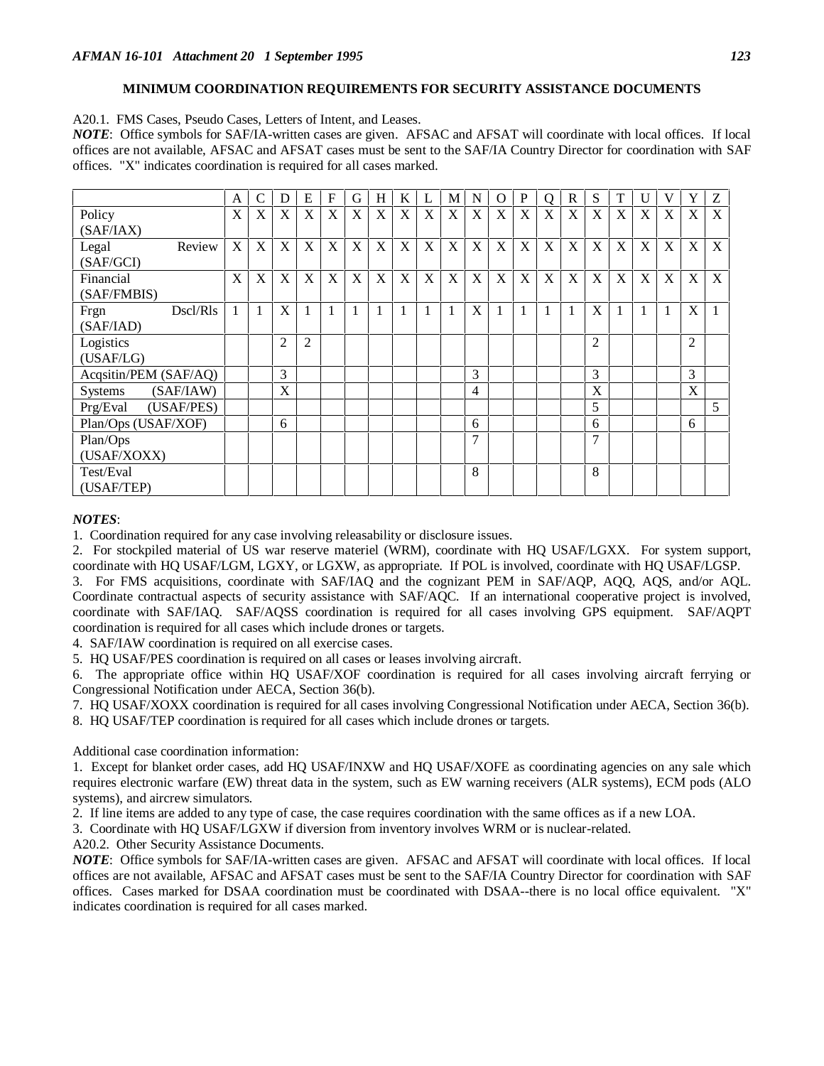### MINIMUM COORDINATION REQUIREMENTS FOR SECURITY ASSISTANCE DOCUMENTS

A20.1. FMS Cases, Pseudo Cases, Letters of Intent, and Leases.

***NOTE***: Office symbols for SAF/IA-written cases are given. AFSAC and AFSAT will coordinate with local offices. If local offices are not available, AFSAC and AFSAT cases must be sent to the SAF/IA Country Director for coordination with SAF offices. "X" indicates coordination is required for all cases marked.

| | A | C | D | E | F | G | H | K | L | M | N | O | P | Q | R | S | T | U | V | Y | Z |
|---|---|---|---|---|---|---|---|---|---|---|---|---|---|---|---|---|---|---|---|---|---|
| Policy (SAF/IAX) | X | X | X | X | X | X | X | X | X | X | X | X | X | X | X | X | X | X | X | X | X |
| Legal Review (SAF/GCI) | X | X | X | X | X | X | X | X | X | X | X | X | X | X | X | X | X | X | X | X | X |
| Financial (SAF/FMBIS) | X | X | X | X | X | X | X | X | X | X | X | X | X | X | X | X | X | X | X | X | X |
| Frgn Dscl/Rls (SAF/IAD) | 1 | 1 | X | 1 | 1 | 1 | 1 | 1 | 1 | 1 | X | 1 | 1 | 1 | 1 | X | 1 | 1 | 1 | X | 1 |
| Logistics (USAF/LG) | | | 2 | 2 | | | | | | | | | | | | 2 | | | | 2 | |
| Acqsitin/PEM (SAF/AQ) | | | 3 | | | | | | | | 3 | | | | | 3 | | | | 3 | |
| Systems (SAF/IAW) | | | X | | | | | | | | 4 | | | | | X | | | | X | |
| Prg/Eval (USAF/PES) | | | | | | | | | | | | | | | | 5 | | | | | 5 |
| Plan/Ops (USAF/XOF) | | | 6 | | | | | | | | 6 | | | | | 6 | | | | 6 | |
| Plan/Ops (USAF/XOXX) | | | | | | | | | | | 7 | | | | | 7 | | | | | |
| Test/Eval (USAF/TEP) | | | | | | | | | | | 8 | | | | | 8 | | | | | |

***NOTES***:

1. Coordination required for any case involving releasability or disclosure issues.
2. For stockpiled material of US war reserve materiel (WRM), coordinate with HQ USAF/LGXX. For system support, coordinate with HQ USAF/LGM, LGXY, or LGXW, as appropriate. If POL is involved, coordinate with HQ USAF/LGSP.
3. For FMS acquisitions, coordinate with SAF/IAQ and the cognizant PEM in SAF/AQP, AQQ, AQS, and/or AQL. Coordinate contractual aspects of security assistance with SAF/AQC. If an international cooperative project is involved, coordinate with SAF/IAQ. SAF/AQSS coordination is required for all cases involving GPS equipment. SAF/AQPT coordination is required for all cases which include drones or targets.
4. SAF/IAW coordination is required on all exercise cases.
5. HQ USAF/PES coordination is required on all cases or leases involving aircraft.
6. The appropriate office within HQ USAF/XOF coordination is required for all cases involving aircraft ferrying or Congressional Notification under AECA, Section 36(b).
7. HQ USAF/XOXX coordination is required for all cases involving Congressional Notification under AECA, Section 36(b).
8. HQ USAF/TEP coordination is required for all cases which include drones or targets.

Additional case coordination information:

1. Except for blanket order cases, add HQ USAF/INXW and HQ USAF/XOFE as coordinating agencies on any sale which requires electronic warfare (EW) threat data in the system, such as EW warning receivers (ALR systems), ECM pods (ALO systems), and aircrew simulators.
2. If line items are added to any type of case, the case requires coordination with the same offices as if a new LOA.
3. Coordinate with HQ USAF/LGXW if diversion from inventory involves WRM or is nuclear-related.

A20.2. Other Security Assistance Documents.

***NOTE***: Office symbols for SAF/IA-written cases are given. AFSAC and AFSAT will coordinate with local offices. If local offices are not available, AFSAC and AFSAT cases must be sent to the SAF/IA Country Director for coordination with SAF offices. Cases marked for DSAA coordination must be coordinated with DSAA--there is no local office equivalent. "X" indicates coordination is required for all cases marked.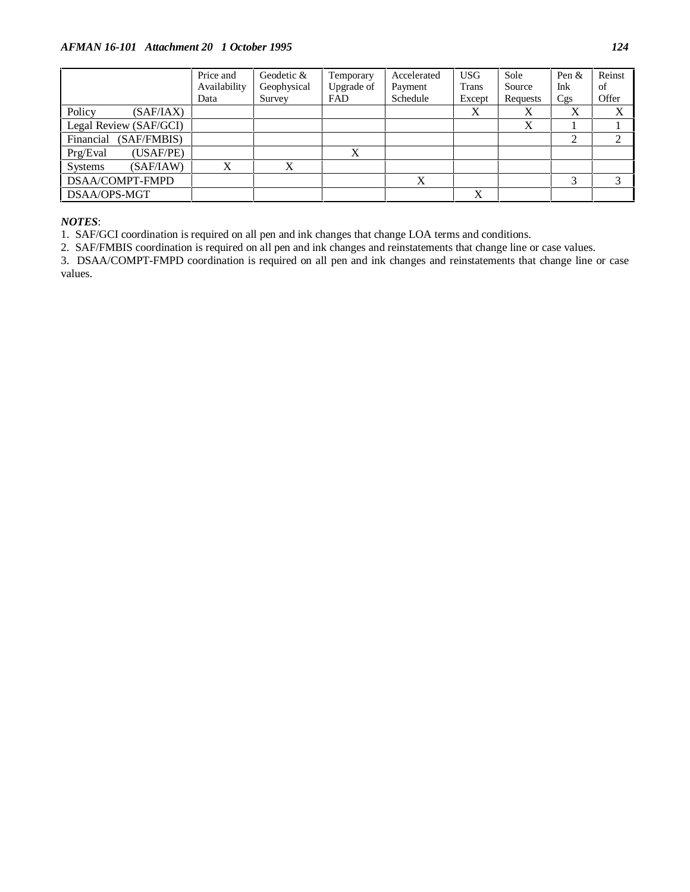| | Price and Availability Data | Geodetic & Geophysical Survey | Temporary Upgrade of FAD | Accelerated Payment Schedule | USG Trans Except | Sole Source Requests | Pen & Ink Cgs | Reinst of Offer |
|---|---|---|---|---|---|---|---|---|
| Policy (SAF/IAX) | | | | | X | X | X | X |
| Legal Review (SAF/GCI) | | | | | | X | 1 | 1 |
| Financial (SAF/FMBIS) | | | | | | | 2 | 2 |
| Prg/Eval (USAF/PE) | | | X | | | | | |
| Systems (SAF/IAW) | X | X | | | | | | |
| DSAA/COMPT-FMPD | | | | X | | | 3 | 3 |
| DSAA/OPS-MGT | | | | | X | | | |

***NOTES***:

1. SAF/GCI coordination is required on all pen and ink changes that change LOA terms and conditions.
2. SAF/FMBIS coordination is required on all pen and ink changes and reinstatements that change line or case values.
3. DSAA/COMPT-FMPD coordination is required on all pen and ink changes and reinstatements that change line or case values.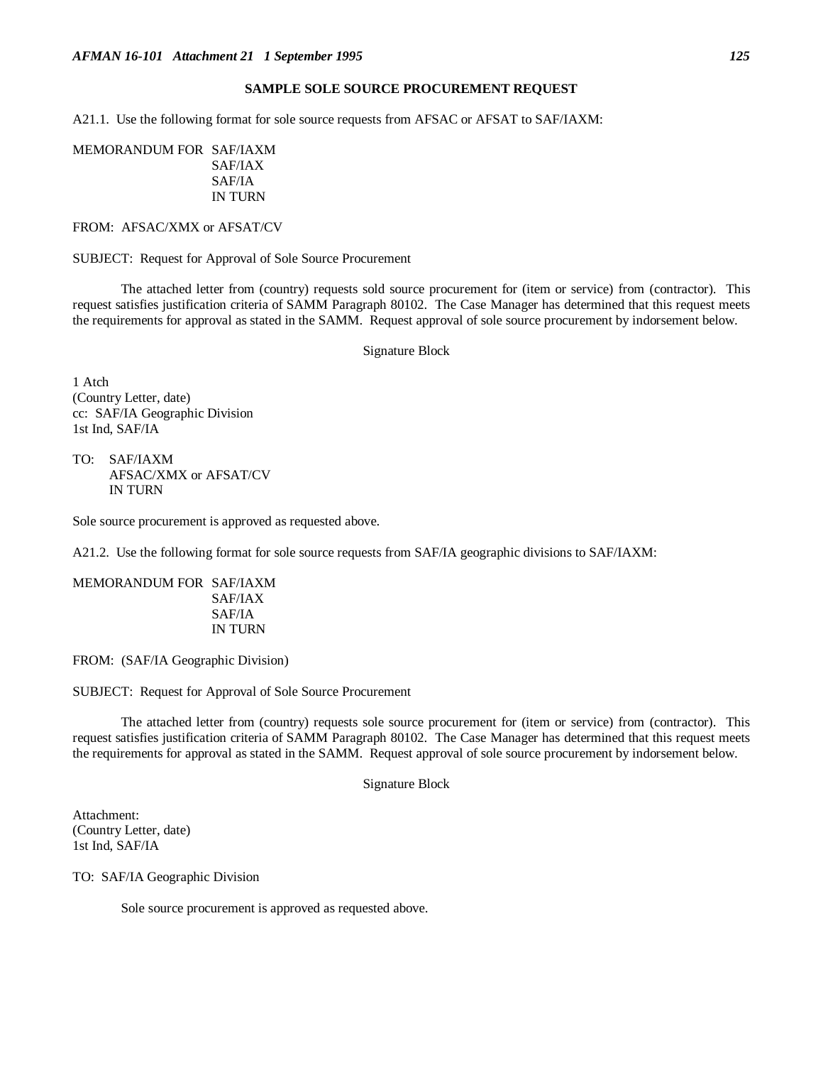**SAMPLE SOLE SOURCE PROCUREMENT REQUEST**

A21.1. Use the following format for sole source requests from AFSAC or AFSAT to SAF/IAXM:

MEMORANDUM FOR SAF/IAXM
SAF/IAX
SAF/IA
IN TURN

FROM: AFSAC/XMX or AFSAT/CV

SUBJECT: Request for Approval of Sole Source Procurement

The attached letter from (country) requests sold source procurement for (item or service) from (contractor). This request satisfies justification criteria of SAMM Paragraph 80102. The Case Manager has determined that this request meets the requirements for approval as stated in the SAMM. Request approval of sole source procurement by indorsement below.

Signature Block

1 Atch
(Country Letter, date)
cc: SAF/IA Geographic Division
1st Ind, SAF/IA

TO: SAF/IAXM
AFSAC/XMX or AFSAT/CV
IN TURN

Sole source procurement is approved as requested above.

A21.2. Use the following format for sole source requests from SAF/IA geographic divisions to SAF/IAXM:

MEMORANDUM FOR SAF/IAXM
SAF/IAX
SAF/IA
IN TURN

FROM: (SAF/IA Geographic Division)

SUBJECT: Request for Approval of Sole Source Procurement

The attached letter from (country) requests sole source procurement for (item or service) from (contractor). This request satisfies justification criteria of SAMM Paragraph 80102. The Case Manager has determined that this request meets the requirements for approval as stated in the SAMM. Request approval of sole source procurement by indorsement below.

Signature Block

Attachment:
(Country Letter, date)
1st Ind, SAF/IA

TO: SAF/IA Geographic Division

Sole source procurement is approved as requested above.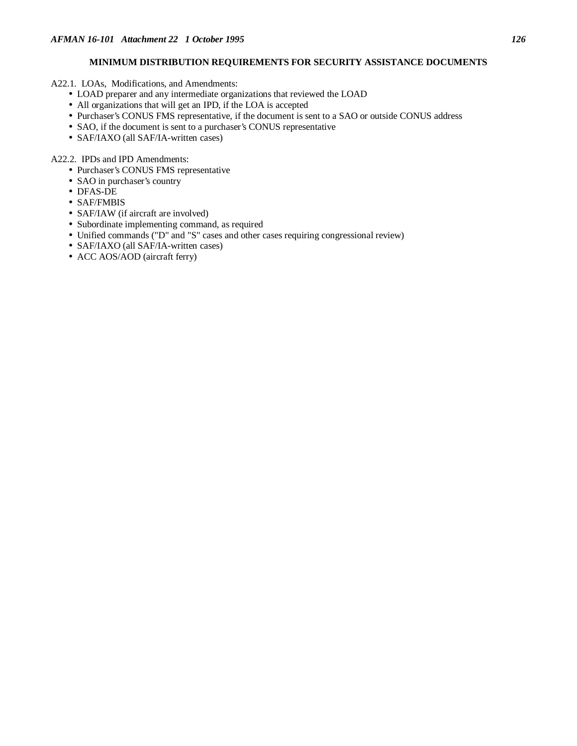## MINIMUM DISTRIBUTION REQUIREMENTS FOR SECURITY ASSISTANCE DOCUMENTS

A22.1. LOAs, Modifications, and Amendments:

- LOAD preparer and any intermediate organizations that reviewed the LOAD
- All organizations that will get an IPD, if the LOA is accepted
- Purchaser's CONUS FMS representative, if the document is sent to a SAO or outside CONUS address
- SAO, if the document is sent to a purchaser's CONUS representative
- SAF/IAXO (all SAF/IA-written cases)

A22.2. IPDs and IPD Amendments:

- Purchaser's CONUS FMS representative
- SAO in purchaser's country
- DFAS-DE
- SAF/FMBIS
- SAF/IAW (if aircraft are involved)
- Subordinate implementing command, as required
- Unified commands ("D" and "S" cases and other cases requiring congressional review)
- SAF/IAXO (all SAF/IA-written cases)
- ACC AOS/AOD (aircraft ferry)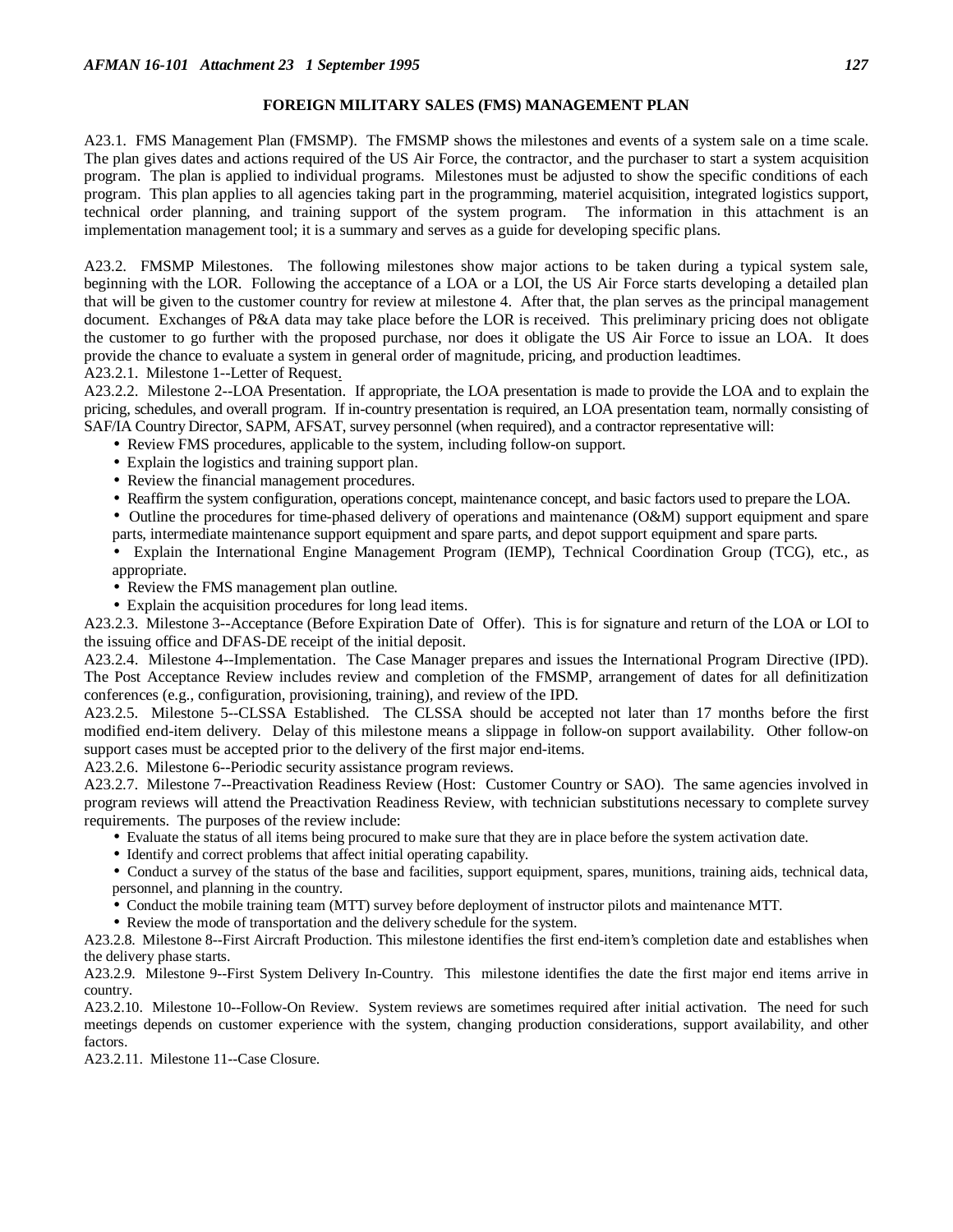## FOREIGN MILITARY SALES (FMS) MANAGEMENT PLAN

A23.1. FMS Management Plan (FMSMP). The FMSMP shows the milestones and events of a system sale on a time scale. The plan gives dates and actions required of the US Air Force, the contractor, and the purchaser to start a system acquisition program. The plan is applied to individual programs. Milestones must be adjusted to show the specific conditions of each program. This plan applies to all agencies taking part in the programming, materiel acquisition, integrated logistics support, technical order planning, and training support of the system program. The information in this attachment is an implementation management tool; it is a summary and serves as a guide for developing specific plans.

A23.2. FMSMP Milestones. The following milestones show major actions to be taken during a typical system sale, beginning with the LOR. Following the acceptance of a LOA or a LOI, the US Air Force starts developing a detailed plan that will be given to the customer country for review at Milestone 4. After that, the plan serves as the principal management document. Exchanges of P&A data may take place before the LOR is received. This preliminary pricing does not obligate the customer to go further with the proposed purchase, nor does it obligate the US Air Force to issue an LOA. It does provide the chance to evaluate a system in general order of magnitude, pricing, and production leadtimes.

A23.2.1. Milestone 1--Letter of Request.

A23.2.2. Milestone 2--LOA Presentation. If appropriate, the LOA presentation is made to provide the LOA and to explain the pricing, schedules, and overall program. If in-country presentation is required, an LOA presentation team, normally consisting of SAF/IA Country Director, SAPM, AFSAT, survey personnel (when required), and a contractor representative will:

- Review FMS procedures, applicable to the system, including follow-on support.
- Explain the logistics and training support plan.
- Review the financial management procedures.
- Reaffirm the system configuration, operations concept, maintenance concept, and basic factors used to prepare the LOA.
- Outline the procedures for time-phased delivery of operations and maintenance (O&M) support equipment and spare parts, intermediate maintenance support equipment and spare parts, and depot support equipment and spare parts.
- Explain the International Engine Management Program (IEMP), Technical Coordination Group (TCG), etc., as appropriate.
- Review the FMS management plan outline.
- Explain the acquisition procedures for long lead items.

A23.2.3. Milestone 3--Acceptance (Before Expiration Date of Offer). This is for signature and return of the LOA or LOI to the issuing office and DFAS-DE receipt of the initial deposit.

A23.2.4. Milestone 4--Implementation. The Case Manager prepares and issues the International Program Directive (IPD). The Post Acceptance Review includes review and completion of the FMSMP, arrangement of dates for all definitization conferences (e.g., configuration, provisioning, training), and review of the IPD.

A23.2.5. Milestone 5--CLSSA Established. The CLSSA should be accepted not later than 17 months before the first modified end-item delivery. Delay of this milestone means a slippage in follow-on support availability. Other follow-on support cases must be accepted prior to the delivery of the first major end-items.

A23.2.6. Milestone 6--Periodic security assistance program reviews.

A23.2.7. Milestone 7--Preactivation Readiness Review (Host: Customer Country or SAO). The same agencies involved in program reviews will attend the Preactivation Readiness Review, with technician substitutions necessary to complete survey requirements. The purposes of the review include:

- Evaluate the status of all items being procured to make sure that they are in place before the system activation date.
- Identify and correct problems that affect initial operating capability.
- Conduct a survey of the status of the base and facilities, support equipment, spares, munitions, training aids, technical data, personnel, and planning in the country.
- Conduct the mobile training team (MTT) survey before deployment of instructor pilots and maintenance MTT.
- Review the mode of transportation and the delivery schedule for the system.

A23.2.8. Milestone 8--First Aircraft Production. This milestone identifies the first end-item's completion date and establishes when the delivery phase starts.

A23.2.9. Milestone 9--First System Delivery In-Country. This milestone identifies the date the first major end items arrive in country.

A23.2.10. Milestone 10--Follow-On Review. System reviews are sometimes required after initial activation. The need for such meetings depends on customer experience with the system, changing production considerations, support availability, and other factors.

A23.2.11. Milestone 11--Case Closure.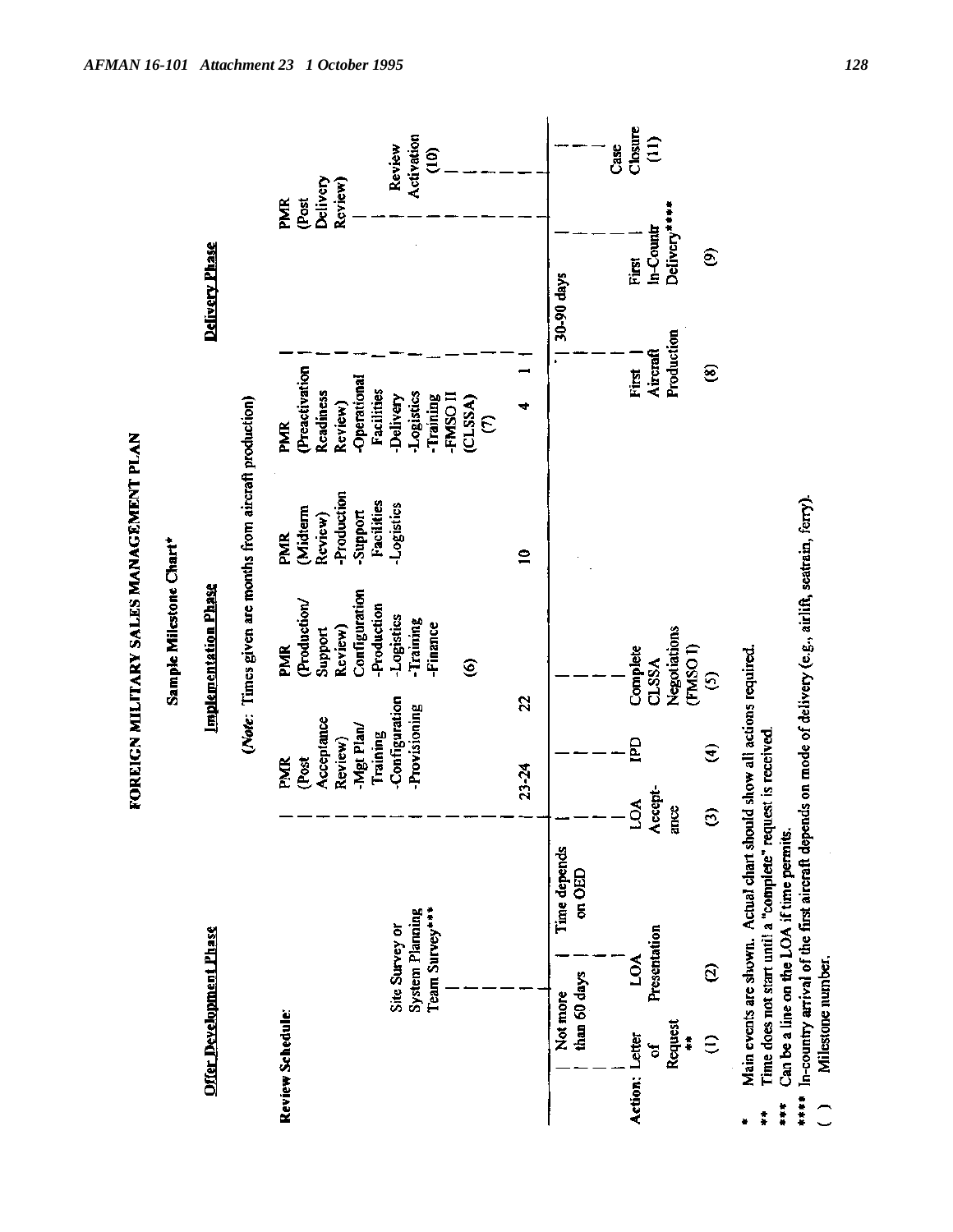# FOREIGN MILITARY SALES MANAGEMENT PLAN

## Sample Milestone Chart*

(*Note*: Times given are months from aircraft production)

| | Offer Development Phase | | Implementation Phase | | | | Delivery Phase | | | |
|---|---|---|---|---|---|---|---|---|---|---|
| **Review Schedule:** | Site Survey or System Planning Team Survey*** | | PMR (Post Acceptance Review) -Mgt Plan/ Training -Configuration -Provisioning | PMR (Production/ Support Review) Configuration -Production -Logistics -Training -Finance (6) | PMR (Midterm Review) -Production -Support Facilities -Logistics | PMR (Preactivation Readiness Review) -Operational Facilities -Delivery -Logistics -Training -FMSO II (CLSSA) (7) | | | PMR (Post Delivery Review) | Review Activation (10) |
| | | | 23-24 | 22 | 10 | 4 | 1 | | | |
| | Not more than 60 days | Time depends on OED | | | | | 30-90 days | | | |
| **Action:** | Letter of Request ** (1) | LOA Presentation (2) | LOA Acceptance (3) | IPD (4) | Complete CLSSA Negotiations (FMSO I) (5) | | First Aircraft Production (8) | First In-Countr Delivery**** (9) | | Case Closure (11) |

\* Main events are shown. Actual chart should show all actions required.

\*\* Time does not start until a "complete" request is received.

\*\*\* Can be a line on the LOA if time permits.

\*\*\*\* In-country arrival of the first aircraft depends on mode of delivery (e.g., airlift, seatrain, ferry).

( ) Milestone number.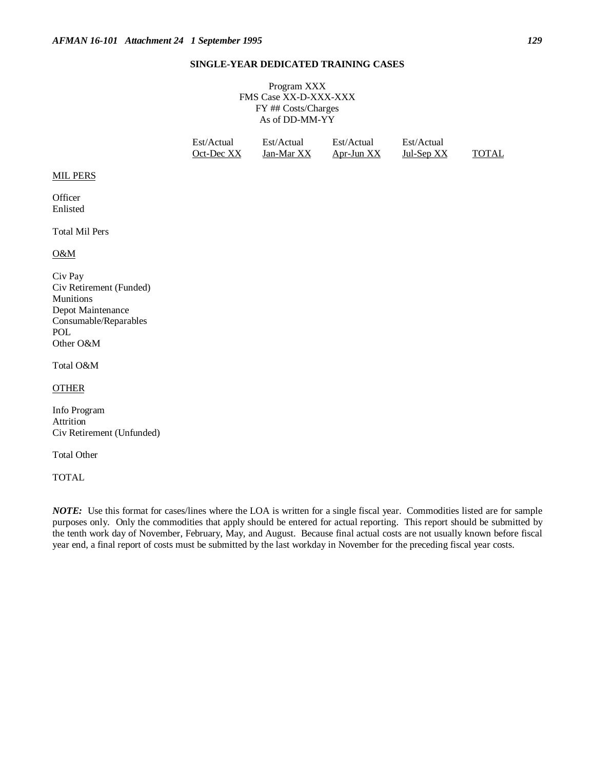## SINGLE-YEAR DEDICATED TRAINING CASES

Program XXX
FMS Case XX-D-XXX-XXX
FY ## Costs/Charges
As of DD-MM-YY

| | Est/Actual Oct-Dec XX | Est/Actual Jan-Mar XX | Est/Actual Apr-Jun XX | Est/Actual Jul-Sep XX | TOTAL |
|---|---|---|---|---|---|
| MIL PERS | | | | | |
| Officer | | | | | |
| Enlisted | | | | | |
| Total Mil Pers | | | | | |
| O&M | | | | | |
| Civ Pay | | | | | |
| Civ Retirement (Funded) | | | | | |
| Munitions | | | | | |
| Depot Maintenance | | | | | |
| Consumable/Reparables | | | | | |
| POL | | | | | |
| Other O&M | | | | | |
| Total O&M | | | | | |
| OTHER | | | | | |
| Info Program | | | | | |
| Attrition | | | | | |
| Civ Retirement (Unfunded) | | | | | |
| Total Other | | | | | |
| TOTAL | | | | | |

***NOTE:*** Use this format for cases/lines where the LOA is written for a single fiscal year. Commodities listed are for sample purposes only. Only the commodities that apply should be entered for actual reporting. This report should be submitted by the tenth work day of November, February, May, and August. Because final actual costs are not usually known before fiscal year end, a final report of costs must be submitted by the last workday in November for the preceding fiscal year costs.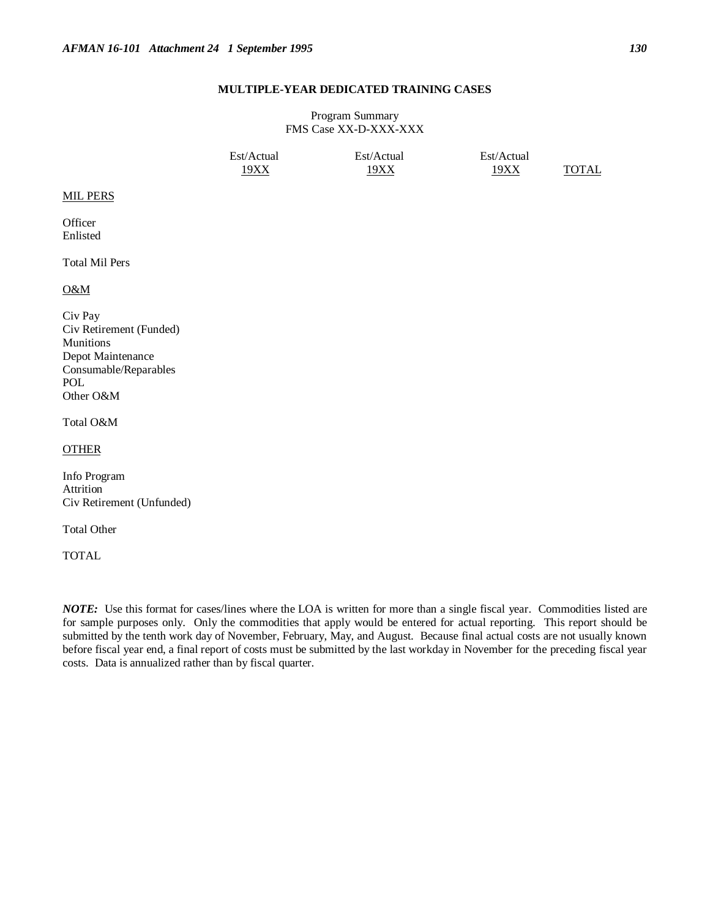## MULTIPLE-YEAR DEDICATED TRAINING CASES

Program Summary
FMS Case XX-D-XXX-XXX

| | Est/Actual 19XX | Est/Actual 19XX | Est/Actual 19XX | TOTAL |
|---|---|---|---|---|
| MIL PERS | | | | |
| Officer | | | | |
| Enlisted | | | | |
| Total Mil Pers | | | | |
| O&M | | | | |
| Civ Pay | | | | |
| Civ Retirement (Funded) | | | | |
| Munitions | | | | |
| Depot Maintenance | | | | |
| Consumable/Reparables | | | | |
| POL | | | | |
| Other O&M | | | | |
| Total O&M | | | | |
| OTHER | | | | |
| Info Program | | | | |
| Attrition | | | | |
| Civ Retirement (Unfunded) | | | | |
| Total Other | | | | |
| TOTAL | | | | |

***NOTE:*** Use this format for cases/lines where the LOA is written for more than a single fiscal year. Commodities listed are for sample purposes only. Only the commodities that apply would be entered for actual reporting. This report should be submitted by the tenth work day of November, February, May, and August. Because final actual costs are not usually known before fiscal year end, a final report of costs must be submitted by the last workday in November for the preceding fiscal year costs. Data is annualized rather than by fiscal quarter.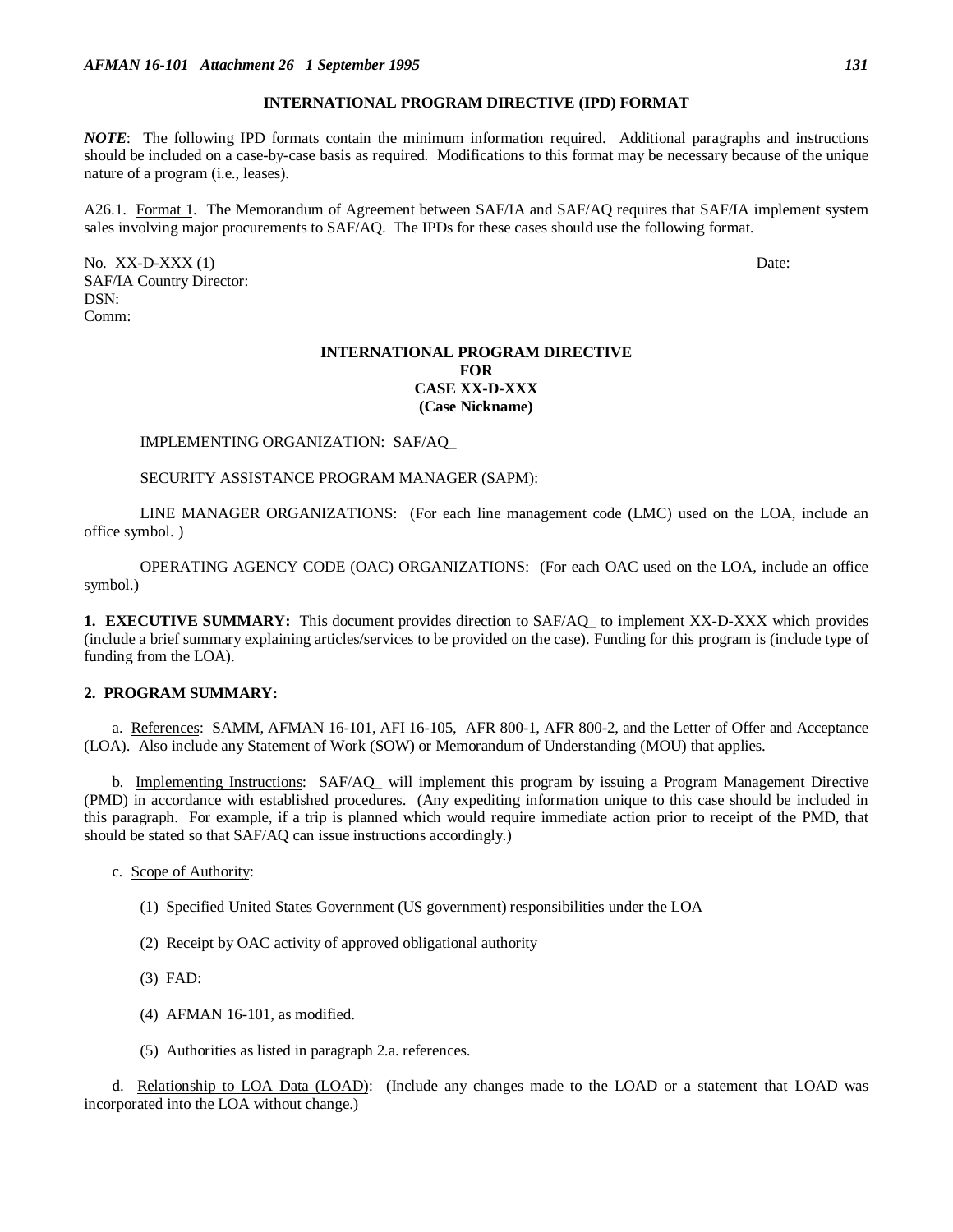**INTERNATIONAL PROGRAM DIRECTIVE (IPD) FORMAT**

***NOTE***: The following IPD formats contain the minimum information required. Additional paragraphs and instructions should be included on a case-by-case basis as required. Modifications to this format may be necessary because of the unique nature of a program (i.e., leases).

A26.1. Format 1. The Memorandum of Agreement between SAF/IA and SAF/AQ requires that SAF/IA implement system sales involving major procurements to SAF/AQ. The IPDs for these cases should use the following format.

No. XX-D-XXX (1) Date:
SAF/IA Country Director:
DSN:
Comm:

**INTERNATIONAL PROGRAM DIRECTIVE**
**FOR**
**CASE XX-D-XXX**
**(Case Nickname)**

IMPLEMENTING ORGANIZATION: SAF/AQ_

SECURITY ASSISTANCE PROGRAM MANAGER (SAPM):

LINE MANAGER ORGANIZATIONS: (For each line management code (LMC) used on the LOA, include an office symbol. )

OPERATING AGENCY CODE (OAC) ORGANIZATIONS: (For each OAC used on the LOA, include an office symbol.)

**1. EXECUTIVE SUMMARY:** This document provides direction to SAF/AQ_ to implement XX-D-XXX which provides (include a brief summary explaining articles/services to be provided on the case). Funding for this program is (include type of funding from the LOA).

**2. PROGRAM SUMMARY:**

a. References: SAMM, AFMAN 16-101, AFI 16-105, AFR 800-1, AFR 800-2, and the Letter of Offer and Acceptance (LOA). Also include any Statement of Work (SOW) or Memorandum of Understanding (MOU) that applies.

b. Implementing Instructions: SAF/AQ_ will implement this program by issuing a Program Management Directive (PMD) in accordance with established procedures. (Any expediting information unique to this case should be included in this paragraph. For example, if a trip is planned which would require immediate action prior to receipt of the PMD, that should be stated so that SAF/AQ can issue instructions accordingly.)

c. Scope of Authority:

(1) Specified United States Government (US government) responsibilities under the LOA

(2) Receipt by OAC activity of approved obligational authority

(3) FAD:

(4) AFMAN 16-101, as modified.

(5) Authorities as listed in paragraph 2.a. references.

d. Relationship to LOA Data (LOAD): (Include any changes made to the LOAD or a statement that LOAD was incorporated into the LOA without change.)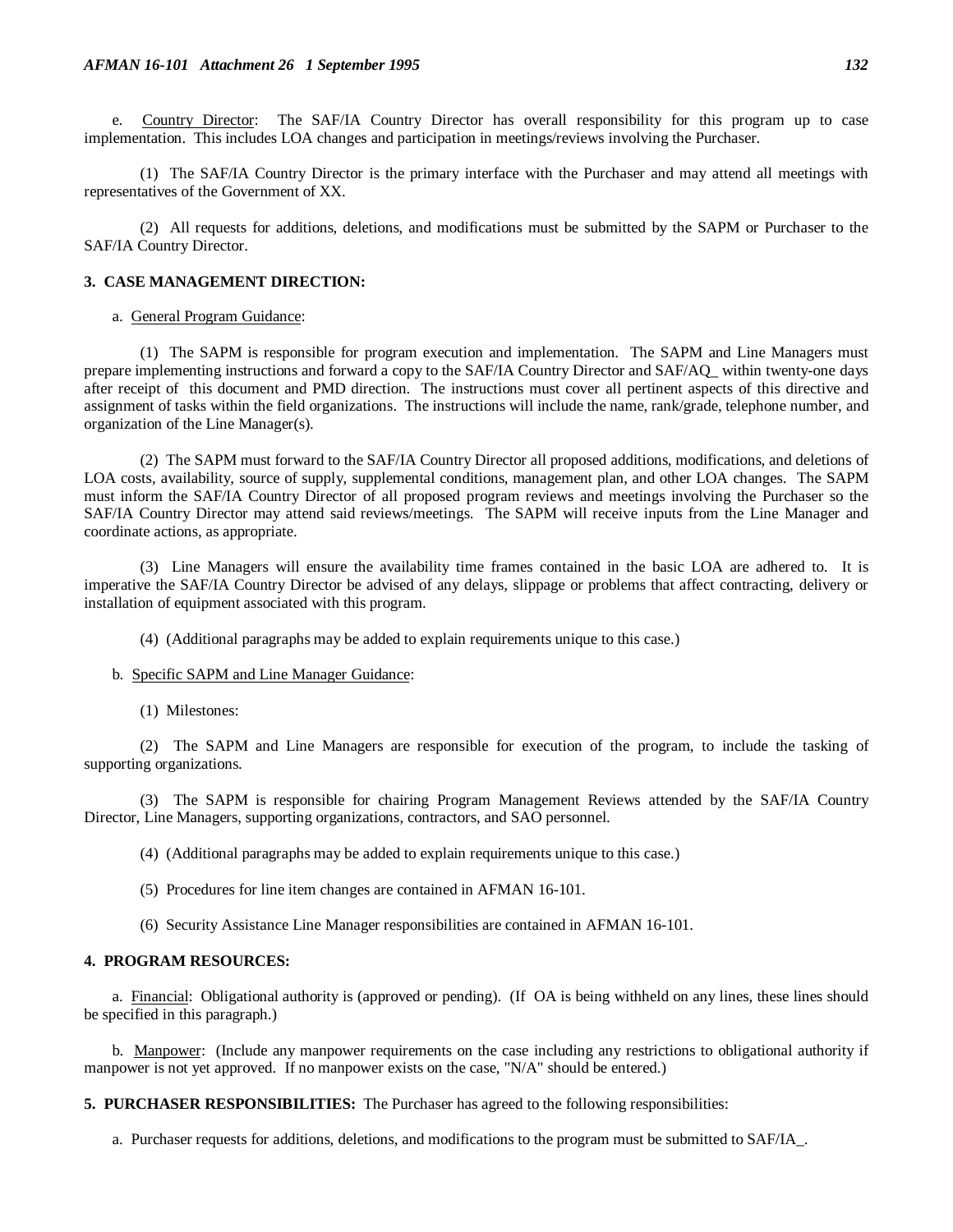e. Country Director: The SAF/IA Country Director has overall responsibility for this program up to case implementation. This includes LOA changes and participation in meetings/reviews involving the Purchaser.

(1) The SAF/IA Country Director is the primary interface with the Purchaser and may attend all meetings with representatives of the Government of XX.

(2) All requests for additions, deletions, and modifications must be submitted by the SAPM or Purchaser to the SAF/IA Country Director.

**3. CASE MANAGEMENT DIRECTION:**

a. General Program Guidance:

(1) The SAPM is responsible for program execution and implementation. The SAPM and Line Managers must prepare implementing instructions and forward a copy to the SAF/IA Country Director and SAF/AQ_ within twenty-one days after receipt of this document and PMD direction. The instructions must cover all pertinent aspects of this directive and assignment of tasks within the field organizations. The instructions will include the name, rank/grade, telephone number, and organization of the Line Manager(s).

(2) The SAPM must forward to the SAF/IA Country Director all proposed additions, modifications, and deletions of LOA costs, availability, source of supply, supplemental conditions, management plan, and other LOA changes. The SAPM must inform the SAF/IA Country Director of all proposed program reviews and meetings involving the Purchaser so the SAF/IA Country Director may attend said reviews/meetings. The SAPM will receive inputs from the Line Manager and coordinate actions, as appropriate.

(3) Line Managers will ensure the availability time frames contained in the basic LOA are adhered to. It is imperative the SAF/IA Country Director be advised of any delays, slippage or problems that affect contracting, delivery or installation of equipment associated with this program.

(4) (Additional paragraphs may be added to explain requirements unique to this case.)

b. Specific SAPM and Line Manager Guidance:

(1) Milestones:

(2) The SAPM and Line Managers are responsible for execution of the program, to include the tasking of supporting organizations.

(3) The SAPM is responsible for chairing Program Management Reviews attended by the SAF/IA Country Director, Line Managers, supporting organizations, contractors, and SAO personnel.

(4) (Additional paragraphs may be added to explain requirements unique to this case.)

(5) Procedures for line item changes are contained in AFMAN 16-101.

(6) Security Assistance Line Manager responsibilities are contained in AFMAN 16-101.

**4. PROGRAM RESOURCES:**

a. Financial: Obligational authority is (approved or pending). (If OA is being withheld on any lines, these lines should be specified in this paragraph.)

b. Manpower: (Include any manpower requirements on the case including any restrictions to obligational authority if manpower is not yet approved. If no manpower exists on the case, "N/A" should be entered.)

**5. PURCHASER RESPONSIBILITIES:** The Purchaser has agreed to the following responsibilities:

a. Purchaser requests for additions, deletions, and modifications to the program must be submitted to SAF/IA_.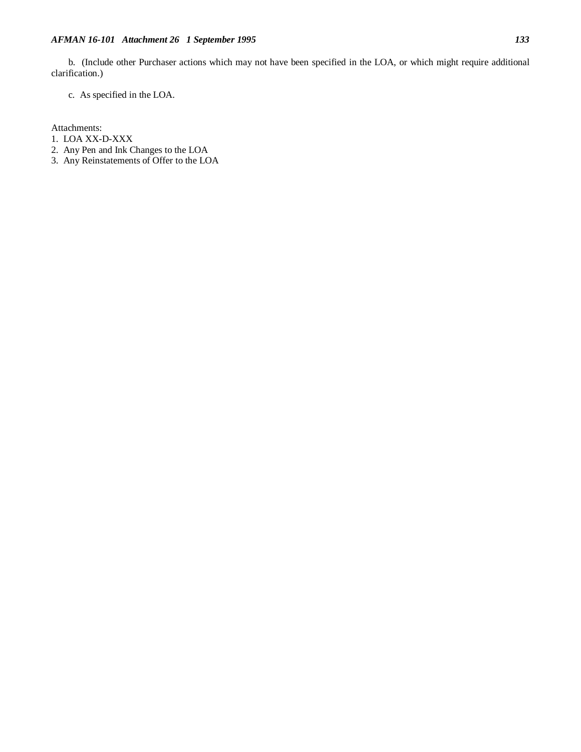b. (Include other Purchaser actions which may not have been specified in the LOA, or which might require additional clarification.)

c. As specified in the LOA.

Attachments:
1. LOA XX-D-XXX
2. Any Pen and Ink Changes to the LOA
3. Any Reinstatements of Offer to the LOA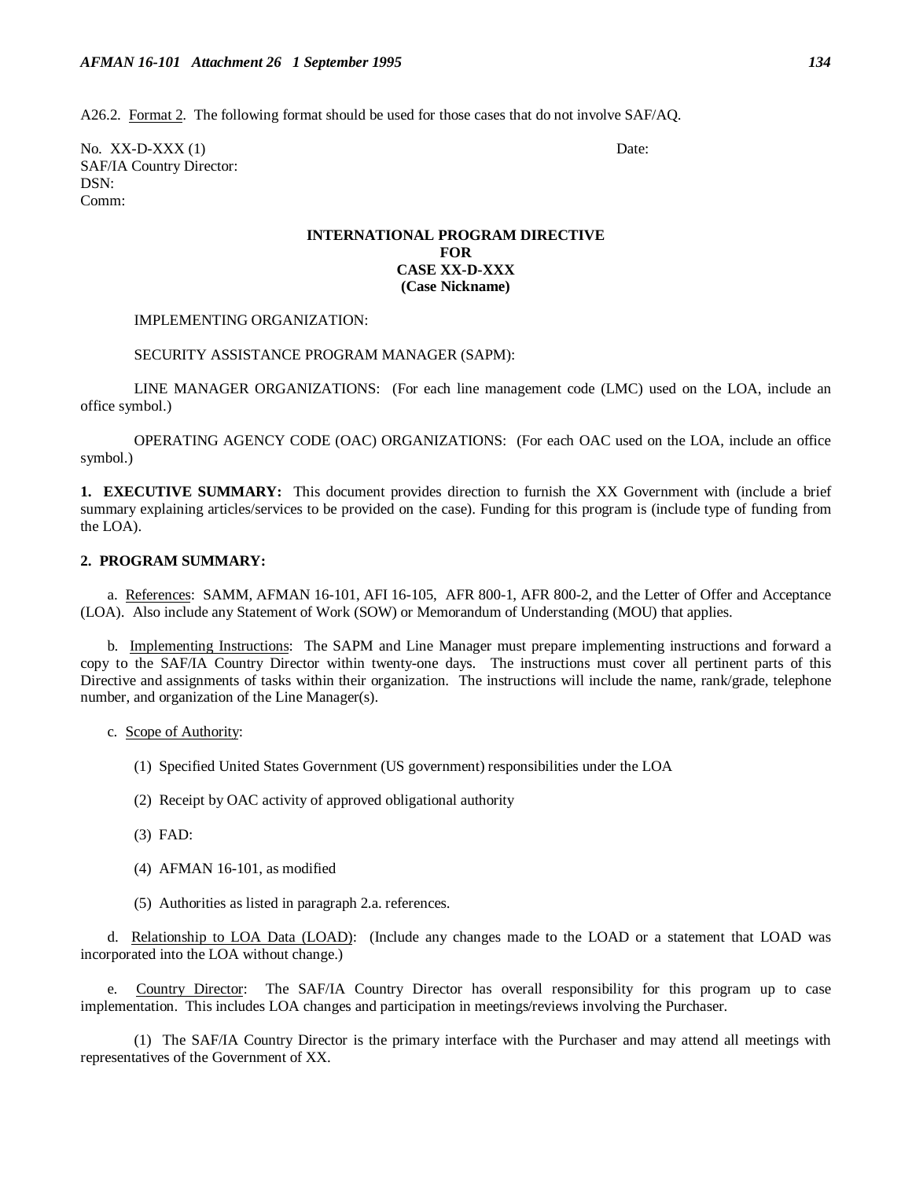A26.2. Format 2. The following format should be used for those cases that do not involve SAF/AQ.

No. XX-D-XXX (1) Date:
SAF/IA Country Director:
DSN:
Comm:

**INTERNATIONAL PROGRAM DIRECTIVE**
**FOR**
**CASE XX-D-XXX**
**(Case Nickname)**

IMPLEMENTING ORGANIZATION:

SECURITY ASSISTANCE PROGRAM MANAGER (SAPM):

LINE MANAGER ORGANIZATIONS: (For each line management code (LMC) used on the LOA, include an office symbol.)

OPERATING AGENCY CODE (OAC) ORGANIZATIONS: (For each OAC used on the LOA, include an office symbol.)

**1. EXECUTIVE SUMMARY:** This document provides direction to furnish the XX Government with (include a brief summary explaining articles/services to be provided on the case). Funding for this program is (include type of funding from the LOA).

**2. PROGRAM SUMMARY:**

a. References: SAMM, AFMAN 16-101, AFI 16-105, AFR 800-1, AFR 800-2, and the Letter of Offer and Acceptance (LOA). Also include any Statement of Work (SOW) or Memorandum of Understanding (MOU) that applies.

b. Implementing Instructions: The SAPM and Line Manager must prepare implementing instructions and forward a copy to the SAF/IA Country Director within twenty-one days. The instructions must cover all pertinent parts of this Directive and assignments of tasks within their organization. The instructions will include the name, rank/grade, telephone number, and organization of the Line Manager(s).

c. Scope of Authority:

(1) Specified United States Government (US government) responsibilities under the LOA

(2) Receipt by OAC activity of approved obligational authority

(3) FAD:

(4) AFMAN 16-101, as modified

(5) Authorities as listed in paragraph 2.a. references.

d. Relationship to LOA Data (LOAD): (Include any changes made to the LOAD or a statement that LOAD was incorporated into the LOA without change.)

e. Country Director: The SAF/IA Country Director has overall responsibility for this program up to case implementation. This includes LOA changes and participation in meetings/reviews involving the Purchaser.

(1) The SAF/IA Country Director is the primary interface with the Purchaser and may attend all meetings with representatives of the Government of XX.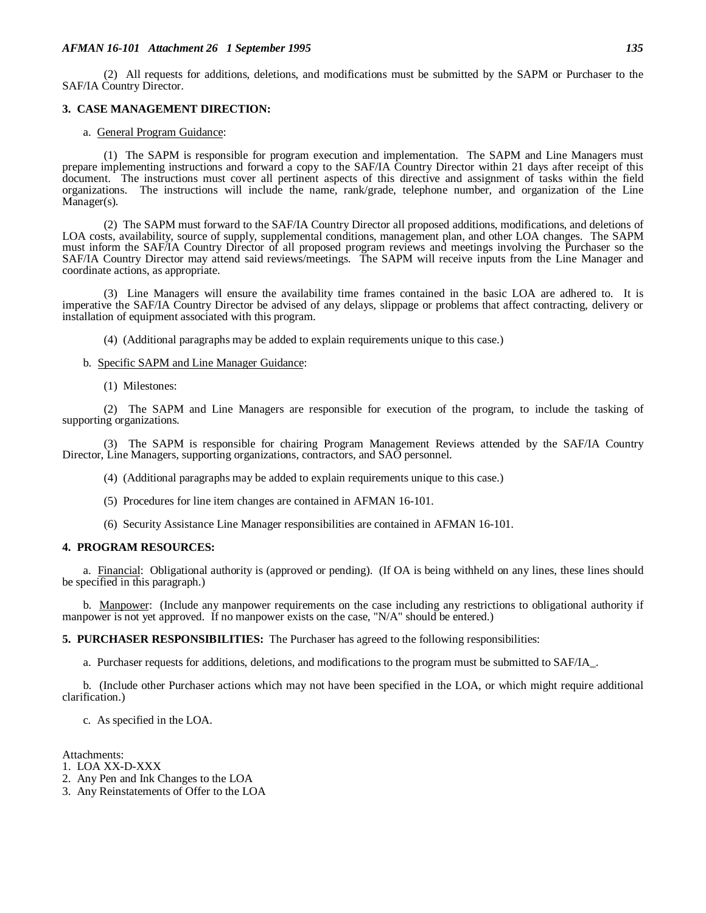(2) All requests for additions, deletions, and modifications must be submitted by the SAPM or Purchaser to the SAF/IA Country Director.

**3. CASE MANAGEMENT DIRECTION:**

a. General Program Guidance:

(1) The SAPM is responsible for program execution and implementation. The SAPM and Line Managers must prepare implementing instructions and forward a copy to the SAF/IA Country Director within 21 days after receipt of this document. The instructions must cover all pertinent aspects of this directive and assignment of tasks within the field organizations. The instructions will include the name, rank/grade, telephone number, and organization of the Line Manager(s).

(2) The SAPM must forward to the SAF/IA Country Director all proposed additions, modifications, and deletions of LOA costs, availability, source of supply, supplemental conditions, management plan, and other LOA changes. The SAPM must inform the SAF/IA Country Director of all proposed program reviews and meetings involving the Purchaser so the SAF/IA Country Director may attend said reviews/meetings. The SAPM will receive inputs from the Line Manager and coordinate actions, as appropriate.

(3) Line Managers will ensure the availability time frames contained in the basic LOA are adhered to. It is imperative the SAF/IA Country Director be advised of any delays, slippage or problems that affect contracting, delivery or installation of equipment associated with this program.

(4) (Additional paragraphs may be added to explain requirements unique to this case.)

b. Specific SAPM and Line Manager Guidance:

(1) Milestones:

(2) The SAPM and Line Managers are responsible for execution of the program, to include the tasking of supporting organizations.

(3) The SAPM is responsible for chairing Program Management Reviews attended by the SAF/IA Country Director, Line Managers, supporting organizations, contractors, and SAO personnel.

(4) (Additional paragraphs may be added to explain requirements unique to this case.)

(5) Procedures for line item changes are contained in AFMAN 16-101.

(6) Security Assistance Line Manager responsibilities are contained in AFMAN 16-101.

**4. PROGRAM RESOURCES:**

a. Financial: Obligational authority is (approved or pending). (If OA is being withheld on any lines, these lines should be specified in this paragraph.)

b. Manpower: (Include any manpower requirements on the case including any restrictions to obligational authority if manpower is not yet approved. If no manpower exists on the case, "N/A" should be entered.)

**5. PURCHASER RESPONSIBILITIES:** The Purchaser has agreed to the following responsibilities:

a. Purchaser requests for additions, deletions, and modifications to the program must be submitted to SAF/IA_.

b. (Include other Purchaser actions which may not have been specified in the LOA, or which might require additional clarification.)

c. As specified in the LOA.

Attachments:
1. LOA XX-D-XXX
2. Any Pen and Ink Changes to the LOA
3. Any Reinstatements of Offer to the LOA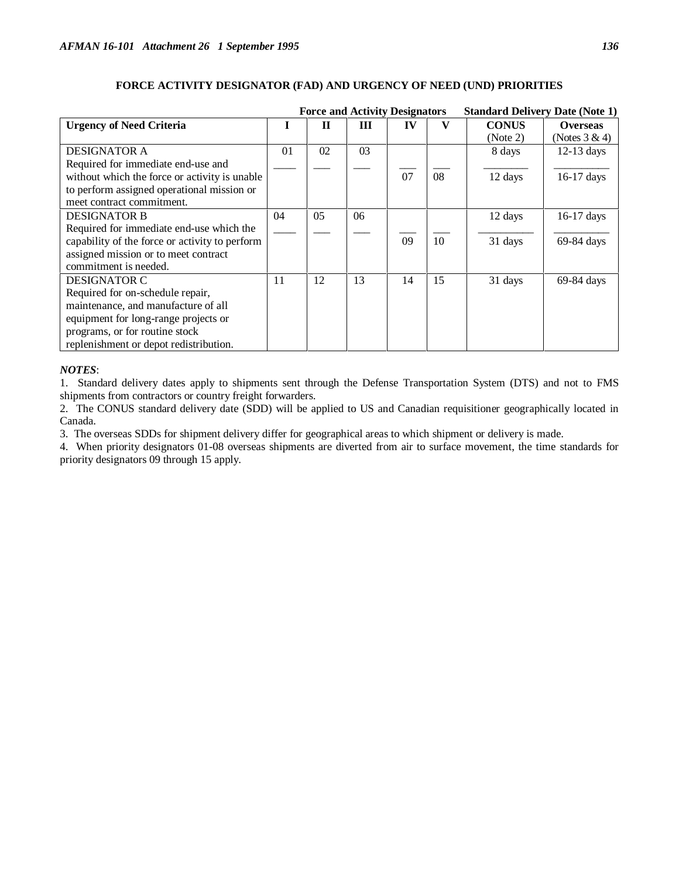**FORCE ACTIVITY DESIGNATOR (FAD) AND URGENCY OF NEED (UND) PRIORITIES**

| | Force and Activity Designators | | | | | Standard Delivery Date (Note 1) | |
|---|---|---|---|---|---|---|---|
| **Urgency of Need Criteria** | **I** | **II** | **III** | **IV** | **V** | **CONUS** (Note 2) | **Overseas** (Notes 3 & 4) |
| DESIGNATOR A<br>Required for immediate end-use and without which the force or activity is unable to perform assigned operational mission or meet contract commitment. | 01 | 02 | 03 | | | 8 days | 12-13 days |
| | | | | 07 | 08 | 12 days | 16-17 days |
| DESIGNATOR B<br>Required for immediate end-use which the capability of the force or activity to perform assigned mission or to meet contract commitment is needed. | 04 | 05 | 06 | | | 12 days | 16-17 days |
| | | | | 09 | 10 | 31 days | 69-84 days |
| DESIGNATOR C<br>Required for on-schedule repair, maintenance, and manufacture of all equipment for long-range projects or programs, or for routine stock replenishment or depot redistribution. | 11 | 12 | 13 | 14 | 15 | 31 days | 69-84 days |

***NOTES***:

1. Standard delivery dates apply to shipments sent through the Defense Transportation System (DTS) and not to FMS shipments from contractors or country freight forwarders.
2. The CONUS standard delivery date (SDD) will be applied to US and Canadian requisitioner geographically located in Canada.
3. The overseas SDDs for shipment delivery differ for geographical areas to which shipment or delivery is made.
4. When priority designators 01-08 overseas shipments are diverted from air to surface movement, the time standards for priority designators 09 through 15 apply.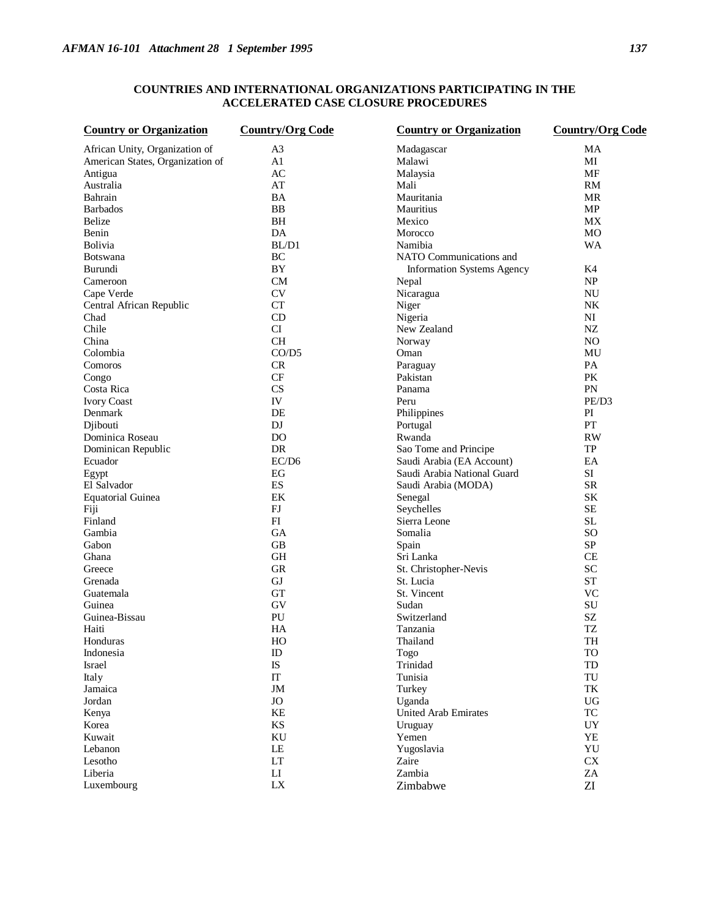## COUNTRIES AND INTERNATIONAL ORGANIZATIONS PARTICIPATING IN THE ACCELERATED CASE CLOSURE PROCEDURES

| Country or Organization | Country/Org Code | Country or Organization | Country/Org Code |
|---|---|---|---|
| African Unity, Organization of | A3 | Madagascar | MA |
| American States, Organization of | A1 | Malawi | MI |
| Antigua | AC | Malaysia | MF |
| Australia | AT | Mali | RM |
| Bahrain | BA | Mauritania | MR |
| Barbados | BB | Mauritius | MP |
| Belize | BH | Mexico | MX |
| Benin | DA | Morocco | MO |
| Bolivia | BL/D1 | Namibia | WA |
| Botswana | BC | NATO Communications and Information Systems Agency | K4 |
| Burundi | BY | Nepal | NP |
| Cameroon | CM | Nicaragua | NU |
| Cape Verde | CV | Niger | NK |
| Central African Republic | CT | Nigeria | NI |
| Chad | CD | New Zealand | NZ |
| Chile | CI | Norway | NO |
| China | CH | Oman | MU |
| Colombia | CO/D5 | Paraguay | PA |
| Comoros | CR | Pakistan | PK |
| Congo | CF | Panama | PN |
| Costa Rica | CS | Peru | PE/D3 |
| Ivory Coast | IV | Philippines | PI |
| Denmark | DE | Portugal | PT |
| Djibouti | DJ | Rwanda | RW |
| Dominica Roseau | DO | Sao Tome and Principe | TP |
| Dominican Republic | DR | Saudi Arabia (EA Account) | EA |
| Ecuador | EC/D6 | Saudi Arabia National Guard | SI |
| Egypt | EG | Saudi Arabia (MODA) | SR |
| El Salvador | ES | Senegal | SK |
| Equatorial Guinea | EK | Seychelles | SE |
| Fiji | FJ | Sierra Leone | SL |
| Finland | FI | Somalia | SO |
| Gambia | GA | Spain | SP |
| Gabon | GB | Sri Lanka | CE |
| Ghana | GH | St. Christopher-Nevis | SC |
| Greece | GR | St. Lucia | ST |
| Grenada | GJ | St. Vincent | VC |
| Guatemala | GT | Sudan | SU |
| Guinea | GV | Switzerland | SZ |
| Guinea-Bissau | PU | Tanzania | TZ |
| Haiti | HA | Thailand | TH |
| Honduras | HO | Togo | TO |
| Indonesia | ID | Trinidad | TD |
| Israel | IS | Tunisia | TU |
| Italy | IT | Turkey | TK |
| Jamaica | JM | Uganda | UG |
| Jordan | JO | United Arab Emirates | TC |
| Kenya | KE | Uruguay | UY |
| Korea | KS | Yemen | YE |
| Kuwait | KU | Yugoslavia | YU |
| Lebanon | LE | Zaire | CX |
| Lesotho | LT | Zambia | ZA |
| Liberia | LI | Zimbabwe | ZI |
| Luxembourg | LX | | |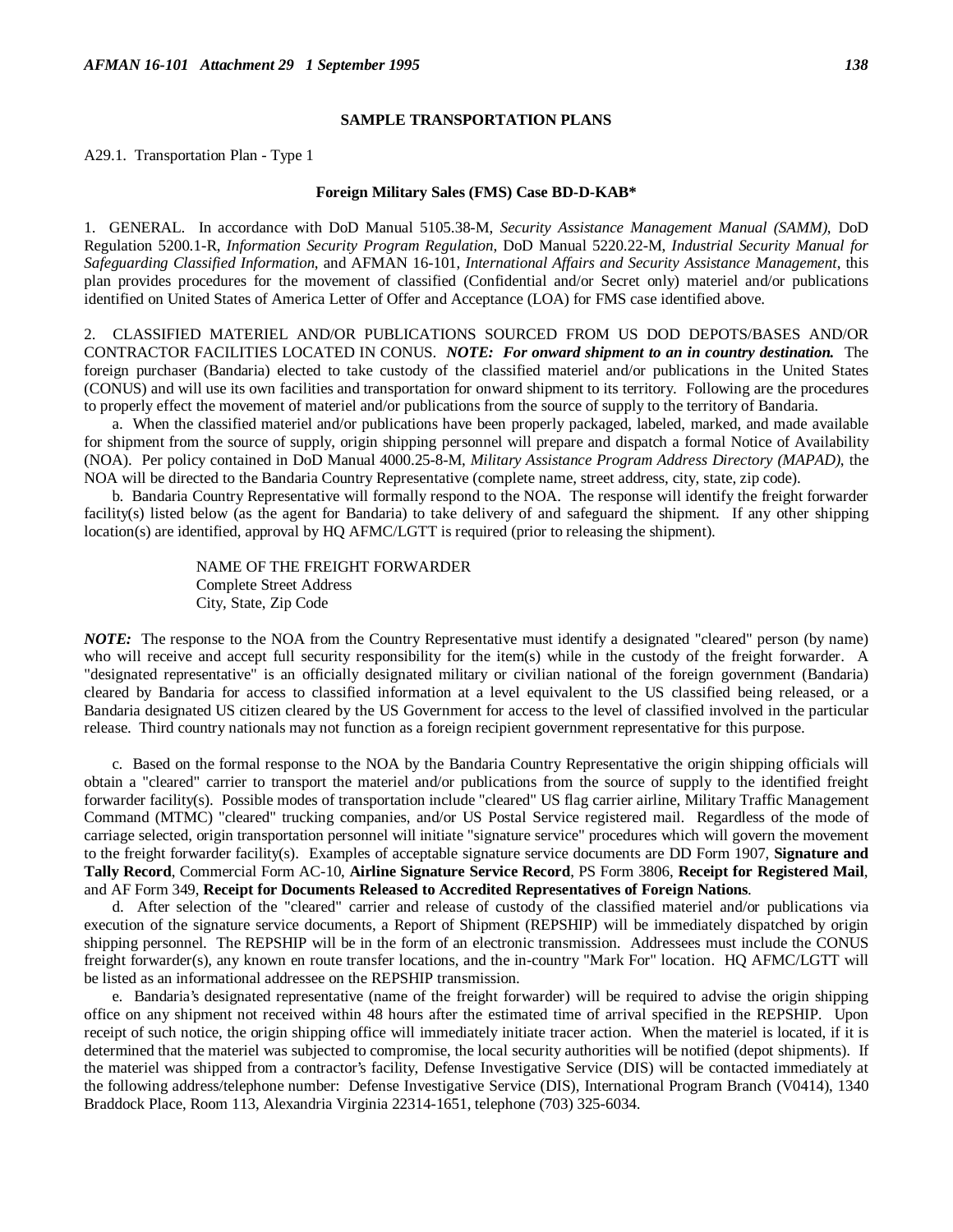## SAMPLE TRANSPORTATION PLANS

A29.1. Transportation Plan - Type 1

### Foreign Military Sales (FMS) Case BD-D-KAB*

1. GENERAL. In accordance with DoD Manual 5105.38-M, *Security Assistance Management Manual (SAMM)*, DoD Regulation 5200.1-R, *Information Security Program Regulation*, DoD Manual 5220.22-M, *Industrial Security Manual for Safeguarding Classified Information*, and AFMAN 16-101, *International Affairs and Security Assistance Management*, this plan provides procedures for the movement of classified (Confidential and/or Secret only) materiel and/or publications identified on United States of America Letter of Offer and Acceptance (LOA) for FMS case identified above.

2. CLASSIFIED MATERIEL AND/OR PUBLICATIONS SOURCED FROM US DOD DEPOTS/BASES AND/OR CONTRACTOR FACILITIES LOCATED IN CONUS. ***NOTE: For onward shipment to an in country destination.*** The foreign purchaser (Bandaria) elected to take custody of the classified materiel and/or publications in the United States (CONUS) and will use its own facilities and transportation for onward shipment to its territory. Following are the procedures to properly effect the movement of materiel and/or publications from the source of supply to the territory of Bandaria.

a. When the classified materiel and/or publications have been properly packaged, labeled, marked, and made available for shipment from the source of supply, origin shipping personnel will prepare and dispatch a formal Notice of Availability (NOA). Per policy contained in DoD Manual 4000.25-8-M, *Military Assistance Program Address Directory (MAPAD)*, the NOA will be directed to the Bandaria Country Representative (complete name, street address, city, state, zip code).

b. Bandaria Country Representative will formally respond to the NOA. The response will identify the freight forwarder facility(s) listed below (as the agent for Bandaria) to take delivery of and safeguard the shipment. If any other shipping location(s) are identified, approval by HQ AFMC/LGTT is required (prior to releasing the shipment).

NAME OF THE FREIGHT FORWARDER
Complete Street Address
City, State, Zip Code

***NOTE:*** The response to the NOA from the Country Representative must identify a designated "cleared" person (by name) who will receive and accept full security responsibility for the item(s) while in the custody of the freight forwarder. A "designated representative" is an officially designated military or civilian national of the foreign government (Bandaria) cleared by Bandaria for access to classified information at a level equivalent to the US classified being released, or a Bandaria designated US citizen cleared by the US Government for access to the level of classified involved in the particular release. Third country nationals may not function as a foreign recipient government representative for this purpose.

c. Based on the formal response to the NOA by the Bandaria Country Representative the origin shipping officials will obtain a "cleared" carrier to transport the materiel and/or publications from the source of supply to the identified freight forwarder facility(s). Possible modes of transportation include "cleared" US flag carrier airline, Military Traffic Management Command (MTMC) "cleared" trucking companies, and/or US Postal Service registered mail. Regardless of the mode of carriage selected, origin transportation personnel will initiate "signature service" procedures which will govern the movement to the freight forwarder facility(s). Examples of acceptable signature service documents are DD Form 1907, **Signature and Tally Record**, Commercial Form AC-10, **Airline Signature Service Record**, PS Form 3806, **Receipt for Registered Mail**, and AF Form 349, **Receipt for Documents Released to Accredited Representatives of Foreign Nations**.

d. After selection of the "cleared" carrier and release of custody of the classified materiel and/or publications via execution of the signature service documents, a Report of Shipment (REPSHIP) will be immediately dispatched by origin shipping personnel. The REPSHIP will be in the form of an electronic transmission. Addressees must include the CONUS freight forwarder(s), any known en route transfer locations, and the in-country "Mark For" location. HQ AFMC/LGTT will be listed as an informational addressee on the REPSHIP transmission.

e. Bandaria's designated representative (name of the freight forwarder) will be required to advise the origin shipping office on any shipment not received within 48 hours after the estimated time of arrival specified in the REPSHIP. Upon receipt of such notice, the origin shipping office will immediately initiate tracer action. When the materiel is located, if it is determined that the materiel was subjected to compromise, the local security authorities will be notified (depot shipments). If the materiel was shipped from a contractor's facility, Defense Investigative Service (DIS) will be contacted immediately at the following address/telephone number: Defense Investigative Service (DIS), International Program Branch (V0414), 1340 Braddock Place, Room 113, Alexandria Virginia 22314-1651, telephone (703) 325-6034.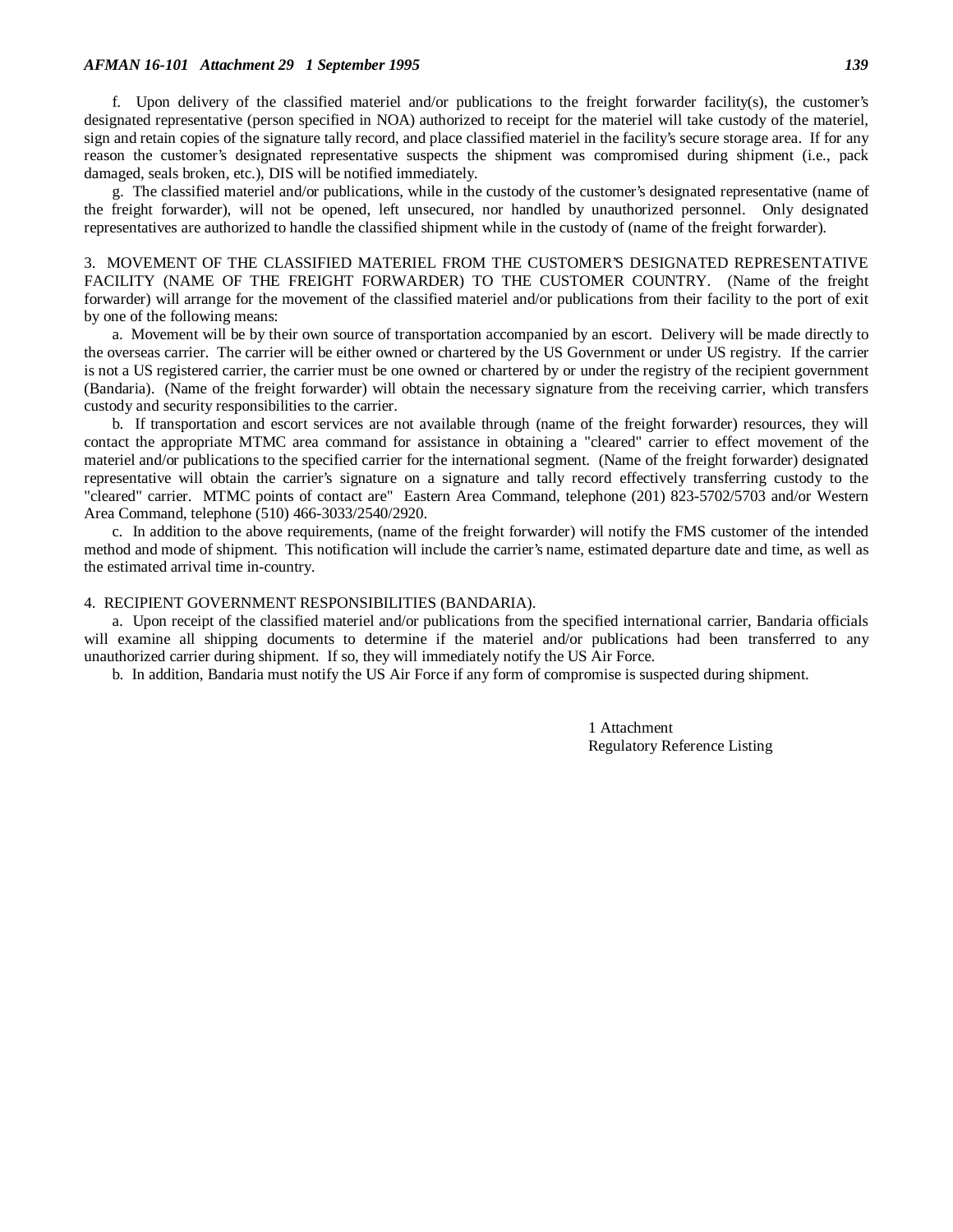f. Upon delivery of the classified materiel and/or publications to the freight forwarder facility(s), the customer's designated representative (person specified in NOA) authorized to receipt for the materiel will take custody of the materiel, sign and retain copies of the signature tally record, and place classified materiel in the facility's secure storage area. If for any reason the customer's designated representative suspects the shipment was compromised during shipment (i.e., pack damaged, seals broken, etc.), DIS will be notified immediately.

g. The classified materiel and/or publications, while in the custody of the customer's designated representative (name of the freight forwarder), will not be opened, left unsecured, nor handled by unauthorized personnel. Only designated representatives are authorized to handle the classified shipment while in the custody of (name of the freight forwarder).

3. MOVEMENT OF THE CLASSIFIED MATERIEL FROM THE CUSTOMER'S DESIGNATED REPRESENTATIVE FACILITY (NAME OF THE FREIGHT FORWARDER) TO THE CUSTOMER COUNTRY. (Name of the freight forwarder) will arrange for the movement of the classified materiel and/or publications from their facility to the port of exit by one of the following means:

a. Movement will be by their own source of transportation accompanied by an escort. Delivery will be made directly to the overseas carrier. The carrier will be either owned or chartered by the US Government or under US registry. If the carrier is not a US registered carrier, the carrier must be one owned or chartered by or under the registry of the recipient government (Bandaria). (Name of the freight forwarder) will obtain the necessary signature from the receiving carrier, which transfers custody and security responsibilities to the carrier.

b. If transportation and escort services are not available through (name of the freight forwarder) resources, they will contact the appropriate MTMC area command for assistance in obtaining a "cleared" carrier to effect movement of the materiel and/or publications to the specified carrier for the international segment. (Name of the freight forwarder) designated representative will obtain the carrier's signature on a signature and tally record effectively transferring custody to the "cleared" carrier. MTMC points of contact are" Eastern Area Command, telephone (201) 823-5702/5703 and/or Western Area Command, telephone (510) 466-3033/2540/2920.

c. In addition to the above requirements, (name of the freight forwarder) will notify the FMS customer of the intended method and mode of shipment. This notification will include the carrier's name, estimated departure date and time, as well as the estimated arrival time in-country.

4. RECIPIENT GOVERNMENT RESPONSIBILITIES (BANDARIA).

a. Upon receipt of the classified materiel and/or publications from the specified international carrier, Bandaria officials will examine all shipping documents to determine if the materiel and/or publications had been transferred to any unauthorized carrier during shipment. If so, they will immediately notify the US Air Force.

b. In addition, Bandaria must notify the US Air Force if any form of compromise is suspected during shipment.

1 Attachment
Regulatory Reference Listing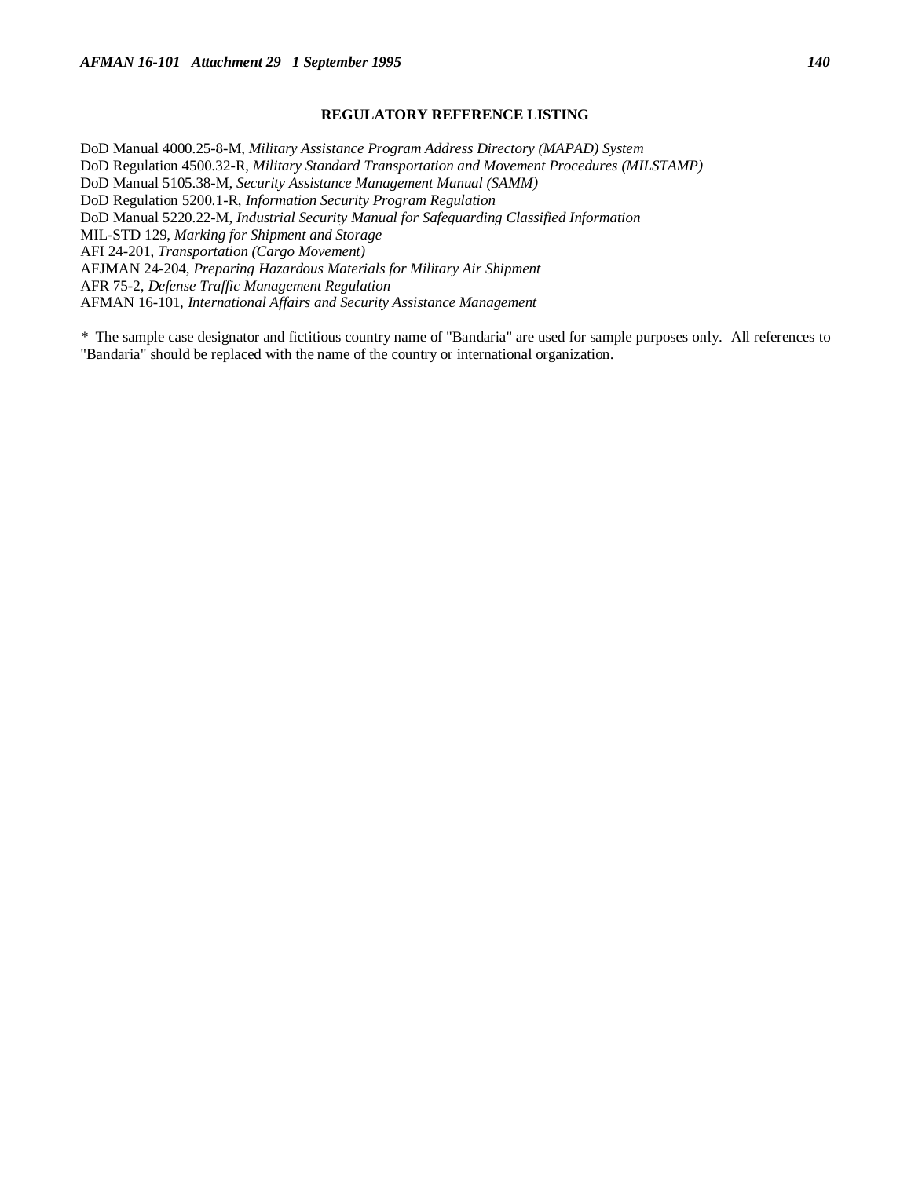## REGULATORY REFERENCE LISTING

DoD Manual 4000.25-8-M, *Military Assistance Program Address Directory (MAPAD) System*
DoD Regulation 4500.32-R, *Military Standard Transportation and Movement Procedures (MILSTAMP)*
DoD Manual 5105.38-M, *Security Assistance Management Manual (SAMM)*
DoD Regulation 5200.1-R, *Information Security Program Regulation*
DoD Manual 5220.22-M, *Industrial Security Manual for Safeguarding Classified Information*
MIL-STD 129, *Marking for Shipment and Storage*
AFI 24-201, *Transportation (Cargo Movement)*
AFJMAN 24-204, *Preparing Hazardous Materials for Military Air Shipment*
AFR 75-2, *Defense Traffic Management Regulation*
AFMAN 16-101, *International Affairs and Security Assistance Management*

\* The sample case designator and fictitious country name of "Bandaria" are used for sample purposes only. All references to "Bandaria" should be replaced with the name of the country or international organization.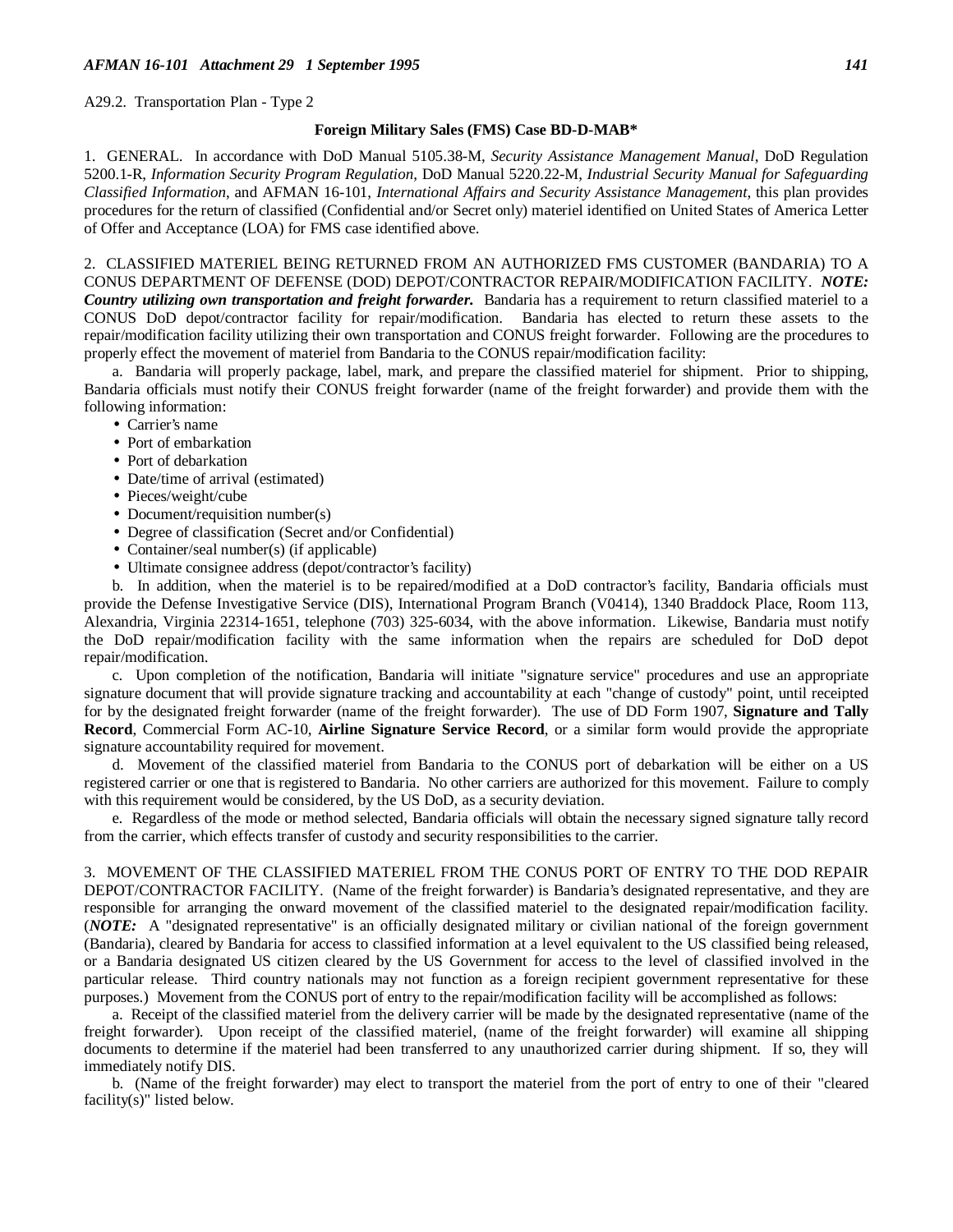A29.2. Transportation Plan - Type 2

**Foreign Military Sales (FMS) Case BD-D-MAB***

1. GENERAL. In accordance with DoD Manual 5105.38-M, *Security Assistance Management Manual*, DoD Regulation 5200.1-R, *Information Security Program Regulation*, DoD Manual 5220.22-M, *Industrial Security Manual for Safeguarding Classified Information*, and AFMAN 16-101, *International Affairs and Security Assistance Management*, this plan provides procedures for the return of classified (Confidential and/or Secret only) materiel identified on United States of America Letter of Offer and Acceptance (LOA) for FMS case identified above.

2. CLASSIFIED MATERIEL BEING RETURNED FROM AN AUTHORIZED FMS CUSTOMER (BANDARIA) TO A CONUS DEPARTMENT OF DEFENSE (DOD) DEPOT/CONTRACTOR REPAIR/MODIFICATION FACILITY. ***NOTE: Country utilizing own transportation and freight forwarder.*** Bandaria has a requirement to return classified materiel to a CONUS DoD depot/contractor facility for repair/modification. Bandaria has elected to return these assets to the repair/modification facility utilizing their own transportation and CONUS freight forwarder. Following are the procedures to properly effect the movement of materiel from Bandaria to the CONUS repair/modification facility:

a. Bandaria will properly package, label, mark, and prepare the classified materiel for shipment. Prior to shipping, Bandaria officials must notify their CONUS freight forwarder (name of the freight forwarder) and provide them with the following information:

- Carrier's name
- Port of embarkation
- Port of debarkation
- Date/time of arrival (estimated)
- Pieces/weight/cube
- Document/requisition number(s)
- Degree of classification (Secret and/or Confidential)
- Container/seal number(s) (if applicable)
- Ultimate consignee address (depot/contractor's facility)

b. In addition, when the materiel is to be repaired/modified at a DoD contractor's facility, Bandaria officials must provide the Defense Investigative Service (DIS), International Program Branch (V0414), 1340 Braddock Place, Room 113, Alexandria, Virginia 22314-1651, telephone (703) 325-6034, with the above information. Likewise, Bandaria must notify the DoD repair/modification facility with the same information when the repairs are scheduled for DoD depot repair/modification.

c. Upon completion of the notification, Bandaria will initiate "signature service" procedures and use an appropriate signature document that will provide signature tracking and accountability at each "change of custody" point, until receipted for by the designated freight forwarder (name of the freight forwarder). The use of DD Form 1907, **Signature and Tally Record**, Commercial Form AC-10, **Airline Signature Service Record**, or a similar form would provide the appropriate signature accountability required for movement.

d. Movement of the classified materiel from Bandaria to the CONUS port of debarkation will be either on a US registered carrier or one that is registered to Bandaria. No other carriers are authorized for this movement. Failure to comply with this requirement would be considered, by the US DoD, as a security deviation.

e. Regardless of the mode or method selected, Bandaria officials will obtain the necessary signed signature tally record from the carrier, which effects transfer of custody and security responsibilities to the carrier.

3. MOVEMENT OF THE CLASSIFIED MATERIEL FROM THE CONUS PORT OF ENTRY TO THE DOD REPAIR DEPOT/CONTRACTOR FACILITY. (Name of the freight forwarder) is Bandaria's designated representative, and they are responsible for arranging the onward movement of the classified materiel to the designated repair/modification facility. (***NOTE:*** A "designated representative" is an officially designated military or civilian national of the foreign government (Bandaria), cleared by Bandaria for access to classified information at a level equivalent to the US classified being released, or a Bandaria designated US citizen cleared by the US Government for access to the level of classified involved in the particular release. Third country nationals may not function as a foreign recipient government representative for these purposes.) Movement from the CONUS port of entry to the repair/modification facility will be accomplished as follows:

a. Receipt of the classified materiel from the delivery carrier will be made by the designated representative (name of the freight forwarder). Upon receipt of the classified materiel, (name of the freight forwarder) will examine all shipping documents to determine if the materiel had been transferred to any unauthorized carrier during shipment. If so, they will immediately notify DIS.

b. (Name of the freight forwarder) may elect to transport the materiel from the port of entry to one of their "cleared facility(s)" listed below.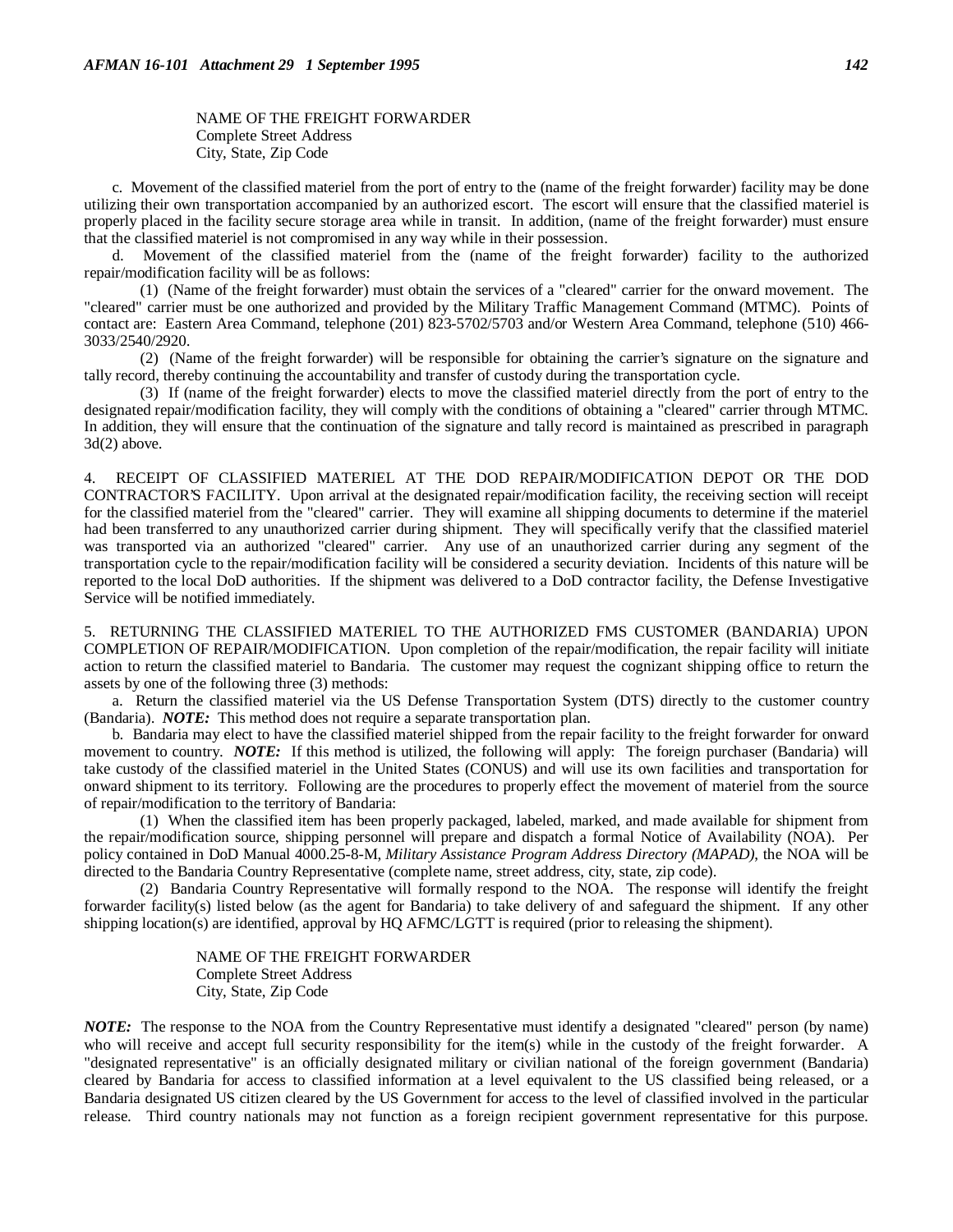NAME OF THE FREIGHT FORWARDER
Complete Street Address
City, State, Zip Code

c. Movement of the classified materiel from the port of entry to the (name of the freight forwarder) facility may be done utilizing their own transportation accompanied by an authorized escort. The escort will ensure that the classified materiel is properly placed in the facility secure storage area while in transit. In addition, (name of the freight forwarder) must ensure that the classified materiel is not compromised in any way while in their possession.

d. Movement of the classified materiel from the (name of the freight forwarder) facility to the authorized repair/modification facility will be as follows:

(1) (Name of the freight forwarder) must obtain the services of a "cleared" carrier for the onward movement. The "cleared" carrier must be one authorized and provided by the Military Traffic Management Command (MTMC). Points of contact are: Eastern Area Command, telephone (201) 823-5702/5703 and/or Western Area Command, telephone (510) 466-3033/2540/2920.

(2) (Name of the freight forwarder) will be responsible for obtaining the carrier's signature on the signature and tally record, thereby continuing the accountability and transfer of custody during the transportation cycle.

(3) If (name of the freight forwarder) elects to move the classified materiel directly from the port of entry to the designated repair/modification facility, they will comply with the conditions of obtaining a "cleared" carrier through MTMC. In addition, they will ensure that the continuation of the signature and tally record is maintained as prescribed in paragraph 3d(2) above.

4. RECEIPT OF CLASSIFIED MATERIEL AT THE DOD REPAIR/MODIFICATION DEPOT OR THE DOD CONTRACTOR'S FACILITY. Upon arrival at the designated repair/modification facility, the receiving section will receipt for the classified materiel from the "cleared" carrier. They will examine all shipping documents to determine if the materiel had been transferred to any unauthorized carrier during shipment. They will specifically verify that the classified materiel was transported via an authorized "cleared" carrier. Any use of an unauthorized carrier during any segment of the transportation cycle to the repair/modification facility will be considered a security deviation. Incidents of this nature will be reported to the local DoD authorities. If the shipment was delivered to a DoD contractor facility, the Defense Investigative Service will be notified immediately.

5. RETURNING THE CLASSIFIED MATERIEL TO THE AUTHORIZED FMS CUSTOMER (BANDARIA) UPON COMPLETION OF REPAIR/MODIFICATION. Upon completion of the repair/modification, the repair facility will initiate action to return the classified materiel to Bandaria. The customer may request the cognizant shipping office to return the assets by one of the following three (3) methods:

a. Return the classified materiel via the US Defense Transportation System (DTS) directly to the customer country (Bandaria). ***NOTE:*** This method does not require a separate transportation plan.

b. Bandaria may elect to have the classified materiel shipped from the repair facility to the freight forwarder for onward movement to country. ***NOTE:*** If this method is utilized, the following will apply: The foreign purchaser (Bandaria) will take custody of the classified materiel in the United States (CONUS) and will use its own facilities and transportation for onward shipment to its territory. Following are the procedures to properly effect the movement of materiel from the source of repair/modification to the territory of Bandaria:

(1) When the classified item has been properly packaged, labeled, marked, and made available for shipment from the repair/modification source, shipping personnel will prepare and dispatch a formal Notice of Availability (NOA). Per policy contained in DoD Manual 4000.25-8-M, *Military Assistance Program Address Directory (MAPAD)*, the NOA will be directed to the Bandaria Country Representative (complete name, street address, city, state, zip code).

(2) Bandaria Country Representative will formally respond to the NOA. The response will identify the freight forwarder facility(s) listed below (as the agent for Bandaria) to take delivery of and safeguard the shipment. If any other shipping location(s) are identified, approval by HQ AFMC/LGTT is required (prior to releasing the shipment).

NAME OF THE FREIGHT FORWARDER
Complete Street Address
City, State, Zip Code

***NOTE:*** The response to the NOA from the Country Representative must identify a designated "cleared" person (by name) who will receive and accept full security responsibility for the item(s) while in the custody of the freight forwarder. A "designated representative" is an officially designated military or civilian national of the foreign government (Bandaria) cleared by Bandaria for access to classified information at a level equivalent to the US classified being released, or a Bandaria designated US citizen cleared by the US Government for access to the level of classified involved in the particular release. Third country nationals may not function as a foreign recipient government representative for this purpose.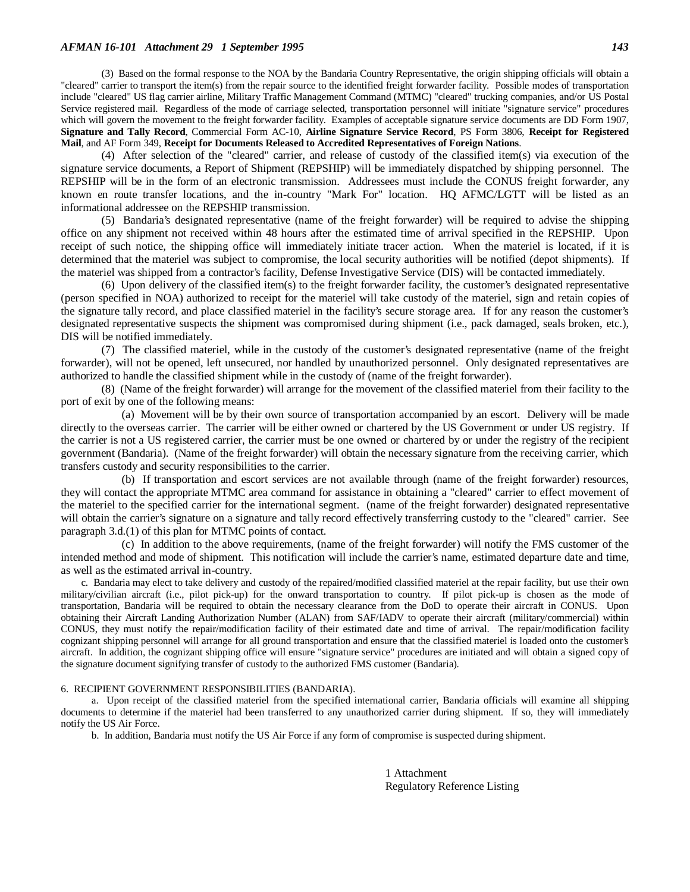(3) Based on the formal response to the NOA by the Bandaria Country Representative, the origin shipping officials will obtain a "cleared" carrier to transport the item(s) from the repair source to the identified freight forwarder facility. Possible modes of transportation include "cleared" US flag carrier airline, Military Traffic Management Command (MTMC) "cleared" trucking companies, and/or US Postal Service registered mail. Regardless of the mode of carriage selected, transportation personnel will initiate "signature service" procedures which will govern the movement to the freight forwarder facility. Examples of acceptable signature service documents are DD Form 1907, **Signature and Tally Record**, Commercial Form AC-10, **Airline Signature Service Record**, PS Form 3806, **Receipt for Registered Mail**, and AF Form 349, **Receipt for Documents Released to Accredited Representatives of Foreign Nations**.

(4) After selection of the "cleared" carrier, and release of custody of the classified item(s) via execution of the signature service documents, a Report of Shipment (REPSHIP) will be immediately dispatched by shipping personnel. The REPSHIP will be in the form of an electronic transmission. Addressees must include the CONUS freight forwarder, any known en route transfer locations, and the in-country "Mark For" location. HQ AFMC/LGTT will be listed as an informational addressee on the REPSHIP transmission.

(5) Bandaria's designated representative (name of the freight forwarder) will be required to advise the shipping office on any shipment not received within 48 hours after the estimated time of arrival specified in the REPSHIP. Upon receipt of such notice, the shipping office will immediately initiate tracer action. When the materiel is located, if it is determined that the materiel was subject to compromise, the local security authorities will be notified (depot shipments). If the materiel was shipped from a contractor's facility, Defense Investigative Service (DIS) will be contacted immediately.

(6) Upon delivery of the classified item(s) to the freight forwarder facility, the customer's designated representative (person specified in NOA) authorized to receipt for the materiel will take custody of the materiel, sign and retain copies of the signature tally record, and place classified materiel in the facility's secure storage area. If for any reason the customer's designated representative suspects the shipment was compromised during shipment (i.e., pack damaged, seals broken, etc.), DIS will be notified immediately.

(7) The classified materiel, while in the custody of the customer's designated representative (name of the freight forwarder), will not be opened, left unsecured, nor handled by unauthorized personnel. Only designated representatives are authorized to handle the classified shipment while in the custody of (name of the freight forwarder).

(8) (Name of the freight forwarder) will arrange for the movement of the classified materiel from their facility to the port of exit by one of the following means:

(a) Movement will be by their own source of transportation accompanied by an escort. Delivery will be made directly to the overseas carrier. The carrier will be either owned or chartered by the US Government or under US registry. If the carrier is not a US registered carrier, the carrier must be one owned or chartered by or under the registry of the recipient government (Bandaria). (Name of the freight forwarder) will obtain the necessary signature from the receiving carrier, which transfers custody and security responsibilities to the carrier.

(b) If transportation and escort services are not available through (name of the freight forwarder) resources, they will contact the appropriate MTMC area command for assistance in obtaining a "cleared" carrier to effect movement of the materiel to the specified carrier for the international segment. (name of the freight forwarder) designated representative will obtain the carrier's signature on a signature and tally record effectively transferring custody to the "cleared" carrier. See paragraph 3.d.(1) of this plan for MTMC points of contact.

(c) In addition to the above requirements, (name of the freight forwarder) will notify the FMS customer of the intended method and mode of shipment. This notification will include the carrier's name, estimated departure date and time, as well as the estimated arrival in-country.

c. Bandaria may elect to take delivery and custody of the repaired/modified classified materiel at the repair facility, but use their own military/civilian aircraft (i.e., pilot pick-up) for the onward transportation to country. If pilot pick-up is chosen as the mode of transportation, Bandaria will be required to obtain the necessary clearance from the DoD to operate their aircraft in CONUS. Upon obtaining their Aircraft Landing Authorization Number (ALAN) from SAF/IADV to operate their aircraft (military/commercial) within CONUS, they must notify the repair/modification facility of their estimated date and time of arrival. The repair/modification facility cognizant shipping personnel will arrange for all ground transportation and ensure that the classified materiel is loaded onto the customer's aircraft. In addition, the cognizant shipping office will ensure "signature service" procedures are initiated and will obtain a signed copy of the signature document signifying transfer of custody to the authorized FMS customer (Bandaria).

6. RECIPIENT GOVERNMENT RESPONSIBILITIES (BANDARIA).

a. Upon receipt of the classified materiel from the specified international carrier, Bandaria officials will examine all shipping documents to determine if the materiel had been transferred to any unauthorized carrier during shipment. If so, they will immediately notify the US Air Force.

b. In addition, Bandaria must notify the US Air Force if any form of compromise is suspected during shipment.

1 Attachment
Regulatory Reference Listing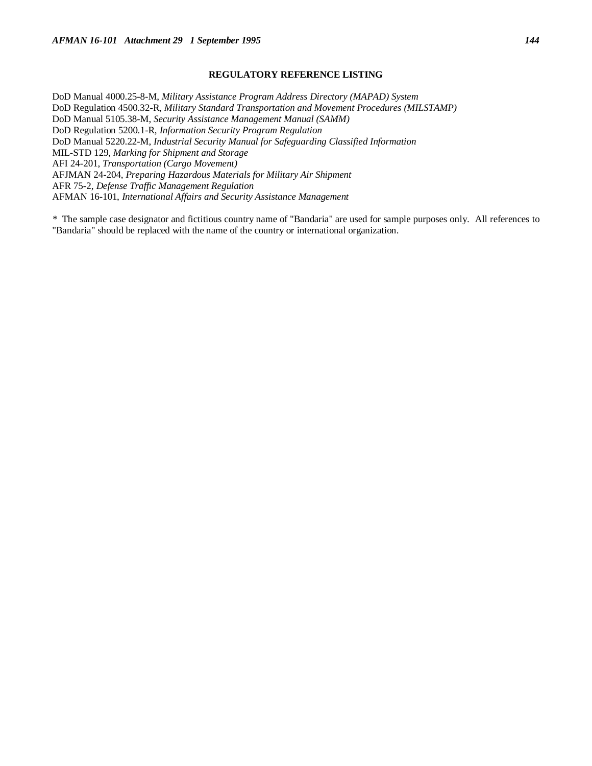**REGULATORY REFERENCE LISTING**

DoD Manual 4000.25-8-M, *Military Assistance Program Address Directory (MAPAD) System*
DoD Regulation 4500.32-R, *Military Standard Transportation and Movement Procedures (MILSTAMP)*
DoD Manual 5105.38-M, *Security Assistance Management Manual (SAMM)*
DoD Regulation 5200.1-R, *Information Security Program Regulation*
DoD Manual 5220.22-M, *Industrial Security Manual for Safeguarding Classified Information*
MIL-STD 129, *Marking for Shipment and Storage*
AFI 24-201, *Transportation (Cargo Movement)*
AFJMAN 24-204, *Preparing Hazardous Materials for Military Air Shipment*
AFR 75-2, *Defense Traffic Management Regulation*
AFMAN 16-101, *International Affairs and Security Assistance Management*

* The sample case designator and fictitious country name of "Bandaria" are used for sample purposes only. All references to "Bandaria" should be replaced with the name of the country or international organization.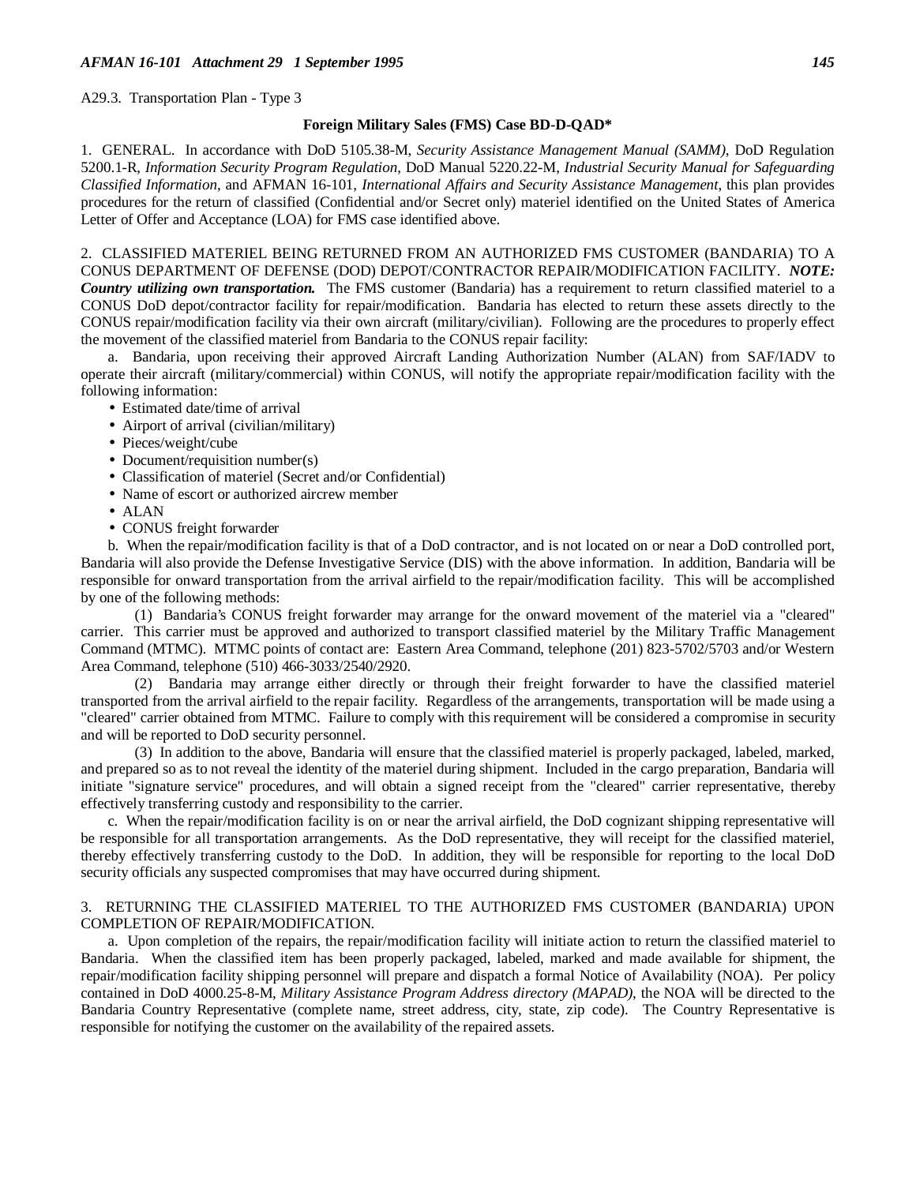A29.3. Transportation Plan - Type 3

**Foreign Military Sales (FMS) Case BD-D-QAD***

1. GENERAL. In accordance with DoD 5105.38-M, *Security Assistance Management Manual (SAMM)*, DoD Regulation 5200.1-R, *Information Security Program Regulation*, DoD Manual 5220.22-M, *Industrial Security Manual for Safeguarding Classified Information*, and AFMAN 16-101, *International Affairs and Security Assistance Management*, this plan provides procedures for the return of classified (Confidential and/or Secret only) materiel identified on the United States of America Letter of Offer and Acceptance (LOA) for FMS case identified above.

2. CLASSIFIED MATERIEL BEING RETURNED FROM AN AUTHORIZED FMS CUSTOMER (BANDARIA) TO A CONUS DEPARTMENT OF DEFENSE (DOD) DEPOT/CONTRACTOR REPAIR/MODIFICATION FACILITY. ***NOTE: Country utilizing own transportation.*** The FMS customer (Bandaria) has a requirement to return classified materiel to a CONUS DoD depot/contractor facility for repair/modification. Bandaria has elected to return these assets directly to the CONUS repair/modification facility via their own aircraft (military/civilian). Following are the procedures to properly effect the movement of the classified materiel from Bandaria to the CONUS repair facility:

a. Bandaria, upon receiving their approved Aircraft Landing Authorization Number (ALAN) from SAF/IADV to operate their aircraft (military/commercial) within CONUS, will notify the appropriate repair/modification facility with the following information:

- Estimated date/time of arrival
- Airport of arrival (civilian/military)
- Pieces/weight/cube
- Document/requisition number(s)
- Classification of materiel (Secret and/or Confidential)
- Name of escort or authorized aircrew member
- ALAN
- CONUS freight forwarder

b. When the repair/modification facility is that of a DoD contractor, and is not located on or near a DoD controlled port, Bandaria will also provide the Defense Investigative Service (DIS) with the above information. In addition, Bandaria will be responsible for onward transportation from the arrival airfield to the repair/modification facility. This will be accomplished by one of the following methods:

(1) Bandaria's CONUS freight forwarder may arrange for the onward movement of the materiel via a "cleared" carrier. This carrier must be approved and authorized to transport classified materiel by the Military Traffic Management Command (MTMC). MTMC points of contact are: Eastern Area Command, telephone (201) 823-5702/5703 and/or Western Area Command, telephone (510) 466-3033/2540/2920.

(2) Bandaria may arrange either directly or through their freight forwarder to have the classified materiel transported from the arrival airfield to the repair facility. Regardless of the arrangements, transportation will be made using a "cleared" carrier obtained from MTMC. Failure to comply with this requirement will be considered a compromise in security and will be reported to DoD security personnel.

(3) In addition to the above, Bandaria will ensure that the classified materiel is properly packaged, labeled, marked, and prepared so as to not reveal the identity of the materiel during shipment. Included in the cargo preparation, Bandaria will initiate "signature service" procedures, and will obtain a signed receipt from the "cleared" carrier representative, thereby effectively transferring custody and responsibility to the carrier.

c. When the repair/modification facility is on or near the arrival airfield, the DoD cognizant shipping representative will be responsible for all transportation arrangements. As the DoD representative, they will receipt for the classified materiel, thereby effectively transferring custody to the DoD. In addition, they will be responsible for reporting to the local DoD security officials any suspected compromises that may have occurred during shipment.

3. RETURNING THE CLASSIFIED MATERIEL TO THE AUTHORIZED FMS CUSTOMER (BANDARIA) UPON COMPLETION OF REPAIR/MODIFICATION.

a. Upon completion of the repairs, the repair/modification facility will initiate action to return the classified materiel to Bandaria. When the classified item has been properly packaged, labeled, marked and made available for shipment, the repair/modification facility shipping personnel will prepare and dispatch a formal Notice of Availability (NOA). Per policy contained in DoD 4000.25-8-M, *Military Assistance Program Address directory (MAPAD)*, the NOA will be directed to the Bandaria Country Representative (complete name, street address, city, state, zip code). The Country Representative is responsible for notifying the customer on the availability of the repaired assets.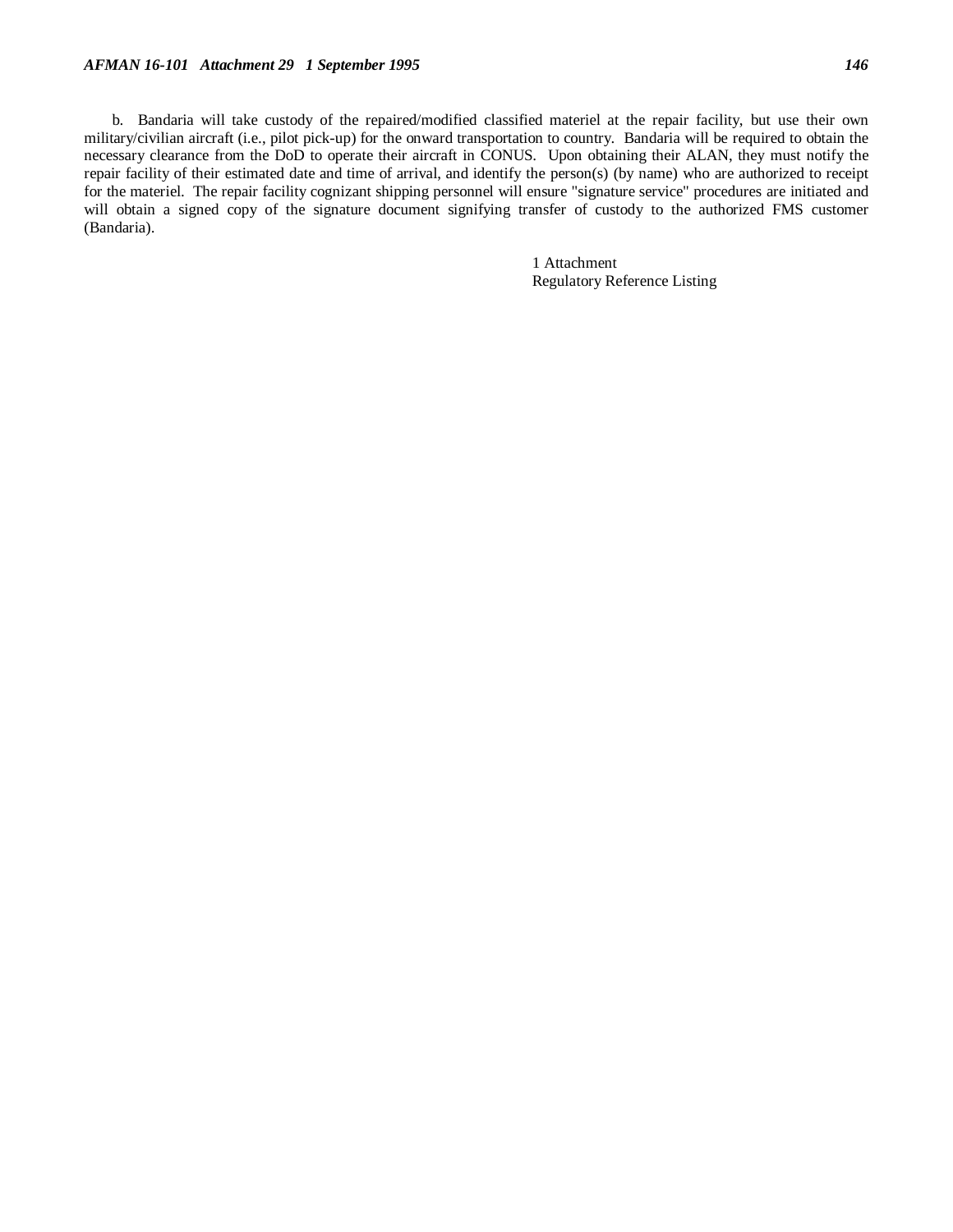b. Bandaria will take custody of the repaired/modified classified materiel at the repair facility, but use their own military/civilian aircraft (i.e., pilot pick-up) for the onward transportation to country. Bandaria will be required to obtain the necessary clearance from the DoD to operate their aircraft in CONUS. Upon obtaining their ALAN, they must notify the repair facility of their estimated date and time of arrival, and identify the person(s) (by name) who are authorized to receipt for the materiel. The repair facility cognizant shipping personnel will ensure "signature service" procedures are initiated and will obtain a signed copy of the signature document signifying transfer of custody to the authorized FMS customer (Bandaria).

1 Attachment
Regulatory Reference Listing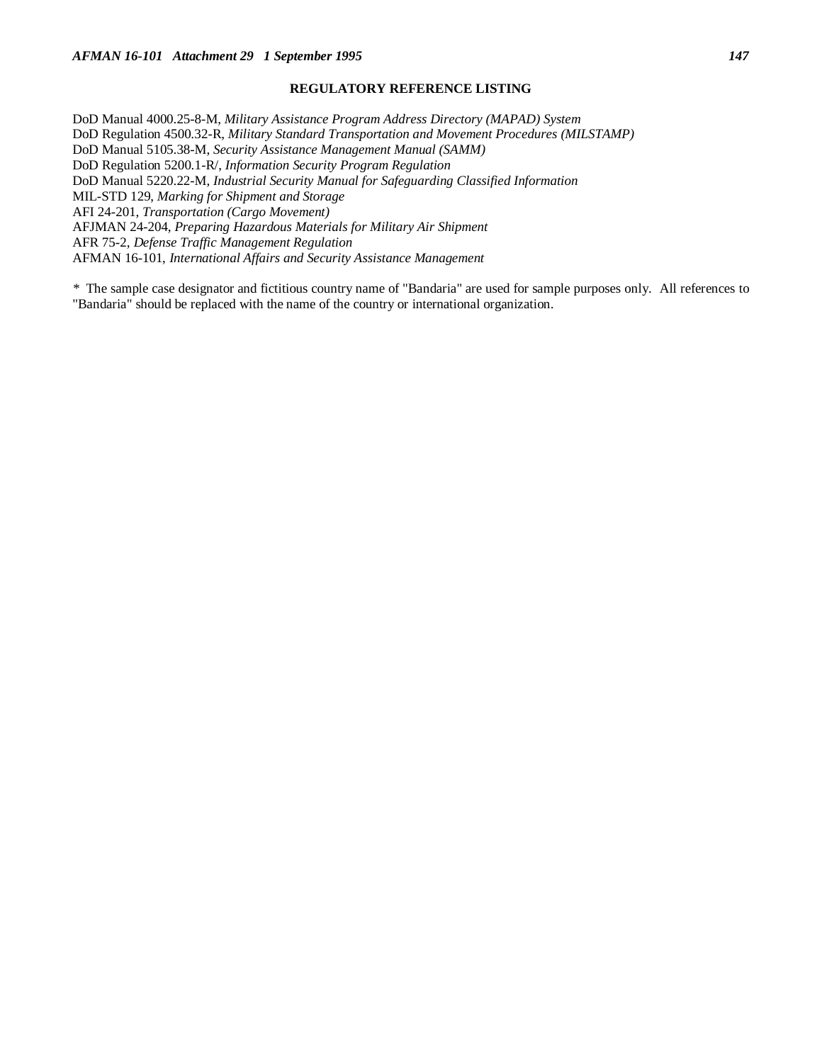## REGULATORY REFERENCE LISTING

DoD Manual 4000.25-8-M, *Military Assistance Program Address Directory (MAPAD) System*
DoD Regulation 4500.32-R, *Military Standard Transportation and Movement Procedures (MILSTAMP)*
DoD Manual 5105.38-M, *Security Assistance Management Manual (SAMM)*
DoD Regulation 5200.1-R/, *Information Security Program Regulation*
DoD Manual 5220.22-M, *Industrial Security Manual for Safeguarding Classified Information*
MIL-STD 129, *Marking for Shipment and Storage*
AFI 24-201, *Transportation (Cargo Movement)*
AFJMAN 24-204, *Preparing Hazardous Materials for Military Air Shipment*
AFR 75-2, *Defense Traffic Management Regulation*
AFMAN 16-101, *International Affairs and Security Assistance Management*

\* The sample case designator and fictitious country name of "Bandaria" are used for sample purposes only. All references to "Bandaria" should be replaced with the name of the country or international organization.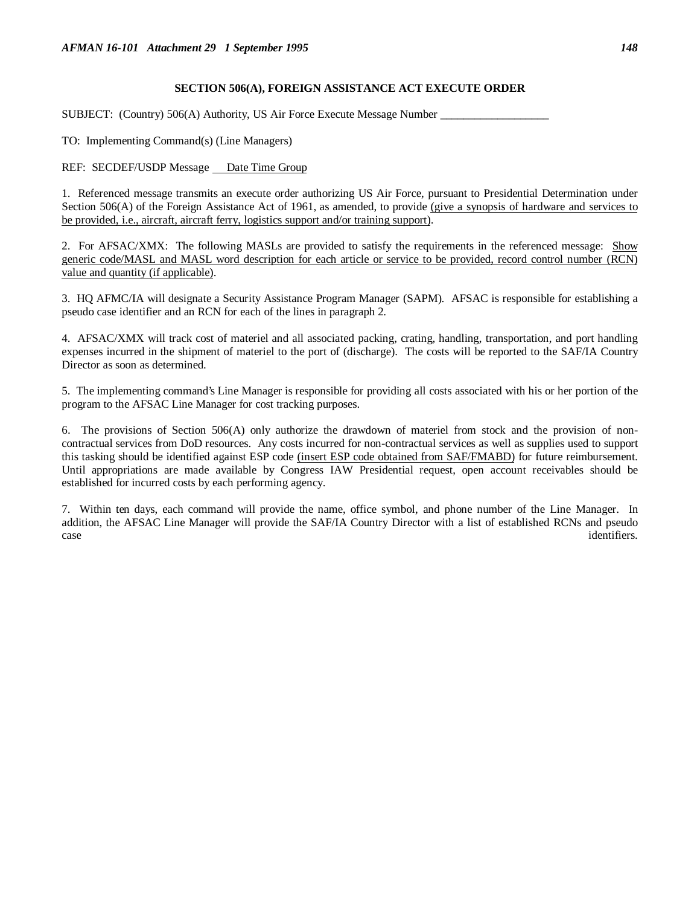## SECTION 506(A), FOREIGN ASSISTANCE ACT EXECUTE ORDER

SUBJECT: (Country) 506(A) Authority, US Air Force Execute Message Number ___________________

TO: Implementing Command(s) (Line Managers)

REF: SECDEF/USDP Message Date Time Group

1. Referenced message transmits an execute order authorizing US Air Force, pursuant to Presidential Determination under Section 506(A) of the Foreign Assistance Act of 1961, as amended, to provide (give a synopsis of hardware and services to be provided, i.e., aircraft, aircraft ferry, logistics support and/or training support).

2. For AFSAC/XMX: The following MASLs are provided to satisfy the requirements in the referenced message: Show generic code/MASL and MASL word description for each article or service to be provided, record control number (RCN) value and quantity (if applicable).

3. HQ AFMC/IA will designate a Security Assistance Program Manager (SAPM). AFSAC is responsible for establishing a pseudo case identifier and an RCN for each of the lines in paragraph 2.

4. AFSAC/XMX will track cost of materiel and all associated packing, crating, handling, transportation, and port handling expenses incurred in the shipment of materiel to the port of (discharge). The costs will be reported to the SAF/IA Country Director as soon as determined.

5. The implementing command's Line Manager is responsible for providing all costs associated with his or her portion of the program to the AFSAC Line Manager for cost tracking purposes.

6. The provisions of Section 506(A) only authorize the drawdown of materiel from stock and the provision of non-contractual services from DoD resources. Any costs incurred for non-contractual services as well as supplies used to support this tasking should be identified against ESP code (insert ESP code obtained from SAF/FMABD) for future reimbursement. Until appropriations are made available by Congress IAW Presidential request, open account receivables should be established for incurred costs by each performing agency.

7. Within ten days, each command will provide the name, office symbol, and phone number of the Line Manager. In addition, the AFSAC Line Manager will provide the SAF/IA Country Director with a list of established RCNs and pseudo case identifiers.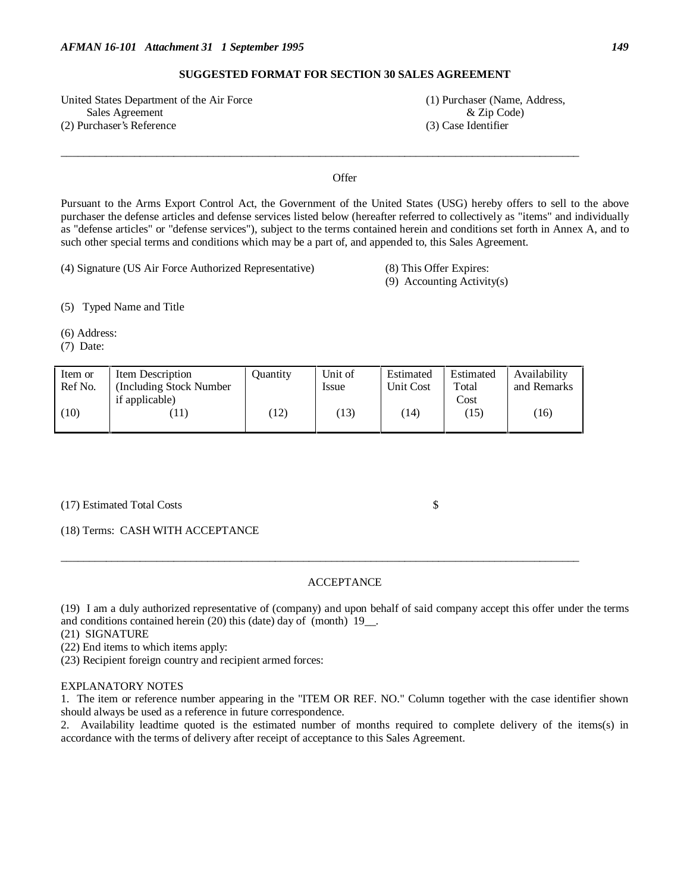## SUGGESTED FORMAT FOR SECTION 30 SALES AGREEMENT

United States Department of the Air Force
Sales Agreement
(2) Purchaser's Reference

(1) Purchaser (Name, Address, & Zip Code)
(3) Case Identifier

---

Offer

Pursuant to the Arms Export Control Act, the Government of the United States (USG) hereby offers to sell to the above purchaser the defense articles and defense services listed below (hereafter referred to collectively as "items" and individually as "defense articles" or "defense services"), subject to the terms contained herein and conditions set forth in Annex A, and to such other special terms and conditions which may be a part of, and appended to, this Sales Agreement.

(4) Signature (US Air Force Authorized Representative)

(8) This Offer Expires:
(9) Accounting Activity(s)

(5) Typed Name and Title

(6) Address:
(7) Date:

| Item or Ref No. (10) | Item Description (Including Stock Number if applicable) (11) | Quantity (12) | Unit of Issue (13) | Estimated Unit Cost (14) | Estimated Total Cost (15) | Availability and Remarks (16) |
|---|---|---|---|---|---|---|

(17) Estimated Total Costs $

(18) Terms: CASH WITH ACCEPTANCE

---

ACCEPTANCE

(19) I am a duly authorized representative of (company) and upon behalf of said company accept this offer under the terms and conditions contained herein (20) this (date) day of (month) 19__.
(21) SIGNATURE
(22) End items to which items apply:
(23) Recipient foreign country and recipient armed forces:

EXPLANATORY NOTES
1. The item or reference number appearing in the "ITEM OR REF. NO." Column together with the case identifier shown should always be used as a reference in future correspondence.
2. Availability leadtime quoted is the estimated number of months required to complete delivery of the items(s) in accordance with the terms of delivery after receipt of acceptance to this Sales Agreement.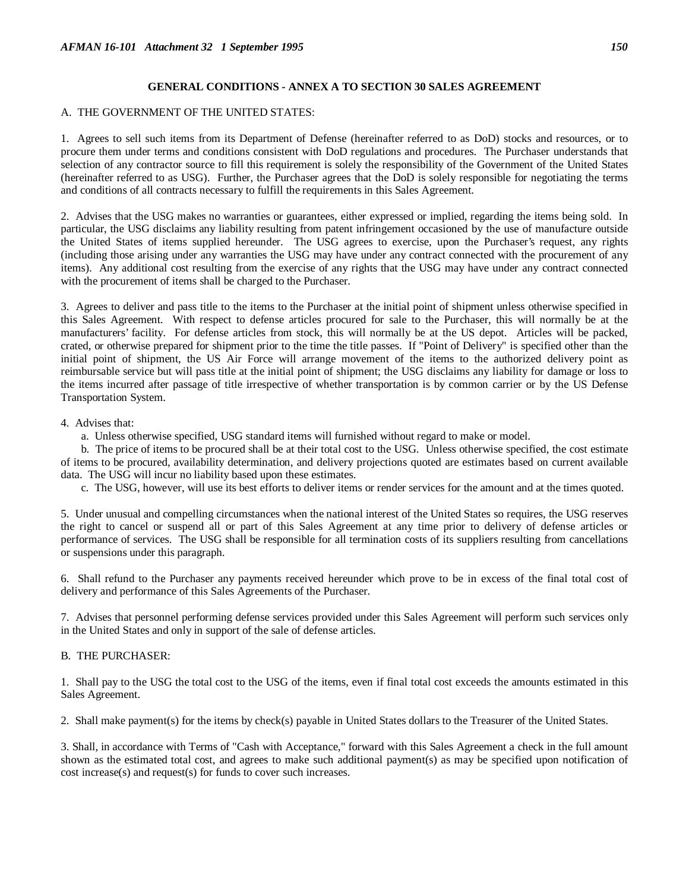## GENERAL CONDITIONS - ANNEX A TO SECTION 30 SALES AGREEMENT

A. THE GOVERNMENT OF THE UNITED STATES:

1. Agrees to sell such items from its Department of Defense (hereinafter referred to as DoD) stocks and resources, or to procure them under terms and conditions consistent with DoD regulations and procedures. The Purchaser understands that selection of any contractor source to fill this requirement is solely the responsibility of the Government of the United States (hereinafter referred to as USG). Further, the Purchaser agrees that the DoD is solely responsible for negotiating the terms and conditions of all contracts necessary to fulfill the requirements in this Sales Agreement.

2. Advises that the USG makes no warranties or guarantees, either expressed or implied, regarding the items being sold. In particular, the USG disclaims any liability resulting from patent infringement occasioned by the use of manufacture outside the United States of items supplied hereunder. The USG agrees to exercise, upon the Purchaser's request, any rights (including those arising under any warranties the USG may have under any contract connected with the procurement of any items). Any additional cost resulting from the exercise of any rights that the USG may have under any contract connected with the procurement of items shall be charged to the Purchaser.

3. Agrees to deliver and pass title to the items to the Purchaser at the initial point of shipment unless otherwise specified in this Sales Agreement. With respect to defense articles procured for sale to the Purchaser, this will normally be at the manufacturers' facility. For defense articles from stock, this will normally be at the US depot. Articles will be packed, crated, or otherwise prepared for shipment prior to the time the title passes. If "Point of Delivery" is specified other than the initial point of shipment, the US Air Force will arrange movement of the items to the authorized delivery point as reimbursable service but will pass title at the initial point of shipment; the USG disclaims any liability for damage or loss to the items incurred after passage of title irrespective of whether transportation is by common carrier or by the US Defense Transportation System.

4. Advises that:

a. Unless otherwise specified, USG standard items will furnished without regard to make or model.

b. The price of items to be procured shall be at their total cost to the USG. Unless otherwise specified, the cost estimate of items to be procured, availability determination, and delivery projections quoted are estimates based on current available data. The USG will incur no liability based upon these estimates.

c. The USG, however, will use its best efforts to deliver items or render services for the amount and at the times quoted.

5. Under unusual and compelling circumstances when the national interest of the United States so requires, the USG reserves the right to cancel or suspend all or part of this Sales Agreement at any time prior to delivery of defense articles or performance of services. The USG shall be responsible for all termination costs of its suppliers resulting from cancellations or suspensions under this paragraph.

6. Shall refund to the Purchaser any payments received hereunder which prove to be in excess of the final total cost of delivery and performance of this Sales Agreements of the Purchaser.

7. Advises that personnel performing defense services provided under this Sales Agreement will perform such services only in the United States and only in support of the sale of defense articles.

B. THE PURCHASER:

1. Shall pay to the USG the total cost to the USG of the items, even if final total cost exceeds the amounts estimated in this Sales Agreement.

2. Shall make payment(s) for the items by check(s) payable in United States dollars to the Treasurer of the United States.

3. Shall, in accordance with Terms of "Cash with Acceptance," forward with this Sales Agreement a check in the full amount shown as the estimated total cost, and agrees to make such additional payment(s) as may be specified upon notification of cost increase(s) and request(s) for funds to cover such increases.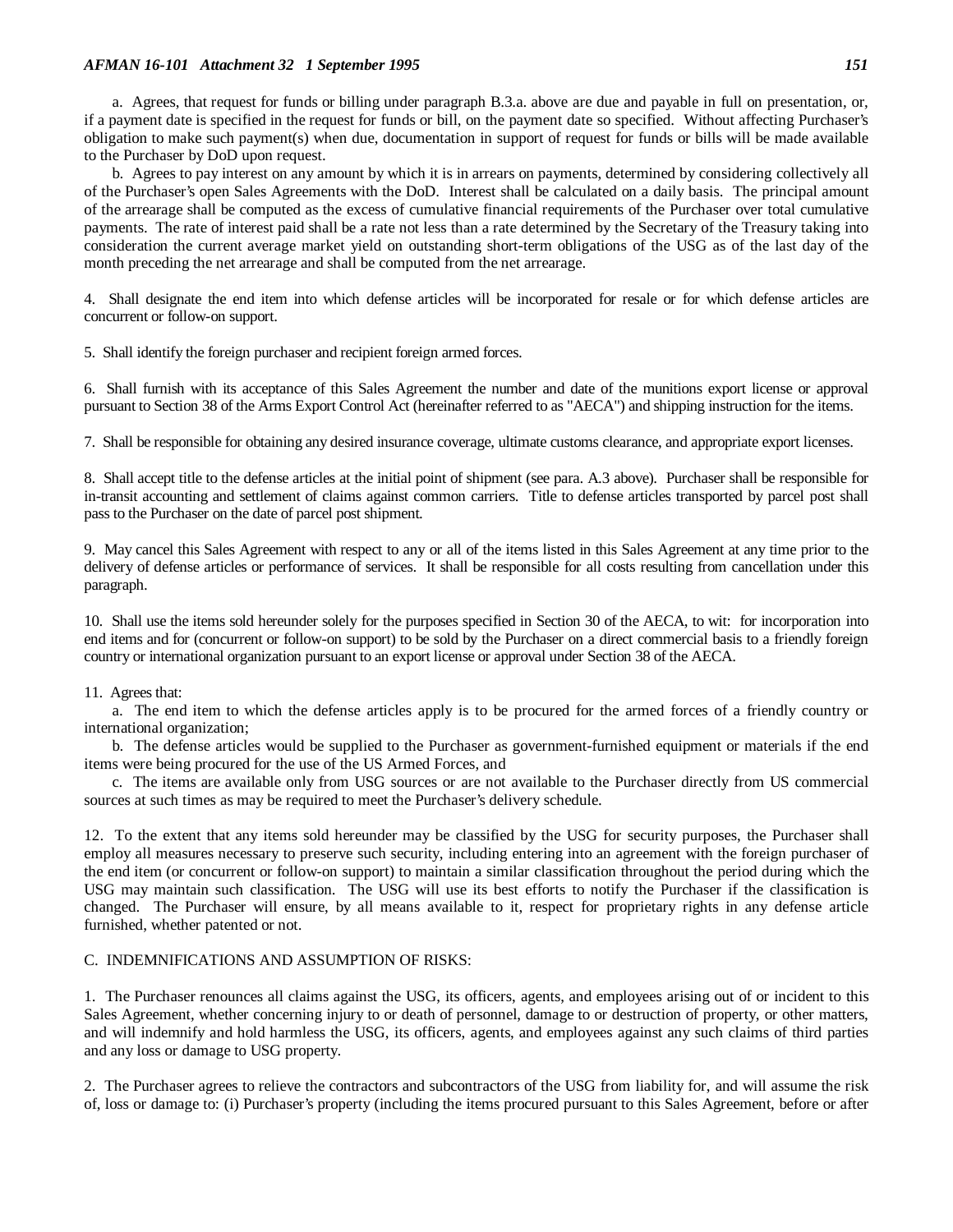a. Agrees, that request for funds or billing under paragraph B.3.a. above are due and payable in full on presentation, or, if a payment date is specified in the request for funds or bill, on the payment date so specified. Without affecting Purchaser's obligation to make such payment(s) when due, documentation in support of request for funds or bills will be made available to the Purchaser by DoD upon request.

b. Agrees to pay interest on any amount by which it is in arrears on payments, determined by considering collectively all of the Purchaser's open Sales Agreements with the DoD. Interest shall be calculated on a daily basis. The principal amount of the arrearage shall be computed as the excess of cumulative financial requirements of the Purchaser over total cumulative payments. The rate of interest paid shall be a rate not less than a rate determined by the Secretary of the Treasury taking into consideration the current average market yield on outstanding short-term obligations of the USG as of the last day of the month preceding the net arrearage and shall be computed from the net arrearage.

4. Shall designate the end item into which defense articles will be incorporated for resale or for which defense articles are concurrent or follow-on support.

5. Shall identify the foreign purchaser and recipient foreign armed forces.

6. Shall furnish with its acceptance of this Sales Agreement the number and date of the munitions export license or approval pursuant to Section 38 of the Arms Export Control Act (hereinafter referred to as "AECA") and shipping instruction for the items.

7. Shall be responsible for obtaining any desired insurance coverage, ultimate customs clearance, and appropriate export licenses.

8. Shall accept title to the defense articles at the initial point of shipment (see para. A.3 above). Purchaser shall be responsible for in-transit accounting and settlement of claims against common carriers. Title to defense articles transported by parcel post shall pass to the Purchaser on the date of parcel post shipment.

9. May cancel this Sales Agreement with respect to any or all of the items listed in this Sales Agreement at any time prior to the delivery of defense articles or performance of services. It shall be responsible for all costs resulting from cancellation under this paragraph.

10. Shall use the items sold hereunder solely for the purposes specified in Section 30 of the AECA, to wit: for incorporation into end items and for (concurrent or follow-on support) to be sold by the Purchaser on a direct commercial basis to a friendly foreign country or international organization pursuant to an export license or approval under Section 38 of the AECA.

11. Agrees that:

a. The end item to which the defense articles apply is to be procured for the armed forces of a friendly country or international organization;

b. The defense articles would be supplied to the Purchaser as government-furnished equipment or materials if the end items were being procured for the use of the US Armed Forces, and

c. The items are available only from USG sources or are not available to the Purchaser directly from US commercial sources at such times as may be required to meet the Purchaser's delivery schedule.

12. To the extent that any items sold hereunder may be classified by the USG for security purposes, the Purchaser shall employ all measures necessary to preserve such security, including entering into an agreement with the foreign purchaser of the end item (or concurrent or follow-on support) to maintain a similar classification throughout the period during which the USG may maintain such classification. The USG will use its best efforts to notify the Purchaser if the classification is changed. The Purchaser will ensure, by all means available to it, respect for proprietary rights in any defense article furnished, whether patented or not.

C. INDEMNIFICATIONS AND ASSUMPTION OF RISKS:

1. The Purchaser renounces all claims against the USG, its officers, agents, and employees arising out of or incident to this Sales Agreement, whether concerning injury to or death of personnel, damage to or destruction of property, or other matters, and will indemnify and hold harmless the USG, its officers, agents, and employees against any such claims of third parties and any loss or damage to USG property.

2. The Purchaser agrees to relieve the contractors and subcontractors of the USG from liability for, and will assume the risk of, loss or damage to: (i) Purchaser's property (including the items procured pursuant to this Sales Agreement, before or after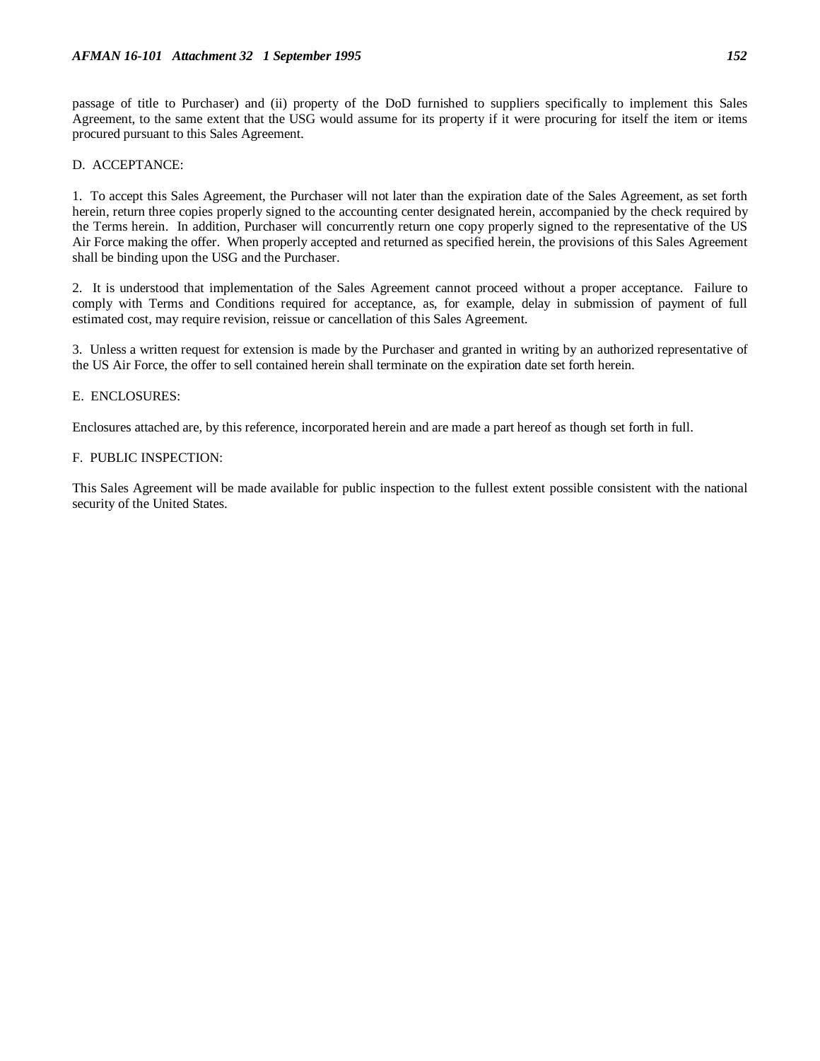passage of title to Purchaser) and (ii) property of the DoD furnished to suppliers specifically to implement this Sales Agreement, to the same extent that the USG would assume for its property if it were procuring for itself the item or items procured pursuant to this Sales Agreement.

D. ACCEPTANCE:

1. To accept this Sales Agreement, the Purchaser will not later than the expiration date of the Sales Agreement, as set forth herein, return three copies properly signed to the accounting center designated herein, accompanied by the check required by the Terms herein. In addition, Purchaser will concurrently return one copy properly signed to the representative of the US Air Force making the offer. When properly accepted and returned as specified herein, the provisions of this Sales Agreement shall be binding upon the USG and the Purchaser.

2. It is understood that implementation of the Sales Agreement cannot proceed without a proper acceptance. Failure to comply with Terms and Conditions required for acceptance, as, for example, delay in submission of payment of full estimated cost, may require revision, reissue or cancellation of this Sales Agreement.

3. Unless a written request for extension is made by the Purchaser and granted in writing by an authorized representative of the US Air Force, the offer to sell contained herein shall terminate on the expiration date set forth herein.

E. ENCLOSURES:

Enclosures attached are, by this reference, incorporated herein and are made a part hereof as though set forth in full.

F. PUBLIC INSPECTION:

This Sales Agreement will be made available for public inspection to the fullest extent possible consistent with the national security of the United States.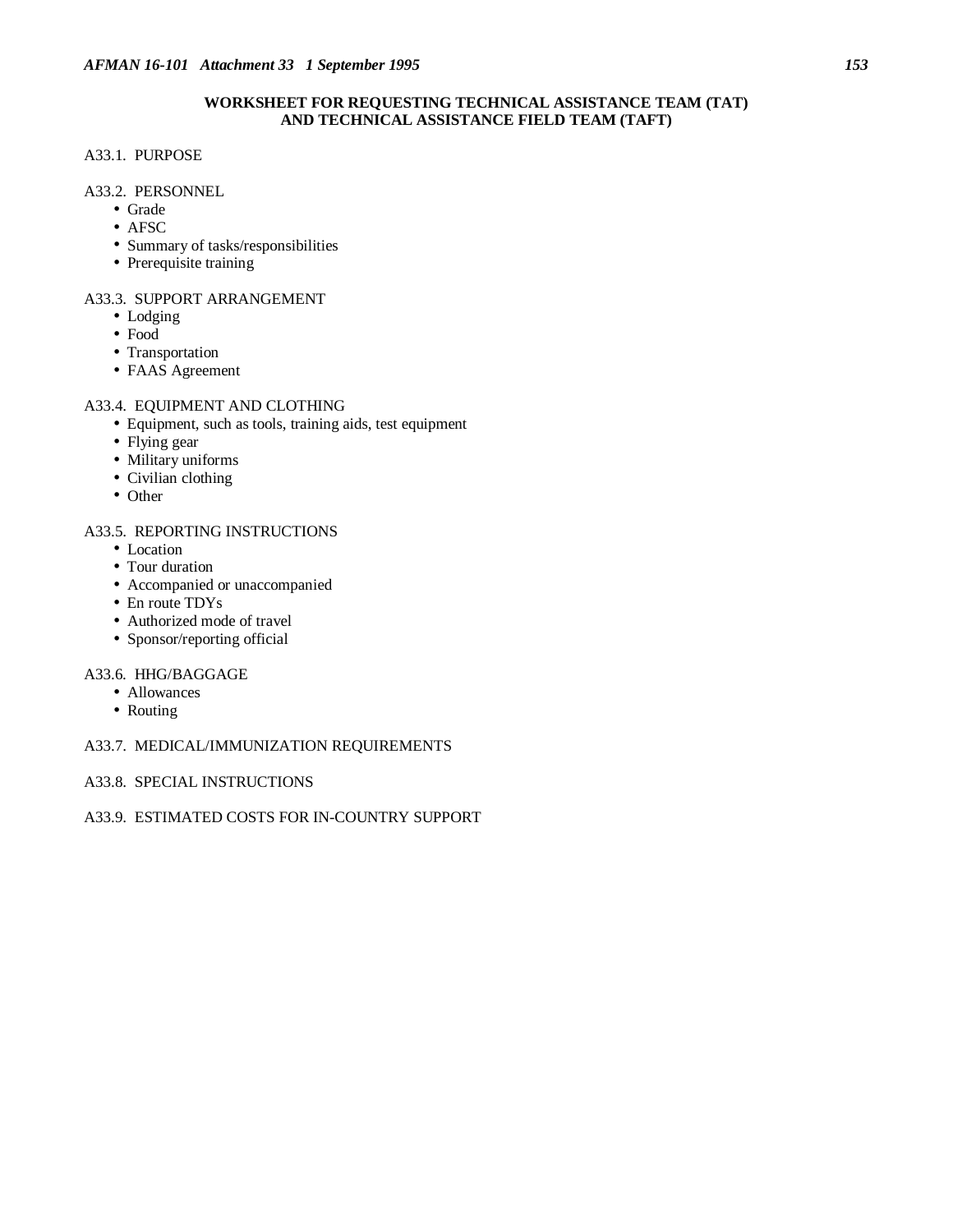## WORKSHEET FOR REQUESTING TECHNICAL ASSISTANCE TEAM (TAT) AND TECHNICAL ASSISTANCE FIELD TEAM (TAFT)

A33.1. PURPOSE

A33.2. PERSONNEL

- Grade
- AFSC
- Summary of tasks/responsibilities
- Prerequisite training

A33.3. SUPPORT ARRANGEMENT

- Lodging
- Food
- Transportation
- FAAS Agreement

A33.4. EQUIPMENT AND CLOTHING

- Equipment, such as tools, training aids, test equipment
- Flying gear
- Military uniforms
- Civilian clothing
- Other

A33.5. REPORTING INSTRUCTIONS

- Location
- Tour duration
- Accompanied or unaccompanied
- En route TDYs
- Authorized mode of travel
- Sponsor/reporting official

A33.6. HHG/BAGGAGE

- Allowances
- Routing

A33.7. MEDICAL/IMMUNIZATION REQUIREMENTS

A33.8. SPECIAL INSTRUCTIONS

A33.9. ESTIMATED COSTS FOR IN-COUNTRY SUPPORT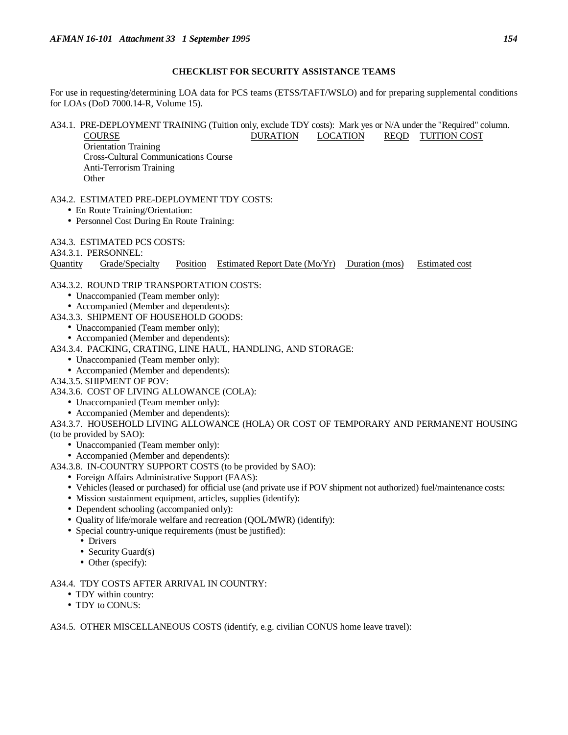## CHECKLIST FOR SECURITY ASSISTANCE TEAMS

For use in requesting/determining LOA data for PCS teams (ETSS/TAFT/WSLO) and for preparing supplemental conditions for LOAs (DoD 7000.14-R, Volume 15).

A34.1. PRE-DEPLOYMENT TRAINING (Tuition only, exclude TDY costs): Mark yes or N/A under the "Required" column.

| COURSE | DURATION | LOCATION | REQD | TUITION COST |
|---|---|---|---|---|
| Orientation Training | | | | |
| Cross-Cultural Communications Course | | | | |
| Anti-Terrorism Training | | | | |
| Other | | | | |

A34.2. ESTIMATED PRE-DEPLOYMENT TDY COSTS:

- En Route Training/Orientation:
- Personnel Cost During En Route Training:

A34.3. ESTIMATED PCS COSTS:

A34.3.1. PERSONNEL:

| Quantity | Grade/Specialty | Position | Estimated Report Date (Mo/Yr) | Duration (mos) | Estimated cost |
|---|---|---|---|---|---|

A34.3.2. ROUND TRIP TRANSPORTATION COSTS:

- Unaccompanied (Team member only):
- Accompanied (Member and dependents):

A34.3.3. SHIPMENT OF HOUSEHOLD GOODS:

- Unaccompanied (Team member only);
- Accompanied (Member and dependents):

A34.3.4. PACKING, CRATING, LINE HAUL, HANDLING, AND STORAGE:

- Unaccompanied (Team member only):
- Accompanied (Member and dependents):

A34.3.5. SHIPMENT OF POV:

A34.3.6. COST OF LIVING ALLOWANCE (COLA):

- Unaccompanied (Team member only):
- Accompanied (Member and dependents):

A34.3.7. HOUSEHOLD LIVING ALLOWANCE (HOLA) OR COST OF TEMPORARY AND PERMANENT HOUSING (to be provided by SAO):

- Unaccompanied (Team member only):
- Accompanied (Member and dependents):

A34.3.8. IN-COUNTRY SUPPORT COSTS (to be provided by SAO):

- Foreign Affairs Administrative Support (FAAS):
- Vehicles (leased or purchased) for official use (and private use if POV shipment not authorized) fuel/maintenance costs:
- Mission sustainment equipment, articles, supplies (identify):
- Dependent schooling (accompanied only):
- Quality of life/morale welfare and recreation (QOL/MWR) (identify):
- Special country-unique requirements (must be justified):
  - Drivers
  - Security Guard(s)
  - Other (specify):

A34.4. TDY COSTS AFTER ARRIVAL IN COUNTRY:

- TDY within country:
- TDY to CONUS:

A34.5. OTHER MISCELLANEOUS COSTS (identify, e.g. civilian CONUS home leave travel):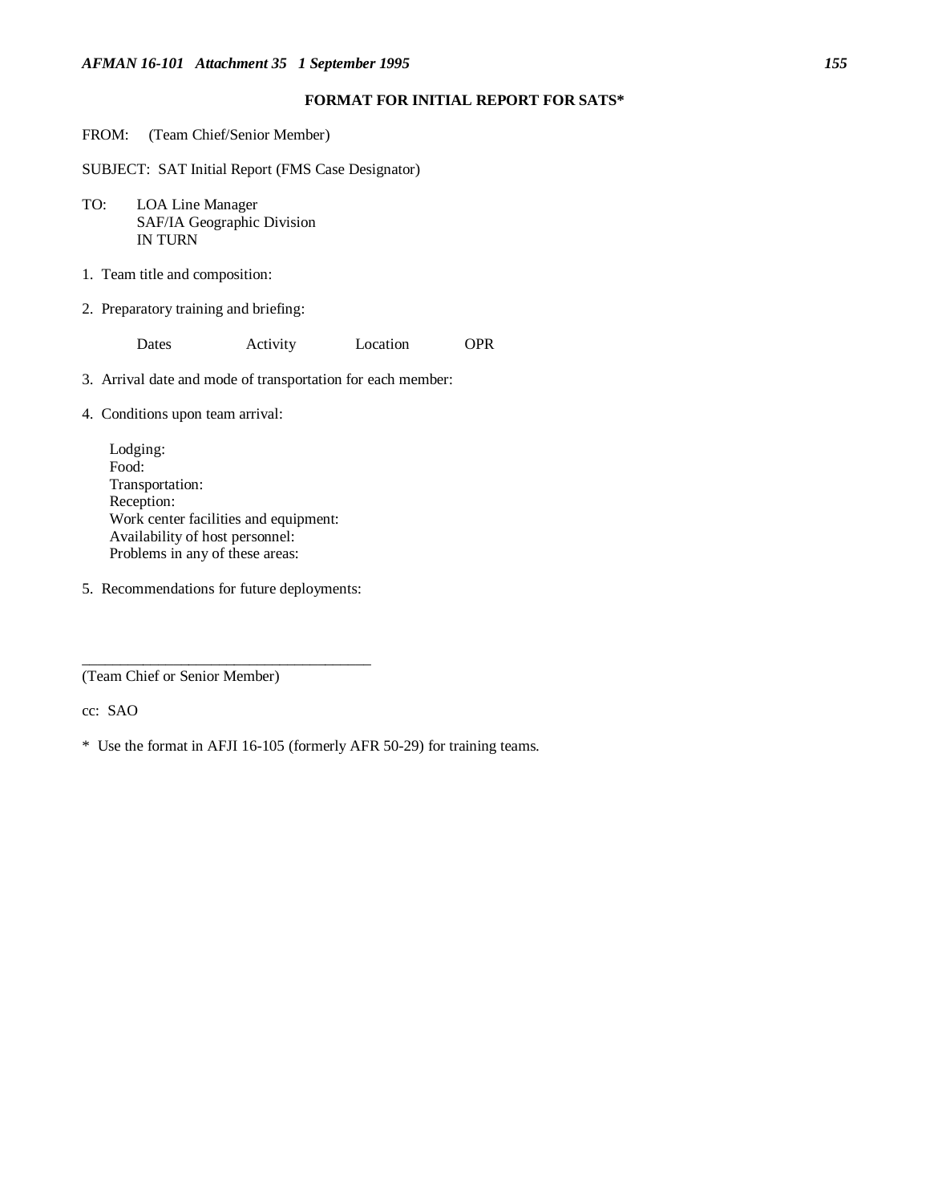## FORMAT FOR INITIAL REPORT FOR SATS*

FROM: (Team Chief/Senior Member)

SUBJECT: SAT Initial Report (FMS Case Designator)

TO: LOA Line Manager
SAF/IA Geographic Division
IN TURN

1. Team title and composition:

2. Preparatory training and briefing:

| Dates | Activity | Location | OPR |
|---|---|---|---|

3. Arrival date and mode of transportation for each member:

4. Conditions upon team arrival:

   Lodging:
   Food:
   Transportation:
   Reception:
   Work center facilities and equipment:
   Availability of host personnel:
   Problems in any of these areas:

5. Recommendations for future deployments:

_____________________________________
(Team Chief or Senior Member)

cc: SAO

* Use the format in AFJI 16-105 (formerly AFR 50-29) for training teams.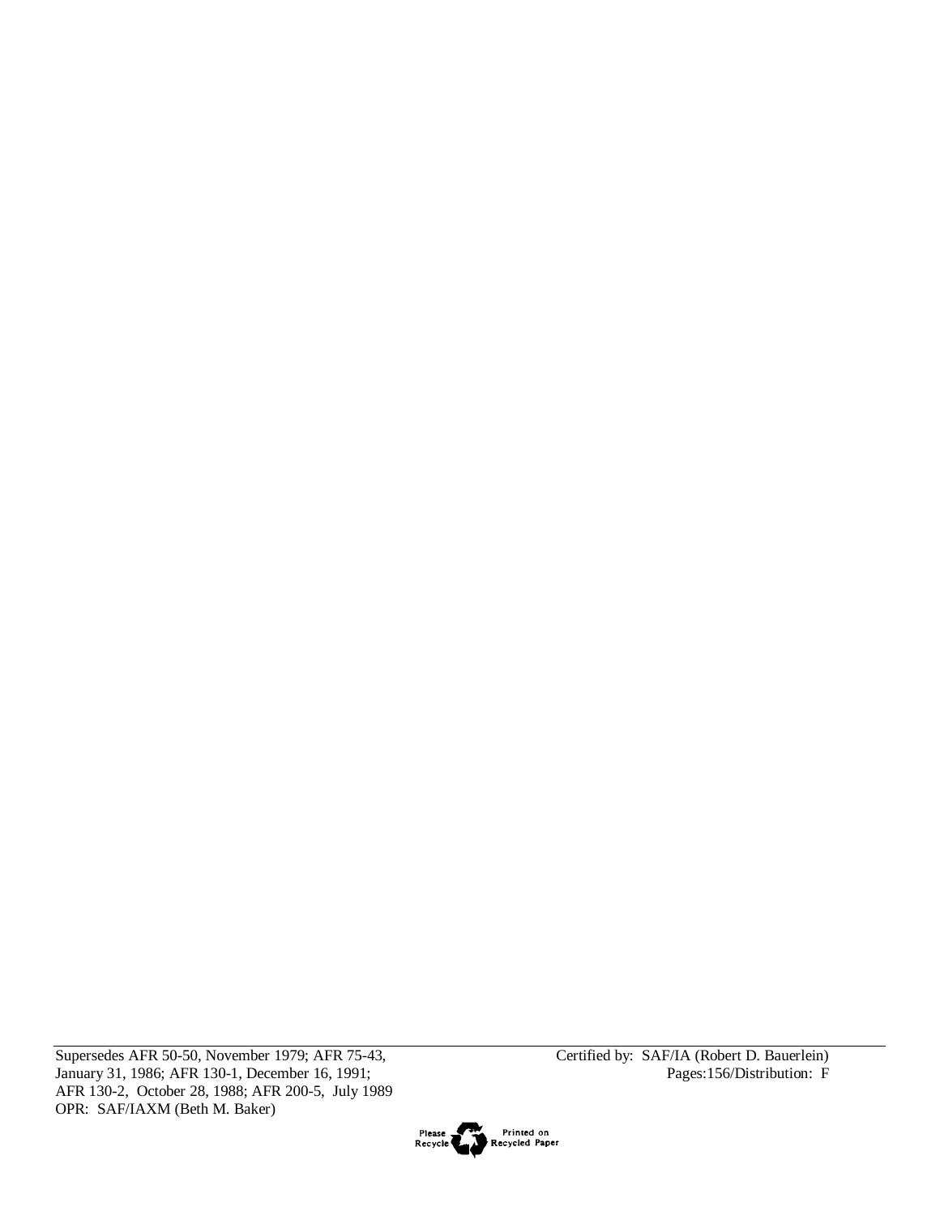Supersedes AFR 50-50, November 1979; AFR 75-43, January 31, 1986; AFR 130-1, December 16, 1991; AFR 130-2, October 28, 1988; AFR 200-5, July 1989
OPR: SAF/IAXM (Beth M. Baker)

Certified by: SAF/IA (Robert D. Bauerlein)
Pages:156/Distribution: F

Please Recycle Printed on Recycled Paper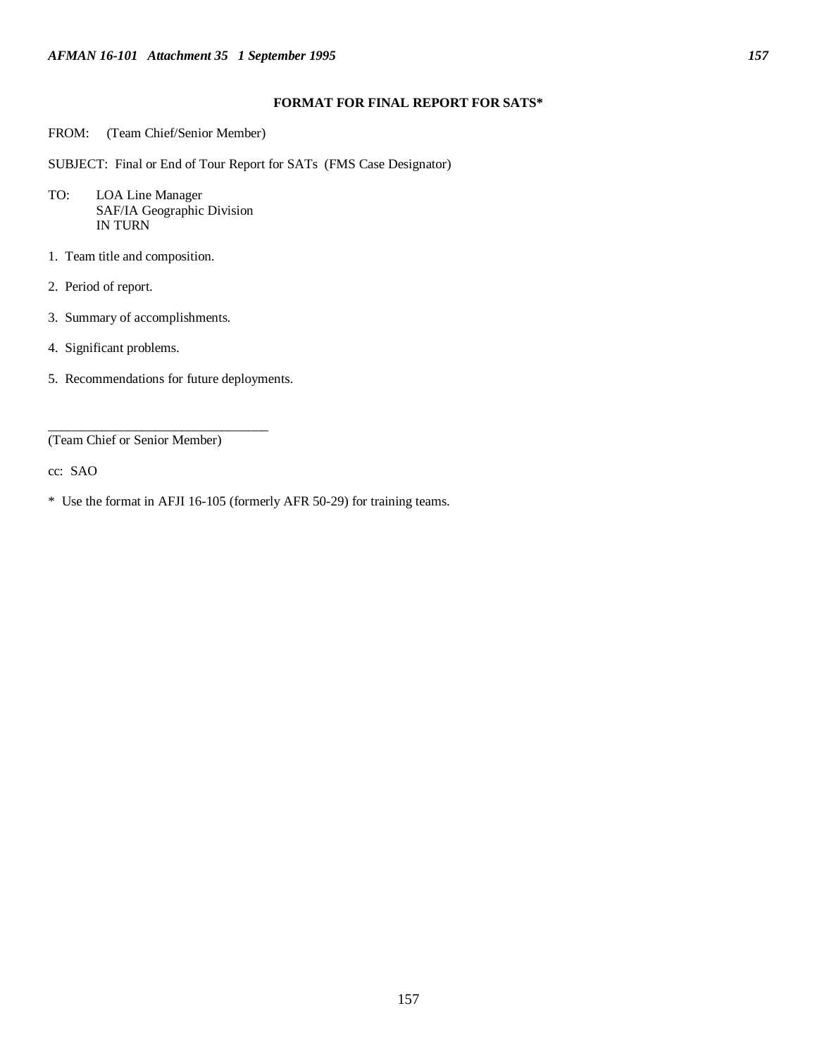## FORMAT FOR FINAL REPORT FOR SATS*

FROM: (Team Chief/Senior Member)

SUBJECT: Final or End of Tour Report for SATs (FMS Case Designator)

TO: LOA Line Manager
SAF/IA Geographic Division
IN TURN

1. Team title and composition.

2. Period of report.

3. Summary of accomplishments.

4. Significant problems.

5. Recommendations for future deployments.

_________________________________
(Team Chief or Senior Member)

cc: SAO

* Use the format in AFJI 16-105 (formerly AFR 50-29) for training teams.